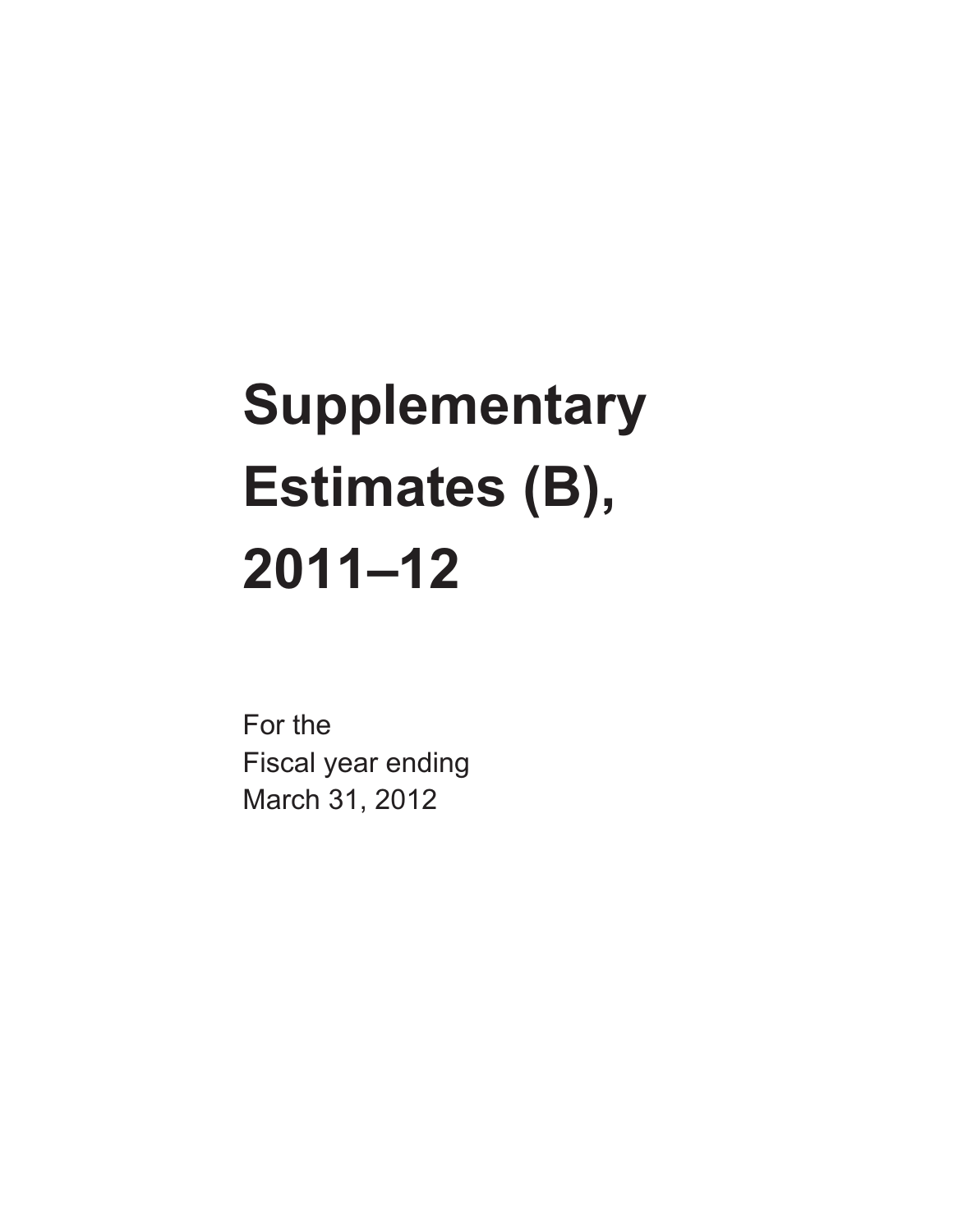# Supplementary Estimates (B), 2011–12

For the
Fiscal year ending
March 31, 2012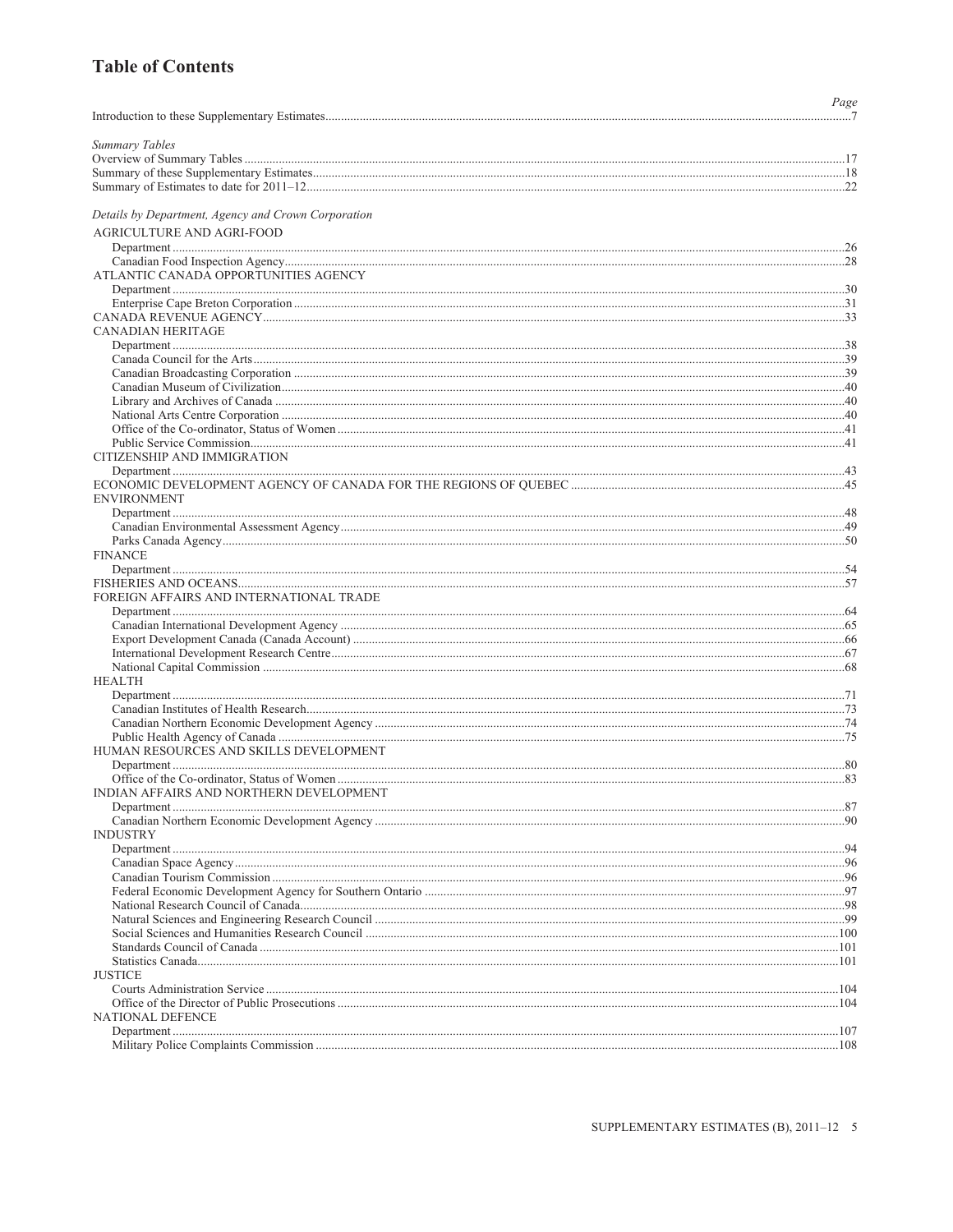# Table of Contents

| | Page |
|---|---|
| Introduction to these Supplementary Estimates | 7 |
| *Summary Tables* | |
| Overview of Summary Tables | 17 |
| Summary of these Supplementary Estimates | 18 |
| Summary of Estimates to date for 2011–12 | 22 |
| *Details by Department, Agency and Crown Corporation* | |
| AGRICULTURE AND AGRI-FOOD | |
| Department | 26 |
| Canadian Food Inspection Agency | 28 |
| ATLANTIC CANADA OPPORTUNITIES AGENCY | |
| Department | 30 |
| Enterprise Cape Breton Corporation | 31 |
| CANADA REVENUE AGENCY | 33 |
| CANADIAN HERITAGE | |
| Department | 38 |
| Canada Council for the Arts | 39 |
| Canadian Broadcasting Corporation | 39 |
| Canadian Museum of Civilization | 40 |
| Library and Archives of Canada | 40 |
| National Arts Centre Corporation | 40 |
| Office of the Co-ordinator, Status of Women | 41 |
| Public Service Commission | 41 |
| CITIZENSHIP AND IMMIGRATION | |
| Department | 43 |
| ECONOMIC DEVELOPMENT AGENCY OF CANADA FOR THE REGIONS OF QUEBEC | 45 |
| ENVIRONMENT | |
| Department | 48 |
| Canadian Environmental Assessment Agency | 49 |
| Parks Canada Agency | 50 |
| FINANCE | |
| Department | 54 |
| FISHERIES AND OCEANS | 57 |
| FOREIGN AFFAIRS AND INTERNATIONAL TRADE | |
| Department | 64 |
| Canadian International Development Agency | 65 |
| Export Development Canada (Canada Account) | 66 |
| International Development Research Centre | 67 |
| National Capital Commission | 68 |
| HEALTH | |
| Department | 71 |
| Canadian Institutes of Health Research | 73 |
| Canadian Northern Economic Development Agency | 74 |
| Public Health Agency of Canada | 75 |
| HUMAN RESOURCES AND SKILLS DEVELOPMENT | |
| Department | 80 |
| Office of the Co-ordinator, Status of Women | 83 |
| INDIAN AFFAIRS AND NORTHERN DEVELOPMENT | |
| Department | 87 |
| Canadian Northern Economic Development Agency | 90 |
| INDUSTRY | |
| Department | 94 |
| Canadian Space Agency | 96 |
| Canadian Tourism Commission | 96 |
| Federal Economic Development Agency for Southern Ontario | 97 |
| National Research Council of Canada | 98 |
| Natural Sciences and Engineering Research Council | 99 |
| Social Sciences and Humanities Research Council | 100 |
| Standards Council of Canada | 101 |
| Statistics Canada | 101 |
| JUSTICE | |
| Courts Administration Service | 104 |
| Office of the Director of Public Prosecutions | 104 |
| NATIONAL DEFENCE | |
| Department | 107 |
| Military Police Complaints Commission | 108 |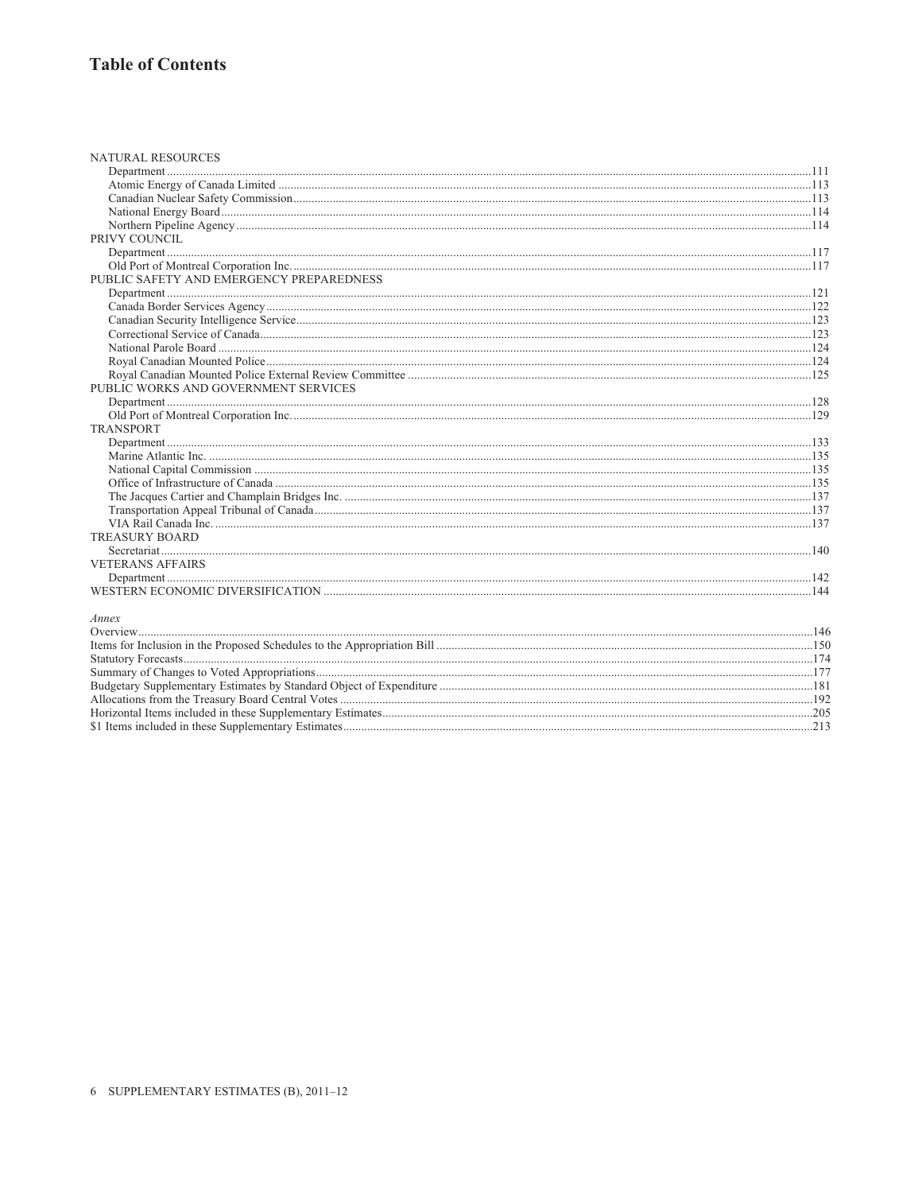# Table of Contents

NATURAL RESOURCES
- Department ........ 111
- Atomic Energy of Canada Limited ........ 113
- Canadian Nuclear Safety Commission ........ 113
- National Energy Board ........ 114
- Northern Pipeline Agency ........ 114

PRIVY COUNCIL
- Department ........ 117
- Old Port of Montreal Corporation Inc. ........ 117

PUBLIC SAFETY AND EMERGENCY PREPAREDNESS
- Department ........ 121
- Canada Border Services Agency ........ 122
- Canadian Security Intelligence Service ........ 123
- Correctional Service of Canada ........ 123
- National Parole Board ........ 124
- Royal Canadian Mounted Police ........ 124
- Royal Canadian Mounted Police External Review Committee ........ 125

PUBLIC WORKS AND GOVERNMENT SERVICES
- Department ........ 128
- Old Port of Montreal Corporation Inc. ........ 129

TRANSPORT
- Department ........ 133
- Marine Atlantic Inc. ........ 135
- National Capital Commission ........ 135
- Office of Infrastructure of Canada ........ 135
- The Jacques Cartier and Champlain Bridges Inc. ........ 137
- Transportation Appeal Tribunal of Canada ........ 137
- VIA Rail Canada Inc. ........ 137

TREASURY BOARD
- Secretariat ........ 140

VETERANS AFFAIRS
- Department ........ 142

WESTERN ECONOMIC DIVERSIFICATION ........ 144

*Annex*

- Overview ........ 146
- Items for Inclusion in the Proposed Schedules to the Appropriation Bill ........ 150
- Statutory Forecasts ........ 174
- Summary of Changes to Voted Appropriations ........ 177
- Budgetary Supplementary Estimates by Standard Object of Expenditure ........ 181
- Allocations from the Treasury Board Central Votes ........ 192
- Horizontal Items included in these Supplementary Estimates ........ 205
- $1 Items included in these Supplementary Estimates ........ 213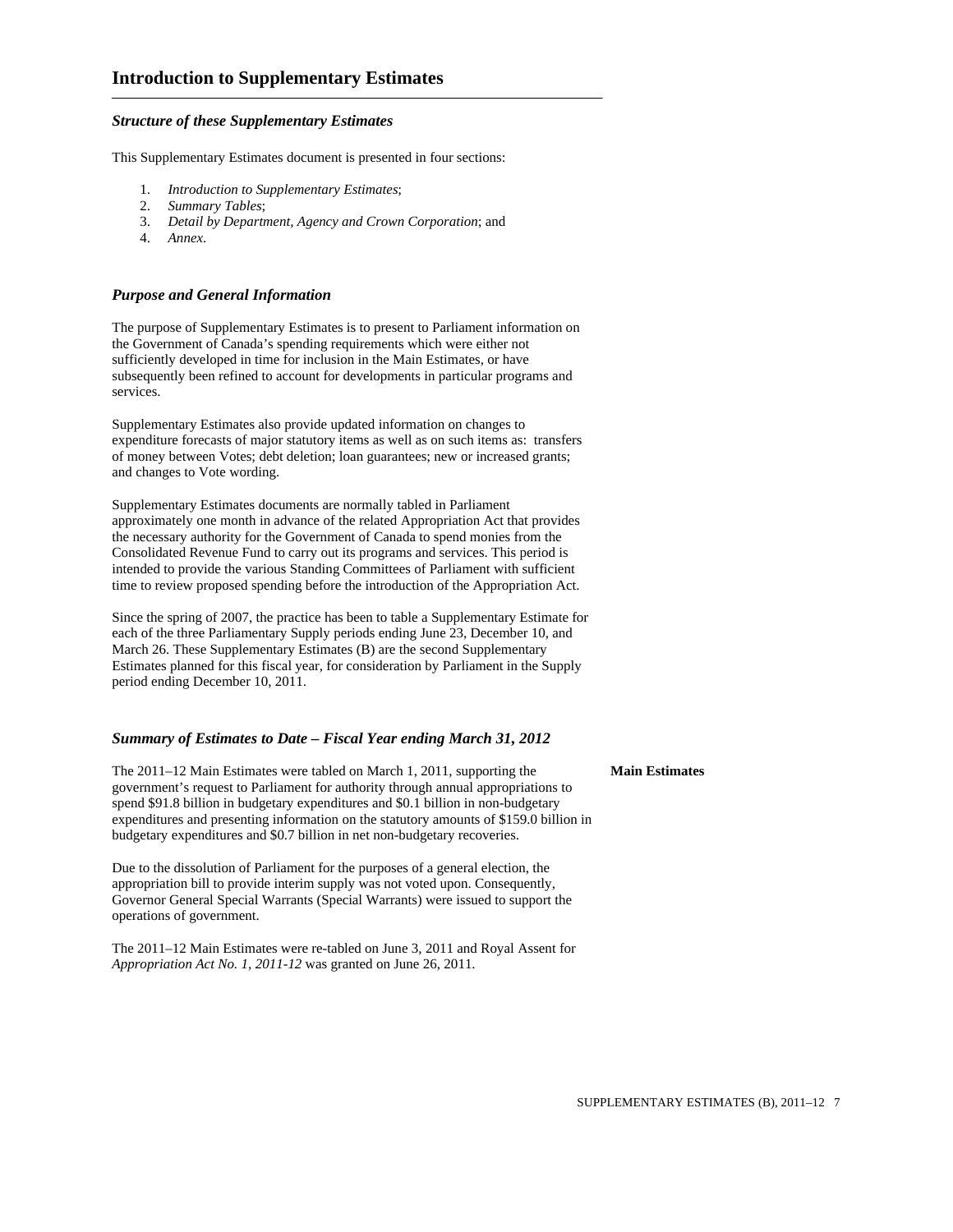# Introduction to Supplementary Estimates

### *Structure of these Supplementary Estimates*

This Supplementary Estimates document is presented in four sections:

1. *Introduction to Supplementary Estimates*;
2. *Summary Tables*;
3. *Detail by Department, Agency and Crown Corporation*; and
4. *Annex*.

### *Purpose and General Information*

The purpose of Supplementary Estimates is to present to Parliament information on the Government of Canada's spending requirements which were either not sufficiently developed in time for inclusion in the Main Estimates, or have subsequently been refined to account for developments in particular programs and services.

Supplementary Estimates also provide updated information on changes to expenditure forecasts of major statutory items as well as on such items as: transfers of money between Votes; debt deletion; loan guarantees; new or increased grants; and changes to Vote wording.

Supplementary Estimates documents are normally tabled in Parliament approximately one month in advance of the related Appropriation Act that provides the necessary authority for the Government of Canada to spend monies from the Consolidated Revenue Fund to carry out its programs and services. This period is intended to provide the various Standing Committees of Parliament with sufficient time to review proposed spending before the introduction of the Appropriation Act.

Since the spring of 2007, the practice has been to table a Supplementary Estimate for each of the three Parliamentary Supply periods ending June 23, December 10, and March 26. These Supplementary Estimates (B) are the second Supplementary Estimates planned for this fiscal year, for consideration by Parliament in the Supply period ending December 10, 2011.

### *Summary of Estimates to Date – Fiscal Year ending March 31, 2012*

**Main Estimates**

The 2011–12 Main Estimates were tabled on March 1, 2011, supporting the government's request to Parliament for authority through annual appropriations to spend $91.8 billion in budgetary expenditures and $0.1 billion in non-budgetary expenditures and presenting information on the statutory amounts of $159.0 billion in budgetary expenditures and $0.7 billion in net non-budgetary recoveries.

Due to the dissolution of Parliament for the purposes of a general election, the appropriation bill to provide interim supply was not voted upon. Consequently, Governor General Special Warrants (Special Warrants) were issued to support the operations of government.

The 2011–12 Main Estimates were re-tabled on June 3, 2011 and Royal Assent for *Appropriation Act No. 1, 2011-12* was granted on June 26, 2011.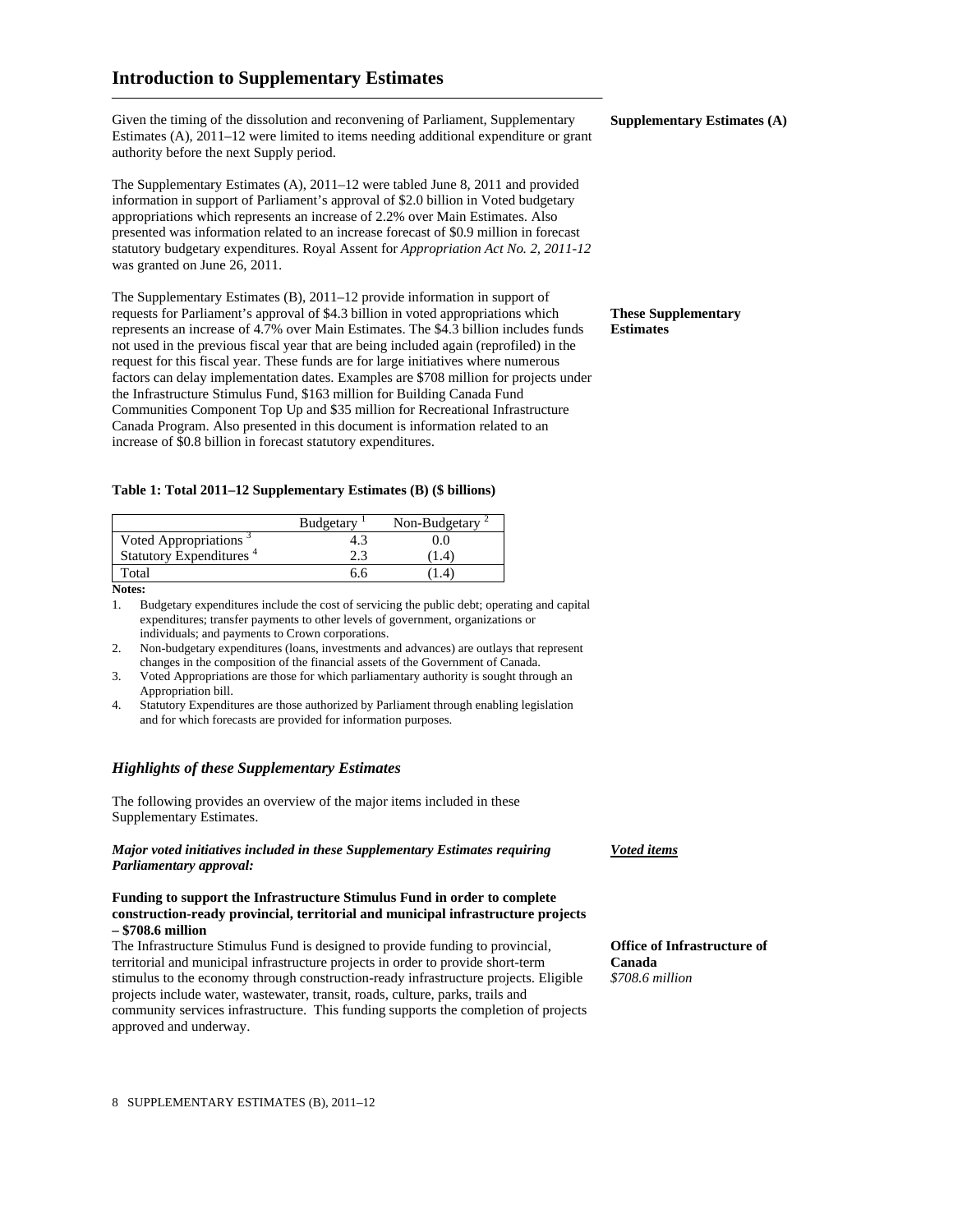# Introduction to Supplementary Estimates

**Supplementary Estimates (A)**

Given the timing of the dissolution and reconvening of Parliament, Supplementary Estimates (A), 2011–12 were limited to items needing additional expenditure or grant authority before the next Supply period.

The Supplementary Estimates (A), 2011–12 were tabled June 8, 2011 and provided information in support of Parliament's approval of $2.0 billion in Voted budgetary appropriations which represents an increase of 2.2% over Main Estimates. Also presented was information related to an increase forecast of $0.9 million in forecast statutory budgetary expenditures. Royal Assent for *Appropriation Act No. 2, 2011-12* was granted on June 26, 2011.

**These Supplementary Estimates**

The Supplementary Estimates (B), 2011–12 provide information in support of requests for Parliament's approval of $4.3 billion in voted appropriations which represents an increase of 4.7% over Main Estimates. The $4.3 billion includes funds not used in the previous fiscal year that are being included again (reprofiled) in the request for this fiscal year. These funds are for large initiatives where numerous factors can delay implementation dates. Examples are $708 million for projects under the Infrastructure Stimulus Fund, $163 million for Building Canada Fund Communities Component Top Up and $35 million for Recreational Infrastructure Canada Program. Also presented in this document is information related to an increase of $0.8 billion in forecast statutory expenditures.

**Table 1: Total 2011–12 Supplementary Estimates (B) ($ billions)**

| | Budgetary [1] | Non-Budgetary [2] |
|---|---|---|
| Voted Appropriations [3] | 4.3 | 0.0 |
| Statutory Expenditures [4] | 2.3 | (1.4) |
| Total | 6.6 | (1.4) |

**Notes:**

1. Budgetary expenditures include the cost of servicing the public debt; operating and capital expenditures; transfer payments to other levels of government, organizations or individuals; and payments to Crown corporations.
2. Non-budgetary expenditures (loans, investments and advances) are outlays that represent changes in the composition of the financial assets of the Government of Canada.
3. Voted Appropriations are those for which parliamentary authority is sought through an Appropriation bill.
4. Statutory Expenditures are those authorized by Parliament through enabling legislation and for which forecasts are provided for information purposes.

## *Highlights of these Supplementary Estimates*

The following provides an overview of the major items included in these Supplementary Estimates.

***Voted items***

***Major voted initiatives included in these Supplementary Estimates requiring Parliamentary approval:***

**Funding to support the Infrastructure Stimulus Fund in order to complete construction-ready provincial, territorial and municipal infrastructure projects – $708.6 million**

**Office of Infrastructure of Canada**
*$708.6 million*

The Infrastructure Stimulus Fund is designed to provide funding to provincial, territorial and municipal infrastructure projects in order to provide short-term stimulus to the economy through construction-ready infrastructure projects. Eligible projects include water, wastewater, transit, roads, culture, parks, trails and community services infrastructure. This funding supports the completion of projects approved and underway.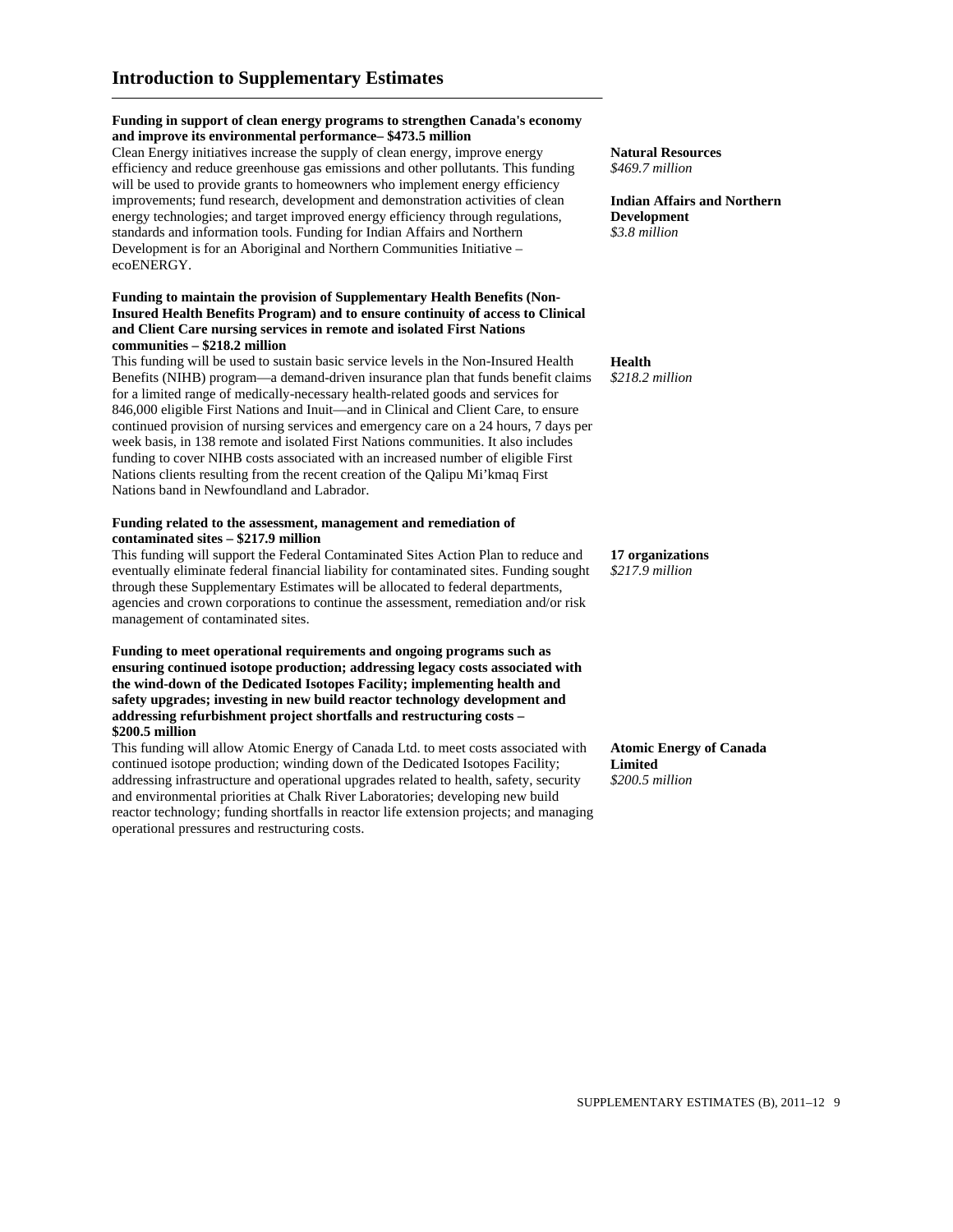## Introduction to Supplementary Estimates

**Funding in support of clean energy programs to strengthen Canada's economy and improve its environmental performance– $473.5 million**

Clean Energy initiatives increase the supply of clean energy, improve energy efficiency and reduce greenhouse gas emissions and other pollutants. This funding will be used to provide grants to homeowners who implement energy efficiency improvements; fund research, development and demonstration activities of clean energy technologies; and target improved energy efficiency through regulations, standards and information tools. Funding for Indian Affairs and Northern Development is for an Aboriginal and Northern Communities Initiative – ecoENERGY.

**Natural Resources**
*$469.7 million*

**Indian Affairs and Northern Development**
*$3.8 million*

**Funding to maintain the provision of Supplementary Health Benefits (Non-Insured Health Benefits Program) and to ensure continuity of access to Clinical and Client Care nursing services in remote and isolated First Nations communities – $218.2 million**

This funding will be used to sustain basic service levels in the Non-Insured Health Benefits (NIHB) program—a demand-driven insurance plan that funds benefit claims for a limited range of medically-necessary health-related goods and services for 846,000 eligible First Nations and Inuit—and in Clinical and Client Care, to ensure continued provision of nursing services and emergency care on a 24 hours, 7 days per week basis, in 138 remote and isolated First Nations communities. It also includes funding to cover NIHB costs associated with an increased number of eligible First Nations clients resulting from the recent creation of the Qalipu Mi'kmaq First Nations band in Newfoundland and Labrador.

**Health**
*$218.2 million*

**Funding related to the assessment, management and remediation of contaminated sites – $217.9 million**

This funding will support the Federal Contaminated Sites Action Plan to reduce and eventually eliminate federal financial liability for contaminated sites. Funding sought through these Supplementary Estimates will be allocated to federal departments, agencies and crown corporations to continue the assessment, remediation and/or risk management of contaminated sites.

**17 organizations**
*$217.9 million*

**Funding to meet operational requirements and ongoing programs such as ensuring continued isotope production; addressing legacy costs associated with the wind-down of the Dedicated Isotopes Facility; implementing health and safety upgrades; investing in new build reactor technology development and addressing refurbishment project shortfalls and restructuring costs – $200.5 million**

This funding will allow Atomic Energy of Canada Ltd. to meet costs associated with continued isotope production; winding down of the Dedicated Isotopes Facility; addressing infrastructure and operational upgrades related to health, safety, security and environmental priorities at Chalk River Laboratories; developing new build reactor technology; funding shortfalls in reactor life extension projects; and managing operational pressures and restructuring costs.

**Atomic Energy of Canada Limited**
*$200.5 million*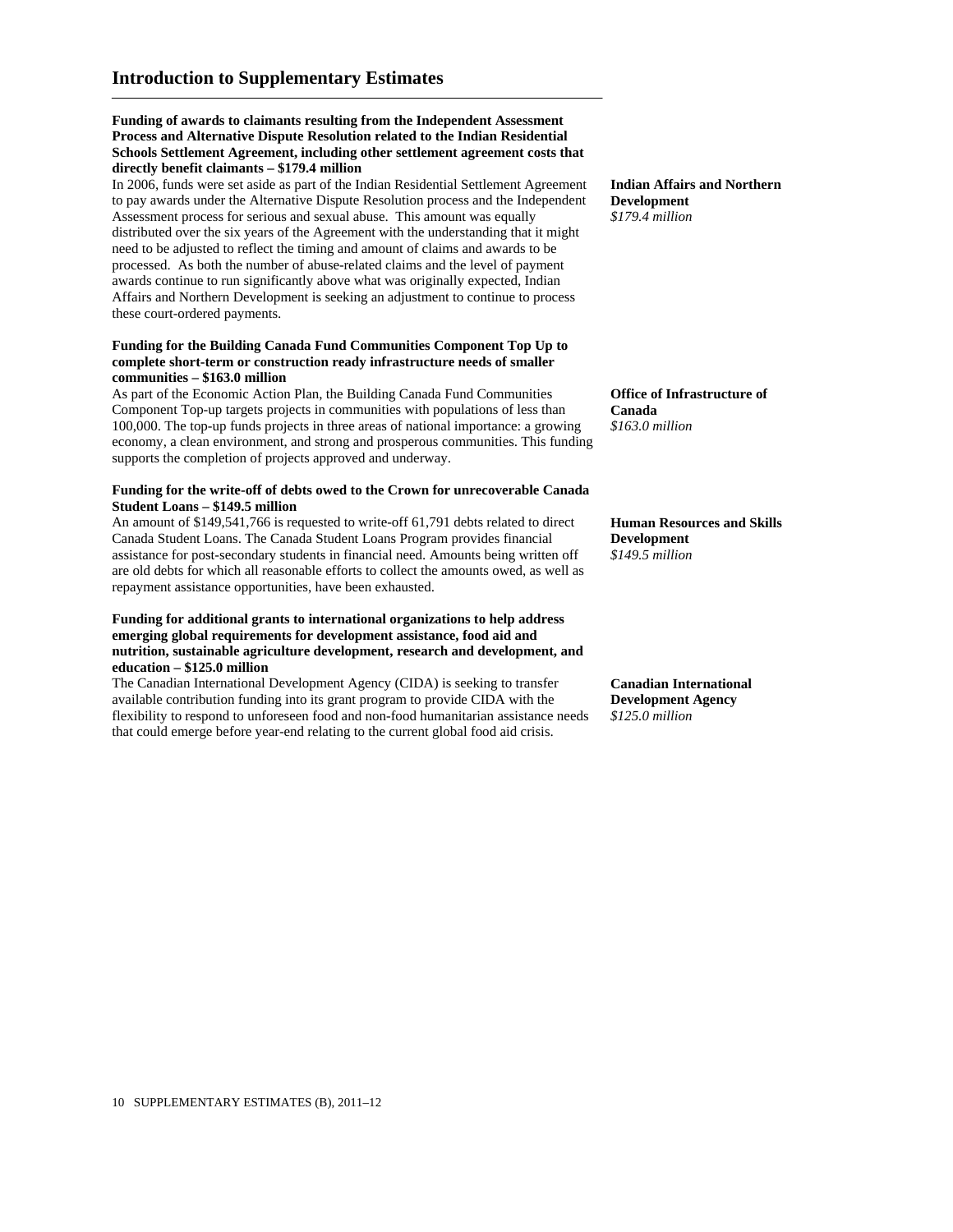## Introduction to Supplementary Estimates

**Funding of awards to claimants resulting from the Independent Assessment Process and Alternative Dispute Resolution related to the Indian Residential Schools Settlement Agreement, including other settlement agreement costs that directly benefit claimants – $179.4 million**

In 2006, funds were set aside as part of the Indian Residential Settlement Agreement to pay awards under the Alternative Dispute Resolution process and the Independent Assessment process for serious and sexual abuse. This amount was equally distributed over the six years of the Agreement with the understanding that it might need to be adjusted to reflect the timing and amount of claims and awards to be processed. As both the number of abuse-related claims and the level of payment awards continue to run significantly above what was originally expected, Indian Affairs and Northern Development is seeking an adjustment to continue to process these court-ordered payments.

**Indian Affairs and Northern Development**
*$179.4 million*

**Funding for the Building Canada Fund Communities Component Top Up to complete short-term or construction ready infrastructure needs of smaller communities – $163.0 million**

As part of the Economic Action Plan, the Building Canada Fund Communities Component Top-up targets projects in communities with populations of less than 100,000. The top-up funds projects in three areas of national importance: a growing economy, a clean environment, and strong and prosperous communities. This funding supports the completion of projects approved and underway.

**Office of Infrastructure of Canada**
*$163.0 million*

**Funding for the write-off of debts owed to the Crown for unrecoverable Canada Student Loans – $149.5 million**

An amount of $149,541,766 is requested to write-off 61,791 debts related to direct Canada Student Loans. The Canada Student Loans Program provides financial assistance for post-secondary students in financial need. Amounts being written off are old debts for which all reasonable efforts to collect the amounts owed, as well as repayment assistance opportunities, have been exhausted.

**Human Resources and Skills Development**
*$149.5 million*

**Funding for additional grants to international organizations to help address emerging global requirements for development assistance, food aid and nutrition, sustainable agriculture development, research and development, and education – $125.0 million**

The Canadian International Development Agency (CIDA) is seeking to transfer available contribution funding into its grant program to provide CIDA with the flexibility to respond to unforeseen food and non-food humanitarian assistance needs that could emerge before year-end relating to the current global food aid crisis.

**Canadian International Development Agency**
*$125.0 million*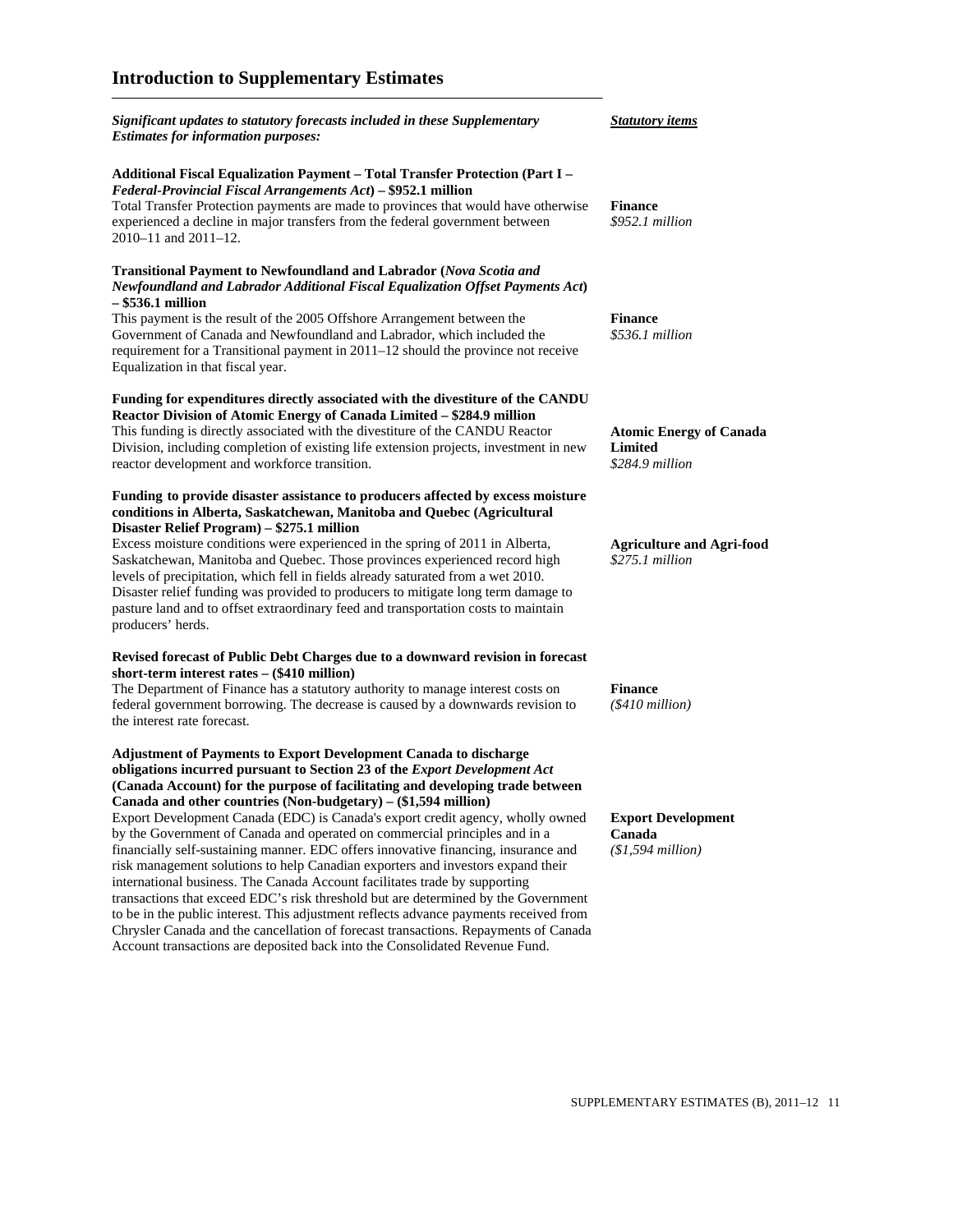## Introduction to Supplementary Estimates

| *Significant updates to statutory forecasts included in these Supplementary Estimates for information purposes:* | ***Statutory items*** |
|---|---|
| **Additional Fiscal Equalization Payment – Total Transfer Protection (Part I – *Federal-Provincial Fiscal Arrangements Act*) – $952.1 million**<br>Total Transfer Protection payments are made to provinces that would have otherwise experienced a decline in major transfers from the federal government between 2010–11 and 2011–12. | **Finance**<br>*$952.1 million* |
| **Transitional Payment to Newfoundland and Labrador (*Nova Scotia and Newfoundland and Labrador Additional Fiscal Equalization Offset Payments Act*) – $536.1 million**<br>This payment is the result of the 2005 Offshore Arrangement between the Government of Canada and Newfoundland and Labrador, which included the requirement for a Transitional payment in 2011–12 should the province not receive Equalization in that fiscal year. | **Finance**<br>*$536.1 million* |
| **Funding for expenditures directly associated with the divestiture of the CANDU Reactor Division of Atomic Energy of Canada Limited – $284.9 million**<br>This funding is directly associated with the divestiture of the CANDU Reactor Division, including completion of existing life extension projects, investment in new reactor development and workforce transition. | **Atomic Energy of Canada Limited**<br>*$284.9 million* |
| **Funding to provide disaster assistance to producers affected by excess moisture conditions in Alberta, Saskatchewan, Manitoba and Quebec (Agricultural Disaster Relief Program) – $275.1 million**<br>Excess moisture conditions were experienced in the spring of 2011 in Alberta, Saskatchewan, Manitoba and Quebec. Those provinces experienced record high levels of precipitation, which fell in fields already saturated from a wet 2010. Disaster relief funding was provided to producers to mitigate long term damage to pasture land and to offset extraordinary feed and transportation costs to maintain producers' herds. | **Agriculture and Agri-food**<br>*$275.1 million* |
| **Revised forecast of Public Debt Charges due to a downward revision in forecast short-term interest rates – ($410 million)**<br>The Department of Finance has a statutory authority to manage interest costs on federal government borrowing. The decrease is caused by a downwards revision to the interest rate forecast. | **Finance**<br>*($410 million)* |
| **Adjustment of Payments to Export Development Canada to discharge obligations incurred pursuant to Section 23 of the *Export Development Act* (Canada Account) for the purpose of facilitating and developing trade between Canada and other countries (Non-budgetary) – ($1,594 million)**<br>Export Development Canada (EDC) is Canada's export credit agency, wholly owned by the Government of Canada and operated on commercial principles and in a financially self-sustaining manner. EDC offers innovative financing, insurance and risk management solutions to help Canadian exporters and investors expand their international business. The Canada Account facilitates trade by supporting transactions that exceed EDC's risk threshold but are determined by the Government to be in the public interest. This adjustment reflects advance payments received from Chrysler Canada and the cancellation of forecast transactions. Repayments of Canada Account transactions are deposited back into the Consolidated Revenue Fund. | **Export Development Canada**<br>*($1,594 million)* |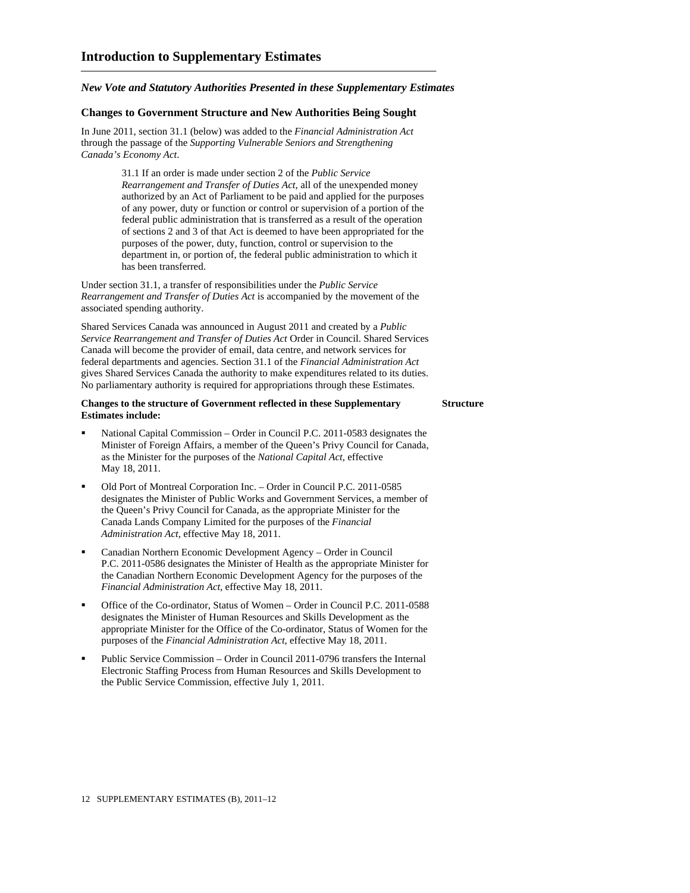# Introduction to Supplementary Estimates

## *New Vote and Statutory Authorities Presented in these Supplementary Estimates*

### Changes to Government Structure and New Authorities Being Sought

In June 2011, section 31.1 (below) was added to the *Financial Administration Act* through the passage of the *Supporting Vulnerable Seniors and Strengthening Canada's Economy Act*.

> 31.1 If an order is made under section 2 of the *Public Service Rearrangement and Transfer of Duties Act*, all of the unexpended money authorized by an Act of Parliament to be paid and applied for the purposes of any power, duty or function or control or supervision of a portion of the federal public administration that is transferred as a result of the operation of sections 2 and 3 of that Act is deemed to have been appropriated for the purposes of the power, duty, function, control or supervision to the department in, or portion of, the federal public administration to which it has been transferred.

Under section 31.1, a transfer of responsibilities under the *Public Service Rearrangement and Transfer of Duties Act* is accompanied by the movement of the associated spending authority.

Shared Services Canada was announced in August 2011 and created by a *Public Service Rearrangement and Transfer of Duties Act* Order in Council. Shared Services Canada will become the provider of email, data centre, and network services for federal departments and agencies. Section 31.1 of the *Financial Administration Act* gives Shared Services Canada the authority to make expenditures related to its duties. No parliamentary authority is required for appropriations through these Estimates.

**Structure**

**Changes to the structure of Government reflected in these Supplementary Estimates include:**

- National Capital Commission – Order in Council P.C. 2011-0583 designates the Minister of Foreign Affairs, a member of the Queen's Privy Council for Canada, as the Minister for the purposes of the *National Capital Act*, effective May 18, 2011.
- Old Port of Montreal Corporation Inc. – Order in Council P.C. 2011-0585 designates the Minister of Public Works and Government Services, a member of the Queen's Privy Council for Canada, as the appropriate Minister for the Canada Lands Company Limited for the purposes of the *Financial Administration Act*, effective May 18, 2011.
- Canadian Northern Economic Development Agency – Order in Council P.C. 2011-0586 designates the Minister of Health as the appropriate Minister for the Canadian Northern Economic Development Agency for the purposes of the *Financial Administration Act*, effective May 18, 2011.
- Office of the Co-ordinator, Status of Women – Order in Council P.C. 2011-0588 designates the Minister of Human Resources and Skills Development as the appropriate Minister for the Office of the Co-ordinator, Status of Women for the purposes of the *Financial Administration Act*, effective May 18, 2011.
- Public Service Commission – Order in Council 2011-0796 transfers the Internal Electronic Staffing Process from Human Resources and Skills Development to the Public Service Commission, effective July 1, 2011.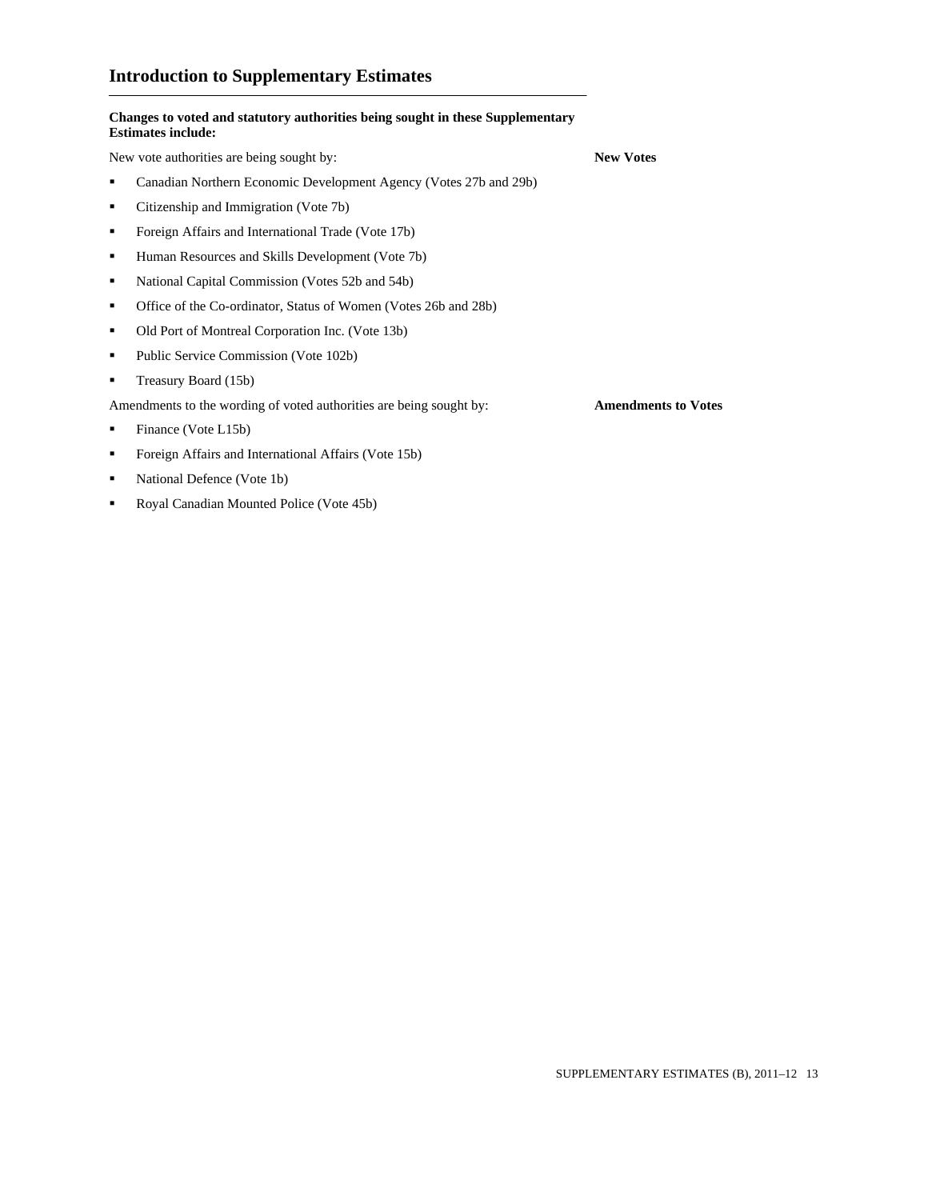## Introduction to Supplementary Estimates

**Changes to voted and statutory authorities being sought in these Supplementary Estimates include:**

**New Votes**

New vote authorities are being sought by:

- Canadian Northern Economic Development Agency (Votes 27b and 29b)
- Citizenship and Immigration (Vote 7b)
- Foreign Affairs and International Trade (Vote 17b)
- Human Resources and Skills Development (Vote 7b)
- National Capital Commission (Votes 52b and 54b)
- Office of the Co-ordinator, Status of Women (Votes 26b and 28b)
- Old Port of Montreal Corporation Inc. (Vote 13b)
- Public Service Commission (Vote 102b)
- Treasury Board (15b)

**Amendments to Votes**

Amendments to the wording of voted authorities are being sought by:

- Finance (Vote L15b)
- Foreign Affairs and International Affairs (Vote 15b)
- National Defence (Vote 1b)
- Royal Canadian Mounted Police (Vote 45b)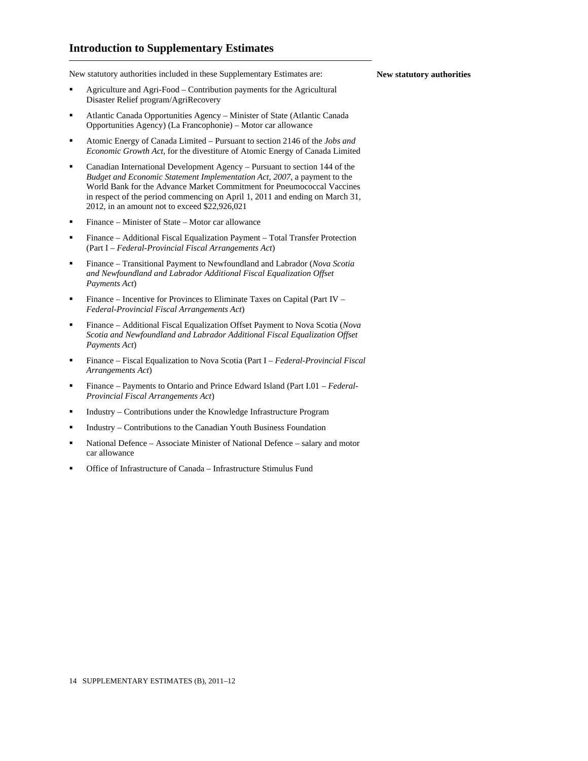## Introduction to Supplementary Estimates

**New statutory authorities**

New statutory authorities included in these Supplementary Estimates are:

- Agriculture and Agri-Food – Contribution payments for the Agricultural Disaster Relief program/AgriRecovery
- Atlantic Canada Opportunities Agency – Minister of State (Atlantic Canada Opportunities Agency) (La Francophonie) – Motor car allowance
- Atomic Energy of Canada Limited – Pursuant to section 2146 of the *Jobs and Economic Growth Act*, for the divestiture of Atomic Energy of Canada Limited
- Canadian International Development Agency – Pursuant to section 144 of the *Budget and Economic Statement Implementation Act, 2007*, a payment to the World Bank for the Advance Market Commitment for Pneumococcal Vaccines in respect of the period commencing on April 1, 2011 and ending on March 31, 2012, in an amount not to exceed $22,926,021
- Finance – Minister of State – Motor car allowance
- Finance – Additional Fiscal Equalization Payment – Total Transfer Protection (Part I – *Federal-Provincial Fiscal Arrangements Act*)
- Finance – Transitional Payment to Newfoundland and Labrador (*Nova Scotia and Newfoundland and Labrador Additional Fiscal Equalization Offset Payments Act*)
- Finance – Incentive for Provinces to Eliminate Taxes on Capital (Part IV – *Federal-Provincial Fiscal Arrangements Act*)
- Finance – Additional Fiscal Equalization Offset Payment to Nova Scotia (*Nova Scotia and Newfoundland and Labrador Additional Fiscal Equalization Offset Payments Act*)
- Finance – Fiscal Equalization to Nova Scotia (Part I – *Federal-Provincial Fiscal Arrangements Act*)
- Finance – Payments to Ontario and Prince Edward Island (Part I.01 – *Federal-Provincial Fiscal Arrangements Act*)
- Industry – Contributions under the Knowledge Infrastructure Program
- Industry – Contributions to the Canadian Youth Business Foundation
- National Defence – Associate Minister of National Defence – salary and motor car allowance
- Office of Infrastructure of Canada – Infrastructure Stimulus Fund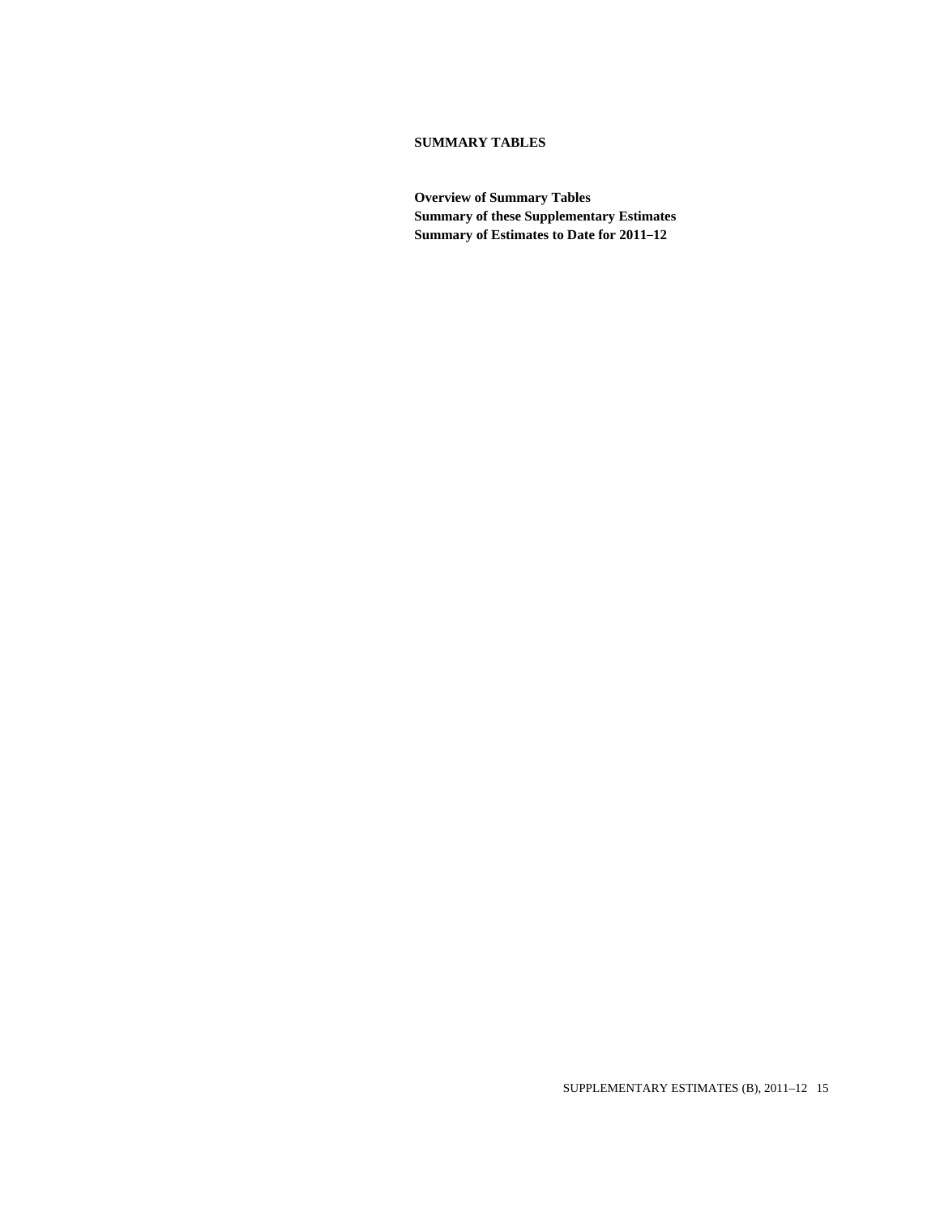## SUMMARY TABLES

**Overview of Summary Tables**
**Summary of these Supplementary Estimates**
**Summary of Estimates to Date for 2011–12**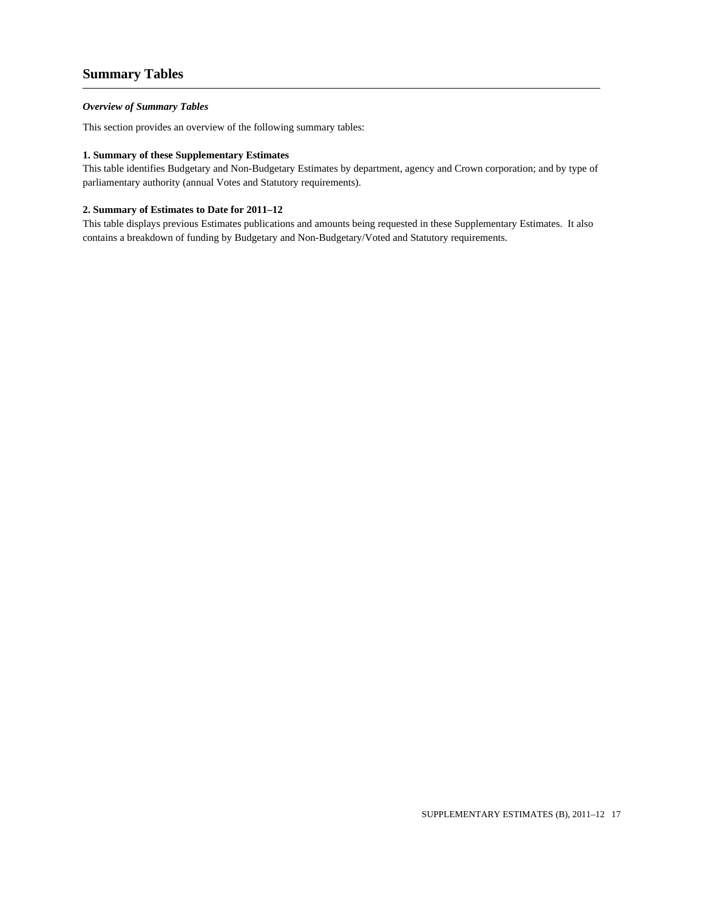## Summary Tables

***Overview of Summary Tables***

This section provides an overview of the following summary tables:

**1. Summary of these Supplementary Estimates**

This table identifies Budgetary and Non-Budgetary Estimates by department, agency and Crown corporation; and by type of parliamentary authority (annual Votes and Statutory requirements).

**2. Summary of Estimates to Date for 2011–12**

This table displays previous Estimates publications and amounts being requested in these Supplementary Estimates. It also contains a breakdown of funding by Budgetary and Non-Budgetary/Voted and Statutory requirements.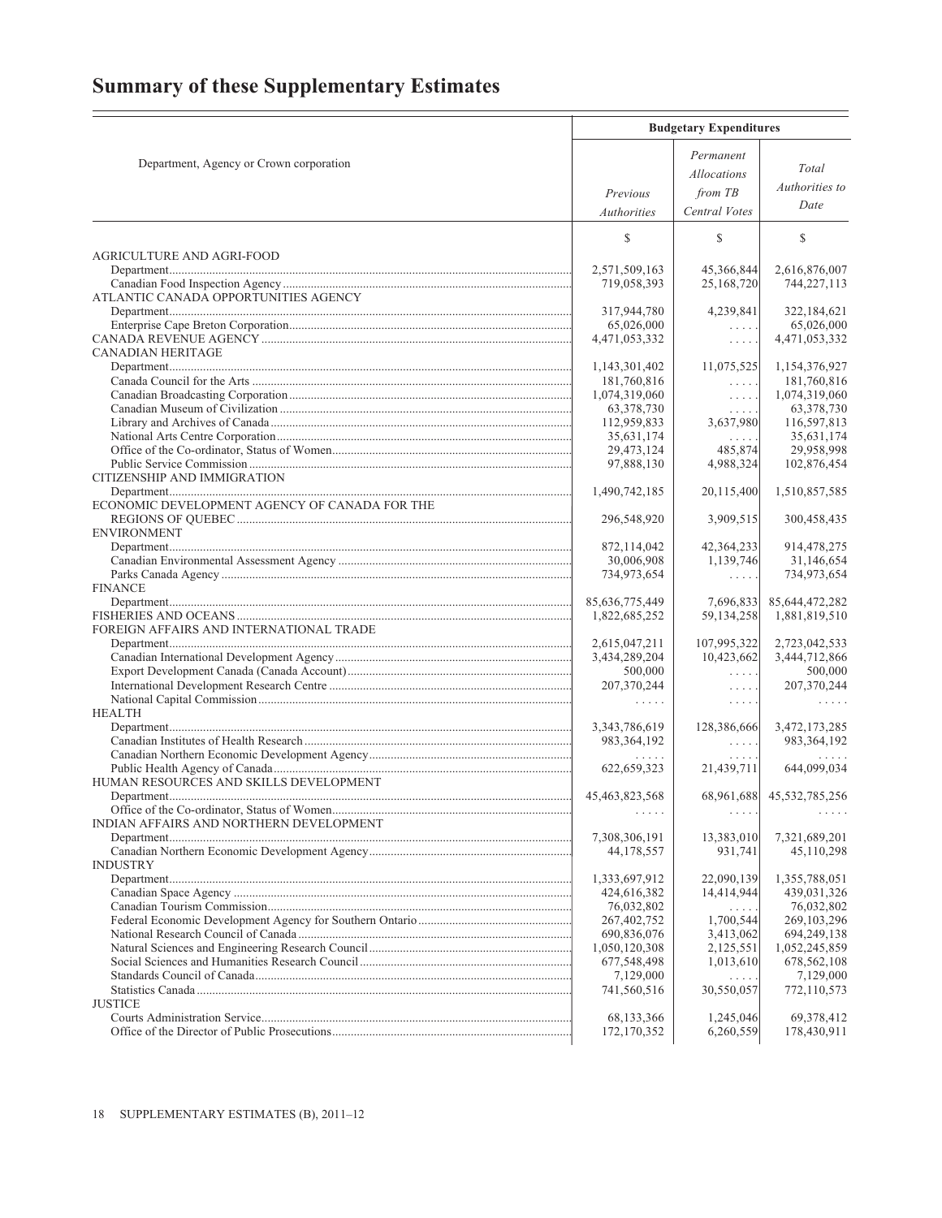# Summary of these Supplementary Estimates

| Department, Agency or Crown corporation | Budgetary Expenditures | | |
|---|---|---|---|
| | *Previous Authorities* | *Permanent Allocations from TB Central Votes* | *Total Authorities to Date* |
| | $ | $ | $ |
| AGRICULTURE AND AGRI-FOOD | | | |
| Department | 2,571,509,163 | 45,366,844 | 2,616,876,007 |
| Canadian Food Inspection Agency | 719,058,393 | 25,168,720 | 744,227,113 |
| ATLANTIC CANADA OPPORTUNITIES AGENCY | | | |
| Department | 317,944,780 | 4,239,841 | 322,184,621 |
| Enterprise Cape Breton Corporation | 65,026,000 | ..... | 65,026,000 |
| CANADA REVENUE AGENCY | 4,471,053,332 | ..... | 4,471,053,332 |
| CANADIAN HERITAGE | | | |
| Department | 1,143,301,402 | 11,075,525 | 1,154,376,927 |
| Canada Council for the Arts | 181,760,816 | ..... | 181,760,816 |
| Canadian Broadcasting Corporation | 1,074,319,060 | ..... | 1,074,319,060 |
| Canadian Museum of Civilization | 63,378,730 | ..... | 63,378,730 |
| Library and Archives of Canada | 112,959,833 | 3,637,980 | 116,597,813 |
| National Arts Centre Corporation | 35,631,174 | ..... | 35,631,174 |
| Office of the Co-ordinator, Status of Women | 29,473,124 | 485,874 | 29,958,998 |
| Public Service Commission | 97,888,130 | 4,988,324 | 102,876,454 |
| CITIZENSHIP AND IMMIGRATION | | | |
| Department | 1,490,742,185 | 20,115,400 | 1,510,857,585 |
| ECONOMIC DEVELOPMENT AGENCY OF CANADA FOR THE REGIONS OF QUEBEC | 296,548,920 | 3,909,515 | 300,458,435 |
| ENVIRONMENT | | | |
| Department | 872,114,042 | 42,364,233 | 914,478,275 |
| Canadian Environmental Assessment Agency | 30,006,908 | 1,139,746 | 31,146,654 |
| Parks Canada Agency | 734,973,654 | ..... | 734,973,654 |
| FINANCE | | | |
| Department | 85,636,775,449 | 7,696,833 | 85,644,472,282 |
| FISHERIES AND OCEANS | 1,822,685,252 | 59,134,258 | 1,881,819,510 |
| FOREIGN AFFAIRS AND INTERNATIONAL TRADE | | | |
| Department | 2,615,047,211 | 107,995,322 | 2,723,042,533 |
| Canadian International Development Agency | 3,434,289,204 | 10,423,662 | 3,444,712,866 |
| Export Development Canada (Canada Account) | 500,000 | ..... | 500,000 |
| International Development Research Centre | 207,370,244 | ..... | 207,370,244 |
| National Capital Commission | ..... | ..... | ..... |
| HEALTH | | | |
| Department | 3,343,786,619 | 128,386,666 | 3,472,173,285 |
| Canadian Institutes of Health Research | 983,364,192 | ..... | 983,364,192 |
| Canadian Northern Economic Development Agency | ..... | ..... | ..... |
| Public Health Agency of Canada | 622,659,323 | 21,439,711 | 644,099,034 |
| HUMAN RESOURCES AND SKILLS DEVELOPMENT | | | |
| Department | 45,463,823,568 | 68,961,688 | 45,532,785,256 |
| Office of the Co-ordinator, Status of Women | ..... | ..... | ..... |
| INDIAN AFFAIRS AND NORTHERN DEVELOPMENT | | | |
| Department | 7,308,306,191 | 13,383,010 | 7,321,689,201 |
| Canadian Northern Economic Development Agency | 44,178,557 | 931,741 | 45,110,298 |
| INDUSTRY | | | |
| Department | 1,333,697,912 | 22,090,139 | 1,355,788,051 |
| Canadian Space Agency | 424,616,382 | 14,414,944 | 439,031,326 |
| Canadian Tourism Commission | 76,032,802 | ..... | 76,032,802 |
| Federal Economic Development Agency for Southern Ontario | 267,402,752 | 1,700,544 | 269,103,296 |
| National Research Council of Canada | 690,836,076 | 3,413,062 | 694,249,138 |
| Natural Sciences and Engineering Research Council | 1,050,120,308 | 2,125,551 | 1,052,245,859 |
| Social Sciences and Humanities Research Council | 677,548,498 | 1,013,610 | 678,562,108 |
| Standards Council of Canada | 7,129,000 | ..... | 7,129,000 |
| Statistics Canada | 741,560,516 | 30,550,057 | 772,110,573 |
| JUSTICE | | | |
| Courts Administration Service | 68,133,366 | 1,245,046 | 69,378,412 |
| Office of the Director of Public Prosecutions | 172,170,352 | 6,260,559 | 178,430,911 |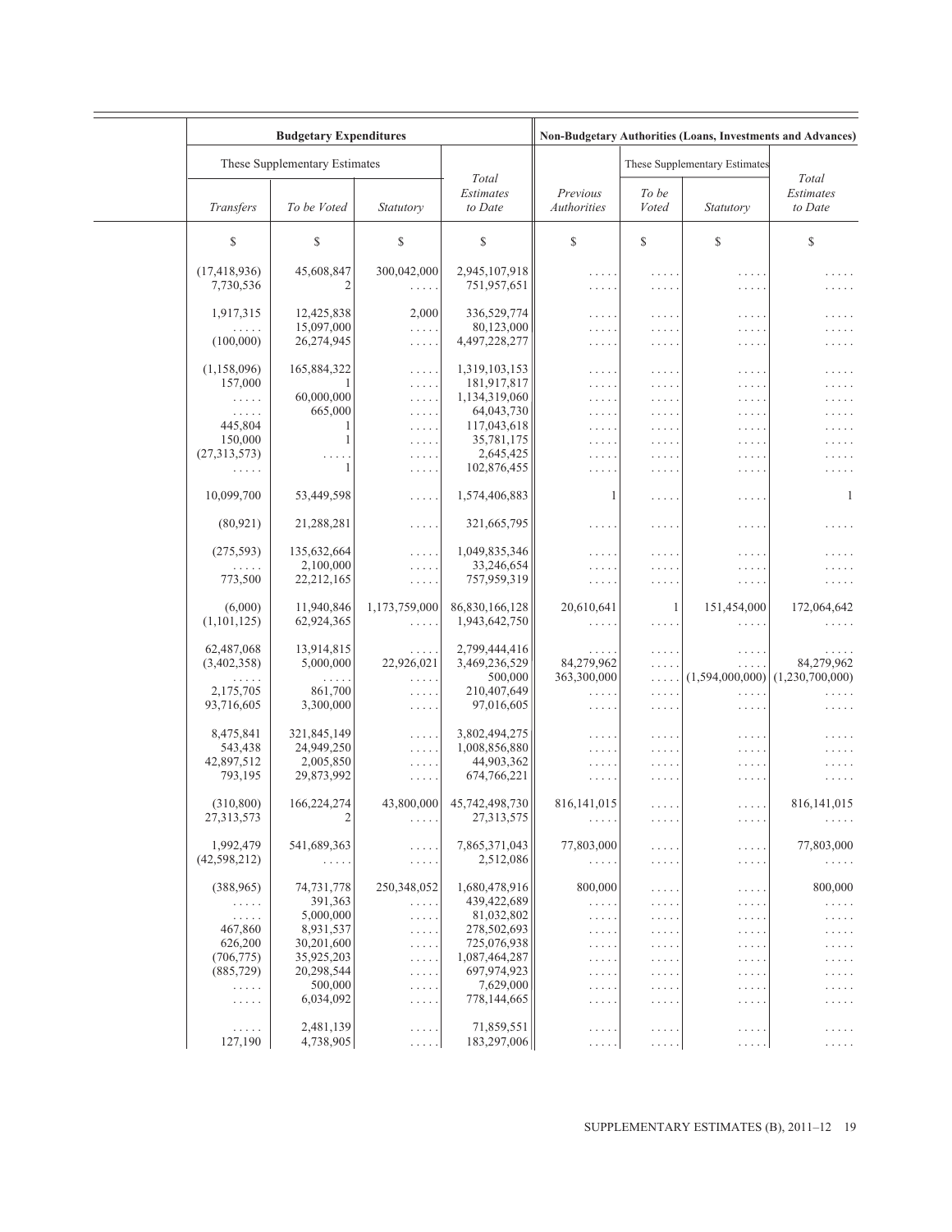| Budgetary Expenditures | | | | Non-Budgetary Authorities (Loans, Investments and Advances) | | | |
|---|---|---|---|---|---|---|---|
| These Supplementary Estimates | | | | | These Supplementary Estimates | | |
| *Transfers* | *To be Voted* | *Statutory* | *Total Estimates to Date* | *Previous Authorities* | *To be Voted* | *Statutory* | *Total Estimates to Date* |
| $ | $ | $ | $ | $ | $ | $ | $ |
| (17,418,936) | 45,608,847 | 300,042,000 | 2,945,107,918 | ..... | ..... | ..... | ..... |
| 7,730,536 | 2 | ..... | 751,957,651 | ..... | ..... | ..... | ..... |
| 1,917,315 | 12,425,838 | 2,000 | 336,529,774 | ..... | ..... | ..... | ..... |
| ..... | 15,097,000 | ..... | 80,123,000 | ..... | ..... | ..... | ..... |
| (100,000) | 26,274,945 | ..... | 4,497,228,277 | ..... | ..... | ..... | ..... |
| (1,158,096) | 165,884,322 | ..... | 1,319,103,153 | ..... | ..... | ..... | ..... |
| 157,000 | 1 | ..... | 181,917,817 | ..... | ..... | ..... | ..... |
| ..... | 60,000,000 | ..... | 1,134,319,060 | ..... | ..... | ..... | ..... |
| ..... | 665,000 | ..... | 64,043,730 | ..... | ..... | ..... | ..... |
| 445,804 | 1 | ..... | 117,043,618 | ..... | ..... | ..... | ..... |
| 150,000 | 1 | ..... | 35,781,175 | ..... | ..... | ..... | ..... |
| (27,313,573) | ..... | ..... | 2,645,425 | ..... | ..... | ..... | ..... |
| ..... | 1 | ..... | 102,876,455 | ..... | ..... | ..... | ..... |
| 10,099,700 | 53,449,598 | ..... | 1,574,406,883 | 1 | ..... | ..... | 1 |
| (80,921) | 21,288,281 | ..... | 321,665,795 | ..... | ..... | ..... | ..... |
| (275,593) | 135,632,664 | ..... | 1,049,835,346 | ..... | ..... | ..... | ..... |
| ..... | 2,100,000 | ..... | 33,246,654 | ..... | ..... | ..... | ..... |
| 773,500 | 22,212,165 | ..... | 757,959,319 | ..... | ..... | ..... | ..... |
| (6,000) | 11,940,846 | 1,173,759,000 | 86,830,166,128 | 20,610,641 | 1 | 151,454,000 | 172,064,642 |
| (1,101,125) | 62,924,365 | ..... | 1,943,642,750 | ..... | ..... | ..... | ..... |
| 62,487,068 | 13,914,815 | ..... | 2,799,444,416 | ..... | ..... | ..... | ..... |
| (3,402,358) | 5,000,000 | 22,926,021 | 3,469,236,529 | 84,279,962 | ..... | ..... | 84,279,962 |
| ..... | ..... | ..... | 500,000 | 363,300,000 | ..... | (1,594,000,000) | (1,230,700,000) |
| 2,175,705 | 861,700 | ..... | 210,407,649 | ..... | ..... | ..... | ..... |
| 93,716,605 | 3,300,000 | ..... | 97,016,605 | ..... | ..... | ..... | ..... |
| 8,475,841 | 321,845,149 | ..... | 3,802,494,275 | ..... | ..... | ..... | ..... |
| 543,438 | 24,949,250 | ..... | 1,008,856,880 | ..... | ..... | ..... | ..... |
| 42,897,512 | 2,005,850 | ..... | 44,903,362 | ..... | ..... | ..... | ..... |
| 793,195 | 29,873,992 | ..... | 674,766,221 | ..... | ..... | ..... | ..... |
| (310,800) | 166,224,274 | 43,800,000 | 45,742,498,730 | 816,141,015 | ..... | ..... | 816,141,015 |
| 27,313,573 | 2 | ..... | 27,313,575 | ..... | ..... | ..... | ..... |
| 1,992,479 | 541,689,363 | ..... | 7,865,371,043 | 77,803,000 | ..... | ..... | 77,803,000 |
| (42,598,212) | ..... | ..... | 2,512,086 | ..... | ..... | ..... | ..... |
| (388,965) | 74,731,778 | 250,348,052 | 1,680,478,916 | 800,000 | ..... | ..... | 800,000 |
| ..... | 391,363 | ..... | 439,422,689 | ..... | ..... | ..... | ..... |
| ..... | 5,000,000 | ..... | 81,032,802 | ..... | ..... | ..... | ..... |
| 467,860 | 8,931,537 | ..... | 278,502,693 | ..... | ..... | ..... | ..... |
| 626,200 | 30,201,600 | ..... | 725,076,938 | ..... | ..... | ..... | ..... |
| (706,775) | 35,925,203 | ..... | 1,087,464,287 | ..... | ..... | ..... | ..... |
| (885,729) | 20,298,544 | ..... | 697,974,923 | ..... | ..... | ..... | ..... |
| ..... | 500,000 | ..... | 7,629,000 | ..... | ..... | ..... | ..... |
| ..... | 6,034,092 | ..... | 778,144,665 | ..... | ..... | ..... | ..... |
| ..... | 2,481,139 | ..... | 71,859,551 | ..... | ..... | ..... | ..... |
| 127,190 | 4,738,905 | ..... | 183,297,006 | ..... | ..... | ..... | ..... |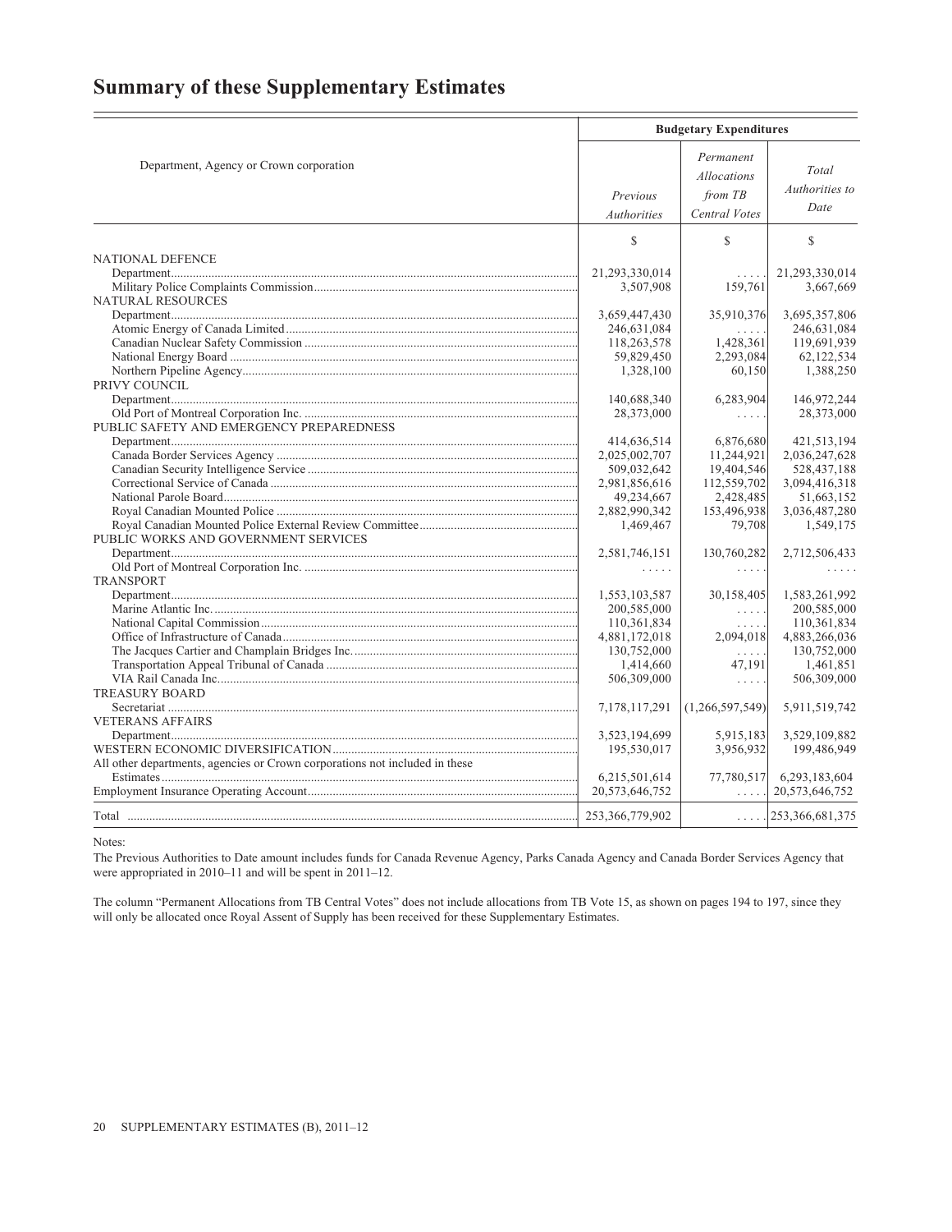## Summary of these Supplementary Estimates

| Department, Agency or Crown corporation | Budgetary Expenditures | | |
|---|---|---|---|
| | *Previous Authorities* | *Permanent Allocations from TB Central Votes* | *Total Authorities to Date* |
| | $ | $ | $ |
| NATIONAL DEFENCE | | | |
| Department | 21,293,330,014 | . . . . . | 21,293,330,014 |
| Military Police Complaints Commission | 3,507,908 | 159,761 | 3,667,669 |
| NATURAL RESOURCES | | | |
| Department | 3,659,447,430 | 35,910,376 | 3,695,357,806 |
| Atomic Energy of Canada Limited | 246,631,084 | . . . . . | 246,631,084 |
| Canadian Nuclear Safety Commission | 118,263,578 | 1,428,361 | 119,691,939 |
| National Energy Board | 59,829,450 | 2,293,084 | 62,122,534 |
| Northern Pipeline Agency | 1,328,100 | 60,150 | 1,388,250 |
| PRIVY COUNCIL | | | |
| Department | 140,688,340 | 6,283,904 | 146,972,244 |
| Old Port of Montreal Corporation Inc. | 28,373,000 | . . . . . | 28,373,000 |
| PUBLIC SAFETY AND EMERGENCY PREPAREDNESS | | | |
| Department | 414,636,514 | 6,876,680 | 421,513,194 |
| Canada Border Services Agency | 2,025,002,707 | 11,244,921 | 2,036,247,628 |
| Canadian Security Intelligence Service | 509,032,642 | 19,404,546 | 528,437,188 |
| Correctional Service of Canada | 2,981,856,616 | 112,559,702 | 3,094,416,318 |
| National Parole Board | 49,234,667 | 2,428,485 | 51,663,152 |
| Royal Canadian Mounted Police | 2,882,990,342 | 153,496,938 | 3,036,487,280 |
| Royal Canadian Mounted Police External Review Committee | 1,469,467 | 79,708 | 1,549,175 |
| PUBLIC WORKS AND GOVERNMENT SERVICES | | | |
| Department | 2,581,746,151 | 130,760,282 | 2,712,506,433 |
| Old Port of Montreal Corporation Inc. | . . . . . | . . . . . | . . . . . |
| TRANSPORT | | | |
| Department | 1,553,103,587 | 30,158,405 | 1,583,261,992 |
| Marine Atlantic Inc. | 200,585,000 | . . . . . | 200,585,000 |
| National Capital Commission | 110,361,834 | . . . . . | 110,361,834 |
| Office of Infrastructure of Canada | 4,881,172,018 | 2,094,018 | 4,883,266,036 |
| The Jacques Cartier and Champlain Bridges Inc. | 130,752,000 | . . . . . | 130,752,000 |
| Transportation Appeal Tribunal of Canada | 1,414,660 | 47,191 | 1,461,851 |
| VIA Rail Canada Inc. | 506,309,000 | . . . . . | 506,309,000 |
| TREASURY BOARD | | | |
| Secretariat | 7,178,117,291 | (1,266,597,549) | 5,911,519,742 |
| VETERANS AFFAIRS | | | |
| Department | 3,523,194,699 | 5,915,183 | 3,529,109,882 |
| WESTERN ECONOMIC DIVERSIFICATION | 195,530,017 | 3,956,932 | 199,486,949 |
| All other departments, agencies or Crown corporations not included in these Estimates | 6,215,501,614 | 77,780,517 | 6,293,183,604 |
| Employment Insurance Operating Account | 20,573,646,752 | . . . . . | 20,573,646,752 |
| Total | 253,366,779,902 | . . . . . | 253,366,681,375 |

Notes:

The Previous Authorities to Date amount includes funds for Canada Revenue Agency, Parks Canada Agency and Canada Border Services Agency that were appropriated in 2010–11 and will be spent in 2011–12.

The column "Permanent Allocations from TB Central Votes" does not include allocations from TB Vote 15, as shown on pages 194 to 197, since they will only be allocated once Royal Assent of Supply has been received for these Supplementary Estimates.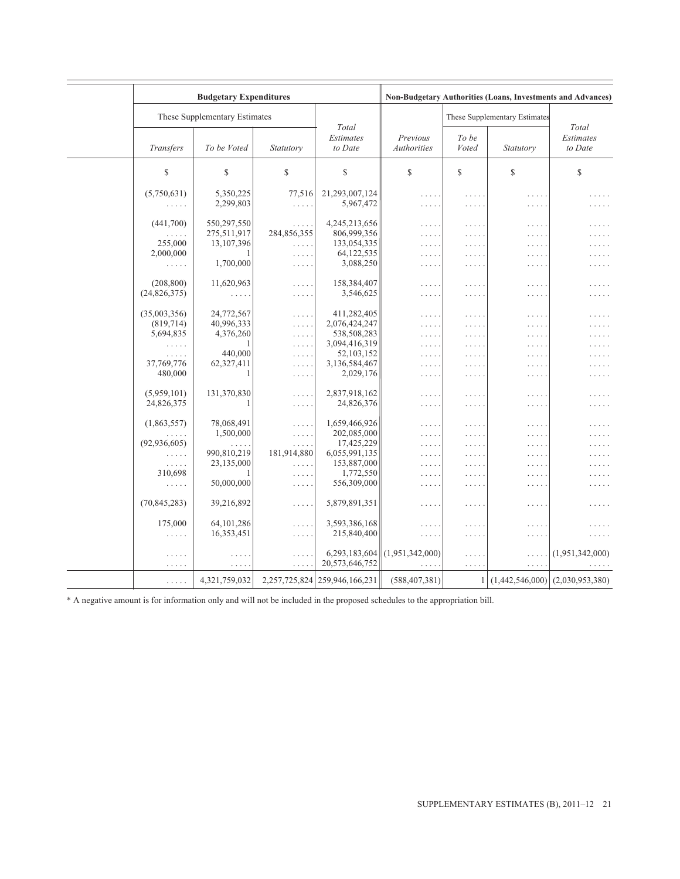| Budgetary Expenditures | | | | Non-Budgetary Authorities (Loans, Investments and Advances) | | | |
|---|---|---|---|---|---|---|---|
| These Supplementary Estimates | | | *Total Estimates to Date* | | These Supplementary Estimates | | *Total Estimates to Date* |
| *Transfers* | *To be Voted* | *Statutory* | | *Previous Authorities* | *To be Voted* | *Statutory* | |
| $ | $ | $ | $ | $ | $ | $ | $ |
| (5,750,631) | 5,350,225 | 77,516 | 21,293,007,124 | . . . . . | . . . . . | . . . . . | . . . . . |
| . . . . . | 2,299,803 | . . . . . | 5,967,472 | . . . . . | . . . . . | . . . . . | . . . . . |
| (441,700) | 550,297,550 | . . . . . | 4,245,213,656 | . . . . . | . . . . . | . . . . . | . . . . . |
| . . . . . | 275,511,917 | 284,856,355 | 806,999,356 | . . . . . | . . . . . | . . . . . | . . . . . |
| 255,000 | 13,107,396 | . . . . . | 133,054,335 | . . . . . | . . . . . | . . . . . | . . . . . |
| 2,000,000 | 1 | . . . . . | 64,122,535 | . . . . . | . . . . . | . . . . . | . . . . . |
| . . . . . | 1,700,000 | . . . . . | 3,088,250 | . . . . . | . . . . . | . . . . . | . . . . . |
| (208,800) | 11,620,963 | . . . . . | 158,384,407 | . . . . . | . . . . . | . . . . . | . . . . . |
| (24,826,375) | . . . . . | . . . . . | 3,546,625 | . . . . . | . . . . . | . . . . . | . . . . . |
| (35,003,356) | 24,772,567 | . . . . . | 411,282,405 | . . . . . | . . . . . | . . . . . | . . . . . |
| (819,714) | 40,996,333 | . . . . . | 2,076,424,247 | . . . . . | . . . . . | . . . . . | . . . . . |
| 5,694,835 | 4,376,260 | . . . . . | 538,508,283 | . . . . . | . . . . . | . . . . . | . . . . . |
| . . . . . | 1 | . . . . . | 3,094,416,319 | . . . . . | . . . . . | . . . . . | . . . . . |
| . . . . . | 440,000 | . . . . . | 52,103,152 | . . . . . | . . . . . | . . . . . | . . . . . |
| 37,769,776 | 62,327,411 | . . . . . | 3,136,584,467 | . . . . . | . . . . . | . . . . . | . . . . . |
| 480,000 | 1 | . . . . . | 2,029,176 | . . . . . | . . . . . | . . . . . | . . . . . |
| (5,959,101) | 131,370,830 | . . . . . | 2,837,918,162 | . . . . . | . . . . . | . . . . . | . . . . . |
| 24,826,375 | 1 | . . . . . | 24,826,376 | . . . . . | . . . . . | . . . . . | . . . . . |
| (1,863,557) | 78,068,491 | . . . . . | 1,659,466,926 | . . . . . | . . . . . | . . . . . | . . . . . |
| . . . . . | 1,500,000 | . . . . . | 202,085,000 | . . . . . | . . . . . | . . . . . | . . . . . |
| (92,936,605) | . . . . . | . . . . . | 17,425,229 | . . . . . | . . . . . | . . . . . | . . . . . |
| . . . . . | 990,810,219 | 181,914,880 | 6,055,991,135 | . . . . . | . . . . . | . . . . . | . . . . . |
| . . . . . | 23,135,000 | . . . . . | 153,887,000 | . . . . . | . . . . . | . . . . . | . . . . . |
| 310,698 | 1 | . . . . . | 1,772,550 | . . . . . | . . . . . | . . . . . | . . . . . |
| . . . . . | 50,000,000 | . . . . . | 556,309,000 | . . . . . | . . . . . | . . . . . | . . . . . |
| (70,845,283) | 39,216,892 | . . . . . | 5,879,891,351 | . . . . . | . . . . . | . . . . . | . . . . . |
| 175,000 | 64,101,286 | . . . . . | 3,593,386,168 | . . . . . | . . . . . | . . . . . | . . . . . |
| . . . . . | 16,353,451 | . . . . . | 215,840,400 | . . . . . | . . . . . | . . . . . | . . . . . |
| . . . . . | . . . . . | . . . . . | 6,293,183,604 | (1,951,342,000) | . . . . . | . . . . . | (1,951,342,000) |
| . . . . . | . . . . . | . . . . . | 20,573,646,752 | . . . . . | . . . . . | . . . . . | . . . . . |
| . . . . . | 4,321,759,032 | 2,257,725,824 | 259,946,166,231 | (588,407,381) | 1 | (1,442,546,000) | (2,030,953,380) |

* A negative amount is for information only and will not be included in the proposed schedules to the appropriation bill.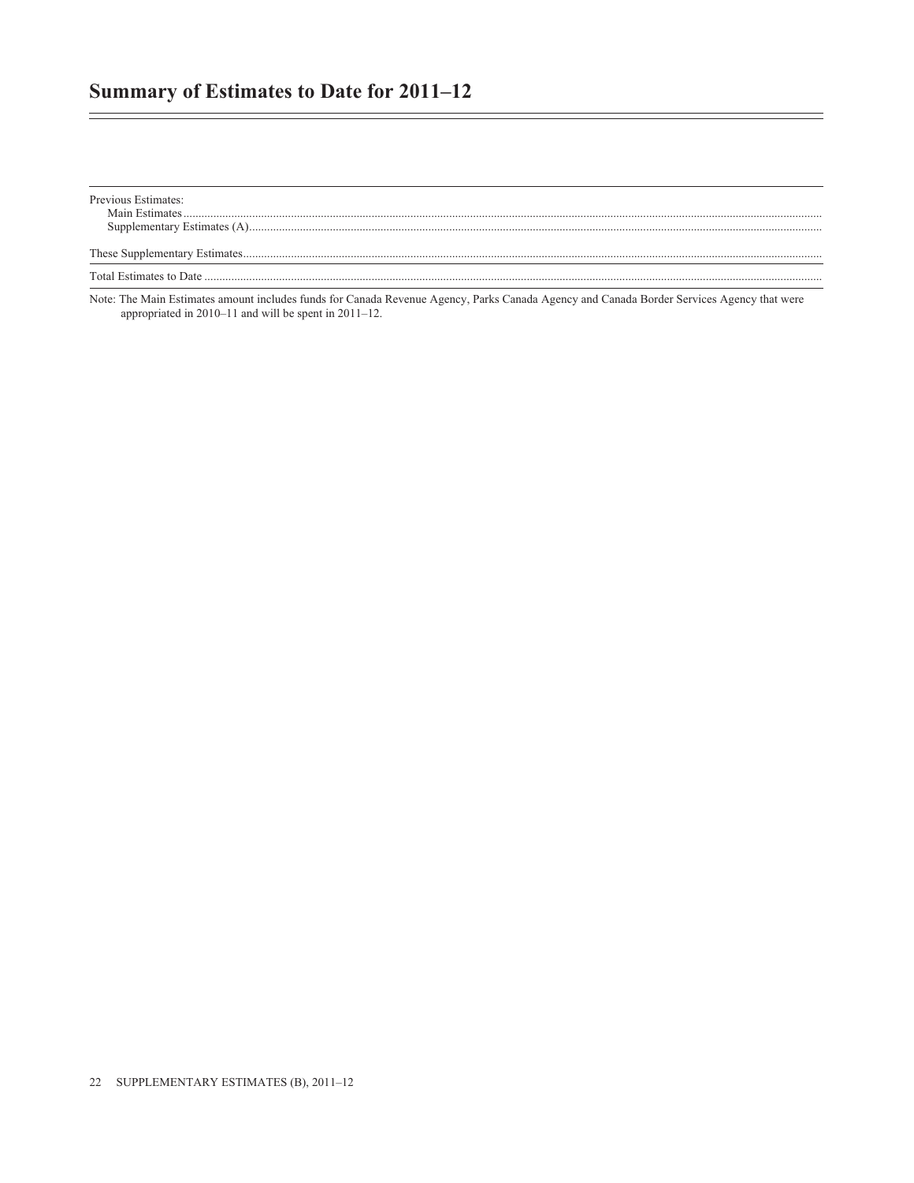# Summary of Estimates to Date for 2011–12

| | |
|---|---|
| Previous Estimates: | |
| Main Estimates | |
| Supplementary Estimates (A) | |
| These Supplementary Estimates | |
| Total Estimates to Date | |

Note: The Main Estimates amount includes funds for Canada Revenue Agency, Parks Canada Agency and Canada Border Services Agency that were appropriated in 2010–11 and will be spent in 2011–12.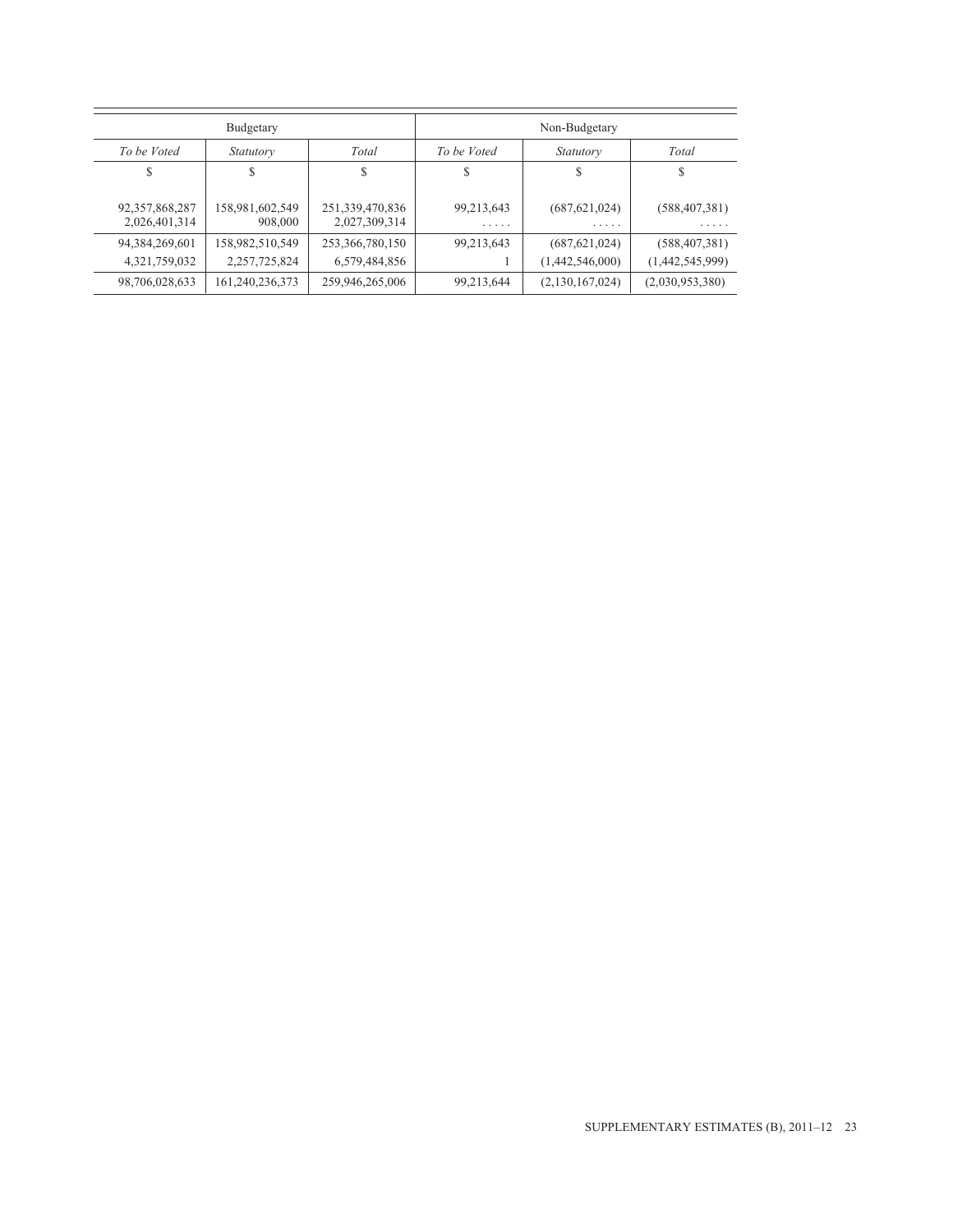| Budgetary | | | Non-Budgetary | | |
|---|---|---|---|---|---|
| *To be Voted* | *Statutory* | *Total* | *To be Voted* | *Statutory* | *Total* |
| $ | $ | $ | $ | $ | $ |
| 92,357,868,287 | 158,981,602,549 | 251,339,470,836 | 99,213,643 | (687,621,024) | (588,407,381) |
| 2,026,401,314 | 908,000 | 2,027,309,314 | ..... | ..... | ..... |
| 94,384,269,601 | 158,982,510,549 | 253,366,780,150 | 99,213,643 | (687,621,024) | (588,407,381) |
| 4,321,759,032 | 2,257,725,824 | 6,579,484,856 | 1 | (1,442,546,000) | (1,442,545,999) |
| 98,706,028,633 | 161,240,236,373 | 259,946,265,006 | 99,213,644 | (2,130,167,024) | (2,030,953,380) |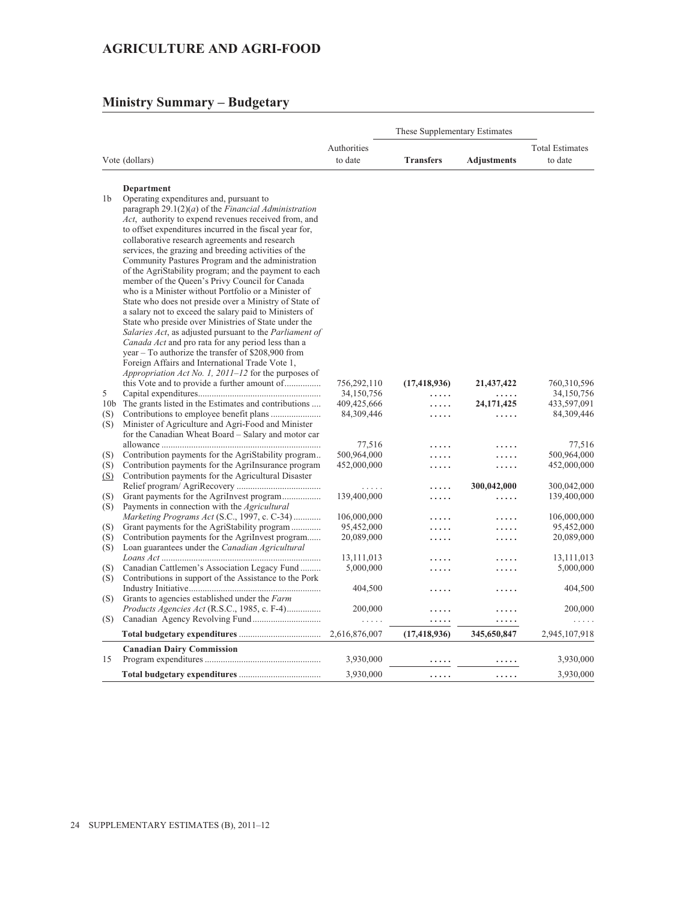# AGRICULTURE AND AGRI-FOOD

## Ministry Summary – Budgetary

| Vote | (dollars) | Authorities to date | These Supplementary Estimates Transfers | Adjustments | Total Estimates to date |
|---|---|---|---|---|---|
| | **Department** | | | | |
| 1b | Operating expenditures and, pursuant to paragraph 29.1(2)(*a*) of the *Financial Administration Act*, authority to expend revenues received from, and to offset expenditures incurred in the fiscal year for, collaborative research agreements and research services, the grazing and breeding activities of the Community Pastures Program and the administration of the AgriStability program; and the payment to each member of the Queen's Privy Council for Canada who is a Minister without Portfolio or a Minister of State who does not preside over a Ministry of State of a salary not to exceed the salary paid to Ministers of State who preside over Ministries of State under the *Salaries Act*, as adjusted pursuant to the *Parliament of Canada Act* and pro rata for any period less than a year – To authorize the transfer of $208,900 from Foreign Affairs and International Trade Vote 1, *Appropriation Act No. 1, 2011–12* for the purposes of this Vote and to provide a further amount of | 756,292,110 | **(17,418,936)** | **21,437,422** | 760,310,596 |
| 5 | Capital expenditures | 34,150,756 | ..... | ..... | 34,150,756 |
| 10b | The grants listed in the Estimates and contributions | 409,425,666 | ..... | **24,171,425** | 433,597,091 |
| (S) | Contributions to employee benefit plans | 84,309,446 | ..... | ..... | 84,309,446 |
| (S) | Minister of Agriculture and Agri-Food and Minister for the Canadian Wheat Board – Salary and motor car allowance | 77,516 | ..... | ..... | 77,516 |
| (S) | Contribution payments for the AgriStability program | 500,964,000 | ..... | ..... | 500,964,000 |
| (S) | Contribution payments for the AgriInsurance program | 452,000,000 | ..... | ..... | 452,000,000 |
| (S) | Contribution payments for the Agricultural Disaster Relief program/ AgriRecovery | ..... | ..... | **300,042,000** | 300,042,000 |
| (S) | Grant payments for the AgriInvest program | 139,400,000 | ..... | ..... | 139,400,000 |
| (S) | Payments in connection with the *Agricultural Marketing Programs Act* (S.C., 1997, c. C-34) | 106,000,000 | ..... | ..... | 106,000,000 |
| (S) | Grant payments for the AgriStability program | 95,452,000 | ..... | ..... | 95,452,000 |
| (S) | Contribution payments for the AgriInvest program | 20,089,000 | ..... | ..... | 20,089,000 |
| (S) | Loan guarantees under the *Canadian Agricultural Loans Act* | 13,111,013 | ..... | ..... | 13,111,013 |
| (S) | Canadian Cattlemen's Association Legacy Fund | 5,000,000 | ..... | ..... | 5,000,000 |
| (S) | Contributions in support of the Assistance to the Pork Industry Initiative | 404,500 | ..... | ..... | 404,500 |
| (S) | Grants to agencies established under the *Farm Products Agencies Act* (R.S.C., 1985, c. F-4) | 200,000 | ..... | ..... | 200,000 |
| (S) | Canadian Agency Revolving Fund | ..... | ..... | ..... | ..... |
| | **Total budgetary expenditures** | 2,616,876,007 | **(17,418,936)** | **345,650,847** | 2,945,107,918 |
| | **Canadian Dairy Commission** | | | | |
| 15 | Program expenditures | 3,930,000 | ..... | ..... | 3,930,000 |
| | **Total budgetary expenditures** | 3,930,000 | ..... | ..... | 3,930,000 |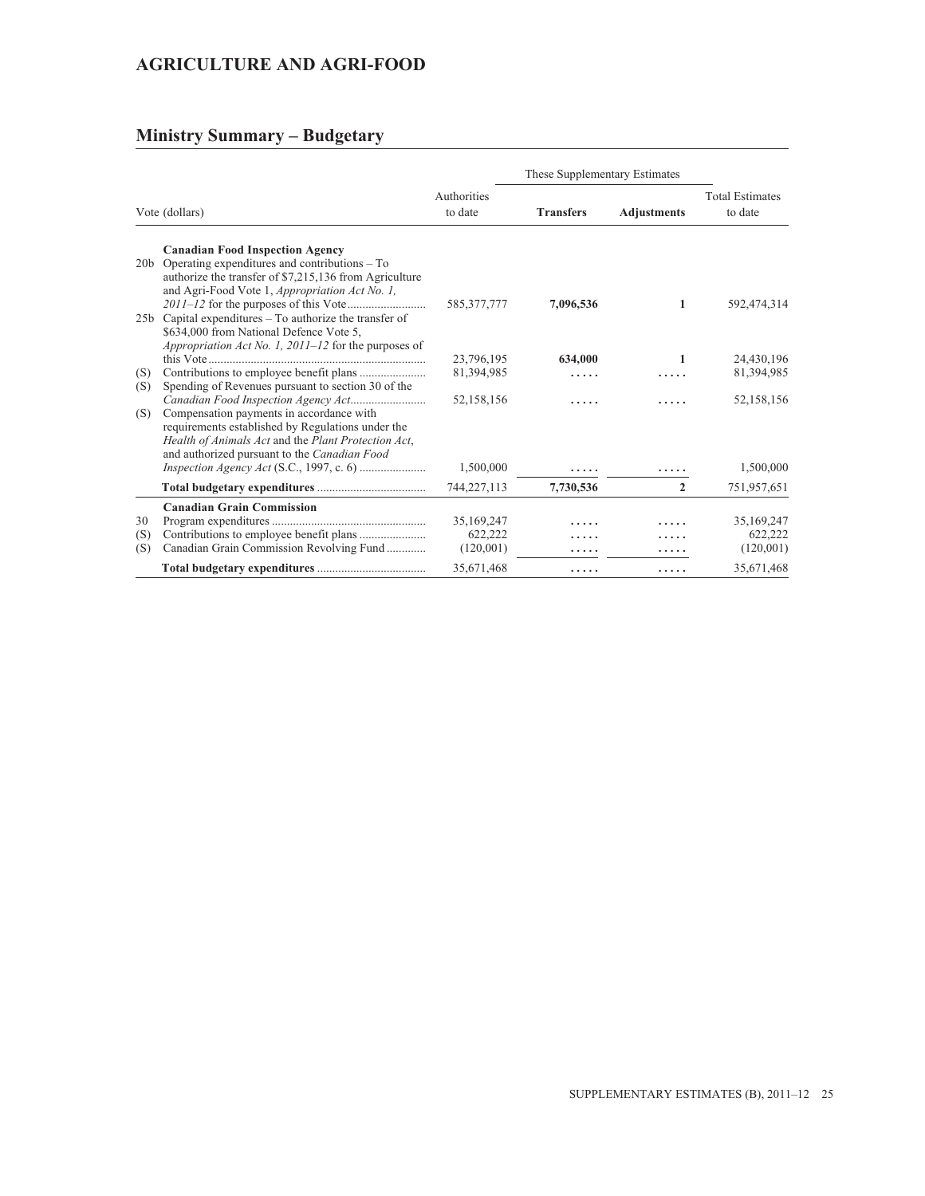## AGRICULTURE AND AGRI-FOOD

## Ministry Summary – Budgetary

| | Vote (dollars) | Authorities to date | These Supplementary Estimates Transfers | These Supplementary Estimates Adjustments | Total Estimates to date |
|---|---|---|---|---|---|
| | **Canadian Food Inspection Agency** | | | | |
| 20b | Operating expenditures and contributions – To authorize the transfer of $7,215,136 from Agriculture and Agri-Food Vote 1, *Appropriation Act No. 1, 2011–12* for the purposes of this Vote | 585,377,777 | **7,096,536** | **1** | 592,474,314 |
| 25b | Capital expenditures – To authorize the transfer of $634,000 from National Defence Vote 5, *Appropriation Act No. 1, 2011–12* for the purposes of this Vote | 23,796,195 | **634,000** | **1** | 24,430,196 |
| (S) | Contributions to employee benefit plans | 81,394,985 | ..... | ..... | 81,394,985 |
| (S) | Spending of Revenues pursuant to section 30 of the *Canadian Food Inspection Agency Act* | 52,158,156 | ..... | ..... | 52,158,156 |
| (S) | Compensation payments in accordance with requirements established by Regulations under the *Health of Animals Act* and the *Plant Protection Act*, and authorized pursuant to the *Canadian Food Inspection Agency Act* (S.C., 1997, c. 6) | 1,500,000 | ..... | ..... | 1,500,000 |
| | **Total budgetary expenditures** | 744,227,113 | **7,730,536** | **2** | 751,957,651 |
| | **Canadian Grain Commission** | | | | |
| 30 | Program expenditures | 35,169,247 | ..... | ..... | 35,169,247 |
| (S) | Contributions to employee benefit plans | 622,222 | ..... | ..... | 622,222 |
| (S) | Canadian Grain Commission Revolving Fund | (120,001) | ..... | ..... | (120,001) |
| | **Total budgetary expenditures** | 35,671,468 | ..... | ..... | 35,671,468 |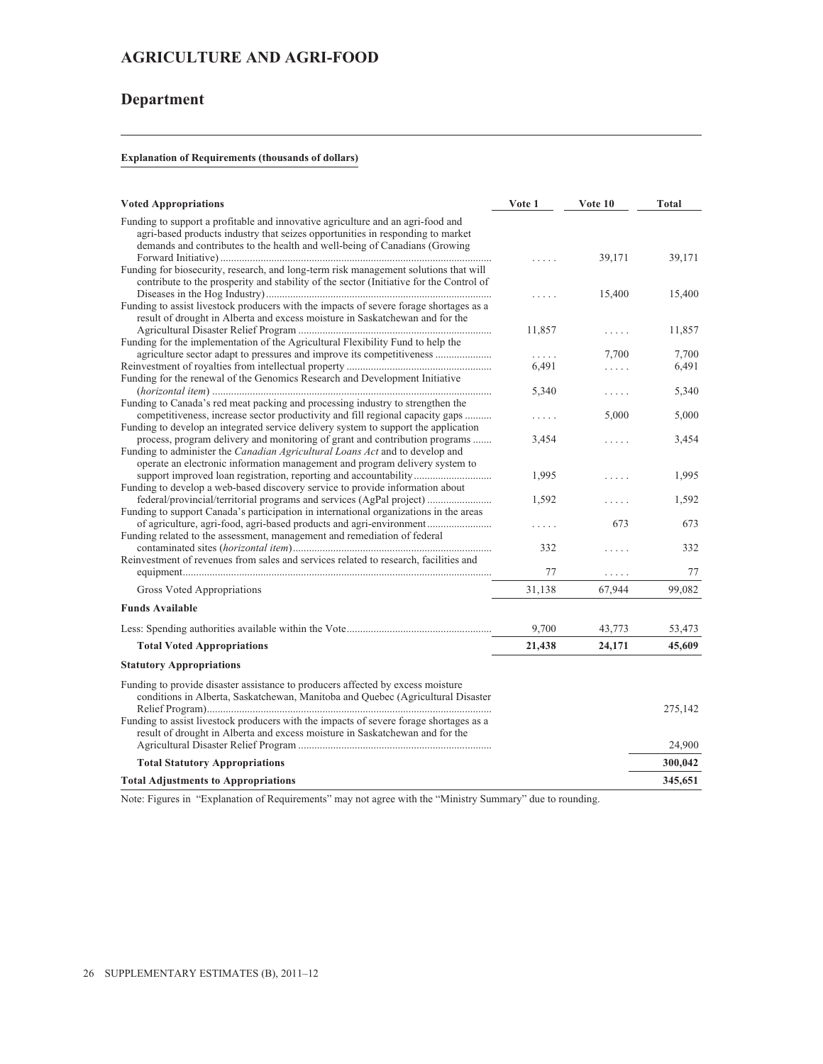# AGRICULTURE AND AGRI-FOOD

## Department

**Explanation of Requirements (thousands of dollars)**

| Voted Appropriations | Vote 1 | Vote 10 | Total |
|---|---|---|---|
| Funding to support a profitable and innovative agriculture and an agri-food and agri-based products industry that seizes opportunities in responding to market demands and contributes to the health and well-being of Canadians (Growing Forward Initiative) | ..... | 39,171 | 39,171 |
| Funding for biosecurity, research, and long-term risk management solutions that will contribute to the prosperity and stability of the sector (Initiative for the Control of Diseases in the Hog Industry) | ..... | 15,400 | 15,400 |
| Funding to assist livestock producers with the impacts of severe forage shortages as a result of drought in Alberta and excess moisture in Saskatchewan and for the Agricultural Disaster Relief Program | 11,857 | ..... | 11,857 |
| Funding for the implementation of the Agricultural Flexibility Fund to help the agriculture sector adapt to pressures and improve its competitiveness | ..... | 7,700 | 7,700 |
| Reinvestment of royalties from intellectual property | 6,491 | ..... | 6,491 |
| Funding for the renewal of the Genomics Research and Development Initiative (*horizontal item*) | 5,340 | ..... | 5,340 |
| Funding to Canada's red meat packing and processing industry to strengthen the competitiveness, increase sector productivity and fill regional capacity gaps | ..... | 5,000 | 5,000 |
| Funding to develop an integrated service delivery system to support the application process, program delivery and monitoring of grant and contribution programs | 3,454 | ..... | 3,454 |
| Funding to administer the *Canadian Agricultural Loans Act* and to develop and operate an electronic information management and program delivery system to support improved loan registration, reporting and accountability | 1,995 | ..... | 1,995 |
| Funding to develop a web-based discovery service to provide information about federal/provincial/territorial programs and services (AgPal project) | 1,592 | ..... | 1,592 |
| Funding to support Canada's participation in international organizations in the areas of agriculture, agri-food, agri-based products and agri-environment | ..... | 673 | 673 |
| Funding related to the assessment, management and remediation of federal contaminated sites (*horizontal item*) | 332 | ..... | 332 |
| Reinvestment of revenues from sales and services related to research, facilities and equipment | 77 | ..... | 77 |
| Gross Voted Appropriations | 31,138 | 67,944 | 99,082 |
| **Funds Available** | | | |
| Less: Spending authorities available within the Vote | 9,700 | 43,773 | 53,473 |
| **Total Voted Appropriations** | **21,438** | **24,171** | **45,609** |
| **Statutory Appropriations** | | | |
| Funding to provide disaster assistance to producers affected by excess moisture conditions in Alberta, Saskatchewan, Manitoba and Quebec (Agricultural Disaster Relief Program) | | | 275,142 |
| Funding to assist livestock producers with the impacts of severe forage shortages as a result of drought in Alberta and excess moisture in Saskatchewan and for the Agricultural Disaster Relief Program | | | 24,900 |
| **Total Statutory Appropriations** | | | **300,042** |
| **Total Adjustments to Appropriations** | | | **345,651** |

Note: Figures in "Explanation of Requirements" may not agree with the "Ministry Summary" due to rounding.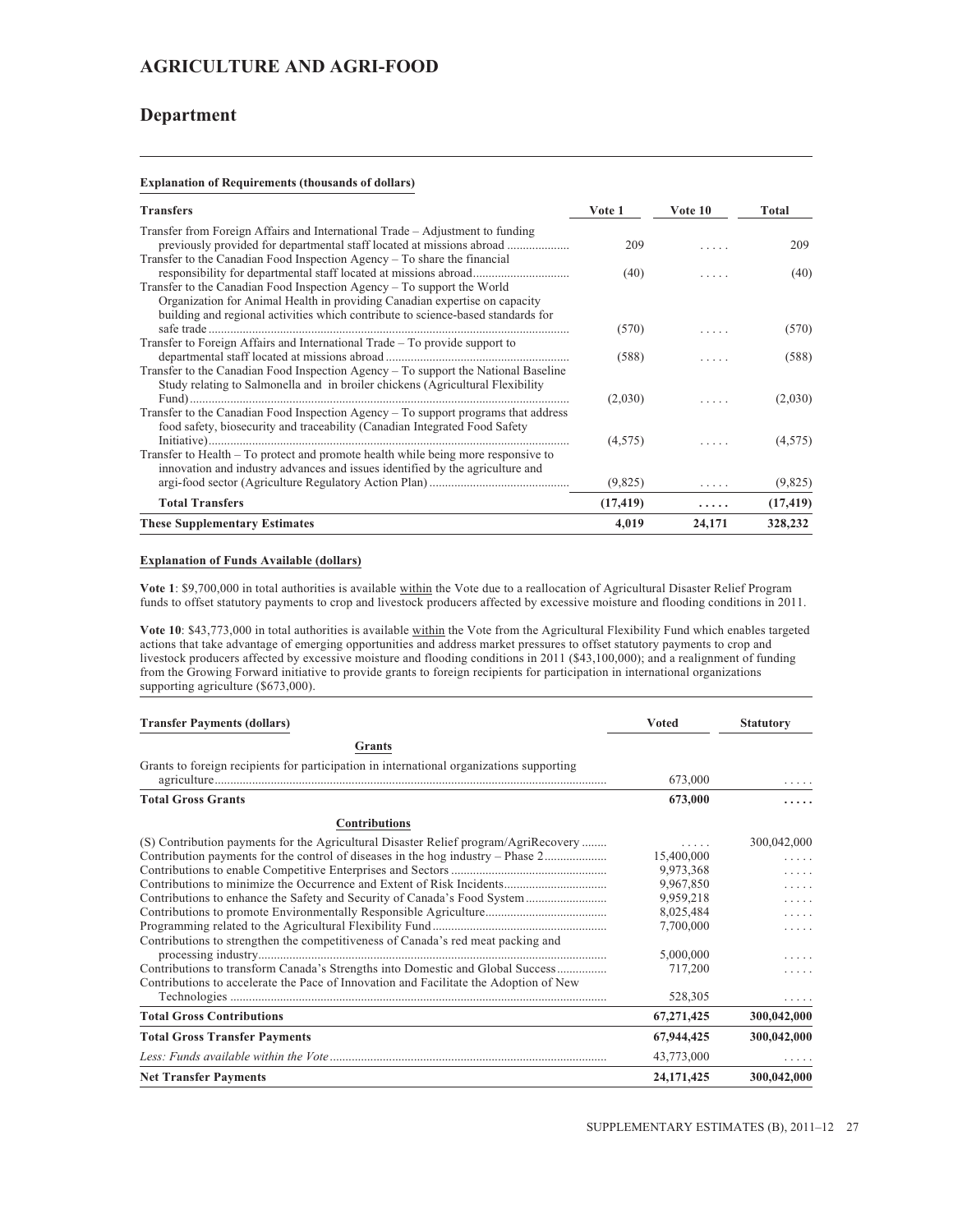# AGRICULTURE AND AGRI-FOOD

## Department

**Explanation of Requirements (thousands of dollars)**

| Transfers | Vote 1 | Vote 10 | Total |
|---|---|---|---|
| Transfer from Foreign Affairs and International Trade – Adjustment to funding previously provided for departmental staff located at missions abroad | 209 | ..... | 209 |
| Transfer to the Canadian Food Inspection Agency – To share the financial responsibility for departmental staff located at missions abroad | (40) | ..... | (40) |
| Transfer to the Canadian Food Inspection Agency – To support the World Organization for Animal Health in providing Canadian expertise on capacity building and regional activities which contribute to science-based standards for safe trade | (570) | ..... | (570) |
| Transfer to Foreign Affairs and International Trade – To provide support to departmental staff located at missions abroad | (588) | ..... | (588) |
| Transfer to the Canadian Food Inspection Agency – To support the National Baseline Study relating to Salmonella and in broiler chickens (Agricultural Flexibility Fund) | (2,030) | ..... | (2,030) |
| Transfer to the Canadian Food Inspection Agency – To support programs that address food safety, biosecurity and traceability (Canadian Integrated Food Safety Initiative) | (4,575) | ..... | (4,575) |
| Transfer to Health – To protect and promote health while being more responsive to innovation and industry advances and issues identified by the agriculture and argi-food sector (Agriculture Regulatory Action Plan) | (9,825) | ..... | (9,825) |
| **Total Transfers** | **(17,419)** | **.....** | **(17,419)** |
| **These Supplementary Estimates** | **4,019** | **24,171** | **328,232** |

**Explanation of Funds Available (dollars)**

**Vote 1**: $9,700,000 in total authorities is available within the Vote due to a reallocation of Agricultural Disaster Relief Program funds to offset statutory payments to crop and livestock producers affected by excessive moisture and flooding conditions in 2011.

**Vote 10**: $43,773,000 in total authorities is available within the Vote from the Agricultural Flexibility Fund which enables targeted actions that take advantage of emerging opportunities and address market pressures to offset statutory payments to crop and livestock producers affected by excessive moisture and flooding conditions in 2011 ($43,100,000); and a realignment of funding from the Growing Forward initiative to provide grants to foreign recipients for participation in international organizations supporting agriculture ($673,000).

| Transfer Payments (dollars) | Voted | Statutory |
|---|---|---|
| **Grants** | | |
| Grants to foreign recipients for participation in international organizations supporting agriculture | 673,000 | ..... |
| **Total Gross Grants** | **673,000** | **.....** |
| **Contributions** | | |
| (S) Contribution payments for the Agricultural Disaster Relief program/AgriRecovery | ..... | 300,042,000 |
| Contribution payments for the control of diseases in the hog industry – Phase 2 | 15,400,000 | ..... |
| Contributions to enable Competitive Enterprises and Sectors | 9,973,368 | ..... |
| Contributions to minimize the Occurrence and Extent of Risk Incidents | 9,967,850 | ..... |
| Contributions to enhance the Safety and Security of Canada's Food System | 9,959,218 | ..... |
| Contributions to promote Environmentally Responsible Agriculture | 8,025,484 | ..... |
| Programming related to the Agricultural Flexibility Fund | 7,700,000 | ..... |
| Contributions to strengthen the competitiveness of Canada's red meat packing and processing industry | 5,000,000 | ..... |
| Contributions to transform Canada's Strengths into Domestic and Global Success | 717,200 | ..... |
| Contributions to accelerate the Pace of Innovation and Facilitate the Adoption of New Technologies | 528,305 | ..... |
| **Total Gross Contributions** | **67,271,425** | **300,042,000** |
| **Total Gross Transfer Payments** | **67,944,425** | **300,042,000** |
| *Less: Funds available within the Vote* | 43,773,000 | ..... |
| **Net Transfer Payments** | **24,171,425** | **300,042,000** |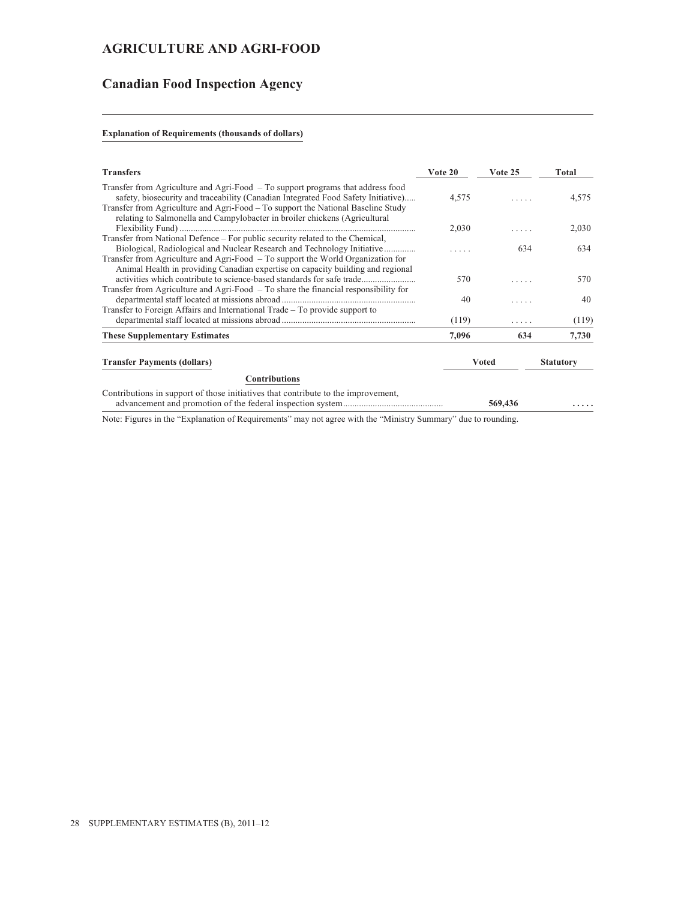# AGRICULTURE AND AGRI-FOOD

## Canadian Food Inspection Agency

**Explanation of Requirements (thousands of dollars)**

| Transfers | Vote 20 | Vote 25 | Total |
|---|---|---|---|
| Transfer from Agriculture and Agri-Food – To support programs that address food safety, biosecurity and traceability (Canadian Integrated Food Safety Initiative)..... | 4,575 | . . . . . | 4,575 |
| Transfer from Agriculture and Agri-Food – To support the National Baseline Study relating to Salmonella and Campylobacter in broiler chickens (Agricultural Flexibility Fund) | 2,030 | . . . . . | 2,030 |
| Transfer from National Defence – For public security related to the Chemical, Biological, Radiological and Nuclear Research and Technology Initiative | . . . . . | 634 | 634 |
| Transfer from Agriculture and Agri-Food – To support the World Organization for Animal Health in providing Canadian expertise on capacity building and regional activities which contribute to science-based standards for safe trade | 570 | . . . . . | 570 |
| Transfer from Agriculture and Agri-Food – To share the financial responsibility for departmental staff located at missions abroad | 40 | . . . . . | 40 |
| Transfer to Foreign Affairs and International Trade – To provide support to departmental staff located at missions abroad | (119) | . . . . . | (119) |
| **These Supplementary Estimates** | **7,096** | **634** | **7,730** |

| Transfer Payments (dollars) | Voted | Statutory |
|---|---|---|
| **Contributions** | | |
| Contributions in support of those initiatives that contribute to the improvement, advancement and promotion of the federal inspection system | **569,436** | **. . . . .** |

Note: Figures in the "Explanation of Requirements" may not agree with the "Ministry Summary" due to rounding.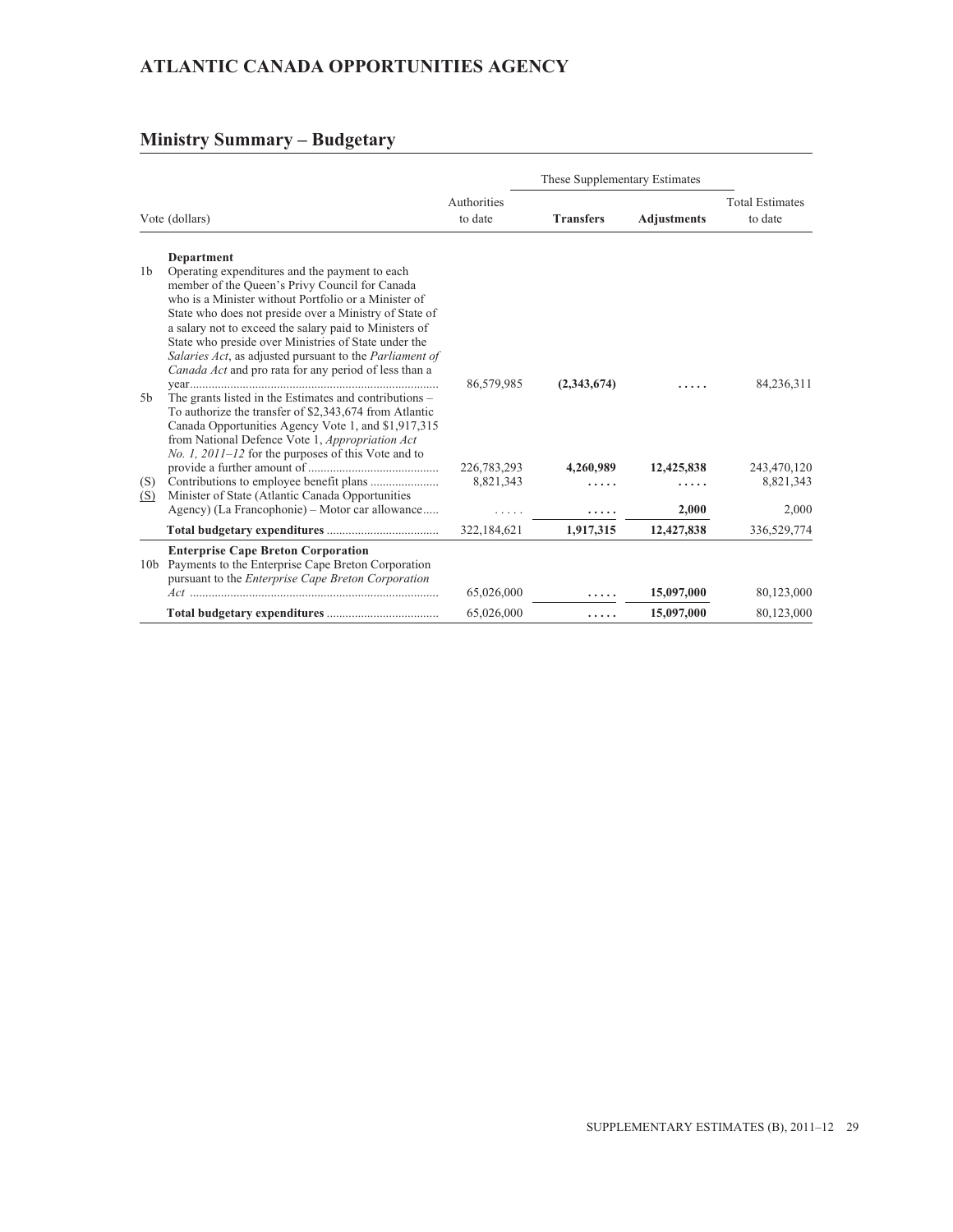# ATLANTIC CANADA OPPORTUNITIES AGENCY

## Ministry Summary – Budgetary

| Vote (dollars) | | Authorities to date | These Supplementary Estimates | | Total Estimates to date |
|---|---|---|---|---|---|
| | | | **Transfers** | **Adjustments** | |
| | **Department** | | | | |
| 1b | Operating expenditures and the payment to each member of the Queen's Privy Council for Canada who is a Minister without Portfolio or a Minister of State who does not preside over a Ministry of State of a salary not to exceed the salary paid to Ministers of State who preside over Ministries of State under the *Salaries Act*, as adjusted pursuant to the *Parliament of Canada Act* and pro rata for any period of less than a year | 86,579,985 | **(2,343,674)** | **.....** | 84,236,311 |
| 5b | The grants listed in the Estimates and contributions – To authorize the transfer of $2,343,674 from Atlantic Canada Opportunities Agency Vote 1, and $1,917,315 from National Defence Vote 1, *Appropriation Act No. 1, 2011–12* for the purposes of this Vote and to provide a further amount of | 226,783,293 | **4,260,989** | **12,425,838** | 243,470,120 |
| (S) | Contributions to employee benefit plans | 8,821,343 | **.....** | **.....** | 8,821,343 |
| (S) | Minister of State (Atlantic Canada Opportunities Agency) (La Francophonie) – Motor car allowance | ..... | **.....** | **2,000** | 2,000 |
| | **Total budgetary expenditures** | 322,184,621 | **1,917,315** | **12,427,838** | 336,529,774 |
| | **Enterprise Cape Breton Corporation** | | | | |
| 10b | Payments to the Enterprise Cape Breton Corporation pursuant to the *Enterprise Cape Breton Corporation Act* | 65,026,000 | **.....** | **15,097,000** | 80,123,000 |
| | **Total budgetary expenditures** | 65,026,000 | **.....** | **15,097,000** | 80,123,000 |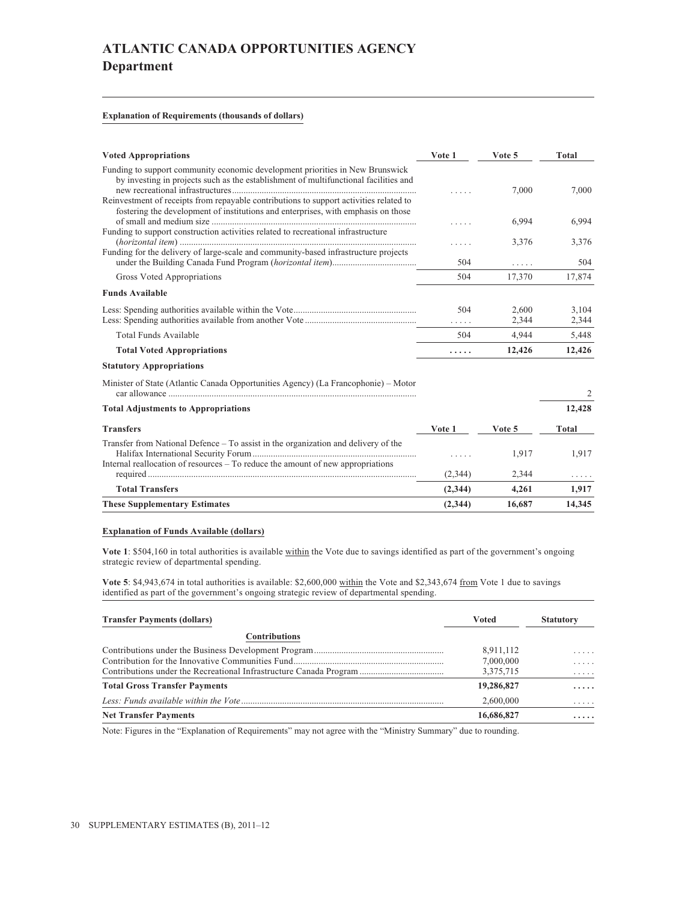# ATLANTIC CANADA OPPORTUNITIES AGENCY
## Department

**Explanation of Requirements (thousands of dollars)**

| Voted Appropriations | Vote 1 | Vote 5 | Total |
|---|---|---|---|
| Funding to support community economic development priorities in New Brunswick by investing in projects such as the establishment of multifunctional facilities and new recreational infrastructures | ..... | 7,000 | 7,000 |
| Reinvestment of receipts from repayable contributions to support activities related to fostering the development of institutions and enterprises, with emphasis on those of small and medium size | ..... | 6,994 | 6,994 |
| Funding to support construction activities related to recreational infrastructure (*horizontal item*) | ..... | 3,376 | 3,376 |
| Funding for the delivery of large-scale and community-based infrastructure projects under the Building Canada Fund Program (*horizontal item*) | 504 | ..... | 504 |
| Gross Voted Appropriations | 504 | 17,370 | 17,874 |
| **Funds Available** | | | |
| Less: Spending authorities available within the Vote | 504 | 2,600 | 3,104 |
| Less: Spending authorities available from another Vote | ..... | 2,344 | 2,344 |
| Total Funds Available | 504 | 4,944 | 5,448 |
| **Total Voted Appropriations** | **.....** | **12,426** | **12,426** |
| **Statutory Appropriations** | | | |
| Minister of State (Atlantic Canada Opportunities Agency) (La Francophonie) – Motor car allowance | | | 2 |
| **Total Adjustments to Appropriations** | | | **12,428** |

| Transfers | Vote 1 | Vote 5 | Total |
|---|---|---|---|
| Transfer from National Defence – To assist in the organization and delivery of the Halifax International Security Forum | ..... | 1,917 | 1,917 |
| Internal reallocation of resources – To reduce the amount of new appropriations required | (2,344) | 2,344 | ..... |
| **Total Transfers** | **(2,344)** | **4,261** | **1,917** |
| **These Supplementary Estimates** | **(2,344)** | **16,687** | **14,345** |

**Explanation of Funds Available (dollars)**

**Vote 1**: $504,160 in total authorities is available within the Vote due to savings identified as part of the government's ongoing strategic review of departmental spending.

**Vote 5**: $4,943,674 in total authorities is available: $2,600,000 within the Vote and $2,343,674 from Vote 1 due to savings identified as part of the government's ongoing strategic review of departmental spending.

| Transfer Payments (dollars) | Voted | Statutory |
|---|---|---|
| **Contributions** | | |
| Contributions under the Business Development Program | 8,911,112 | ..... |
| Contribution for the Innovative Communities Fund | 7,000,000 | ..... |
| Contributions under the Recreational Infrastructure Canada Program | 3,375,715 | ..... |
| **Total Gross Transfer Payments** | **19,286,827** | **.....** |
| *Less: Funds available within the Vote* | 2,600,000 | ..... |
| **Net Transfer Payments** | **16,686,827** | **.....** |

Note: Figures in the "Explanation of Requirements" may not agree with the "Ministry Summary" due to rounding.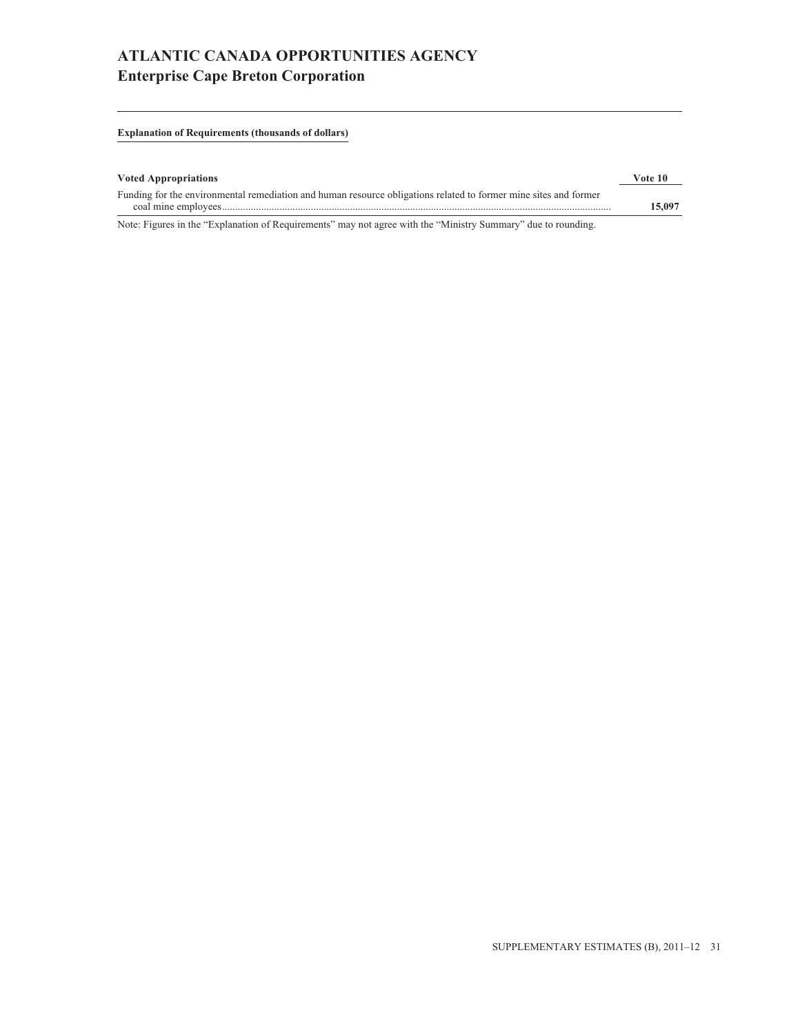# ATLANTIC CANADA OPPORTUNITIES AGENCY
## Enterprise Cape Breton Corporation

**Explanation of Requirements (thousands of dollars)**

| Voted Appropriations | Vote 10 |
|---|---|
| Funding for the environmental remediation and human resource obligations related to former mine sites and former coal mine employees | **15,097** |

Note: Figures in the "Explanation of Requirements" may not agree with the "Ministry Summary" due to rounding.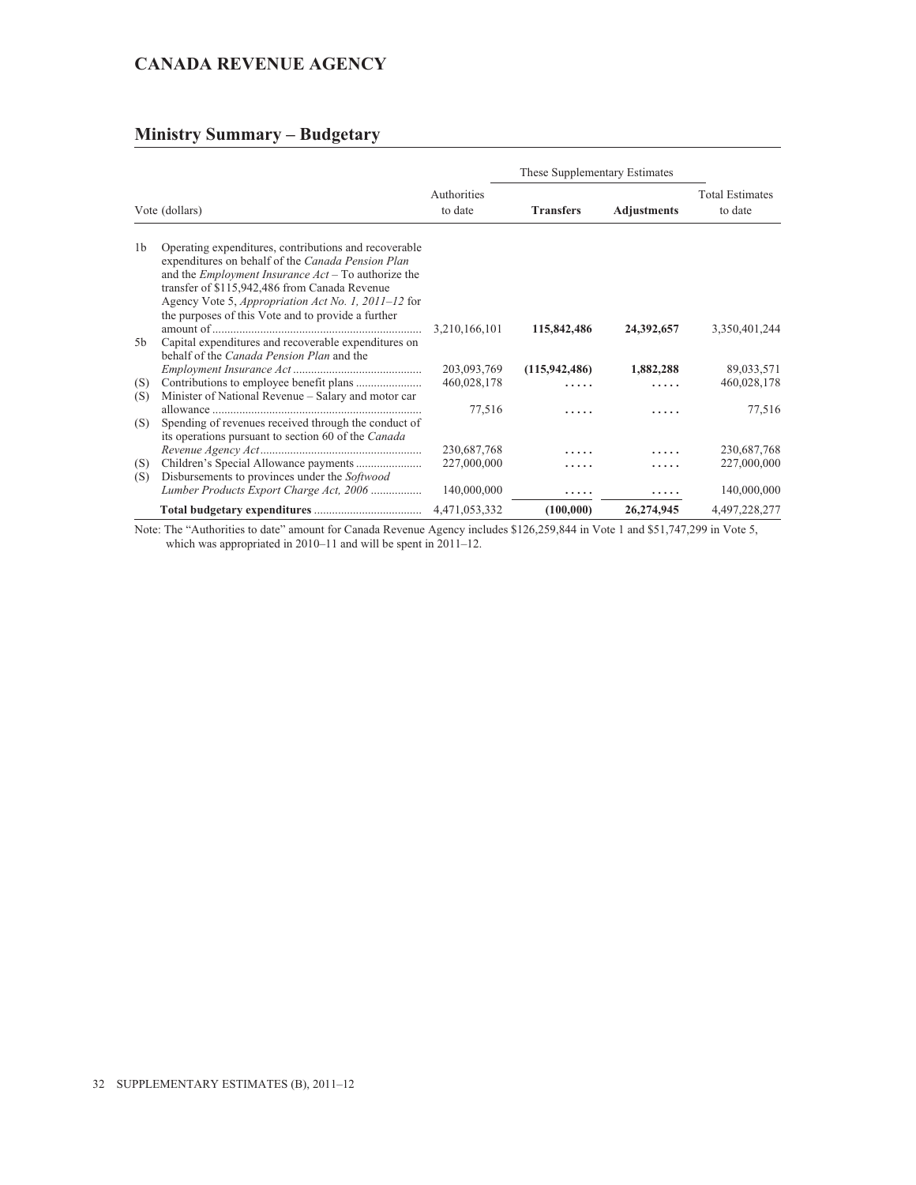# CANADA REVENUE AGENCY

## Ministry Summary – Budgetary

| Vote (dollars) | | Authorities to date | These Supplementary Estimates | | Total Estimates to date |
|---|---|---|---|---|---|
| | | | **Transfers** | **Adjustments** | |
| 1b | Operating expenditures, contributions and recoverable expenditures on behalf of the *Canada Pension Plan* and the *Employment Insurance Act* – To authorize the transfer of $115,942,486 from Canada Revenue Agency Vote 5, *Appropriation Act No. 1, 2011–12* for the purposes of this Vote and to provide a further amount of | 3,210,166,101 | **115,842,486** | **24,392,657** | 3,350,401,244 |
| 5b | Capital expenditures and recoverable expenditures on behalf of the *Canada Pension Plan* and the *Employment Insurance Act* | 203,093,769 | **(115,942,486)** | **1,882,288** | 89,033,571 |
| (S) | Contributions to employee benefit plans | 460,028,178 | ..... | ..... | 460,028,178 |
| (S) | Minister of National Revenue – Salary and motor car allowance | 77,516 | ..... | ..... | 77,516 |
| (S) | Spending of revenues received through the conduct of its operations pursuant to section 60 of the *Canada Revenue Agency Act* | 230,687,768 | ..... | ..... | 230,687,768 |
| (S) | Children's Special Allowance payments | 227,000,000 | ..... | ..... | 227,000,000 |
| (S) | Disbursements to provinces under the *Softwood Lumber Products Export Charge Act, 2006* | 140,000,000 | ..... | ..... | 140,000,000 |
| | **Total budgetary expenditures** | 4,471,053,332 | **(100,000)** | **26,274,945** | 4,497,228,277 |

Note: The "Authorities to date" amount for Canada Revenue Agency includes $126,259,844 in Vote 1 and $51,747,299 in Vote 5, which was appropriated in 2010–11 and will be spent in 2011–12.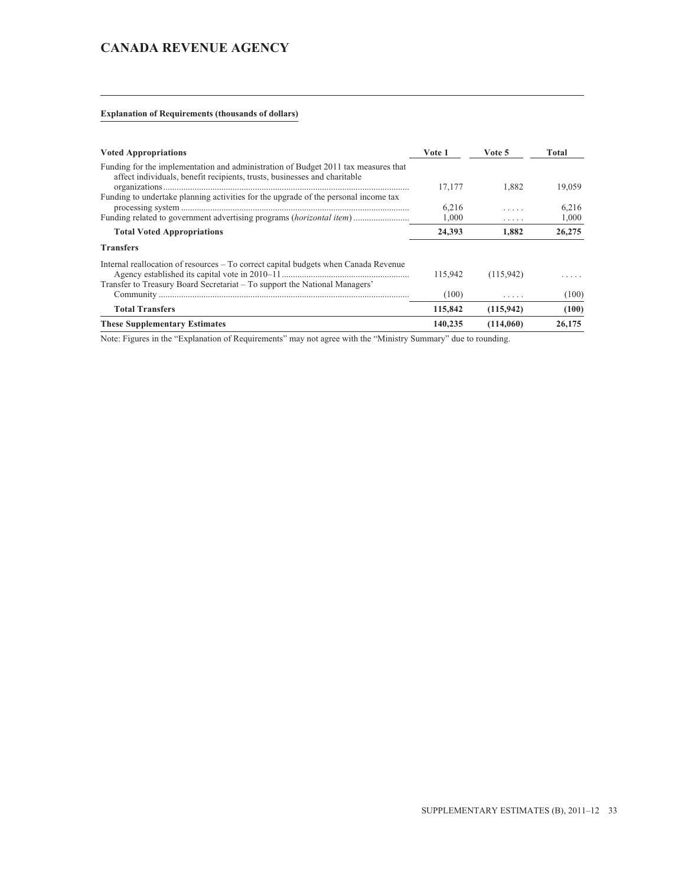# CANADA REVENUE AGENCY

**Explanation of Requirements (thousands of dollars)**

| Voted Appropriations | Vote 1 | Vote 5 | Total |
|---|---|---|---|
| Funding for the implementation and administration of Budget 2011 tax measures that affect individuals, benefit recipients, trusts, businesses and charitable organizations | 17,177 | 1,882 | 19,059 |
| Funding to undertake planning activities for the upgrade of the personal income tax processing system | 6,216 | ..... | 6,216 |
| Funding related to government advertising programs (*horizontal item*) | 1,000 | ..... | 1,000 |
| **Total Voted Appropriations** | **24,393** | **1,882** | **26,275** |
| **Transfers** | | | |
| Internal reallocation of resources – To correct capital budgets when Canada Revenue Agency established its capital vote in 2010–11 | 115,942 | (115,942) | ..... |
| Transfer to Treasury Board Secretariat – To support the National Managers' Community | (100) | ..... | (100) |
| **Total Transfers** | **115,842** | **(115,942)** | **(100)** |
| **These Supplementary Estimates** | **140,235** | **(114,060)** | **26,175** |

Note: Figures in the "Explanation of Requirements" may not agree with the "Ministry Summary" due to rounding.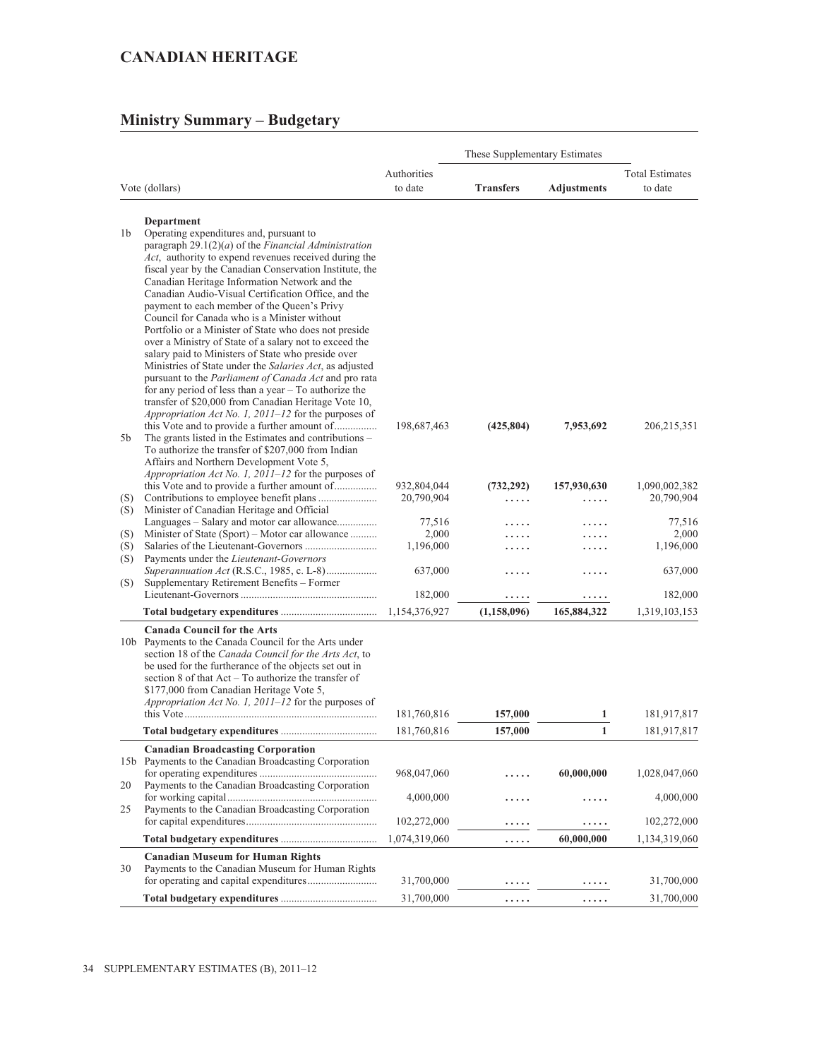# CANADIAN HERITAGE

## Ministry Summary – Budgetary

| | Vote (dollars) | Authorities to date | These Supplementary Estimates | | Total Estimates to date |
|---|---|---|---|---|---|
| | | | **Transfers** | **Adjustments** | |
| | **Department** | | | | |
| 1b | Operating expenditures and, pursuant to paragraph 29.1(2)(*a*) of the *Financial Administration Act*, authority to expend revenues received during the fiscal year by the Canadian Conservation Institute, the Canadian Heritage Information Network and the Canadian Audio-Visual Certification Office, and the payment to each member of the Queen's Privy Council for Canada who is a Minister without Portfolio or a Minister of State who does not preside over a Ministry of State of a salary not to exceed the salary paid to Ministers of State who preside over Ministries of State under the *Salaries Act*, as adjusted pursuant to the *Parliament of Canada Act* and pro rata for any period of less than a year – To authorize the transfer of $20,000 from Canadian Heritage Vote 10, *Appropriation Act No. 1, 2011–12* for the purposes of this Vote and to provide a further amount of................ | 198,687,463 | **(425,804)** | **7,953,692** | 206,215,351 |
| 5b | The grants listed in the Estimates and contributions – To authorize the transfer of $207,000 from Indian Affairs and Northern Development Vote 5, *Appropriation Act No. 1, 2011–12* for the purposes of this Vote and to provide a further amount of................ | 932,804,044 | **(732,292)** | **157,930,630** | 1,090,002,382 |
| (S) | Contributions to employee benefit plans ...................... | 20,790,904 | ..... | ..... | 20,790,904 |
| (S) | Minister of Canadian Heritage and Official Languages – Salary and motor car allowance.............. | 77,516 | ..... | ..... | 77,516 |
| (S) | Minister of State (Sport) – Motor car allowance .......... | 2,000 | ..... | ..... | 2,000 |
| (S) | Salaries of the Lieutenant-Governors ........................... | 1,196,000 | ..... | ..... | 1,196,000 |
| (S) | Payments under the *Lieutenant-Governors Superannuation Act* (R.S.C., 1985, c. L-8).................. | 637,000 | ..... | ..... | 637,000 |
| (S) | Supplementary Retirement Benefits – Former Lieutenant-Governors ................................................... | 182,000 | ..... | ..... | 182,000 |
| | **Total budgetary expenditures** .................................... | 1,154,376,927 | **(1,158,096)** | **165,884,322** | 1,319,103,153 |
| | **Canada Council for the Arts** | | | | |
| 10b | Payments to the Canada Council for the Arts under section 18 of the *Canada Council for the Arts Act*, to be used for the furtherance of the objects set out in section 8 of that Act – To authorize the transfer of $177,000 from Canadian Heritage Vote 5, *Appropriation Act No. 1, 2011–12* for the purposes of this Vote........................................................................ | 181,760,816 | **157,000** | **1** | 181,917,817 |
| | **Total budgetary expenditures** .................................... | 181,760,816 | **157,000** | **1** | 181,917,817 |
| | **Canadian Broadcasting Corporation** | | | | |
| 15b | Payments to the Canadian Broadcasting Corporation for operating expenditures ............................................ | 968,047,060 | ..... | **60,000,000** | 1,028,047,060 |
| 20 | Payments to the Canadian Broadcasting Corporation for working capital........................................................ | 4,000,000 | ..... | ..... | 4,000,000 |
| 25 | Payments to the Canadian Broadcasting Corporation for capital expenditures................................................ | 102,272,000 | ..... | ..... | 102,272,000 |
| | **Total budgetary expenditures** .................................... | 1,074,319,060 | ..... | **60,000,000** | 1,134,319,060 |
| | **Canadian Museum for Human Rights** | | | | |
| 30 | Payments to the Canadian Museum for Human Rights for operating and capital expenditures.......................... | 31,700,000 | ..... | ..... | 31,700,000 |
| | **Total budgetary expenditures** .................................... | 31,700,000 | ..... | ..... | 31,700,000 |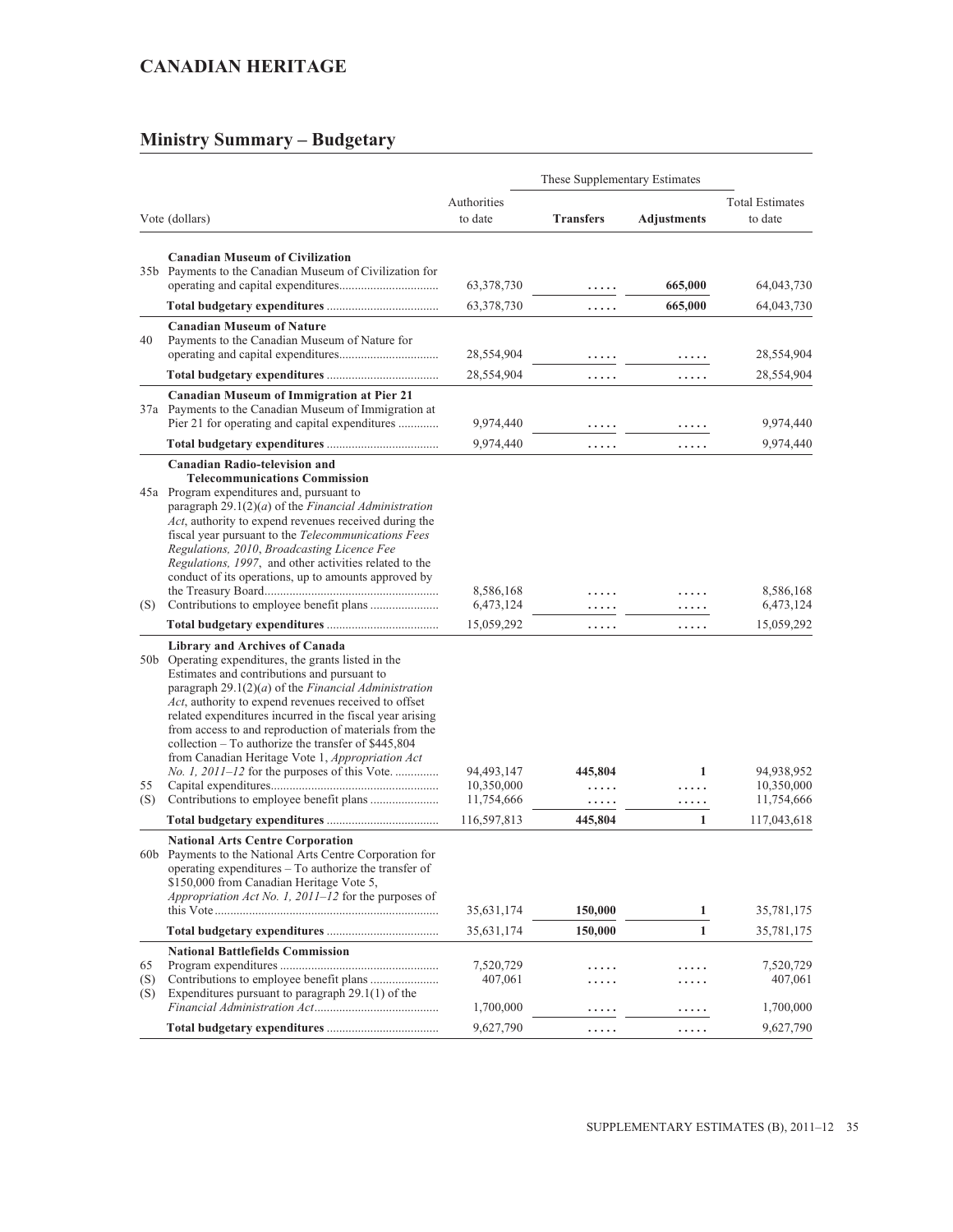# CANADIAN HERITAGE

## Ministry Summary – Budgetary

| Vote (dollars) | | Authorities to date | These Supplementary Estimates | | Total Estimates to date |
|---|---|---|---|---|---|
| | | | **Transfers** | **Adjustments** | |
| | **Canadian Museum of Civilization** | | | | |
| 35b | Payments to the Canadian Museum of Civilization for operating and capital expenditures | 63,378,730 | ..... | **665,000** | 64,043,730 |
| | **Total budgetary expenditures** | 63,378,730 | ..... | **665,000** | 64,043,730 |
| | **Canadian Museum of Nature** | | | | |
| 40 | Payments to the Canadian Museum of Nature for operating and capital expenditures | 28,554,904 | ..... | ..... | 28,554,904 |
| | **Total budgetary expenditures** | 28,554,904 | ..... | ..... | 28,554,904 |
| | **Canadian Museum of Immigration at Pier 21** | | | | |
| 37a | Payments to the Canadian Museum of Immigration at Pier 21 for operating and capital expenditures | 9,974,440 | ..... | ..... | 9,974,440 |
| | **Total budgetary expenditures** | 9,974,440 | ..... | ..... | 9,974,440 |
| | **Canadian Radio-television and Telecommunications Commission** | | | | |
| 45a | Program expenditures and, pursuant to paragraph 29.1(2)(*a*) of the *Financial Administration Act*, authority to expend revenues received during the fiscal year pursuant to the *Telecommunications Fees Regulations, 2010*, *Broadcasting Licence Fee Regulations, 1997*, and other activities related to the conduct of its operations, up to amounts approved by the Treasury Board | 8,586,168 | ..... | ..... | 8,586,168 |
| (S) | Contributions to employee benefit plans | 6,473,124 | ..... | ..... | 6,473,124 |
| | **Total budgetary expenditures** | 15,059,292 | ..... | ..... | 15,059,292 |
| | **Library and Archives of Canada** | | | | |
| 50b | Operating expenditures, the grants listed in the Estimates and contributions and pursuant to paragraph 29.1(2)(*a*) of the *Financial Administration Act*, authority to expend revenues received to offset related expenditures incurred in the fiscal year arising from access to and reproduction of materials from the collection – To authorize the transfer of $445,804 from Canadian Heritage Vote 1, *Appropriation Act No. 1, 2011–12* for the purposes of this Vote. | 94,493,147 | **445,804** | **1** | 94,938,952 |
| 55 | Capital expenditures | 10,350,000 | ..... | ..... | 10,350,000 |
| (S) | Contributions to employee benefit plans | 11,754,666 | ..... | ..... | 11,754,666 |
| | **Total budgetary expenditures** | 116,597,813 | **445,804** | **1** | 117,043,618 |
| | **National Arts Centre Corporation** | | | | |
| 60b | Payments to the National Arts Centre Corporation for operating expenditures – To authorize the transfer of $150,000 from Canadian Heritage Vote 5, *Appropriation Act No. 1, 2011–12* for the purposes of this Vote | 35,631,174 | **150,000** | **1** | 35,781,175 |
| | **Total budgetary expenditures** | 35,631,174 | **150,000** | **1** | 35,781,175 |
| | **National Battlefields Commission** | | | | |
| 65 | Program expenditures | 7,520,729 | ..... | ..... | 7,520,729 |
| (S) | Contributions to employee benefit plans | 407,061 | ..... | ..... | 407,061 |
| (S) | Expenditures pursuant to paragraph 29.1(1) of the *Financial Administration Act* | 1,700,000 | ..... | ..... | 1,700,000 |
| | **Total budgetary expenditures** | 9,627,790 | ..... | ..... | 9,627,790 |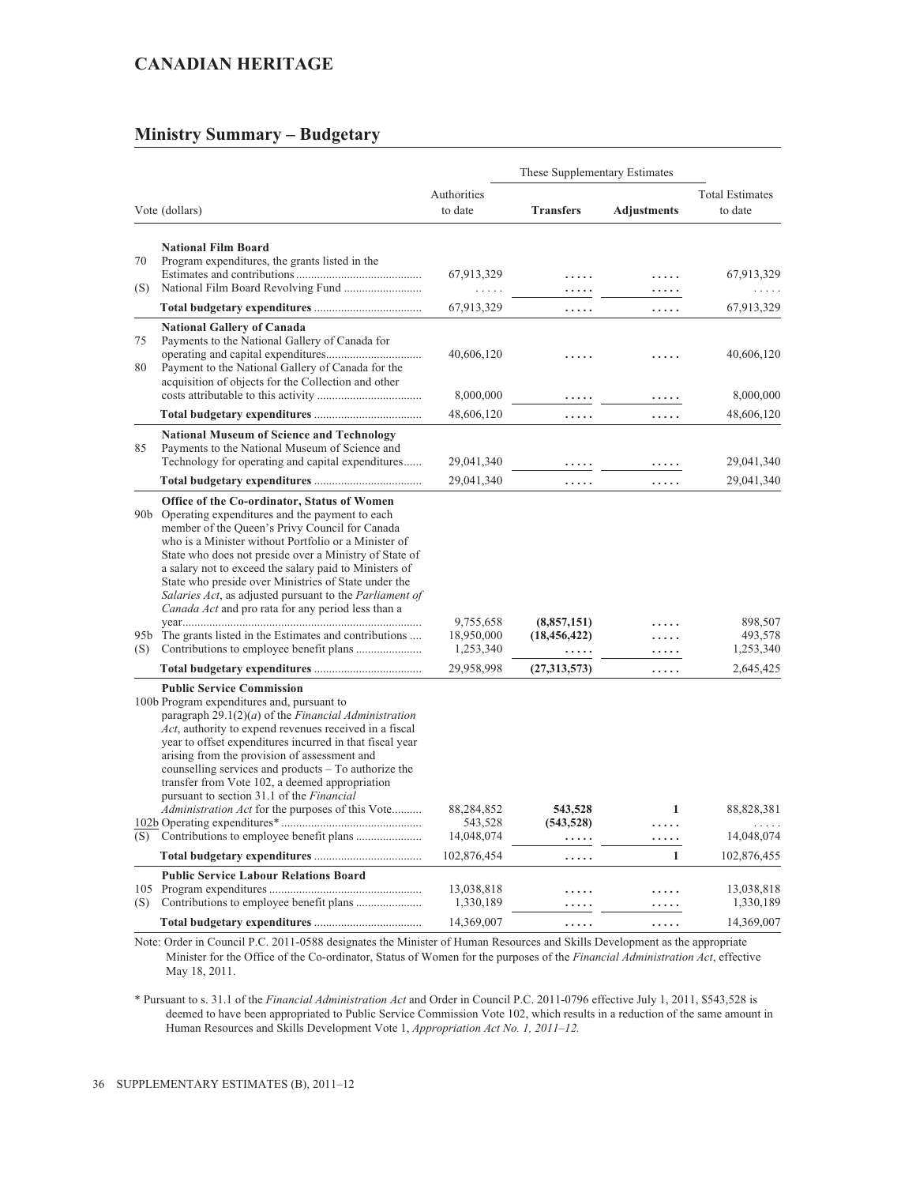# CANADIAN HERITAGE

## Ministry Summary – Budgetary

| | Vote (dollars) | Authorities to date | These Supplementary Estimates | | Total Estimates to date |
|---|---|---|---|---|---|
| | | | **Transfers** | **Adjustments** | |
| | **National Film Board** | | | | |
| 70 | Program expenditures, the grants listed in the Estimates and contributions | 67,913,329 | ..... | ..... | 67,913,329 |
| (S) | National Film Board Revolving Fund | ..... | ..... | ..... | ..... |
| | **Total budgetary expenditures** | 67,913,329 | ..... | ..... | 67,913,329 |
| | **National Gallery of Canada** | | | | |
| 75 | Payments to the National Gallery of Canada for operating and capital expenditures | 40,606,120 | ..... | ..... | 40,606,120 |
| 80 | Payment to the National Gallery of Canada for the acquisition of objects for the Collection and other costs attributable to this activity | 8,000,000 | ..... | ..... | 8,000,000 |
| | **Total budgetary expenditures** | 48,606,120 | ..... | ..... | 48,606,120 |
| | **National Museum of Science and Technology** | | | | |
| 85 | Payments to the National Museum of Science and Technology for operating and capital expenditures | 29,041,340 | ..... | ..... | 29,041,340 |
| | **Total budgetary expenditures** | 29,041,340 | ..... | ..... | 29,041,340 |
| | **Office of the Co-ordinator, Status of Women** | | | | |
| 90b | Operating expenditures and the payment to each member of the Queen's Privy Council for Canada who is a Minister without Portfolio or a Minister of State who does not preside over a Ministry of State of a salary not to exceed the salary paid to Ministers of State who preside over Ministries of State under the *Salaries Act*, as adjusted pursuant to the *Parliament of Canada Act* and pro rata for any period less than a year | 9,755,658 | **(8,857,151)** | ..... | 898,507 |
| 95b | The grants listed in the Estimates and contributions | 18,950,000 | **(18,456,422)** | ..... | 493,578 |
| (S) | Contributions to employee benefit plans | 1,253,340 | ..... | ..... | 1,253,340 |
| | **Total budgetary expenditures** | 29,958,998 | **(27,313,573)** | ..... | 2,645,425 |
| | **Public Service Commission** | | | | |
| 100b | Program expenditures and, pursuant to paragraph 29.1(2)(*a*) of the *Financial Administration Act*, authority to expend revenues received in a fiscal year to offset expenditures incurred in that fiscal year arising from the provision of assessment and counselling services and products – To authorize the transfer from Vote 102, a deemed appropriation pursuant to section 31.1 of the *Financial Administration Act* for the purposes of this Vote | 88,284,852 | **543,528** | **1** | 88,828,381 |
| 102b | Operating expenditures* | 543,528 | **(543,528)** | ..... | ..... |
| (S) | Contributions to employee benefit plans | 14,048,074 | ..... | ..... | 14,048,074 |
| | **Total budgetary expenditures** | 102,876,454 | ..... | **1** | 102,876,455 |
| | **Public Service Labour Relations Board** | | | | |
| 105 | Program expenditures | 13,038,818 | ..... | ..... | 13,038,818 |
| (S) | Contributions to employee benefit plans | 1,330,189 | ..... | ..... | 1,330,189 |
| | **Total budgetary expenditures** | 14,369,007 | ..... | ..... | 14,369,007 |

Note: Order in Council P.C. 2011-0588 designates the Minister of Human Resources and Skills Development as the appropriate Minister for the Office of the Co-ordinator, Status of Women for the purposes of the *Financial Administration Act*, effective May 18, 2011.

* Pursuant to s. 31.1 of the *Financial Administration Act* and Order in Council P.C. 2011-0796 effective July 1, 2011, $543,528 is deemed to have been appropriated to Public Service Commission Vote 102, which results in a reduction of the same amount in Human Resources and Skills Development Vote 1, *Appropriation Act No. 1, 2011–12.*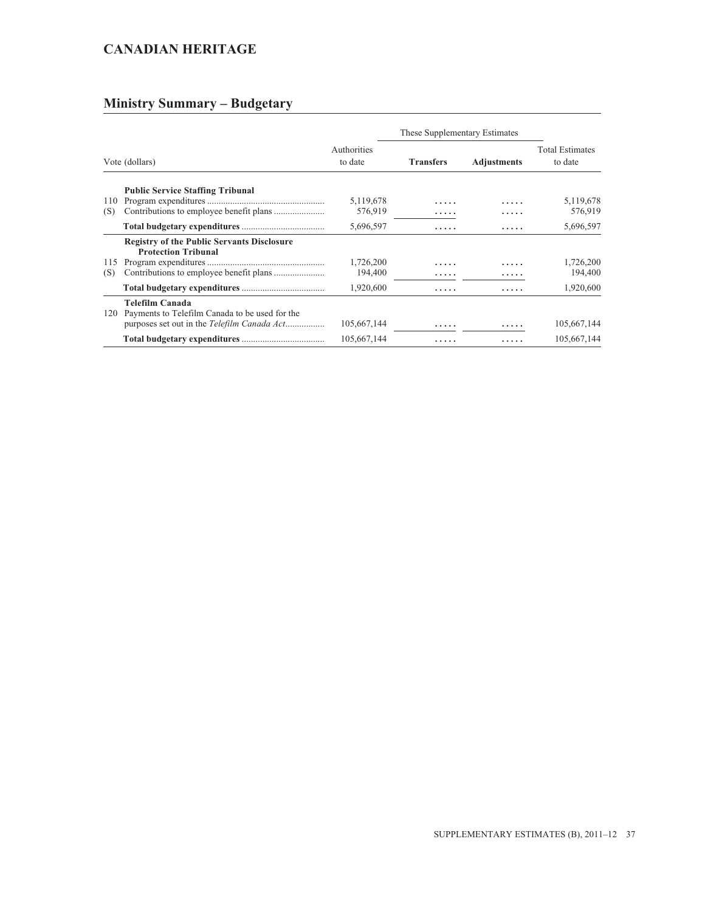## CANADIAN HERITAGE

## Ministry Summary – Budgetary

| Vote (dollars) | | Authorities to date | These Supplementary Estimates | | Total Estimates to date |
|---|---|---|---|---|---|
| | | | Transfers | Adjustments | |
| | **Public Service Staffing Tribunal** | | | | |
| 110 | Program expenditures | 5,119,678 | ..... | ..... | 5,119,678 |
| (S) | Contributions to employee benefit plans | 576,919 | ..... | ..... | 576,919 |
| | **Total budgetary expenditures** | 5,696,597 | ..... | ..... | 5,696,597 |
| | **Registry of the Public Servants Disclosure Protection Tribunal** | | | | |
| 115 | Program expenditures | 1,726,200 | ..... | ..... | 1,726,200 |
| (S) | Contributions to employee benefit plans | 194,400 | ..... | ..... | 194,400 |
| | **Total budgetary expenditures** | 1,920,600 | ..... | ..... | 1,920,600 |
| | **Telefilm Canada** | | | | |
| 120 | Payments to Telefilm Canada to be used for the purposes set out in the *Telefilm Canada Act* | 105,667,144 | ..... | ..... | 105,667,144 |
| | **Total budgetary expenditures** | 105,667,144 | ..... | ..... | 105,667,144 |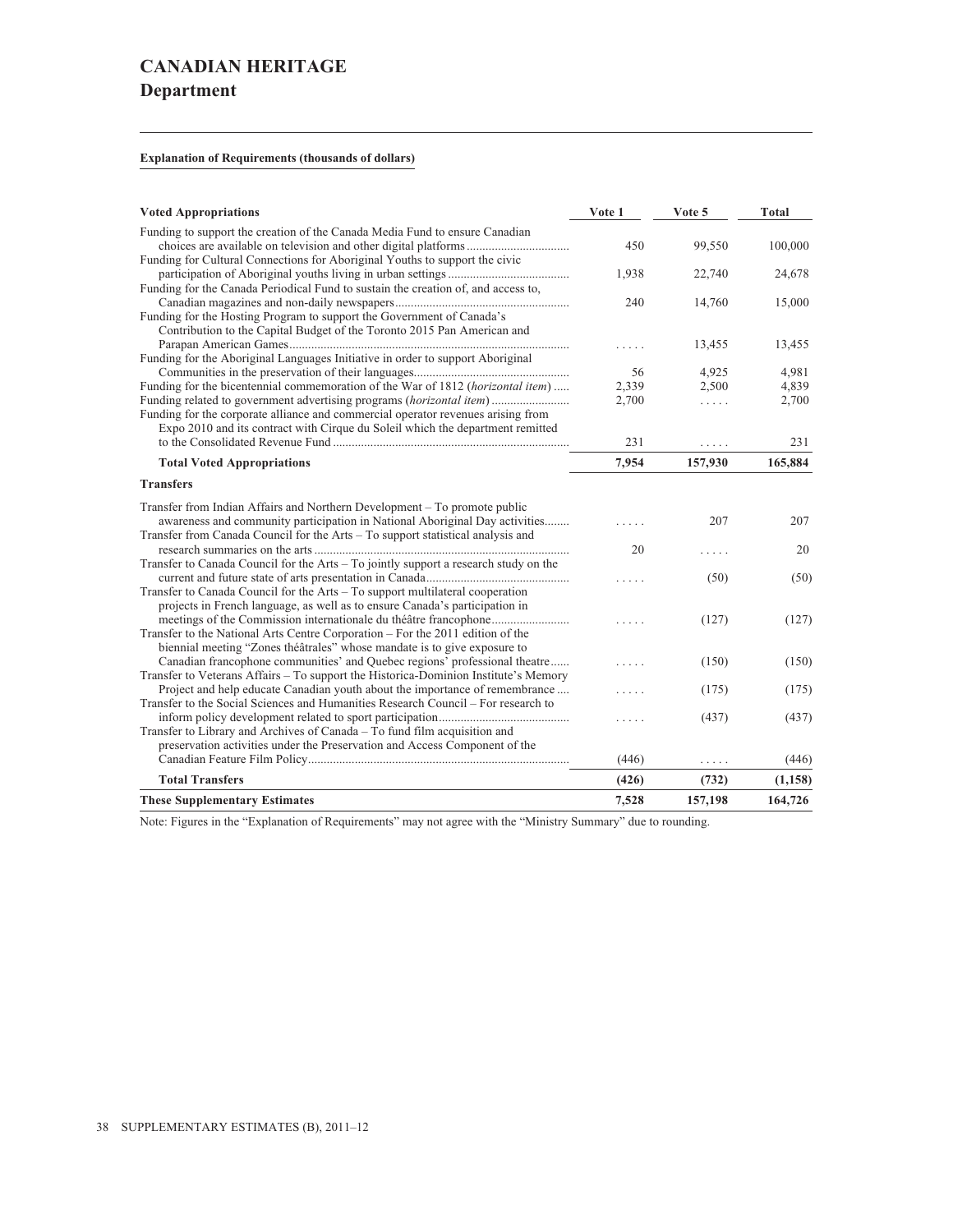# CANADIAN HERITAGE
## Department

**Explanation of Requirements (thousands of dollars)**

| Voted Appropriations | Vote 1 | Vote 5 | Total |
|---|---|---|---|
| Funding to support the creation of the Canada Media Fund to ensure Canadian choices are available on television and other digital platforms | 450 | 99,550 | 100,000 |
| Funding for Cultural Connections for Aboriginal Youths to support the civic participation of Aboriginal youths living in urban settings | 1,938 | 22,740 | 24,678 |
| Funding for the Canada Periodical Fund to sustain the creation of, and access to, Canadian magazines and non-daily newspapers | 240 | 14,760 | 15,000 |
| Funding for the Hosting Program to support the Government of Canada's Contribution to the Capital Budget of the Toronto 2015 Pan American and Parapan American Games | ..... | 13,455 | 13,455 |
| Funding for the Aboriginal Languages Initiative in order to support Aboriginal Communities in the preservation of their languages | 56 | 4,925 | 4,981 |
| Funding for the bicentennial commemoration of the War of 1812 (*horizontal item*) | 2,339 | 2,500 | 4,839 |
| Funding related to government advertising programs (*horizontal item*) | 2,700 | ..... | 2,700 |
| Funding for the corporate alliance and commercial operator revenues arising from Expo 2010 and its contract with Cirque du Soleil which the department remitted to the Consolidated Revenue Fund | 231 | ..... | 231 |
| **Total Voted Appropriations** | **7,954** | **157,930** | **165,884** |
| **Transfers** | | | |
| Transfer from Indian Affairs and Northern Development – To promote public awareness and community participation in National Aboriginal Day activities | ..... | 207 | 207 |
| Transfer from Canada Council for the Arts – To support statistical analysis and research summaries on the arts | 20 | ..... | 20 |
| Transfer to Canada Council for the Arts – To jointly support a research study on the current and future state of arts presentation in Canada | ..... | (50) | (50) |
| Transfer to Canada Council for the Arts – To support multilateral cooperation projects in French language, as well as to ensure Canada's participation in meetings of the Commission internationale du théâtre francophone | ..... | (127) | (127) |
| Transfer to the National Arts Centre Corporation – For the 2011 edition of the biennial meeting "Zones théâtrales" whose mandate is to give exposure to Canadian francophone communities' and Quebec regions' professional theatre | ..... | (150) | (150) |
| Transfer to Veterans Affairs – To support the Historica-Dominion Institute's Memory Project and help educate Canadian youth about the importance of remembrance | ..... | (175) | (175) |
| Transfer to the Social Sciences and Humanities Research Council – For research to inform policy development related to sport participation | ..... | (437) | (437) |
| Transfer to Library and Archives of Canada – To fund film acquisition and preservation activities under the Preservation and Access Component of the Canadian Feature Film Policy | (446) | ..... | (446) |
| **Total Transfers** | **(426)** | **(732)** | **(1,158)** |
| **These Supplementary Estimates** | **7,528** | **157,198** | **164,726** |

Note: Figures in the "Explanation of Requirements" may not agree with the "Ministry Summary" due to rounding.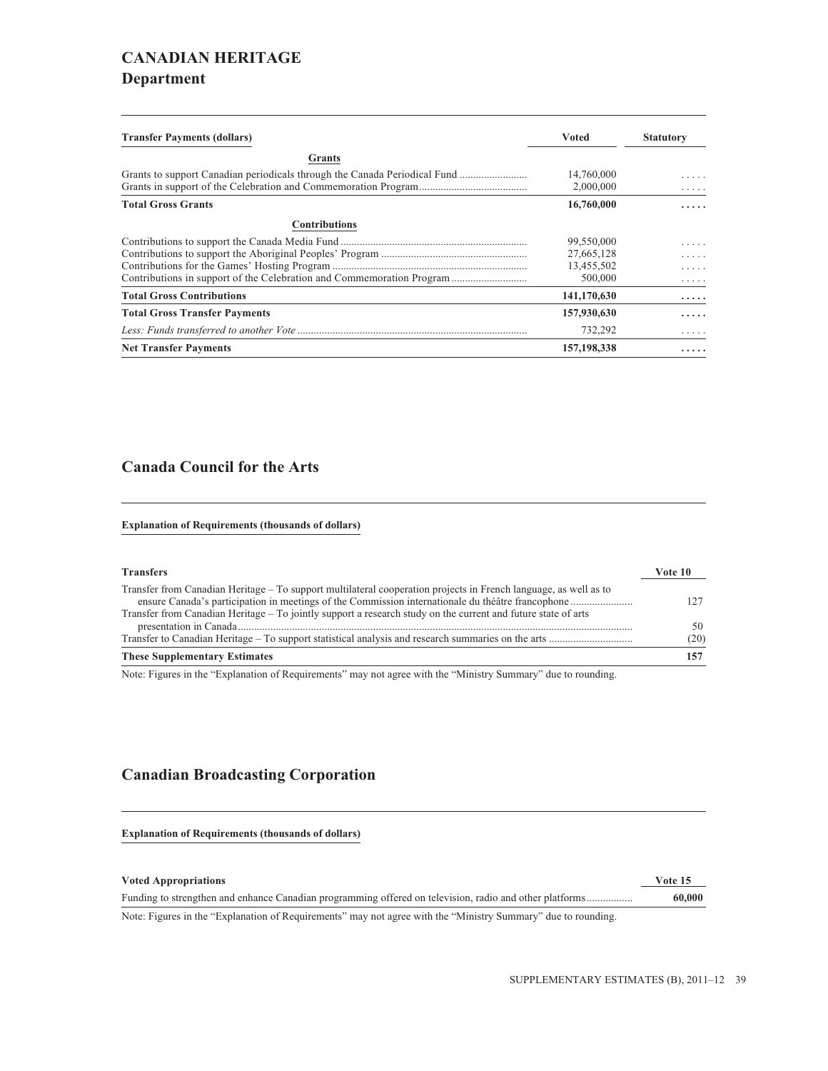# CANADIAN HERITAGE

## Department

| Transfer Payments (dollars) | Voted | Statutory |
|---|---|---|
| **Grants** | | |
| Grants to support Canadian periodicals through the Canada Periodical Fund | 14,760,000 | ..... |
| Grants in support of the Celebration and Commemoration Program | 2,000,000 | ..... |
| **Total Gross Grants** | **16,760,000** | **.....** |
| **Contributions** | | |
| Contributions to support the Canada Media Fund | 99,550,000 | ..... |
| Contributions to support the Aboriginal Peoples' Program | 27,665,128 | ..... |
| Contributions for the Games' Hosting Program | 13,455,502 | ..... |
| Contributions in support of the Celebration and Commemoration Program | 500,000 | ..... |
| **Total Gross Contributions** | **141,170,630** | **.....** |
| **Total Gross Transfer Payments** | **157,930,630** | **.....** |
| *Less: Funds transferred to another Vote* | 732,292 | ..... |
| **Net Transfer Payments** | **157,198,338** | **.....** |

## Canada Council for the Arts

**Explanation of Requirements (thousands of dollars)**

| Transfers | Vote 10 |
|---|---|
| Transfer from Canadian Heritage – To support multilateral cooperation projects in French language, as well as to ensure Canada's participation in meetings of the Commission internationale du théâtre francophone | 127 |
| Transfer from Canadian Heritage – To jointly support a research study on the current and future state of arts presentation in Canada | 50 |
| Transfer to Canadian Heritage – To support statistical analysis and research summaries on the arts | (20) |
| **These Supplementary Estimates** | **157** |

Note: Figures in the "Explanation of Requirements" may not agree with the "Ministry Summary" due to rounding.

## Canadian Broadcasting Corporation

**Explanation of Requirements (thousands of dollars)**

| Voted Appropriations | Vote 15 |
|---|---|
| Funding to strengthen and enhance Canadian programming offered on television, radio and other platforms | **60,000** |

Note: Figures in the "Explanation of Requirements" may not agree with the "Ministry Summary" due to rounding.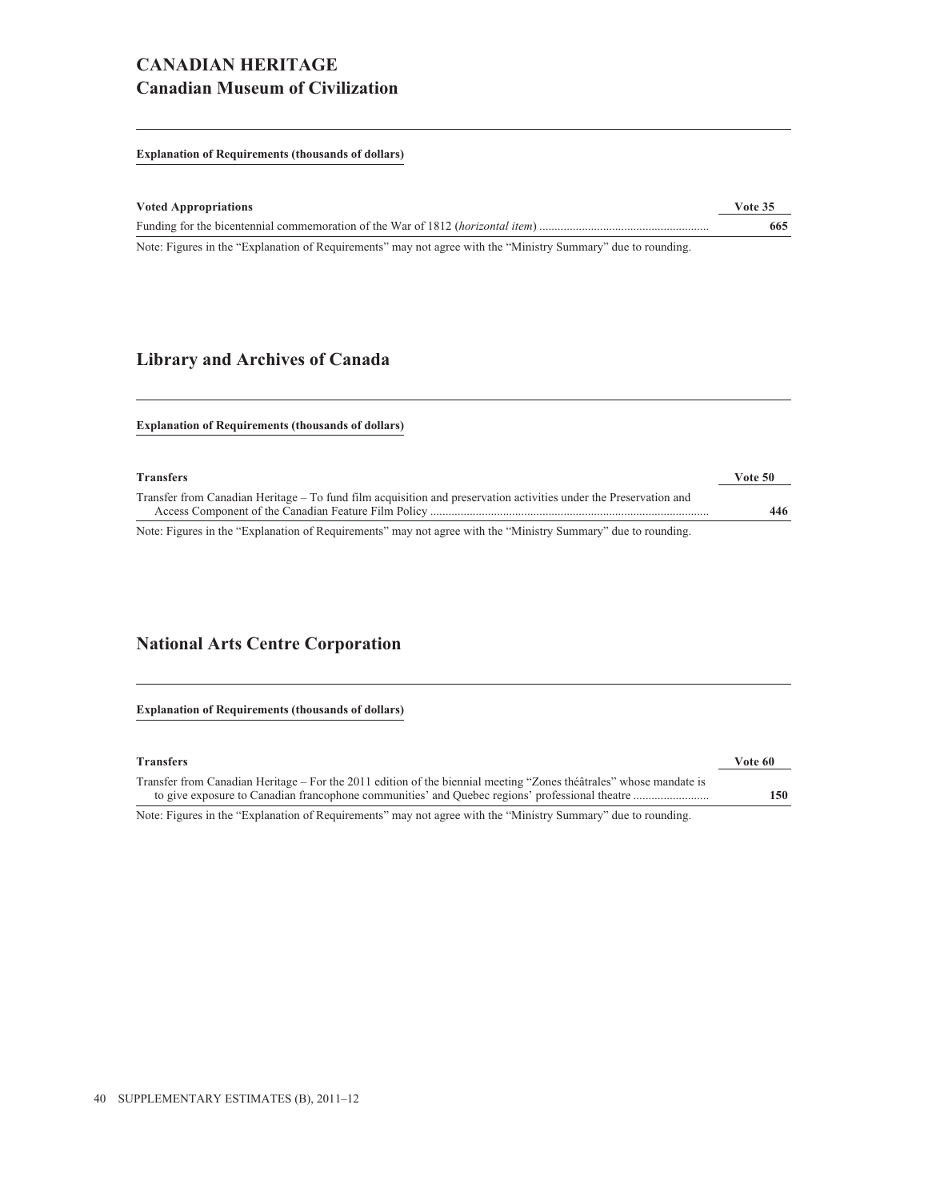# CANADIAN HERITAGE

## Canadian Museum of Civilization

**Explanation of Requirements (thousands of dollars)**

| Voted Appropriations | Vote 35 |
| --- | --- |
| Funding for the bicentennial commemoration of the War of 1812 (*horizontal item*) | **665** |

Note: Figures in the "Explanation of Requirements" may not agree with the "Ministry Summary" due to rounding.

## Library and Archives of Canada

**Explanation of Requirements (thousands of dollars)**

| Transfers | Vote 50 |
| --- | --- |
| Transfer from Canadian Heritage – To fund film acquisition and preservation activities under the Preservation and Access Component of the Canadian Feature Film Policy | **446** |

Note: Figures in the "Explanation of Requirements" may not agree with the "Ministry Summary" due to rounding.

## National Arts Centre Corporation

**Explanation of Requirements (thousands of dollars)**

| Transfers | Vote 60 |
| --- | --- |
| Transfer from Canadian Heritage – For the 2011 edition of the biennial meeting "Zones théâtrales" whose mandate is to give exposure to Canadian francophone communities' and Quebec regions' professional theatre | **150** |

Note: Figures in the "Explanation of Requirements" may not agree with the "Ministry Summary" due to rounding.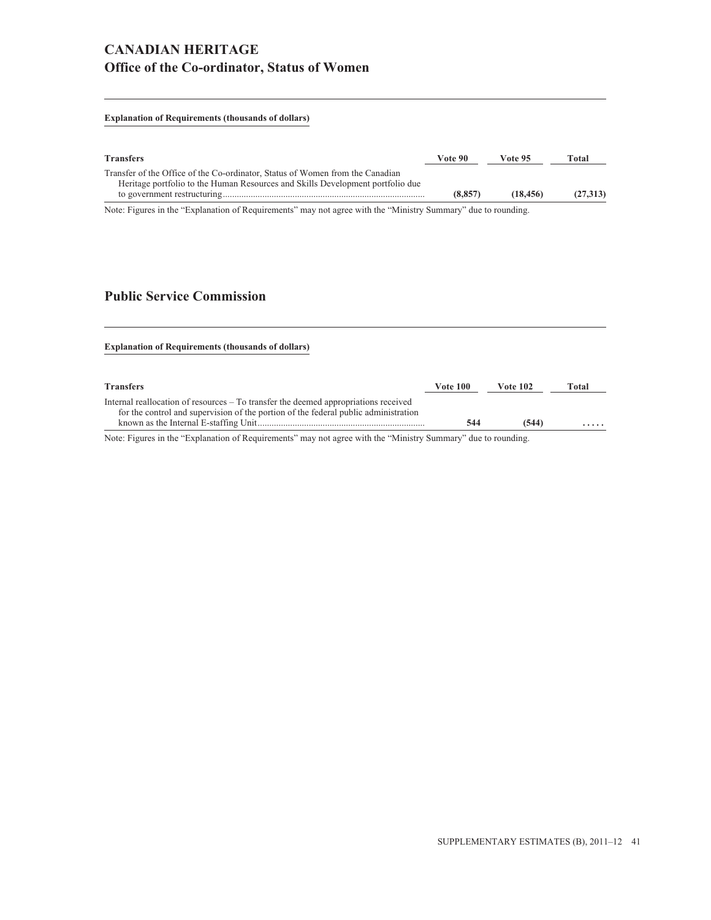# CANADIAN HERITAGE
## Office of the Co-ordinator, Status of Women

**Explanation of Requirements (thousands of dollars)**

| Transfers | Vote 90 | Vote 95 | Total |
|---|---|---|---|
| Transfer of the Office of the Co-ordinator, Status of Women from the Canadian Heritage portfolio to the Human Resources and Skills Development portfolio due to government restructuring | **(8,857)** | **(18,456)** | **(27,313)** |

Note: Figures in the "Explanation of Requirements" may not agree with the "Ministry Summary" due to rounding.

## Public Service Commission

**Explanation of Requirements (thousands of dollars)**

| Transfers | Vote 100 | Vote 102 | Total |
|---|---|---|---|
| Internal reallocation of resources – To transfer the deemed appropriations received for the control and supervision of the portion of the federal public administration known as the Internal E-staffing Unit | **544** | **(544)** | **.....** |

Note: Figures in the "Explanation of Requirements" may not agree with the "Ministry Summary" due to rounding.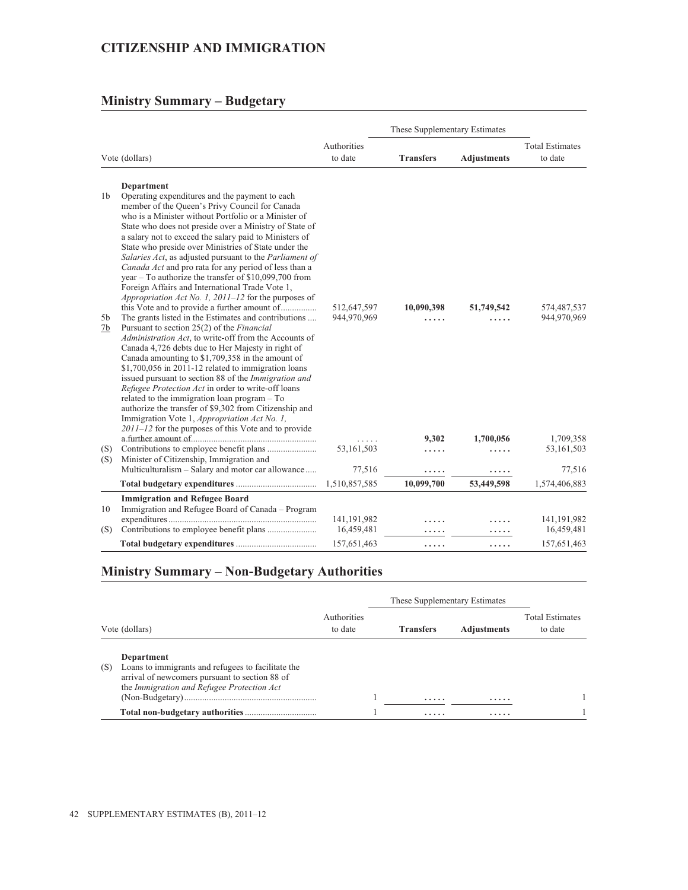## CITIZENSHIP AND IMMIGRATION

## Ministry Summary – Budgetary

| Vote (dollars) | | Authorities to date | These Supplementary Estimates | | Total Estimates to date |
|---|---|---|---|---|---|
| | | | **Transfers** | **Adjustments** | |
| | **Department** | | | | |
| 1b | Operating expenditures and the payment to each member of the Queen's Privy Council for Canada who is a Minister without Portfolio or a Minister of State who does not preside over a Ministry of State of a salary not to exceed the salary paid to Ministers of State who preside over Ministries of State under the *Salaries Act*, as adjusted pursuant to the *Parliament of Canada Act* and pro rata for any period of less than a year – To authorize the transfer of $10,099,700 from Foreign Affairs and International Trade Vote 1, *Appropriation Act No. 1, 2011–12* for the purposes of this Vote and to provide a further amount of............... | 512,647,597 | 10,090,398 | 51,749,542 | 574,487,537 |
| 5b | The grants listed in the Estimates and contributions .... | 944,970,969 | ..... | ..... | 944,970,969 |
| 7b | Pursuant to section 25(2) of the *Financial Administration Act*, to write-off from the Accounts of Canada 4,726 debts due to Her Majesty in right of Canada amounting to $1,709,358 in the amount of $1,700,056 in 2011-12 related to immigration loans issued pursuant to section 88 of the *Immigration and Refugee Protection Act* in order to write-off loans related to the immigration loan program – To authorize the transfer of $9,302 from Citizenship and Immigration Vote 1, *Appropriation Act No. 1, 2011–12* for the purposes of this Vote and to provide a further amount of....................................................... | ..... | 9,302 | 1,700,056 | 1,709,358 |
| (S) | Contributions to employee benefit plans ...................... | 53,161,503 | ..... | ..... | 53,161,503 |
| (S) | Minister of Citizenship, Immigration and Multiculturalism – Salary and motor car allowance..... | 77,516 | ..... | ..... | 77,516 |
| | **Total budgetary expenditures** .................................... | 1,510,857,585 | 10,099,700 | 53,449,598 | 1,574,406,883 |
| | **Immigration and Refugee Board** | | | | |
| 10 | Immigration and Refugee Board of Canada – Program expenditures.................................................................. | 141,191,982 | ..... | ..... | 141,191,982 |
| (S) | Contributions to employee benefit plans ...................... | 16,459,481 | ..... | ..... | 16,459,481 |
| | **Total budgetary expenditures** .................................... | 157,651,463 | ..... | ..... | 157,651,463 |

## Ministry Summary – Non-Budgetary Authorities

| Vote (dollars) | | Authorities to date | These Supplementary Estimates | | Total Estimates to date |
|---|---|---|---|---|---|
| | | | **Transfers** | **Adjustments** | |
| | **Department** | | | | |
| (S) | Loans to immigrants and refugees to facilitate the arrival of newcomers pursuant to section 88 of the *Immigration and Refugee Protection Act* (Non-Budgetary)........................................................... | 1 | ..... | ..... | 1 |
| | **Total non-budgetary authorities** ................................ | 1 | ..... | ..... | 1 |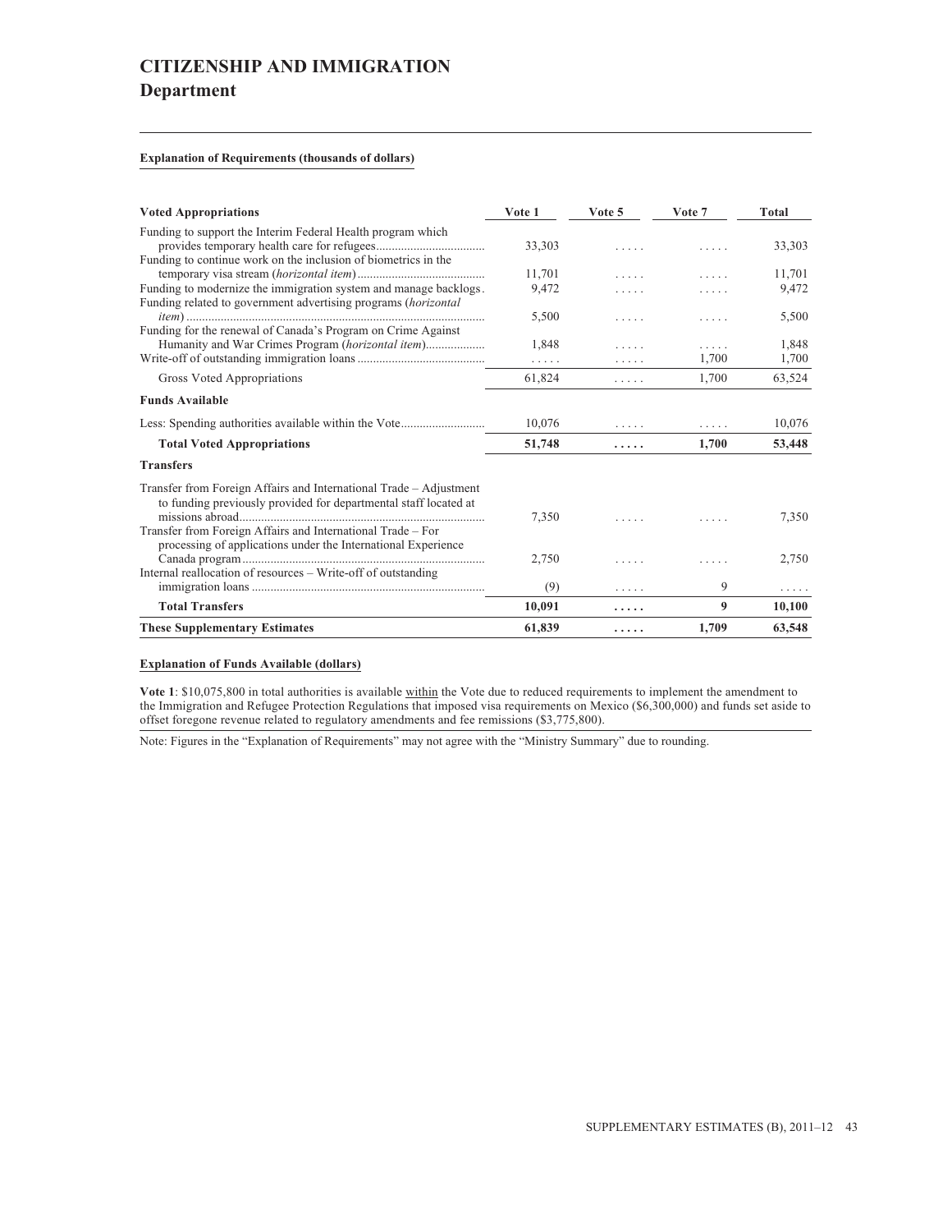# CITIZENSHIP AND IMMIGRATION

## Department

**Explanation of Requirements (thousands of dollars)**

| Voted Appropriations | Vote 1 | Vote 5 | Vote 7 | Total |
|---|---|---|---|---|
| Funding to support the Interim Federal Health program which provides temporary health care for refugees | 33,303 | ..... | ..... | 33,303 |
| Funding to continue work on the inclusion of biometrics in the temporary visa stream (*horizontal item*) | 11,701 | ..... | ..... | 11,701 |
| Funding to modernize the immigration system and manage backlogs | 9,472 | ..... | ..... | 9,472 |
| Funding related to government advertising programs (*horizontal item*) | 5,500 | ..... | ..... | 5,500 |
| Funding for the renewal of Canada's Program on Crime Against Humanity and War Crimes Program (*horizontal item*) | 1,848 | ..... | ..... | 1,848 |
| Write-off of outstanding immigration loans | ..... | ..... | 1,700 | 1,700 |
| Gross Voted Appropriations | 61,824 | ..... | 1,700 | 63,524 |
| **Funds Available** | | | | |
| Less: Spending authorities available within the Vote | 10,076 | ..... | ..... | 10,076 |
| **Total Voted Appropriations** | **51,748** | **.....** | **1,700** | **53,448** |
| **Transfers** | | | | |
| Transfer from Foreign Affairs and International Trade – Adjustment to funding previously provided for departmental staff located at missions abroad | 7,350 | ..... | ..... | 7,350 |
| Transfer from Foreign Affairs and International Trade – For processing of applications under the International Experience Canada program | 2,750 | ..... | ..... | 2,750 |
| Internal reallocation of resources – Write-off of outstanding immigration loans | (9) | ..... | 9 | ..... |
| **Total Transfers** | **10,091** | **.....** | **9** | **10,100** |
| **These Supplementary Estimates** | **61,839** | **.....** | **1,709** | **63,548** |

**Explanation of Funds Available (dollars)**

**Vote 1**: $10,075,800 in total authorities is available within the Vote due to reduced requirements to implement the amendment to the Immigration and Refugee Protection Regulations that imposed visa requirements on Mexico ($6,300,000) and funds set aside to offset foregone revenue related to regulatory amendments and fee remissions ($3,775,800).

Note: Figures in the "Explanation of Requirements" may not agree with the "Ministry Summary" due to rounding.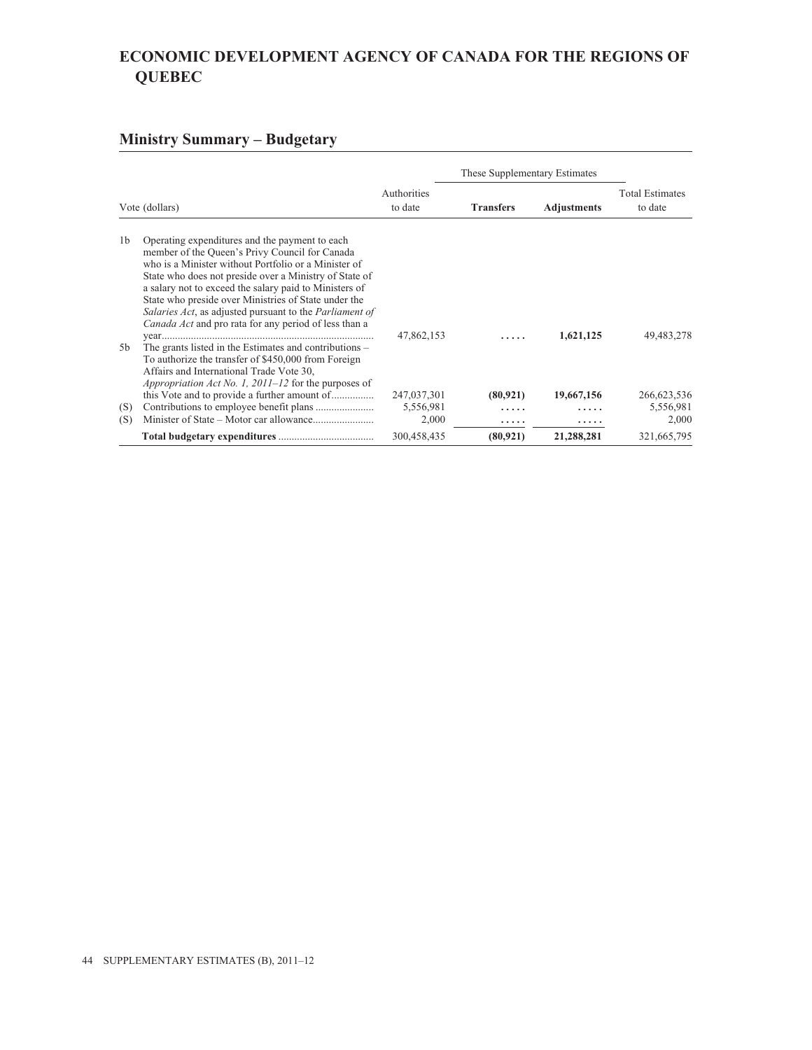# ECONOMIC DEVELOPMENT AGENCY OF CANADA FOR THE REGIONS OF QUEBEC

## Ministry Summary – Budgetary

| Vote (dollars) | | Authorities to date | These Supplementary Estimates | | Total Estimates to date |
|---|---|---|---|---|---|
| | | | **Transfers** | **Adjustments** | |
| 1b | Operating expenditures and the payment to each member of the Queen's Privy Council for Canada who is a Minister without Portfolio or a Minister of State who does not preside over a Ministry of State of a salary not to exceed the salary paid to Ministers of State who preside over Ministries of State under the *Salaries Act*, as adjusted pursuant to the *Parliament of Canada Act* and pro rata for any period of less than a year | 47,862,153 | ..... | **1,621,125** | 49,483,278 |
| 5b | The grants listed in the Estimates and contributions – To authorize the transfer of $450,000 from Foreign Affairs and International Trade Vote 30, *Appropriation Act No. 1, 2011–12* for the purposes of this Vote and to provide a further amount of | 247,037,301 | **(80,921)** | **19,667,156** | 266,623,536 |
| (S) | Contributions to employee benefit plans | 5,556,981 | ..... | ..... | 5,556,981 |
| (S) | Minister of State – Motor car allowance | 2,000 | ..... | ..... | 2,000 |
| | **Total budgetary expenditures** | 300,458,435 | **(80,921)** | **21,288,281** | 321,665,795 |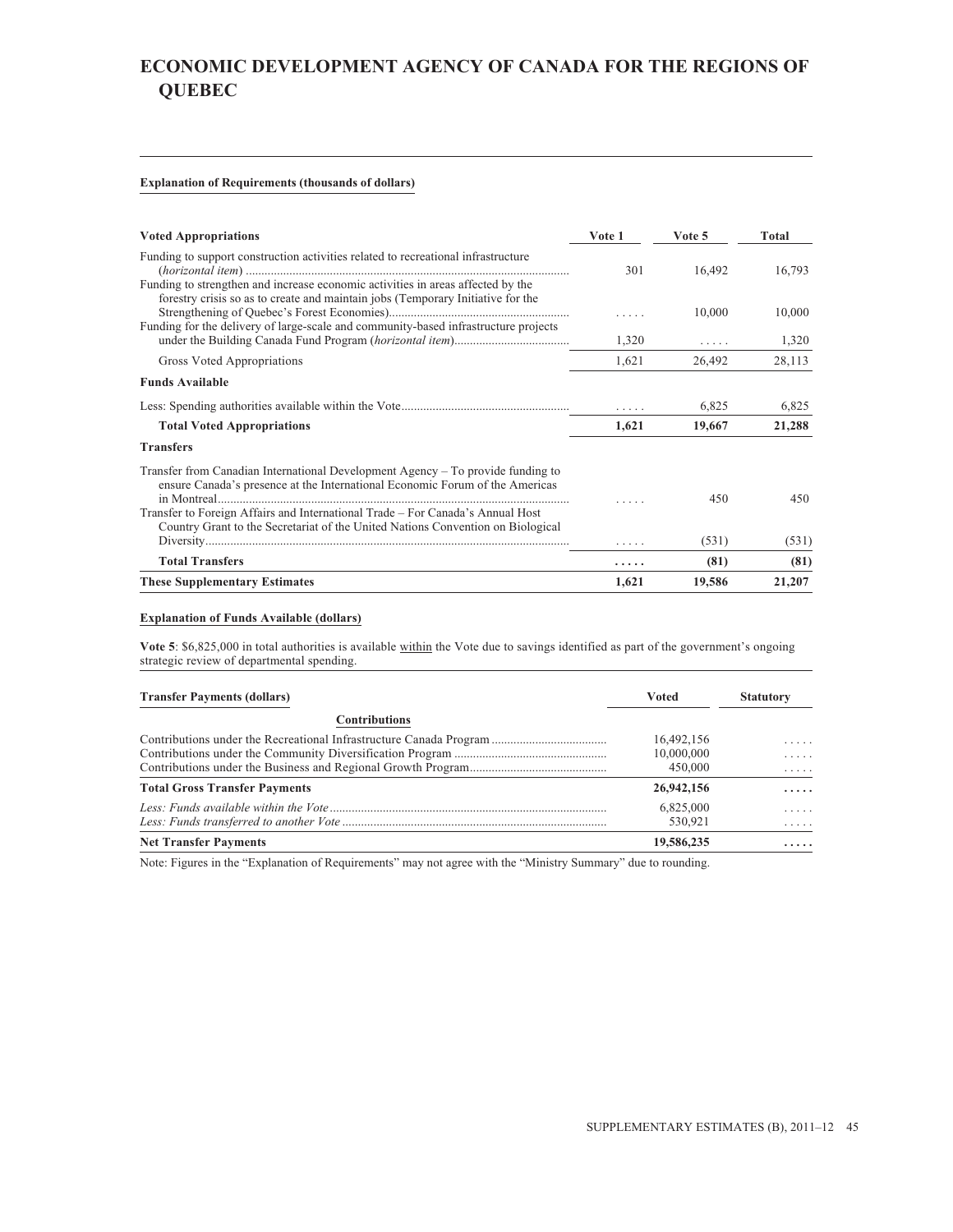# ECONOMIC DEVELOPMENT AGENCY OF CANADA FOR THE REGIONS OF QUEBEC

**Explanation of Requirements (thousands of dollars)**

| Voted Appropriations | Vote 1 | Vote 5 | Total |
|---|---|---|---|
| Funding to support construction activities related to recreational infrastructure (*horizontal item*) | 301 | 16,492 | 16,793 |
| Funding to strengthen and increase economic activities in areas affected by the forestry crisis so as to create and maintain jobs (Temporary Initiative for the Strengthening of Quebec's Forest Economies) | ..... | 10,000 | 10,000 |
| Funding for the delivery of large-scale and community-based infrastructure projects under the Building Canada Fund Program (*horizontal item*) | 1,320 | ..... | 1,320 |
| Gross Voted Appropriations | 1,621 | 26,492 | 28,113 |
| **Funds Available** | | | |
| Less: Spending authorities available within the Vote | ..... | 6,825 | 6,825 |
| **Total Voted Appropriations** | **1,621** | **19,667** | **21,288** |
| **Transfers** | | | |
| Transfer from Canadian International Development Agency – To provide funding to ensure Canada's presence at the International Economic Forum of the Americas in Montreal | ..... | 450 | 450 |
| Transfer to Foreign Affairs and International Trade – For Canada's Annual Host Country Grant to the Secretariat of the United Nations Convention on Biological Diversity | ..... | (531) | (531) |
| **Total Transfers** | **.....** | **(81)** | **(81)** |
| **These Supplementary Estimates** | **1,621** | **19,586** | **21,207** |

**Explanation of Funds Available (dollars)**

**Vote 5**: $6,825,000 in total authorities is available within the Vote due to savings identified as part of the government's ongoing strategic review of departmental spending.

| Transfer Payments (dollars) | Voted | Statutory |
|---|---|---|
| **Contributions** | | |
| Contributions under the Recreational Infrastructure Canada Program | 16,492,156 | ..... |
| Contributions under the Community Diversification Program | 10,000,000 | ..... |
| Contributions under the Business and Regional Growth Program | 450,000 | ..... |
| **Total Gross Transfer Payments** | **26,942,156** | **.....** |
| *Less: Funds available within the Vote* | 6,825,000 | ..... |
| *Less: Funds transferred to another Vote* | 530,921 | ..... |
| **Net Transfer Payments** | **19,586,235** | **.....** |

Note: Figures in the "Explanation of Requirements" may not agree with the "Ministry Summary" due to rounding.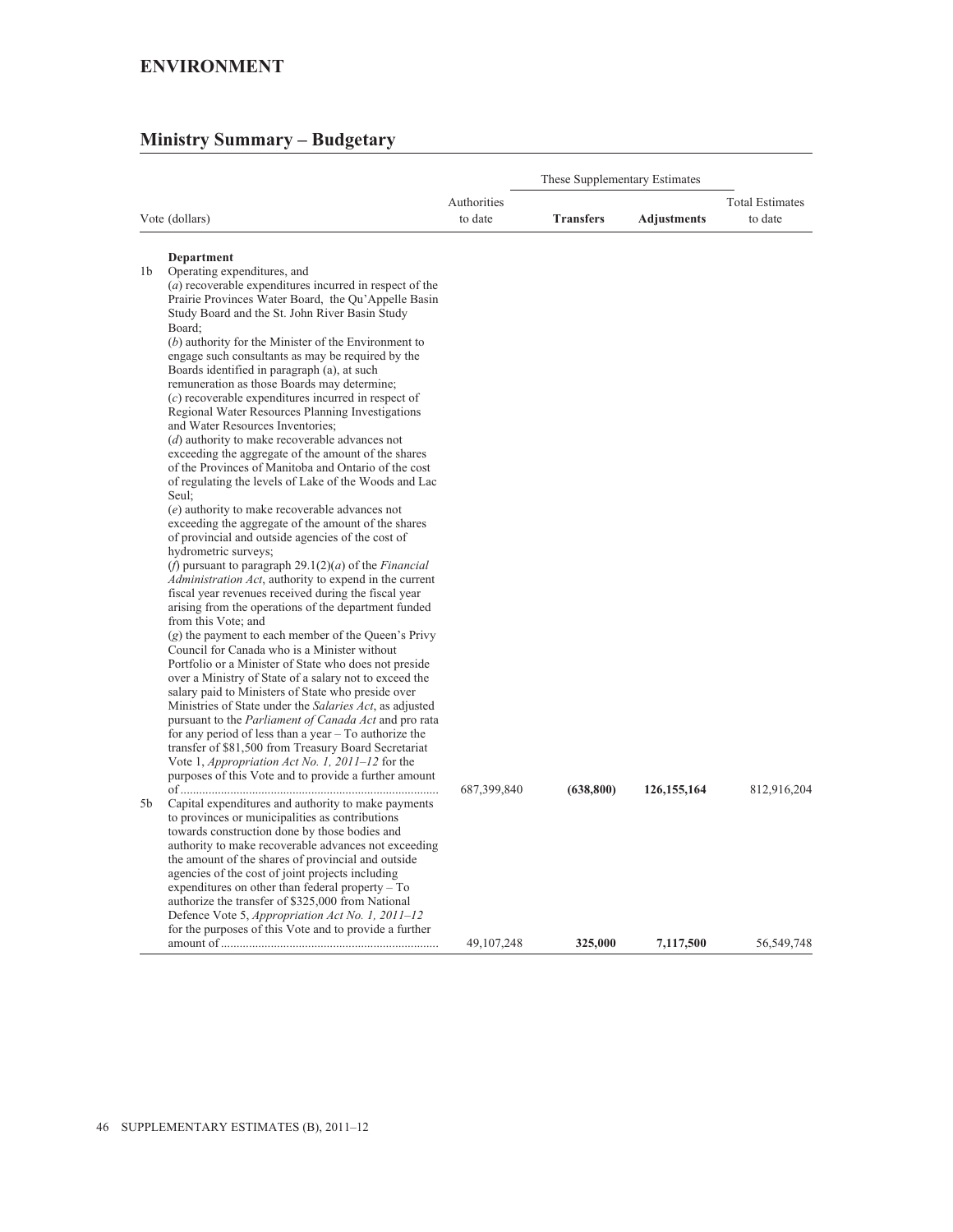# ENVIRONMENT

## Ministry Summary – Budgetary

| Vote (dollars) | | Authorities to date | These Supplementary Estimates | | Total Estimates to date |
|---|---|---|---|---|---|
| | | | **Transfers** | **Adjustments** | |
| | **Department** | | | | |
| 1b | Operating expenditures, and (*a*) recoverable expenditures incurred in respect of the Prairie Provinces Water Board, the Qu'Appelle Basin Study Board and the St. John River Basin Study Board; (*b*) authority for the Minister of the Environment to engage such consultants as may be required by the Boards identified in paragraph (a), at such remuneration as those Boards may determine; (*c*) recoverable expenditures incurred in respect of Regional Water Resources Planning Investigations and Water Resources Inventories; (*d*) authority to make recoverable advances not exceeding the aggregate of the amount of the shares of the Provinces of Manitoba and Ontario of the cost of regulating the levels of Lake of the Woods and Lac Seul; (*e*) authority to make recoverable advances not exceeding the aggregate of the amount of the shares of provincial and outside agencies of the cost of hydrometric surveys; (*f*) pursuant to paragraph 29.1(2)(*a*) of the *Financial Administration Act*, authority to expend in the current fiscal year revenues received during the fiscal year arising from the operations of the department funded from this Vote; and (*g*) the payment to each member of the Queen's Privy Council for Canada who is a Minister without Portfolio or a Minister of State who does not preside over a Ministry of State of a salary not to exceed the salary paid to Ministers of State who preside over Ministries of State under the *Salaries Act*, as adjusted pursuant to the *Parliament of Canada Act* and pro rata for any period of less than a year – To authorize the transfer of $81,500 from Treasury Board Secretariat Vote 1, *Appropriation Act No. 1, 2011–12* for the purposes of this Vote and to provide a further amount of | 687,399,840 | **(638,800)** | **126,155,164** | 812,916,204 |
| 5b | Capital expenditures and authority to make payments to provinces or municipalities as contributions towards construction done by those bodies and authority to make recoverable advances not exceeding the amount of the shares of provincial and outside agencies of the cost of joint projects including expenditures on other than federal property – To authorize the transfer of $325,000 from National Defence Vote 5, *Appropriation Act No. 1, 2011–12* for the purposes of this Vote and to provide a further amount of | 49,107,248 | **325,000** | **7,117,500** | 56,549,748 |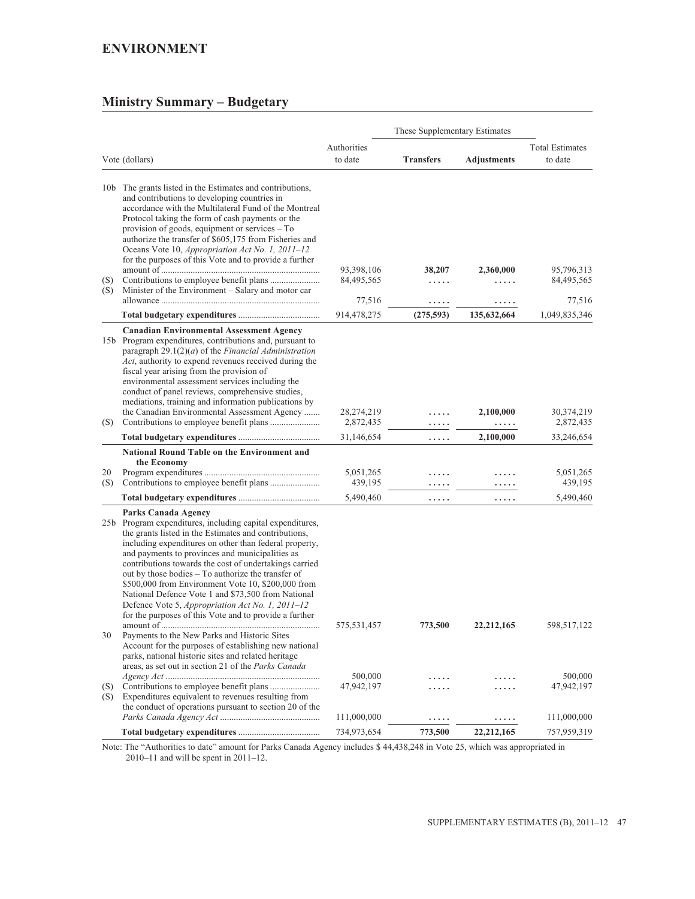## ENVIRONMENT

## Ministry Summary – Budgetary

| Vote (dollars) | | Authorities to date | These Supplementary Estimates | | Total Estimates to date |
|---|---|---|---|---|---|
| | | | **Transfers** | **Adjustments** | |
| 10b | The grants listed in the Estimates and contributions, and contributions to developing countries in accordance with the Multilateral Fund of the Montreal Protocol taking the form of cash payments or the provision of goods, equipment or services – To authorize the transfer of $605,175 from Fisheries and Oceans Vote 10, *Appropriation Act No. 1, 2011–12* for the purposes of this Vote and to provide a further amount of | 93,398,106 | **38,207** | **2,360,000** | 95,796,313 |
| (S) | Contributions to employee benefit plans | 84,495,565 | ..... | ..... | 84,495,565 |
| (S) | Minister of the Environment – Salary and motor car allowance | 77,516 | ..... | ..... | 77,516 |
| | **Total budgetary expenditures** | 914,478,275 | **(275,593)** | **135,632,664** | 1,049,835,346 |
| | **Canadian Environmental Assessment Agency** | | | | |
| 15b | Program expenditures, contributions and, pursuant to paragraph 29.1(2)(*a*) of the *Financial Administration Act*, authority to expend revenues received during the fiscal year arising from the provision of environmental assessment services including the conduct of panel reviews, comprehensive studies, mediations, training and information publications by the Canadian Environmental Assessment Agency | 28,274,219 | ..... | **2,100,000** | 30,374,219 |
| (S) | Contributions to employee benefit plans | 2,872,435 | ..... | ..... | 2,872,435 |
| | **Total budgetary expenditures** | 31,146,654 | ..... | **2,100,000** | 33,246,654 |
| | **National Round Table on the Environment and the Economy** | | | | |
| 20 | Program expenditures | 5,051,265 | ..... | ..... | 5,051,265 |
| (S) | Contributions to employee benefit plans | 439,195 | ..... | ..... | 439,195 |
| | **Total budgetary expenditures** | 5,490,460 | ..... | ..... | 5,490,460 |
| | **Parks Canada Agency** | | | | |
| 25b | Program expenditures, including capital expenditures, the grants listed in the Estimates and contributions, including expenditures on other than federal property, and payments to provinces and municipalities as contributions towards the cost of undertakings carried out by those bodies – To authorize the transfer of $500,000 from Environment Vote 10, $200,000 from National Defence Vote 1 and $73,500 from National Defence Vote 5, *Appropriation Act No. 1, 2011–12* for the purposes of this Vote and to provide a further amount of | 575,531,457 | **773,500** | **22,212,165** | 598,517,122 |
| 30 | Payments to the New Parks and Historic Sites Account for the purposes of establishing new national parks, national historic sites and related heritage areas, as set out in section 21 of the *Parks Canada Agency Act* | 500,000 | ..... | ..... | 500,000 |
| (S) | Contributions to employee benefit plans | 47,942,197 | ..... | ..... | 47,942,197 |
| (S) | Expenditures equivalent to revenues resulting from the conduct of operations pursuant to section 20 of the *Parks Canada Agency Act* | 111,000,000 | ..... | ..... | 111,000,000 |
| | **Total budgetary expenditures** | 734,973,654 | **773,500** | **22,212,165** | 757,959,319 |

Note: The "Authorities to date" amount for Parks Canada Agency includes $ 44,438,248 in Vote 25, which was appropriated in 2010–11 and will be spent in 2011–12.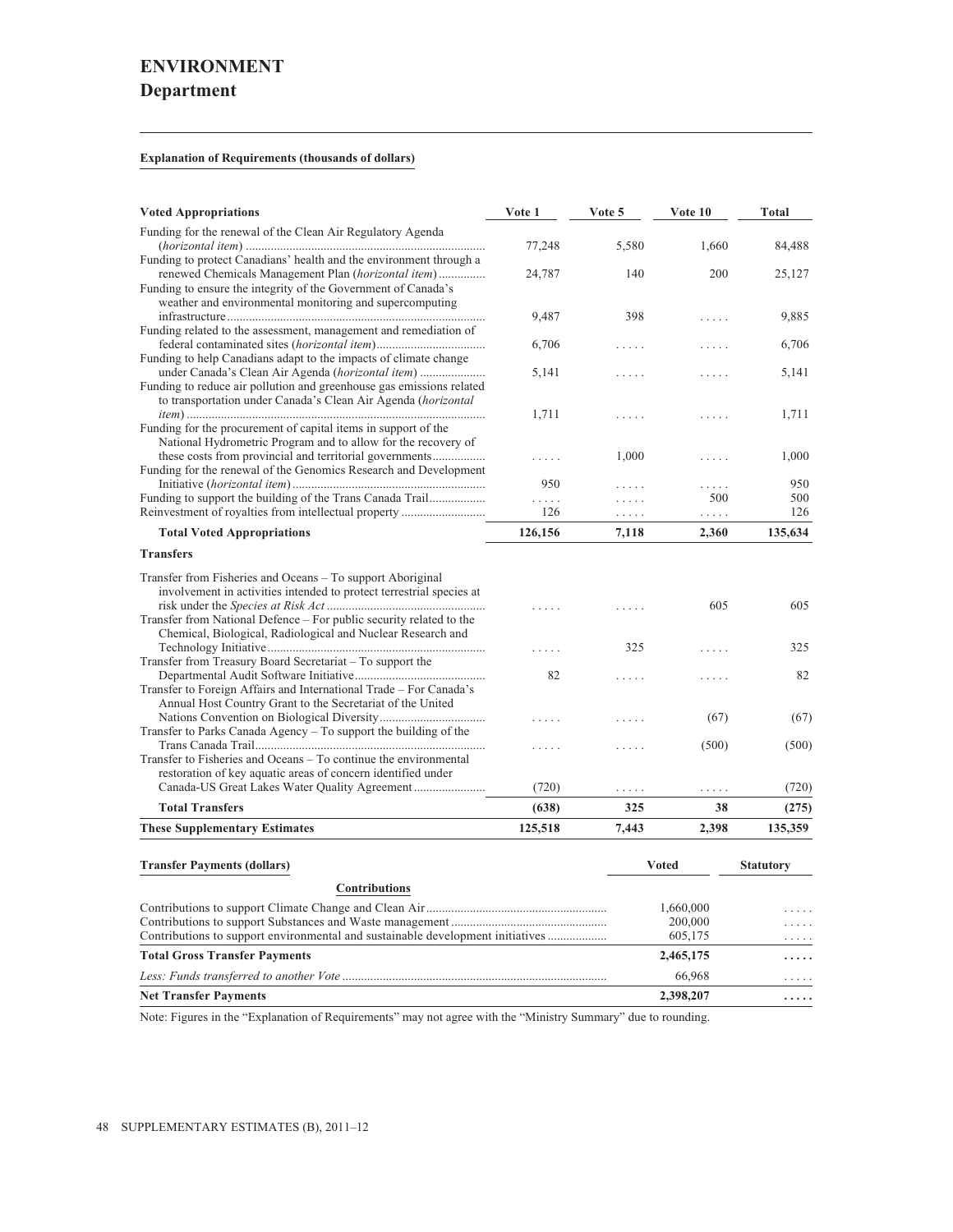# ENVIRONMENT

## Department

**Explanation of Requirements (thousands of dollars)**

| Voted Appropriations | Vote 1 | Vote 5 | Vote 10 | Total |
|---|---|---|---|---|
| Funding for the renewal of the Clean Air Regulatory Agenda (*horizontal item*) | 77,248 | 5,580 | 1,660 | 84,488 |
| Funding to protect Canadians' health and the environment through a renewed Chemicals Management Plan (*horizontal item*) | 24,787 | 140 | 200 | 25,127 |
| Funding to ensure the integrity of the Government of Canada's weather and environmental monitoring and supercomputing infrastructure | 9,487 | 398 | ..... | 9,885 |
| Funding related to the assessment, management and remediation of federal contaminated sites (*horizontal item*) | 6,706 | ..... | ..... | 6,706 |
| Funding to help Canadians adapt to the impacts of climate change under Canada's Clean Air Agenda (*horizontal item*) | 5,141 | ..... | ..... | 5,141 |
| Funding to reduce air pollution and greenhouse gas emissions related to transportation under Canada's Clean Air Agenda (*horizontal item*) | 1,711 | ..... | ..... | 1,711 |
| Funding for the procurement of capital items in support of the National Hydrometric Program and to allow for the recovery of these costs from provincial and territorial governments | ..... | 1,000 | ..... | 1,000 |
| Funding for the renewal of the Genomics Research and Development Initiative (*horizontal item*) | 950 | ..... | ..... | 950 |
| Funding to support the building of the Trans Canada Trail | ..... | ..... | 500 | 500 |
| Reinvestment of royalties from intellectual property | 126 | ..... | ..... | 126 |
| **Total Voted Appropriations** | **126,156** | **7,118** | **2,360** | **135,634** |
| **Transfers** | | | | |
| Transfer from Fisheries and Oceans – To support Aboriginal involvement in activities intended to protect terrestrial species at risk under the *Species at Risk Act* | ..... | ..... | 605 | 605 |
| Transfer from National Defence – For public security related to the Chemical, Biological, Radiological and Nuclear Research and Technology Initiative | ..... | 325 | ..... | 325 |
| Transfer from Treasury Board Secretariat – To support the Departmental Audit Software Initiative | 82 | ..... | ..... | 82 |
| Transfer to Foreign Affairs and International Trade – For Canada's Annual Host Country Grant to the Secretariat of the United Nations Convention on Biological Diversity | ..... | ..... | (67) | (67) |
| Transfer to Parks Canada Agency – To support the building of the Trans Canada Trail | ..... | ..... | (500) | (500) |
| Transfer to Fisheries and Oceans – To continue the environmental restoration of key aquatic areas of concern identified under Canada-US Great Lakes Water Quality Agreement | (720) | ..... | ..... | (720) |
| **Total Transfers** | **(638)** | **325** | **38** | **(275)** |
| **These Supplementary Estimates** | **125,518** | **7,443** | **2,398** | **135,359** |

| Transfer Payments (dollars) | Voted | Statutory |
|---|---|---|
| **Contributions** | | |
| Contributions to support Climate Change and Clean Air | 1,660,000 | ..... |
| Contributions to support Substances and Waste management | 200,000 | ..... |
| Contributions to support environmental and sustainable development initiatives | 605,175 | ..... |
| **Total Gross Transfer Payments** | **2,465,175** | **.....** |
| *Less: Funds transferred to another Vote* | 66,968 | ..... |
| **Net Transfer Payments** | **2,398,207** | **.....** |

Note: Figures in the "Explanation of Requirements" may not agree with the "Ministry Summary" due to rounding.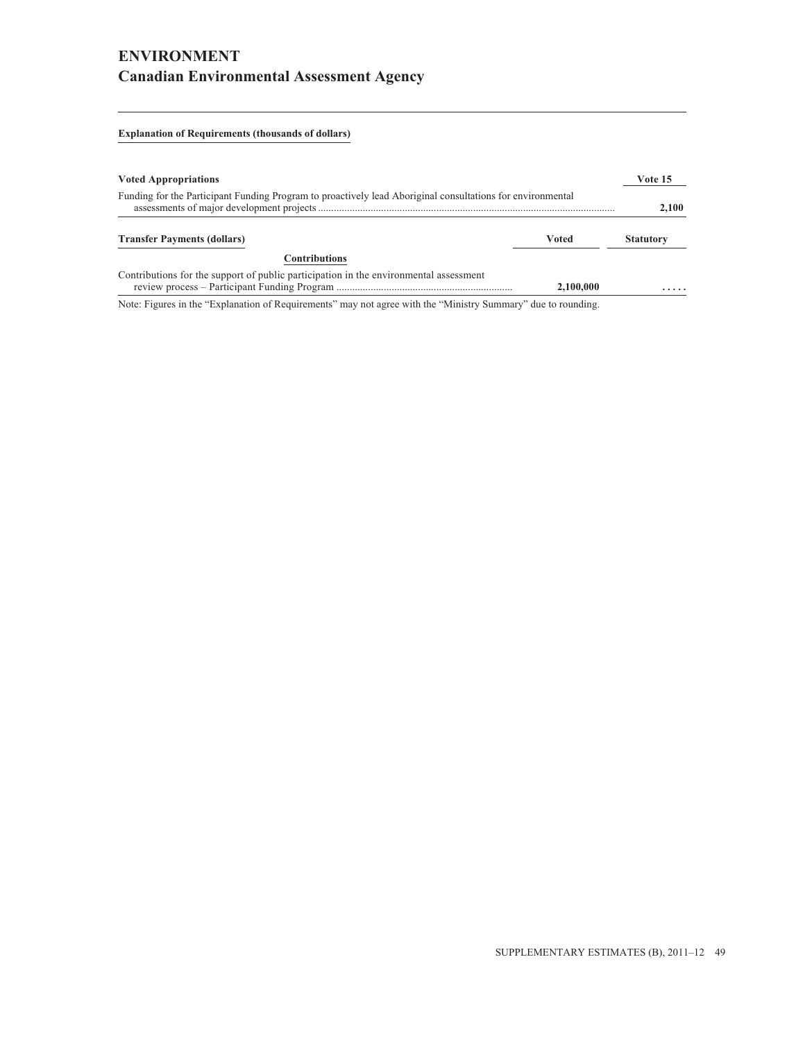# ENVIRONMENT

## Canadian Environmental Assessment Agency

**Explanation of Requirements (thousands of dollars)**

| Voted Appropriations | Vote 15 |
| --- | --- |
| Funding for the Participant Funding Program to proactively lead Aboriginal consultations for environmental assessments of major development projects | **2,100** |

| Transfer Payments (dollars) | Voted | Statutory |
| --- | --- | --- |
| **Contributions** | | |
| Contributions for the support of public participation in the environmental assessment review process – Participant Funding Program | **2,100,000** | **.....** |

Note: Figures in the "Explanation of Requirements" may not agree with the "Ministry Summary" due to rounding.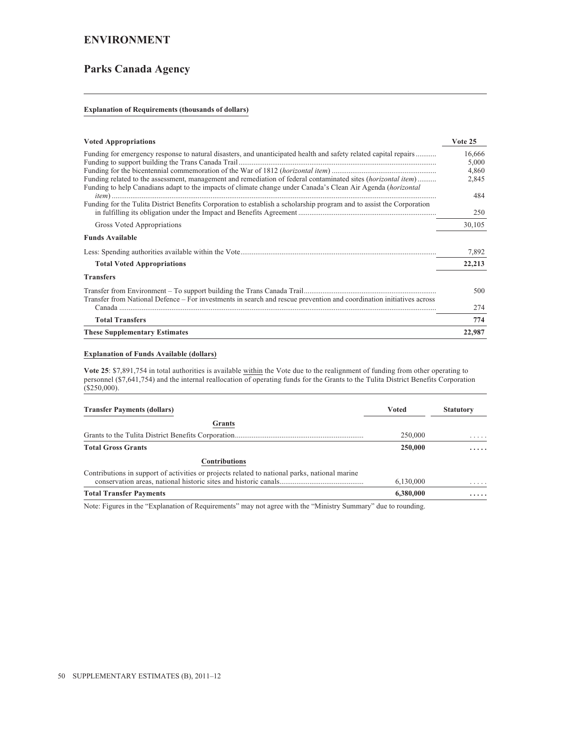# ENVIRONMENT

## Parks Canada Agency

#### Explanation of Requirements (thousands of dollars)

| Voted Appropriations | Vote 25 |
|---|---|
| Funding for emergency response to natural disasters, and unanticipated health and safety related capital repairs | 16,666 |
| Funding to support building the Trans Canada Trail | 5,000 |
| Funding for the bicentennial commemoration of the War of 1812 (*horizontal item*) | 4,860 |
| Funding related to the assessment, management and remediation of federal contaminated sites (*horizontal item*) | 2,845 |
| Funding to help Canadians adapt to the impacts of climate change under Canada's Clean Air Agenda (*horizontal item*) | 484 |
| Funding for the Tulita District Benefits Corporation to establish a scholarship program and to assist the Corporation in fulfilling its obligation under the Impact and Benefits Agreement | 250 |
| Gross Voted Appropriations | 30,105 |
| **Funds Available** | |
| Less: Spending authorities available within the Vote | 7,892 |
| **Total Voted Appropriations** | **22,213** |
| **Transfers** | |
| Transfer from Environment – To support building the Trans Canada Trail | 500 |
| Transfer from National Defence – For investments in search and rescue prevention and coordination initiatives across Canada | 274 |
| **Total Transfers** | **774** |
| **These Supplementary Estimates** | **22,987** |

#### Explanation of Funds Available (dollars)

**Vote 25**: $7,891,754 in total authorities is available within the Vote due to the realignment of funding from other operating to personnel ($7,641,754) and the internal reallocation of operating funds for the Grants to the Tulita District Benefits Corporation ($250,000).

| Transfer Payments (dollars) | Voted | Statutory |
|---|---|---|
| **Grants** | | |
| Grants to the Tulita District Benefits Corporation | 250,000 | ..... |
| **Total Gross Grants** | **250,000** | **.....** |
| **Contributions** | | |
| Contributions in support of activities or projects related to national parks, national marine conservation areas, national historic sites and historic canals | 6,130,000 | ..... |
| **Total Transfer Payments** | **6,380,000** | **.....** |

Note: Figures in the "Explanation of Requirements" may not agree with the "Ministry Summary" due to rounding.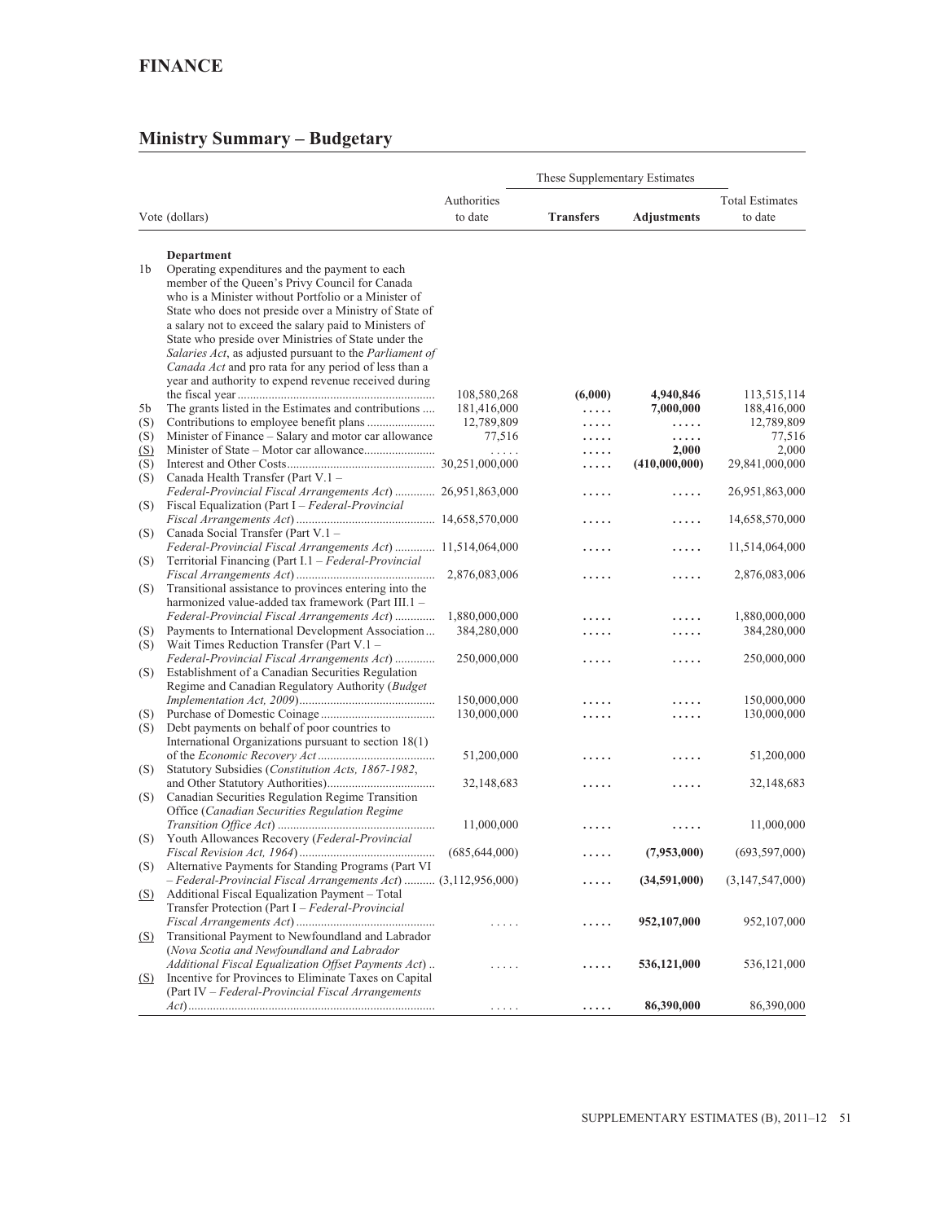# FINANCE

## Ministry Summary – Budgetary

| Vote (dollars) | | Authorities to date | These Supplementary Estimates | | Total Estimates to date |
|---|---|---|---|---|---|
| | | | **Transfers** | **Adjustments** | |
| | **Department** | | | | |
| 1b | Operating expenditures and the payment to each member of the Queen's Privy Council for Canada who is a Minister without Portfolio or a Minister of State who does not preside over a Ministry of State of a salary not to exceed the salary paid to Ministers of State who preside over Ministries of State under the *Salaries Act*, as adjusted pursuant to the *Parliament of Canada Act* and pro rata for any period of less than a year and authority to expend revenue received during the fiscal year | 108,580,268 | **(6,000)** | **4,940,846** | 113,515,114 |
| 5b | The grants listed in the Estimates and contributions | 181,416,000 | **.....** | **7,000,000** | 188,416,000 |
| (S) | Contributions to employee benefit plans | 12,789,809 | **.....** | **.....** | 12,789,809 |
| (S) | Minister of Finance – Salary and motor car allowance | 77,516 | **.....** | **.....** | 77,516 |
| (S) | Minister of State – Motor car allowance | ..... | **.....** | **2,000** | 2,000 |
| (S) | Interest and Other Costs | 30,251,000,000 | **.....** | **(410,000,000)** | 29,841,000,000 |
| (S) | Canada Health Transfer (Part V.1 – *Federal-Provincial Fiscal Arrangements Act*) | 26,951,863,000 | **.....** | **.....** | 26,951,863,000 |
| (S) | Fiscal Equalization (Part I – *Federal-Provincial Fiscal Arrangements Act*) | 14,658,570,000 | **.....** | **.....** | 14,658,570,000 |
| (S) | Canada Social Transfer (Part V.1 – *Federal-Provincial Fiscal Arrangements Act*) | 11,514,064,000 | **.....** | **.....** | 11,514,064,000 |
| (S) | Territorial Financing (Part I.1 – *Federal-Provincial Fiscal Arrangements Act*) | 2,876,083,006 | **.....** | **.....** | 2,876,083,006 |
| (S) | Transitional assistance to provinces entering into the harmonized value-added tax framework (Part III.1 – *Federal-Provincial Fiscal Arrangements Act*) | 1,880,000,000 | **.....** | **.....** | 1,880,000,000 |
| (S) | Payments to International Development Association | 384,280,000 | **.....** | **.....** | 384,280,000 |
| (S) | Wait Times Reduction Transfer (Part V.1 – *Federal-Provincial Fiscal Arrangements Act*) | 250,000,000 | **.....** | **.....** | 250,000,000 |
| (S) | Establishment of a Canadian Securities Regulation Regime and Canadian Regulatory Authority (*Budget Implementation Act, 2009*) | 150,000,000 | **.....** | **.....** | 150,000,000 |
| (S) | Purchase of Domestic Coinage | 130,000,000 | **.....** | **.....** | 130,000,000 |
| (S) | Debt payments on behalf of poor countries to International Organizations pursuant to section 18(1) of the *Economic Recovery Act* | 51,200,000 | **.....** | **.....** | 51,200,000 |
| (S) | Statutory Subsidies (*Constitution Acts, 1867-1982*, and Other Statutory Authorities) | 32,148,683 | **.....** | **.....** | 32,148,683 |
| (S) | Canadian Securities Regulation Regime Transition Office (*Canadian Securities Regulation Regime Transition Office Act*) | 11,000,000 | **.....** | **.....** | 11,000,000 |
| (S) | Youth Allowances Recovery (*Federal-Provincial Fiscal Revision Act, 1964*) | (685,644,000) | **.....** | **(7,953,000)** | (693,597,000) |
| (S) | Alternative Payments for Standing Programs (Part VI – *Federal-Provincial Fiscal Arrangements Act*) | (3,112,956,000) | **.....** | **(34,591,000)** | (3,147,547,000) |
| (S) | Additional Fiscal Equalization Payment – Total Transfer Protection (Part I – *Federal-Provincial Fiscal Arrangements Act*) | ..... | **.....** | **952,107,000** | 952,107,000 |
| (S) | Transitional Payment to Newfoundland and Labrador (*Nova Scotia and Newfoundland and Labrador Additional Fiscal Equalization Offset Payments Act*) | ..... | **.....** | **536,121,000** | 536,121,000 |
| (S) | Incentive for Provinces to Eliminate Taxes on Capital (Part IV – *Federal-Provincial Fiscal Arrangements Act*) | ..... | **.....** | **86,390,000** | 86,390,000 |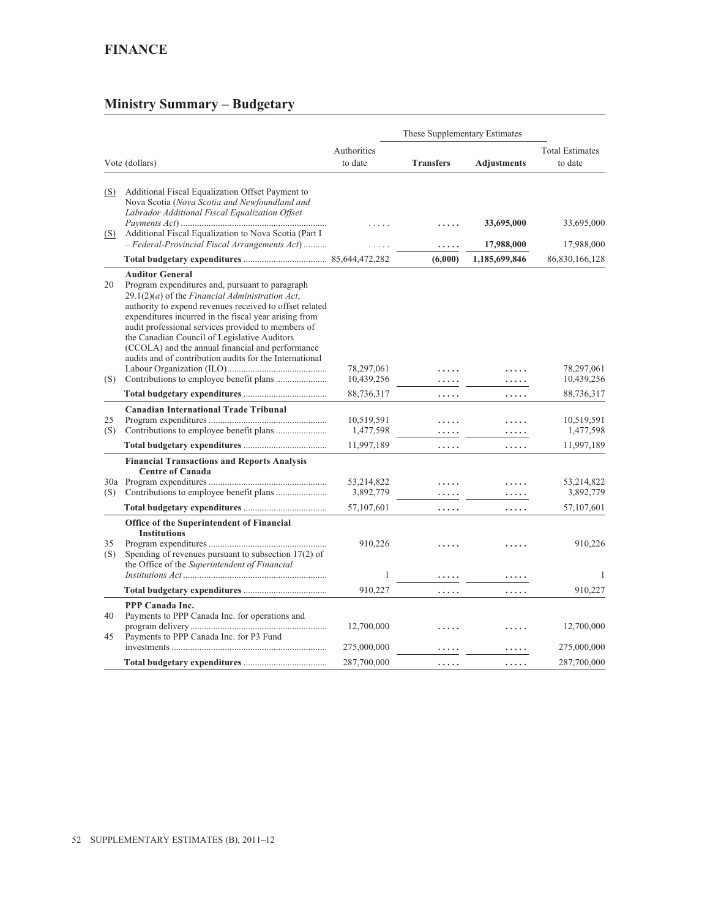# FINANCE

## Ministry Summary – Budgetary

| Vote (dollars) | | Authorities to date | These Supplementary Estimates Transfers | These Supplementary Estimates Adjustments | Total Estimates to date |
|---|---|---|---|---|---|
| (S) | Additional Fiscal Equalization Offset Payment to Nova Scotia (*Nova Scotia and Newfoundland and Labrador Additional Fiscal Equalization Offset Payments Act*) | ..... | ..... | **33,695,000** | 33,695,000 |
| (S) | Additional Fiscal Equalization to Nova Scotia (Part I – *Federal-Provincial Fiscal Arrangements Act*) | ..... | ..... | **17,988,000** | 17,988,000 |
| | **Total budgetary expenditures** | 85,644,472,282 | **(6,000)** | **1,185,699,846** | 86,830,166,128 |
| | **Auditor General** | | | | |
| 20 | Program expenditures and, pursuant to paragraph 29.1(2)(*a*) of the *Financial Administration Act*, authority to expend revenues received to offset related expenditures incurred in the fiscal year arising from audit professional services provided to members of the Canadian Council of Legislative Auditors (CCOLA) and the annual financial and performance audits and of contribution audits for the International Labour Organization (ILO) | 78,297,061 | ..... | ..... | 78,297,061 |
| (S) | Contributions to employee benefit plans | 10,439,256 | ..... | ..... | 10,439,256 |
| | **Total budgetary expenditures** | 88,736,317 | ..... | ..... | 88,736,317 |
| | **Canadian International Trade Tribunal** | | | | |
| 25 | Program expenditures | 10,519,591 | ..... | ..... | 10,519,591 |
| (S) | Contributions to employee benefit plans | 1,477,598 | ..... | ..... | 1,477,598 |
| | **Total budgetary expenditures** | 11,997,189 | ..... | ..... | 11,997,189 |
| | **Financial Transactions and Reports Analysis Centre of Canada** | | | | |
| 30a | Program expenditures | 53,214,822 | ..... | ..... | 53,214,822 |
| (S) | Contributions to employee benefit plans | 3,892,779 | ..... | ..... | 3,892,779 |
| | **Total budgetary expenditures** | 57,107,601 | ..... | ..... | 57,107,601 |
| | **Office of the Superintendent of Financial Institutions** | | | | |
| 35 | Program expenditures | 910,226 | ..... | ..... | 910,226 |
| (S) | Spending of revenues pursuant to subsection 17(2) of the Office of the *Superintendent of Financial Institutions Act* | 1 | ..... | ..... | 1 |
| | **Total budgetary expenditures** | 910,227 | ..... | ..... | 910,227 |
| | **PPP Canada Inc.** | | | | |
| 40 | Payments to PPP Canada Inc. for operations and program delivery | 12,700,000 | ..... | ..... | 12,700,000 |
| 45 | Payments to PPP Canada Inc. for P3 Fund investments | 275,000,000 | ..... | ..... | 275,000,000 |
| | **Total budgetary expenditures** | 287,700,000 | ..... | ..... | 287,700,000 |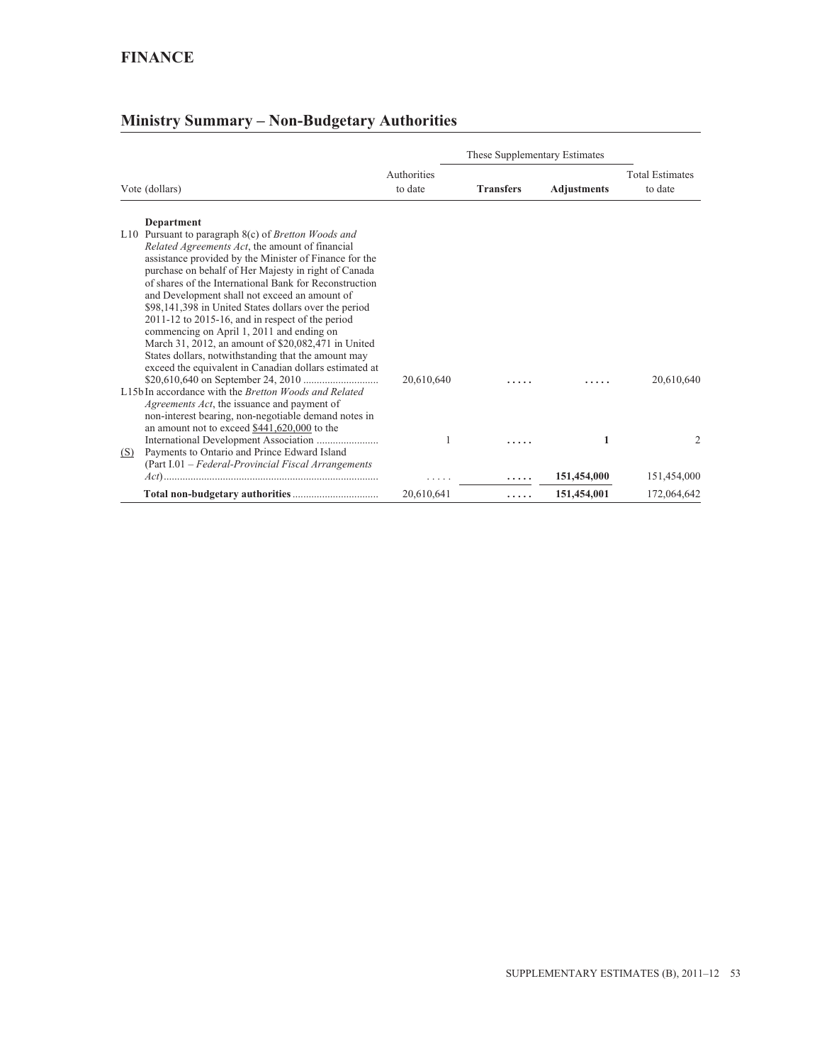# FINANCE

## Ministry Summary – Non-Budgetary Authorities

| Vote (dollars) | Authorities to date | These Supplementary Estimates | | Total Estimates to date |
|---|---|---|---|---|
| | | **Transfers** | **Adjustments** | |
| **Department** | | | | |
| L10 Pursuant to paragraph 8(c) of *Bretton Woods and Related Agreements Act*, the amount of financial assistance provided by the Minister of Finance for the purchase on behalf of Her Majesty in right of Canada of shares of the International Bank for Reconstruction and Development shall not exceed an amount of $98,141,398 in United States dollars over the period 2011-12 to 2015-16, and in respect of the period commencing on April 1, 2011 and ending on March 31, 2012, an amount of $20,082,471 in United States dollars, notwithstanding that the amount may exceed the equivalent in Canadian dollars estimated at $20,610,640 on September 24, 2010 | 20,610,640 | ..... | ..... | 20,610,640 |
| L15b In accordance with the *Bretton Woods and Related Agreements Act*, the issuance and payment of non-interest bearing, non-negotiable demand notes in an amount not to exceed $441,620,000 to the International Development Association | 1 | ..... | **1** | 2 |
| (S) Payments to Ontario and Prince Edward Island (Part I.01 – *Federal-Provincial Fiscal Arrangements Act*) | ..... | ..... | **151,454,000** | 151,454,000 |
| **Total non-budgetary authorities** | 20,610,641 | ..... | **151,454,001** | 172,064,642 |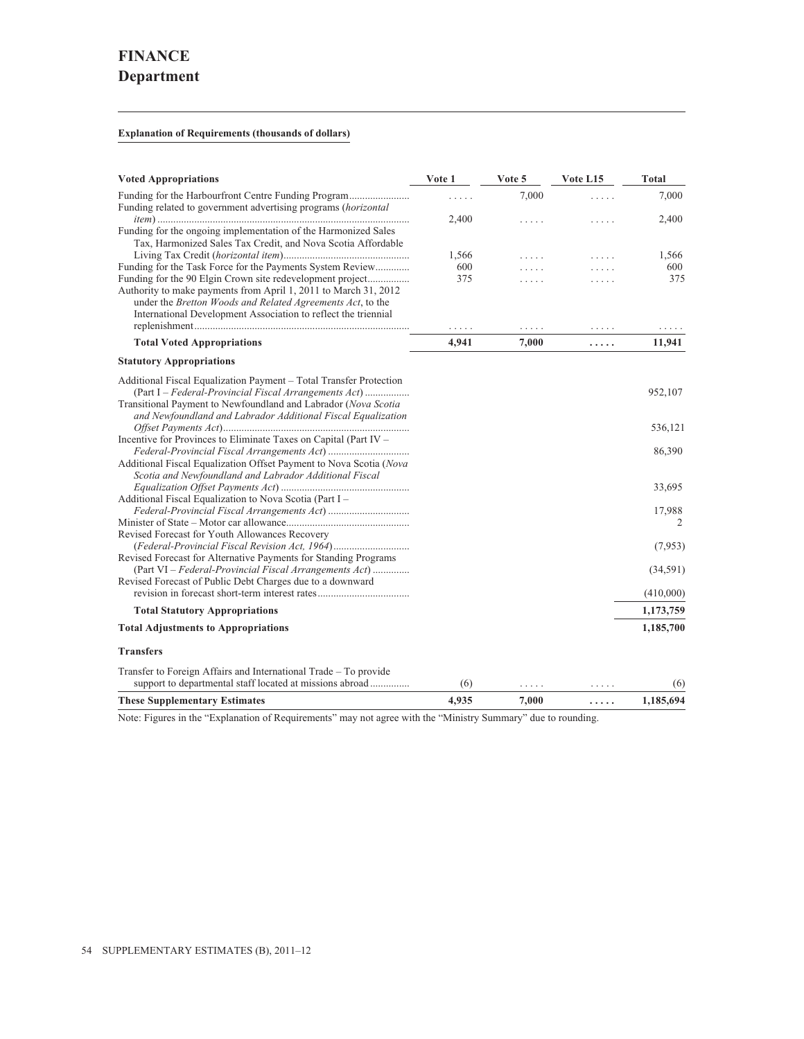# FINANCE
## Department

**Explanation of Requirements (thousands of dollars)**

| Voted Appropriations | Vote 1 | Vote 5 | Vote L15 | Total |
|---|---|---|---|---|
| Funding for the Harbourfront Centre Funding Program | ..... | 7,000 | ..... | 7,000 |
| Funding related to government advertising programs (*horizontal item*) | 2,400 | ..... | ..... | 2,400 |
| Funding for the ongoing implementation of the Harmonized Sales Tax, Harmonized Sales Tax Credit, and Nova Scotia Affordable Living Tax Credit (*horizontal item*) | 1,566 | ..... | ..... | 1,566 |
| Funding for the Task Force for the Payments System Review | 600 | ..... | ..... | 600 |
| Funding for the 90 Elgin Crown site redevelopment project | 375 | ..... | ..... | 375 |
| Authority to make payments from April 1, 2011 to March 31, 2012 under the *Bretton Woods and Related Agreements Act*, to the International Development Association to reflect the triennial replenishment | ..... | ..... | ..... | ..... |
| **Total Voted Appropriations** | **4,941** | **7,000** | **.....** | **11,941** |
| **Statutory Appropriations** | | | | |
| Additional Fiscal Equalization Payment – Total Transfer Protection (Part I – *Federal-Provincial Fiscal Arrangements Act*) | | | | 952,107 |
| Transitional Payment to Newfoundland and Labrador (*Nova Scotia and Newfoundland and Labrador Additional Fiscal Equalization Offset Payments Act*) | | | | 536,121 |
| Incentive for Provinces to Eliminate Taxes on Capital (Part IV – *Federal-Provincial Fiscal Arrangements Act*) | | | | 86,390 |
| Additional Fiscal Equalization Offset Payment to Nova Scotia (*Nova Scotia and Newfoundland and Labrador Additional Fiscal Equalization Offset Payments Act*) | | | | 33,695 |
| Additional Fiscal Equalization to Nova Scotia (Part I – *Federal-Provincial Fiscal Arrangements Act*) | | | | 17,988 |
| Minister of State – Motor car allowance | | | | 2 |
| Revised Forecast for Youth Allowances Recovery (*Federal-Provincial Fiscal Revision Act, 1964*) | | | | (7,953) |
| Revised Forecast for Alternative Payments for Standing Programs (Part VI – *Federal-Provincial Fiscal Arrangements Act*) | | | | (34,591) |
| Revised Forecast of Public Debt Charges due to a downward revision in forecast short-term interest rates | | | | (410,000) |
| **Total Statutory Appropriations** | | | | **1,173,759** |
| **Total Adjustments to Appropriations** | | | | **1,185,700** |
| **Transfers** | | | | |
| Transfer to Foreign Affairs and International Trade – To provide support to departmental staff located at missions abroad | (6) | ..... | ..... | (6) |
| **These Supplementary Estimates** | **4,935** | **7,000** | **.....** | **1,185,694** |

Note: Figures in the "Explanation of Requirements" may not agree with the "Ministry Summary" due to rounding.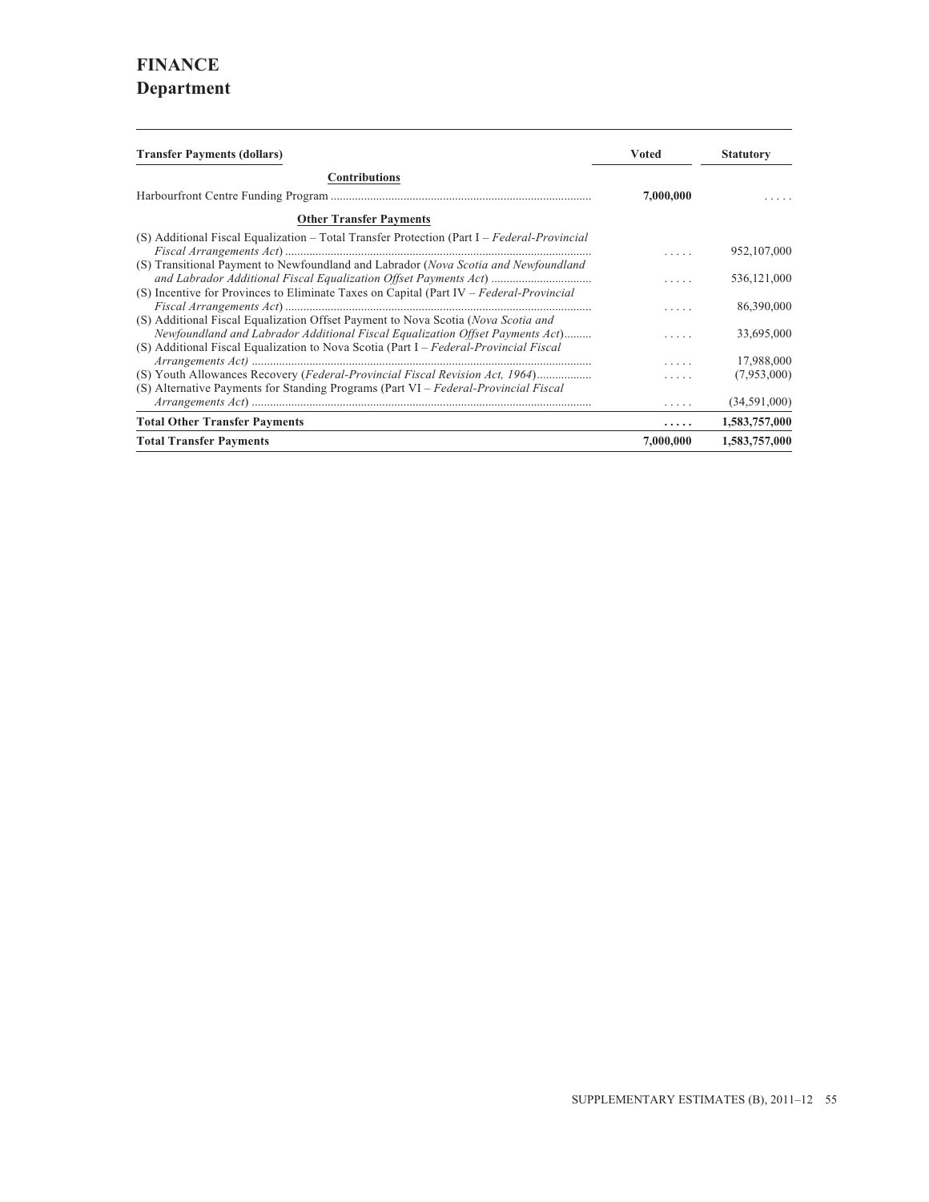# FINANCE
## Department

| Transfer Payments (dollars) | Voted | Statutory |
|---|---|---|
| **Contributions** | | |
| Harbourfront Centre Funding Program | **7,000,000** | ..... |
| **Other Transfer Payments** | | |
| (S) Additional Fiscal Equalization – Total Transfer Protection (Part I – *Federal-Provincial Fiscal Arrangements Act*) | ..... | 952,107,000 |
| (S) Transitional Payment to Newfoundland and Labrador (*Nova Scotia and Newfoundland and Labrador Additional Fiscal Equalization Offset Payments Act*) | ..... | 536,121,000 |
| (S) Incentive for Provinces to Eliminate Taxes on Capital (Part IV – *Federal-Provincial Fiscal Arrangements Act*) | ..... | 86,390,000 |
| (S) Additional Fiscal Equalization Offset Payment to Nova Scotia (*Nova Scotia and Newfoundland and Labrador Additional Fiscal Equalization Offset Payments Act*) | ..... | 33,695,000 |
| (S) Additional Fiscal Equalization to Nova Scotia (Part I – *Federal-Provincial Fiscal Arrangements Act*) | ..... | 17,988,000 |
| (S) Youth Allowances Recovery (*Federal-Provincial Fiscal Revision Act, 1964*) | ..... | (7,953,000) |
| (S) Alternative Payments for Standing Programs (Part VI – *Federal-Provincial Fiscal Arrangements Act*) | ..... | (34,591,000) |
| **Total Other Transfer Payments** | **.....** | **1,583,757,000** |
| **Total Transfer Payments** | **7,000,000** | **1,583,757,000** |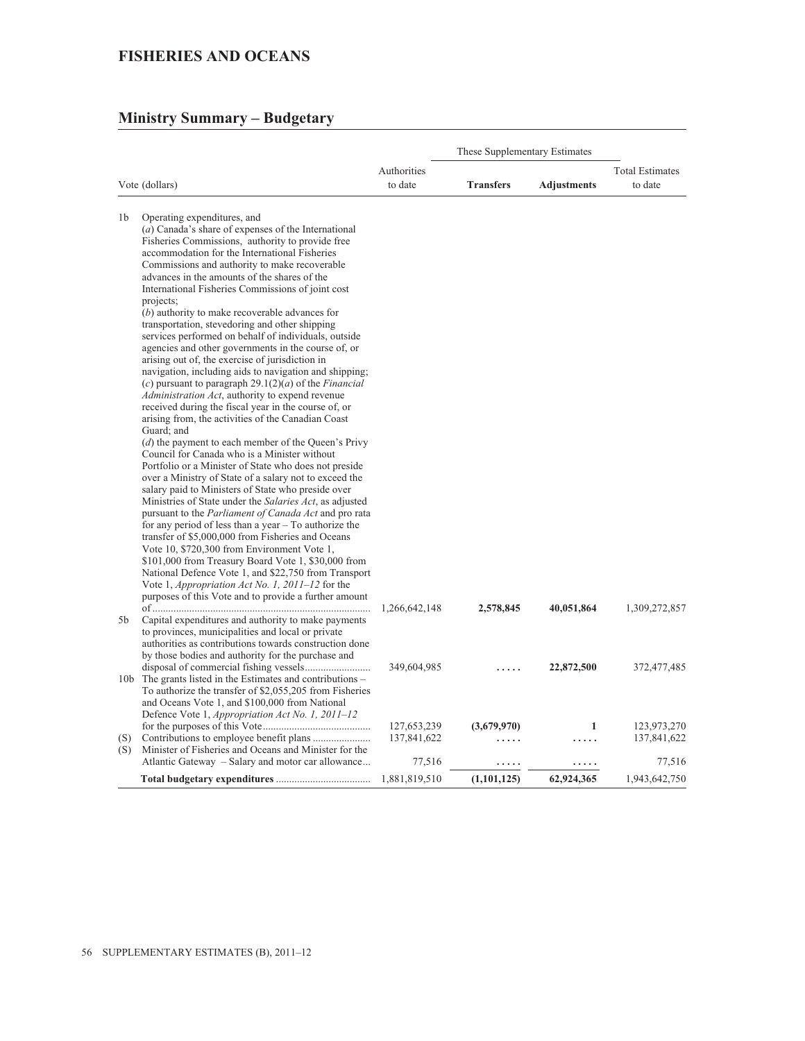# FISHERIES AND OCEANS

## Ministry Summary – Budgetary

| | Vote (dollars) | Authorities to date | These Supplementary Estimates Transfers | Adjustments | Total Estimates to date |
|---|---|---|---|---|---|
| 1b | Operating expenditures, and (*a*) Canada's share of expenses of the International Fisheries Commissions, authority to provide free accommodation for the International Fisheries Commissions and authority to make recoverable advances in the amounts of the shares of the International Fisheries Commissions of joint cost projects; (*b*) authority to make recoverable advances for transportation, stevedoring and other shipping services performed on behalf of individuals, outside agencies and other governments in the course of, or arising out of, the exercise of jurisdiction in navigation, including aids to navigation and shipping; (*c*) pursuant to paragraph 29.1(2)(*a*) of the *Financial Administration Act*, authority to expend revenue received during the fiscal year in the course of, or arising from, the activities of the Canadian Coast Guard; and (*d*) the payment to each member of the Queen's Privy Council for Canada who is a Minister without Portfolio or a Minister of State who does not preside over a Ministry of State of a salary not to exceed the salary paid to Ministers of State who preside over Ministries of State under the *Salaries Act*, as adjusted pursuant to the *Parliament of Canada Act* and pro rata for any period of less than a year – To authorize the transfer of $5,000,000 from Fisheries and Oceans Vote 10, $720,300 from Environment Vote 1, $101,000 from Treasury Board Vote 1, $30,000 from National Defence Vote 1, and $22,750 from Transport Vote 1, *Appropriation Act No. 1, 2011–12* for the purposes of this Vote and to provide a further amount of | 1,266,642,148 | **2,578,845** | **40,051,864** | 1,309,272,857 |
| 5b | Capital expenditures and authority to make payments to provinces, municipalities and local or private authorities as contributions towards construction done by those bodies and authority for the purchase and disposal of commercial fishing vessels | 349,604,985 | **.....** | **22,872,500** | 372,477,485 |
| 10b | The grants listed in the Estimates and contributions – To authorize the transfer of $2,055,205 from Fisheries and Oceans Vote 1, and $100,000 from National Defence Vote 1, *Appropriation Act No. 1, 2011–12* for the purposes of this Vote | 127,653,239 | **(3,679,970)** | **1** | 123,973,270 |
| (S) | Contributions to employee benefit plans | 137,841,622 | **.....** | **.....** | 137,841,622 |
| (S) | Minister of Fisheries and Oceans and Minister for the Atlantic Gateway – Salary and motor car allowance | 77,516 | **.....** | **.....** | 77,516 |
| | **Total budgetary expenditures** | 1,881,819,510 | **(1,101,125)** | **62,924,365** | 1,943,642,750 |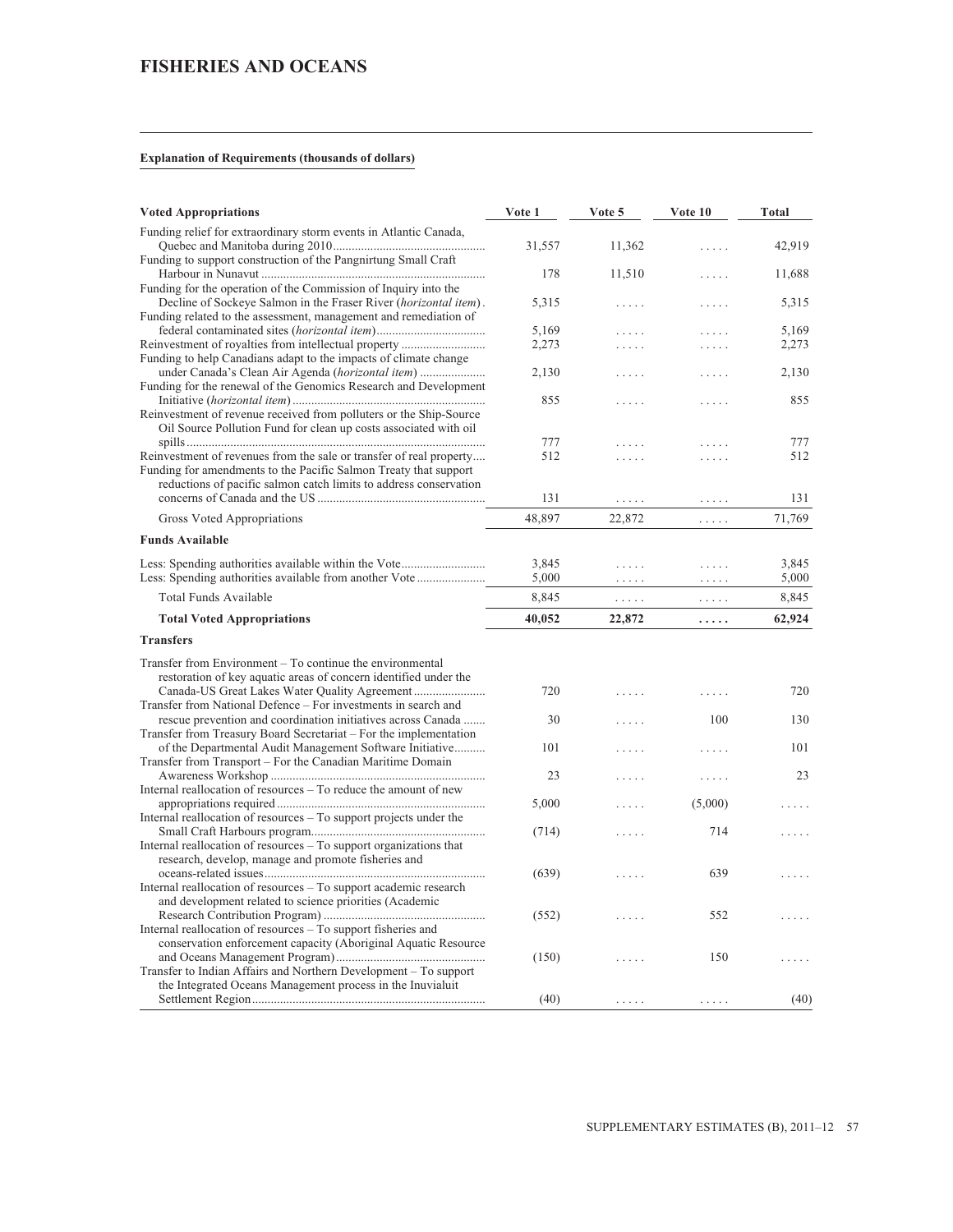## FISHERIES AND OCEANS

**Explanation of Requirements (thousands of dollars)**

| Voted Appropriations | Vote 1 | Vote 5 | Vote 10 | Total |
|---|---|---|---|---|
| Funding relief for extraordinary storm events in Atlantic Canada, Quebec and Manitoba during 2010 | 31,557 | 11,362 | ..... | 42,919 |
| Funding to support construction of the Pangnirtung Small Craft Harbour in Nunavut | 178 | 11,510 | ..... | 11,688 |
| Funding for the operation of the Commission of Inquiry into the Decline of Sockeye Salmon in the Fraser River (*horizontal item*) | 5,315 | ..... | ..... | 5,315 |
| Funding related to the assessment, management and remediation of federal contaminated sites (*horizontal item*) | 5,169 | ..... | ..... | 5,169 |
| Reinvestment of royalties from intellectual property | 2,273 | ..... | ..... | 2,273 |
| Funding to help Canadians adapt to the impacts of climate change under Canada's Clean Air Agenda (*horizontal item*) | 2,130 | ..... | ..... | 2,130 |
| Funding for the renewal of the Genomics Research and Development Initiative (*horizontal item*) | 855 | ..... | ..... | 855 |
| Reinvestment of revenue received from polluters or the Ship-Source Oil Source Pollution Fund for clean up costs associated with oil spills | 777 | ..... | ..... | 777 |
| Reinvestment of revenues from the sale or transfer of real property | 512 | ..... | ..... | 512 |
| Funding for amendments to the Pacific Salmon Treaty that support reductions of pacific salmon catch limits to address conservation concerns of Canada and the US | 131 | ..... | ..... | 131 |
| Gross Voted Appropriations | 48,897 | 22,872 | ..... | 71,769 |
| **Funds Available** | | | | |
| Less: Spending authorities available within the Vote | 3,845 | ..... | ..... | 3,845 |
| Less: Spending authorities available from another Vote | 5,000 | ..... | ..... | 5,000 |
| Total Funds Available | 8,845 | ..... | ..... | 8,845 |
| **Total Voted Appropriations** | **40,052** | **22,872** | **.....** | **62,924** |
| **Transfers** | | | | |
| Transfer from Environment – To continue the environmental restoration of key aquatic areas of concern identified under the Canada-US Great Lakes Water Quality Agreement | 720 | ..... | ..... | 720 |
| Transfer from National Defence – For investments in search and rescue prevention and coordination initiatives across Canada | 30 | ..... | 100 | 130 |
| Transfer from Treasury Board Secretariat – For the implementation of the Departmental Audit Management Software Initiative | 101 | ..... | ..... | 101 |
| Transfer from Transport – For the Canadian Maritime Domain Awareness Workshop | 23 | ..... | ..... | 23 |
| Internal reallocation of resources – To reduce the amount of new appropriations required | 5,000 | ..... | (5,000) | ..... |
| Internal reallocation of resources – To support projects under the Small Craft Harbours program | (714) | ..... | 714 | ..... |
| Internal reallocation of resources – To support organizations that research, develop, manage and promote fisheries and oceans-related issues | (639) | ..... | 639 | ..... |
| Internal reallocation of resources – To support academic research and development related to science priorities (Academic Research Contribution Program) | (552) | ..... | 552 | ..... |
| Internal reallocation of resources – To support fisheries and conservation enforcement capacity (Aboriginal Aquatic Resource and Oceans Management Program) | (150) | ..... | 150 | ..... |
| Transfer to Indian Affairs and Northern Development – To support the Integrated Oceans Management process in the Inuvialuit Settlement Region | (40) | ..... | ..... | (40) |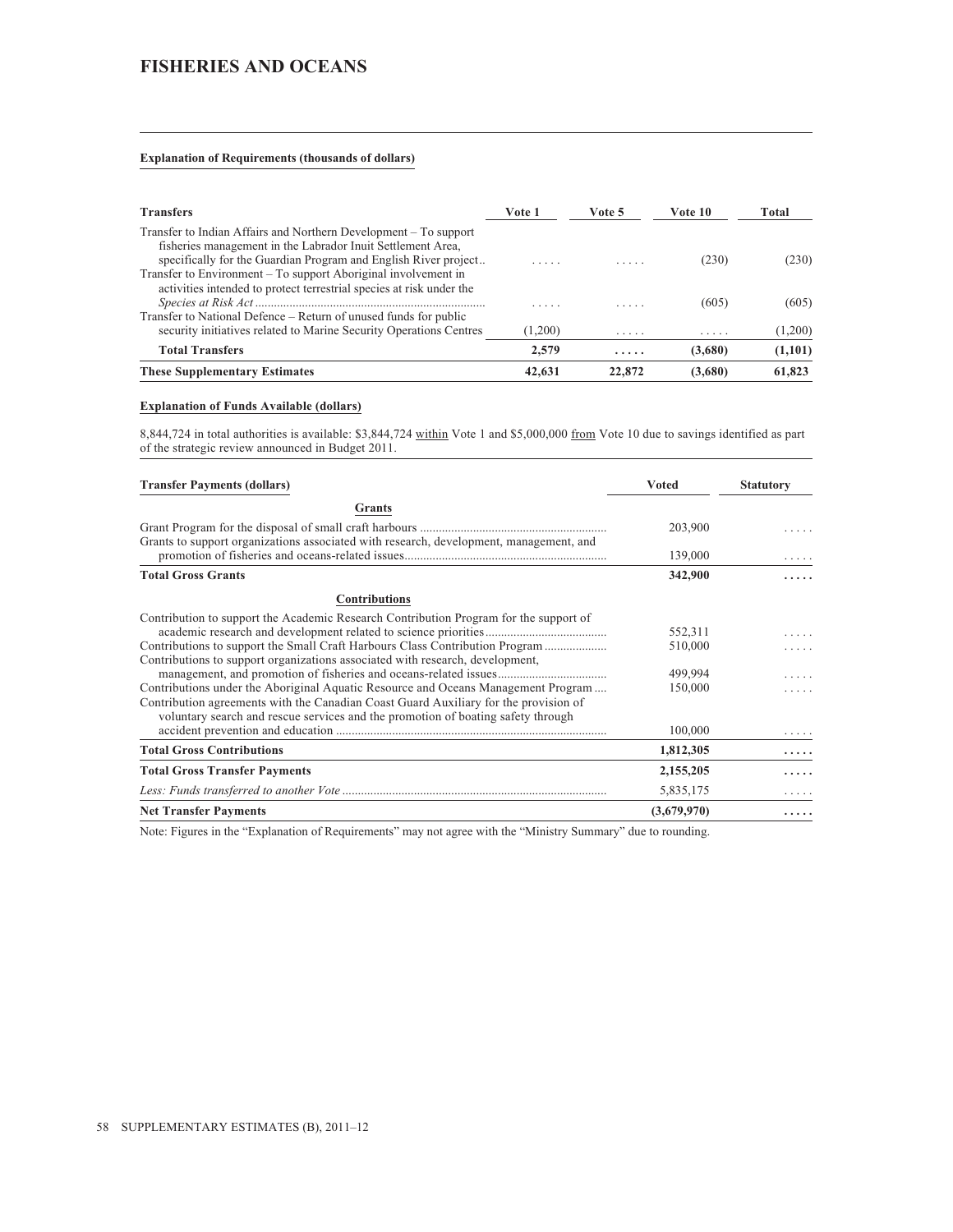# FISHERIES AND OCEANS

**Explanation of Requirements (thousands of dollars)**

| Transfers | Vote 1 | Vote 5 | Vote 10 | Total |
|---|---|---|---|---|
| Transfer to Indian Affairs and Northern Development – To support fisheries management in the Labrador Inuit Settlement Area, specifically for the Guardian Program and English River project.. | ..... | ..... | (230) | (230) |
| Transfer to Environment – To support Aboriginal involvement in activities intended to protect terrestrial species at risk under the *Species at Risk Act* | ..... | ..... | (605) | (605) |
| Transfer to National Defence – Return of unused funds for public security initiatives related to Marine Security Operations Centres | (1,200) | ..... | ..... | (1,200) |
| **Total Transfers** | **2,579** | **.....** | **(3,680)** | **(1,101)** |
| **These Supplementary Estimates** | **42,631** | **22,872** | **(3,680)** | **61,823** |

**Explanation of Funds Available (dollars)**

8,844,724 in total authorities is available: $3,844,724 within Vote 1 and $5,000,000 from Vote 10 due to savings identified as part of the strategic review announced in Budget 2011.

| Transfer Payments (dollars) | Voted | Statutory |
|---|---|---|
| **Grants** | | |
| Grant Program for the disposal of small craft harbours | 203,900 | ..... |
| Grants to support organizations associated with research, development, management, and promotion of fisheries and oceans-related issues | 139,000 | ..... |
| **Total Gross Grants** | **342,900** | **.....** |
| **Contributions** | | |
| Contribution to support the Academic Research Contribution Program for the support of academic research and development related to science priorities | 552,311 | ..... |
| Contributions to support the Small Craft Harbours Class Contribution Program | 510,000 | ..... |
| Contributions to support organizations associated with research, development, management, and promotion of fisheries and oceans-related issues | 499,994 | ..... |
| Contributions under the Aboriginal Aquatic Resource and Oceans Management Program | 150,000 | ..... |
| Contribution agreements with the Canadian Coast Guard Auxiliary for the provision of voluntary search and rescue services and the promotion of boating safety through accident prevention and education | 100,000 | ..... |
| **Total Gross Contributions** | **1,812,305** | **.....** |
| **Total Gross Transfer Payments** | **2,155,205** | **.....** |
| *Less: Funds transferred to another Vote* | 5,835,175 | ..... |
| **Net Transfer Payments** | **(3,679,970)** | **.....** |

Note: Figures in the "Explanation of Requirements" may not agree with the "Ministry Summary" due to rounding.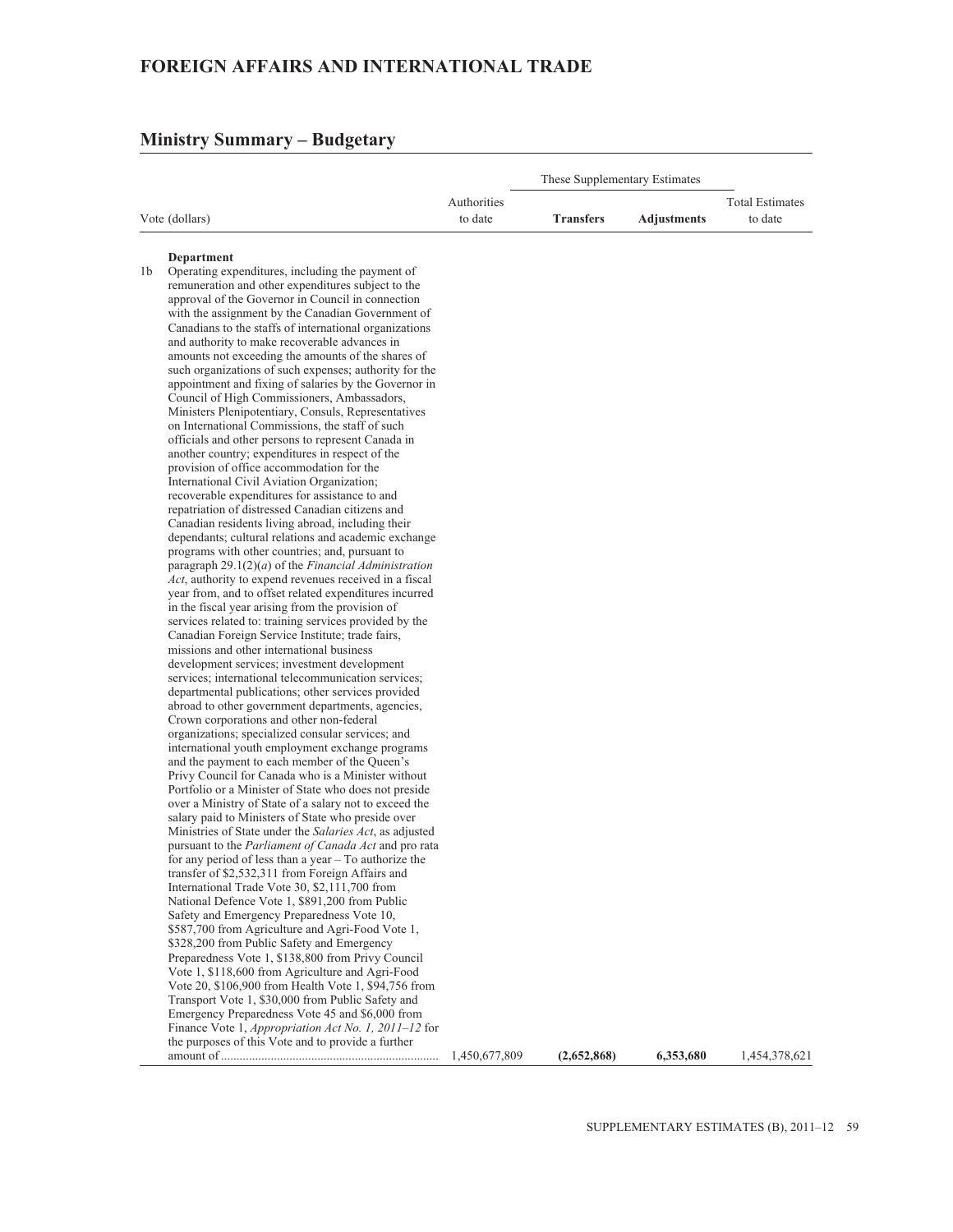# FOREIGN AFFAIRS AND INTERNATIONAL TRADE

## Ministry Summary – Budgetary

| Vote (dollars) | Authorities to date | These Supplementary Estimates Transfers | These Supplementary Estimates Adjustments | Total Estimates to date |
|---|---|---|---|---|
| **Department** | | | | |
| 1b Operating expenditures, including the payment of remuneration and other expenditures subject to the approval of the Governor in Council in connection with the assignment by the Canadian Government of Canadians to the staffs of international organizations and authority to make recoverable advances in amounts not exceeding the amounts of the shares of such organizations of such expenses; authority for the appointment and fixing of salaries by the Governor in Council of High Commissioners, Ambassadors, Ministers Plenipotentiary, Consuls, Representatives on International Commissions, the staff of such officials and other persons to represent Canada in another country; expenditures in respect of the provision of office accommodation for the International Civil Aviation Organization; recoverable expenditures for assistance to and repatriation of distressed Canadian citizens and Canadian residents living abroad, including their dependants; cultural relations and academic exchange programs with other countries; and, pursuant to paragraph 29.1(2)(*a*) of the *Financial Administration Act*, authority to expend revenues received in a fiscal year from, and to offset related expenditures incurred in the fiscal year arising from the provision of services related to: training services provided by the Canadian Foreign Service Institute; trade fairs, missions and other international business development services; investment development services; international telecommunication services; departmental publications; other services provided abroad to other government departments, agencies, Crown corporations and other non-federal organizations; specialized consular services; and international youth employment exchange programs and the payment to each member of the Queen's Privy Council for Canada who is a Minister without Portfolio or a Minister of State who does not preside over a Ministry of State of a salary not to exceed the salary paid to Ministers of State who preside over Ministries of State under the *Salaries Act*, as adjusted pursuant to the *Parliament of Canada Act* and pro rata for any period of less than a year – To authorize the transfer of $2,532,311 from Foreign Affairs and International Trade Vote 30, $2,111,700 from National Defence Vote 1, $891,200 from Public Safety and Emergency Preparedness Vote 10, $587,700 from Agriculture and Agri-Food Vote 1, $328,200 from Public Safety and Emergency Preparedness Vote 1, $138,800 from Privy Council Vote 1, $118,600 from Agriculture and Agri-Food Vote 20, $106,900 from Health Vote 1, $94,756 from Transport Vote 1, $30,000 from Public Safety and Emergency Preparedness Vote 45 and $6,000 from Finance Vote 1, *Appropriation Act No. 1, 2011–12* for the purposes of this Vote and to provide a further amount of | 1,450,677,809 | **(2,652,868)** | **6,353,680** | 1,454,378,621 |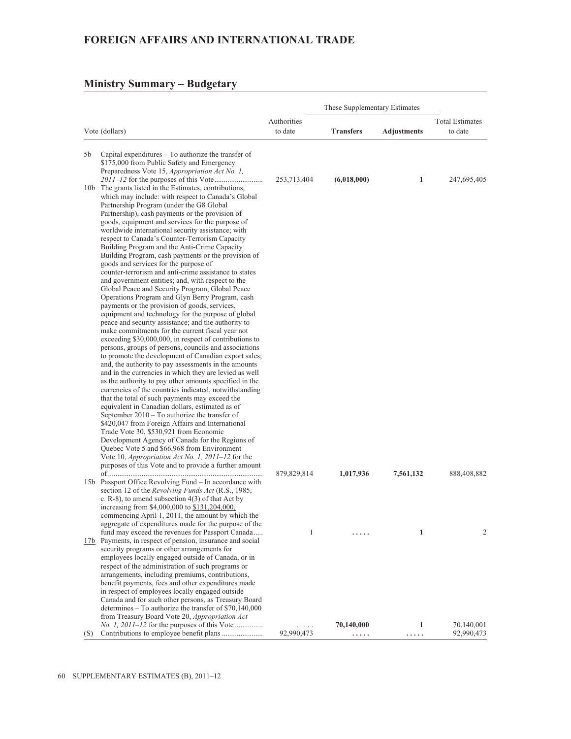# FOREIGN AFFAIRS AND INTERNATIONAL TRADE

## Ministry Summary – Budgetary

| Vote (dollars) | | Authorities to date | These Supplementary Estimates | | Total Estimates to date |
|---|---|---|---|---|---|
| | | | **Transfers** | **Adjustments** | |
| 5b | Capital expenditures – To authorize the transfer of $175,000 from Public Safety and Emergency Preparedness Vote 15, *Appropriation Act No. 1, 2011–12* for the purposes of this Vote.......................... | 253,713,404 | **(6,018,000)** | **1** | 247,695,405 |
| 10b | The grants listed in the Estimates, contributions, which may include: with respect to Canada's Global Partnership Program (under the G8 Global Partnership), cash payments or the provision of goods, equipment and services for the purpose of worldwide international security assistance; with respect to Canada's Counter-Terrorism Capacity Building Program and the Anti-Crime Capacity Building Program, cash payments or the provision of goods and services for the purpose of counter-terrorism and anti-crime assistance to states and government entities; and, with respect to the Global Peace and Security Program, Global Peace Operations Program and Glyn Berry Program, cash payments or the provision of goods, services, equipment and technology for the purpose of global peace and security assistance; and the authority to make commitments for the current fiscal year not exceeding $30,000,000, in respect of contributions to persons, groups of persons, councils and associations to promote the development of Canadian export sales; and, the authority to pay assessments in the amounts and in the currencies in which they are levied as well as the authority to pay other amounts specified in the currencies of the countries indicated, notwithstanding that the total of such payments may exceed the equivalent in Canadian dollars, estimated as of September 2010 – To authorize the transfer of $420,047 from Foreign Affairs and International Trade Vote 30, $530,921 from Economic Development Agency of Canada for the Regions of Quebec Vote 5 and $66,968 from Environment Vote 10, *Appropriation Act No. 1, 2011–12* for the purposes of this Vote and to provide a further amount of.................................................................................. | 879,829,814 | **1,017,936** | **7,561,132** | 888,408,882 |
| 15b | Passport Office Revolving Fund – In accordance with section 12 of the *Revolving Funds Act* (R.S., 1985, c. R-8), to amend subsection 4(3) of that Act by increasing from $4,000,000 to <u>$131,204,000, commencing April 1, 2011, the</u> amount by which the aggregate of expenditures made for the purpose of the fund may exceed the revenues for Passport Canada..... | 1 | **.....** | **1** | 2 |
| <u>17b</u> | Payments, in respect of pension, insurance and social security programs or other arrangements for employees locally engaged outside of Canada, or in respect of the administration of such programs or arrangements, including premiums, contributions, benefit payments, fees and other expenditures made in respect of employees locally engaged outside Canada and for such other persons, as Treasury Board determines – To authorize the transfer of $70,140,000 from Treasury Board Vote 20, *Appropriation Act No. 1, 2011–12* for the purposes of this Vote............... | ..... | **70,140,000** | **1** | 70,140,001 |
| (S) | Contributions to employee benefit plans ...................... | 92,990,473 | **.....** | **.....** | 92,990,473 |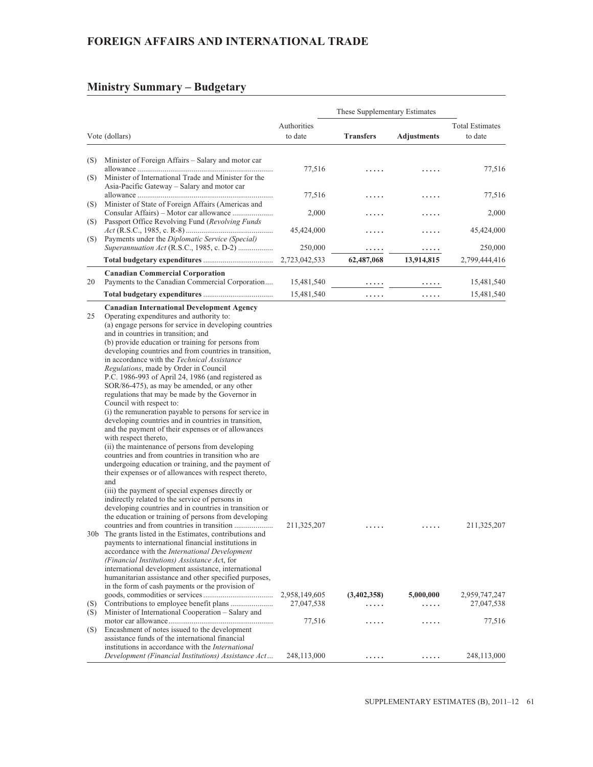# FOREIGN AFFAIRS AND INTERNATIONAL TRADE

## Ministry Summary – Budgetary

| Vote (dollars) | | Authorities to date | These Supplementary Estimates – Transfers | These Supplementary Estimates – Adjustments | Total Estimates to date |
|---|---|---|---|---|---|
| (S) | Minister of Foreign Affairs – Salary and motor car allowance | 77,516 | ..... | ..... | 77,516 |
| (S) | Minister of International Trade and Minister for the Asia-Pacific Gateway – Salary and motor car allowance | 77,516 | ..... | ..... | 77,516 |
| (S) | Minister of State of Foreign Affairs (Americas and Consular Affairs) – Motor car allowance | 2,000 | ..... | ..... | 2,000 |
| (S) | Passport Office Revolving Fund (*Revolving Funds Act* (R.S.C., 1985, c. R-8)) | 45,424,000 | ..... | ..... | 45,424,000 |
| (S) | Payments under the *Diplomatic Service (Special) Superannuation Act* (R.S.C., 1985, c. D-2) | 250,000 | ..... | ..... | 250,000 |
| | **Total budgetary expenditures** | 2,723,042,533 | **62,487,068** | **13,914,815** | 2,799,444,416 |
| | **Canadian Commercial Corporation** | | | | |
| 20 | Payments to the Canadian Commercial Corporation | 15,481,540 | ..... | ..... | 15,481,540 |
| | **Total budgetary expenditures** | 15,481,540 | ..... | ..... | 15,481,540 |
| | **Canadian International Development Agency** | | | | |
| 25 | Operating expenditures and authority to: (a) engage persons for service in developing countries and in countries in transition; and (b) provide education or training for persons from developing countries and from countries in transition, in accordance with the *Technical Assistance Regulations*, made by Order in Council P.C. 1986-993 of April 24, 1986 (and registered as SOR/86-475), as may be amended, or any other regulations that may be made by the Governor in Council with respect to: (i) the remuneration payable to persons for service in developing countries and in countries in transition, and the payment of their expenses or of allowances with respect thereto, (ii) the maintenance of persons from developing countries and from countries in transition who are undergoing education or training, and the payment of their expenses or of allowances with respect thereto, and (iii) the payment of special expenses directly or indirectly related to the service of persons in developing countries and in countries in transition or the education or training of persons from developing countries and from countries in transition | 211,325,207 | ..... | ..... | 211,325,207 |
| 30b | The grants listed in the Estimates, contributions and payments to international financial institutions in accordance with the *International Development (Financial Institutions) Assistance Act*, for international development assistance, international humanitarian assistance and other specified purposes, in the form of cash payments or the provision of goods, commodities or services | 2,958,149,605 | **(3,402,358)** | **5,000,000** | 2,959,747,247 |
| (S) | Contributions to employee benefit plans | 27,047,538 | ..... | ..... | 27,047,538 |
| (S) | Minister of International Cooperation – Salary and motor car allowance | 77,516 | ..... | ..... | 77,516 |
| (S) | Encashment of notes issued to the development assistance funds of the international financial institutions in accordance with the *International Development (Financial Institutions) Assistance Act* | 248,113,000 | ..... | ..... | 248,113,000 |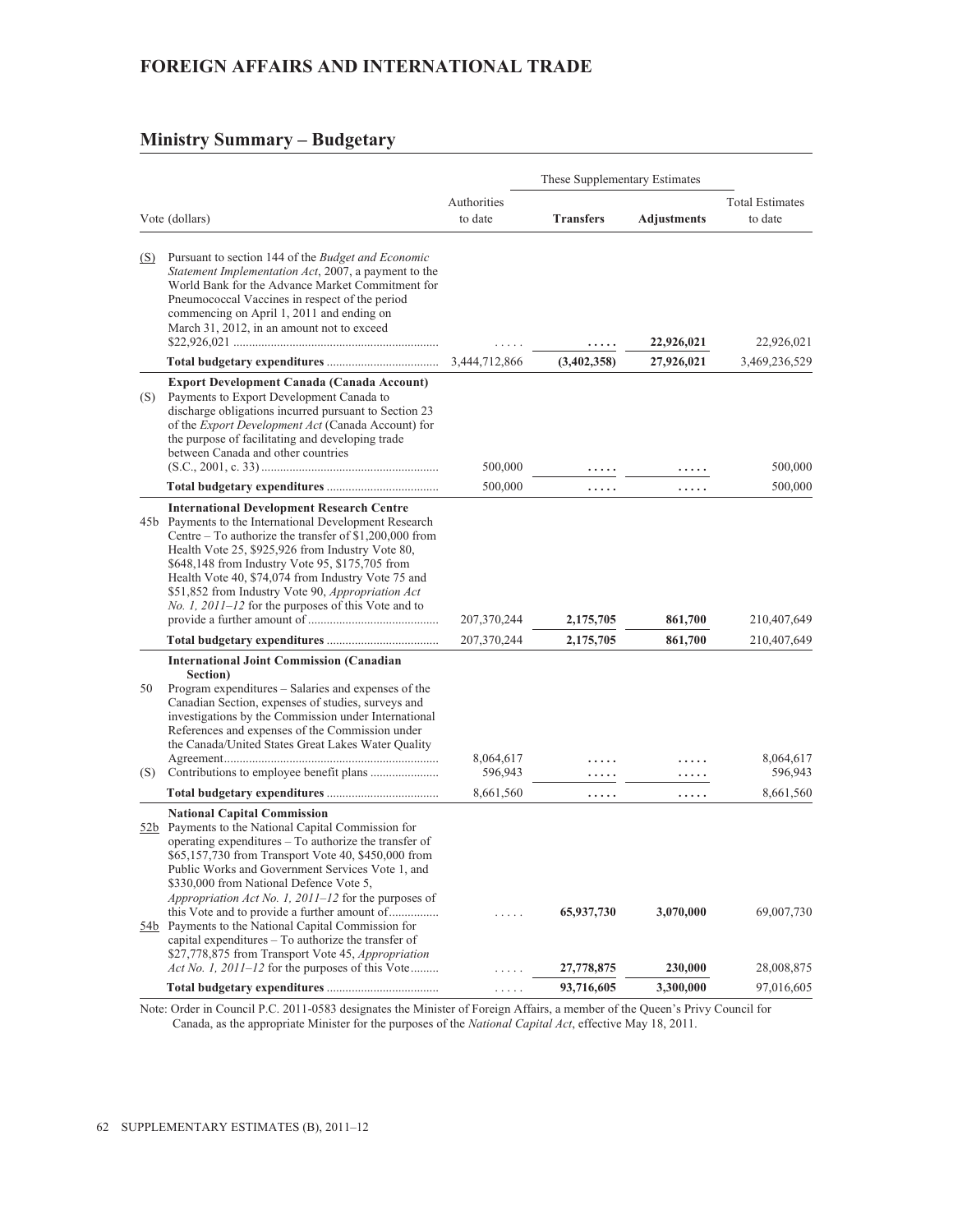## FOREIGN AFFAIRS AND INTERNATIONAL TRADE

## Ministry Summary – Budgetary

| | Vote (dollars) | Authorities to date | These Supplementary Estimates | | Total Estimates to date |
|---|---|---|---|---|---|
| | | | **Transfers** | **Adjustments** | |
| (S) | Pursuant to section 144 of the *Budget and Economic Statement Implementation Act*, 2007, a payment to the World Bank for the Advance Market Commitment for Pneumococcal Vaccines in respect of the period commencing on April 1, 2011 and ending on March 31, 2012, in an amount not to exceed $22,926,021 | ..... | ..... | 22,926,021 | 22,926,021 |
| | **Total budgetary expenditures** | 3,444,712,866 | (3,402,358) | 27,926,021 | 3,469,236,529 |
| | **Export Development Canada (Canada Account)** | | | | |
| (S) | Payments to Export Development Canada to discharge obligations incurred pursuant to Section 23 of the *Export Development Act* (Canada Account) for the purpose of facilitating and developing trade between Canada and other countries (S.C., 2001, c. 33) | 500,000 | ..... | ..... | 500,000 |
| | **Total budgetary expenditures** | 500,000 | ..... | ..... | 500,000 |
| | **International Development Research Centre** | | | | |
| 45b | Payments to the International Development Research Centre – To authorize the transfer of $1,200,000 from Health Vote 25, $925,926 from Industry Vote 80, $648,148 from Industry Vote 95, $175,705 from Health Vote 40, $74,074 from Industry Vote 75 and $51,852 from Industry Vote 90, *Appropriation Act No. 1, 2011–12* for the purposes of this Vote and to provide a further amount of | 207,370,244 | 2,175,705 | 861,700 | 210,407,649 |
| | **Total budgetary expenditures** | 207,370,244 | 2,175,705 | 861,700 | 210,407,649 |
| | **International Joint Commission (Canadian Section)** | | | | |
| 50 | Program expenditures – Salaries and expenses of the Canadian Section, expenses of studies, surveys and investigations by the Commission under International References and expenses of the Commission under the Canada/United States Great Lakes Water Quality Agreement | 8,064,617 | ..... | ..... | 8,064,617 |
| (S) | Contributions to employee benefit plans | 596,943 | ..... | ..... | 596,943 |
| | **Total budgetary expenditures** | 8,661,560 | ..... | ..... | 8,661,560 |
| | **National Capital Commission** | | | | |
| 52b | Payments to the National Capital Commission for operating expenditures – To authorize the transfer of $65,157,730 from Transport Vote 40, $450,000 from Public Works and Government Services Vote 1, and $330,000 from National Defence Vote 5, *Appropriation Act No. 1, 2011–12* for the purposes of this Vote and to provide a further amount of | ..... | 65,937,730 | 3,070,000 | 69,007,730 |
| 54b | Payments to the National Capital Commission for capital expenditures – To authorize the transfer of $27,778,875 from Transport Vote 45, *Appropriation Act No. 1, 2011–12* for the purposes of this Vote | ..... | 27,778,875 | 230,000 | 28,008,875 |
| | **Total budgetary expenditures** | ..... | 93,716,605 | 3,300,000 | 97,016,605 |

Note: Order in Council P.C. 2011-0583 designates the Minister of Foreign Affairs, a member of the Queen's Privy Council for Canada, as the appropriate Minister for the purposes of the *National Capital Act*, effective May 18, 2011.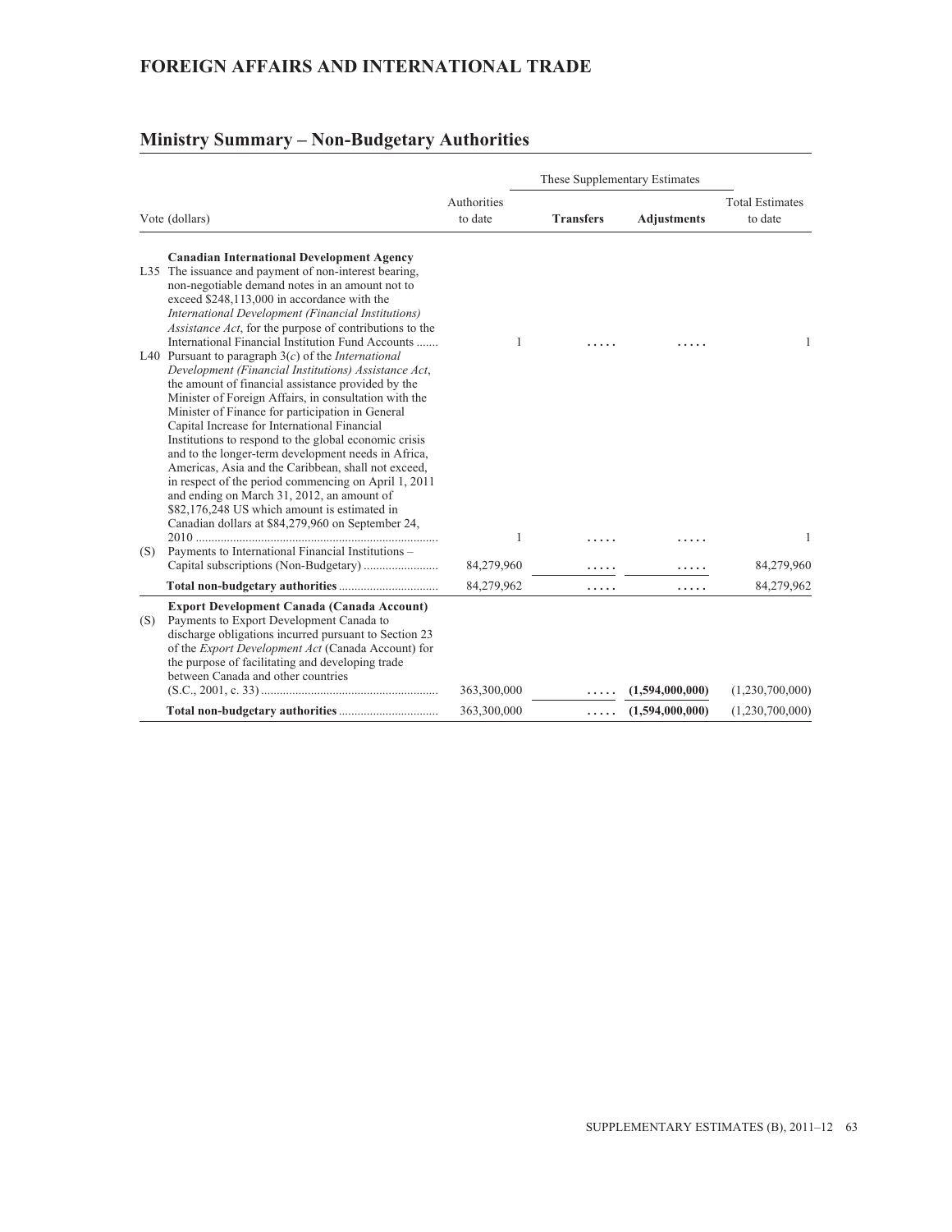# FOREIGN AFFAIRS AND INTERNATIONAL TRADE

## Ministry Summary – Non-Budgetary Authorities

| Vote (dollars) | | Authorities to date | These Supplementary Estimates | | Total Estimates to date |
|---|---|---|---|---|---|
| | | | **Transfers** | **Adjustments** | |
| | **Canadian International Development Agency** | | | | |
| L35 | The issuance and payment of non-interest bearing, non-negotiable demand notes in an amount not to exceed $248,113,000 in accordance with the *International Development (Financial Institutions) Assistance Act*, for the purpose of contributions to the International Financial Institution Fund Accounts ....... | 1 | ..... | ..... | 1 |
| L40 | Pursuant to paragraph 3(*c*) of the *International Development (Financial Institutions) Assistance Act*, the amount of financial assistance provided by the Minister of Foreign Affairs, in consultation with the Minister of Finance for participation in General Capital Increase for International Financial Institutions to respond to the global economic crisis and to the longer-term development needs in Africa, Americas, Asia and the Caribbean, shall not exceed, in respect of the period commencing on April 1, 2011 and ending on March 31, 2012, an amount of $82,176,248 US which amount is estimated in Canadian dollars at $84,279,960 on September 24, 2010 ............................................................................ | 1 | ..... | ..... | 1 |
| (S) | Payments to International Financial Institutions – Capital subscriptions (Non-Budgetary) ....................... | 84,279,960 | ..... | ..... | 84,279,960 |
| | **Total non-budgetary authorities** ................................ | 84,279,962 | ..... | ..... | 84,279,962 |
| | **Export Development Canada (Canada Account)** | | | | |
| (S) | Payments to Export Development Canada to discharge obligations incurred pursuant to Section 23 of the *Export Development Act* (Canada Account) for the purpose of facilitating and developing trade between Canada and other countries (S.C., 2001, c. 33) ....................................................... | 363,300,000 | ..... | **(1,594,000,000)** | (1,230,700,000) |
| | **Total non-budgetary authorities** ................................ | 363,300,000 | ..... | **(1,594,000,000)** | (1,230,700,000) |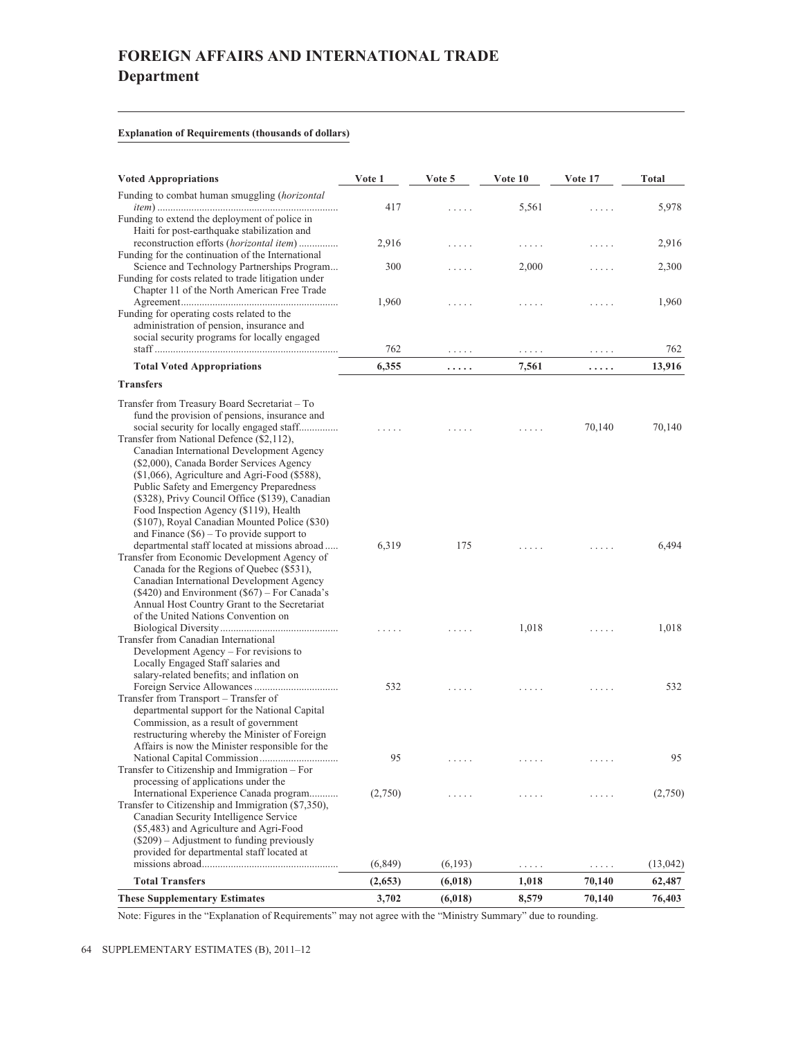# FOREIGN AFFAIRS AND INTERNATIONAL TRADE
## Department

**Explanation of Requirements (thousands of dollars)**

| Voted Appropriations | Vote 1 | Vote 5 | Vote 10 | Vote 17 | Total |
|---|---|---|---|---|---|
| Funding to combat human smuggling (*horizontal item*) | 417 | ..... | 5,561 | ..... | 5,978 |
| Funding to extend the deployment of police in Haiti for post-earthquake stabilization and reconstruction efforts (*horizontal item*) | 2,916 | ..... | ..... | ..... | 2,916 |
| Funding for the continuation of the International Science and Technology Partnerships Program | 300 | ..... | 2,000 | ..... | 2,300 |
| Funding for costs related to trade litigation under Chapter 11 of the North American Free Trade Agreement | 1,960 | ..... | ..... | ..... | 1,960 |
| Funding for operating costs related to the administration of pension, insurance and social security programs for locally engaged staff | 762 | ..... | ..... | ..... | 762 |
| **Total Voted Appropriations** | **6,355** | **.....** | **7,561** | **.....** | **13,916** |
| **Transfers** | | | | | |
| Transfer from Treasury Board Secretariat – To fund the provision of pensions, insurance and social security for locally engaged staff | ..... | ..... | ..... | 70,140 | 70,140 |
| Transfer from National Defence ($2,112), Canadian International Development Agency ($2,000), Canada Border Services Agency ($1,066), Agriculture and Agri-Food ($588), Public Safety and Emergency Preparedness ($328), Privy Council Office ($139), Canadian Food Inspection Agency ($119), Health ($107), Royal Canadian Mounted Police ($30) and Finance ($6) – To provide support to departmental staff located at missions abroad | 6,319 | 175 | ..... | ..... | 6,494 |
| Transfer from Economic Development Agency of Canada for the Regions of Quebec ($531), Canadian International Development Agency ($420) and Environment ($67) – For Canada's Annual Host Country Grant to the Secretariat of the United Nations Convention on Biological Diversity | ..... | ..... | 1,018 | ..... | 1,018 |
| Transfer from Canadian International Development Agency – For revisions to Locally Engaged Staff salaries and salary-related benefits; and inflation on Foreign Service Allowances | 532 | ..... | ..... | ..... | 532 |
| Transfer from Transport – Transfer of departmental support for the National Capital Commission, as a result of government restructuring whereby the Minister of Foreign Affairs is now the Minister responsible for the National Capital Commission | 95 | ..... | ..... | ..... | 95 |
| Transfer to Citizenship and Immigration – For processing of applications under the International Experience Canada program | (2,750) | ..... | ..... | ..... | (2,750) |
| Transfer to Citizenship and Immigration ($7,350), Canadian Security Intelligence Service ($5,483) and Agriculture and Agri-Food ($209) – Adjustment to funding previously provided for departmental staff located at missions abroad | (6,849) | (6,193) | ..... | ..... | (13,042) |
| **Total Transfers** | **(2,653)** | **(6,018)** | **1,018** | **70,140** | **62,487** |
| **These Supplementary Estimates** | **3,702** | **(6,018)** | **8,579** | **70,140** | **76,403** |

Note: Figures in the "Explanation of Requirements" may not agree with the "Ministry Summary" due to rounding.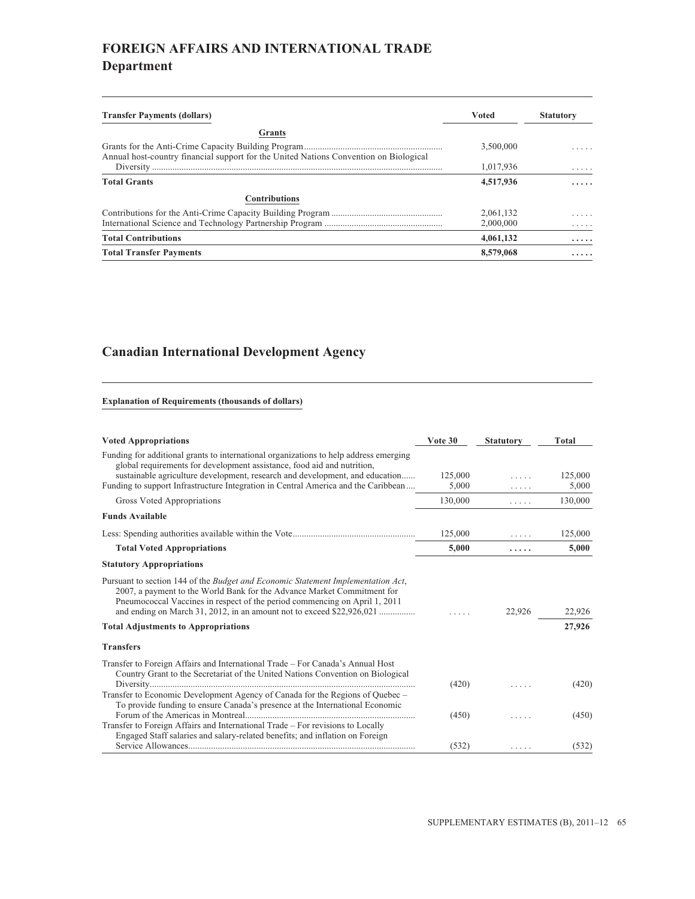# FOREIGN AFFAIRS AND INTERNATIONAL TRADE
## Department

| Transfer Payments (dollars) | Voted | Statutory |
|---|---|---|
| **Grants** | | |
| Grants for the Anti-Crime Capacity Building Program | 3,500,000 | ..... |
| Annual host-country financial support for the United Nations Convention on Biological Diversity | 1,017,936 | ..... |
| **Total Grants** | **4,517,936** | **.....** |
| **Contributions** | | |
| Contributions for the Anti-Crime Capacity Building Program | 2,061,132 | ..... |
| International Science and Technology Partnership Program | 2,000,000 | ..... |
| **Total Contributions** | **4,061,132** | **.....** |
| **Total Transfer Payments** | **8,579,068** | **.....** |

## Canadian International Development Agency

**Explanation of Requirements (thousands of dollars)**

| Voted Appropriations | Vote 30 | Statutory | Total |
|---|---|---|---|
| Funding for additional grants to international organizations to help address emerging global requirements for development assistance, food aid and nutrition, sustainable agriculture development, research and development, and education | 125,000 | ..... | 125,000 |
| Funding to support Infrastructure Integration in Central America and the Caribbean | 5,000 | ..... | 5,000 |
| Gross Voted Appropriations | 130,000 | ..... | 130,000 |
| **Funds Available** | | | |
| Less: Spending authorities available within the Vote | 125,000 | ..... | 125,000 |
| **Total Voted Appropriations** | **5,000** | **.....** | **5,000** |
| **Statutory Appropriations** | | | |
| Pursuant to section 144 of the *Budget and Economic Statement Implementation Act*, 2007, a payment to the World Bank for the Advance Market Commitment for Pneumococcal Vaccines in respect of the period commencing on April 1, 2011 and ending on March 31, 2012, in an amount not to exceed $22,926,021 | ..... | 22,926 | 22,926 |
| **Total Adjustments to Appropriations** | | | **27,926** |
| **Transfers** | | | |
| Transfer to Foreign Affairs and International Trade – For Canada's Annual Host Country Grant to the Secretariat of the United Nations Convention on Biological Diversity | (420) | ..... | (420) |
| Transfer to Economic Development Agency of Canada for the Regions of Quebec – To provide funding to ensure Canada's presence at the International Economic Forum of the Americas in Montreal | (450) | ..... | (450) |
| Transfer to Foreign Affairs and International Trade – For revisions to Locally Engaged Staff salaries and salary-related benefits; and inflation on Foreign Service Allowances | (532) | ..... | (532) |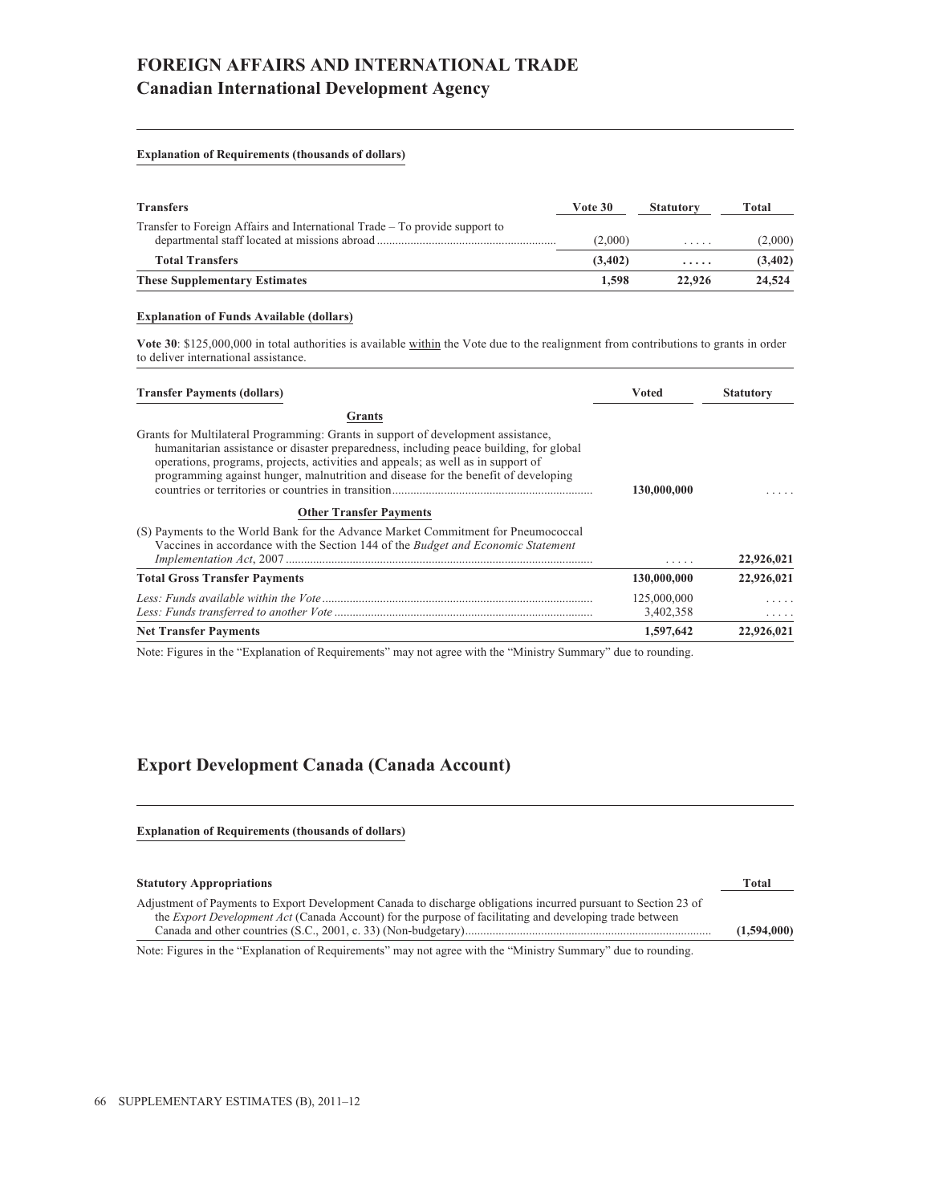# FOREIGN AFFAIRS AND INTERNATIONAL TRADE

## Canadian International Development Agency

**Explanation of Requirements (thousands of dollars)**

| Transfers | Vote 30 | Statutory | Total |
|---|---|---|---|
| Transfer to Foreign Affairs and International Trade – To provide support to departmental staff located at missions abroad | (2,000) | ..... | (2,000) |
| **Total Transfers** | **(3,402)** | **.....** | **(3,402)** |
| **These Supplementary Estimates** | **1,598** | **22,926** | **24,524** |

**Explanation of Funds Available (dollars)**

**Vote 30**: $125,000,000 in total authorities is available within the Vote due to the realignment from contributions to grants in order to deliver international assistance.

| Transfer Payments (dollars) | Voted | Statutory |
|---|---|---|
| **Grants** | | |
| Grants for Multilateral Programming: Grants in support of development assistance, humanitarian assistance or disaster preparedness, including peace building, for global operations, programs, projects, activities and appeals; as well as in support of programming against hunger, malnutrition and disease for the benefit of developing countries or territories or countries in transition | 130,000,000 | ..... |
| **Other Transfer Payments** | | |
| (S) Payments to the World Bank for the Advance Market Commitment for Pneumococcal Vaccines in accordance with the Section 144 of the *Budget and Economic Statement Implementation Act*, 2007 | ..... | 22,926,021 |
| **Total Gross Transfer Payments** | **130,000,000** | **22,926,021** |
| *Less: Funds available within the Vote* | 125,000,000 | ..... |
| *Less: Funds transferred to another Vote* | 3,402,358 | ..... |
| **Net Transfer Payments** | **1,597,642** | **22,926,021** |

Note: Figures in the "Explanation of Requirements" may not agree with the "Ministry Summary" due to rounding.

## Export Development Canada (Canada Account)

**Explanation of Requirements (thousands of dollars)**

| Statutory Appropriations | Total |
|---|---|
| Adjustment of Payments to Export Development Canada to discharge obligations incurred pursuant to Section 23 of the *Export Development Act* (Canada Account) for the purpose of facilitating and developing trade between Canada and other countries (S.C., 2001, c. 33) (Non-budgetary) | **(1,594,000)** |

Note: Figures in the "Explanation of Requirements" may not agree with the "Ministry Summary" due to rounding.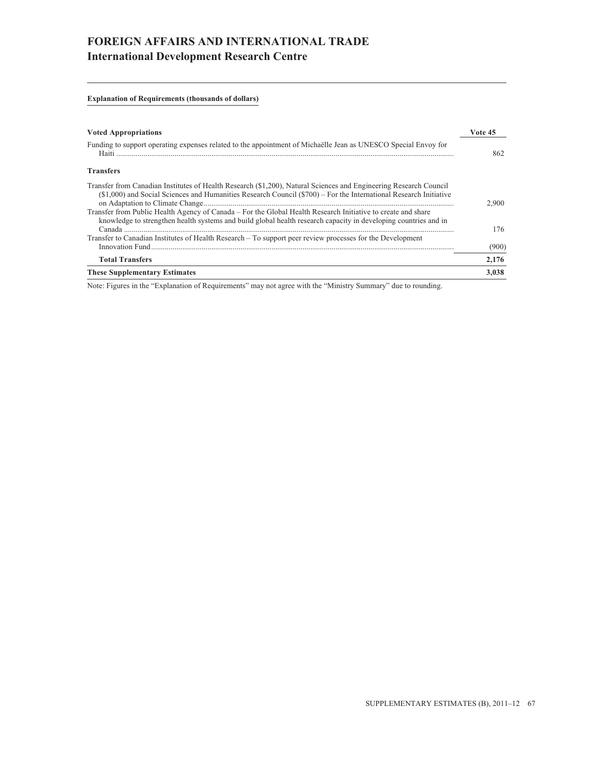# FOREIGN AFFAIRS AND INTERNATIONAL TRADE

## International Development Research Centre

**Explanation of Requirements (thousands of dollars)**

| **Voted Appropriations** | **Vote 45** |
|---|---|
| Funding to support operating expenses related to the appointment of Michaëlle Jean as UNESCO Special Envoy for Haiti | 862 |
| **Transfers** | |
| Transfer from Canadian Institutes of Health Research ($1,200), Natural Sciences and Engineering Research Council ($1,000) and Social Sciences and Humanities Research Council ($700) – For the International Research Initiative on Adaptation to Climate Change | 2,900 |
| Transfer from Public Health Agency of Canada – For the Global Health Research Initiative to create and share knowledge to strengthen health systems and build global health research capacity in developing countries and in Canada | 176 |
| Transfer to Canadian Institutes of Health Research – To support peer review processes for the Development Innovation Fund | (900) |
| **Total Transfers** | **2,176** |
| **These Supplementary Estimates** | **3,038** |

Note: Figures in the "Explanation of Requirements" may not agree with the "Ministry Summary" due to rounding.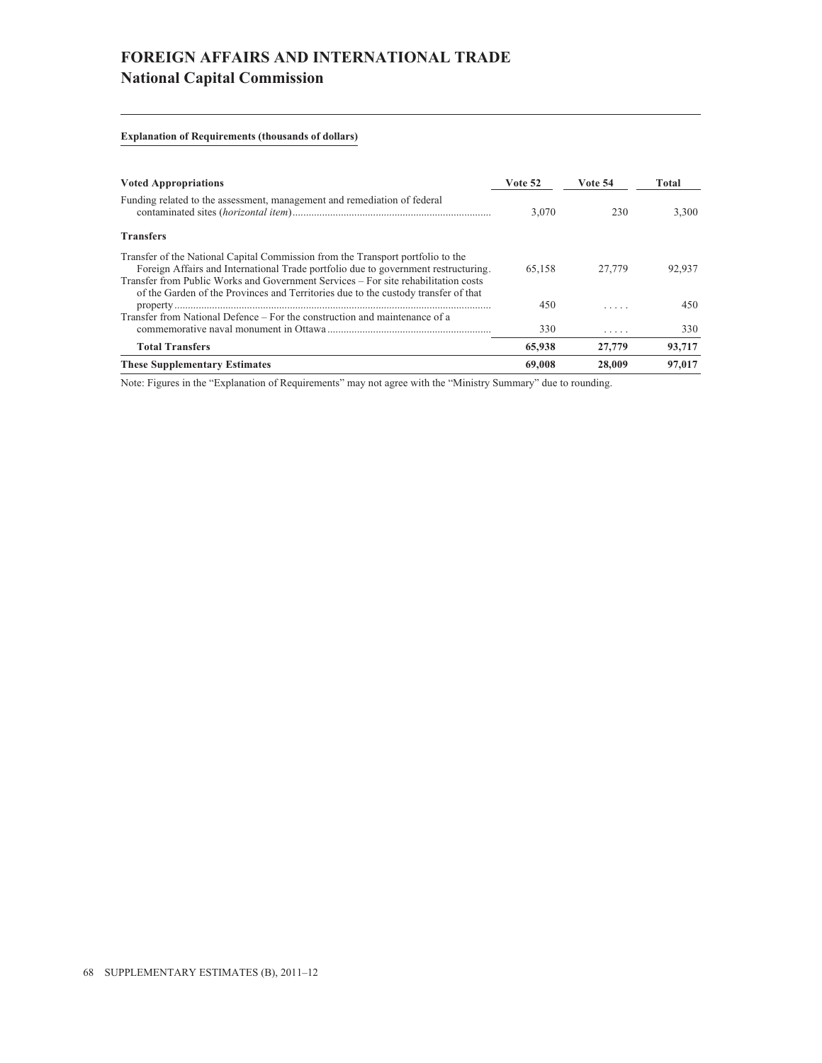# FOREIGN AFFAIRS AND INTERNATIONAL TRADE
## National Capital Commission

**Explanation of Requirements (thousands of dollars)**

| Voted Appropriations | Vote 52 | Vote 54 | Total |
|---|---|---|---|
| Funding related to the assessment, management and remediation of federal contaminated sites (*horizontal item*) | 3,070 | 230 | 3,300 |
| **Transfers** | | | |
| Transfer of the National Capital Commission from the Transport portfolio to the Foreign Affairs and International Trade portfolio due to government restructuring. | 65,158 | 27,779 | 92,937 |
| Transfer from Public Works and Government Services – For site rehabilitation costs of the Garden of the Provinces and Territories due to the custody transfer of that property | 450 | ..... | 450 |
| Transfer from National Defence – For the construction and maintenance of a commemorative naval monument in Ottawa | 330 | ..... | 330 |
| **Total Transfers** | **65,938** | **27,779** | **93,717** |
| **These Supplementary Estimates** | **69,008** | **28,009** | **97,017** |

Note: Figures in the "Explanation of Requirements" may not agree with the "Ministry Summary" due to rounding.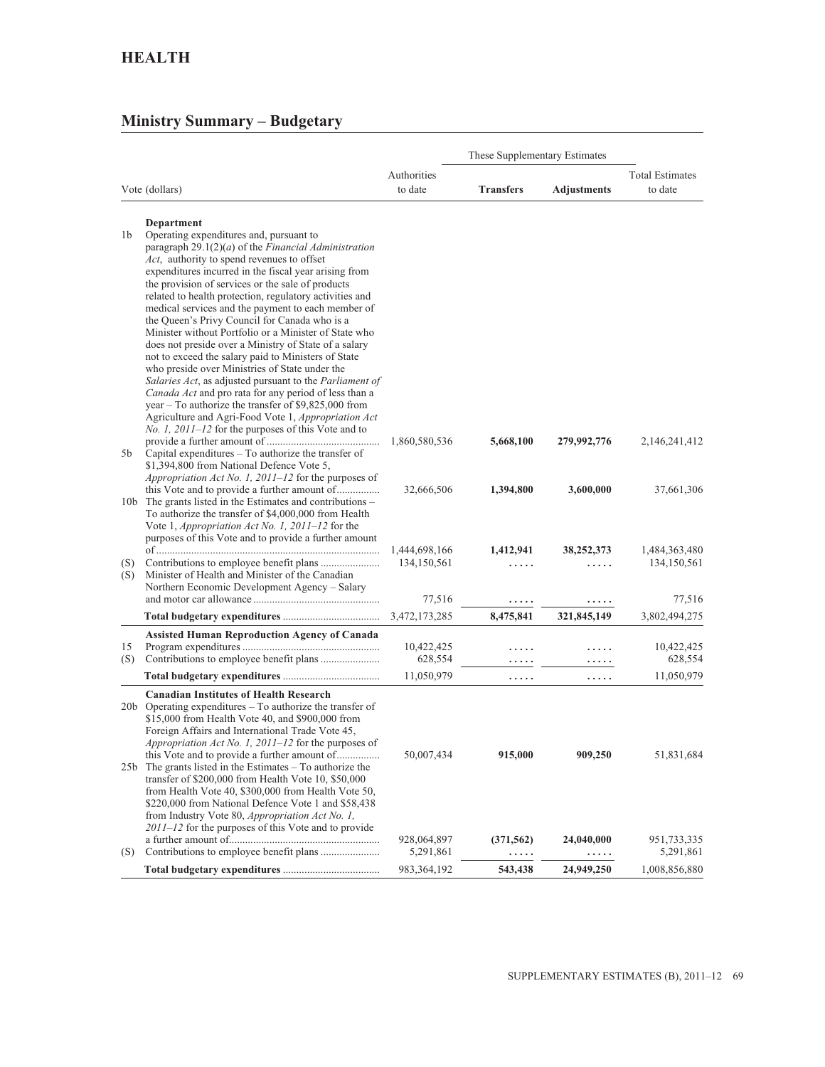## HEALTH

### Ministry Summary – Budgetary

| Vote (dollars) | | Authorities to date | These Supplementary Estimates | | Total Estimates to date |
|---|---|---|---|---|---|
| | | | **Transfers** | **Adjustments** | |
| | **Department** | | | | |
| 1b | Operating expenditures and, pursuant to paragraph 29.1(2)(*a*) of the *Financial Administration Act*, authority to spend revenues to offset expenditures incurred in the fiscal year arising from the provision of services or the sale of products related to health protection, regulatory activities and medical services and the payment to each member of the Queen's Privy Council for Canada who is a Minister without Portfolio or a Minister of State who does not preside over a Ministry of State of a salary not to exceed the salary paid to Ministers of State who preside over Ministries of State under the *Salaries Act*, as adjusted pursuant to the *Parliament of Canada Act* and pro rata for any period of less than a year – To authorize the transfer of $9,825,000 from Agriculture and Agri-Food Vote 1, *Appropriation Act No. 1, 2011–12* for the purposes of this Vote and to provide a further amount of | 1,860,580,536 | **5,668,100** | **279,992,776** | 2,146,241,412 |
| 5b | Capital expenditures – To authorize the transfer of $1,394,800 from National Defence Vote 5, *Appropriation Act No. 1, 2011–12* for the purposes of this Vote and to provide a further amount of | 32,666,506 | **1,394,800** | **3,600,000** | 37,661,306 |
| 10b | The grants listed in the Estimates and contributions – To authorize the transfer of $4,000,000 from Health Vote 1, *Appropriation Act No. 1, 2011–12* for the purposes of this Vote and to provide a further amount of | 1,444,698,166 | **1,412,941** | **38,252,373** | 1,484,363,480 |
| (S) | Contributions to employee benefit plans | 134,150,561 | ..... | ..... | 134,150,561 |
| (S) | Minister of Health and Minister of the Canadian Northern Economic Development Agency – Salary and motor car allowance | 77,516 | ..... | ..... | 77,516 |
| | **Total budgetary expenditures** | 3,472,173,285 | **8,475,841** | **321,845,149** | 3,802,494,275 |
| | **Assisted Human Reproduction Agency of Canada** | | | | |
| 15 | Program expenditures | 10,422,425 | ..... | ..... | 10,422,425 |
| (S) | Contributions to employee benefit plans | 628,554 | ..... | ..... | 628,554 |
| | **Total budgetary expenditures** | 11,050,979 | ..... | ..... | 11,050,979 |
| | **Canadian Institutes of Health Research** | | | | |
| 20b | Operating expenditures – To authorize the transfer of $15,000 from Health Vote 40, and $900,000 from Foreign Affairs and International Trade Vote 45, *Appropriation Act No. 1, 2011–12* for the purposes of this Vote and to provide a further amount of | 50,007,434 | **915,000** | **909,250** | 51,831,684 |
| 25b | The grants listed in the Estimates – To authorize the transfer of $200,000 from Health Vote 10, $50,000 from Health Vote 40, $300,000 from Health Vote 50, $220,000 from National Defence Vote 1 and $58,438 from Industry Vote 80, *Appropriation Act No. 1, 2011–12* for the purposes of this Vote and to provide a further amount of | 928,064,897 | **(371,562)** | **24,040,000** | 951,733,335 |
| (S) | Contributions to employee benefit plans | 5,291,861 | ..... | ..... | 5,291,861 |
| | **Total budgetary expenditures** | 983,364,192 | **543,438** | **24,949,250** | 1,008,856,880 |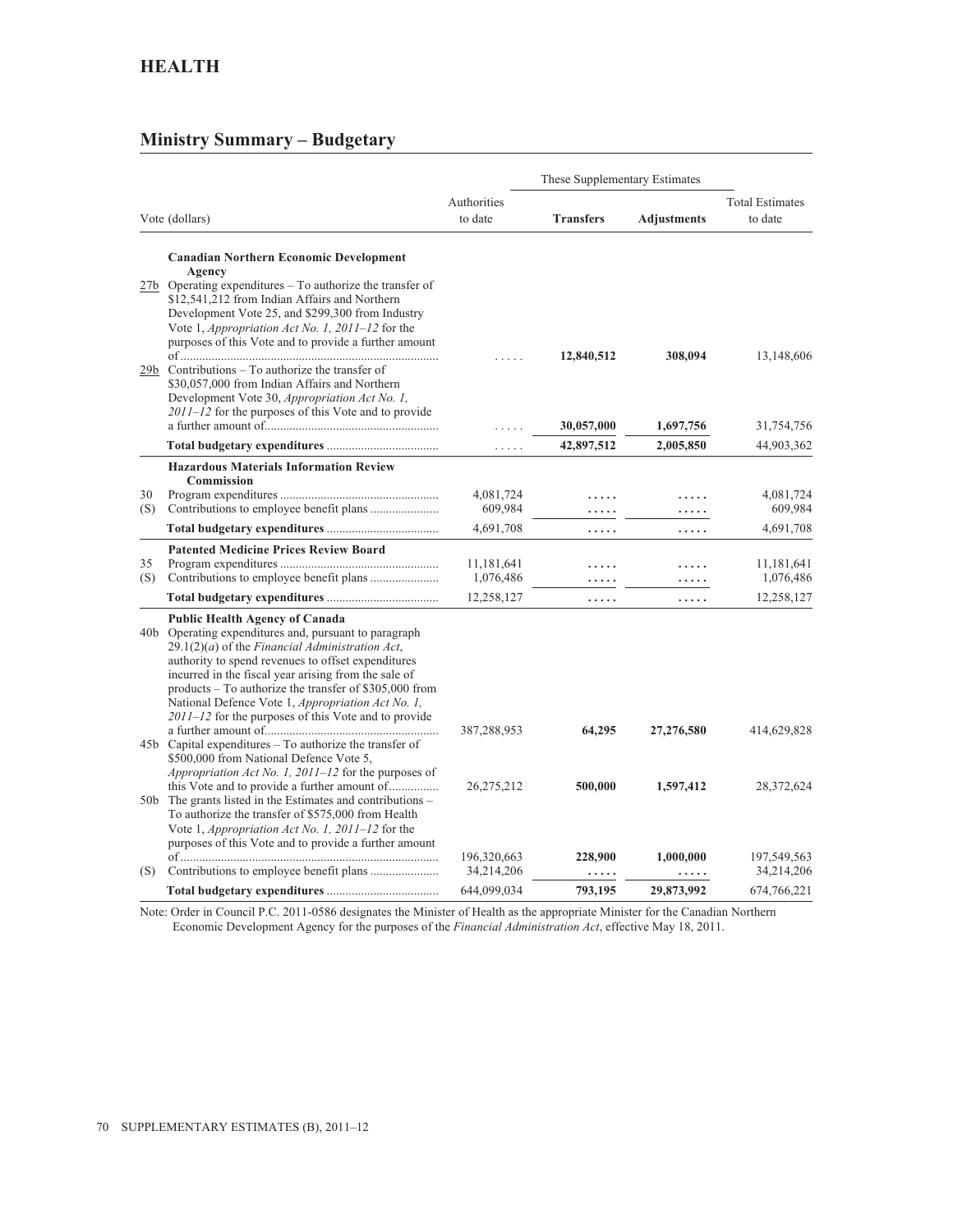# HEALTH

## Ministry Summary – Budgetary

| | Vote (dollars) | Authorities to date | These Supplementary Estimates | | Total Estimates to date |
|---|---|---|---|---|---|
| | | | **Transfers** | **Adjustments** | |
| | **Canadian Northern Economic Development Agency** | | | | |
| 27b | Operating expenditures – To authorize the transfer of $12,541,212 from Indian Affairs and Northern Development Vote 25, and $299,300 from Industry Vote 1, *Appropriation Act No. 1, 2011–12* for the purposes of this Vote and to provide a further amount of | ..... | **12,840,512** | **308,094** | 13,148,606 |
| 29b | Contributions – To authorize the transfer of $30,057,000 from Indian Affairs and Northern Development Vote 30, *Appropriation Act No. 1, 2011–12* for the purposes of this Vote and to provide a further amount of | ..... | **30,057,000** | **1,697,756** | 31,754,756 |
| | **Total budgetary expenditures** | ..... | **42,897,512** | **2,005,850** | 44,903,362 |
| | **Hazardous Materials Information Review Commission** | | | | |
| 30 | Program expenditures | 4,081,724 | ..... | ..... | 4,081,724 |
| (S) | Contributions to employee benefit plans | 609,984 | ..... | ..... | 609,984 |
| | **Total budgetary expenditures** | 4,691,708 | ..... | ..... | 4,691,708 |
| | **Patented Medicine Prices Review Board** | | | | |
| 35 | Program expenditures | 11,181,641 | ..... | ..... | 11,181,641 |
| (S) | Contributions to employee benefit plans | 1,076,486 | ..... | ..... | 1,076,486 |
| | **Total budgetary expenditures** | 12,258,127 | ..... | ..... | 12,258,127 |
| | **Public Health Agency of Canada** | | | | |
| 40b | Operating expenditures and, pursuant to paragraph 29.1(2)(*a*) of the *Financial Administration Act*, authority to spend revenues to offset expenditures incurred in the fiscal year arising from the sale of products – To authorize the transfer of $305,000 from National Defence Vote 1, *Appropriation Act No. 1, 2011–12* for the purposes of this Vote and to provide a further amount of | 387,288,953 | **64,295** | **27,276,580** | 414,629,828 |
| 45b | Capital expenditures – To authorize the transfer of $500,000 from National Defence Vote 5, *Appropriation Act No. 1, 2011–12* for the purposes of this Vote and to provide a further amount of | 26,275,212 | **500,000** | **1,597,412** | 28,372,624 |
| 50b | The grants listed in the Estimates and contributions – To authorize the transfer of $575,000 from Health Vote 1, *Appropriation Act No. 1, 2011–12* for the purposes of this Vote and to provide a further amount of | 196,320,663 | **228,900** | **1,000,000** | 197,549,563 |
| (S) | Contributions to employee benefit plans | 34,214,206 | ..... | ..... | 34,214,206 |
| | **Total budgetary expenditures** | 644,099,034 | **793,195** | **29,873,992** | 674,766,221 |

Note: Order in Council P.C. 2011-0586 designates the Minister of Health as the appropriate Minister for the Canadian Northern Economic Development Agency for the purposes of the *Financial Administration Act*, effective May 18, 2011.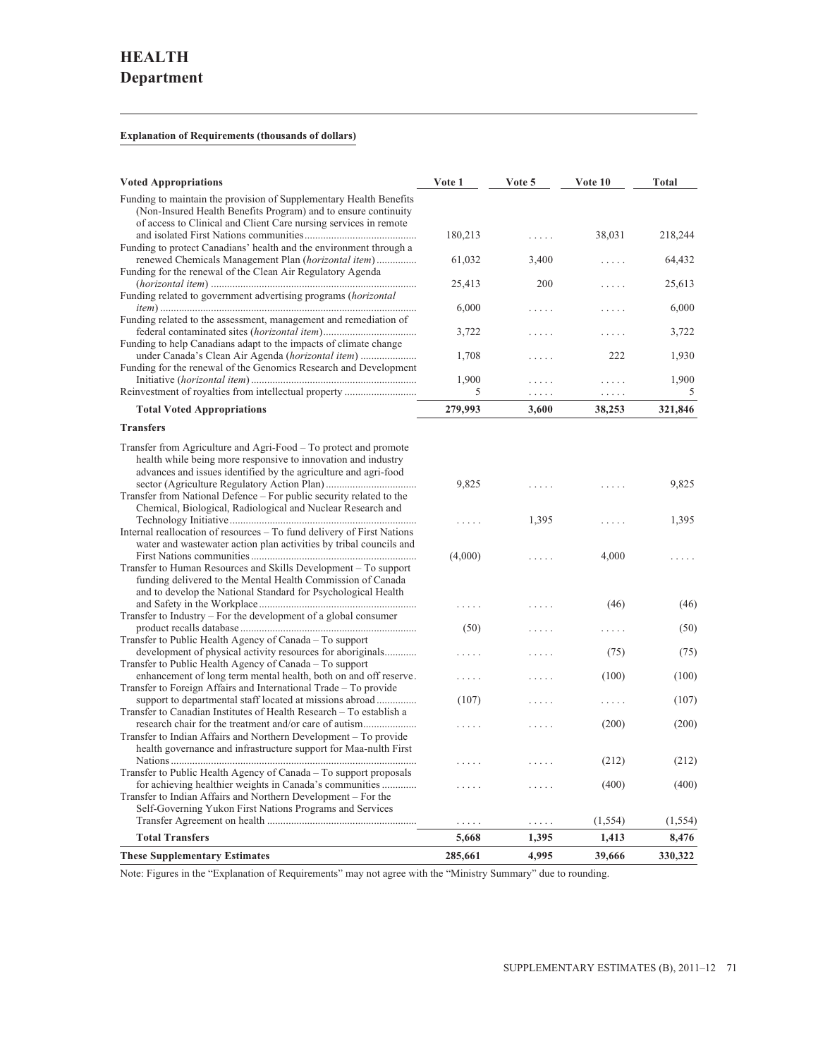# HEALTH
## Department

**Explanation of Requirements (thousands of dollars)**

| Voted Appropriations | Vote 1 | Vote 5 | Vote 10 | Total |
|---|---|---|---|---|
| Funding to maintain the provision of Supplementary Health Benefits (Non-Insured Health Benefits Program) and to ensure continuity of access to Clinical and Client Care nursing services in remote and isolated First Nations communities | 180,213 | ..... | 38,031 | 218,244 |
| Funding to protect Canadians' health and the environment through a renewed Chemicals Management Plan (*horizontal item*) | 61,032 | 3,400 | ..... | 64,432 |
| Funding for the renewal of the Clean Air Regulatory Agenda (*horizontal item*) | 25,413 | 200 | ..... | 25,613 |
| Funding related to government advertising programs (*horizontal item*) | 6,000 | ..... | ..... | 6,000 |
| Funding related to the assessment, management and remediation of federal contaminated sites (*horizontal item*) | 3,722 | ..... | ..... | 3,722 |
| Funding to help Canadians adapt to the impacts of climate change under Canada's Clean Air Agenda (*horizontal item*) | 1,708 | ..... | 222 | 1,930 |
| Funding for the renewal of the Genomics Research and Development Initiative (*horizontal item*) | 1,900 | ..... | ..... | 1,900 |
| Reinvestment of royalties from intellectual property | 5 | ..... | ..... | 5 |
| **Total Voted Appropriations** | **279,993** | **3,600** | **38,253** | **321,846** |
| **Transfers** | | | | |
| Transfer from Agriculture and Agri-Food – To protect and promote health while being more responsive to innovation and industry advances and issues identified by the agriculture and agri-food sector (Agriculture Regulatory Action Plan) | 9,825 | ..... | ..... | 9,825 |
| Transfer from National Defence – For public security related to the Chemical, Biological, Radiological and Nuclear Research and Technology Initiative | ..... | 1,395 | ..... | 1,395 |
| Internal reallocation of resources – To fund delivery of First Nations water and wastewater action plan activities by tribal councils and First Nations communities | (4,000) | ..... | 4,000 | ..... |
| Transfer to Human Resources and Skills Development – To support funding delivered to the Mental Health Commission of Canada and to develop the National Standard for Psychological Health and Safety in the Workplace | ..... | ..... | (46) | (46) |
| Transfer to Industry – For the development of a global consumer product recalls database | (50) | ..... | ..... | (50) |
| Transfer to Public Health Agency of Canada – To support development of physical activity resources for aboriginals | ..... | ..... | (75) | (75) |
| Transfer to Public Health Agency of Canada – To support enhancement of long term mental health, both on and off reserve | ..... | ..... | (100) | (100) |
| Transfer to Foreign Affairs and International Trade – To provide support to departmental staff located at missions abroad | (107) | ..... | ..... | (107) |
| Transfer to Canadian Institutes of Health Research – To establish a research chair for the treatment and/or care of autism | ..... | ..... | (200) | (200) |
| Transfer to Indian Affairs and Northern Development – To provide health governance and infrastructure support for Maa-nulth First Nations | ..... | ..... | (212) | (212) |
| Transfer to Public Health Agency of Canada – To support proposals for achieving healthier weights in Canada's communities | ..... | ..... | (400) | (400) |
| Transfer to Indian Affairs and Northern Development – For the Self-Governing Yukon First Nations Programs and Services Transfer Agreement on health | ..... | ..... | (1,554) | (1,554) |
| **Total Transfers** | **5,668** | **1,395** | **1,413** | **8,476** |
| **These Supplementary Estimates** | **285,661** | **4,995** | **39,666** | **330,322** |

Note: Figures in the "Explanation of Requirements" may not agree with the "Ministry Summary" due to rounding.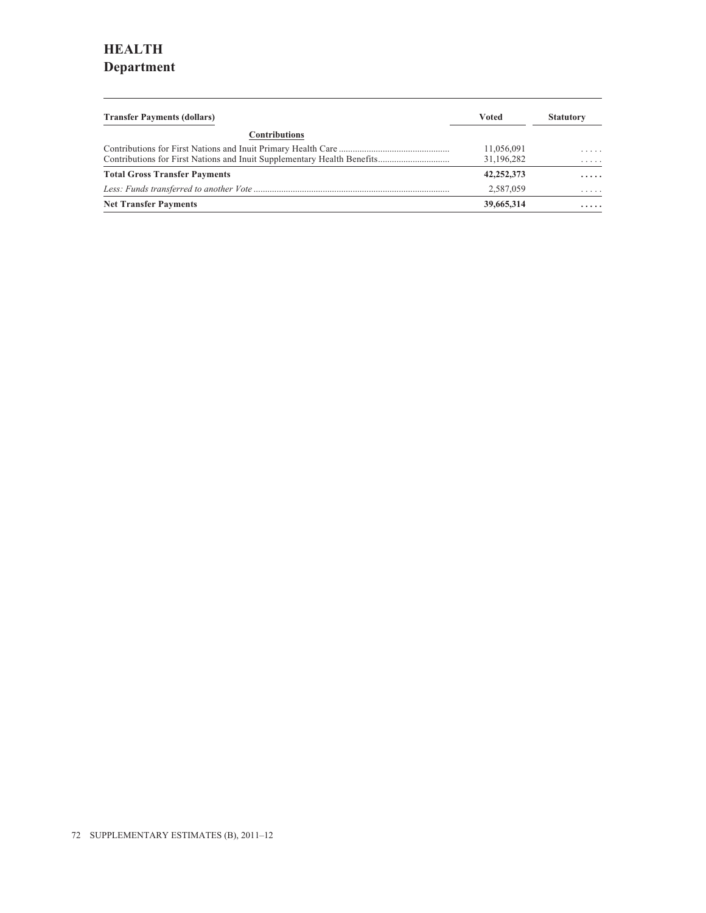# HEALTH
## Department

| Transfer Payments (dollars) | Voted | Statutory |
|---|---|---|
| **Contributions** | | |
| Contributions for First Nations and Inuit Primary Health Care | 11,056,091 | ..... |
| Contributions for First Nations and Inuit Supplementary Health Benefits | 31,196,282 | ..... |
| **Total Gross Transfer Payments** | **42,252,373** | **.....** |
| *Less: Funds transferred to another Vote* | 2,587,059 | ..... |
| **Net Transfer Payments** | **39,665,314** | **.....** |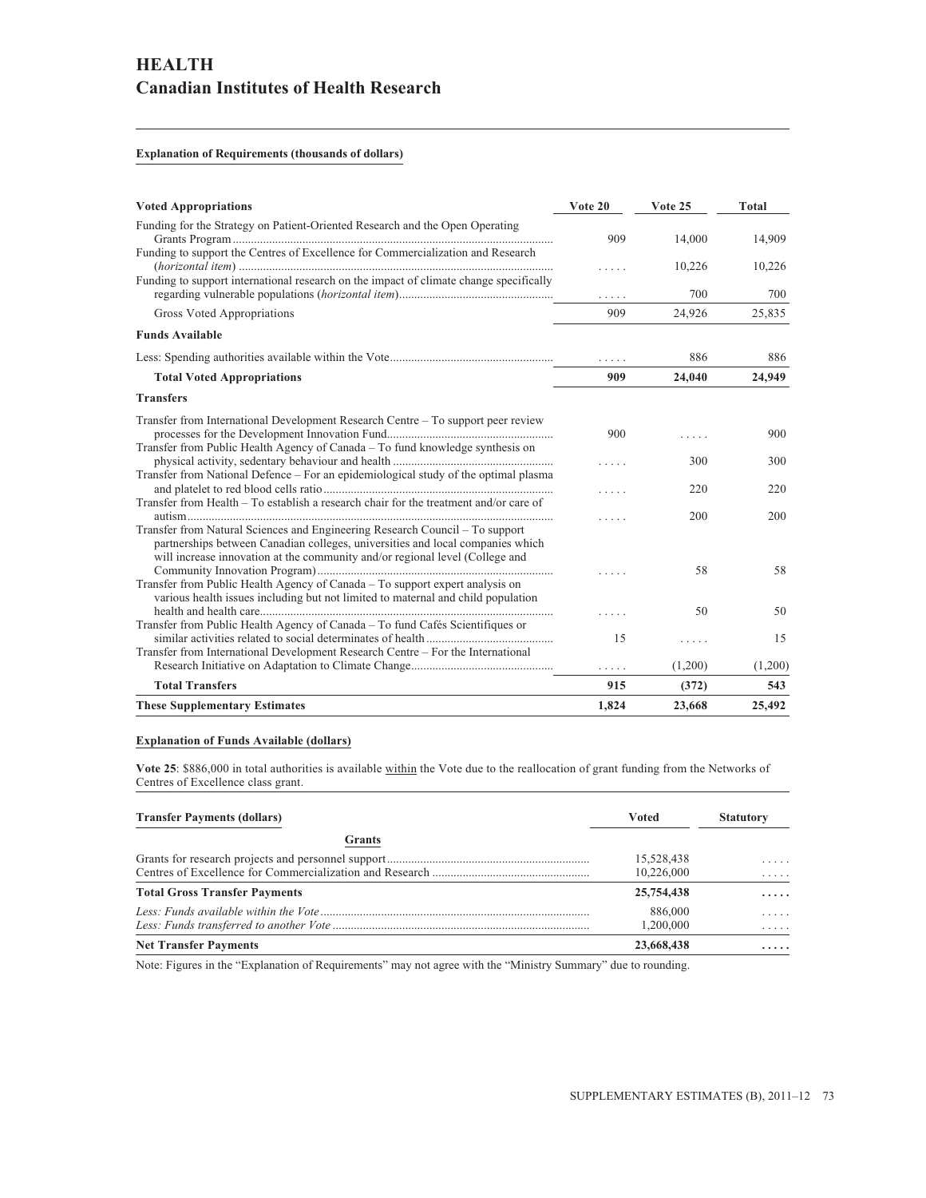# HEALTH

## Canadian Institutes of Health Research

**Explanation of Requirements (thousands of dollars)**

| Voted Appropriations | Vote 20 | Vote 25 | Total |
|---|---|---|---|
| Funding for the Strategy on Patient-Oriented Research and the Open Operating Grants Program | 909 | 14,000 | 14,909 |
| Funding to support the Centres of Excellence for Commercialization and Research (*horizontal item*) | ..... | 10,226 | 10,226 |
| Funding to support international research on the impact of climate change specifically regarding vulnerable populations (*horizontal item*) | ..... | 700 | 700 |
| Gross Voted Appropriations | 909 | 24,926 | 25,835 |
| **Funds Available** | | | |
| Less: Spending authorities available within the Vote | ..... | 886 | 886 |
| **Total Voted Appropriations** | **909** | **24,040** | **24,949** |
| **Transfers** | | | |
| Transfer from International Development Research Centre – To support peer review processes for the Development Innovation Fund | 900 | ..... | 900 |
| Transfer from Public Health Agency of Canada – To fund knowledge synthesis on physical activity, sedentary behaviour and health | ..... | 300 | 300 |
| Transfer from National Defence – For an epidemiological study of the optimal plasma and platelet to red blood cells ratio | ..... | 220 | 220 |
| Transfer from Health – To establish a research chair for the treatment and/or care of autism | ..... | 200 | 200 |
| Transfer from Natural Sciences and Engineering Research Council – To support partnerships between Canadian colleges, universities and local companies which will increase innovation at the community and/or regional level (College and Community Innovation Program) | ..... | 58 | 58 |
| Transfer from Public Health Agency of Canada – To support expert analysis on various health issues including but not limited to maternal and child population health and health care | ..... | 50 | 50 |
| Transfer from Public Health Agency of Canada – To fund Cafés Scientifiques or similar activities related to social determinates of health | 15 | ..... | 15 |
| Transfer from International Development Research Centre – For the International Research Initiative on Adaptation to Climate Change | ..... | (1,200) | (1,200) |
| **Total Transfers** | **915** | **(372)** | **543** |
| **These Supplementary Estimates** | **1,824** | **23,668** | **25,492** |

**Explanation of Funds Available (dollars)**

**Vote 25**: $886,000 in total authorities is available within the Vote due to the reallocation of grant funding from the Networks of Centres of Excellence class grant.

| Transfer Payments (dollars) | Voted | Statutory |
|---|---|---|
| **Grants** | | |
| Grants for research projects and personnel support | 15,528,438 | ..... |
| Centres of Excellence for Commercialization and Research | 10,226,000 | ..... |
| **Total Gross Transfer Payments** | **25,754,438** | **.....** |
| *Less: Funds available within the Vote* | 886,000 | ..... |
| *Less: Funds transferred to another Vote* | 1,200,000 | ..... |
| **Net Transfer Payments** | **23,668,438** | **.....** |

Note: Figures in the "Explanation of Requirements" may not agree with the "Ministry Summary" due to rounding.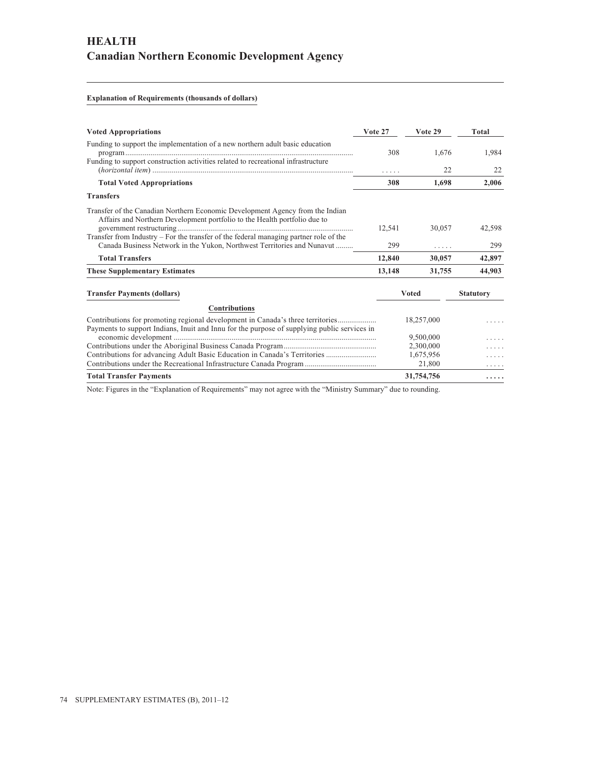# HEALTH
## Canadian Northern Economic Development Agency

**Explanation of Requirements (thousands of dollars)**

| Voted Appropriations | Vote 27 | Vote 29 | Total |
|---|---|---|---|
| Funding to support the implementation of a new northern adult basic education program | 308 | 1,676 | 1,984 |
| Funding to support construction activities related to recreational infrastructure (*horizontal item*) | . . . . . | 22 | 22 |
| **Total Voted Appropriations** | **308** | **1,698** | **2,006** |
| **Transfers** | | | |
| Transfer of the Canadian Northern Economic Development Agency from the Indian Affairs and Northern Development portfolio to the Health portfolio due to government restructuring | 12,541 | 30,057 | 42,598 |
| Transfer from Industry – For the transfer of the federal managing partner role of the Canada Business Network in the Yukon, Northwest Territories and Nunavut | 299 | . . . . . | 299 |
| **Total Transfers** | **12,840** | **30,057** | **42,897** |
| **These Supplementary Estimates** | **13,148** | **31,755** | **44,903** |

| Transfer Payments (dollars) | Voted | Statutory |
|---|---|---|
| **Contributions** | | |
| Contributions for promoting regional development in Canada's three territories | 18,257,000 | . . . . . |
| Payments to support Indians, Inuit and Innu for the purpose of supplying public services in economic development | 9,500,000 | . . . . . |
| Contributions under the Aboriginal Business Canada Program | 2,300,000 | . . . . . |
| Contributions for advancing Adult Basic Education in Canada's Territories | 1,675,956 | . . . . . |
| Contributions under the Recreational Infrastructure Canada Program | 21,800 | . . . . . |
| **Total Transfer Payments** | **31,754,756** | **. . . . .** |

Note: Figures in the "Explanation of Requirements" may not agree with the "Ministry Summary" due to rounding.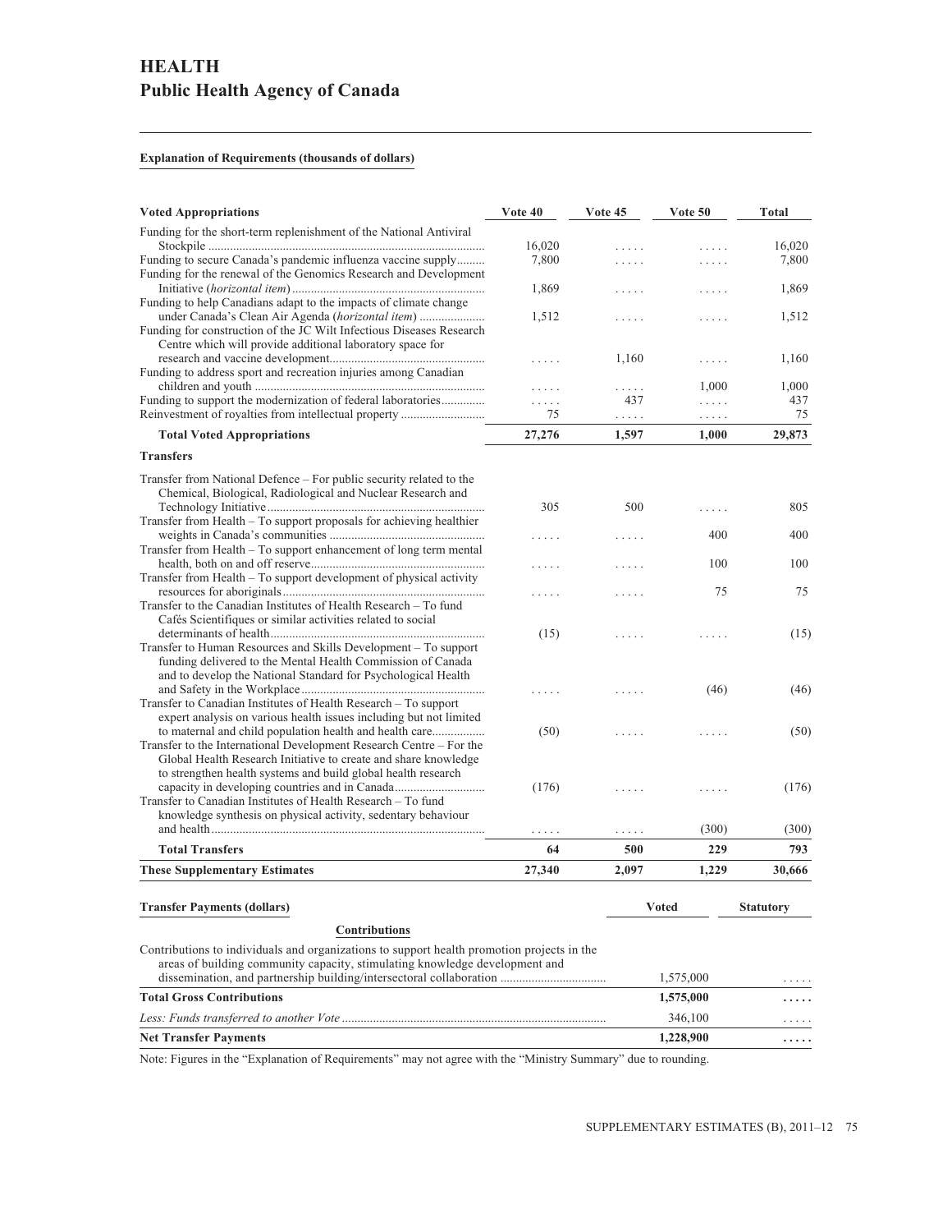# HEALTH
## Public Health Agency of Canada

**Explanation of Requirements (thousands of dollars)**

| Voted Appropriations | Vote 40 | Vote 45 | Vote 50 | Total |
|---|---|---|---|---|
| Funding for the short-term replenishment of the National Antiviral Stockpile | 16,020 | ..... | ..... | 16,020 |
| Funding to secure Canada's pandemic influenza vaccine supply | 7,800 | ..... | ..... | 7,800 |
| Funding for the renewal of the Genomics Research and Development Initiative (*horizontal item*) | 1,869 | ..... | ..... | 1,869 |
| Funding to help Canadians adapt to the impacts of climate change under Canada's Clean Air Agenda (*horizontal item*) | 1,512 | ..... | ..... | 1,512 |
| Funding for construction of the JC Wilt Infectious Diseases Research Centre which will provide additional laboratory space for research and vaccine development | ..... | 1,160 | ..... | 1,160 |
| Funding to address sport and recreation injuries among Canadian children and youth | ..... | ..... | 1,000 | 1,000 |
| Funding to support the modernization of federal laboratories | ..... | 437 | ..... | 437 |
| Reinvestment of royalties from intellectual property | 75 | ..... | ..... | 75 |
| **Total Voted Appropriations** | **27,276** | **1,597** | **1,000** | **29,873** |
| **Transfers** | | | | |
| Transfer from National Defence – For public security related to the Chemical, Biological, Radiological and Nuclear Research and Technology Initiative | 305 | 500 | ..... | 805 |
| Transfer from Health – To support proposals for achieving healthier weights in Canada's communities | ..... | ..... | 400 | 400 |
| Transfer from Health – To support enhancement of long term mental health, both on and off reserve | ..... | ..... | 100 | 100 |
| Transfer from Health – To support development of physical activity resources for aboriginals | ..... | ..... | 75 | 75 |
| Transfer to the Canadian Institutes of Health Research – To fund Cafés Scientifiques or similar activities related to social determinants of health | (15) | ..... | ..... | (15) |
| Transfer to Human Resources and Skills Development – To support funding delivered to the Mental Health Commission of Canada and to develop the National Standard for Psychological Health and Safety in the Workplace | ..... | ..... | (46) | (46) |
| Transfer to Canadian Institutes of Health Research – To support expert analysis on various health issues including but not limited to maternal and child population health and health care | (50) | ..... | ..... | (50) |
| Transfer to the International Development Research Centre – For the Global Health Research Initiative to create and share knowledge to strengthen health systems and build global health research capacity in developing countries and in Canada | (176) | ..... | ..... | (176) |
| Transfer to Canadian Institutes of Health Research – To fund knowledge synthesis on physical activity, sedentary behaviour and health | ..... | ..... | (300) | (300) |
| **Total Transfers** | **64** | **500** | **229** | **793** |
| **These Supplementary Estimates** | **27,340** | **2,097** | **1,229** | **30,666** |

| Transfer Payments (dollars) | Voted | Statutory |
|---|---|---|
| **Contributions** | | |
| Contributions to individuals and organizations to support health promotion projects in the areas of building community capacity, stimulating knowledge development and dissemination, and partnership building/intersectoral collaboration | 1,575,000 | ..... |
| **Total Gross Contributions** | **1,575,000** | **.....** |
| *Less: Funds transferred to another Vote* | 346,100 | ..... |
| **Net Transfer Payments** | **1,228,900** | **.....** |

Note: Figures in the "Explanation of Requirements" may not agree with the "Ministry Summary" due to rounding.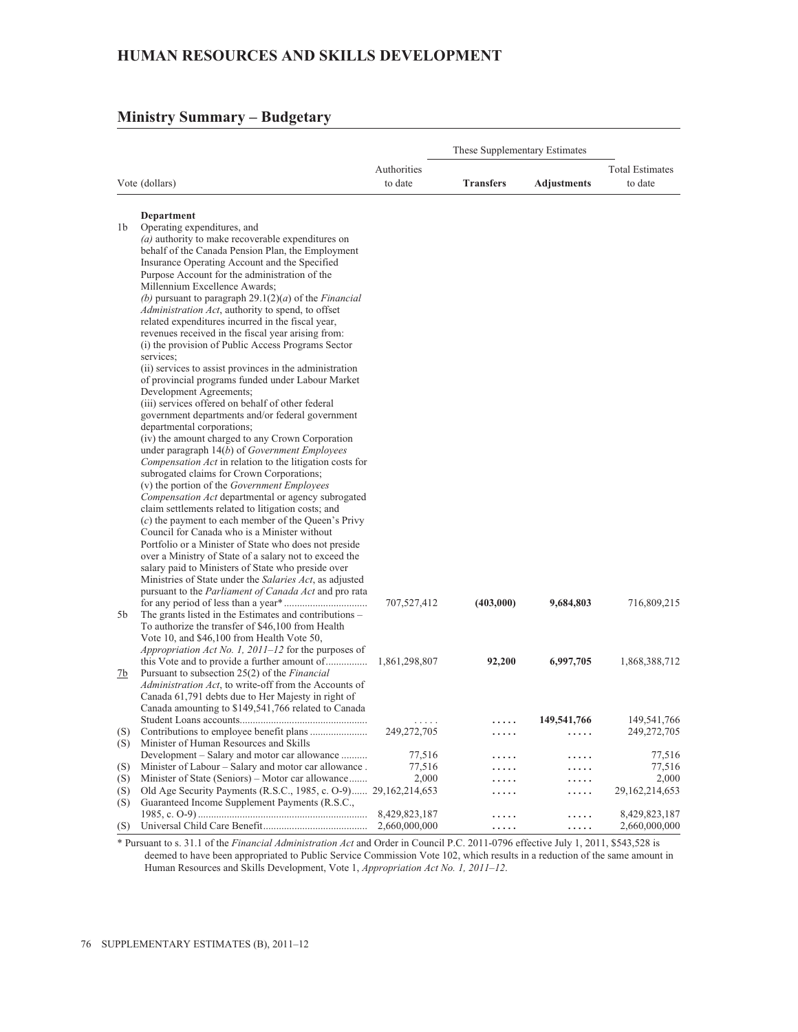# HUMAN RESOURCES AND SKILLS DEVELOPMENT

## Ministry Summary – Budgetary

| | Vote (dollars) | Authorities to date | These Supplementary Estimates | | Total Estimates to date |
|---|---|---|---|---|---|
| | | | **Transfers** | **Adjustments** | |
| | **Department** | | | | |
| 1b | Operating expenditures, and *(a)* authority to make recoverable expenditures on behalf of the Canada Pension Plan, the Employment Insurance Operating Account and the Specified Purpose Account for the administration of the Millennium Excellence Awards; *(b)* pursuant to paragraph 29.1(2)(*a*) of the *Financial Administration Act*, authority to spend, to offset related expenditures incurred in the fiscal year, revenues received in the fiscal year arising from: (i) the provision of Public Access Programs Sector services; (ii) services to assist provinces in the administration of provincial programs funded under Labour Market Development Agreements; (iii) services offered on behalf of other federal government departments and/or federal government departmental corporations; (iv) the amount charged to any Crown Corporation under paragraph 14(*b*) of *Government Employees Compensation Act* in relation to the litigation costs for subrogated claims for Crown Corporations; (v) the portion of the *Government Employees Compensation Act* departmental or agency subrogated claim settlements related to litigation costs; and (*c*) the payment to each member of the Queen's Privy Council for Canada who is a Minister without Portfolio or a Minister of State who does not preside over a Ministry of State of a salary not to exceed the salary paid to Ministers of State who preside over Ministries of State under the *Salaries Act*, as adjusted pursuant to the *Parliament of Canada Act* and pro rata for any period of less than a year* | 707,527,412 | **(403,000)** | **9,684,803** | 716,809,215 |
| 5b | The grants listed in the Estimates and contributions – To authorize the transfer of $46,100 from Health Vote 10, and $46,100 from Health Vote 50, *Appropriation Act No. 1, 2011–12* for the purposes of this Vote and to provide a further amount of | 1,861,298,807 | **92,200** | **6,997,705** | 1,868,388,712 |
| 7b | Pursuant to subsection 25(2) of the *Financial Administration Act*, to write-off from the Accounts of Canada 61,791 debts due to Her Majesty in right of Canada amounting to $149,541,766 related to Canada Student Loans accounts | ..... | ..... | **149,541,766** | 149,541,766 |
| (S) | Contributions to employee benefit plans | 249,272,705 | ..... | ..... | 249,272,705 |
| (S) | Minister of Human Resources and Skills Development – Salary and motor car allowance | 77,516 | ..... | ..... | 77,516 |
| (S) | Minister of Labour – Salary and motor car allowance | 77,516 | ..... | ..... | 77,516 |
| (S) | Minister of State (Seniors) – Motor car allowance | 2,000 | ..... | ..... | 2,000 |
| (S) | Old Age Security Payments (R.S.C., 1985, c. O-9) | 29,162,214,653 | ..... | ..... | 29,162,214,653 |
| (S) | Guaranteed Income Supplement Payments (R.S.C., 1985, c. O-9) | 8,429,823,187 | ..... | ..... | 8,429,823,187 |
| (S) | Universal Child Care Benefit | 2,660,000,000 | ..... | ..... | 2,660,000,000 |

* Pursuant to s. 31.1 of the *Financial Administration Act* and Order in Council P.C. 2011-0796 effective July 1, 2011, $543,528 is deemed to have been appropriated to Public Service Commission Vote 102, which results in a reduction of the same amount in Human Resources and Skills Development, Vote 1, *Appropriation Act No. 1, 2011–12*.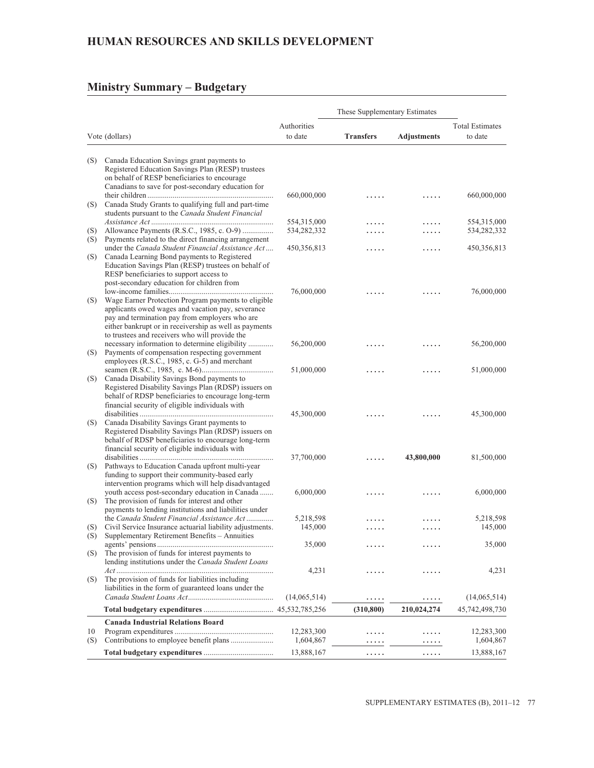# HUMAN RESOURCES AND SKILLS DEVELOPMENT

## Ministry Summary – Budgetary

| Vote (dollars) | | Authorities to date | These Supplementary Estimates Transfers | Adjustments | Total Estimates to date |
|---|---|---|---|---|---|
| (S) | Canada Education Savings grant payments to Registered Education Savings Plan (RESP) trustees on behalf of RESP beneficiaries to encourage Canadians to save for post-secondary education for their children | 660,000,000 | ..... | ..... | 660,000,000 |
| (S) | Canada Study Grants to qualifying full and part-time students pursuant to the *Canada Student Financial Assistance Act* | 554,315,000 | ..... | ..... | 554,315,000 |
| (S) | Allowance Payments (R.S.C., 1985, c. O-9) | 534,282,332 | ..... | ..... | 534,282,332 |
| (S) | Payments related to the direct financing arrangement under the *Canada Student Financial Assistance Act* | 450,356,813 | ..... | ..... | 450,356,813 |
| (S) | Canada Learning Bond payments to Registered Education Savings Plan (RESP) trustees on behalf of RESP beneficiaries to support access to post-secondary education for children from low-income families | 76,000,000 | ..... | ..... | 76,000,000 |
| (S) | Wage Earner Protection Program payments to eligible applicants owed wages and vacation pay, severance pay and termination pay from employers who are either bankrupt or in receivership as well as payments to trustees and receivers who will provide the necessary information to determine eligibility | 56,200,000 | ..... | ..... | 56,200,000 |
| (S) | Payments of compensation respecting government employees (R.S.C., 1985, c. G-5) and merchant seamen (R.S.C., 1985, c. M-6) | 51,000,000 | ..... | ..... | 51,000,000 |
| (S) | Canada Disability Savings Bond payments to Registered Disability Savings Plan (RDSP) issuers on behalf of RDSP beneficiaries to encourage long-term financial security of eligible individuals with disabilities | 45,300,000 | ..... | ..... | 45,300,000 |
| (S) | Canada Disability Savings Grant payments to Registered Disability Savings Plan (RDSP) issuers on behalf of RDSP beneficiaries to encourage long-term financial security of eligible individuals with disabilities | 37,700,000 | ..... | **43,800,000** | 81,500,000 |
| (S) | Pathways to Education Canada upfront multi-year funding to support their community-based early intervention programs which will help disadvantaged youth access post-secondary education in Canada | 6,000,000 | ..... | ..... | 6,000,000 |
| (S) | The provision of funds for interest and other payments to lending institutions and liabilities under the *Canada Student Financial Assistance Act* | 5,218,598 | ..... | ..... | 5,218,598 |
| (S) | Civil Service Insurance actuarial liability adjustments. | 145,000 | ..... | ..... | 145,000 |
| (S) | Supplementary Retirement Benefits – Annuities agents' pensions | 35,000 | ..... | ..... | 35,000 |
| (S) | The provision of funds for interest payments to lending institutions under the *Canada Student Loans Act* | 4,231 | ..... | ..... | 4,231 |
| (S) | The provision of funds for liabilities including liabilities in the form of guaranteed loans under the *Canada Student Loans Act* | (14,065,514) | ..... | ..... | (14,065,514) |
| | **Total budgetary expenditures** | 45,532,785,256 | (310,800) | 210,024,274 | 45,742,498,730 |
| | **Canada Industrial Relations Board** | | | | |
| 10 | Program expenditures | 12,283,300 | ..... | ..... | 12,283,300 |
| (S) | Contributions to employee benefit plans | 1,604,867 | ..... | ..... | 1,604,867 |
| | **Total budgetary expenditures** | 13,888,167 | ..... | ..... | 13,888,167 |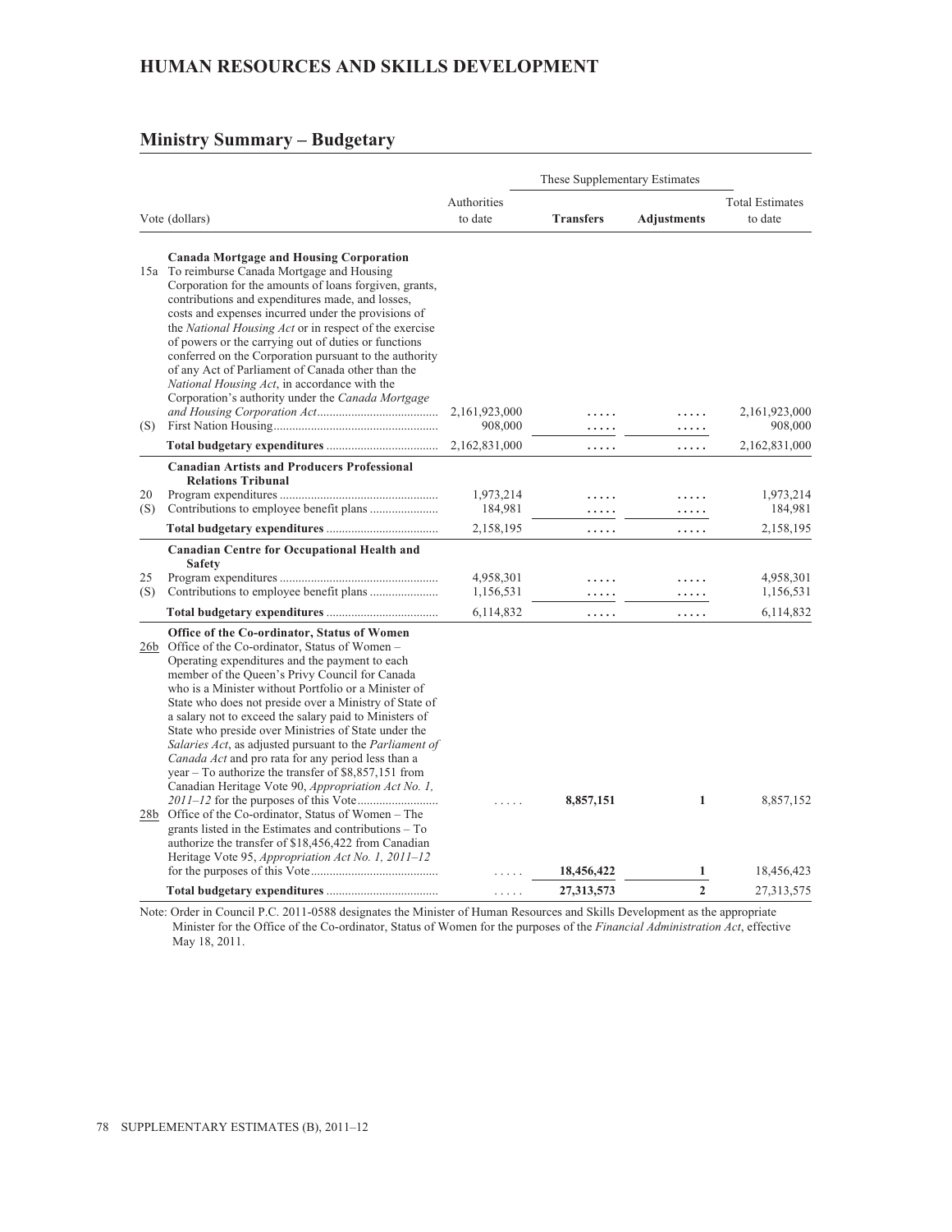## HUMAN RESOURCES AND SKILLS DEVELOPMENT

## Ministry Summary – Budgetary

| Vote (dollars) | | Authorities to date | These Supplementary Estimates – Transfers | These Supplementary Estimates – Adjustments | Total Estimates to date |
|---|---|---|---|---|---|
| | **Canada Mortgage and Housing Corporation** | | | | |
| 15a | To reimburse Canada Mortgage and Housing Corporation for the amounts of loans forgiven, grants, contributions and expenditures made, and losses, costs and expenses incurred under the provisions of the *National Housing Act* or in respect of the exercise of powers or the carrying out of duties or functions conferred on the Corporation pursuant to the authority of any Act of Parliament of Canada other than the *National Housing Act*, in accordance with the Corporation's authority under the *Canada Mortgage and Housing Corporation Act* | 2,161,923,000 | ..... | ..... | 2,161,923,000 |
| (S) | First Nation Housing | 908,000 | ..... | ..... | 908,000 |
| | **Total budgetary expenditures** | 2,162,831,000 | ..... | ..... | 2,162,831,000 |
| | **Canadian Artists and Producers Professional Relations Tribunal** | | | | |
| 20 | Program expenditures | 1,973,214 | ..... | ..... | 1,973,214 |
| (S) | Contributions to employee benefit plans | 184,981 | ..... | ..... | 184,981 |
| | **Total budgetary expenditures** | 2,158,195 | ..... | ..... | 2,158,195 |
| | **Canadian Centre for Occupational Health and Safety** | | | | |
| 25 | Program expenditures | 4,958,301 | ..... | ..... | 4,958,301 |
| (S) | Contributions to employee benefit plans | 1,156,531 | ..... | ..... | 1,156,531 |
| | **Total budgetary expenditures** | 6,114,832 | ..... | ..... | 6,114,832 |
| | **Office of the Co-ordinator, Status of Women** | | | | |
| 26b | Office of the Co-ordinator, Status of Women – Operating expenditures and the payment to each member of the Queen's Privy Council for Canada who is a Minister without Portfolio or a Minister of State who does not preside over a Ministry of State of a salary not to exceed the salary paid to Ministers of State who preside over Ministries of State under the *Salaries Act*, as adjusted pursuant to the *Parliament of Canada Act* and pro rata for any period less than a year – To authorize the transfer of $8,857,151 from Canadian Heritage Vote 90, *Appropriation Act No. 1, 2011–12* for the purposes of this Vote | ..... | **8,857,151** | **1** | 8,857,152 |
| 28b | Office of the Co-ordinator, Status of Women – The grants listed in the Estimates and contributions – To authorize the transfer of $18,456,422 from Canadian Heritage Vote 95, *Appropriation Act No. 1, 2011–12* for the purposes of this Vote | ..... | **18,456,422** | **1** | 18,456,423 |
| | **Total budgetary expenditures** | ..... | **27,313,573** | **2** | 27,313,575 |

Note: Order in Council P.C. 2011-0588 designates the Minister of Human Resources and Skills Development as the appropriate Minister for the Office of the Co-ordinator, Status of Women for the purposes of the *Financial Administration Act*, effective May 18, 2011.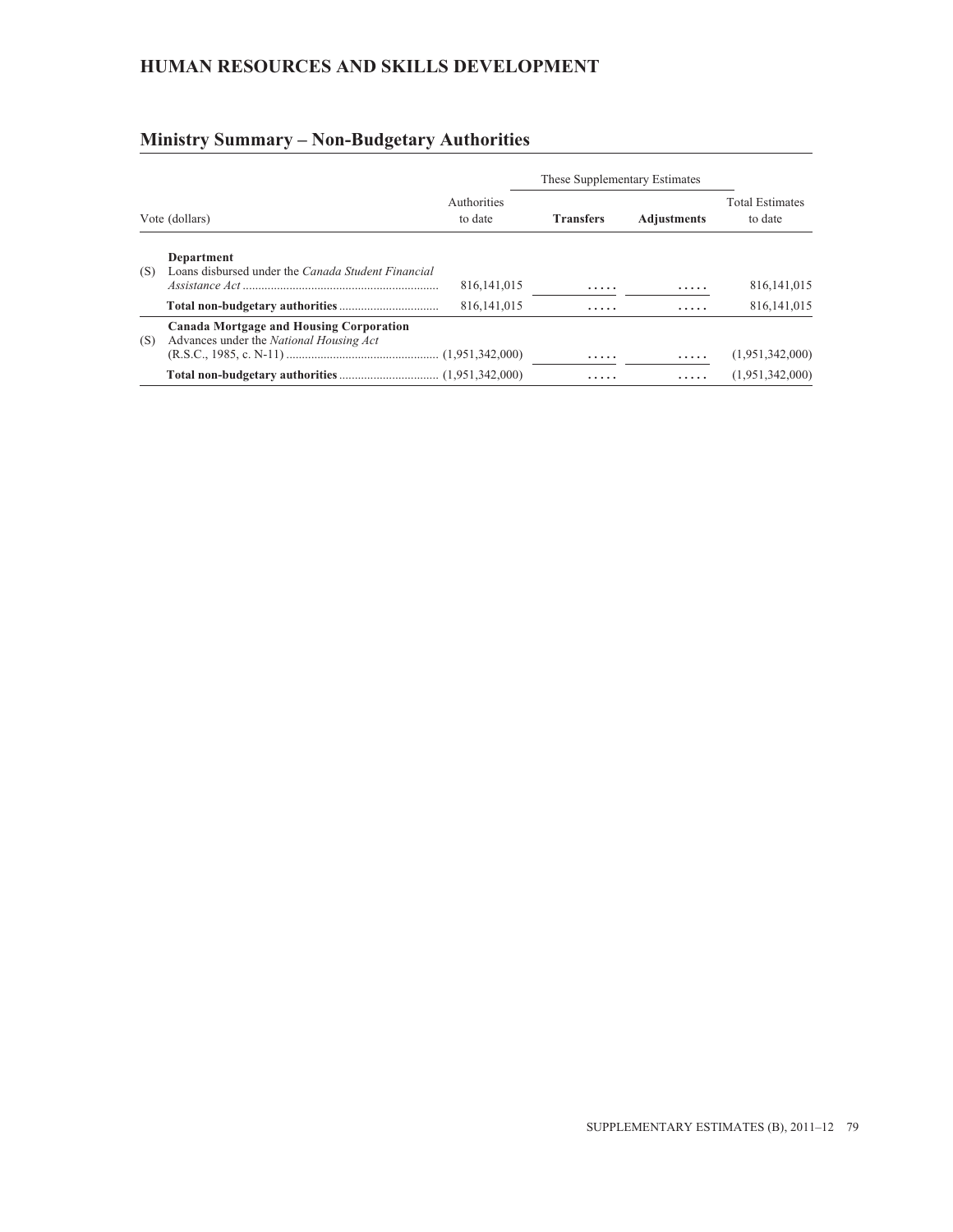## HUMAN RESOURCES AND SKILLS DEVELOPMENT

## Ministry Summary – Non-Budgetary Authorities

| Vote (dollars) | | Authorities to date | These Supplementary Estimates | | Total Estimates to date |
|---|---|---|---|---|---|
| | | | **Transfers** | **Adjustments** | |
| | **Department** | | | | |
| (S) | Loans disbursed under the *Canada Student Financial Assistance Act* | 816,141,015 | ..... | ..... | 816,141,015 |
| | **Total non-budgetary authorities** | 816,141,015 | ..... | ..... | 816,141,015 |
| | **Canada Mortgage and Housing Corporation** | | | | |
| (S) | Advances under the *National Housing Act* (R.S.C., 1985, c. N-11) | (1,951,342,000) | ..... | ..... | (1,951,342,000) |
| | **Total non-budgetary authorities** | (1,951,342,000) | ..... | ..... | (1,951,342,000) |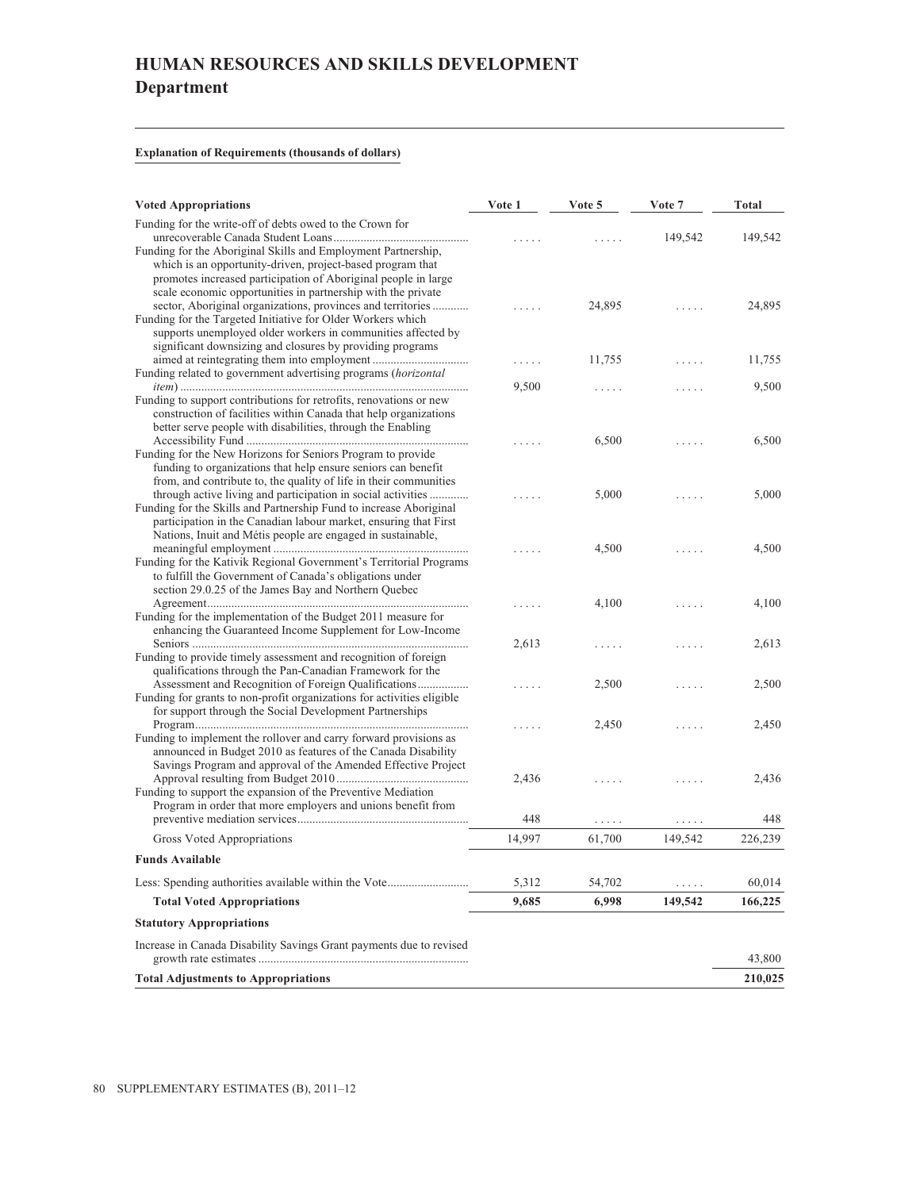# HUMAN RESOURCES AND SKILLS DEVELOPMENT

## Department

**Explanation of Requirements (thousands of dollars)**

| Voted Appropriations | Vote 1 | Vote 5 | Vote 7 | Total |
|---|---|---|---|---|
| Funding for the write-off of debts owed to the Crown for unrecoverable Canada Student Loans | ..... | ..... | 149,542 | 149,542 |
| Funding for the Aboriginal Skills and Employment Partnership, which is an opportunity-driven, project-based program that promotes increased participation of Aboriginal people in large scale economic opportunities in partnership with the private sector, Aboriginal organizations, provinces and territories | ..... | 24,895 | ..... | 24,895 |
| Funding for the Targeted Initiative for Older Workers which supports unemployed older workers in communities affected by significant downsizing and closures by providing programs aimed at reintegrating them into employment | ..... | 11,755 | ..... | 11,755 |
| Funding related to government advertising programs (*horizontal item*) | 9,500 | ..... | ..... | 9,500 |
| Funding to support contributions for retrofits, renovations or new construction of facilities within Canada that help organizations better serve people with disabilities, through the Enabling Accessibility Fund | ..... | 6,500 | ..... | 6,500 |
| Funding for the New Horizons for Seniors Program to provide funding to organizations that help ensure seniors can benefit from, and contribute to, the quality of life in their communities through active living and participation in social activities | ..... | 5,000 | ..... | 5,000 |
| Funding for the Skills and Partnership Fund to increase Aboriginal participation in the Canadian labour market, ensuring that First Nations, Inuit and Métis people are engaged in sustainable, meaningful employment | ..... | 4,500 | ..... | 4,500 |
| Funding for the Kativik Regional Government's Territorial Programs to fulfill the Government of Canada's obligations under section 29.0.25 of the James Bay and Northern Quebec Agreement | ..... | 4,100 | ..... | 4,100 |
| Funding for the implementation of the Budget 2011 measure for enhancing the Guaranteed Income Supplement for Low-Income Seniors | 2,613 | ..... | ..... | 2,613 |
| Funding to provide timely assessment and recognition of foreign qualifications through the Pan-Canadian Framework for the Assessment and Recognition of Foreign Qualifications | ..... | 2,500 | ..... | 2,500 |
| Funding for grants to non-profit organizations for activities eligible for support through the Social Development Partnerships Program | ..... | 2,450 | ..... | 2,450 |
| Funding to implement the rollover and carry forward provisions as announced in Budget 2010 as features of the Canada Disability Savings Program and approval of the Amended Effective Project Approval resulting from Budget 2010 | 2,436 | ..... | ..... | 2,436 |
| Funding to support the expansion of the Preventive Mediation Program in order that more employers and unions benefit from preventive mediation services | 448 | ..... | ..... | 448 |
| Gross Voted Appropriations | 14,997 | 61,700 | 149,542 | 226,239 |
| **Funds Available** | | | | |
| Less: Spending authorities available within the Vote | 5,312 | 54,702 | ..... | 60,014 |
| **Total Voted Appropriations** | **9,685** | **6,998** | **149,542** | **166,225** |
| **Statutory Appropriations** | | | | |
| Increase in Canada Disability Savings Grant payments due to revised growth rate estimates | | | | 43,800 |
| **Total Adjustments to Appropriations** | | | | **210,025** |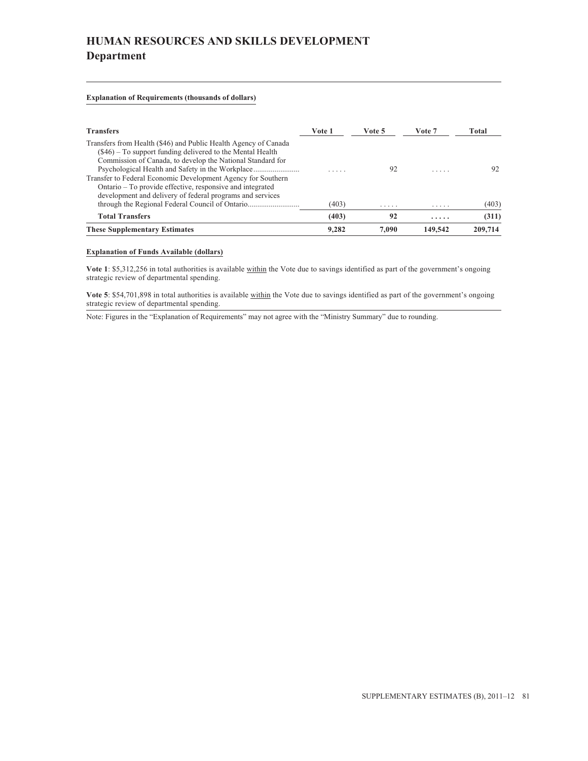# HUMAN RESOURCES AND SKILLS DEVELOPMENT
## Department

**Explanation of Requirements (thousands of dollars)**

| Transfers | Vote 1 | Vote 5 | Vote 7 | Total |
|---|---|---|---|---|
| Transfers from Health ($46) and Public Health Agency of Canada ($46) – To support funding delivered to the Mental Health Commission of Canada, to develop the National Standard for Psychological Health and Safety in the Workplace | ..... | 92 | ..... | 92 |
| Transfer to Federal Economic Development Agency for Southern Ontario – To provide effective, responsive and integrated development and delivery of federal programs and services through the Regional Federal Council of Ontario | (403) | ..... | ..... | (403) |
| **Total Transfers** | **(403)** | **92** | **.....** | **(311)** |
| **These Supplementary Estimates** | **9,282** | **7,090** | **149,542** | **209,714** |

**Explanation of Funds Available (dollars)**

**Vote 1**: $5,312,256 in total authorities is available within the Vote due to savings identified as part of the government's ongoing strategic review of departmental spending.

**Vote 5**: $54,701,898 in total authorities is available within the Vote due to savings identified as part of the government's ongoing strategic review of departmental spending.

Note: Figures in the "Explanation of Requirements" may not agree with the "Ministry Summary" due to rounding.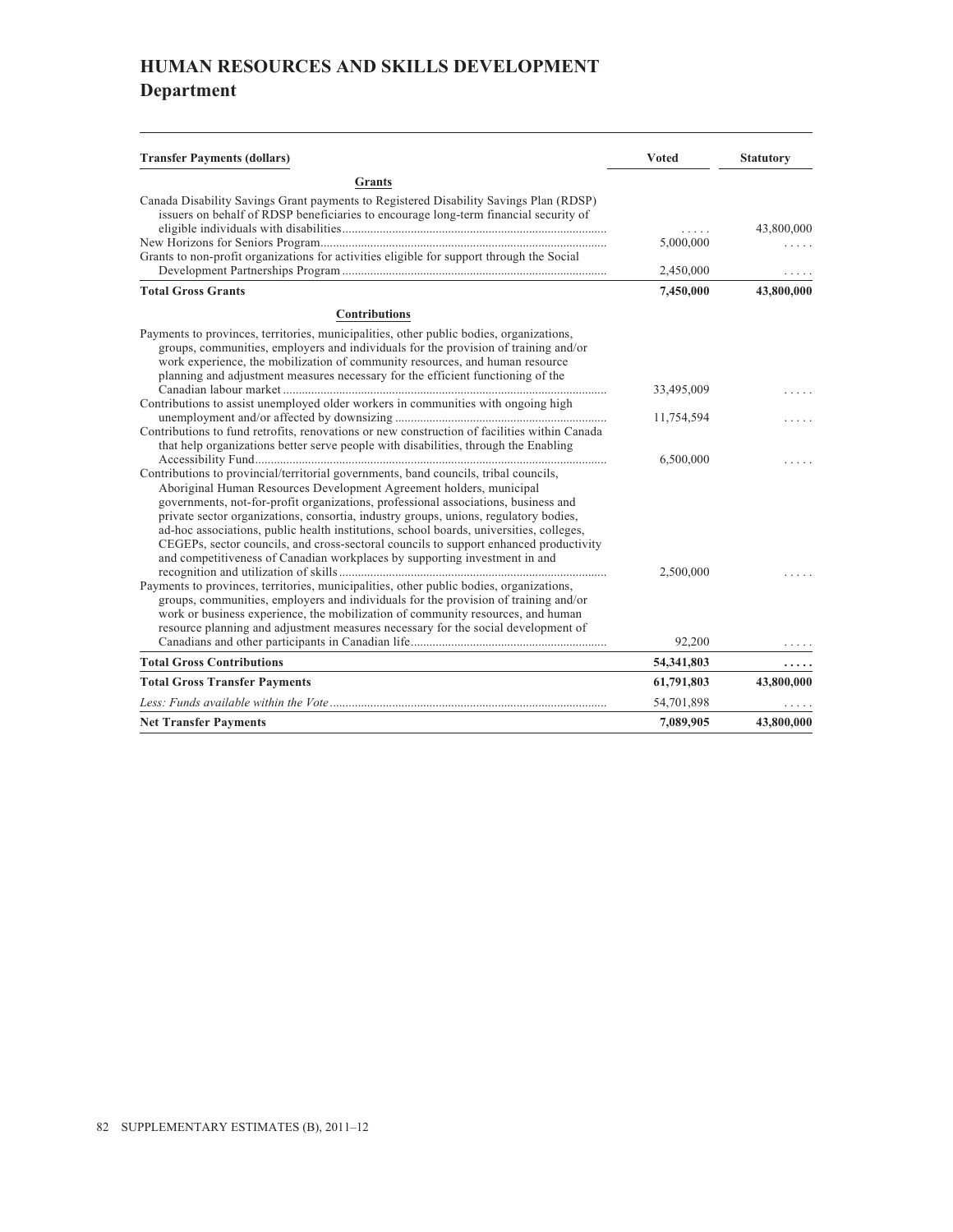# HUMAN RESOURCES AND SKILLS DEVELOPMENT

## Department

| Transfer Payments (dollars) | Voted | Statutory |
|---|---|---|
| **Grants** | | |
| Canada Disability Savings Grant payments to Registered Disability Savings Plan (RDSP) issuers on behalf of RDSP beneficiaries to encourage long-term financial security of eligible individuals with disabilities | ..... | 43,800,000 |
| New Horizons for Seniors Program | 5,000,000 | ..... |
| Grants to non-profit organizations for activities eligible for support through the Social Development Partnerships Program | 2,450,000 | ..... |
| **Total Gross Grants** | **7,450,000** | **43,800,000** |
| **Contributions** | | |
| Payments to provinces, territories, municipalities, other public bodies, organizations, groups, communities, employers and individuals for the provision of training and/or work experience, the mobilization of community resources, and human resource planning and adjustment measures necessary for the efficient functioning of the Canadian labour market | 33,495,009 | ..... |
| Contributions to assist unemployed older workers in communities with ongoing high unemployment and/or affected by downsizing | 11,754,594 | ..... |
| Contributions to fund retrofits, renovations or new construction of facilities within Canada that help organizations better serve people with disabilities, through the Enabling Accessibility Fund | 6,500,000 | ..... |
| Contributions to provincial/territorial governments, band councils, tribal councils, Aboriginal Human Resources Development Agreement holders, municipal governments, not-for-profit organizations, professional associations, business and private sector organizations, consortia, industry groups, unions, regulatory bodies, ad-hoc associations, public health institutions, school boards, universities, colleges, CEGEPs, sector councils, and cross-sectoral councils to support enhanced productivity and competitiveness of Canadian workplaces by supporting investment in and recognition and utilization of skills | 2,500,000 | ..... |
| Payments to provinces, territories, municipalities, other public bodies, organizations, groups, communities, employers and individuals for the provision of training and/or work or business experience, the mobilization of community resources, and human resource planning and adjustment measures necessary for the social development of Canadians and other participants in Canadian life | 92,200 | ..... |
| **Total Gross Contributions** | **54,341,803** | **.....** |
| **Total Gross Transfer Payments** | **61,791,803** | **43,800,000** |
| *Less: Funds available within the Vote* | 54,701,898 | ..... |
| **Net Transfer Payments** | **7,089,905** | **43,800,000** |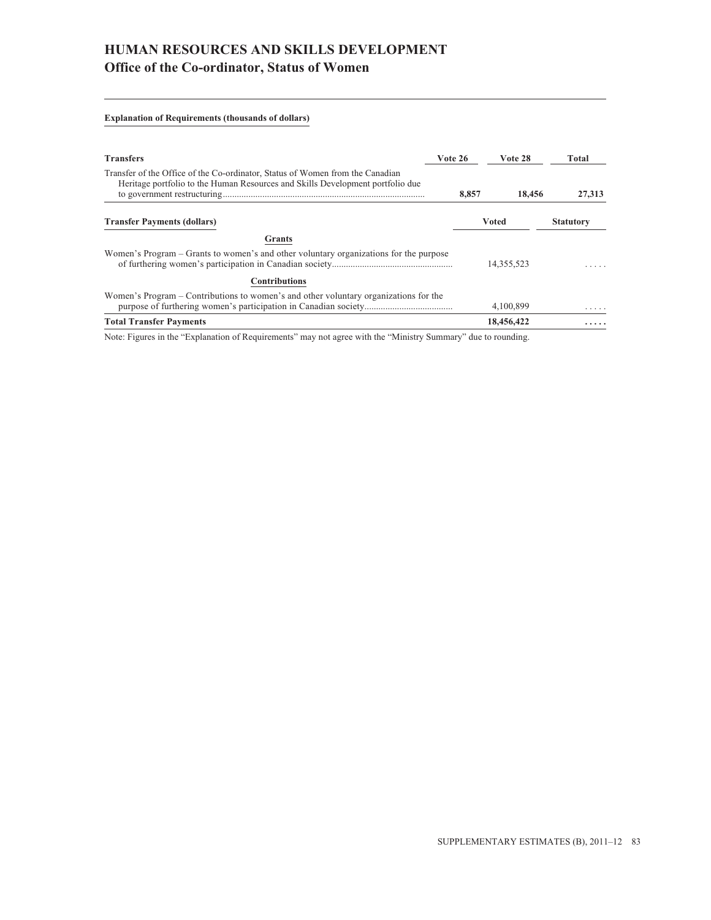# HUMAN RESOURCES AND SKILLS DEVELOPMENT

## Office of the Co-ordinator, Status of Women

**Explanation of Requirements (thousands of dollars)**

| Transfers | Vote 26 | Vote 28 | Total |
|---|---|---|---|
| Transfer of the Office of the Co-ordinator, Status of Women from the Canadian Heritage portfolio to the Human Resources and Skills Development portfolio due to government restructuring | **8,857** | **18,456** | **27,313** |

| Transfer Payments (dollars) | Voted | Statutory |
|---|---|---|
| **Grants** | | |
| Women's Program – Grants to women's and other voluntary organizations for the purpose of furthering women's participation in Canadian society | 14,355,523 | ..... |
| **Contributions** | | |
| Women's Program – Contributions to women's and other voluntary organizations for the purpose of furthering women's participation in Canadian society | 4,100,899 | ..... |
| **Total Transfer Payments** | **18,456,422** | **.....** |

Note: Figures in the "Explanation of Requirements" may not agree with the "Ministry Summary" due to rounding.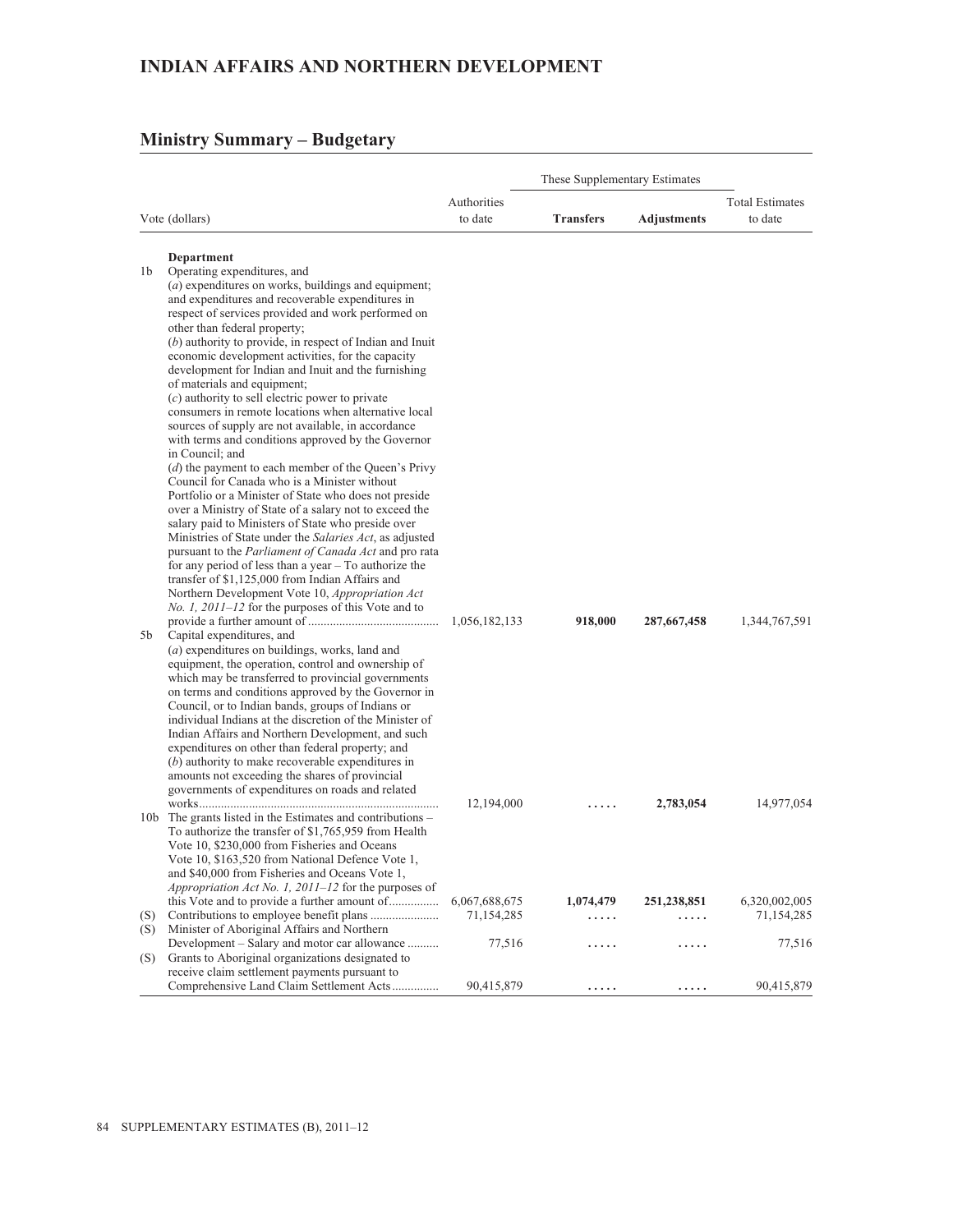# INDIAN AFFAIRS AND NORTHERN DEVELOPMENT

## Ministry Summary – Budgetary

| | Vote (dollars) | Authorities to date | These Supplementary Estimates | | Total Estimates to date |
|---|---|---|---|---|---|
| | | | **Transfers** | **Adjustments** | |
| | **Department** | | | | |
| 1b | Operating expenditures, and (*a*) expenditures on works, buildings and equipment; and expenditures and recoverable expenditures in respect of services provided and work performed on other than federal property; (*b*) authority to provide, in respect of Indian and Inuit economic development activities, for the capacity development for Indian and Inuit and the furnishing of materials and equipment; (*c*) authority to sell electric power to private consumers in remote locations when alternative local sources of supply are not available, in accordance with terms and conditions approved by the Governor in Council; and (*d*) the payment to each member of the Queen's Privy Council for Canada who is a Minister without Portfolio or a Minister of State who does not preside over a Ministry of State of a salary not to exceed the salary paid to Ministers of State who preside over Ministries of State under the *Salaries Act*, as adjusted pursuant to the *Parliament of Canada Act* and pro rata for any period of less than a year – To authorize the transfer of $1,125,000 from Indian Affairs and Northern Development Vote 10, *Appropriation Act No. 1, 2011–12* for the purposes of this Vote and to provide a further amount of | 1,056,182,133 | **918,000** | **287,667,458** | 1,344,767,591 |
| 5b | Capital expenditures, and (*a*) expenditures on buildings, works, land and equipment, the operation, control and ownership of which may be transferred to provincial governments on terms and conditions approved by the Governor in Council, or to Indian bands, groups of Indians or individual Indians at the discretion of the Minister of Indian Affairs and Northern Development, and such expenditures on other than federal property; and (*b*) authority to make recoverable expenditures in amounts not exceeding the shares of provincial governments of expenditures on roads and related works | 12,194,000 | ..... | **2,783,054** | 14,977,054 |
| 10b | The grants listed in the Estimates and contributions – To authorize the transfer of $1,765,959 from Health Vote 10, $230,000 from Fisheries and Oceans Vote 10, $163,520 from National Defence Vote 1, and $40,000 from Fisheries and Oceans Vote 1, *Appropriation Act No. 1, 2011–12* for the purposes of this Vote and to provide a further amount of | 6,067,688,675 | **1,074,479** | **251,238,851** | 6,320,002,005 |
| (S) | Contributions to employee benefit plans | 71,154,285 | ..... | ..... | 71,154,285 |
| (S) | Minister of Aboriginal Affairs and Northern Development – Salary and motor car allowance | 77,516 | ..... | ..... | 77,516 |
| (S) | Grants to Aboriginal organizations designated to receive claim settlement payments pursuant to Comprehensive Land Claim Settlement Acts | 90,415,879 | ..... | ..... | 90,415,879 |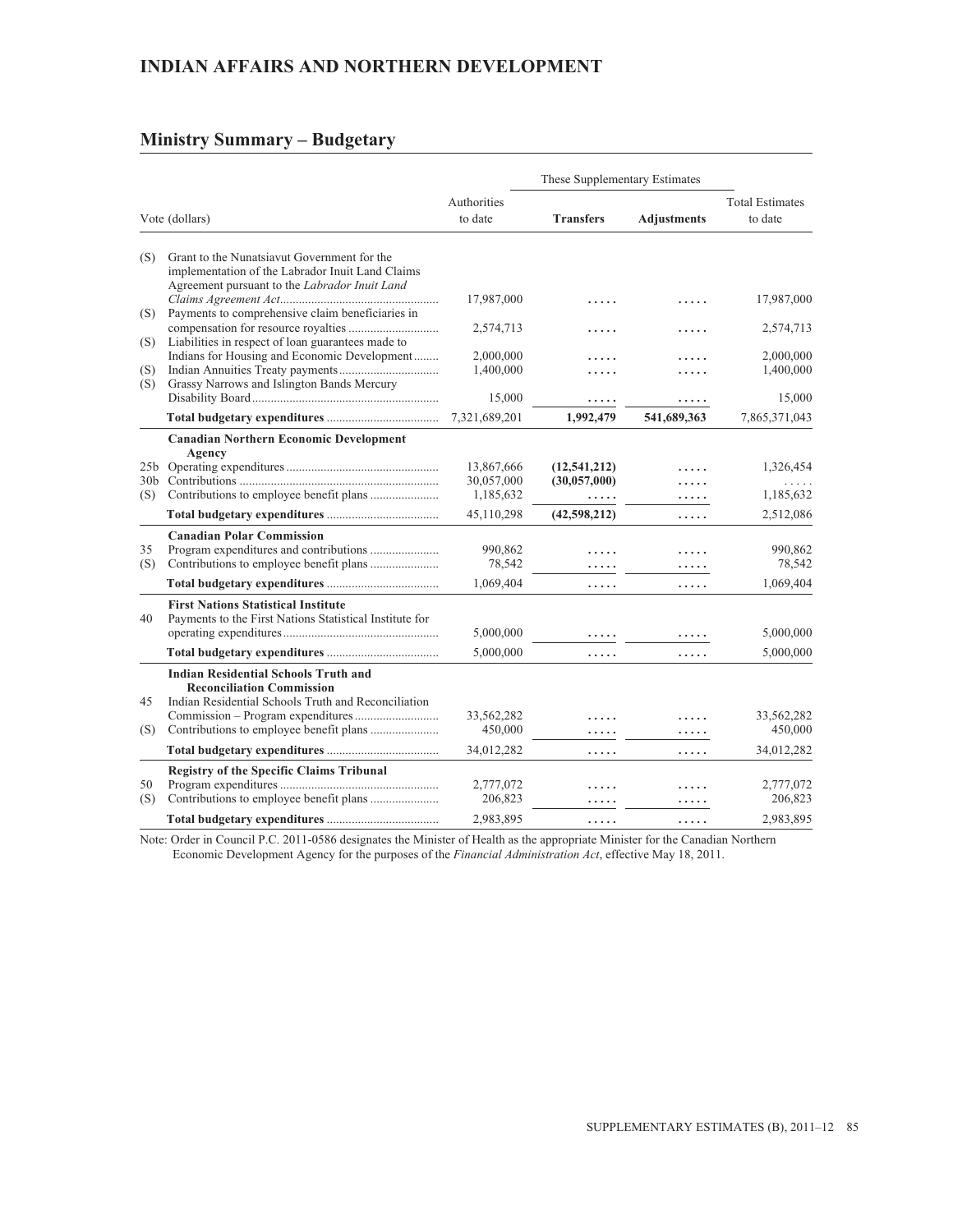## INDIAN AFFAIRS AND NORTHERN DEVELOPMENT

## Ministry Summary – Budgetary

| Vote (dollars) | | Authorities to date | These Supplementary Estimates – Transfers | These Supplementary Estimates – Adjustments | Total Estimates to date |
|---|---|---|---|---|---|
| (S) | Grant to the Nunatsiavut Government for the implementation of the Labrador Inuit Land Claims Agreement pursuant to the *Labrador Inuit Land Claims Agreement Act* | 17,987,000 | ..... | ..... | 17,987,000 |
| (S) | Payments to comprehensive claim beneficiaries in compensation for resource royalties | 2,574,713 | ..... | ..... | 2,574,713 |
| (S) | Liabilities in respect of loan guarantees made to Indians for Housing and Economic Development | 2,000,000 | ..... | ..... | 2,000,000 |
| (S) | Indian Annuities Treaty payments | 1,400,000 | ..... | ..... | 1,400,000 |
| (S) | Grassy Narrows and Islington Bands Mercury Disability Board | 15,000 | ..... | ..... | 15,000 |
| | **Total budgetary expenditures** | 7,321,689,201 | **1,992,479** | **541,689,363** | 7,865,371,043 |
| | **Canadian Northern Economic Development Agency** | | | | |
| 25b | Operating expenditures | 13,867,666 | **(12,541,212)** | ..... | 1,326,454 |
| 30b | Contributions | 30,057,000 | **(30,057,000)** | ..... | ..... |
| (S) | Contributions to employee benefit plans | 1,185,632 | ..... | ..... | 1,185,632 |
| | **Total budgetary expenditures** | 45,110,298 | **(42,598,212)** | ..... | 2,512,086 |
| | **Canadian Polar Commission** | | | | |
| 35 | Program expenditures and contributions | 990,862 | ..... | ..... | 990,862 |
| (S) | Contributions to employee benefit plans | 78,542 | ..... | ..... | 78,542 |
| | **Total budgetary expenditures** | 1,069,404 | ..... | ..... | 1,069,404 |
| | **First Nations Statistical Institute** | | | | |
| 40 | Payments to the First Nations Statistical Institute for operating expenditures | 5,000,000 | ..... | ..... | 5,000,000 |
| | **Total budgetary expenditures** | 5,000,000 | ..... | ..... | 5,000,000 |
| | **Indian Residential Schools Truth and Reconciliation Commission** | | | | |
| 45 | Indian Residential Schools Truth and Reconciliation Commission – Program expenditures | 33,562,282 | ..... | ..... | 33,562,282 |
| (S) | Contributions to employee benefit plans | 450,000 | ..... | ..... | 450,000 |
| | **Total budgetary expenditures** | 34,012,282 | ..... | ..... | 34,012,282 |
| | **Registry of the Specific Claims Tribunal** | | | | |
| 50 | Program expenditures | 2,777,072 | ..... | ..... | 2,777,072 |
| (S) | Contributions to employee benefit plans | 206,823 | ..... | ..... | 206,823 |
| | **Total budgetary expenditures** | 2,983,895 | ..... | ..... | 2,983,895 |

Note: Order in Council P.C. 2011-0586 designates the Minister of Health as the appropriate Minister for the Canadian Northern Economic Development Agency for the purposes of the *Financial Administration Act*, effective May 18, 2011.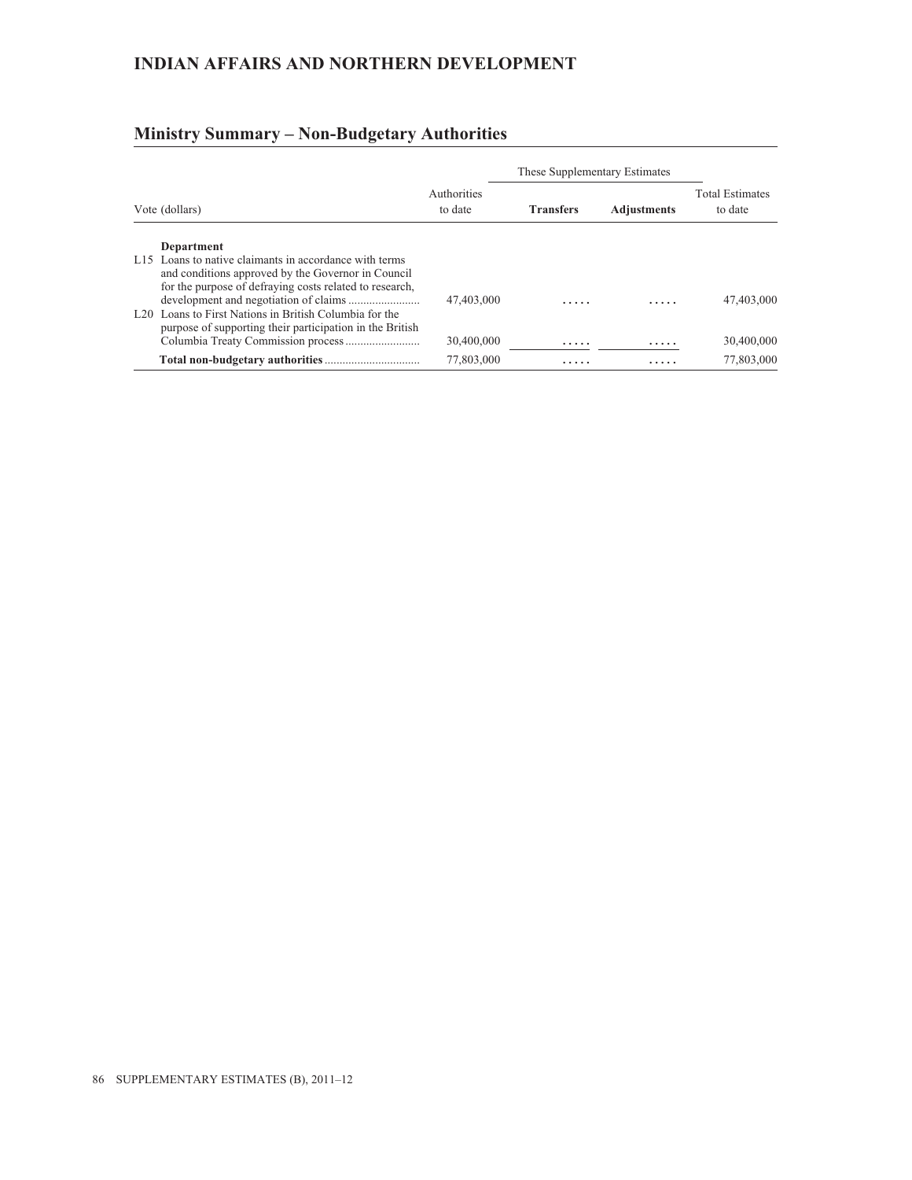# INDIAN AFFAIRS AND NORTHERN DEVELOPMENT

## Ministry Summary – Non-Budgetary Authorities

| Vote (dollars) | Authorities to date | These Supplementary Estimates Transfers | These Supplementary Estimates Adjustments | Total Estimates to date |
|---|---|---|---|---|
| **Department** | | | | |
| L15 Loans to native claimants in accordance with terms and conditions approved by the Governor in Council for the purpose of defraying costs related to research, development and negotiation of claims | 47,403,000 | ..... | ..... | 47,403,000 |
| L20 Loans to First Nations in British Columbia for the purpose of supporting their participation in the British Columbia Treaty Commission process | 30,400,000 | ..... | ..... | 30,400,000 |
| **Total non-budgetary authorities** | 77,803,000 | ..... | ..... | 77,803,000 |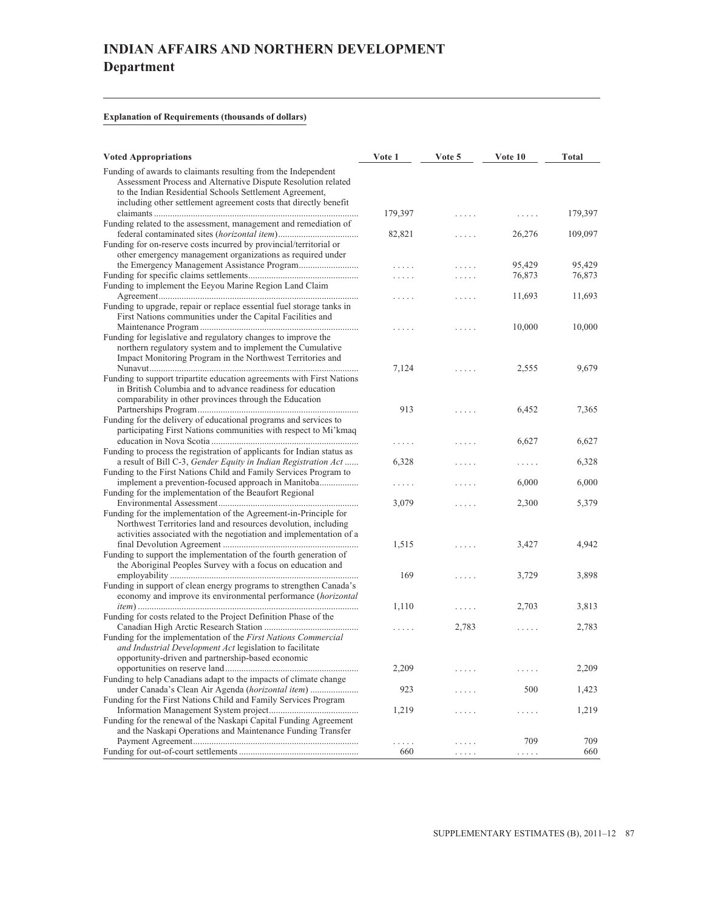# INDIAN AFFAIRS AND NORTHERN DEVELOPMENT
## Department

**Explanation of Requirements (thousands of dollars)**

| Voted Appropriations | Vote 1 | Vote 5 | Vote 10 | Total |
|---|---|---|---|---|
| Funding of awards to claimants resulting from the Independent Assessment Process and Alternative Dispute Resolution related to the Indian Residential Schools Settlement Agreement, including other settlement agreement costs that directly benefit claimants | 179,397 | ..... | ..... | 179,397 |
| Funding related to the assessment, management and remediation of federal contaminated sites (*horizontal item*) | 82,821 | ..... | 26,276 | 109,097 |
| Funding for on-reserve costs incurred by provincial/territorial or other emergency management organizations as required under the Emergency Management Assistance Program | ..... | ..... | 95,429 | 95,429 |
| Funding for specific claims settlements | ..... | ..... | 76,873 | 76,873 |
| Funding to implement the Eeyou Marine Region Land Claim Agreement | ..... | ..... | 11,693 | 11,693 |
| Funding to upgrade, repair or replace essential fuel storage tanks in First Nations communities under the Capital Facilities and Maintenance Program | ..... | ..... | 10,000 | 10,000 |
| Funding for legislative and regulatory changes to improve the northern regulatory system and to implement the Cumulative Impact Monitoring Program in the Northwest Territories and Nunavut | 7,124 | ..... | 2,555 | 9,679 |
| Funding to support tripartite education agreements with First Nations in British Columbia and to advance readiness for education comparability in other provinces through the Education Partnerships Program | 913 | ..... | 6,452 | 7,365 |
| Funding for the delivery of educational programs and services to participating First Nations communities with respect to Mi'kmaq education in Nova Scotia | ..... | ..... | 6,627 | 6,627 |
| Funding to process the registration of applicants for Indian status as a result of Bill C-3, *Gender Equity in Indian Registration Act* | 6,328 | ..... | ..... | 6,328 |
| Funding to the First Nations Child and Family Services Program to implement a prevention-focused approach in Manitoba | ..... | ..... | 6,000 | 6,000 |
| Funding for the implementation of the Beaufort Regional Environmental Assessment | 3,079 | ..... | 2,300 | 5,379 |
| Funding for the implementation of the Agreement-in-Principle for Northwest Territories land and resources devolution, including activities associated with the negotiation and implementation of a final Devolution Agreement | 1,515 | ..... | 3,427 | 4,942 |
| Funding to support the implementation of the fourth generation of the Aboriginal Peoples Survey with a focus on education and employability | 169 | ..... | 3,729 | 3,898 |
| Funding in support of clean energy programs to strengthen Canada's economy and improve its environmental performance (*horizontal item*) | 1,110 | ..... | 2,703 | 3,813 |
| Funding for costs related to the Project Definition Phase of the Canadian High Arctic Research Station | ..... | 2,783 | ..... | 2,783 |
| Funding for the implementation of the *First Nations Commercial and Industrial Development Act* legislation to facilitate opportunity-driven and partnership-based economic opportunities on reserve land | 2,209 | ..... | ..... | 2,209 |
| Funding to help Canadians adapt to the impacts of climate change under Canada's Clean Air Agenda (*horizontal item*) | 923 | ..... | 500 | 1,423 |
| Funding for the First Nations Child and Family Services Program Information Management System project | 1,219 | ..... | ..... | 1,219 |
| Funding for the renewal of the Naskapi Capital Funding Agreement and the Naskapi Operations and Maintenance Funding Transfer Payment Agreement | ..... | ..... | 709 | 709 |
| Funding for out-of-court settlements | 660 | ..... | ..... | 660 |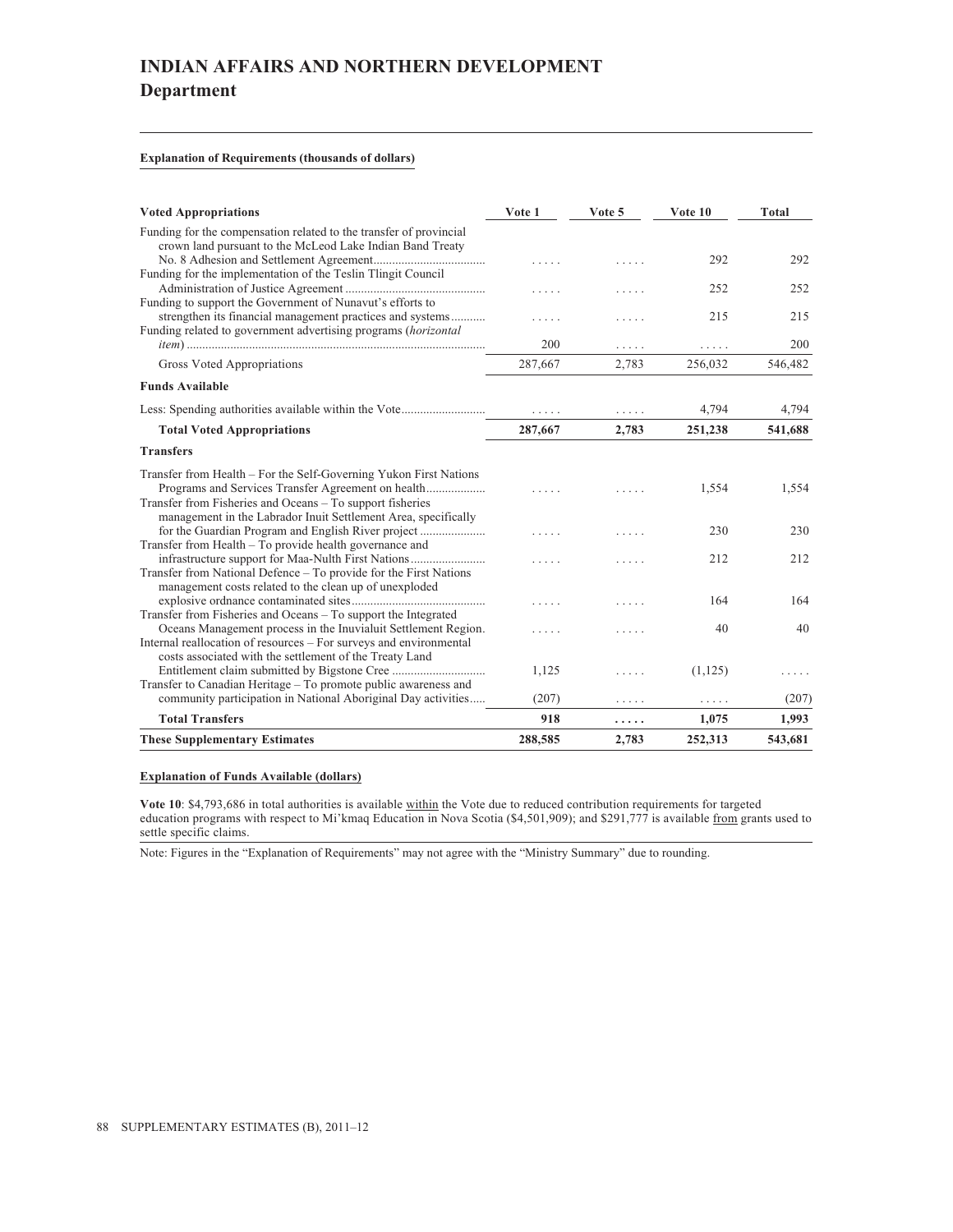# INDIAN AFFAIRS AND NORTHERN DEVELOPMENT

## Department

**Explanation of Requirements (thousands of dollars)**

| Voted Appropriations | Vote 1 | Vote 5 | Vote 10 | Total |
|---|---|---|---|---|
| Funding for the compensation related to the transfer of provincial crown land pursuant to the McLeod Lake Indian Band Treaty No. 8 Adhesion and Settlement Agreement | ..... | ..... | 292 | 292 |
| Funding for the implementation of the Teslin Tlingit Council Administration of Justice Agreement | ..... | ..... | 252 | 252 |
| Funding to support the Government of Nunavut's efforts to strengthen its financial management practices and systems | ..... | ..... | 215 | 215 |
| Funding related to government advertising programs (*horizontal item*) | 200 | ..... | ..... | 200 |
| Gross Voted Appropriations | 287,667 | 2,783 | 256,032 | 546,482 |
| **Funds Available** | | | | |
| Less: Spending authorities available within the Vote | ..... | ..... | 4,794 | 4,794 |
| **Total Voted Appropriations** | **287,667** | **2,783** | **251,238** | **541,688** |
| **Transfers** | | | | |
| Transfer from Health – For the Self-Governing Yukon First Nations Programs and Services Transfer Agreement on health | ..... | ..... | 1,554 | 1,554 |
| Transfer from Fisheries and Oceans – To support fisheries management in the Labrador Inuit Settlement Area, specifically for the Guardian Program and English River project | ..... | ..... | 230 | 230 |
| Transfer from Health – To provide health governance and infrastructure support for Maa-Nulth First Nations | ..... | ..... | 212 | 212 |
| Transfer from National Defence – To provide for the First Nations management costs related to the clean up of unexploded explosive ordnance contaminated sites | ..... | ..... | 164 | 164 |
| Transfer from Fisheries and Oceans – To support the Integrated Oceans Management process in the Inuvialuit Settlement Region. | ..... | ..... | 40 | 40 |
| Internal reallocation of resources – For surveys and environmental costs associated with the settlement of the Treaty Land Entitlement claim submitted by Bigstone Cree | 1,125 | ..... | (1,125) | ..... |
| Transfer to Canadian Heritage – To promote public awareness and community participation in National Aboriginal Day activities | (207) | ..... | ..... | (207) |
| **Total Transfers** | **918** | **.....** | **1,075** | **1,993** |
| **These Supplementary Estimates** | **288,585** | **2,783** | **252,313** | **543,681** |

**Explanation of Funds Available (dollars)**

**Vote 10**: $4,793,686 in total authorities is available within the Vote due to reduced contribution requirements for targeted education programs with respect to Mi'kmaq Education in Nova Scotia ($4,501,909); and $291,777 is available from grants used to settle specific claims.

Note: Figures in the "Explanation of Requirements" may not agree with the "Ministry Summary" due to rounding.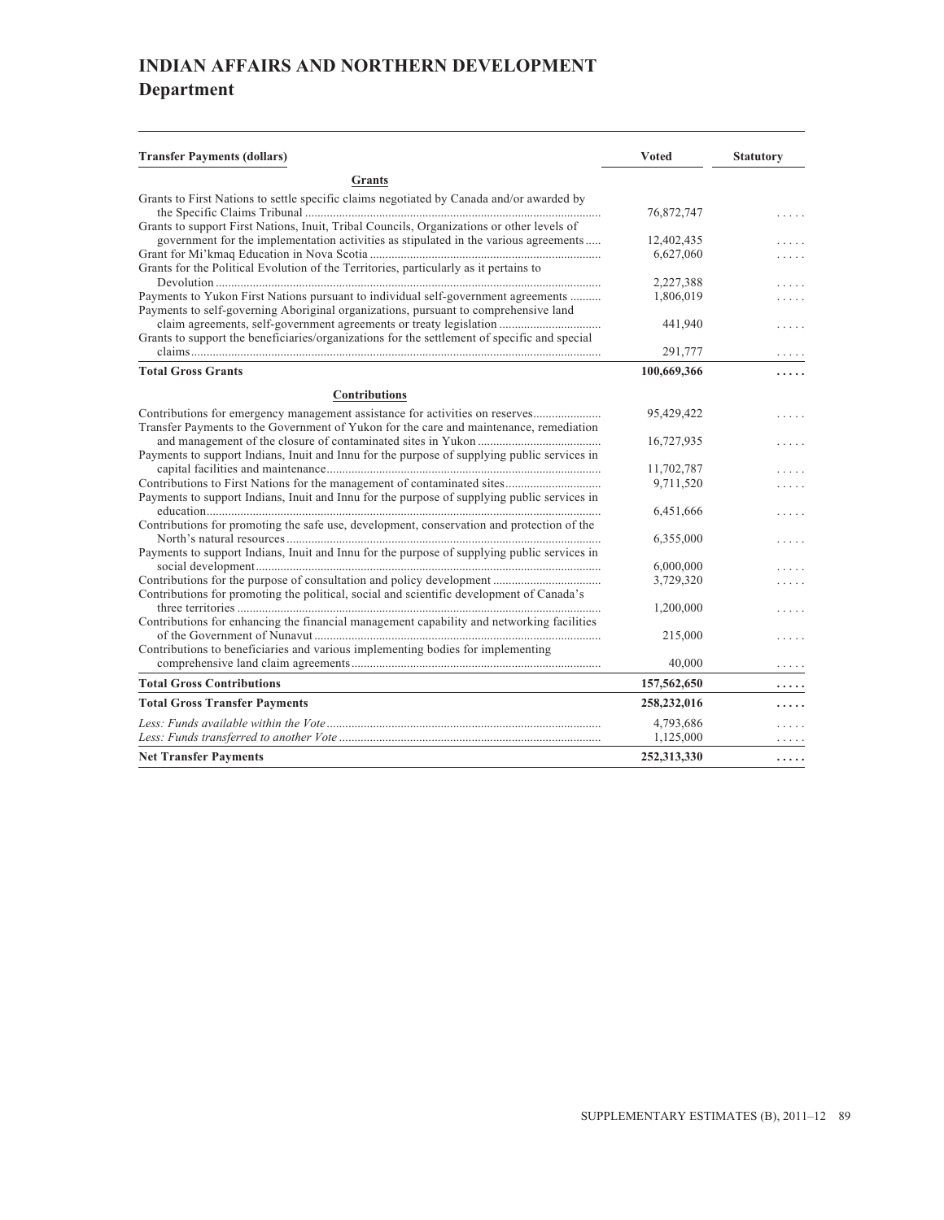# INDIAN AFFAIRS AND NORTHERN DEVELOPMENT

## Department

| Transfer Payments (dollars) | Voted | Statutory |
|---|---|---|
| **Grants** | | |
| Grants to First Nations to settle specific claims negotiated by Canada and/or awarded by the Specific Claims Tribunal | 76,872,747 | ..... |
| Grants to support First Nations, Inuit, Tribal Councils, Organizations or other levels of government for the implementation activities as stipulated in the various agreements | 12,402,435 | ..... |
| Grant for Mi'kmaq Education in Nova Scotia | 6,627,060 | ..... |
| Grants for the Political Evolution of the Territories, particularly as it pertains to Devolution | 2,227,388 | ..... |
| Payments to Yukon First Nations pursuant to individual self-government agreements | 1,806,019 | ..... |
| Payments to self-governing Aboriginal organizations, pursuant to comprehensive land claim agreements, self-government agreements or treaty legislation | 441,940 | ..... |
| Grants to support the beneficiaries/organizations for the settlement of specific and special claims | 291,777 | ..... |
| **Total Gross Grants** | **100,669,366** | **.....** |
| **Contributions** | | |
| Contributions for emergency management assistance for activities on reserves | 95,429,422 | ..... |
| Transfer Payments to the Government of Yukon for the care and maintenance, remediation and management of the closure of contaminated sites in Yukon | 16,727,935 | ..... |
| Payments to support Indians, Inuit and Innu for the purpose of supplying public services in capital facilities and maintenance | 11,702,787 | ..... |
| Contributions to First Nations for the management of contaminated sites | 9,711,520 | ..... |
| Payments to support Indians, Inuit and Innu for the purpose of supplying public services in education | 6,451,666 | ..... |
| Contributions for promoting the safe use, development, conservation and protection of the North's natural resources | 6,355,000 | ..... |
| Payments to support Indians, Inuit and Innu for the purpose of supplying public services in social development | 6,000,000 | ..... |
| Contributions for the purpose of consultation and policy development | 3,729,320 | ..... |
| Contributions for promoting the political, social and scientific development of Canada's three territories | 1,200,000 | ..... |
| Contributions for enhancing the financial management capability and networking facilities of the Government of Nunavut | 215,000 | ..... |
| Contributions to beneficiaries and various implementing bodies for implementing comprehensive land claim agreements | 40,000 | ..... |
| **Total Gross Contributions** | **157,562,650** | **.....** |
| **Total Gross Transfer Payments** | **258,232,016** | **.....** |
| *Less: Funds available within the Vote* | 4,793,686 | ..... |
| *Less: Funds transferred to another Vote* | 1,125,000 | ..... |
| **Net Transfer Payments** | **252,313,330** | **.....** |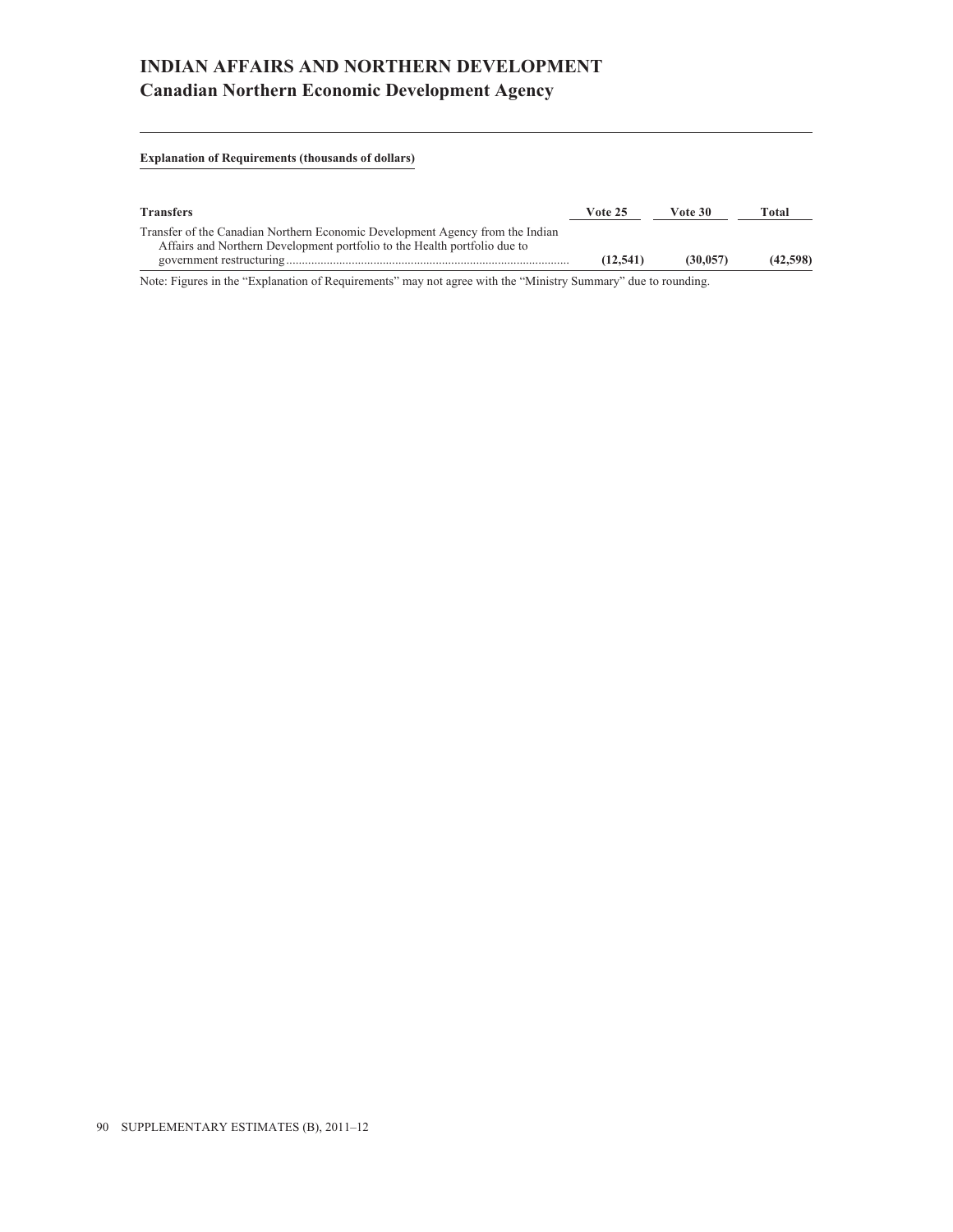# INDIAN AFFAIRS AND NORTHERN DEVELOPMENT
## Canadian Northern Economic Development Agency

**Explanation of Requirements (thousands of dollars)**

| Transfers | Vote 25 | Vote 30 | Total |
|---|---|---|---|
| Transfer of the Canadian Northern Economic Development Agency from the Indian Affairs and Northern Development portfolio to the Health portfolio due to government restructuring | **(12,541)** | **(30,057)** | **(42,598)** |

Note: Figures in the "Explanation of Requirements" may not agree with the "Ministry Summary" due to rounding.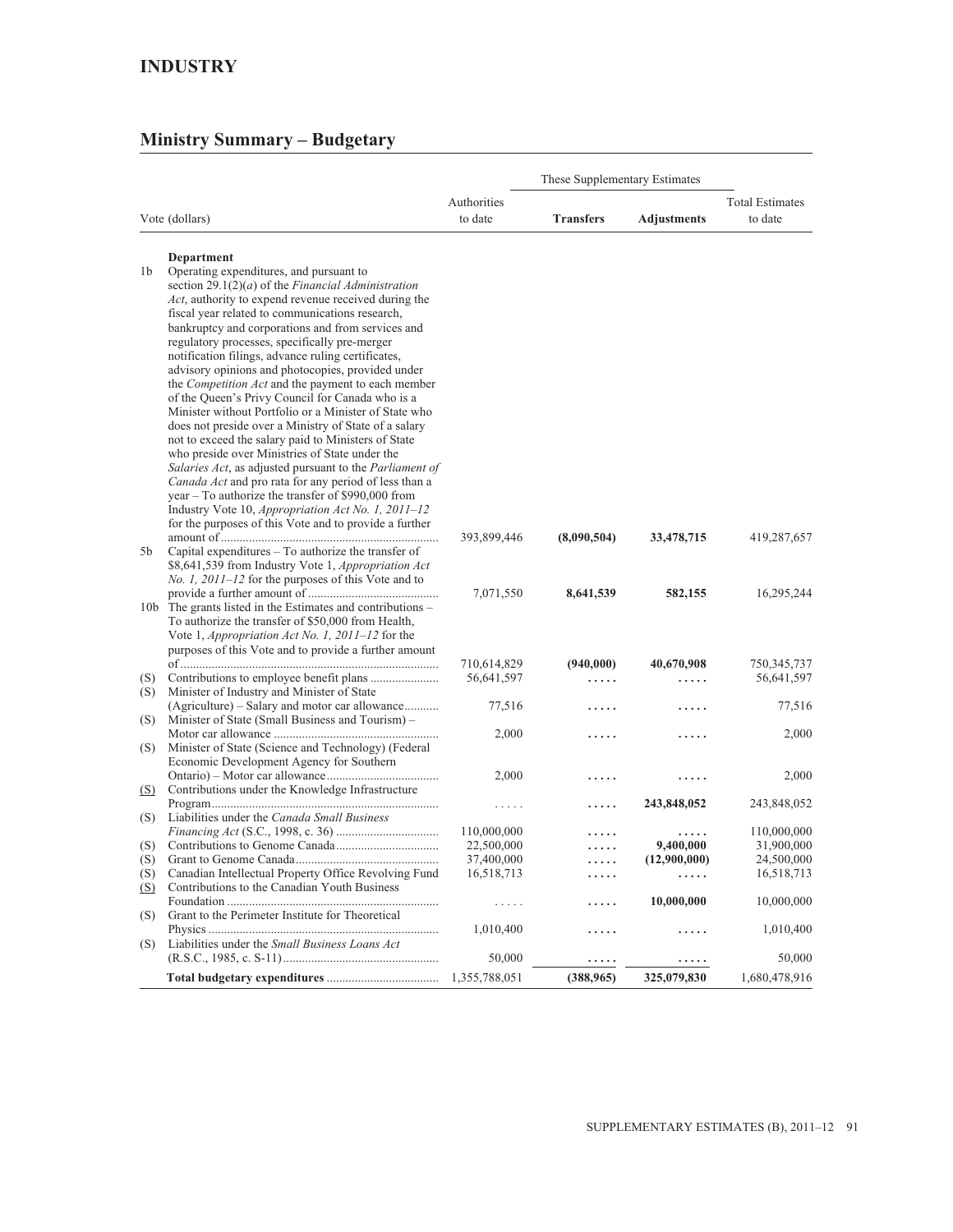## INDUSTRY

## Ministry Summary – Budgetary

| | Vote (dollars) | Authorities to date | These Supplementary Estimates | | Total Estimates to date |
|---|---|---|---|---|---|
| | | | **Transfers** | **Adjustments** | |
| | **Department** | | | | |
| 1b | Operating expenditures, and pursuant to section 29.1(2)(*a*) of the *Financial Administration Act*, authority to expend revenue received during the fiscal year related to communications research, bankruptcy and corporations and from services and regulatory processes, specifically pre-merger notification filings, advance ruling certificates, advisory opinions and photocopies, provided under the *Competition Act* and the payment to each member of the Queen's Privy Council for Canada who is a Minister without Portfolio or a Minister of State who does not preside over a Ministry of State of a salary not to exceed the salary paid to Ministers of State who preside over Ministries of State under the *Salaries Act*, as adjusted pursuant to the *Parliament of Canada Act* and pro rata for any period of less than a year – To authorize the transfer of $990,000 from Industry Vote 10, *Appropriation Act No. 1, 2011–12* for the purposes of this Vote and to provide a further amount of | 393,899,446 | **(8,090,504)** | **33,478,715** | 419,287,657 |
| 5b | Capital expenditures – To authorize the transfer of $8,641,539 from Industry Vote 1, *Appropriation Act No. 1, 2011–12* for the purposes of this Vote and to provide a further amount of | 7,071,550 | **8,641,539** | **582,155** | 16,295,244 |
| 10b | The grants listed in the Estimates and contributions – To authorize the transfer of $50,000 from Health, Vote 1, *Appropriation Act No. 1, 2011–12* for the purposes of this Vote and to provide a further amount of | 710,614,829 | **(940,000)** | **40,670,908** | 750,345,737 |
| (S) | Contributions to employee benefit plans | 56,641,597 | ..... | ..... | 56,641,597 |
| (S) | Minister of Industry and Minister of State (Agriculture) – Salary and motor car allowance | 77,516 | ..... | ..... | 77,516 |
| (S) | Minister of State (Small Business and Tourism) – Motor car allowance | 2,000 | ..... | ..... | 2,000 |
| (S) | Minister of State (Science and Technology) (Federal Economic Development Agency for Southern Ontario) – Motor car allowance | 2,000 | ..... | ..... | 2,000 |
| (S) | Contributions under the Knowledge Infrastructure Program | ..... | ..... | **243,848,052** | 243,848,052 |
| (S) | Liabilities under the *Canada Small Business Financing Act* (S.C., 1998, c. 36) | 110,000,000 | ..... | ..... | 110,000,000 |
| (S) | Contributions to Genome Canada | 22,500,000 | ..... | **9,400,000** | 31,900,000 |
| (S) | Grant to Genome Canada | 37,400,000 | ..... | **(12,900,000)** | 24,500,000 |
| (S) | Canadian Intellectual Property Office Revolving Fund | 16,518,713 | ..... | ..... | 16,518,713 |
| (S) | Contributions to the Canadian Youth Business Foundation | ..... | ..... | **10,000,000** | 10,000,000 |
| (S) | Grant to the Perimeter Institute for Theoretical Physics | 1,010,400 | ..... | ..... | 1,010,400 |
| (S) | Liabilities under the *Small Business Loans Act* (R.S.C., 1985, c. S-11) | 50,000 | ..... | ..... | 50,000 |
| | **Total budgetary expenditures** | 1,355,788,051 | **(388,965)** | **325,079,830** | 1,680,478,916 |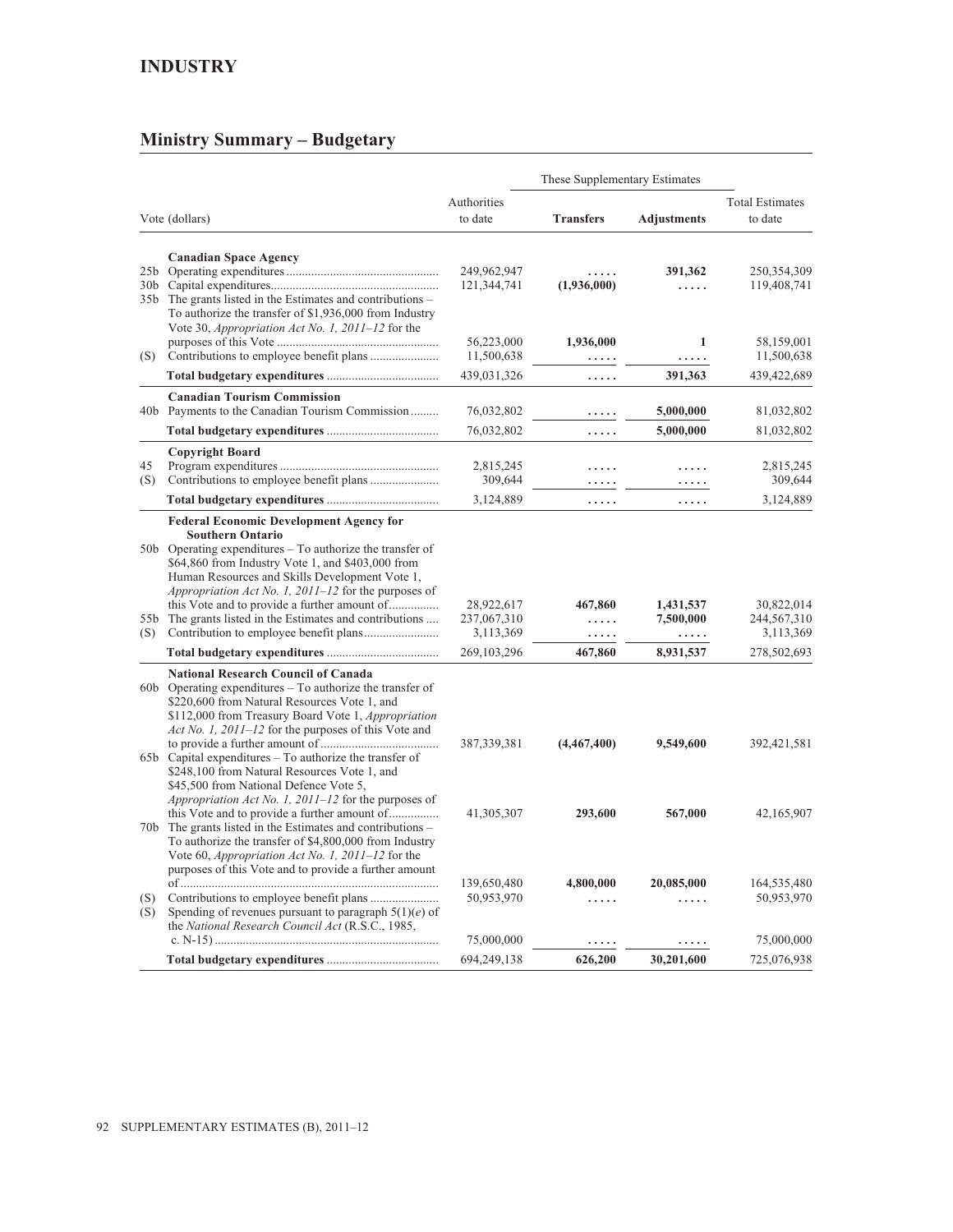## INDUSTRY

## Ministry Summary – Budgetary

| Vote (dollars) | | Authorities to date | These Supplementary Estimates | | Total Estimates to date |
|---|---|---|---|---|---|
| | | | **Transfers** | **Adjustments** | |
| | **Canadian Space Agency** | | | | |
| 25b | Operating expenditures | 249,962,947 | ..... | **391,362** | 250,354,309 |
| 30b | Capital expenditures | 121,344,741 | **(1,936,000)** | ..... | 119,408,741 |
| 35b | The grants listed in the Estimates and contributions – To authorize the transfer of $1,936,000 from Industry Vote 30, *Appropriation Act No. 1, 2011–12* for the purposes of this Vote | 56,223,000 | **1,936,000** | **1** | 58,159,001 |
| (S) | Contributions to employee benefit plans | 11,500,638 | ..... | ..... | 11,500,638 |
| | **Total budgetary expenditures** | 439,031,326 | ..... | **391,363** | 439,422,689 |
| | **Canadian Tourism Commission** | | | | |
| 40b | Payments to the Canadian Tourism Commission | 76,032,802 | ..... | **5,000,000** | 81,032,802 |
| | **Total budgetary expenditures** | 76,032,802 | ..... | **5,000,000** | 81,032,802 |
| | **Copyright Board** | | | | |
| 45 | Program expenditures | 2,815,245 | ..... | ..... | 2,815,245 |
| (S) | Contributions to employee benefit plans | 309,644 | ..... | ..... | 309,644 |
| | **Total budgetary expenditures** | 3,124,889 | ..... | ..... | 3,124,889 |
| | **Federal Economic Development Agency for Southern Ontario** | | | | |
| 50b | Operating expenditures – To authorize the transfer of $64,860 from Industry Vote 1, and $403,000 from Human Resources and Skills Development Vote 1, *Appropriation Act No. 1, 2011–12* for the purposes of this Vote and to provide a further amount of | 28,922,617 | **467,860** | **1,431,537** | 30,822,014 |
| 55b | The grants listed in the Estimates and contributions | 237,067,310 | ..... | **7,500,000** | 244,567,310 |
| (S) | Contribution to employee benefit plans | 3,113,369 | ..... | ..... | 3,113,369 |
| | **Total budgetary expenditures** | 269,103,296 | **467,860** | **8,931,537** | 278,502,693 |
| | **National Research Council of Canada** | | | | |
| 60b | Operating expenditures – To authorize the transfer of $220,600 from Natural Resources Vote 1, and $112,000 from Treasury Board Vote 1, *Appropriation Act No. 1, 2011–12* for the purposes of this Vote and to provide a further amount of | 387,339,381 | **(4,467,400)** | **9,549,600** | 392,421,581 |
| 65b | Capital expenditures – To authorize the transfer of $248,100 from Natural Resources Vote 1, and $45,500 from National Defence Vote 5, *Appropriation Act No. 1, 2011–12* for the purposes of this Vote and to provide a further amount of | 41,305,307 | **293,600** | **567,000** | 42,165,907 |
| 70b | The grants listed in the Estimates and contributions – To authorize the transfer of $4,800,000 from Industry Vote 60, *Appropriation Act No. 1, 2011–12* for the purposes of this Vote and to provide a further amount of | 139,650,480 | **4,800,000** | **20,085,000** | 164,535,480 |
| (S) | Contributions to employee benefit plans | 50,953,970 | ..... | ..... | 50,953,970 |
| (S) | Spending of revenues pursuant to paragraph 5(1)(*e*) of the *National Research Council Act* (R.S.C., 1985, c. N-15) | 75,000,000 | ..... | ..... | 75,000,000 |
| | **Total budgetary expenditures** | 694,249,138 | **626,200** | **30,201,600** | 725,076,938 |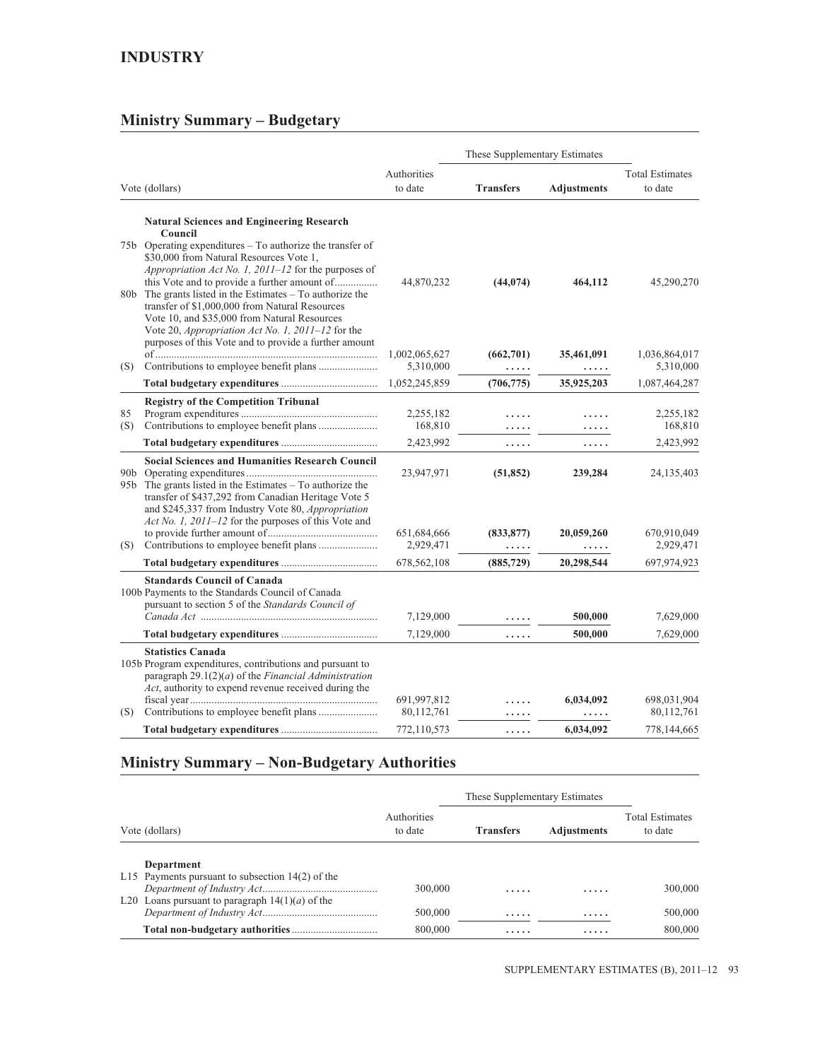## INDUSTRY

## Ministry Summary – Budgetary

| Vote (dollars) | Authorities to date | These Supplementary Estimates Transfers | Adjustments | Total Estimates to date |
|---|---|---|---|---|
| **Natural Sciences and Engineering Research Council** | | | | |
| 75b Operating expenditures – To authorize the transfer of $30,000 from Natural Resources Vote 1, *Appropriation Act No. 1, 2011–12* for the purposes of this Vote and to provide a further amount of................ | 44,870,232 | **(44,074)** | **464,112** | 45,290,270 |
| 80b The grants listed in the Estimates – To authorize the transfer of $1,000,000 from Natural Resources Vote 10, and $35,000 from Natural Resources Vote 20, *Appropriation Act No. 1, 2011–12* for the purposes of this Vote and to provide a further amount of | 1,002,065,627 | **(662,701)** | **35,461,091** | 1,036,864,017 |
| (S) Contributions to employee benefit plans | 5,310,000 | ..... | ..... | 5,310,000 |
| **Total budgetary expenditures** | 1,052,245,859 | **(706,775)** | **35,925,203** | 1,087,464,287 |
| **Registry of the Competition Tribunal** | | | | |
| 85 Program expenditures | 2,255,182 | ..... | ..... | 2,255,182 |
| (S) Contributions to employee benefit plans | 168,810 | ..... | ..... | 168,810 |
| **Total budgetary expenditures** | 2,423,992 | ..... | ..... | 2,423,992 |
| **Social Sciences and Humanities Research Council** | | | | |
| 90b Operating expenditures | 23,947,971 | **(51,852)** | **239,284** | 24,135,403 |
| 95b The grants listed in the Estimates – To authorize the transfer of $437,292 from Canadian Heritage Vote 5 and $245,337 from Industry Vote 80, *Appropriation Act No. 1, 2011–12* for the purposes of this Vote and to provide further amount of | 651,684,666 | **(833,877)** | **20,059,260** | 670,910,049 |
| (S) Contributions to employee benefit plans | 2,929,471 | ..... | ..... | 2,929,471 |
| **Total budgetary expenditures** | 678,562,108 | **(885,729)** | **20,298,544** | 697,974,923 |
| **Standards Council of Canada** | | | | |
| 100b Payments to the Standards Council of Canada pursuant to section 5 of the *Standards Council of Canada Act* | 7,129,000 | ..... | **500,000** | 7,629,000 |
| **Total budgetary expenditures** | 7,129,000 | ..... | **500,000** | 7,629,000 |
| **Statistics Canada** | | | | |
| 105b Program expenditures, contributions and pursuant to paragraph 29.1(2)(*a*) of the *Financial Administration Act*, authority to expend revenue received during the fiscal year | 691,997,812 | ..... | **6,034,092** | 698,031,904 |
| (S) Contributions to employee benefit plans | 80,112,761 | ..... | ..... | 80,112,761 |
| **Total budgetary expenditures** | 772,110,573 | ..... | **6,034,092** | 778,144,665 |

## Ministry Summary – Non-Budgetary Authorities

| Vote (dollars) | Authorities to date | These Supplementary Estimates Transfers | Adjustments | Total Estimates to date |
|---|---|---|---|---|
| **Department** | | | | |
| L15 Payments pursuant to subsection 14(2) of the *Department of Industry Act* | 300,000 | ..... | ..... | 300,000 |
| L20 Loans pursuant to paragraph 14(1)(*a*) of the *Department of Industry Act* | 500,000 | ..... | ..... | 500,000 |
| **Total non-budgetary authorities** | 800,000 | ..... | ..... | 800,000 |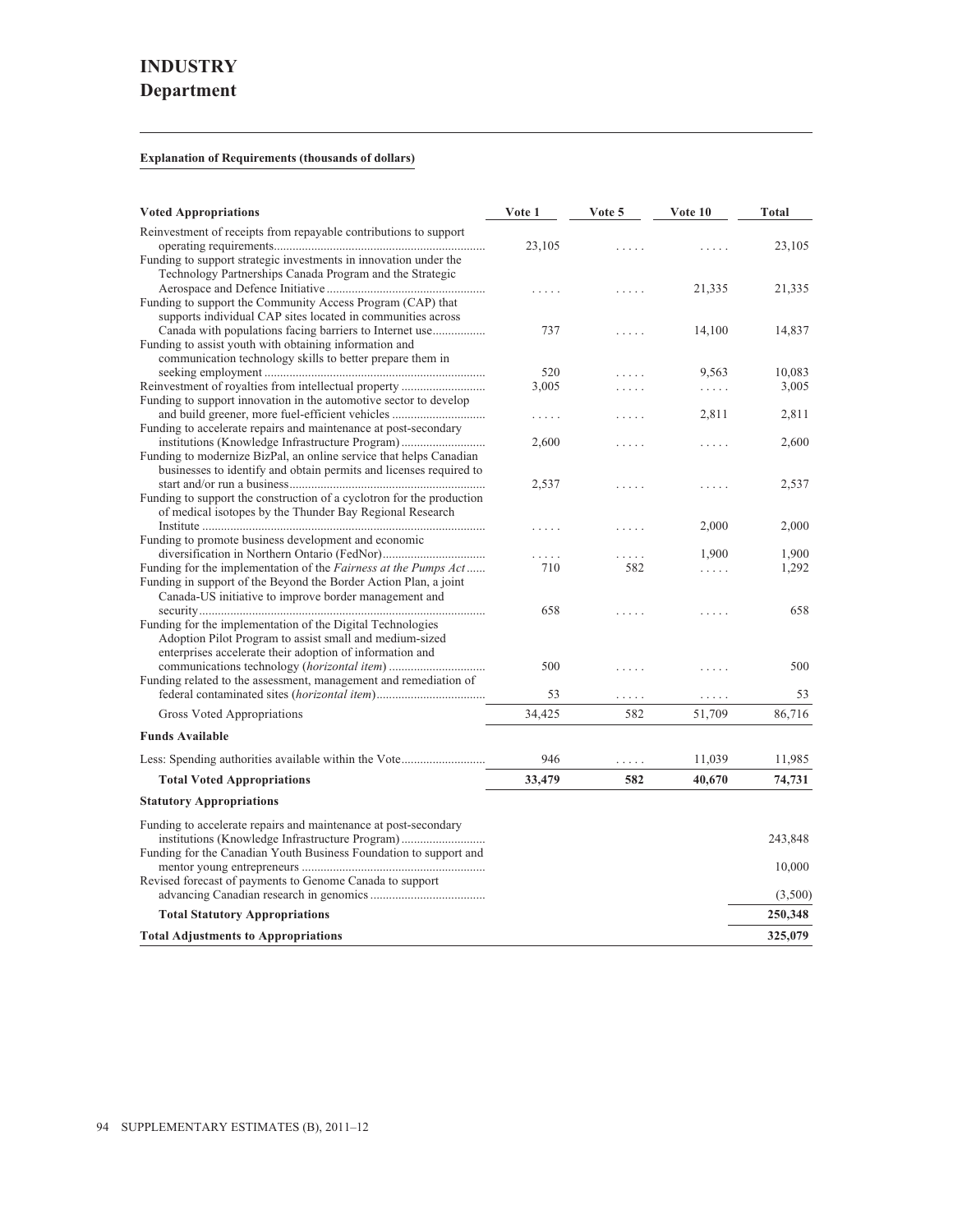# INDUSTRY
## Department

**Explanation of Requirements (thousands of dollars)**

| Voted Appropriations | Vote 1 | Vote 5 | Vote 10 | Total |
|---|---|---|---|---|
| Reinvestment of receipts from repayable contributions to support operating requirements | 23,105 | ..... | ..... | 23,105 |
| Funding to support strategic investments in innovation under the Technology Partnerships Canada Program and the Strategic Aerospace and Defence Initiative | ..... | ..... | 21,335 | 21,335 |
| Funding to support the Community Access Program (CAP) that supports individual CAP sites located in communities across Canada with populations facing barriers to Internet use | 737 | ..... | 14,100 | 14,837 |
| Funding to assist youth with obtaining information and communication technology skills to better prepare them in seeking employment | 520 | ..... | 9,563 | 10,083 |
| Reinvestment of royalties from intellectual property | 3,005 | ..... | ..... | 3,005 |
| Funding to support innovation in the automotive sector to develop and build greener, more fuel-efficient vehicles | ..... | ..... | 2,811 | 2,811 |
| Funding to accelerate repairs and maintenance at post-secondary institutions (Knowledge Infrastructure Program) | 2,600 | ..... | ..... | 2,600 |
| Funding to modernize BizPal, an online service that helps Canadian businesses to identify and obtain permits and licenses required to start and/or run a business | 2,537 | ..... | ..... | 2,537 |
| Funding to support the construction of a cyclotron for the production of medical isotopes by the Thunder Bay Regional Research Institute | ..... | ..... | 2,000 | 2,000 |
| Funding to promote business development and economic diversification in Northern Ontario (FedNor) | ..... | ..... | 1,900 | 1,900 |
| Funding for the implementation of the *Fairness at the Pumps Act* | 710 | 582 | ..... | 1,292 |
| Funding in support of the Beyond the Border Action Plan, a joint Canada-US initiative to improve border management and security | 658 | ..... | ..... | 658 |
| Funding for the implementation of the Digital Technologies Adoption Pilot Program to assist small and medium-sized enterprises accelerate their adoption of information and communications technology (*horizontal item*) | 500 | ..... | ..... | 500 |
| Funding related to the assessment, management and remediation of federal contaminated sites (*horizontal item*) | 53 | ..... | ..... | 53 |
| Gross Voted Appropriations | 34,425 | 582 | 51,709 | 86,716 |
| **Funds Available** | | | | |
| Less: Spending authorities available within the Vote | 946 | ..... | 11,039 | 11,985 |
| **Total Voted Appropriations** | **33,479** | **582** | **40,670** | **74,731** |
| **Statutory Appropriations** | | | | |
| Funding to accelerate repairs and maintenance at post-secondary institutions (Knowledge Infrastructure Program) | | | | 243,848 |
| Funding for the Canadian Youth Business Foundation to support and mentor young entrepreneurs | | | | 10,000 |
| Revised forecast of payments to Genome Canada to support advancing Canadian research in genomics | | | | (3,500) |
| **Total Statutory Appropriations** | | | | **250,348** |
| **Total Adjustments to Appropriations** | | | | **325,079** |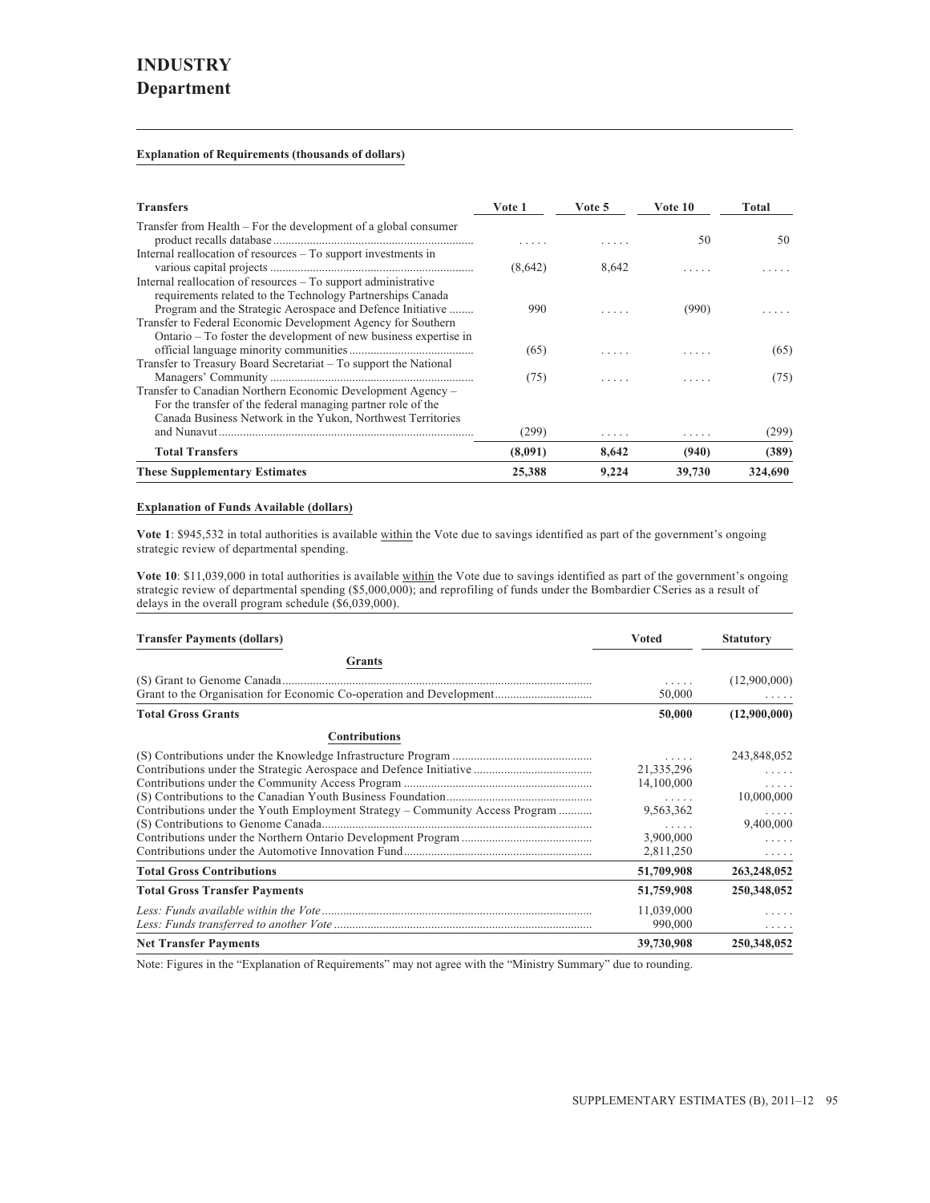# INDUSTRY
## Department

**Explanation of Requirements (thousands of dollars)**

| Transfers | Vote 1 | Vote 5 | Vote 10 | Total |
|---|---|---|---|---|
| Transfer from Health – For the development of a global consumer product recalls database | ..... | ..... | 50 | 50 |
| Internal reallocation of resources – To support investments in various capital projects | (8,642) | 8,642 | ..... | ..... |
| Internal reallocation of resources – To support administrative requirements related to the Technology Partnerships Canada Program and the Strategic Aerospace and Defence Initiative | 990 | ..... | (990) | ..... |
| Transfer to Federal Economic Development Agency for Southern Ontario – To foster the development of new business expertise in official language minority communities | (65) | ..... | ..... | (65) |
| Transfer to Treasury Board Secretariat – To support the National Managers' Community | (75) | ..... | ..... | (75) |
| Transfer to Canadian Northern Economic Development Agency – For the transfer of the federal managing partner role of the Canada Business Network in the Yukon, Northwest Territories and Nunavut | (299) | ..... | ..... | (299) |
| **Total Transfers** | **(8,091)** | **8,642** | **(940)** | **(389)** |
| **These Supplementary Estimates** | **25,388** | **9,224** | **39,730** | **324,690** |

**Explanation of Funds Available (dollars)**

**Vote 1**: $945,532 in total authorities is available within the Vote due to savings identified as part of the government's ongoing strategic review of departmental spending.

**Vote 10**: $11,039,000 in total authorities is available within the Vote due to savings identified as part of the government's ongoing strategic review of departmental spending ($5,000,000); and reprofiling of funds under the Bombardier CSeries as a result of delays in the overall program schedule ($6,039,000).

| Transfer Payments (dollars) | Voted | Statutory |
|---|---|---|
| **Grants** | | |
| (S) Grant to Genome Canada | ..... | (12,900,000) |
| Grant to the Organisation for Economic Co-operation and Development | 50,000 | ..... |
| **Total Gross Grants** | **50,000** | **(12,900,000)** |
| **Contributions** | | |
| (S) Contributions under the Knowledge Infrastructure Program | ..... | 243,848,052 |
| Contributions under the Strategic Aerospace and Defence Initiative | 21,335,296 | ..... |
| Contributions under the Community Access Program | 14,100,000 | ..... |
| (S) Contributions to the Canadian Youth Business Foundation | ..... | 10,000,000 |
| Contributions under the Youth Employment Strategy – Community Access Program | 9,563,362 | ..... |
| (S) Contributions to Genome Canada | ..... | 9,400,000 |
| Contributions under the Northern Ontario Development Program | 3,900,000 | ..... |
| Contributions under the Automotive Innovation Fund | 2,811,250 | ..... |
| **Total Gross Contributions** | **51,709,908** | **263,248,052** |
| **Total Gross Transfer Payments** | **51,759,908** | **250,348,052** |
| *Less: Funds available within the Vote* | 11,039,000 | ..... |
| *Less: Funds transferred to another Vote* | 990,000 | ..... |
| **Net Transfer Payments** | **39,730,908** | **250,348,052** |

Note: Figures in the "Explanation of Requirements" may not agree with the "Ministry Summary" due to rounding.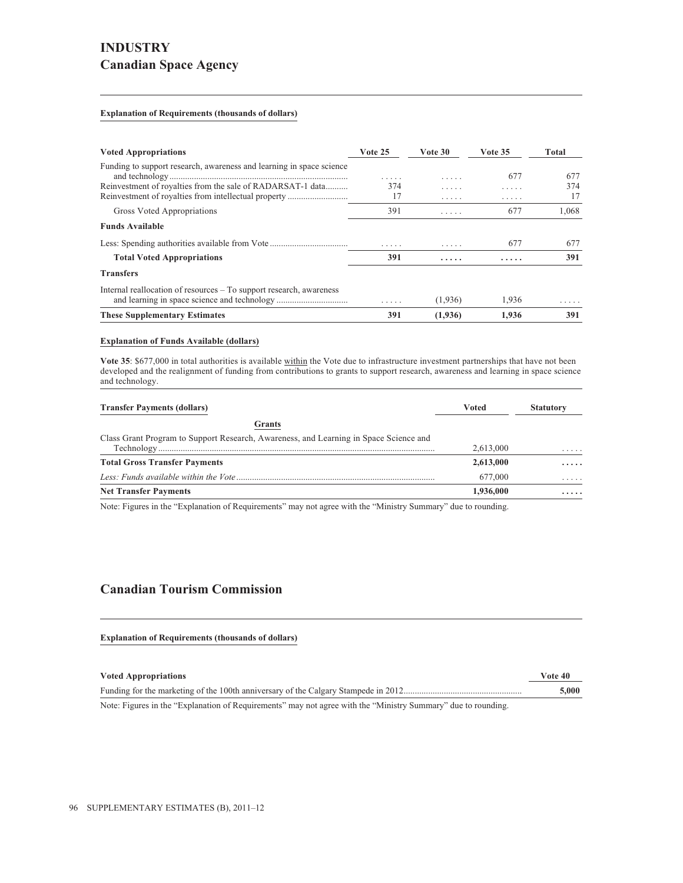# INDUSTRY

## Canadian Space Agency

**Explanation of Requirements (thousands of dollars)**

| Voted Appropriations | Vote 25 | Vote 30 | Vote 35 | Total |
|---|---|---|---|---|
| Funding to support research, awareness and learning in space science and technology | ..... | ..... | 677 | 677 |
| Reinvestment of royalties from the sale of RADARSAT-1 data | 374 | ..... | ..... | 374 |
| Reinvestment of royalties from intellectual property | 17 | ..... | ..... | 17 |
| Gross Voted Appropriations | 391 | ..... | 677 | 1,068 |
| **Funds Available** | | | | |
| Less: Spending authorities available from Vote | ..... | ..... | 677 | 677 |
| **Total Voted Appropriations** | **391** | **.....** | **.....** | **391** |
| **Transfers** | | | | |
| Internal reallocation of resources – To support research, awareness and learning in space science and technology | ..... | (1,936) | 1,936 | ..... |
| **These Supplementary Estimates** | **391** | **(1,936)** | **1,936** | **391** |

**Explanation of Funds Available (dollars)**

**Vote 35**: $677,000 in total authorities is available within the Vote due to infrastructure investment partnerships that have not been developed and the realignment of funding from contributions to grants to support research, awareness and learning in space science and technology.

| Transfer Payments (dollars) | Voted | Statutory |
|---|---|---|
| **Grants** | | |
| Class Grant Program to Support Research, Awareness, and Learning in Space Science and Technology | 2,613,000 | ..... |
| **Total Gross Transfer Payments** | **2,613,000** | **.....** |
| *Less: Funds available within the Vote* | 677,000 | ..... |
| **Net Transfer Payments** | **1,936,000** | **.....** |

Note: Figures in the "Explanation of Requirements" may not agree with the "Ministry Summary" due to rounding.

## Canadian Tourism Commission

**Explanation of Requirements (thousands of dollars)**

| Voted Appropriations | Vote 40 |
|---|---|
| Funding for the marketing of the 100th anniversary of the Calgary Stampede in 2012 | **5,000** |

Note: Figures in the "Explanation of Requirements" may not agree with the "Ministry Summary" due to rounding.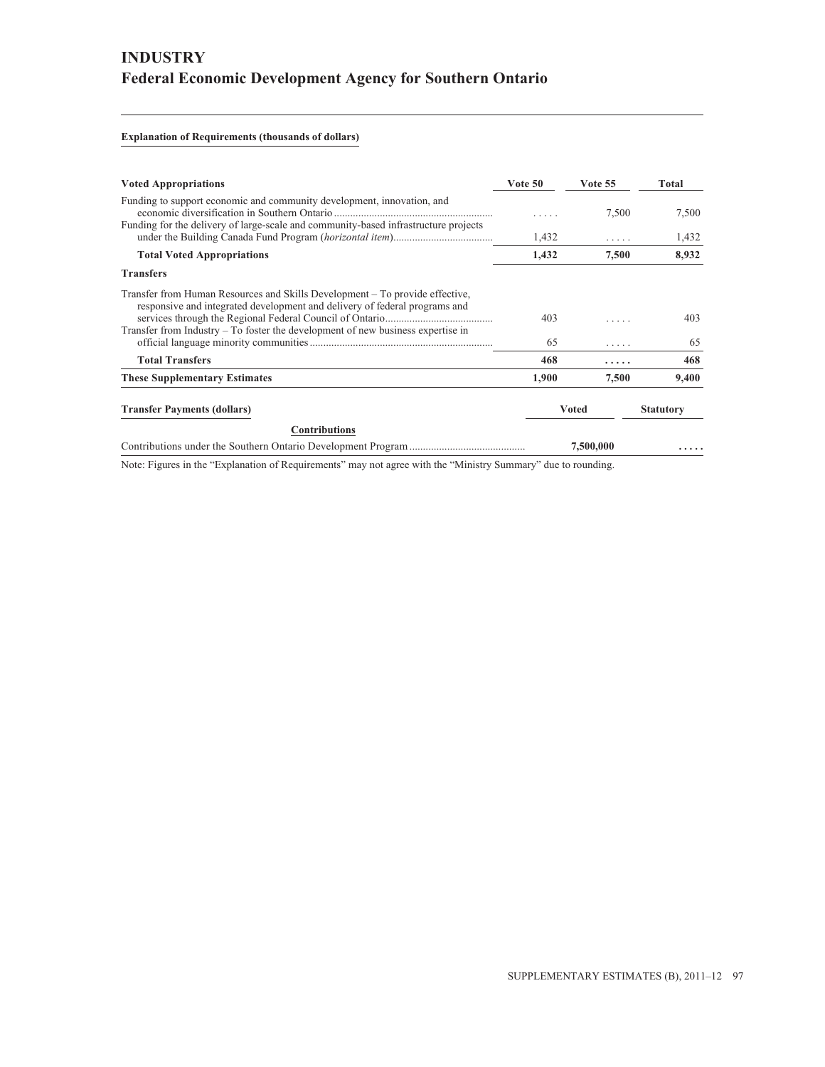# INDUSTRY
## Federal Economic Development Agency for Southern Ontario

**Explanation of Requirements (thousands of dollars)**

| Voted Appropriations | Vote 50 | Vote 55 | Total |
|---|---|---|---|
| Funding to support economic and community development, innovation, and economic diversification in Southern Ontario | ..... | 7,500 | 7,500 |
| Funding for the delivery of large-scale and community-based infrastructure projects under the Building Canada Fund Program (*horizontal item*) | 1,432 | ..... | 1,432 |
| **Total Voted Appropriations** | **1,432** | **7,500** | **8,932** |
| **Transfers** | | | |
| Transfer from Human Resources and Skills Development – To provide effective, responsive and integrated development and delivery of federal programs and services through the Regional Federal Council of Ontario | 403 | ..... | 403 |
| Transfer from Industry – To foster the development of new business expertise in official language minority communities | 65 | ..... | 65 |
| **Total Transfers** | **468** | **.....** | **468** |
| **These Supplementary Estimates** | **1,900** | **7,500** | **9,400** |

| Transfer Payments (dollars) | Voted | Statutory |
|---|---|---|
| **Contributions** | | |
| Contributions under the Southern Ontario Development Program | **7,500,000** | **.....** |

Note: Figures in the "Explanation of Requirements" may not agree with the "Ministry Summary" due to rounding.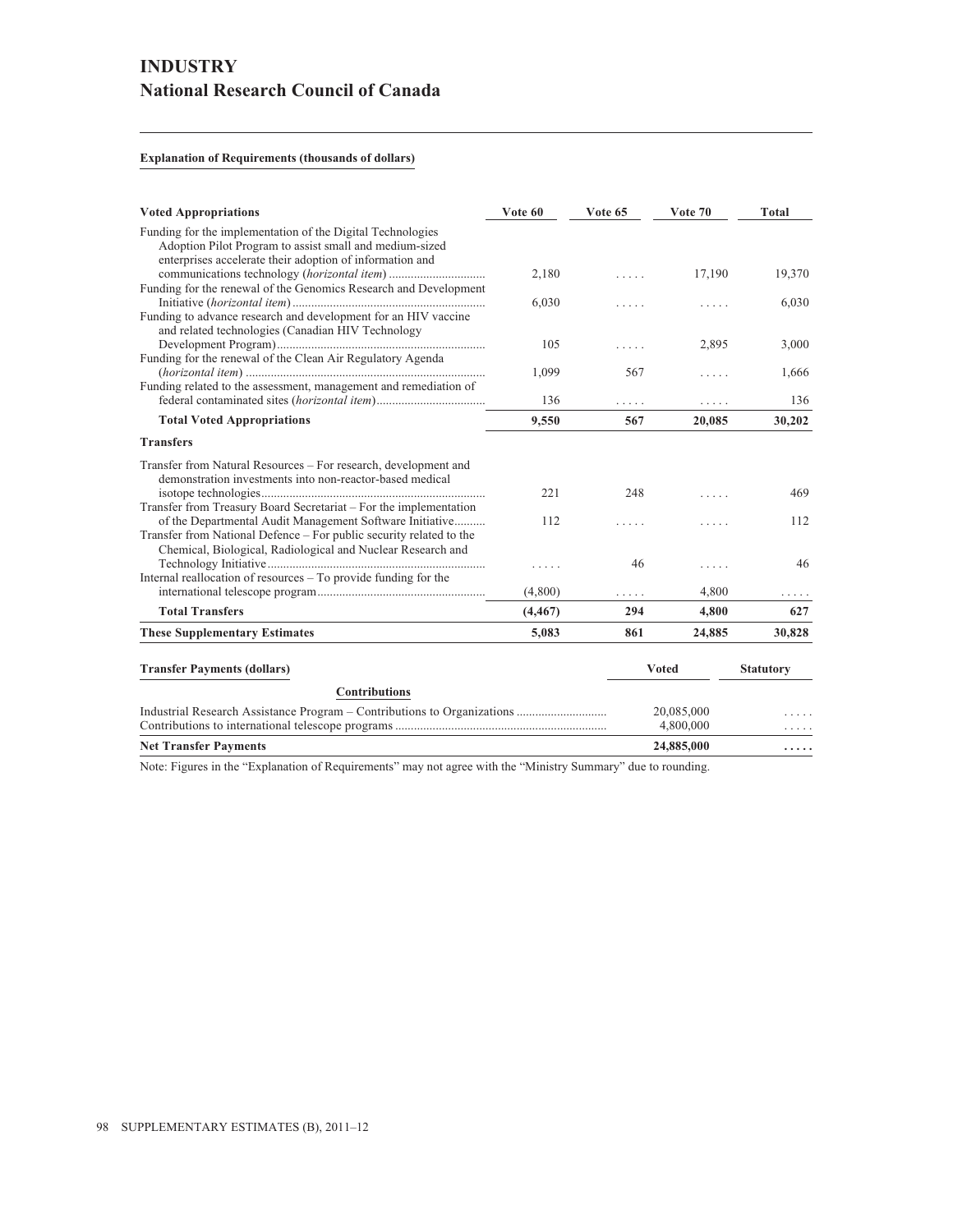# INDUSTRY
## National Research Council of Canada

**Explanation of Requirements (thousands of dollars)**

| Voted Appropriations | Vote 60 | Vote 65 | Vote 70 | Total |
|---|---|---|---|---|
| Funding for the implementation of the Digital Technologies Adoption Pilot Program to assist small and medium-sized enterprises accelerate their adoption of information and communications technology (*horizontal item*) | 2,180 | ..... | 17,190 | 19,370 |
| Funding for the renewal of the Genomics Research and Development Initiative (*horizontal item*) | 6,030 | ..... | ..... | 6,030 |
| Funding to advance research and development for an HIV vaccine and related technologies (Canadian HIV Technology Development Program) | 105 | ..... | 2,895 | 3,000 |
| Funding for the renewal of the Clean Air Regulatory Agenda (*horizontal item*) | 1,099 | 567 | ..... | 1,666 |
| Funding related to the assessment, management and remediation of federal contaminated sites (*horizontal item*) | 136 | ..... | ..... | 136 |
| **Total Voted Appropriations** | **9,550** | **567** | **20,085** | **30,202** |
| **Transfers** | | | | |
| Transfer from Natural Resources – For research, development and demonstration investments into non-reactor-based medical isotope technologies | 221 | 248 | ..... | 469 |
| Transfer from Treasury Board Secretariat – For the implementation of the Departmental Audit Management Software Initiative | 112 | ..... | ..... | 112 |
| Transfer from National Defence – For public security related to the Chemical, Biological, Radiological and Nuclear Research and Technology Initiative | ..... | 46 | ..... | 46 |
| Internal reallocation of resources – To provide funding for the international telescope program | (4,800) | ..... | 4,800 | ..... |
| **Total Transfers** | **(4,467)** | **294** | **4,800** | **627** |
| **These Supplementary Estimates** | **5,083** | **861** | **24,885** | **30,828** |

| Transfer Payments (dollars) | Voted | Statutory |
|---|---|---|
| **Contributions** | | |
| Industrial Research Assistance Program – Contributions to Organizations | 20,085,000 | ..... |
| Contributions to international telescope programs | 4,800,000 | ..... |
| **Net Transfer Payments** | **24,885,000** | **.....** |

Note: Figures in the "Explanation of Requirements" may not agree with the "Ministry Summary" due to rounding.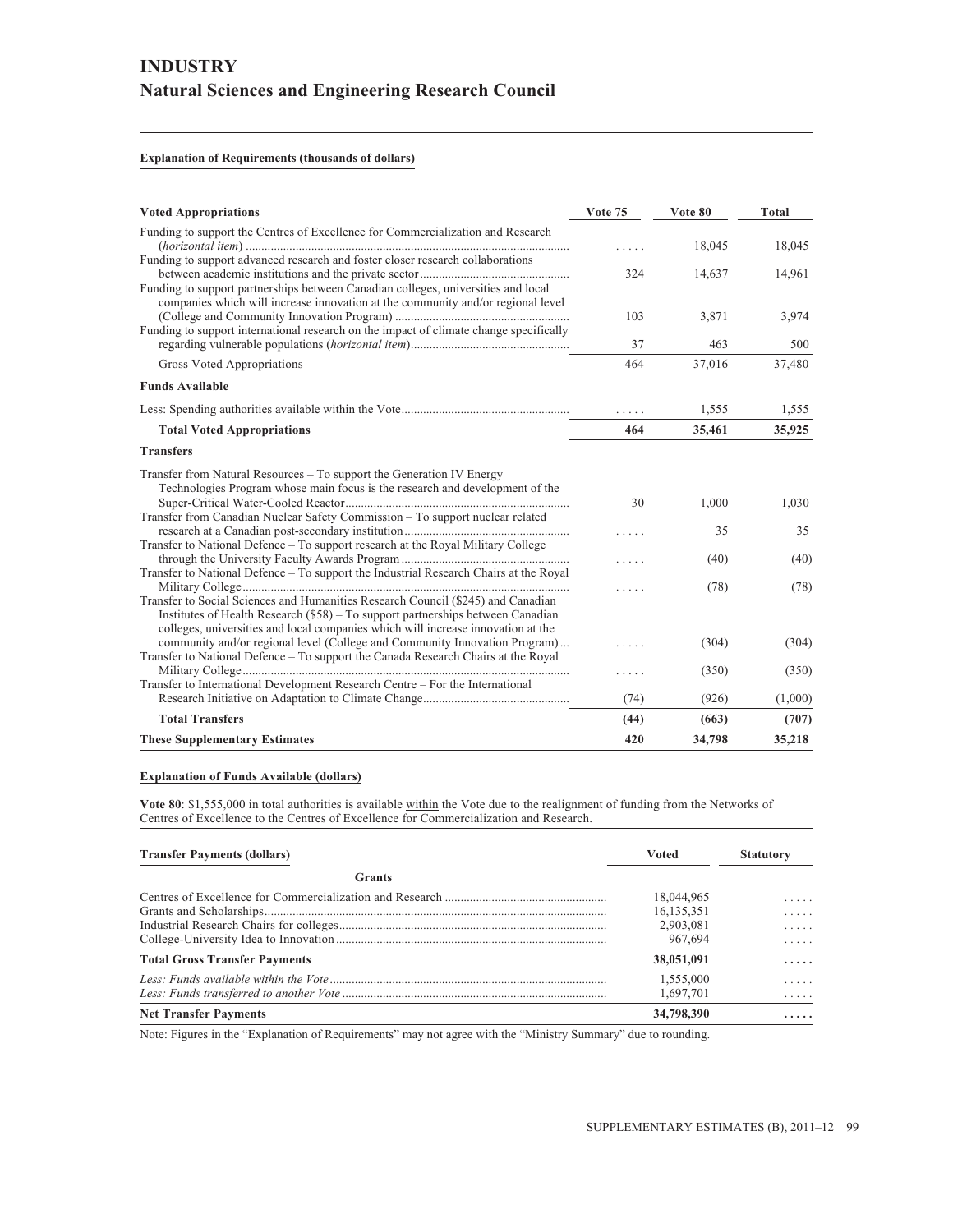# INDUSTRY

## Natural Sciences and Engineering Research Council

**Explanation of Requirements (thousands of dollars)**

| Voted Appropriations | Vote 75 | Vote 80 | Total |
|---|---|---|---|
| Funding to support the Centres of Excellence for Commercialization and Research (*horizontal item*) | ..... | 18,045 | 18,045 |
| Funding to support advanced research and foster closer research collaborations between academic institutions and the private sector | 324 | 14,637 | 14,961 |
| Funding to support partnerships between Canadian colleges, universities and local companies which will increase innovation at the community and/or regional level (College and Community Innovation Program) | 103 | 3,871 | 3,974 |
| Funding to support international research on the impact of climate change specifically regarding vulnerable populations (*horizontal item*) | 37 | 463 | 500 |
| Gross Voted Appropriations | 464 | 37,016 | 37,480 |
| **Funds Available** | | | |
| Less: Spending authorities available within the Vote | ..... | 1,555 | 1,555 |
| **Total Voted Appropriations** | **464** | **35,461** | **35,925** |
| **Transfers** | | | |
| Transfer from Natural Resources – To support the Generation IV Energy Technologies Program whose main focus is the research and development of the Super-Critical Water-Cooled Reactor | 30 | 1,000 | 1,030 |
| Transfer from Canadian Nuclear Safety Commission – To support nuclear related research at a Canadian post-secondary institution | ..... | 35 | 35 |
| Transfer to National Defence – To support research at the Royal Military College through the University Faculty Awards Program | ..... | (40) | (40) |
| Transfer to National Defence – To support the Industrial Research Chairs at the Royal Military College | ..... | (78) | (78) |
| Transfer to Social Sciences and Humanities Research Council ($245) and Canadian Institutes of Health Research ($58) – To support partnerships between Canadian colleges, universities and local companies which will increase innovation at the community and/or regional level (College and Community Innovation Program) | ..... | (304) | (304) |
| Transfer to National Defence – To support the Canada Research Chairs at the Royal Military College | ..... | (350) | (350) |
| Transfer to International Development Research Centre – For the International Research Initiative on Adaptation to Climate Change | (74) | (926) | (1,000) |
| **Total Transfers** | **(44)** | **(663)** | **(707)** |
| **These Supplementary Estimates** | **420** | **34,798** | **35,218** |

**Explanation of Funds Available (dollars)**

**Vote 80**: $1,555,000 in total authorities is available within the Vote due to the realignment of funding from the Networks of Centres of Excellence to the Centres of Excellence for Commercialization and Research.

| Transfer Payments (dollars) | Voted | Statutory |
|---|---|---|
| **Grants** | | |
| Centres of Excellence for Commercialization and Research | 18,044,965 | ..... |
| Grants and Scholarships | 16,135,351 | ..... |
| Industrial Research Chairs for colleges | 2,903,081 | ..... |
| College-University Idea to Innovation | 967,694 | ..... |
| **Total Gross Transfer Payments** | **38,051,091** | **.....** |
| *Less: Funds available within the Vote* | 1,555,000 | ..... |
| *Less: Funds transferred to another Vote* | 1,697,701 | ..... |
| **Net Transfer Payments** | **34,798,390** | **.....** |

Note: Figures in the “Explanation of Requirements” may not agree with the “Ministry Summary” due to rounding.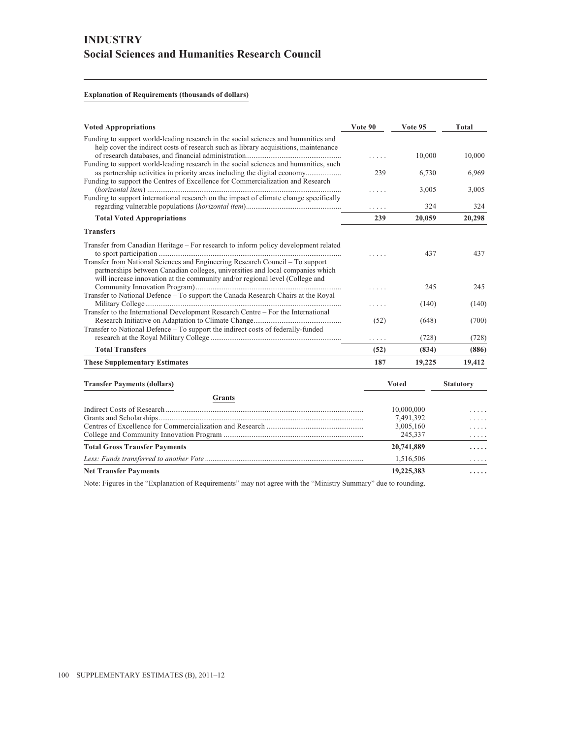# INDUSTRY

## Social Sciences and Humanities Research Council

**Explanation of Requirements (thousands of dollars)**

| Voted Appropriations | Vote 90 | Vote 95 | Total |
|---|---|---|---|
| Funding to support world-leading research in the social sciences and humanities and help cover the indirect costs of research such as library acquisitions, maintenance of research databases, and financial administration | ..... | 10,000 | 10,000 |
| Funding to support world-leading research in the social sciences and humanities, such as partnership activities in priority areas including the digital economy | 239 | 6,730 | 6,969 |
| Funding to support the Centres of Excellence for Commercialization and Research (*horizontal item*) | ..... | 3,005 | 3,005 |
| Funding to support international research on the impact of climate change specifically regarding vulnerable populations (*horizontal item*) | ..... | 324 | 324 |
| **Total Voted Appropriations** | **239** | **20,059** | **20,298** |
| **Transfers** | | | |
| Transfer from Canadian Heritage – For research to inform policy development related to sport participation | ..... | 437 | 437 |
| Transfer from National Sciences and Engineering Research Council – To support partnerships between Canadian colleges, universities and local companies which will increase innovation at the community and/or regional level (College and Community Innovation Program) | ..... | 245 | 245 |
| Transfer to National Defence – To support the Canada Research Chairs at the Royal Military College | ..... | (140) | (140) |
| Transfer to the International Development Research Centre – For the International Research Initiative on Adaptation to Climate Change | (52) | (648) | (700) |
| Transfer to National Defence – To support the indirect costs of federally-funded research at the Royal Military College | ..... | (728) | (728) |
| **Total Transfers** | **(52)** | **(834)** | **(886)** |
| **These Supplementary Estimates** | **187** | **19,225** | **19,412** |

| Transfer Payments (dollars) | Voted | Statutory |
|---|---|---|
| **Grants** | | |
| Indirect Costs of Research | 10,000,000 | ..... |
| Grants and Scholarships | 7,491,392 | ..... |
| Centres of Excellence for Commercialization and Research | 3,005,160 | ..... |
| College and Community Innovation Program | 245,337 | ..... |
| **Total Gross Transfer Payments** | **20,741,889** | **.....** |
| *Less: Funds transferred to another Vote* | 1,516,506 | ..... |
| **Net Transfer Payments** | **19,225,383** | **.....** |

Note: Figures in the "Explanation of Requirements" may not agree with the "Ministry Summary" due to rounding.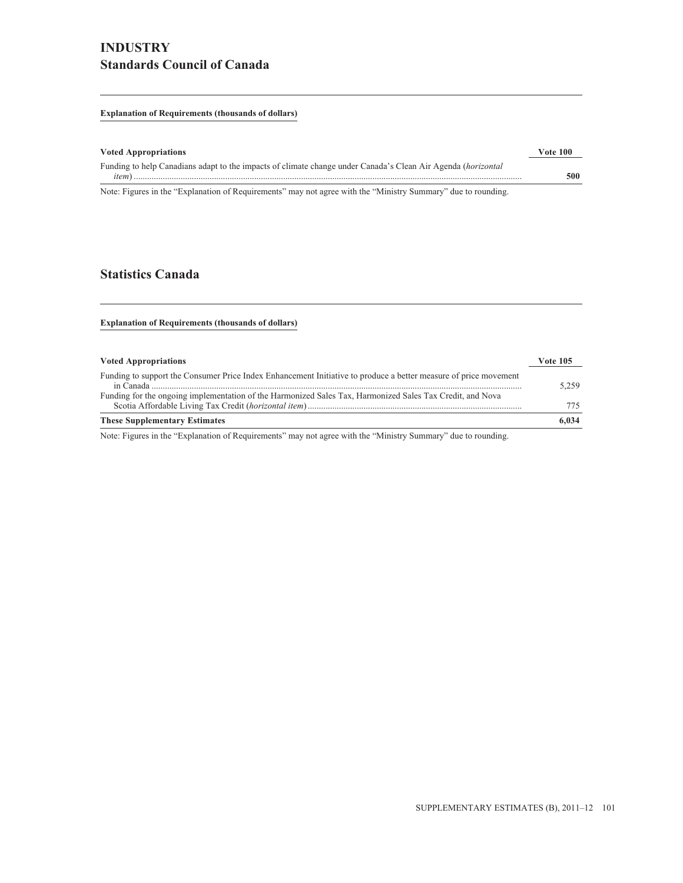# INDUSTRY
## Standards Council of Canada

**Explanation of Requirements (thousands of dollars)**

| Voted Appropriations | Vote 100 |
|---|---|
| Funding to help Canadians adapt to the impacts of climate change under Canada's Clean Air Agenda (*horizontal item*) | **500** |

Note: Figures in the "Explanation of Requirements" may not agree with the "Ministry Summary" due to rounding.

## Statistics Canada

**Explanation of Requirements (thousands of dollars)**

| Voted Appropriations | Vote 105 |
|---|---|
| Funding to support the Consumer Price Index Enhancement Initiative to produce a better measure of price movement in Canada | 5,259 |
| Funding for the ongoing implementation of the Harmonized Sales Tax, Harmonized Sales Tax Credit, and Nova Scotia Affordable Living Tax Credit (*horizontal item*) | 775 |
| **These Supplementary Estimates** | **6,034** |

Note: Figures in the "Explanation of Requirements" may not agree with the "Ministry Summary" due to rounding.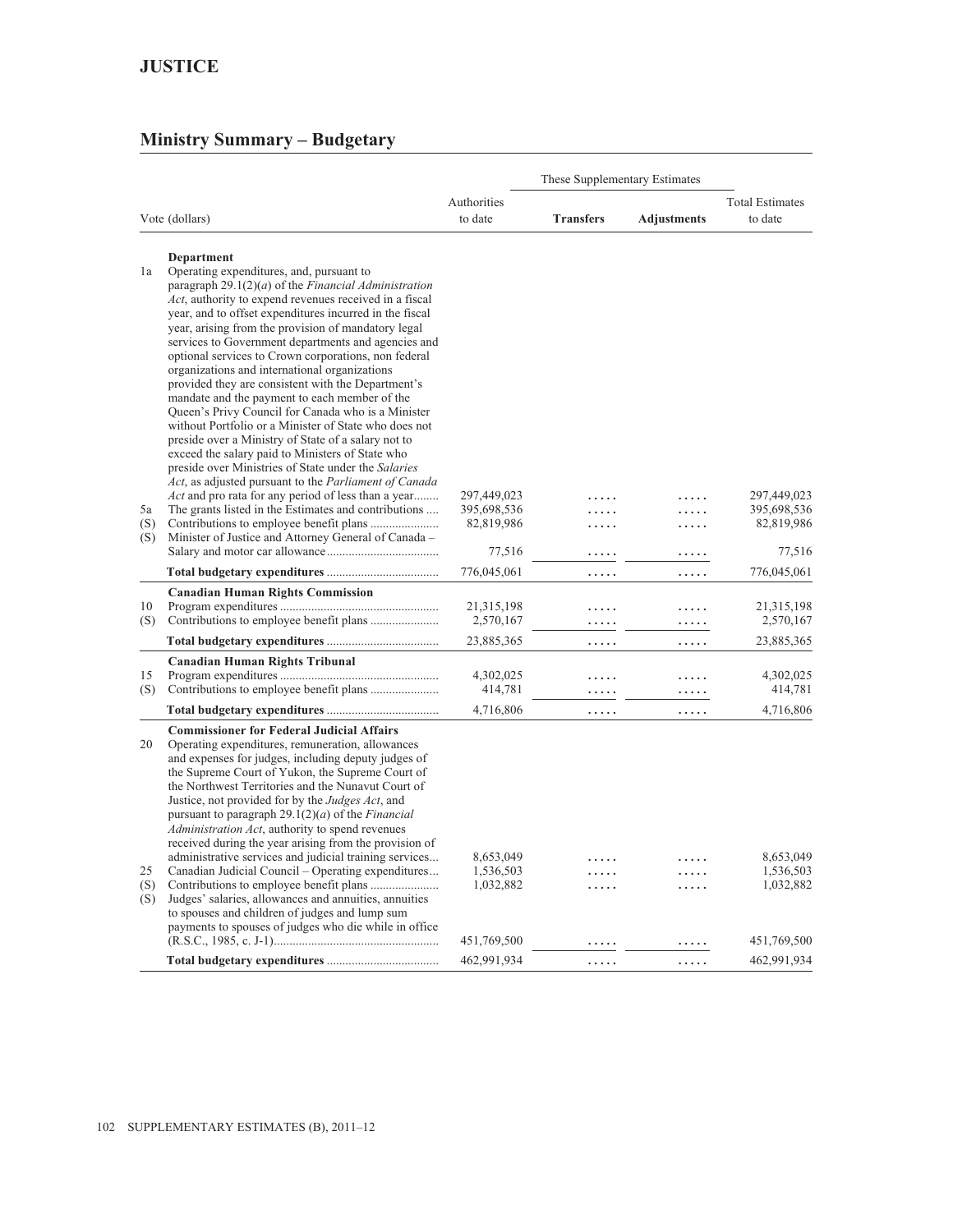# JUSTICE

## Ministry Summary – Budgetary

| Vote (dollars) | | Authorities to date | These Supplementary Estimates | | Total Estimates to date |
|---|---|---|---|---|---|
| | | | **Transfers** | **Adjustments** | |
| | **Department** | | | | |
| 1a | Operating expenditures, and, pursuant to paragraph 29.1(2)(*a*) of the *Financial Administration Act*, authority to expend revenues received in a fiscal year, and to offset expenditures incurred in the fiscal year, arising from the provision of mandatory legal services to Government departments and agencies and optional services to Crown corporations, non federal organizations and international organizations provided they are consistent with the Department's mandate and the payment to each member of the Queen's Privy Council for Canada who is a Minister without Portfolio or a Minister of State who does not preside over a Ministry of State of a salary not to exceed the salary paid to Ministers of State who preside over Ministries of State under the *Salaries Act*, as adjusted pursuant to the *Parliament of Canada Act* and pro rata for any period of less than a year | 297,449,023 | ..... | ..... | 297,449,023 |
| 5a | The grants listed in the Estimates and contributions | 395,698,536 | ..... | ..... | 395,698,536 |
| (S) | Contributions to employee benefit plans | 82,819,986 | ..... | ..... | 82,819,986 |
| (S) | Minister of Justice and Attorney General of Canada – Salary and motor car allowance | 77,516 | ..... | ..... | 77,516 |
| | **Total budgetary expenditures** | 776,045,061 | ..... | ..... | 776,045,061 |
| | **Canadian Human Rights Commission** | | | | |
| 10 | Program expenditures | 21,315,198 | ..... | ..... | 21,315,198 |
| (S) | Contributions to employee benefit plans | 2,570,167 | ..... | ..... | 2,570,167 |
| | **Total budgetary expenditures** | 23,885,365 | ..... | ..... | 23,885,365 |
| | **Canadian Human Rights Tribunal** | | | | |
| 15 | Program expenditures | 4,302,025 | ..... | ..... | 4,302,025 |
| (S) | Contributions to employee benefit plans | 414,781 | ..... | ..... | 414,781 |
| | **Total budgetary expenditures** | 4,716,806 | ..... | ..... | 4,716,806 |
| | **Commissioner for Federal Judicial Affairs** | | | | |
| 20 | Operating expenditures, remuneration, allowances and expenses for judges, including deputy judges of the Supreme Court of Yukon, the Supreme Court of the Northwest Territories and the Nunavut Court of Justice, not provided for by the *Judges Act*, and pursuant to paragraph 29.1(2)(*a*) of the *Financial Administration Act*, authority to spend revenues received during the year arising from the provision of administrative services and judicial training services | 8,653,049 | ..... | ..... | 8,653,049 |
| 25 | Canadian Judicial Council – Operating expenditures | 1,536,503 | ..... | ..... | 1,536,503 |
| (S) | Contributions to employee benefit plans | 1,032,882 | ..... | ..... | 1,032,882 |
| (S) | Judges' salaries, allowances and annuities, annuities to spouses and children of judges and lump sum payments to spouses of judges who die while in office (R.S.C., 1985, c. J-1) | 451,769,500 | ..... | ..... | 451,769,500 |
| | **Total budgetary expenditures** | 462,991,934 | ..... | ..... | 462,991,934 |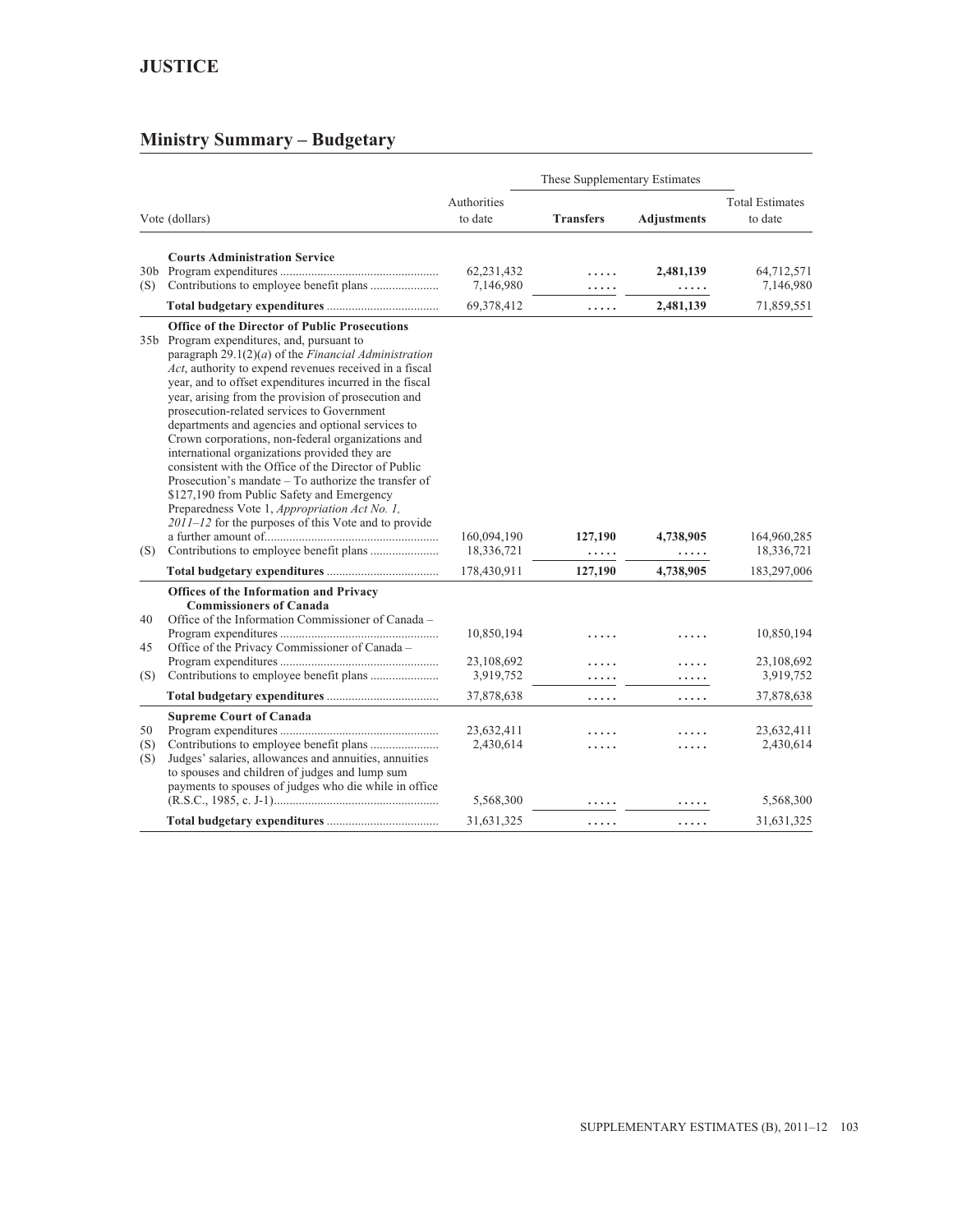# JUSTICE

## Ministry Summary – Budgetary

| | Vote (dollars) | Authorities to date | These Supplementary Estimates | | Total Estimates to date |
|---|---|---|---|---|---|
| | | | **Transfers** | **Adjustments** | |
| | **Courts Administration Service** | | | | |
| 30b | Program expenditures | 62,231,432 | ..... | **2,481,139** | 64,712,571 |
| (S) | Contributions to employee benefit plans | 7,146,980 | ..... | ..... | 7,146,980 |
| | **Total budgetary expenditures** | 69,378,412 | ..... | 2,481,139 | 71,859,551 |
| | **Office of the Director of Public Prosecutions** | | | | |
| 35b | Program expenditures, and, pursuant to paragraph 29.1(2)(*a*) of the *Financial Administration Act*, authority to expend revenues received in a fiscal year, and to offset expenditures incurred in the fiscal year, arising from the provision of prosecution and prosecution-related services to Government departments and agencies and optional services to Crown corporations, non-federal organizations and international organizations provided they are consistent with the Office of the Director of Public Prosecution's mandate – To authorize the transfer of $127,190 from Public Safety and Emergency Preparedness Vote 1, *Appropriation Act No. 1, 2011–12* for the purposes of this Vote and to provide a further amount of | 160,094,190 | **127,190** | **4,738,905** | 164,960,285 |
| (S) | Contributions to employee benefit plans | 18,336,721 | ..... | ..... | 18,336,721 |
| | **Total budgetary expenditures** | 178,430,911 | 127,190 | 4,738,905 | 183,297,006 |
| | **Offices of the Information and Privacy Commissioners of Canada** | | | | |
| 40 | Office of the Information Commissioner of Canada – Program expenditures | 10,850,194 | ..... | ..... | 10,850,194 |
| 45 | Office of the Privacy Commissioner of Canada – Program expenditures | 23,108,692 | ..... | ..... | 23,108,692 |
| (S) | Contributions to employee benefit plans | 3,919,752 | ..... | ..... | 3,919,752 |
| | **Total budgetary expenditures** | 37,878,638 | ..... | ..... | 37,878,638 |
| | **Supreme Court of Canada** | | | | |
| 50 | Program expenditures | 23,632,411 | ..... | ..... | 23,632,411 |
| (S) | Contributions to employee benefit plans | 2,430,614 | ..... | ..... | 2,430,614 |
| (S) | Judges' salaries, allowances and annuities, annuities to spouses and children of judges and lump sum payments to spouses of judges who die while in office (R.S.C., 1985, c. J-1) | 5,568,300 | ..... | ..... | 5,568,300 |
| | **Total budgetary expenditures** | 31,631,325 | ..... | ..... | 31,631,325 |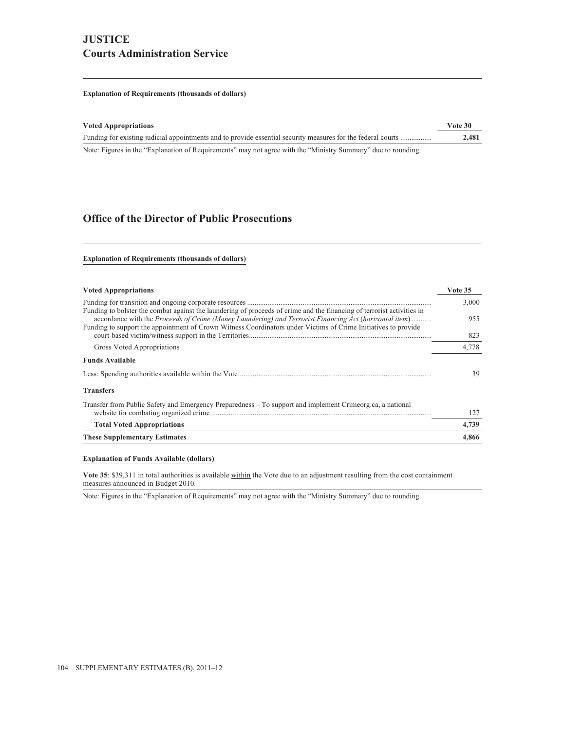# JUSTICE

## Courts Administration Service

**Explanation of Requirements (thousands of dollars)**

| Voted Appropriations | Vote 30 |
|---|---|
| Funding for existing judicial appointments and to provide essential security measures for the federal courts | **2,481** |

Note: Figures in the "Explanation of Requirements" may not agree with the "Ministry Summary" due to rounding.

## Office of the Director of Public Prosecutions

**Explanation of Requirements (thousands of dollars)**

| Voted Appropriations | Vote 35 |
|---|---|
| Funding for transition and ongoing corporate resources | 3,000 |
| Funding to bolster the combat against the laundering of proceeds of crime and the financing of terrorist activities in accordance with the *Proceeds of Crime (Money Laundering) and Terrorist Financing Act* (*horizontal item*) | 955 |
| Funding to support the appointment of Crown Witness Coordinators under Victims of Crime Initiatives to provide court-based victim/witness support in the Territories | 823 |
| Gross Voted Appropriations | 4,778 |
| **Funds Available** | |
| Less: Spending authorities available within the Vote | 39 |
| **Transfers** | |
| Transfer from Public Safety and Emergency Preparedness – To support and implement Crimeorg.ca, a national website for combating organized crime | 127 |
| **Total Voted Appropriations** | **4,739** |
| **These Supplementary Estimates** | **4,866** |

**Explanation of Funds Available (dollars)**

**Vote 35**: $39,311 in total authorities is available within the Vote due to an adjustment resulting from the cost containment measures announced in Budget 2010.

Note: Figures in the "Explanation of Requirements" may not agree with the "Ministry Summary" due to rounding.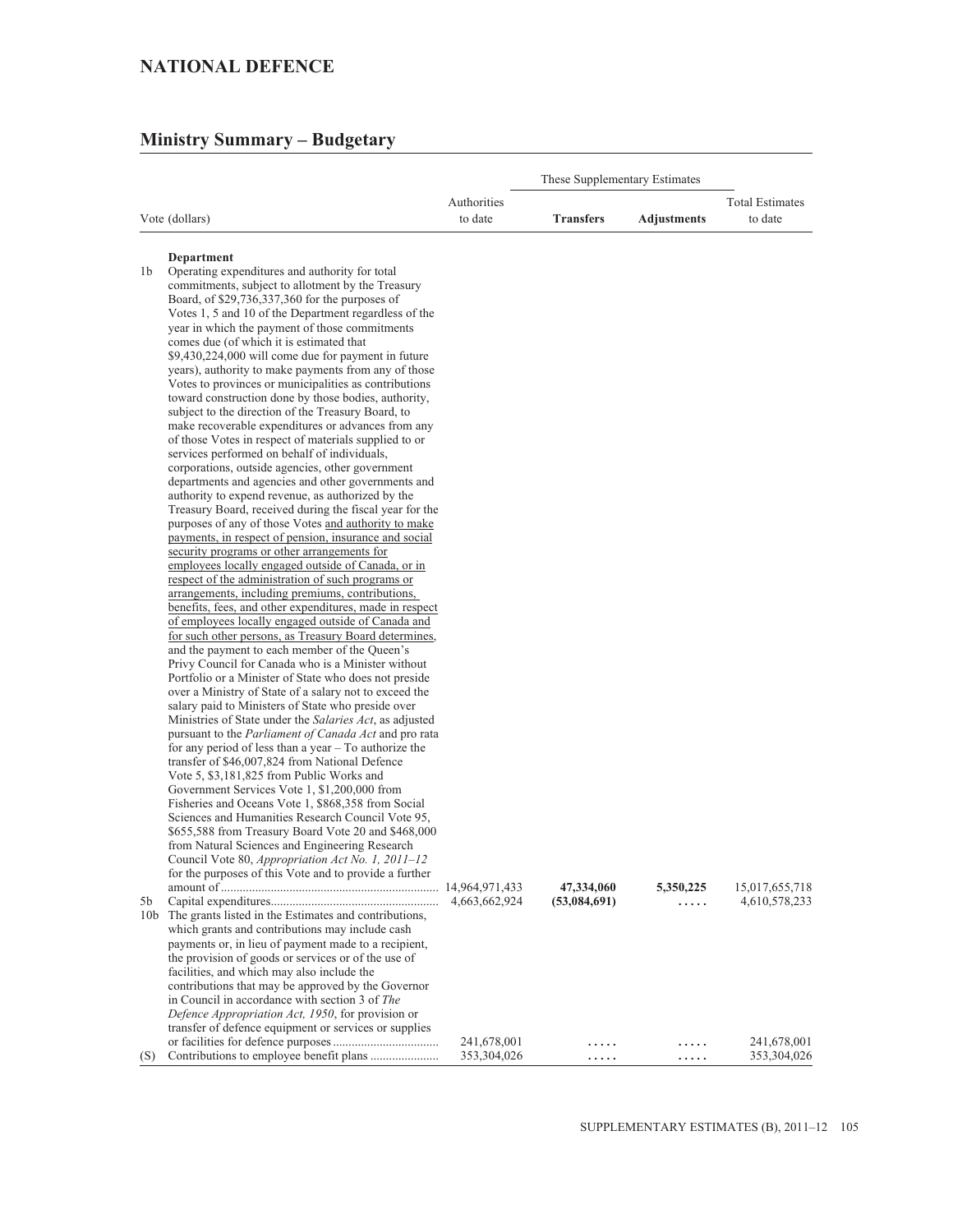## NATIONAL DEFENCE

## Ministry Summary – Budgetary

| Vote (dollars) | | Authorities to date | These Supplementary Estimates | | Total Estimates to date |
|---|---|---|---|---|---|
| | | | **Transfers** | **Adjustments** | |
| | **Department** | | | | |
| 1b | Operating expenditures and authority for total commitments, subject to allotment by the Treasury Board, of $29,736,337,360 for the purposes of Votes 1, 5 and 10 of the Department regardless of the year in which the payment of those commitments comes due (of which it is estimated that $9,430,224,000 will come due for payment in future years), authority to make payments from any of those Votes to provinces or municipalities as contributions toward construction done by those bodies, authority, subject to the direction of the Treasury Board, to make recoverable expenditures or advances from any of those Votes in respect of materials supplied to or services performed on behalf of individuals, corporations, outside agencies, other government departments and agencies and other governments and authority to expend revenue, as authorized by the Treasury Board, received during the fiscal year for the purposes of any of those Votes and authority to make payments, in respect of pension, insurance and social security programs or other arrangements for employees locally engaged outside of Canada, or in respect of the administration of such programs or arrangements, including premiums, contributions, benefits, fees, and other expenditures, made in respect of employees locally engaged outside of Canada and for such other persons, as Treasury Board determines, and the payment to each member of the Queen's Privy Council for Canada who is a Minister without Portfolio or a Minister of State who does not preside over a Ministry of State of a salary not to exceed the salary paid to Ministers of State who preside over Ministries of State under the *Salaries Act*, as adjusted pursuant to the *Parliament of Canada Act* and pro rata for any period of less than a year – To authorize the transfer of $46,007,824 from National Defence Vote 5, $3,181,825 from Public Works and Government Services Vote 1, $1,200,000 from Fisheries and Oceans Vote 1, $868,358 from Social Sciences and Humanities Research Council Vote 95, $655,588 from Treasury Board Vote 20 and $468,000 from Natural Sciences and Engineering Research Council Vote 80, *Appropriation Act No. 1, 2011–12* for the purposes of this Vote and to provide a further amount of | 14,964,971,433 | **47,334,060** | **5,350,225** | 15,017,655,718 |
| 5b | Capital expenditures | 4,663,662,924 | **(53,084,691)** | ..... | 4,610,578,233 |
| 10b | The grants listed in the Estimates and contributions, which grants and contributions may include cash payments or, in lieu of payment made to a recipient, the provision of goods or services or of the use of facilities, and which may also include the contributions that may be approved by the Governor in Council in accordance with section 3 of *The Defence Appropriation Act, 1950*, for provision or transfer of defence equipment or services or supplies or facilities for defence purposes | 241,678,001 | ..... | ..... | 241,678,001 |
| (S) | Contributions to employee benefit plans | 353,304,026 | ..... | ..... | 353,304,026 |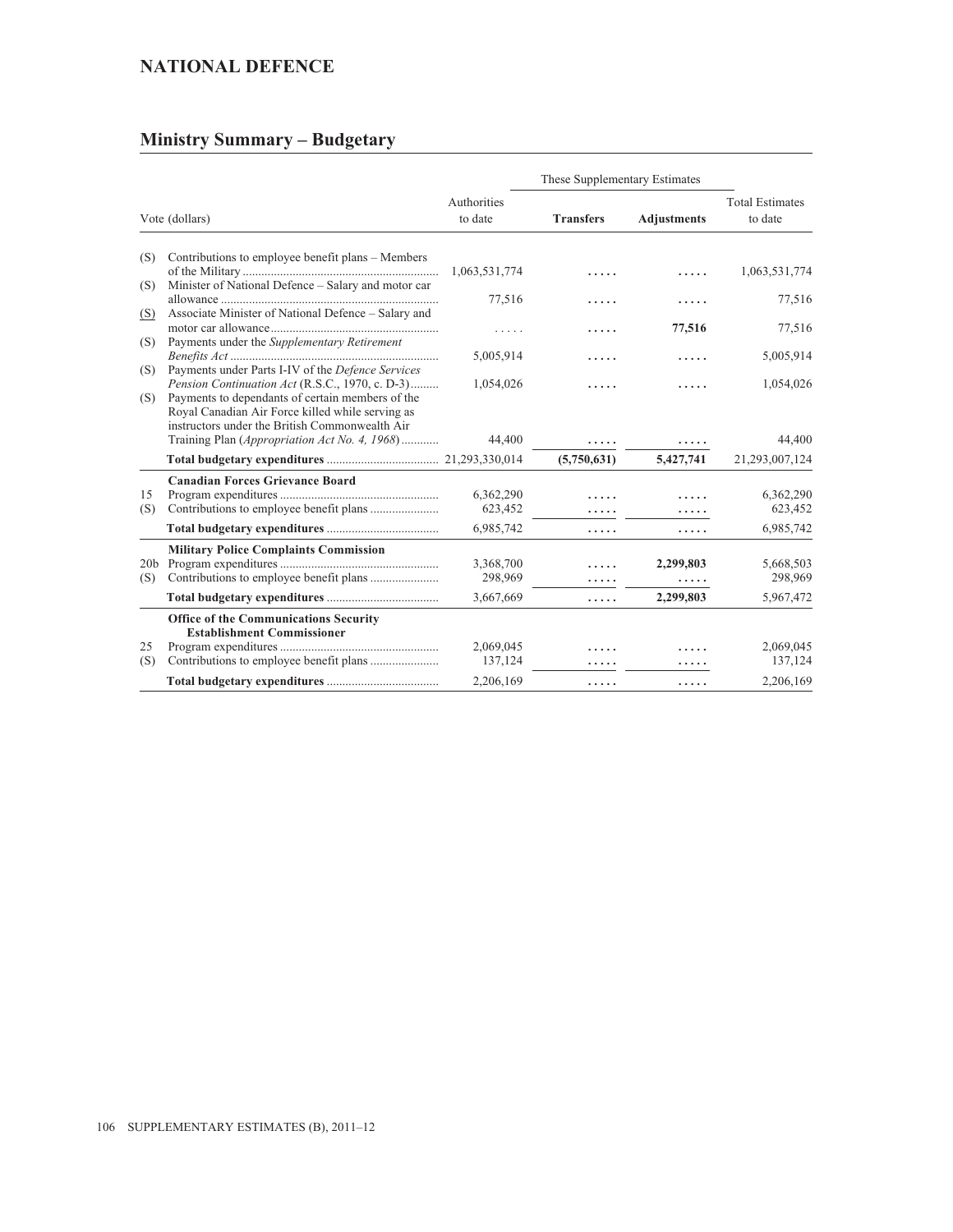## NATIONAL DEFENCE

### Ministry Summary – Budgetary

| | Vote (dollars) | Authorities to date | These Supplementary Estimates | | Total Estimates to date |
|---|---|---|---|---|---|
| | | | **Transfers** | **Adjustments** | |
| (S) | Contributions to employee benefit plans – Members of the Military | 1,063,531,774 | ..... | ..... | 1,063,531,774 |
| (S) | Minister of National Defence – Salary and motor car allowance | 77,516 | ..... | ..... | 77,516 |
| (S) | Associate Minister of National Defence – Salary and motor car allowance | ..... | ..... | **77,516** | 77,516 |
| (S) | Payments under the *Supplementary Retirement Benefits Act* | 5,005,914 | ..... | ..... | 5,005,914 |
| (S) | Payments under Parts I-IV of the *Defence Services Pension Continuation Act* (R.S.C., 1970, c. D-3) | 1,054,026 | ..... | ..... | 1,054,026 |
| (S) | Payments to dependants of certain members of the Royal Canadian Air Force killed while serving as instructors under the British Commonwealth Air Training Plan (*Appropriation Act No. 4, 1968*) | 44,400 | ..... | ..... | 44,400 |
| | **Total budgetary expenditures** | 21,293,330,014 | **(5,750,631)** | **5,427,741** | 21,293,007,124 |
| | **Canadian Forces Grievance Board** | | | | |
| 15 | Program expenditures | 6,362,290 | ..... | ..... | 6,362,290 |
| (S) | Contributions to employee benefit plans | 623,452 | ..... | ..... | 623,452 |
| | **Total budgetary expenditures** | 6,985,742 | ..... | ..... | 6,985,742 |
| | **Military Police Complaints Commission** | | | | |
| 20b | Program expenditures | 3,368,700 | ..... | **2,299,803** | 5,668,503 |
| (S) | Contributions to employee benefit plans | 298,969 | ..... | ..... | 298,969 |
| | **Total budgetary expenditures** | 3,667,669 | ..... | **2,299,803** | 5,967,472 |
| | **Office of the Communications Security Establishment Commissioner** | | | | |
| 25 | Program expenditures | 2,069,045 | ..... | ..... | 2,069,045 |
| (S) | Contributions to employee benefit plans | 137,124 | ..... | ..... | 137,124 |
| | **Total budgetary expenditures** | 2,206,169 | ..... | ..... | 2,206,169 |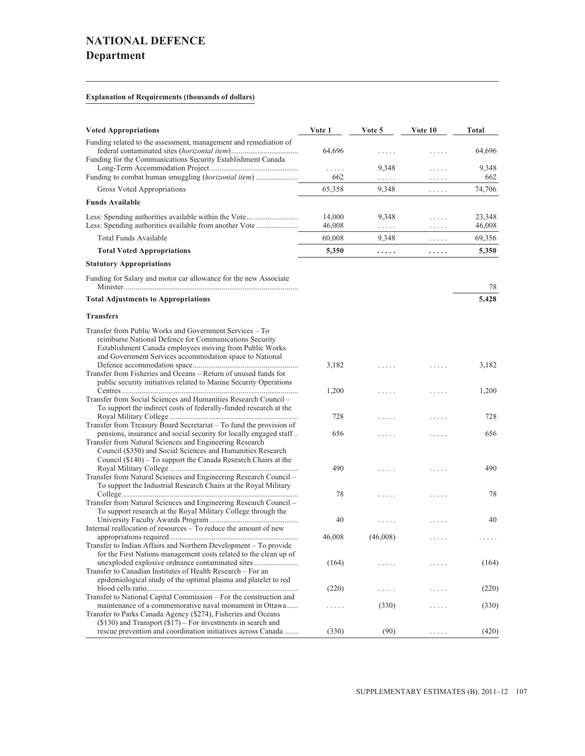# NATIONAL DEFENCE
## Department

**Explanation of Requirements (thousands of dollars)**

| Voted Appropriations | Vote 1 | Vote 5 | Vote 10 | Total |
|---|---|---|---|---|
| Funding related to the assessment, management and remediation of federal contaminated sites (*horizontal item*) | 64,696 | ..... | ..... | 64,696 |
| Funding for the Communications Security Establishment Canada Long-Term Accommodation Project | ..... | 9,348 | ..... | 9,348 |
| Funding to combat human smuggling (*horizontal item*) | 662 | ..... | ..... | 662 |
| Gross Voted Appropriations | 65,358 | 9,348 | ..... | 74,706 |
| **Funds Available** | | | | |
| Less: Spending authorities available within the Vote | 14,000 | 9,348 | ..... | 23,348 |
| Less: Spending authorities available from another Vote | 46,008 | ..... | ..... | 46,008 |
| Total Funds Available | 60,008 | 9,348 | ..... | 69,356 |
| **Total Voted Appropriations** | **5,350** | **.....** | **.....** | **5,350** |
| **Statutory Appropriations** | | | | |
| Funding for Salary and motor car allowance for the new Associate Minister | | | | 78 |
| **Total Adjustments to Appropriations** | | | | **5,428** |
| **Transfers** | | | | |
| Transfer from Public Works and Government Services – To reimburse National Defence for Communications Security Establishment Canada employees moving from Public Works and Government Services accommodation space to National Defence accommodation space | 3,182 | ..... | ..... | 3,182 |
| Transfer from Fisheries and Oceans – Return of unused funds for public security initiatives related to Marine Security Operations Centres | 1,200 | ..... | ..... | 1,200 |
| Transfer from Social Sciences and Humanities Research Council – To support the indirect costs of federally-funded research at the Royal Military College | 728 | ..... | ..... | 728 |
| Transfer from Treasury Board Secretariat – To fund the provision of pensions, insurance and social security for locally engaged staff | 656 | ..... | ..... | 656 |
| Transfer from Natural Sciences and Engineering Research Council ($350) and Social Sciences and Humanities Research Council ($140) – To support the Canada Research Chairs at the Royal Military College | 490 | ..... | ..... | 490 |
| Transfer from Natural Sciences and Engineering Research Council – To support the Industrial Research Chairs at the Royal Military College | 78 | ..... | ..... | 78 |
| Transfer from Natural Sciences and Engineering Research Council – To support research at the Royal Military College through the University Faculty Awards Program | 40 | ..... | ..... | 40 |
| Internal reallocation of resources – To reduce the amount of new appropriations required | 46,008 | (46,008) | ..... | ..... |
| Transfer to Indian Affairs and Northern Development – To provide for the First Nations management costs related to the clean up of unexploded explosive ordnance contaminated sites | (164) | ..... | ..... | (164) |
| Transfer to Canadian Institutes of Health Research – For an epidemiological study of the optimal plasma and platelet to red blood cells ratio | (220) | ..... | ..... | (220) |
| Transfer to National Capital Commission – For the construction and maintenance of a commemorative naval monument in Ottawa | ..... | (330) | ..... | (330) |
| Transfer to Parks Canada Agency ($274), Fisheries and Oceans ($130) and Transport ($17) – For investments in search and rescue prevention and coordination initiatives across Canada | (330) | (90) | ..... | (420) |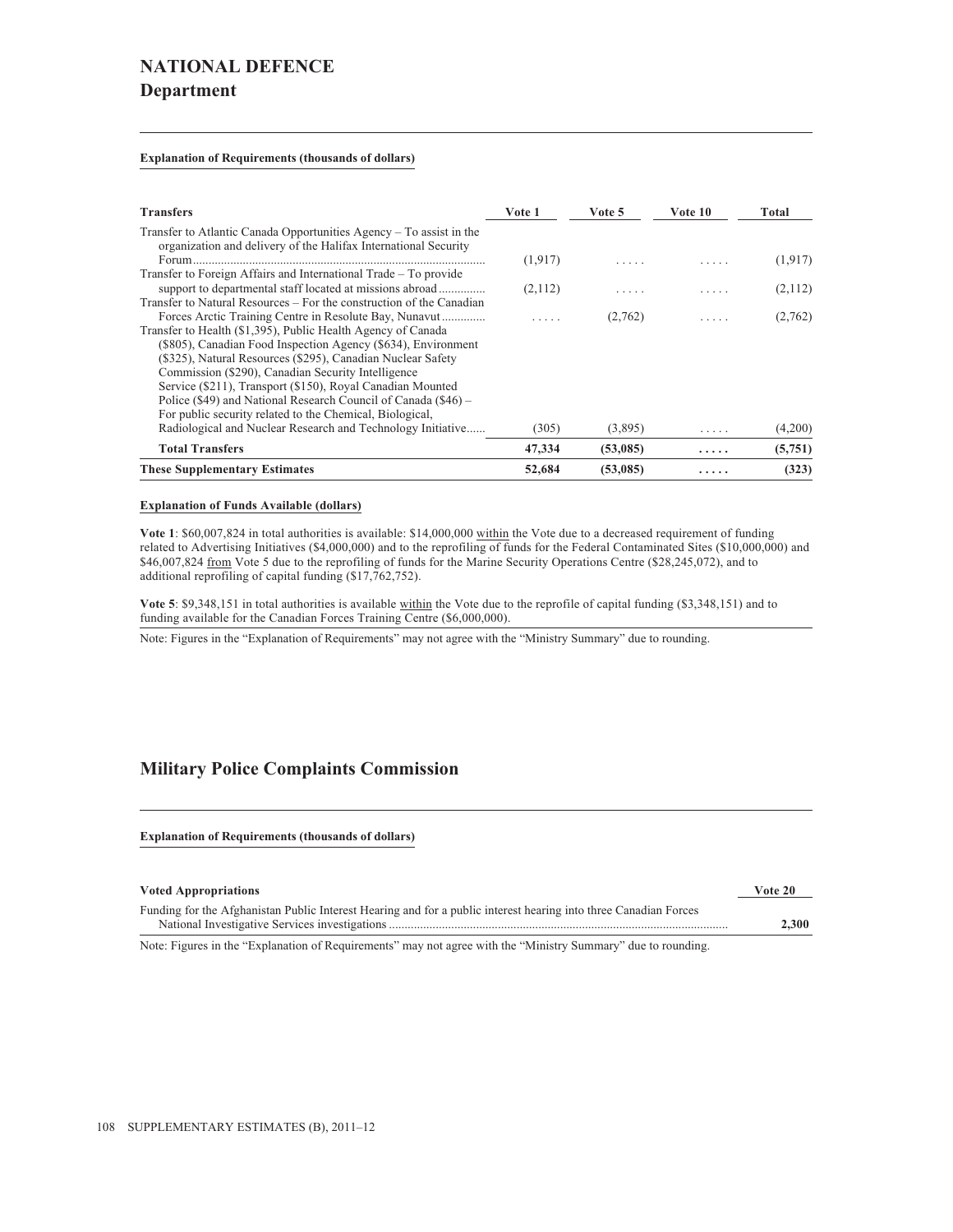# NATIONAL DEFENCE

## Department

**Explanation of Requirements (thousands of dollars)**

| Transfers | Vote 1 | Vote 5 | Vote 10 | Total |
|---|---|---|---|---|
| Transfer to Atlantic Canada Opportunities Agency – To assist in the organization and delivery of the Halifax International Security Forum | (1,917) | ..... | ..... | (1,917) |
| Transfer to Foreign Affairs and International Trade – To provide support to departmental staff located at missions abroad | (2,112) | ..... | ..... | (2,112) |
| Transfer to Natural Resources – For the construction of the Canadian Forces Arctic Training Centre in Resolute Bay, Nunavut | ..... | (2,762) | ..... | (2,762) |
| Transfer to Health ($1,395), Public Health Agency of Canada ($805), Canadian Food Inspection Agency ($634), Environment ($325), Natural Resources ($295), Canadian Nuclear Safety Commission ($290), Canadian Security Intelligence Service ($211), Transport ($150), Royal Canadian Mounted Police ($49) and National Research Council of Canada ($46) – For public security related to the Chemical, Biological, Radiological and Nuclear Research and Technology Initiative | (305) | (3,895) | ..... | (4,200) |
| **Total Transfers** | **47,334** | **(53,085)** | **.....** | **(5,751)** |
| **These Supplementary Estimates** | **52,684** | **(53,085)** | **.....** | **(323)** |

**Explanation of Funds Available (dollars)**

**Vote 1**: $60,007,824 in total authorities is available: $14,000,000 within the Vote due to a decreased requirement of funding related to Advertising Initiatives ($4,000,000) and to the reprofiling of funds for the Federal Contaminated Sites ($10,000,000) and $46,007,824 from Vote 5 due to the reprofiling of funds for the Marine Security Operations Centre ($28,245,072), and to additional reprofiling of capital funding ($17,762,752).

**Vote 5**: $9,348,151 in total authorities is available within the Vote due to the reprofile of capital funding ($3,348,151) and to funding available for the Canadian Forces Training Centre ($6,000,000).

Note: Figures in the "Explanation of Requirements" may not agree with the "Ministry Summary" due to rounding.

## Military Police Complaints Commission

**Explanation of Requirements (thousands of dollars)**

| Voted Appropriations | Vote 20 |
|---|---|
| Funding for the Afghanistan Public Interest Hearing and for a public interest hearing into three Canadian Forces National Investigative Services investigations | **2,300** |

Note: Figures in the "Explanation of Requirements" may not agree with the "Ministry Summary" due to rounding.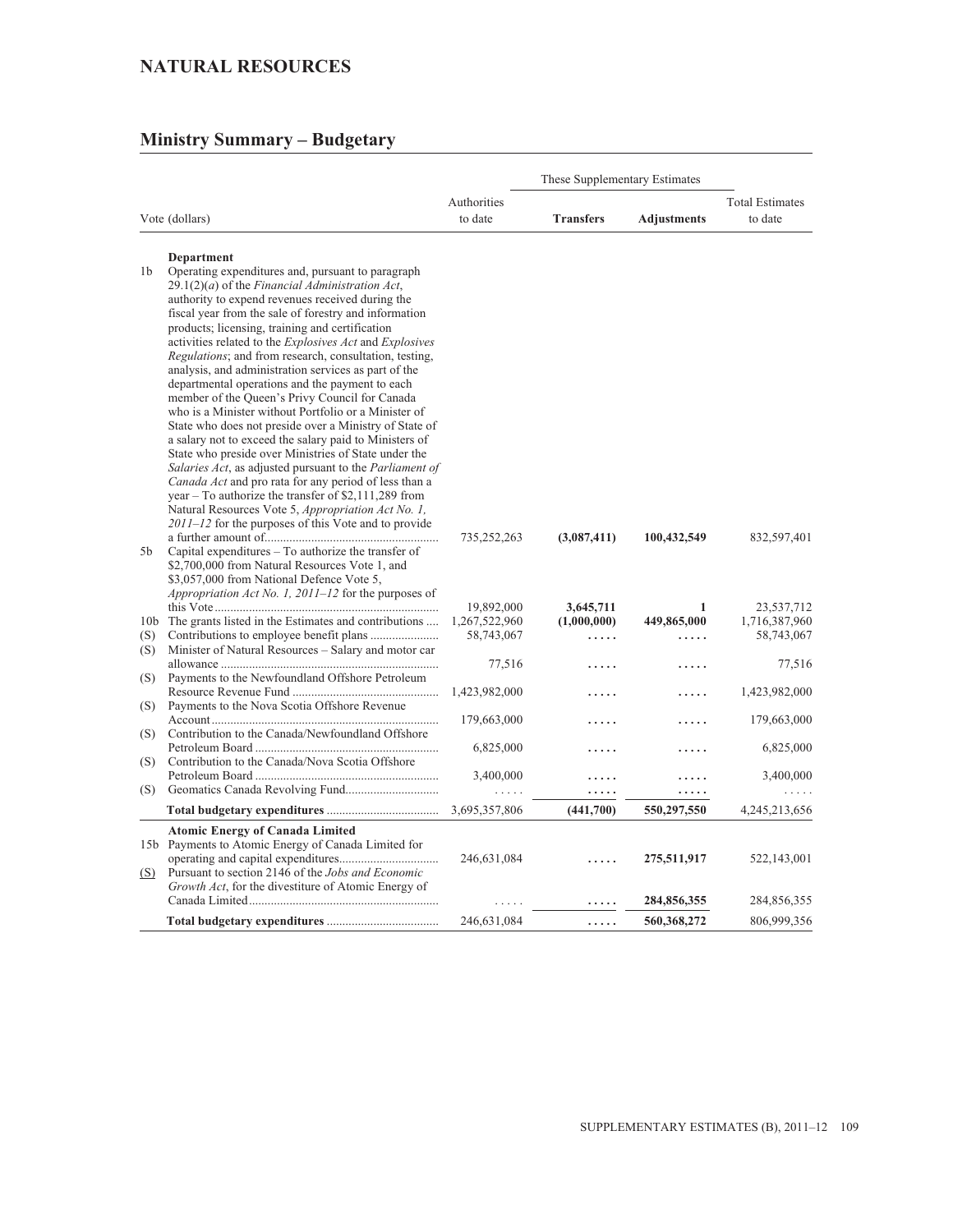## NATURAL RESOURCES

## Ministry Summary – Budgetary

| Vote (dollars) | | Authorities to date | These Supplementary Estimates – Transfers | These Supplementary Estimates – Adjustments | Total Estimates to date |
|---|---|---|---|---|---|
| | **Department** | | | | |
| 1b | Operating expenditures and, pursuant to paragraph 29.1(2)(*a*) of the *Financial Administration Act*, authority to expend revenues received during the fiscal year from the sale of forestry and information products; licensing, training and certification activities related to the *Explosives Act* and *Explosives Regulations*; and from research, consultation, testing, analysis, and administration services as part of the departmental operations and the payment to each member of the Queen's Privy Council for Canada who is a Minister without Portfolio or a Minister of State who does not preside over a Ministry of State of a salary not to exceed the salary paid to Ministers of State who preside over Ministries of State under the *Salaries Act*, as adjusted pursuant to the *Parliament of Canada Act* and pro rata for any period of less than a year – To authorize the transfer of $2,111,289 from Natural Resources Vote 5, *Appropriation Act No. 1, 2011–12* for the purposes of this Vote and to provide a further amount of | 735,252,263 | **(3,087,411)** | **100,432,549** | 832,597,401 |
| 5b | Capital expenditures – To authorize the transfer of $2,700,000 from Natural Resources Vote 1, and $3,057,000 from National Defence Vote 5, *Appropriation Act No. 1, 2011–12* for the purposes of this Vote | 19,892,000 | **3,645,711** | **1** | 23,537,712 |
| 10b | The grants listed in the Estimates and contributions | 1,267,522,960 | **(1,000,000)** | **449,865,000** | 1,716,387,960 |
| (S) | Contributions to employee benefit plans | 58,743,067 | ..... | ..... | 58,743,067 |
| (S) | Minister of Natural Resources – Salary and motor car allowance | 77,516 | ..... | ..... | 77,516 |
| (S) | Payments to the Newfoundland Offshore Petroleum Resource Revenue Fund | 1,423,982,000 | ..... | ..... | 1,423,982,000 |
| (S) | Payments to the Nova Scotia Offshore Revenue Account | 179,663,000 | ..... | ..... | 179,663,000 |
| (S) | Contribution to the Canada/Newfoundland Offshore Petroleum Board | 6,825,000 | ..... | ..... | 6,825,000 |
| (S) | Contribution to the Canada/Nova Scotia Offshore Petroleum Board | 3,400,000 | ..... | ..... | 3,400,000 |
| (S) | Geomatics Canada Revolving Fund | ..... | ..... | ..... | ..... |
| | **Total budgetary expenditures** | 3,695,357,806 | **(441,700)** | **550,297,550** | 4,245,213,656 |
| | **Atomic Energy of Canada Limited** | | | | |
| 15b | Payments to Atomic Energy of Canada Limited for operating and capital expenditures | 246,631,084 | ..... | **275,511,917** | 522,143,001 |
| (S) | Pursuant to section 2146 of the *Jobs and Economic Growth Act*, for the divestiture of Atomic Energy of Canada Limited | ..... | ..... | **284,856,355** | 284,856,355 |
| | **Total budgetary expenditures** | 246,631,084 | ..... | **560,368,272** | 806,999,356 |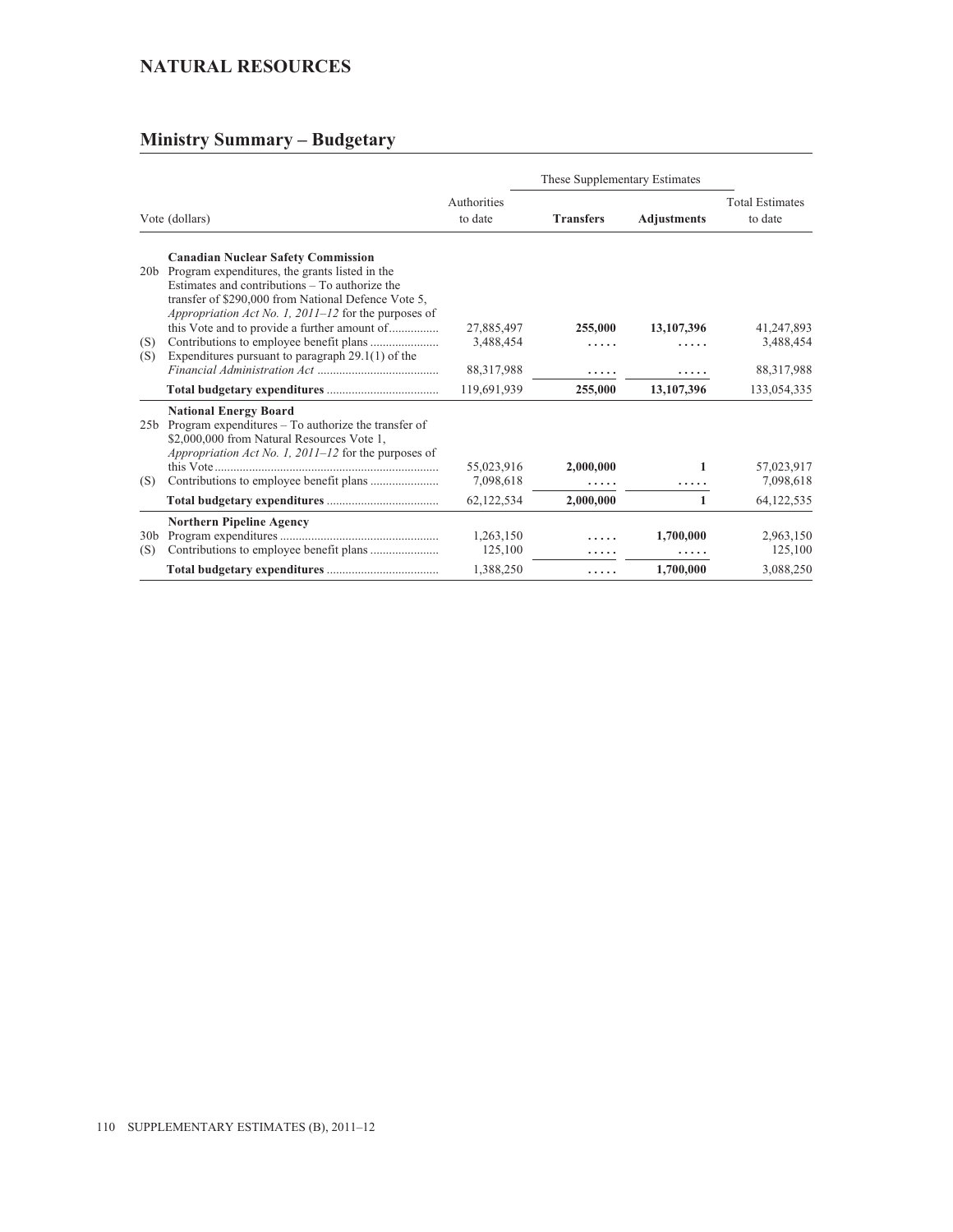# NATURAL RESOURCES

## Ministry Summary – Budgetary

| Vote (dollars) | | Authorities to date | These Supplementary Estimates | | Total Estimates to date |
|---|---|---|---|---|---|
| | | | **Transfers** | **Adjustments** | |
| | **Canadian Nuclear Safety Commission** | | | | |
| 20b | Program expenditures, the grants listed in the Estimates and contributions – To authorize the transfer of $290,000 from National Defence Vote 5, *Appropriation Act No. 1, 2011–12* for the purposes of this Vote and to provide a further amount of | 27,885,497 | **255,000** | **13,107,396** | 41,247,893 |
| (S) | Contributions to employee benefit plans | 3,488,454 | ..... | ..... | 3,488,454 |
| (S) | Expenditures pursuant to paragraph 29.1(1) of the *Financial Administration Act* | 88,317,988 | ..... | ..... | 88,317,988 |
| | **Total budgetary expenditures** | 119,691,939 | **255,000** | **13,107,396** | 133,054,335 |
| | **National Energy Board** | | | | |
| 25b | Program expenditures – To authorize the transfer of $2,000,000 from Natural Resources Vote 1, *Appropriation Act No. 1, 2011–12* for the purposes of this Vote | 55,023,916 | **2,000,000** | **1** | 57,023,917 |
| (S) | Contributions to employee benefit plans | 7,098,618 | ..... | ..... | 7,098,618 |
| | **Total budgetary expenditures** | 62,122,534 | **2,000,000** | **1** | 64,122,535 |
| | **Northern Pipeline Agency** | | | | |
| 30b | Program expenditures | 1,263,150 | ..... | **1,700,000** | 2,963,150 |
| (S) | Contributions to employee benefit plans | 125,100 | ..... | ..... | 125,100 |
| | **Total budgetary expenditures** | 1,388,250 | ..... | **1,700,000** | 3,088,250 |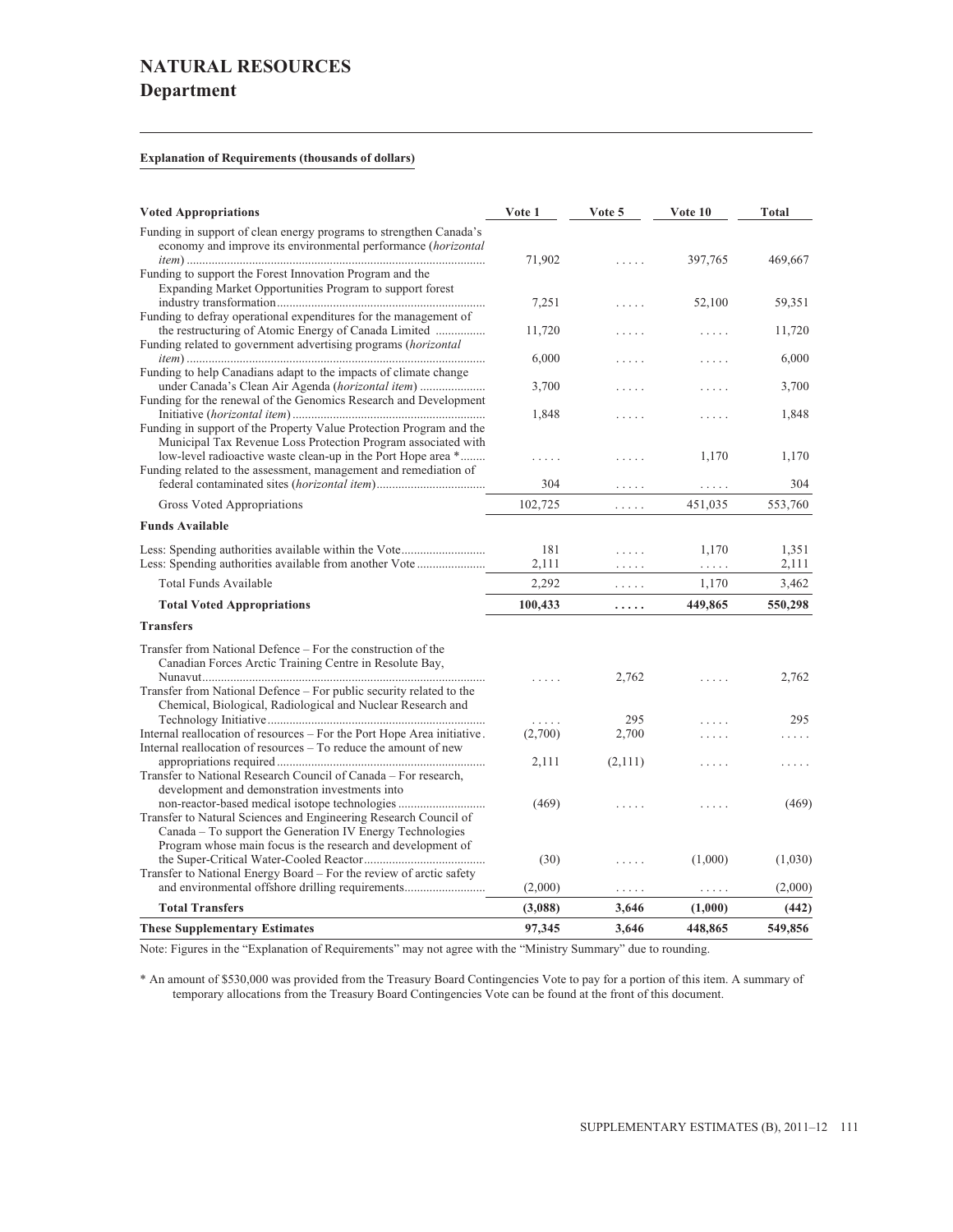# NATURAL RESOURCES

## Department

**Explanation of Requirements (thousands of dollars)**

| Voted Appropriations | Vote 1 | Vote 5 | Vote 10 | Total |
|---|---|---|---|---|
| Funding in support of clean energy programs to strengthen Canada's economy and improve its environmental performance (*horizontal item*) | 71,902 | ..... | 397,765 | 469,667 |
| Funding to support the Forest Innovation Program and the Expanding Market Opportunities Program to support forest industry transformation | 7,251 | ..... | 52,100 | 59,351 |
| Funding to defray operational expenditures for the management of the restructuring of Atomic Energy of Canada Limited | 11,720 | ..... | ..... | 11,720 |
| Funding related to government advertising programs (*horizontal item*) | 6,000 | ..... | ..... | 6,000 |
| Funding to help Canadians adapt to the impacts of climate change under Canada's Clean Air Agenda (*horizontal item*) | 3,700 | ..... | ..... | 3,700 |
| Funding for the renewal of the Genomics Research and Development Initiative (*horizontal item*) | 1,848 | ..... | ..... | 1,848 |
| Funding in support of the Property Value Protection Program and the Municipal Tax Revenue Loss Protection Program associated with low-level radioactive waste clean-up in the Port Hope area * | ..... | ..... | 1,170 | 1,170 |
| Funding related to the assessment, management and remediation of federal contaminated sites (*horizontal item*) | 304 | ..... | ..... | 304 |
| Gross Voted Appropriations | 102,725 | ..... | 451,035 | 553,760 |
| **Funds Available** | | | | |
| Less: Spending authorities available within the Vote | 181 | ..... | 1,170 | 1,351 |
| Less: Spending authorities available from another Vote | 2,111 | ..... | ..... | 2,111 |
| Total Funds Available | 2,292 | ..... | 1,170 | 3,462 |
| **Total Voted Appropriations** | **100,433** | **.....** | **449,865** | **550,298** |
| **Transfers** | | | | |
| Transfer from National Defence – For the construction of the Canadian Forces Arctic Training Centre in Resolute Bay, Nunavut | ..... | 2,762 | ..... | 2,762 |
| Transfer from National Defence – For public security related to the Chemical, Biological, Radiological and Nuclear Research and Technology Initiative | ..... | 295 | ..... | 295 |
| Internal reallocation of resources – For the Port Hope Area initiative | (2,700) | 2,700 | ..... | ..... |
| Internal reallocation of resources – To reduce the amount of new appropriations required | 2,111 | (2,111) | ..... | ..... |
| Transfer to National Research Council of Canada – For research, development and demonstration investments into non-reactor-based medical isotope technologies | (469) | ..... | ..... | (469) |
| Transfer to Natural Sciences and Engineering Research Council of Canada – To support the Generation IV Energy Technologies Program whose main focus is the research and development of the Super-Critical Water-Cooled Reactor | (30) | ..... | (1,000) | (1,030) |
| Transfer to National Energy Board – For the review of arctic safety and environmental offshore drilling requirements | (2,000) | ..... | ..... | (2,000) |
| **Total Transfers** | **(3,088)** | **3,646** | **(1,000)** | **(442)** |
| **These Supplementary Estimates** | **97,345** | **3,646** | **448,865** | **549,856** |

Note: Figures in the "Explanation of Requirements" may not agree with the "Ministry Summary" due to rounding.

* An amount of $530,000 was provided from the Treasury Board Contingencies Vote to pay for a portion of this item. A summary of temporary allocations from the Treasury Board Contingencies Vote can be found at the front of this document.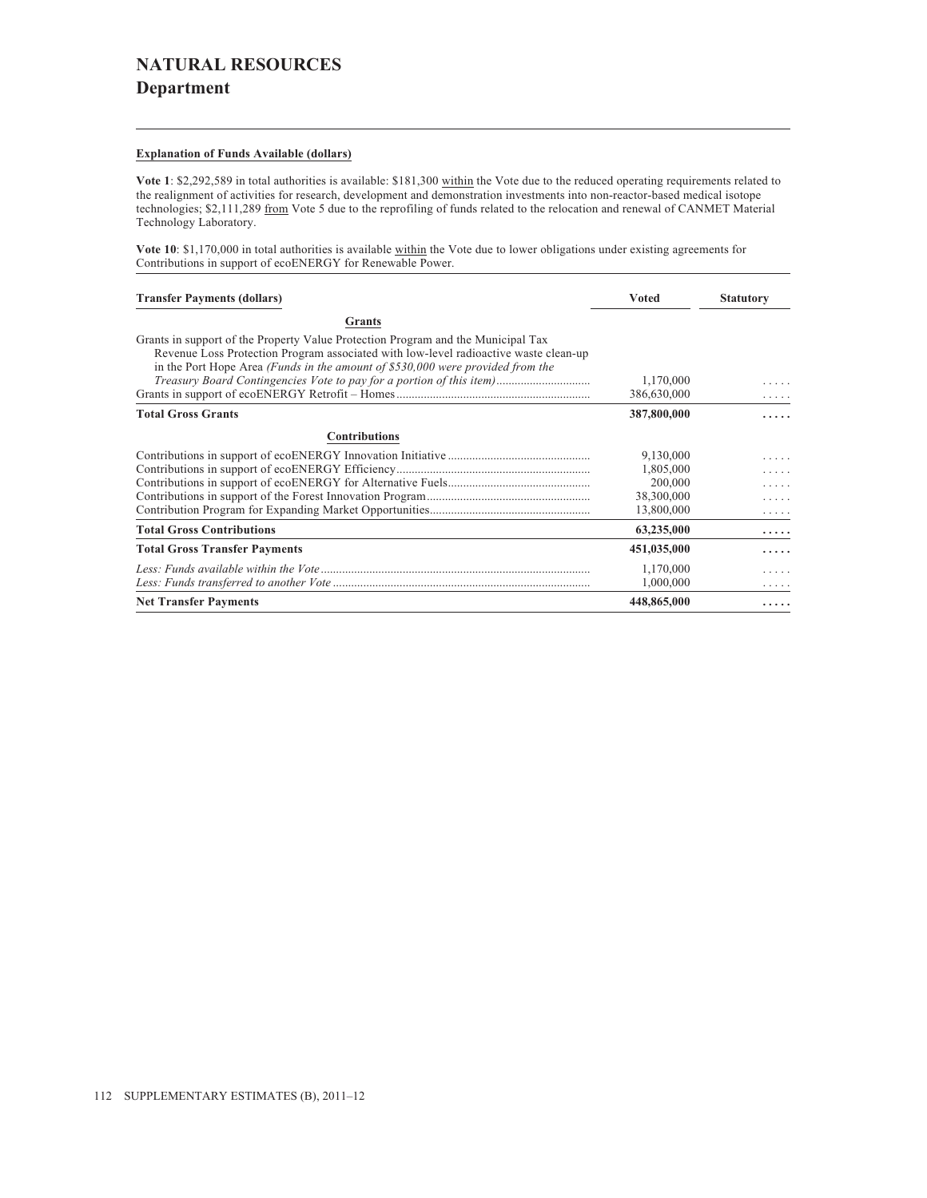# NATURAL RESOURCES
## Department

**Explanation of Funds Available (dollars)**

**Vote 1**: $2,292,589 in total authorities is available: $181,300 within the Vote due to the reduced operating requirements related to the realignment of activities for research, development and demonstration investments into non-reactor-based medical isotope technologies; $2,111,289 from Vote 5 due to the reprofiling of funds related to the relocation and renewal of CANMET Material Technology Laboratory.

**Vote 10**: $1,170,000 in total authorities is available within the Vote due to lower obligations under existing agreements for Contributions in support of ecoENERGY for Renewable Power.

| Transfer Payments (dollars) | Voted | Statutory |
|---|---|---|
| **Grants** | | |
| Grants in support of the Property Value Protection Program and the Municipal Tax Revenue Loss Protection Program associated with low-level radioactive waste clean-up in the Port Hope Area *(Funds in the amount of $530,000 were provided from the Treasury Board Contingencies Vote to pay for a portion of this item)* | 1,170,000 | ..... |
| Grants in support of ecoENERGY Retrofit – Homes | 386,630,000 | ..... |
| **Total Gross Grants** | **387,800,000** | **.....** |
| **Contributions** | | |
| Contributions in support of ecoENERGY Innovation Initiative | 9,130,000 | ..... |
| Contributions in support of ecoENERGY Efficiency | 1,805,000 | ..... |
| Contributions in support of ecoENERGY for Alternative Fuels | 200,000 | ..... |
| Contributions in support of the Forest Innovation Program | 38,300,000 | ..... |
| Contribution Program for Expanding Market Opportunities | 13,800,000 | ..... |
| **Total Gross Contributions** | **63,235,000** | **.....** |
| **Total Gross Transfer Payments** | **451,035,000** | **.....** |
| *Less: Funds available within the Vote* | 1,170,000 | ..... |
| *Less: Funds transferred to another Vote* | 1,000,000 | ..... |
| **Net Transfer Payments** | **448,865,000** | **.....** |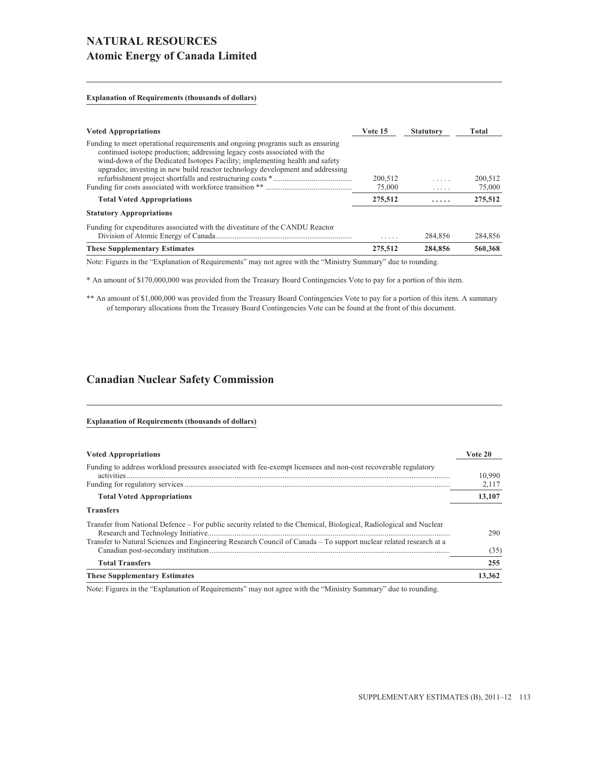# NATURAL RESOURCES

## Atomic Energy of Canada Limited

**Explanation of Requirements (thousands of dollars)**

| Voted Appropriations | Vote 15 | Statutory | Total |
|---|---|---|---|
| Funding to meet operational requirements and ongoing programs such as ensuring continued isotope production; addressing legacy costs associated with the wind-down of the Dedicated Isotopes Facility; implementing health and safety upgrades; investing in new build reactor technology development and addressing refurbishment project shortfalls and restructuring costs * | 200,512 | ..... | 200,512 |
| Funding for costs associated with workforce transition ** | 75,000 | ..... | 75,000 |
| **Total Voted Appropriations** | **275,512** | **.....** | **275,512** |
| **Statutory Appropriations** | | | |
| Funding for expenditures associated with the divestiture of the CANDU Reactor Division of Atomic Energy of Canada | ..... | 284,856 | 284,856 |
| **These Supplementary Estimates** | **275,512** | **284,856** | **560,368** |

Note: Figures in the "Explanation of Requirements" may not agree with the "Ministry Summary" due to rounding.

* An amount of $170,000,000 was provided from the Treasury Board Contingencies Vote to pay for a portion of this item.

** An amount of $1,000,000 was provided from the Treasury Board Contingencies Vote to pay for a portion of this item. A summary of temporary allocations from the Treasury Board Contingencies Vote can be found at the front of this document.

## Canadian Nuclear Safety Commission

**Explanation of Requirements (thousands of dollars)**

| Voted Appropriations | Vote 20 |
|---|---|
| Funding to address workload pressures associated with fee-exempt licensees and non-cost recoverable regulatory activities | 10,990 |
| Funding for regulatory services | 2,117 |
| **Total Voted Appropriations** | **13,107** |
| **Transfers** | |
| Transfer from National Defence – For public security related to the Chemical, Biological, Radiological and Nuclear Research and Technology Initiative | 290 |
| Transfer to Natural Sciences and Engineering Research Council of Canada – To support nuclear related research at a Canadian post-secondary institution | (35) |
| **Total Transfers** | **255** |
| **These Supplementary Estimates** | **13,362** |

Note: Figures in the "Explanation of Requirements" may not agree with the "Ministry Summary" due to rounding.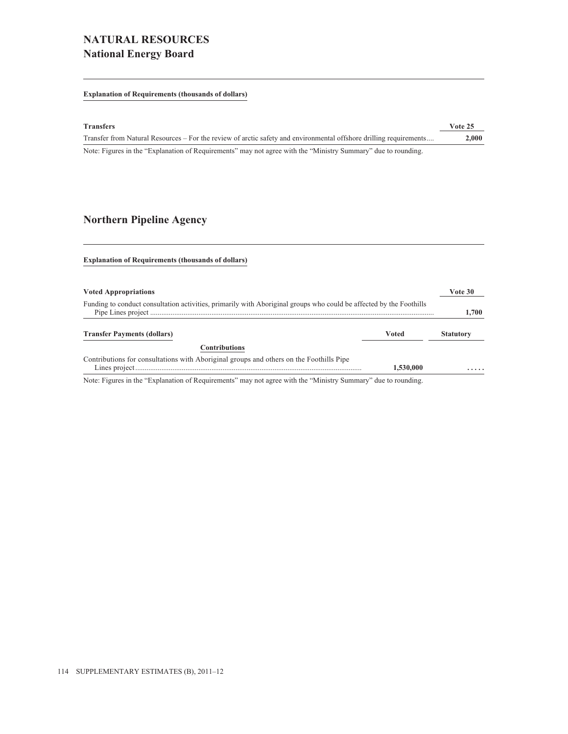# NATURAL RESOURCES
## National Energy Board

**Explanation of Requirements (thousands of dollars)**

| **Transfers** | **Vote 25** |
|---|---|
| Transfer from Natural Resources – For the review of arctic safety and environmental offshore drilling requirements.... | **2,000** |

Note: Figures in the "Explanation of Requirements" may not agree with the "Ministry Summary" due to rounding.

## Northern Pipeline Agency

**Explanation of Requirements (thousands of dollars)**

| **Voted Appropriations** | **Vote 30** |
|---|---|
| Funding to conduct consultation activities, primarily with Aboriginal groups who could be affected by the Foothills Pipe Lines project ........................................................................................................................................................ | **1,700** |

| **Transfer Payments (dollars)** | **Voted** | **Statutory** |
|---|---|---|
| **Contributions** | | |
| Contributions for consultations with Aboriginal groups and others on the Foothills Pipe Lines project ........................................................................................................................ | **1,530,000** | ..... |

Note: Figures in the "Explanation of Requirements" may not agree with the "Ministry Summary" due to rounding.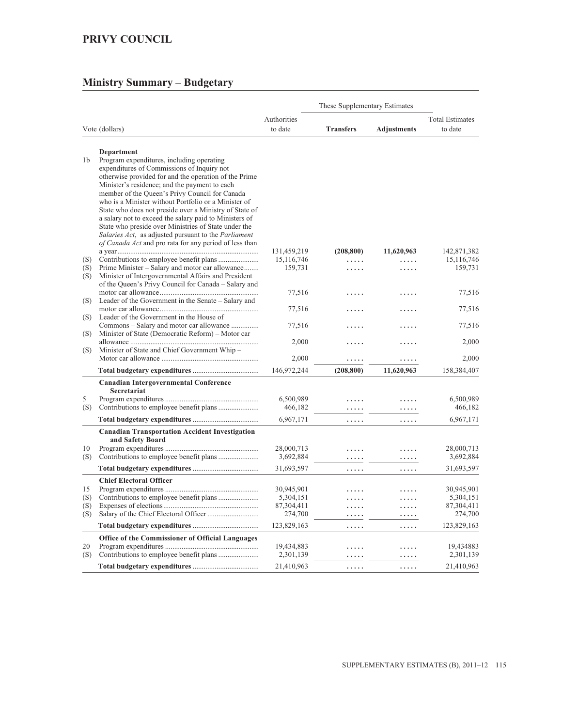# PRIVY COUNCIL

## Ministry Summary – Budgetary

| Vote (dollars) | | Authorities to date | These Supplementary Estimates | | Total Estimates to date |
|---|---|---|---|---|---|
| | | | **Transfers** | **Adjustments** | |
| | **Department** | | | | |
| 1b | Program expenditures, including operating expenditures of Commissions of Inquiry not otherwise provided for and the operation of the Prime Minister's residence; and the payment to each member of the Queen's Privy Council for Canada who is a Minister without Portfolio or a Minister of State who does not preside over a Ministry of State of a salary not to exceed the salary paid to Ministers of State who preside over Ministries of State under the *Salaries Act*, as adjusted pursuant to the *Parliament of Canada Act* and pro rata for any period of less than a year | 131,459,219 | **(208,800)** | **11,620,963** | 142,871,382 |
| (S) | Contributions to employee benefit plans | 15,116,746 | ..... | ..... | 15,116,746 |
| (S) | Prime Minister – Salary and motor car allowance | 159,731 | ..... | ..... | 159,731 |
| (S) | Minister of Intergovernmental Affairs and President of the Queen's Privy Council for Canada – Salary and motor car allowance | 77,516 | ..... | ..... | 77,516 |
| (S) | Leader of the Government in the Senate – Salary and motor car allowance | 77,516 | ..... | ..... | 77,516 |
| (S) | Leader of the Government in the House of Commons – Salary and motor car allowance | 77,516 | ..... | ..... | 77,516 |
| (S) | Minister of State (Democratic Reform) – Motor car allowance | 2,000 | ..... | ..... | 2,000 |
| (S) | Minister of State and Chief Government Whip – Motor car allowance | 2,000 | ..... | ..... | 2,000 |
| | **Total budgetary expenditures** | 146,972,244 | **(208,800)** | **11,620,963** | 158,384,407 |
| | **Canadian Intergovernmental Conference Secretariat** | | | | |
| 5 | Program expenditures | 6,500,989 | ..... | ..... | 6,500,989 |
| (S) | Contributions to employee benefit plans | 466,182 | ..... | ..... | 466,182 |
| | **Total budgetary expenditures** | 6,967,171 | ..... | ..... | 6,967,171 |
| | **Canadian Transportation Accident Investigation and Safety Board** | | | | |
| 10 | Program expenditures | 28,000,713 | ..... | ..... | 28,000,713 |
| (S) | Contributions to employee benefit plans | 3,692,884 | ..... | ..... | 3,692,884 |
| | **Total budgetary expenditures** | 31,693,597 | ..... | ..... | 31,693,597 |
| | **Chief Electoral Officer** | | | | |
| 15 | Program expenditures | 30,945,901 | ..... | ..... | 30,945,901 |
| (S) | Contributions to employee benefit plans | 5,304,151 | ..... | ..... | 5,304,151 |
| (S) | Expenses of elections | 87,304,411 | ..... | ..... | 87,304,411 |
| (S) | Salary of the Chief Electoral Officer | 274,700 | ..... | ..... | 274,700 |
| | **Total budgetary expenditures** | 123,829,163 | ..... | ..... | 123,829,163 |
| | **Office of the Commissioner of Official Languages** | | | | |
| 20 | Program expenditures | 19,434,883 | ..... | ..... | 19,434883 |
| (S) | Contributions to employee benefit plans | 2,301,139 | ..... | ..... | 2,301,139 |
| | **Total budgetary expenditures** | 21,410,963 | ..... | ..... | 21,410,963 |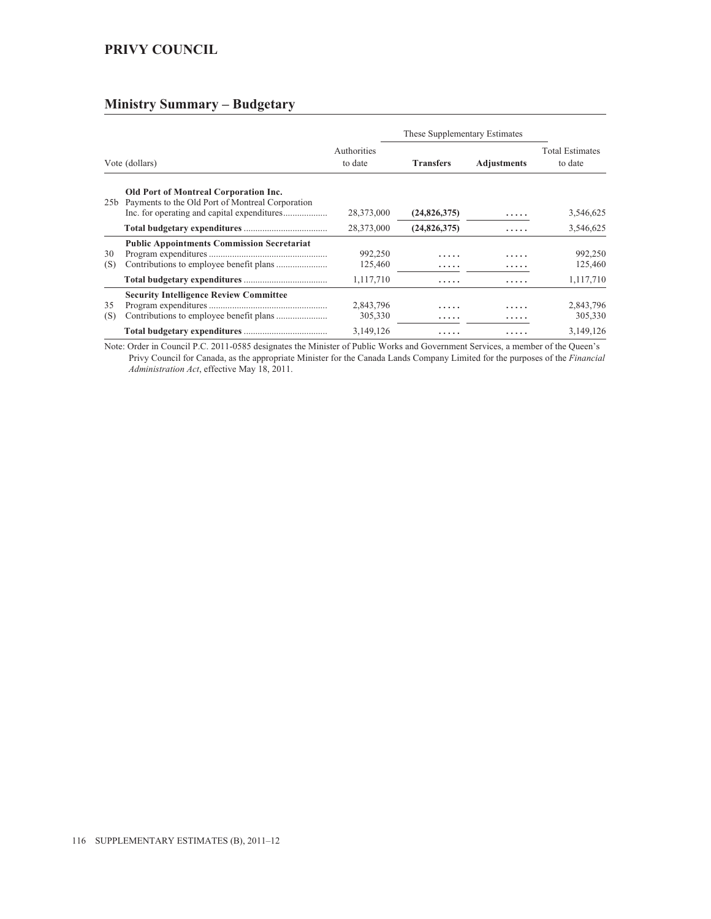## PRIVY COUNCIL

### Ministry Summary – Budgetary

| Vote (dollars) | | Authorities to date | These Supplementary Estimates | | Total Estimates to date |
|---|---|---|---|---|---|
| | | | **Transfers** | **Adjustments** | |
| | **Old Port of Montreal Corporation Inc.** | | | | |
| 25b | Payments to the Old Port of Montreal Corporation Inc. for operating and capital expenditures | 28,373,000 | **(24,826,375)** | ..... | 3,546,625 |
| | **Total budgetary expenditures** | 28,373,000 | **(24,826,375)** | ..... | 3,546,625 |
| | **Public Appointments Commission Secretariat** | | | | |
| 30 | Program expenditures | 992,250 | ..... | ..... | 992,250 |
| (S) | Contributions to employee benefit plans | 125,460 | ..... | ..... | 125,460 |
| | **Total budgetary expenditures** | 1,117,710 | ..... | ..... | 1,117,710 |
| | **Security Intelligence Review Committee** | | | | |
| 35 | Program expenditures | 2,843,796 | ..... | ..... | 2,843,796 |
| (S) | Contributions to employee benefit plans | 305,330 | ..... | ..... | 305,330 |
| | **Total budgetary expenditures** | 3,149,126 | ..... | ..... | 3,149,126 |

Note: Order in Council P.C. 2011-0585 designates the Minister of Public Works and Government Services, a member of the Queen's Privy Council for Canada, as the appropriate Minister for the Canada Lands Company Limited for the purposes of the *Financial Administration Act*, effective May 18, 2011.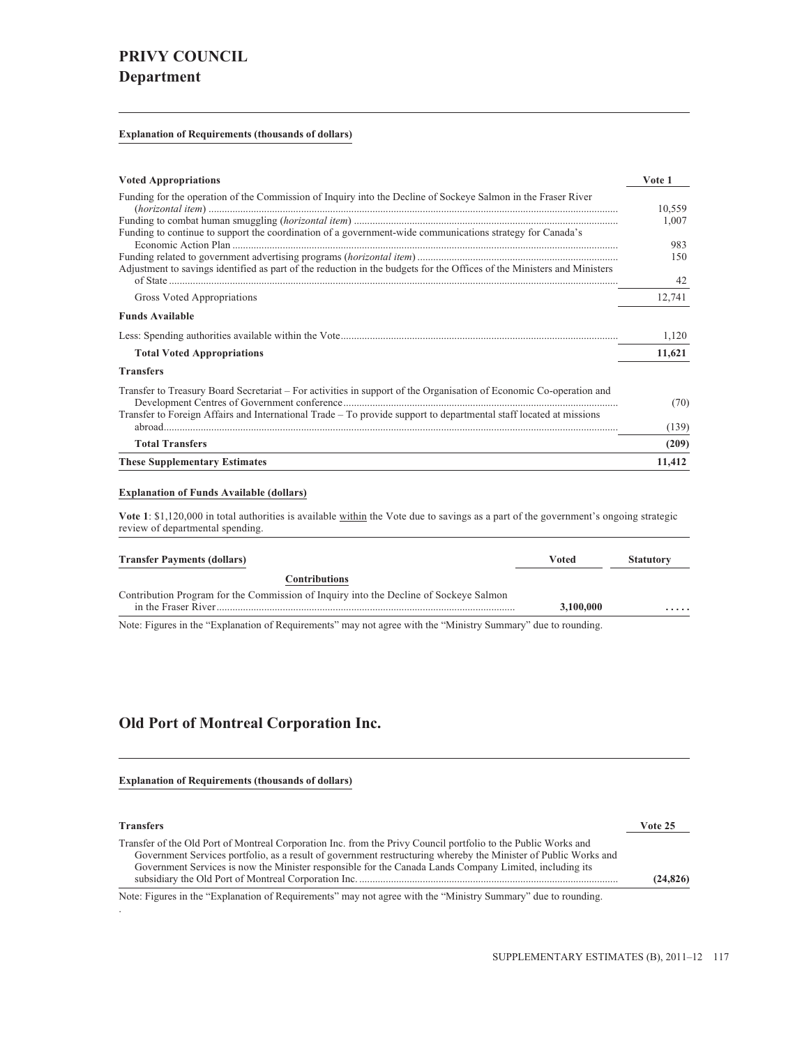# PRIVY COUNCIL
## Department

### Explanation of Requirements (thousands of dollars)

| Voted Appropriations | Vote 1 |
| --- | --- |
| Funding for the operation of the Commission of Inquiry into the Decline of Sockeye Salmon in the Fraser River (*horizontal item*) | 10,559 |
| Funding to combat human smuggling (*horizontal item*) | 1,007 |
| Funding to continue to support the coordination of a government-wide communications strategy for Canada's Economic Action Plan | 983 |
| Funding related to government advertising programs (*horizontal item*) | 150 |
| Adjustment to savings identified as part of the reduction in the budgets for the Offices of the Ministers and Ministers of State | 42 |
| Gross Voted Appropriations | 12,741 |
| **Funds Available** | |
| Less: Spending authorities available within the Vote | 1,120 |
| **Total Voted Appropriations** | **11,621** |
| **Transfers** | |
| Transfer to Treasury Board Secretariat – For activities in support of the Organisation of Economic Co-operation and Development Centres of Government conference | (70) |
| Transfer to Foreign Affairs and International Trade – To provide support to departmental staff located at missions abroad | (139) |
| **Total Transfers** | **(209)** |
| **These Supplementary Estimates** | **11,412** |

### Explanation of Funds Available (dollars)

**Vote 1**: $1,120,000 in total authorities is available within the Vote due to savings as a part of the government's ongoing strategic review of departmental spending.

| Transfer Payments (dollars) | Voted | Statutory |
| --- | --- | --- |
| **Contributions** | | |
| Contribution Program for the Commission of Inquiry into the Decline of Sockeye Salmon in the Fraser River | **3,100,000** | **.....** |

Note: Figures in the "Explanation of Requirements" may not agree with the "Ministry Summary" due to rounding.

## Old Port of Montreal Corporation Inc.

### Explanation of Requirements (thousands of dollars)

| Transfers | Vote 25 |
| --- | --- |
| Transfer of the Old Port of Montreal Corporation Inc. from the Privy Council portfolio to the Public Works and Government Services portfolio, as a result of government restructuring whereby the Minister of Public Works and Government Services is now the Minister responsible for the Canada Lands Company Limited, including its subsidiary the Old Port of Montreal Corporation Inc. | **(24,826)** |

Note: Figures in the "Explanation of Requirements" may not agree with the "Ministry Summary" due to rounding.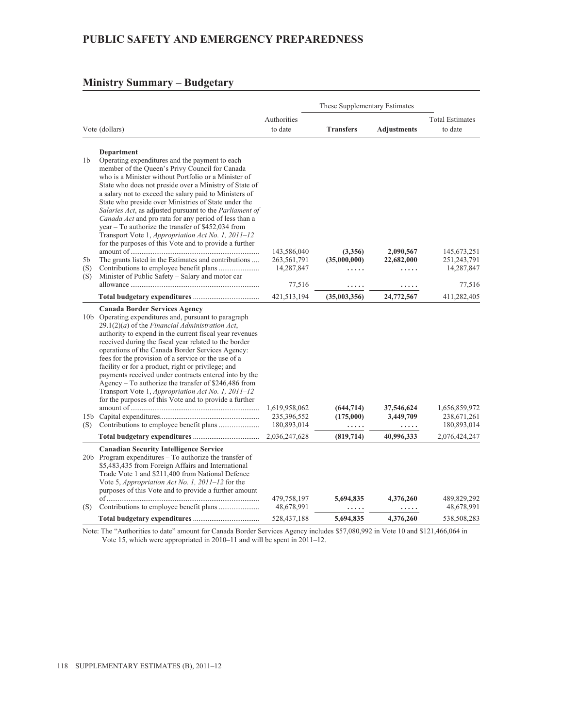# PUBLIC SAFETY AND EMERGENCY PREPAREDNESS

## Ministry Summary – Budgetary

| Vote (dollars) | | Authorities to date | These Supplementary Estimates Transfers | Adjustments | Total Estimates to date |
|---|---|---|---|---|---|
| | **Department** | | | | |
| 1b | Operating expenditures and the payment to each member of the Queen's Privy Council for Canada who is a Minister without Portfolio or a Minister of State who does not preside over a Ministry of State of a salary not to exceed the salary paid to Ministers of State who preside over Ministries of State under the *Salaries Act*, as adjusted pursuant to the *Parliament of Canada Act* and pro rata for any period of less than a year – To authorize the transfer of $452,034 from Transport Vote 1, *Appropriation Act No. 1, 2011–12* for the purposes of this Vote and to provide a further amount of | 143,586,040 | **(3,356)** | **2,090,567** | 145,673,251 |
| 5b | The grants listed in the Estimates and contributions | 263,561,791 | **(35,000,000)** | **22,682,000** | 251,243,791 |
| (S) | Contributions to employee benefit plans | 14,287,847 | ..... | ..... | 14,287,847 |
| (S) | Minister of Public Safety – Salary and motor car allowance | 77,516 | ..... | ..... | 77,516 |
| | **Total budgetary expenditures** | 421,513,194 | **(35,003,356)** | **24,772,567** | 411,282,405 |
| | **Canada Border Services Agency** | | | | |
| 10b | Operating expenditures and, pursuant to paragraph 29.1(2)(*a*) of the *Financial Administration Act*, authority to expend in the current fiscal year revenues received during the fiscal year related to the border operations of the Canada Border Services Agency: fees for the provision of a service or the use of a facility or for a product, right or privilege; and payments received under contracts entered into by the Agency – To authorize the transfer of $246,486 from Transport Vote 1, *Appropriation Act No. 1, 2011–12* for the purposes of this Vote and to provide a further amount of | 1,619,958,062 | **(644,714)** | **37,546,624** | 1,656,859,972 |
| 15b | Capital expenditures | 235,396,552 | **(175,000)** | **3,449,709** | 238,671,261 |
| (S) | Contributions to employee benefit plans | 180,893,014 | ..... | ..... | 180,893,014 |
| | **Total budgetary expenditures** | 2,036,247,628 | **(819,714)** | **40,996,333** | 2,076,424,247 |
| | **Canadian Security Intelligence Service** | | | | |
| 20b | Program expenditures – To authorize the transfer of $5,483,435 from Foreign Affairs and International Trade Vote 1 and $211,400 from National Defence Vote 5, *Appropriation Act No. 1, 2011–12* for the purposes of this Vote and to provide a further amount of | 479,758,197 | **5,694,835** | **4,376,260** | 489,829,292 |
| (S) | Contributions to employee benefit plans | 48,678,991 | ..... | ..... | 48,678,991 |
| | **Total budgetary expenditures** | 528,437,188 | **5,694,835** | **4,376,260** | 538,508,283 |

Note: The "Authorities to date" amount for Canada Border Services Agency includes $57,080,992 in Vote 10 and $121,466,064 in Vote 15, which were appropriated in 2010–11 and will be spent in 2011–12.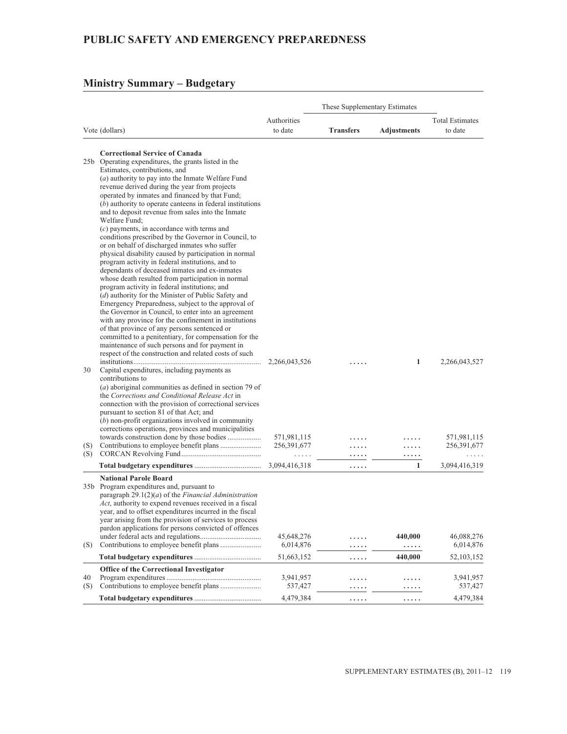# PUBLIC SAFETY AND EMERGENCY PREPAREDNESS

## Ministry Summary – Budgetary

| Vote (dollars) | | Authorities to date | These Supplementary Estimates Transfers | Adjustments | Total Estimates to date |
|---|---|---|---|---|---|
| | **Correctional Service of Canada** | | | | |
| 25b | Operating expenditures, the grants listed in the Estimates, contributions, and (*a*) authority to pay into the Inmate Welfare Fund revenue derived during the year from projects operated by inmates and financed by that Fund; (*b*) authority to operate canteens in federal institutions and to deposit revenue from sales into the Inmate Welfare Fund; (*c*) payments, in accordance with terms and conditions prescribed by the Governor in Council, to or on behalf of discharged inmates who suffer physical disability caused by participation in normal program activity in federal institutions, and to dependants of deceased inmates and ex-inmates whose death resulted from participation in normal program activity in federal institutions; and (*d*) authority for the Minister of Public Safety and Emergency Preparedness, subject to the approval of the Governor in Council, to enter into an agreement with any province for the confinement in institutions of that province of any persons sentenced or committed to a penitentiary, for compensation for the maintenance of such persons and for payment in respect of the construction and related costs of such institutions | 2,266,043,526 | ..... | **1** | 2,266,043,527 |
| 30 | Capital expenditures, including payments as contributions to (*a*) aboriginal communities as defined in section 79 of the *Corrections and Conditional Release Act* in connection with the provision of correctional services pursuant to section 81 of that Act; and (*b*) non-profit organizations involved in community corrections operations, provinces and municipalities towards construction done by those bodies | 571,981,115 | ..... | ..... | 571,981,115 |
| (S) | Contributions to employee benefit plans | 256,391,677 | ..... | ..... | 256,391,677 |
| (S) | CORCAN Revolving Fund | ..... | ..... | ..... | ..... |
| | **Total budgetary expenditures** | 3,094,416,318 | ..... | **1** | 3,094,416,319 |
| | **National Parole Board** | | | | |
| 35b | Program expenditures and, pursuant to paragraph 29.1(2)(*a*) of the *Financial Administration Act*, authority to expend revenues received in a fiscal year, and to offset expenditures incurred in the fiscal year arising from the provision of services to process pardon applications for persons convicted of offences under federal acts and regulations | 45,648,276 | ..... | **440,000** | 46,088,276 |
| (S) | Contributions to employee benefit plans | 6,014,876 | ..... | ..... | 6,014,876 |
| | **Total budgetary expenditures** | 51,663,152 | ..... | **440,000** | 52,103,152 |
| | **Office of the Correctional Investigator** | | | | |
| 40 | Program expenditures | 3,941,957 | ..... | ..... | 3,941,957 |
| (S) | Contributions to employee benefit plans | 537,427 | ..... | ..... | 537,427 |
| | **Total budgetary expenditures** | 4,479,384 | ..... | ..... | 4,479,384 |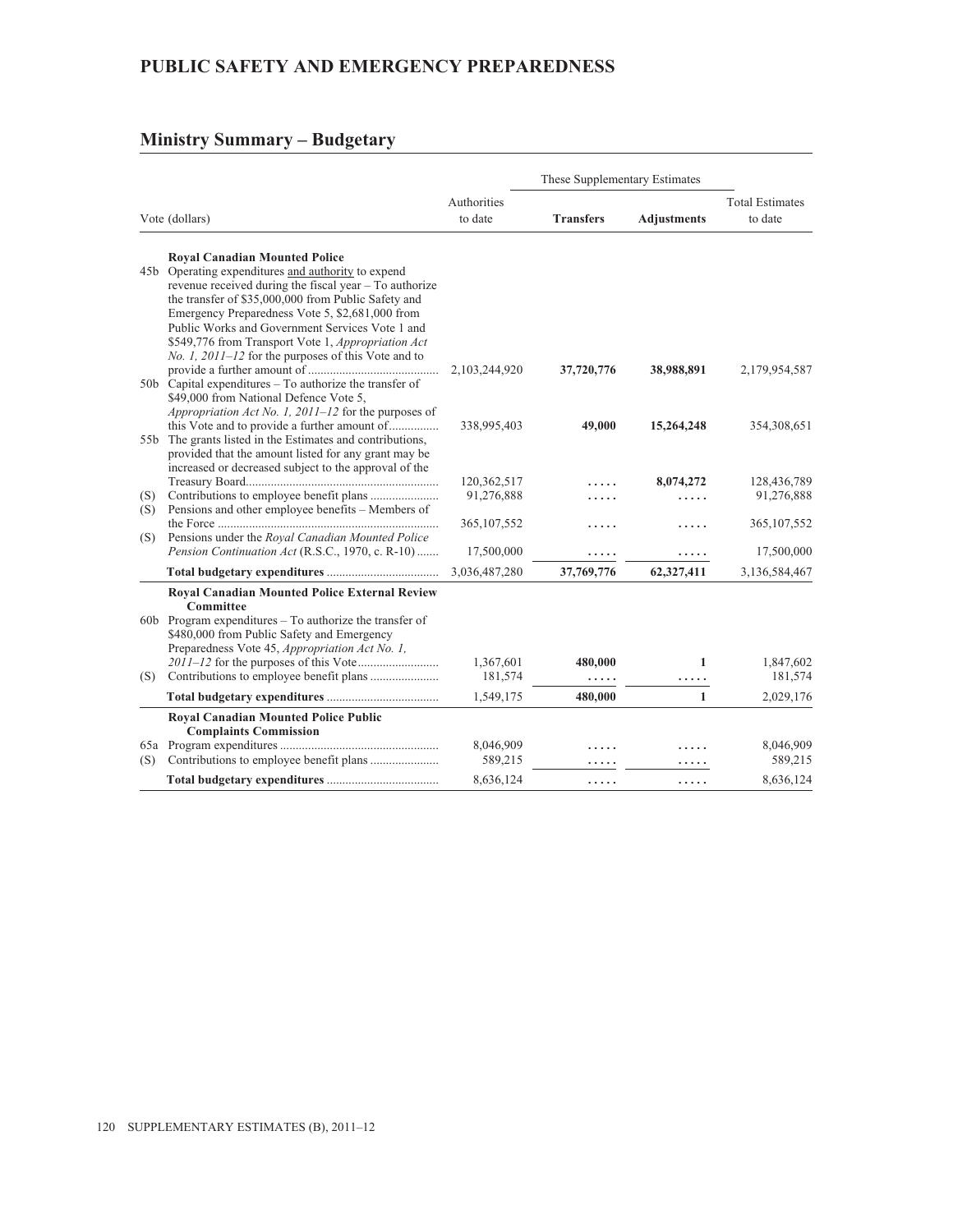# PUBLIC SAFETY AND EMERGENCY PREPAREDNESS

## Ministry Summary – Budgetary

| Vote (dollars) | | Authorities to date | These Supplementary Estimates | | Total Estimates to date |
|---|---|---|---|---|---|
| | | | **Transfers** | **Adjustments** | |
| | **Royal Canadian Mounted Police** | | | | |
| 45b | Operating expenditures and authority to expend revenue received during the fiscal year – To authorize the transfer of $35,000,000 from Public Safety and Emergency Preparedness Vote 5, $2,681,000 from Public Works and Government Services Vote 1 and $549,776 from Transport Vote 1, *Appropriation Act No. 1, 2011–12* for the purposes of this Vote and to provide a further amount of | 2,103,244,920 | **37,720,776** | **38,988,891** | 2,179,954,587 |
| 50b | Capital expenditures – To authorize the transfer of $49,000 from National Defence Vote 5, *Appropriation Act No. 1, 2011–12* for the purposes of this Vote and to provide a further amount of | 338,995,403 | **49,000** | **15,264,248** | 354,308,651 |
| 55b | The grants listed in the Estimates and contributions, provided that the amount listed for any grant may be increased or decreased subject to the approval of the Treasury Board | 120,362,517 | ..... | **8,074,272** | 128,436,789 |
| (S) | Contributions to employee benefit plans | 91,276,888 | ..... | ..... | 91,276,888 |
| (S) | Pensions and other employee benefits – Members of the Force | 365,107,552 | ..... | ..... | 365,107,552 |
| (S) | Pensions under the *Royal Canadian Mounted Police Pension Continuation Act* (R.S.C., 1970, c. R-10) | 17,500,000 | ..... | ..... | 17,500,000 |
| | **Total budgetary expenditures** | 3,036,487,280 | **37,769,776** | **62,327,411** | 3,136,584,467 |
| | **Royal Canadian Mounted Police External Review Committee** | | | | |
| 60b | Program expenditures – To authorize the transfer of $480,000 from Public Safety and Emergency Preparedness Vote 45, *Appropriation Act No. 1, 2011–12* for the purposes of this Vote | 1,367,601 | **480,000** | **1** | 1,847,602 |
| (S) | Contributions to employee benefit plans | 181,574 | ..... | ..... | 181,574 |
| | **Total budgetary expenditures** | 1,549,175 | **480,000** | **1** | 2,029,176 |
| | **Royal Canadian Mounted Police Public Complaints Commission** | | | | |
| 65a | Program expenditures | 8,046,909 | ..... | ..... | 8,046,909 |
| (S) | Contributions to employee benefit plans | 589,215 | ..... | ..... | 589,215 |
| | **Total budgetary expenditures** | 8,636,124 | ..... | ..... | 8,636,124 |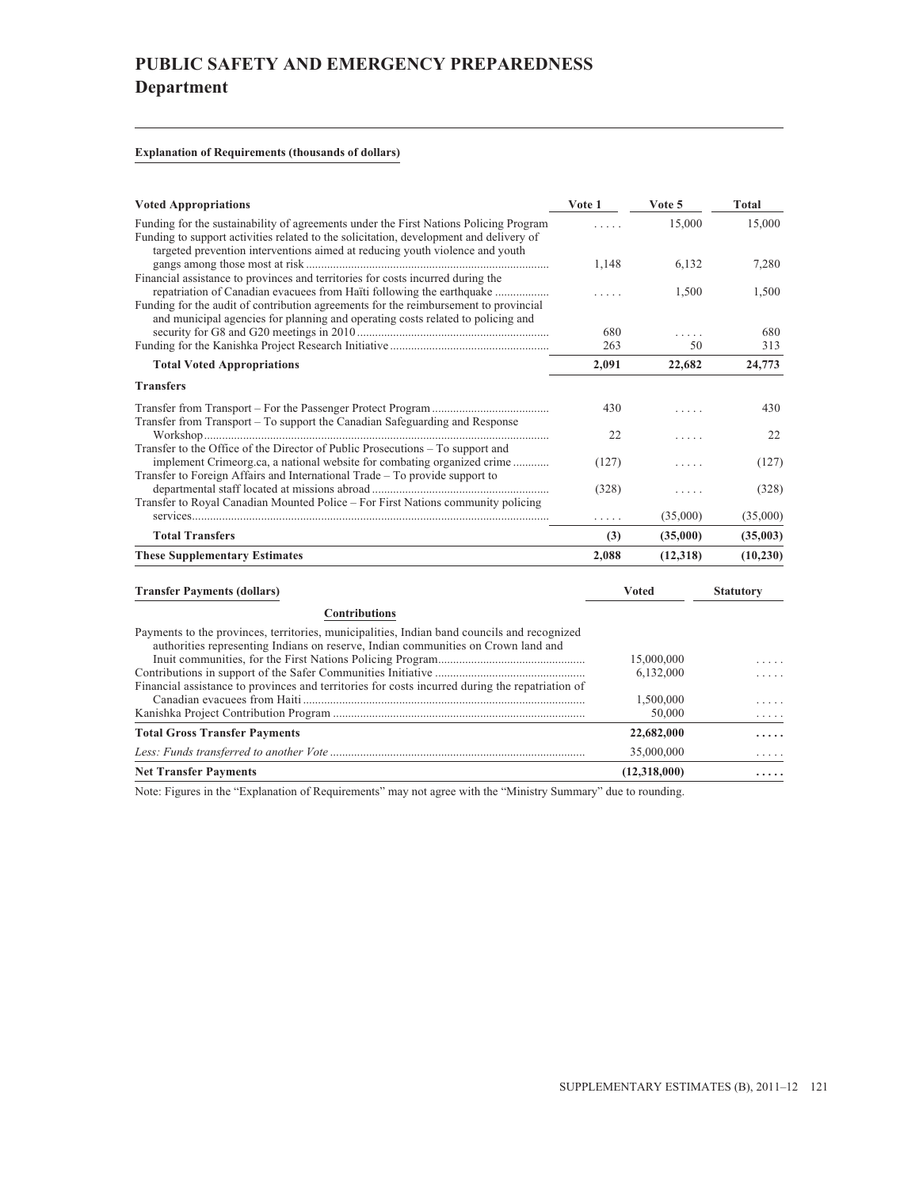# PUBLIC SAFETY AND EMERGENCY PREPAREDNESS
## Department

**Explanation of Requirements (thousands of dollars)**

| Voted Appropriations | Vote 1 | Vote 5 | Total |
|---|---|---|---|
| Funding for the sustainability of agreements under the First Nations Policing Program | ..... | 15,000 | 15,000 |
| Funding to support activities related to the solicitation, development and delivery of targeted prevention interventions aimed at reducing youth violence and youth gangs among those most at risk | 1,148 | 6,132 | 7,280 |
| Financial assistance to provinces and territories for costs incurred during the repatriation of Canadian evacuees from Haïti following the earthquake | ..... | 1,500 | 1,500 |
| Funding for the audit of contribution agreements for the reimbursement to provincial and municipal agencies for planning and operating costs related to policing and security for G8 and G20 meetings in 2010 | 680 | ..... | 680 |
| Funding for the Kanishka Project Research Initiative | 263 | 50 | 313 |
| **Total Voted Appropriations** | **2,091** | **22,682** | **24,773** |
| **Transfers** | | | |
| Transfer from Transport – For the Passenger Protect Program | 430 | ..... | 430 |
| Transfer from Transport – To support the Canadian Safeguarding and Response Workshop | 22 | ..... | 22 |
| Transfer to the Office of the Director of Public Prosecutions – To support and implement Crimeorg.ca, a national website for combating organized crime | (127) | ..... | (127) |
| Transfer to Foreign Affairs and International Trade – To provide support to departmental staff located at missions abroad | (328) | ..... | (328) |
| Transfer to Royal Canadian Mounted Police – For First Nations community policing services | ..... | (35,000) | (35,000) |
| **Total Transfers** | **(3)** | **(35,000)** | **(35,003)** |
| **These Supplementary Estimates** | **2,088** | **(12,318)** | **(10,230)** |

| Transfer Payments (dollars) | Voted | Statutory |
|---|---|---|
| **Contributions** | | |
| Payments to the provinces, territories, municipalities, Indian band councils and recognized authorities representing Indians on reserve, Indian communities on Crown land and Inuit communities, for the First Nations Policing Program | 15,000,000 | ..... |
| Contributions in support of the Safer Communities Initiative | 6,132,000 | ..... |
| Financial assistance to provinces and territories for costs incurred during the repatriation of Canadian evacuees from Haiti | 1,500,000 | ..... |
| Kanishka Project Contribution Program | 50,000 | ..... |
| **Total Gross Transfer Payments** | **22,682,000** | **.....** |
| *Less: Funds transferred to another Vote* | 35,000,000 | ..... |
| **Net Transfer Payments** | **(12,318,000)** | **.....** |

Note: Figures in the "Explanation of Requirements" may not agree with the "Ministry Summary" due to rounding.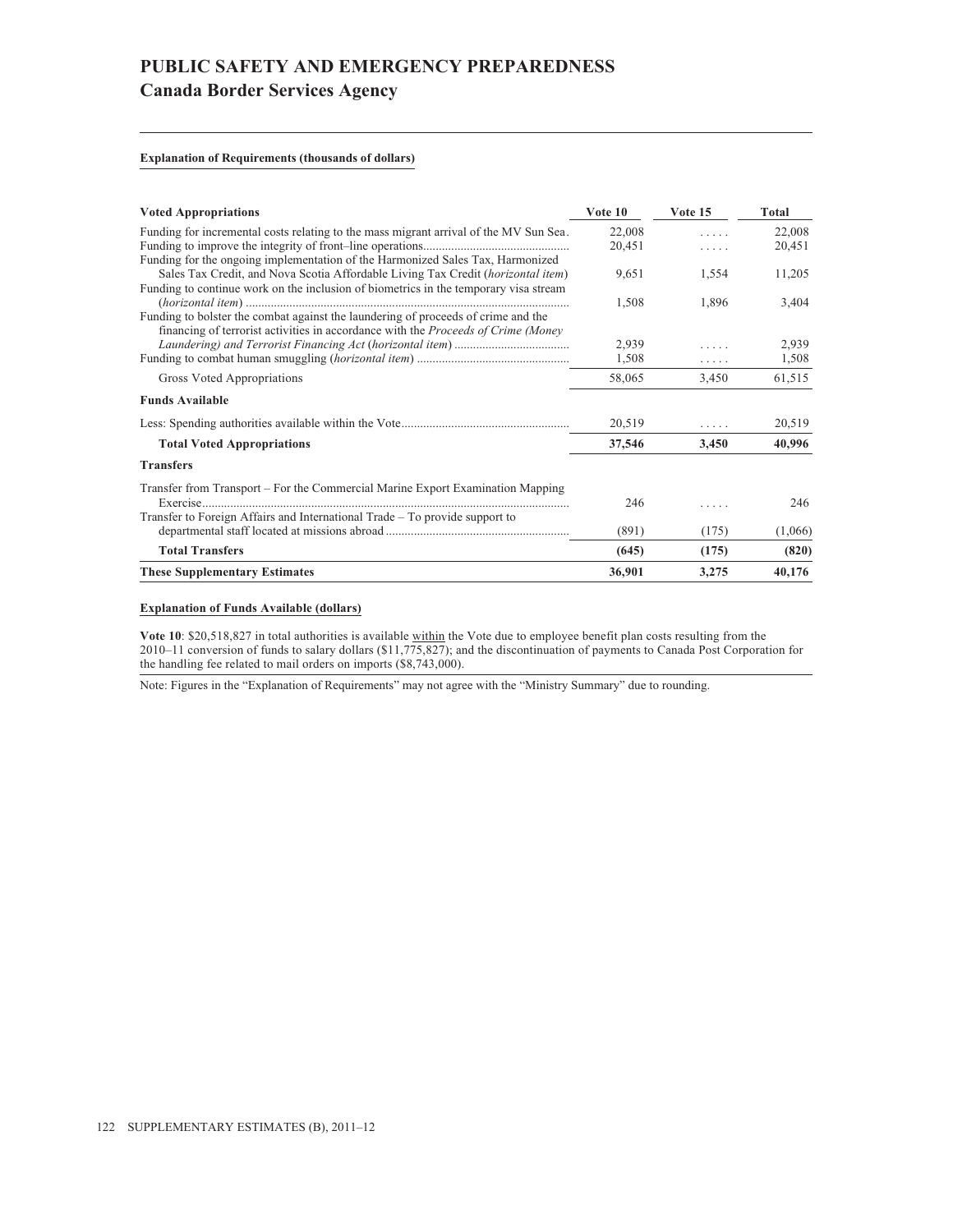# PUBLIC SAFETY AND EMERGENCY PREPAREDNESS

## Canada Border Services Agency

**Explanation of Requirements (thousands of dollars)**

| Voted Appropriations | Vote 10 | Vote 15 | Total |
|---|---|---|---|
| Funding for incremental costs relating to the mass migrant arrival of the MV Sun Sea. | 22,008 | ..... | 22,008 |
| Funding to improve the integrity of front–line operations | 20,451 | ..... | 20,451 |
| Funding for the ongoing implementation of the Harmonized Sales Tax, Harmonized Sales Tax Credit, and Nova Scotia Affordable Living Tax Credit (*horizontal item*) | 9,651 | 1,554 | 11,205 |
| Funding to continue work on the inclusion of biometrics in the temporary visa stream (*horizontal item*) | 1,508 | 1,896 | 3,404 |
| Funding to bolster the combat against the laundering of proceeds of crime and the financing of terrorist activities in accordance with the *Proceeds of Crime (Money Laundering) and Terrorist Financing Act* (*horizontal item*) | 2,939 | ..... | 2,939 |
| Funding to combat human smuggling (*horizontal item*) | 1,508 | ..... | 1,508 |
| Gross Voted Appropriations | 58,065 | 3,450 | 61,515 |
| **Funds Available** | | | |
| Less: Spending authorities available within the Vote | 20,519 | ..... | 20,519 |
| **Total Voted Appropriations** | **37,546** | **3,450** | **40,996** |
| **Transfers** | | | |
| Transfer from Transport – For the Commercial Marine Export Examination Mapping Exercise | 246 | ..... | 246 |
| Transfer to Foreign Affairs and International Trade – To provide support to departmental staff located at missions abroad | (891) | (175) | (1,066) |
| **Total Transfers** | **(645)** | **(175)** | **(820)** |
| **These Supplementary Estimates** | **36,901** | **3,275** | **40,176** |

**Explanation of Funds Available (dollars)**

**Vote 10**: $20,518,827 in total authorities is available within the Vote due to employee benefit plan costs resulting from the 2010–11 conversion of funds to salary dollars ($11,775,827); and the discontinuation of payments to Canada Post Corporation for the handling fee related to mail orders on imports ($8,743,000).

Note: Figures in the "Explanation of Requirements" may not agree with the "Ministry Summary" due to rounding.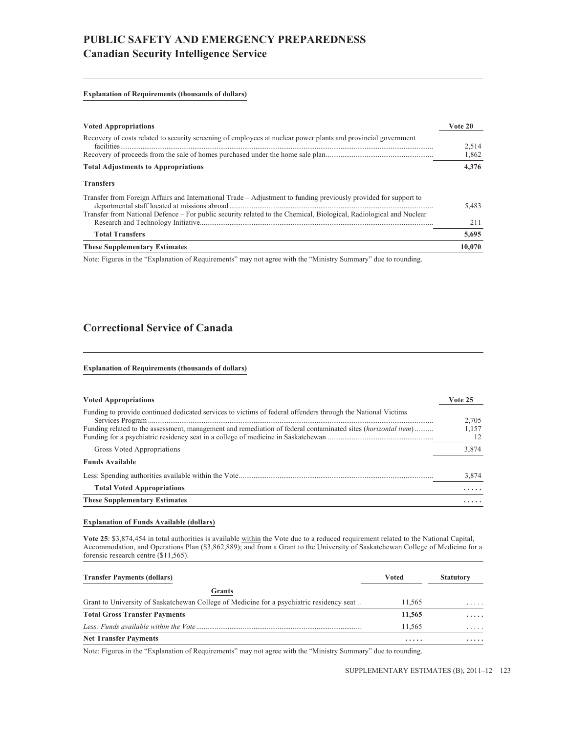# PUBLIC SAFETY AND EMERGENCY PREPAREDNESS

## Canadian Security Intelligence Service

**Explanation of Requirements (thousands of dollars)**

| **Voted Appropriations** | **Vote 20** |
|---|---|
| Recovery of costs related to security screening of employees at nuclear power plants and provincial government facilities | 2,514 |
| Recovery of proceeds from the sale of homes purchased under the home sale plan | 1,862 |
| **Total Adjustments to Appropriations** | **4,376** |
| **Transfers** | |
| Transfer from Foreign Affairs and International Trade – Adjustment to funding previously provided for support to departmental staff located at missions abroad | 5,483 |
| Transfer from National Defence – For public security related to the Chemical, Biological, Radiological and Nuclear Research and Technology Initiative | 211 |
| **Total Transfers** | **5,695** |
| **These Supplementary Estimates** | **10,070** |

Note: Figures in the "Explanation of Requirements" may not agree with the "Ministry Summary" due to rounding.

## Correctional Service of Canada

**Explanation of Requirements (thousands of dollars)**

| **Voted Appropriations** | **Vote 25** |
|---|---|
| Funding to provide continued dedicated services to victims of federal offenders through the National Victims Services Program | 2,705 |
| Funding related to the assessment, management and remediation of federal contaminated sites (*horizontal item*) | 1,157 |
| Funding for a psychiatric residency seat in a college of medicine in Saskatchewan | 12 |
| Gross Voted Appropriations | 3,874 |
| **Funds Available** | |
| Less: Spending authorities available within the Vote | 3,874 |
| **Total Voted Appropriations** | **.....** |
| **These Supplementary Estimates** | **.....** |

**Explanation of Funds Available (dollars)**

**Vote 25**: $3,874,454 in total authorities is available within the Vote due to a reduced requirement related to the National Capital, Accommodation, and Operations Plan ($3,862,889); and from a Grant to the University of Saskatchewan College of Medicine for a forensic research centre ($11,565).

| **Transfer Payments (dollars)** | **Voted** | **Statutory** |
|---|---|---|
| **Grants** | | |
| Grant to University of Saskatchewan College of Medicine for a psychiatric residency seat | 11,565 | ..... |
| **Total Gross Transfer Payments** | **11,565** | **.....** |
| *Less: Funds available within the Vote* | 11,565 | ..... |
| **Net Transfer Payments** | **.....** | **.....** |

Note: Figures in the "Explanation of Requirements" may not agree with the "Ministry Summary" due to rounding.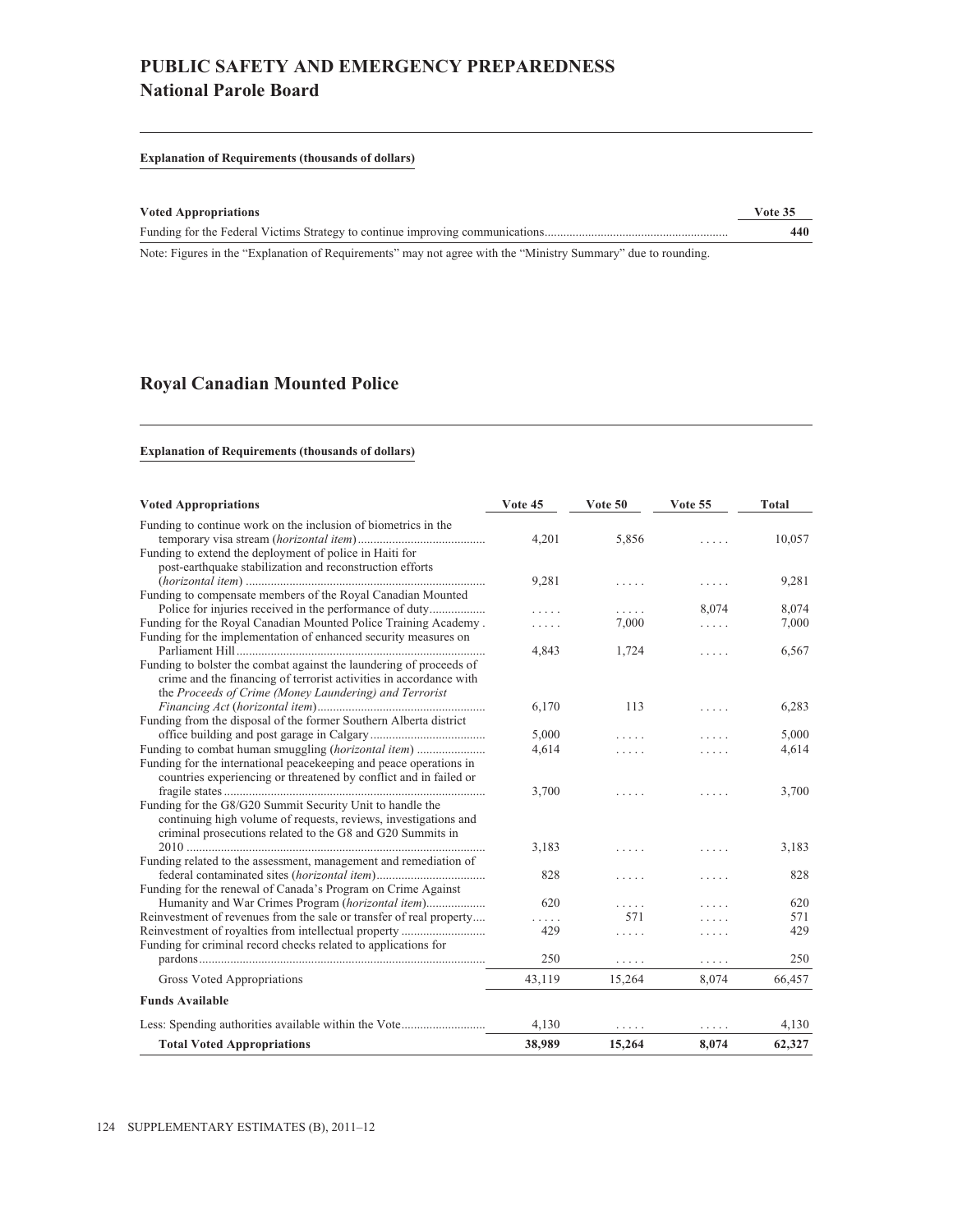# PUBLIC SAFETY AND EMERGENCY PREPAREDNESS

## National Parole Board

**Explanation of Requirements (thousands of dollars)**

| Voted Appropriations | Vote 35 |
|---|---|
| Funding for the Federal Victims Strategy to continue improving communications | **440** |

Note: Figures in the "Explanation of Requirements" may not agree with the "Ministry Summary" due to rounding.

## Royal Canadian Mounted Police

**Explanation of Requirements (thousands of dollars)**

| Voted Appropriations | Vote 45 | Vote 50 | Vote 55 | Total |
|---|---|---|---|---|
| Funding to continue work on the inclusion of biometrics in the temporary visa stream (*horizontal item*) | 4,201 | 5,856 | . . . . . | 10,057 |
| Funding to extend the deployment of police in Haiti for post-earthquake stabilization and reconstruction efforts (*horizontal item*) | 9,281 | . . . . . | . . . . . | 9,281 |
| Funding to compensate members of the Royal Canadian Mounted Police for injuries received in the performance of duty | . . . . . | . . . . . | 8,074 | 8,074 |
| Funding for the Royal Canadian Mounted Police Training Academy | . . . . . | 7,000 | . . . . . | 7,000 |
| Funding for the implementation of enhanced security measures on Parliament Hill | 4,843 | 1,724 | . . . . . | 6,567 |
| Funding to bolster the combat against the laundering of proceeds of crime and the financing of terrorist activities in accordance with the *Proceeds of Crime (Money Laundering) and Terrorist Financing Act* (*horizontal item*) | 6,170 | 113 | . . . . . | 6,283 |
| Funding from the disposal of the former Southern Alberta district office building and post garage in Calgary | 5,000 | . . . . . | . . . . . | 5,000 |
| Funding to combat human smuggling (*horizontal item*) | 4,614 | . . . . . | . . . . . | 4,614 |
| Funding for the international peacekeeping and peace operations in countries experiencing or threatened by conflict and in failed or fragile states | 3,700 | . . . . . | . . . . . | 3,700 |
| Funding for the G8/G20 Summit Security Unit to handle the continuing high volume of requests, reviews, investigations and criminal prosecutions related to the G8 and G20 Summits in 2010 | 3,183 | . . . . . | . . . . . | 3,183 |
| Funding related to the assessment, management and remediation of federal contaminated sites (*horizontal item*) | 828 | . . . . . | . . . . . | 828 |
| Funding for the renewal of Canada's Program on Crime Against Humanity and War Crimes Program (*horizontal item*) | 620 | . . . . . | . . . . . | 620 |
| Reinvestment of revenues from the sale or transfer of real property | . . . . . | 571 | . . . . . | 571 |
| Reinvestment of royalties from intellectual property | 429 | . . . . . | . . . . . | 429 |
| Funding for criminal record checks related to applications for pardons | 250 | . . . . . | . . . . . | 250 |
| Gross Voted Appropriations | 43,119 | 15,264 | 8,074 | 66,457 |
| **Funds Available** | | | | |
| Less: Spending authorities available within the Vote | 4,130 | . . . . . | . . . . . | 4,130 |
| **Total Voted Appropriations** | **38,989** | **15,264** | **8,074** | **62,327** |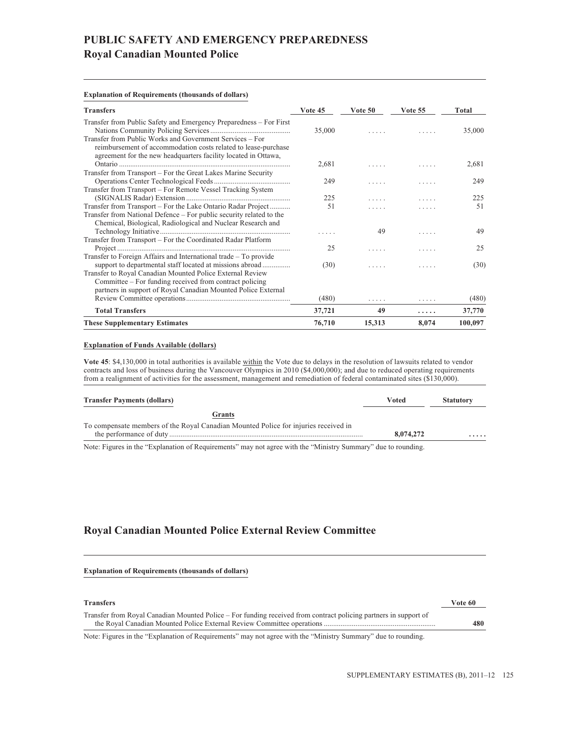# PUBLIC SAFETY AND EMERGENCY PREPAREDNESS

## Royal Canadian Mounted Police

**Explanation of Requirements (thousands of dollars)**

| Transfers | Vote 45 | Vote 50 | Vote 55 | Total |
|---|---|---|---|---|
| Transfer from Public Safety and Emergency Preparedness – For First Nations Community Policing Services | 35,000 | ..... | ..... | 35,000 |
| Transfer from Public Works and Government Services – For reimbursement of accommodation costs related to lease-purchase agreement for the new headquarters facility located in Ottawa, Ontario | 2,681 | ..... | ..... | 2,681 |
| Transfer from Transport – For the Great Lakes Marine Security Operations Center Technological Feeds | 249 | ..... | ..... | 249 |
| Transfer from Transport – For Remote Vessel Tracking System (SIGNALIS Radar) Extension | 225 | ..... | ..... | 225 |
| Transfer from Transport – For the Lake Ontario Radar Project | 51 | ..... | ..... | 51 |
| Transfer from National Defence – For public security related to the Chemical, Biological, Radiological and Nuclear Research and Technology Initiative | ..... | 49 | ..... | 49 |
| Transfer from Transport – For the Coordinated Radar Platform Project | 25 | ..... | ..... | 25 |
| Transfer to Foreign Affairs and International trade – To provide support to departmental staff located at missions abroad | (30) | ..... | ..... | (30) |
| Transfer to Royal Canadian Mounted Police External Review Committee – For funding received from contract policing partners in support of Royal Canadian Mounted Police External Review Committee operations | (480) | ..... | ..... | (480) |
| **Total Transfers** | **37,721** | **49** | **.....** | **37,770** |
| **These Supplementary Estimates** | **76,710** | **15,313** | **8,074** | **100,097** |

**Explanation of Funds Available (dollars)**

**Vote 45**: $4,130,000 in total authorities is available within the Vote due to delays in the resolution of lawsuits related to vendor contracts and loss of business during the Vancouver Olympics in 2010 ($4,000,000); and due to reduced operating requirements from a realignment of activities for the assessment, management and remediation of federal contaminated sites ($130,000).

| Transfer Payments (dollars) | Voted | Statutory |
|---|---|---|
| **Grants** | | |
| To compensate members of the Royal Canadian Mounted Police for injuries received in the performance of duty | **8,074,272** | **.....** |

Note: Figures in the "Explanation of Requirements" may not agree with the "Ministry Summary" due to rounding.

## Royal Canadian Mounted Police External Review Committee

**Explanation of Requirements (thousands of dollars)**

| Transfers | Vote 60 |
|---|---|
| Transfer from Royal Canadian Mounted Police – For funding received from contract policing partners in support of the Royal Canadian Mounted Police External Review Committee operations | 480 |

Note: Figures in the "Explanation of Requirements" may not agree with the "Ministry Summary" due to rounding.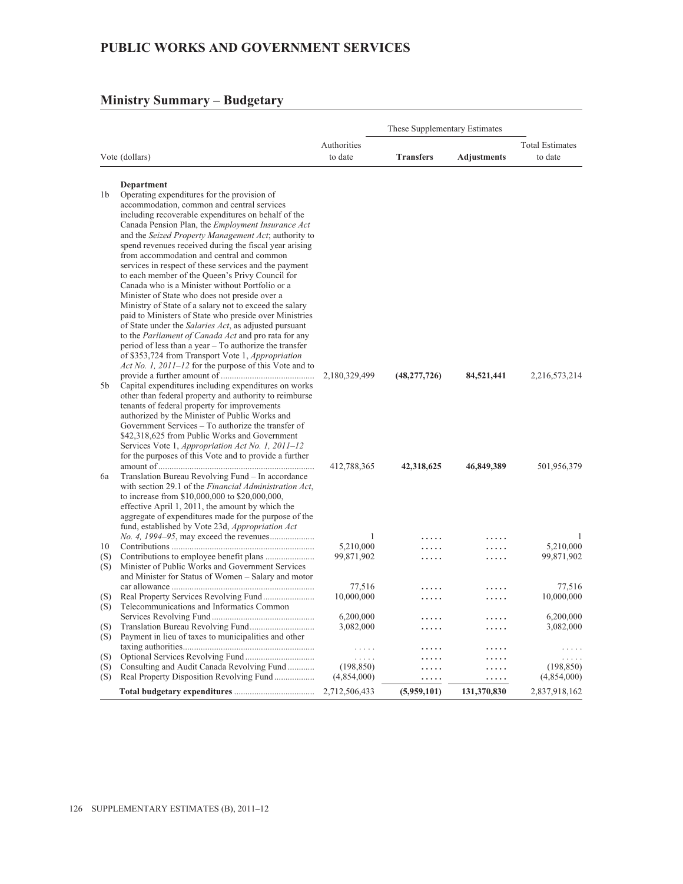# PUBLIC WORKS AND GOVERNMENT SERVICES

## Ministry Summary – Budgetary

| | Vote (dollars) | Authorities to date | These Supplementary Estimates | | Total Estimates to date |
|---|---|---|---|---|---|
| | | | **Transfers** | **Adjustments** | |
| | **Department** | | | | |
| 1b | Operating expenditures for the provision of accommodation, common and central services including recoverable expenditures on behalf of the Canada Pension Plan, the *Employment Insurance Act* and the *Seized Property Management Act*; authority to spend revenues received during the fiscal year arising from accommodation and central and common services in respect of these services and the payment to each member of the Queen's Privy Council for Canada who is a Minister without Portfolio or a Minister of State who does not preside over a Ministry of State of a salary not to exceed the salary paid to Ministers of State who preside over Ministries of State under the *Salaries Act*, as adjusted pursuant to the *Parliament of Canada Act* and pro rata for any period of less than a year – To authorize the transfer of $353,724 from Transport Vote 1, *Appropriation Act No. 1, 2011–12* for the purpose of this Vote and to provide a further amount of | 2,180,329,499 | **(48,277,726)** | **84,521,441** | 2,216,573,214 |
| 5b | Capital expenditures including expenditures on works other than federal property and authority to reimburse tenants of federal property for improvements authorized by the Minister of Public Works and Government Services – To authorize the transfer of $42,318,625 from Public Works and Government Services Vote 1, *Appropriation Act No. 1, 2011–12* for the purposes of this Vote and to provide a further amount of | 412,788,365 | **42,318,625** | **46,849,389** | 501,956,379 |
| 6a | Translation Bureau Revolving Fund – In accordance with section 29.1 of the *Financial Administration Act*, to increase from $10,000,000 to $20,000,000, effective April 1, 2011, the amount by which the aggregate of expenditures made for the purpose of the fund, established by Vote 23d, *Appropriation Act No. 4, 1994–95*, may exceed the revenues | 1 | ..... | ..... | 1 |
| 10 | Contributions | 5,210,000 | ..... | ..... | 5,210,000 |
| (S) | Contributions to employee benefit plans | 99,871,902 | ..... | ..... | 99,871,902 |
| (S) | Minister of Public Works and Government Services and Minister for Status of Women – Salary and motor car allowance | 77,516 | ..... | ..... | 77,516 |
| (S) | Real Property Services Revolving Fund | 10,000,000 | ..... | ..... | 10,000,000 |
| (S) | Telecommunications and Informatics Common Services Revolving Fund | 6,200,000 | ..... | ..... | 6,200,000 |
| (S) | Translation Bureau Revolving Fund | 3,082,000 | ..... | ..... | 3,082,000 |
| (S) | Payment in lieu of taxes to municipalities and other taxing authorities | ..... | ..... | ..... | ..... |
| (S) | Optional Services Revolving Fund | ..... | ..... | ..... | ..... |
| (S) | Consulting and Audit Canada Revolving Fund | (198,850) | ..... | ..... | (198,850) |
| (S) | Real Property Disposition Revolving Fund | (4,854,000) | ..... | ..... | (4,854,000) |
| | **Total budgetary expenditures** | 2,712,506,433 | **(5,959,101)** | **131,370,830** | 2,837,918,162 |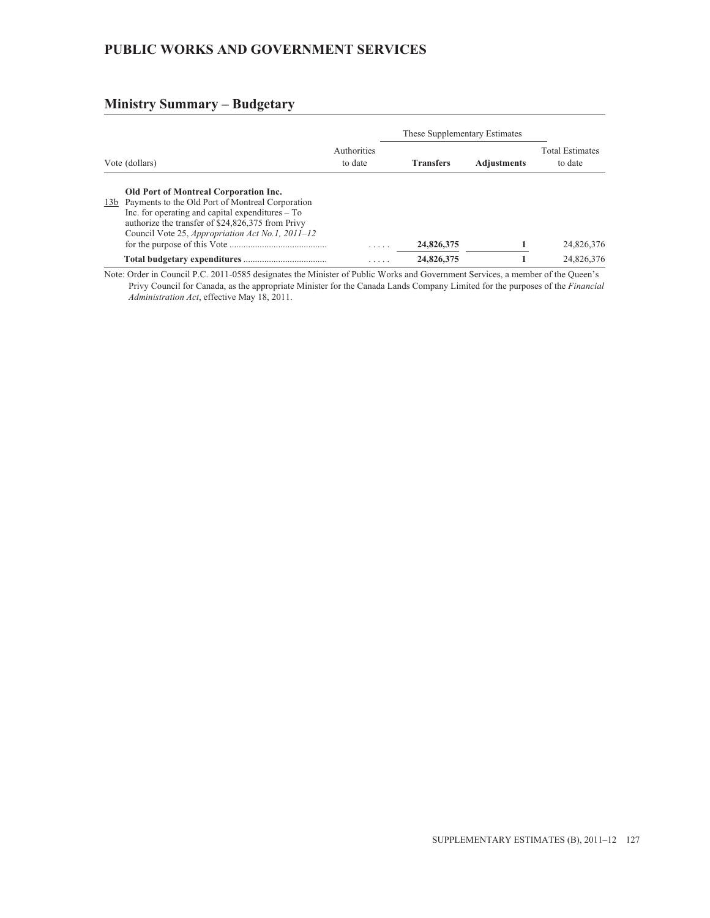## PUBLIC WORKS AND GOVERNMENT SERVICES

### Ministry Summary – Budgetary

| Vote (dollars) | Authorities to date | These Supplementary Estimates | | Total Estimates to date |
|---|---|---|---|---|
| | | **Transfers** | **Adjustments** | |
| **Old Port of Montreal Corporation Inc.** | | | | |
| 13b Payments to the Old Port of Montreal Corporation Inc. for operating and capital expenditures – To authorize the transfer of $24,826,375 from Privy Council Vote 25, *Appropriation Act No.1, 2011–12* for the purpose of this Vote | ..... | 24,826,375 | 1 | 24,826,376 |
| **Total budgetary expenditures** | ..... | 24,826,375 | 1 | 24,826,376 |

Note: Order in Council P.C. 2011-0585 designates the Minister of Public Works and Government Services, a member of the Queen's Privy Council for Canada, as the appropriate Minister for the Canada Lands Company Limited for the purposes of the *Financial Administration Act*, effective May 18, 2011.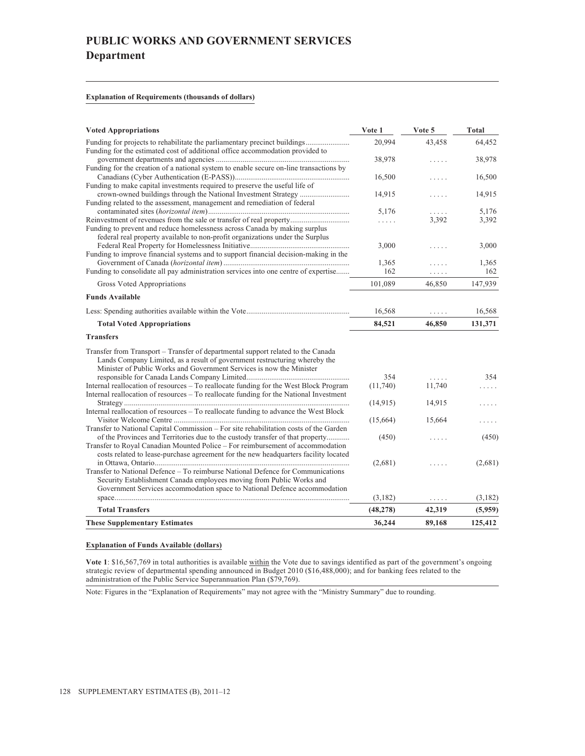# PUBLIC WORKS AND GOVERNMENT SERVICES
## Department

**Explanation of Requirements (thousands of dollars)**

| Voted Appropriations | Vote 1 | Vote 5 | Total |
|---|---|---|---|
| Funding for projects to rehabilitate the parliamentary precinct buildings | 20,994 | 43,458 | 64,452 |
| Funding for the estimated cost of additional office accommodation provided to government departments and agencies | 38,978 | ..... | 38,978 |
| Funding for the creation of a national system to enable secure on-line transactions by Canadians (Cyber Authentication (E-PASS)) | 16,500 | ..... | 16,500 |
| Funding to make capital investments required to preserve the useful life of crown-owned buildings through the National Investment Strategy | 14,915 | ..... | 14,915 |
| Funding related to the assessment, management and remediation of federal contaminated sites (*horizontal item*) | 5,176 | ..... | 5,176 |
| Reinvestment of revenues from the sale or transfer of real property | ..... | 3,392 | 3,392 |
| Funding to prevent and reduce homelessness across Canada by making surplus federal real property available to non-profit organizations under the Surplus Federal Real Property for Homelessness Initiative | 3,000 | ..... | 3,000 |
| Funding to improve financial systems and to support financial decision-making in the Government of Canada (*horizontal item*) | 1,365 | ..... | 1,365 |
| Funding to consolidate all pay administration services into one centre of expertise | 162 | ..... | 162 |
| Gross Voted Appropriations | 101,089 | 46,850 | 147,939 |
| **Funds Available** | | | |
| Less: Spending authorities available within the Vote | 16,568 | ..... | 16,568 |
| **Total Voted Appropriations** | **84,521** | **46,850** | **131,371** |
| **Transfers** | | | |
| Transfer from Transport – Transfer of departmental support related to the Canada Lands Company Limited, as a result of government restructuring whereby the Minister of Public Works and Government Services is now the Minister responsible for Canada Lands Company Limited | 354 | ..... | 354 |
| Internal reallocation of resources – To reallocate funding for the West Block Program | (11,740) | 11,740 | ..... |
| Internal reallocation of resources – To reallocate funding for the National Investment Strategy | (14,915) | 14,915 | ..... |
| Internal reallocation of resources – To reallocate funding to advance the West Block Visitor Welcome Centre | (15,664) | 15,664 | ..... |
| Transfer to National Capital Commission – For site rehabilitation costs of the Garden of the Provinces and Territories due to the custody transfer of that property | (450) | ..... | (450) |
| Transfer to Royal Canadian Mounted Police – For reimbursement of accommodation costs related to lease-purchase agreement for the new headquarters facility located in Ottawa, Ontario | (2,681) | ..... | (2,681) |
| Transfer to National Defence – To reimburse National Defence for Communications Security Establishment Canada employees moving from Public Works and Government Services accommodation space to National Defence accommodation space | (3,182) | ..... | (3,182) |
| **Total Transfers** | **(48,278)** | **42,319** | **(5,959)** |
| **These Supplementary Estimates** | **36,244** | **89,168** | **125,412** |

**Explanation of Funds Available (dollars)**

**Vote 1**: $16,567,769 in total authorities is available within the Vote due to savings identified as part of the government's ongoing strategic review of departmental spending announced in Budget 2010 ($16,488,000); and for banking fees related to the administration of the Public Service Superannuation Plan ($79,769).

Note: Figures in the "Explanation of Requirements" may not agree with the "Ministry Summary" due to rounding.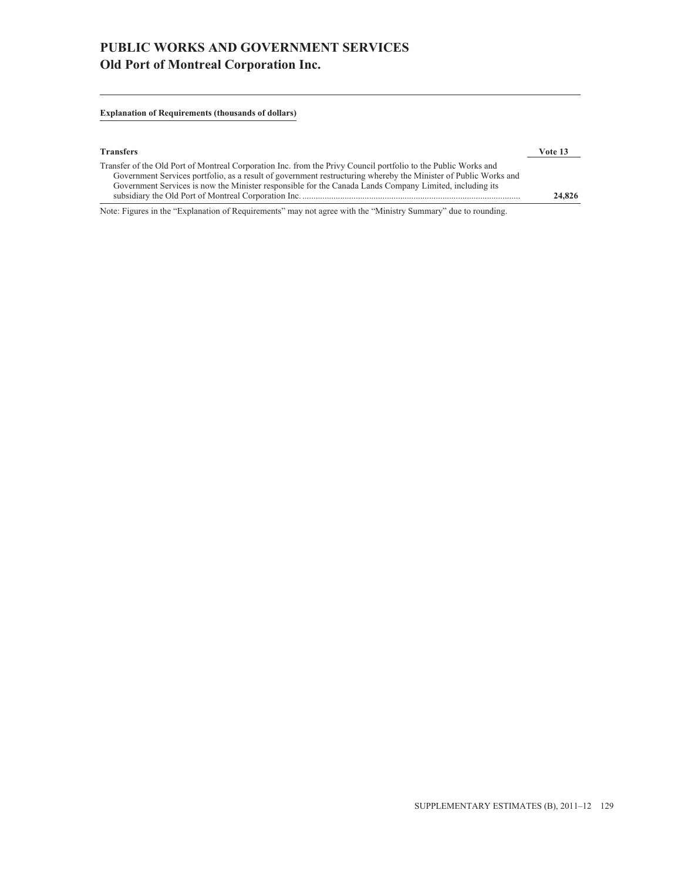# PUBLIC WORKS AND GOVERNMENT SERVICES
## Old Port of Montreal Corporation Inc.

**Explanation of Requirements (thousands of dollars)**

| **Transfers** | **Vote 13** |
|---|---|
| Transfer of the Old Port of Montreal Corporation Inc. from the Privy Council portfolio to the Public Works and Government Services portfolio, as a result of government restructuring whereby the Minister of Public Works and Government Services is now the Minister responsible for the Canada Lands Company Limited, including its subsidiary the Old Port of Montreal Corporation Inc. | **24,826** |

Note: Figures in the “Explanation of Requirements” may not agree with the “Ministry Summary” due to rounding.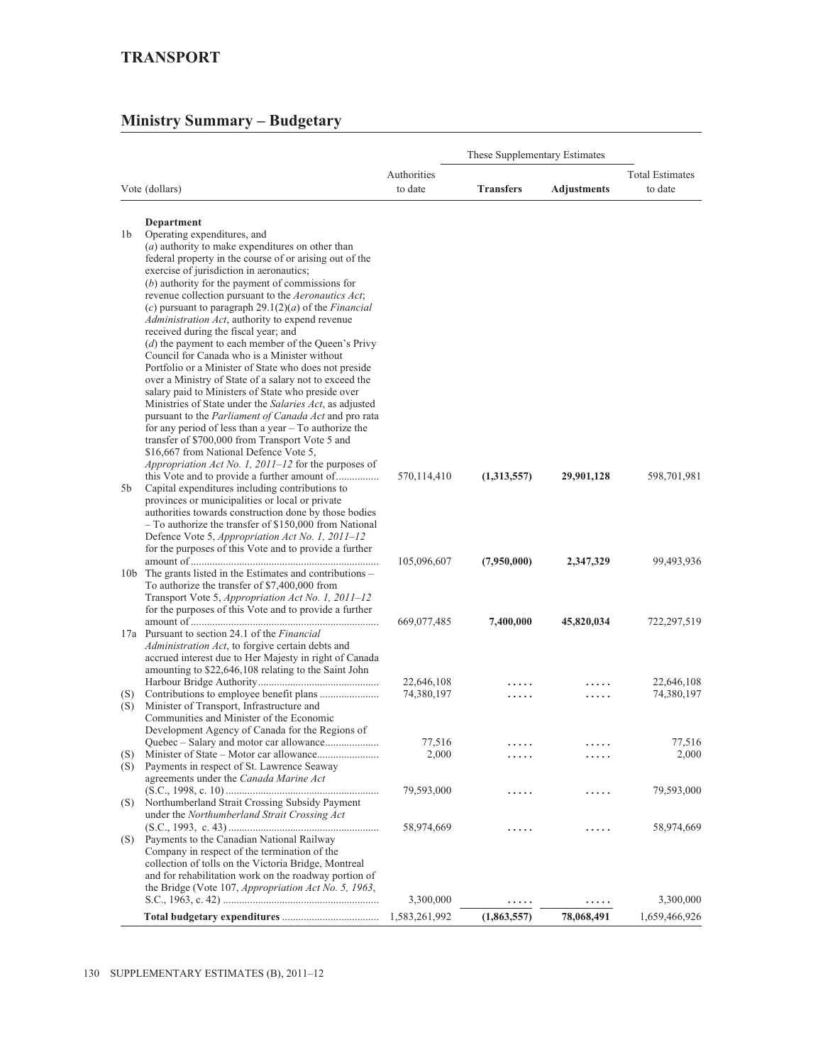# TRANSPORT

## Ministry Summary – Budgetary

| | Vote (dollars) | Authorities to date | These Supplementary Estimates Transfers | Adjustments | Total Estimates to date |
|---|---|---|---|---|---|
| | **Department** | | | | |
| 1b | Operating expenditures, and (*a*) authority to make expenditures on other than federal property in the course of or arising out of the exercise of jurisdiction in aeronautics; (*b*) authority for the payment of commissions for revenue collection pursuant to the *Aeronautics Act*; (*c*) pursuant to paragraph 29.1(2)(*a*) of the *Financial Administration Act*, authority to expend revenue received during the fiscal year; and (*d*) the payment to each member of the Queen's Privy Council for Canada who is a Minister without Portfolio or a Minister of State who does not preside over a Ministry of State of a salary not to exceed the salary paid to Ministers of State who preside over Ministries of State under the *Salaries Act*, as adjusted pursuant to the *Parliament of Canada Act* and pro rata for any period of less than a year – To authorize the transfer of $700,000 from Transport Vote 5 and $16,667 from National Defence Vote 5, *Appropriation Act No. 1, 2011–12* for the purposes of this Vote and to provide a further amount of | 570,114,410 | **(1,313,557)** | **29,901,128** | 598,701,981 |
| 5b | Capital expenditures including contributions to provinces or municipalities or local or private authorities towards construction done by those bodies – To authorize the transfer of $150,000 from National Defence Vote 5, *Appropriation Act No. 1, 2011–12* for the purposes of this Vote and to provide a further amount of | 105,096,607 | **(7,950,000)** | **2,347,329** | 99,493,936 |
| 10b | The grants listed in the Estimates and contributions – To authorize the transfer of $7,400,000 from Transport Vote 5, *Appropriation Act No. 1, 2011–12* for the purposes of this Vote and to provide a further amount of | 669,077,485 | **7,400,000** | **45,820,034** | 722,297,519 |
| 17a | Pursuant to section 24.1 of the *Financial Administration Act*, to forgive certain debts and accrued interest due to Her Majesty in right of Canada amounting to $22,646,108 relating to the Saint John Harbour Bridge Authority | 22,646,108 | ..... | ..... | 22,646,108 |
| (S) | Contributions to employee benefit plans | 74,380,197 | ..... | ..... | 74,380,197 |
| (S) | Minister of Transport, Infrastructure and Communities and Minister of the Economic Development Agency of Canada for the Regions of Quebec – Salary and motor car allowance | 77,516 | ..... | ..... | 77,516 |
| (S) | Minister of State – Motor car allowance | 2,000 | ..... | ..... | 2,000 |
| (S) | Payments in respect of St. Lawrence Seaway agreements under the *Canada Marine Act* (S.C., 1998, c. 10) | 79,593,000 | ..... | ..... | 79,593,000 |
| (S) | Northumberland Strait Crossing Subsidy Payment under the *Northumberland Strait Crossing Act* (S.C., 1993, c. 43) | 58,974,669 | ..... | ..... | 58,974,669 |
| (S) | Payments to the Canadian National Railway Company in respect of the termination of the collection of tolls on the Victoria Bridge, Montreal and for rehabilitation work on the roadway portion of the Bridge (Vote 107, *Appropriation Act No. 5, 1963*, S.C., 1963, c. 42) | 3,300,000 | ..... | ..... | 3,300,000 |
| | **Total budgetary expenditures** | 1,583,261,992 | **(1,863,557)** | **78,068,491** | 1,659,466,926 |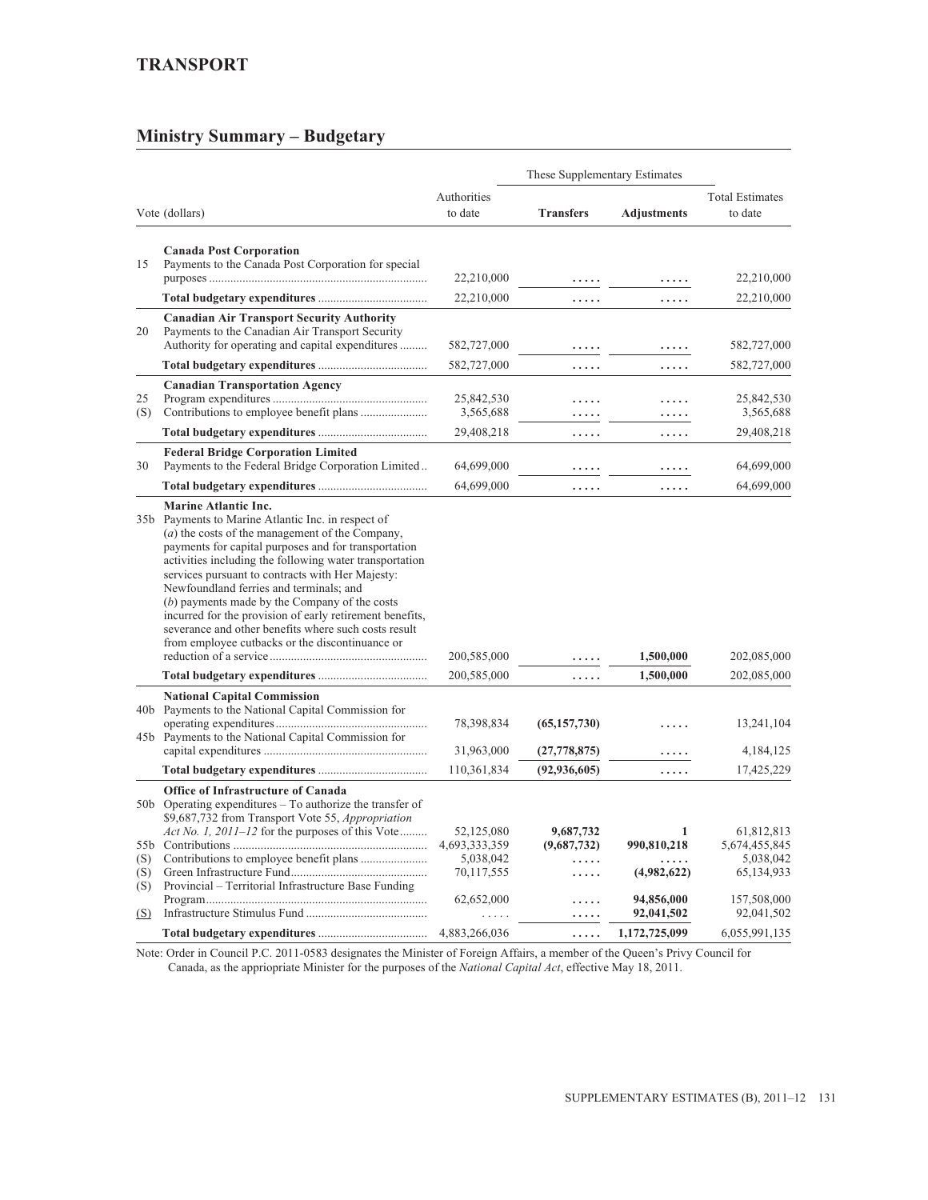## TRANSPORT

## Ministry Summary – Budgetary

| Vote (dollars) | | Authorities to date | These Supplementary Estimates | | Total Estimates to date |
|---|---|---|---|---|---|
| | | | **Transfers** | **Adjustments** | |
| | **Canada Post Corporation** | | | | |
| 15 | Payments to the Canada Post Corporation for special purposes | 22,210,000 | ..... | ..... | 22,210,000 |
| | **Total budgetary expenditures** | 22,210,000 | ..... | ..... | 22,210,000 |
| | **Canadian Air Transport Security Authority** | | | | |
| 20 | Payments to the Canadian Air Transport Security Authority for operating and capital expenditures | 582,727,000 | ..... | ..... | 582,727,000 |
| | **Total budgetary expenditures** | 582,727,000 | ..... | ..... | 582,727,000 |
| | **Canadian Transportation Agency** | | | | |
| 25 | Program expenditures | 25,842,530 | ..... | ..... | 25,842,530 |
| (S) | Contributions to employee benefit plans | 3,565,688 | ..... | ..... | 3,565,688 |
| | **Total budgetary expenditures** | 29,408,218 | ..... | ..... | 29,408,218 |
| | **Federal Bridge Corporation Limited** | | | | |
| 30 | Payments to the Federal Bridge Corporation Limited | 64,699,000 | ..... | ..... | 64,699,000 |
| | **Total budgetary expenditures** | 64,699,000 | ..... | ..... | 64,699,000 |
| | **Marine Atlantic Inc.** | | | | |
| 35b | Payments to Marine Atlantic Inc. in respect of (*a*) the costs of the management of the Company, payments for capital purposes and for transportation activities including the following water transportation services pursuant to contracts with Her Majesty: Newfoundland ferries and terminals; and (*b*) payments made by the Company of the costs incurred for the provision of early retirement benefits, severance and other benefits where such costs result from employee cutbacks or the discontinuance or reduction of a service | 200,585,000 | ..... | **1,500,000** | 202,085,000 |
| | **Total budgetary expenditures** | 200,585,000 | ..... | **1,500,000** | 202,085,000 |
| | **National Capital Commission** | | | | |
| 40b | Payments to the National Capital Commission for operating expenditures | 78,398,834 | **(65,157,730)** | ..... | 13,241,104 |
| 45b | Payments to the National Capital Commission for capital expenditures | 31,963,000 | **(27,778,875)** | ..... | 4,184,125 |
| | **Total budgetary expenditures** | 110,361,834 | **(92,936,605)** | ..... | 17,425,229 |
| | **Office of Infrastructure of Canada** | | | | |
| 50b | Operating expenditures – To authorize the transfer of $9,687,732 from Transport Vote 55, *Appropriation Act No. 1, 2011–12* for the purposes of this Vote | 52,125,080 | **9,687,732** | **1** | 61,812,813 |
| 55b | Contributions | 4,693,333,359 | **(9,687,732)** | **990,810,218** | 5,674,455,845 |
| (S) | Contributions to employee benefit plans | 5,038,042 | ..... | ..... | 5,038,042 |
| (S) | Green Infrastructure Fund | 70,117,555 | ..... | **(4,982,622)** | 65,134,933 |
| (S) | Provincial – Territorial Infrastructure Base Funding Program | 62,652,000 | ..... | **94,856,000** | 157,508,000 |
| (S) | Infrastructure Stimulus Fund | ..... | ..... | **92,041,502** | 92,041,502 |
| | **Total budgetary expenditures** | 4,883,266,036 | ..... | **1,172,725,099** | 6,055,991,135 |

Note: Order in Council P.C. 2011-0583 designates the Minister of Foreign Affairs, a member of the Queen's Privy Council for Canada, as the appriopriate Minister for the purposes of the *National Capital Act*, effective May 18, 2011.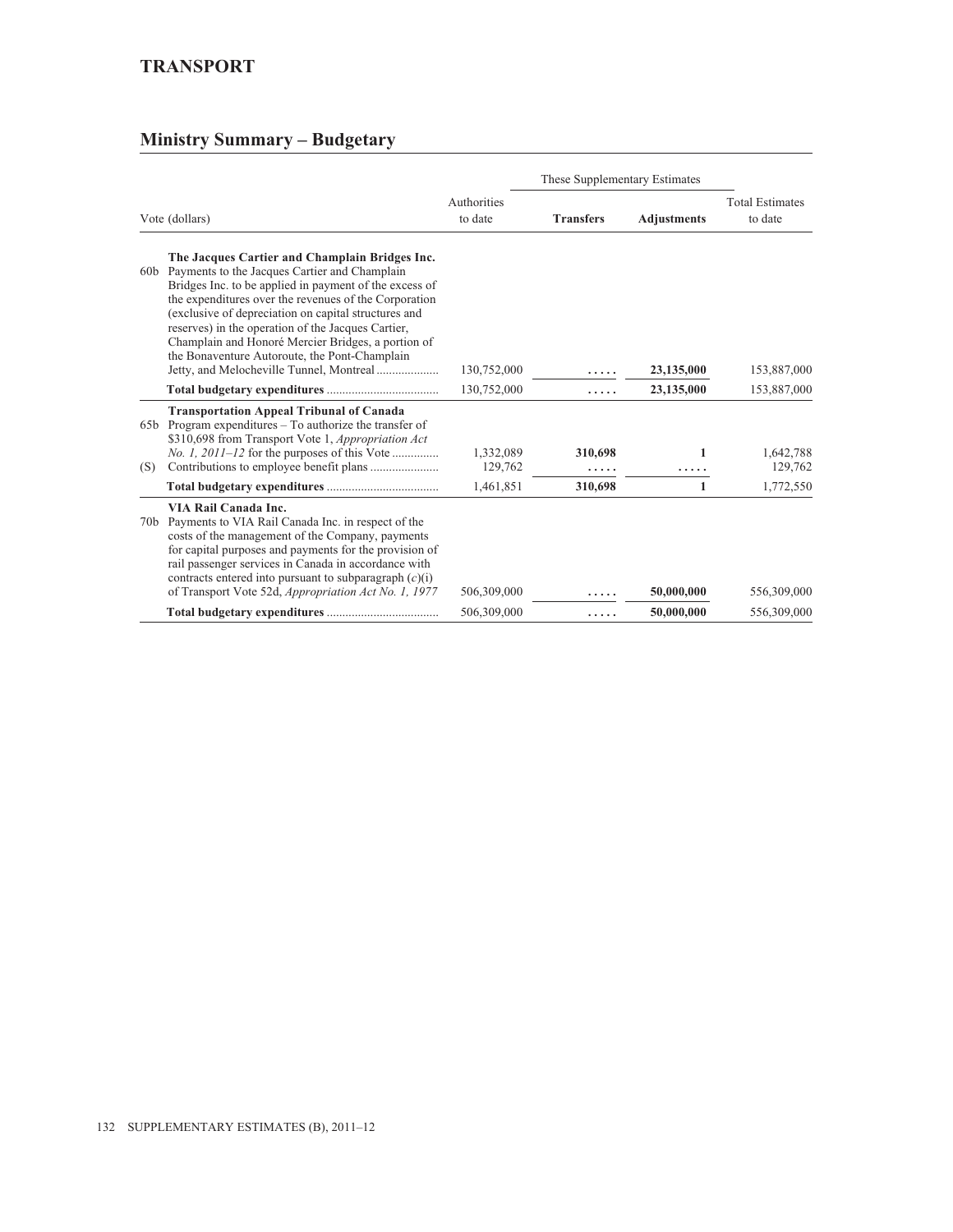## TRANSPORT

### Ministry Summary – Budgetary

| Vote (dollars) | | Authorities to date | These Supplementary Estimates | | Total Estimates to date |
|---|---|---|---|---|---|
| | | | **Transfers** | **Adjustments** | |
| | **The Jacques Cartier and Champlain Bridges Inc.** | | | | |
| 60b | Payments to the Jacques Cartier and Champlain Bridges Inc. to be applied in payment of the excess of the expenditures over the revenues of the Corporation (exclusive of depreciation on capital structures and reserves) in the operation of the Jacques Cartier, Champlain and Honoré Mercier Bridges, a portion of the Bonaventure Autoroute, the Pont-Champlain Jetty, and Melocheville Tunnel, Montreal | 130,752,000 | ..... | **23,135,000** | 153,887,000 |
| | **Total budgetary expenditures** | 130,752,000 | ..... | **23,135,000** | 153,887,000 |
| | **Transportation Appeal Tribunal of Canada** | | | | |
| 65b | Program expenditures – To authorize the transfer of $310,698 from Transport Vote 1, *Appropriation Act No. 1, 2011–12* for the purposes of this Vote | 1,332,089 | **310,698** | **1** | 1,642,788 |
| (S) | Contributions to employee benefit plans | 129,762 | ..... | ..... | 129,762 |
| | **Total budgetary expenditures** | 1,461,851 | **310,698** | **1** | 1,772,550 |
| | **VIA Rail Canada Inc.** | | | | |
| 70b | Payments to VIA Rail Canada Inc. in respect of the costs of the management of the Company, payments for capital purposes and payments for the provision of rail passenger services in Canada in accordance with contracts entered into pursuant to subparagraph (*c*)(i) of Transport Vote 52d, *Appropriation Act No. 1, 1977* | 506,309,000 | ..... | **50,000,000** | 556,309,000 |
| | **Total budgetary expenditures** | 506,309,000 | ..... | **50,000,000** | 556,309,000 |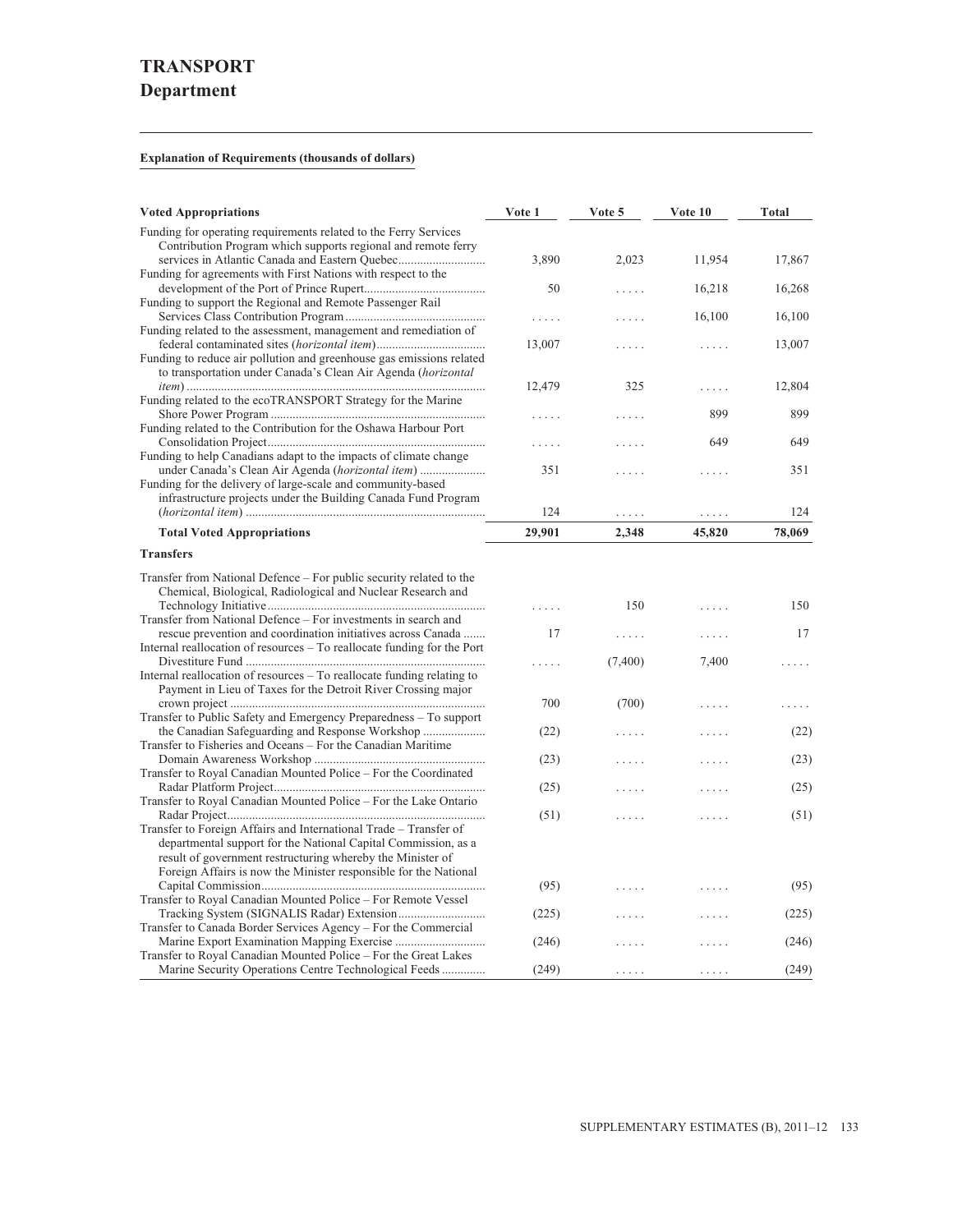# TRANSPORT

## Department

**Explanation of Requirements (thousands of dollars)**

| Voted Appropriations | Vote 1 | Vote 5 | Vote 10 | Total |
|---|---|---|---|---|
| Funding for operating requirements related to the Ferry Services Contribution Program which supports regional and remote ferry services in Atlantic Canada and Eastern Quebec | 3,890 | 2,023 | 11,954 | 17,867 |
| Funding for agreements with First Nations with respect to the development of the Port of Prince Rupert | 50 | ..... | 16,218 | 16,268 |
| Funding to support the Regional and Remote Passenger Rail Services Class Contribution Program | ..... | ..... | 16,100 | 16,100 |
| Funding related to the assessment, management and remediation of federal contaminated sites (*horizontal item*) | 13,007 | ..... | ..... | 13,007 |
| Funding to reduce air pollution and greenhouse gas emissions related to transportation under Canada's Clean Air Agenda (*horizontal item*) | 12,479 | 325 | ..... | 12,804 |
| Funding related to the ecoTRANSPORT Strategy for the Marine Shore Power Program | ..... | ..... | 899 | 899 |
| Funding related to the Contribution for the Oshawa Harbour Port Consolidation Project | ..... | ..... | 649 | 649 |
| Funding to help Canadians adapt to the impacts of climate change under Canada's Clean Air Agenda (*horizontal item*) | 351 | ..... | ..... | 351 |
| Funding for the delivery of large-scale and community-based infrastructure projects under the Building Canada Fund Program (*horizontal item*) | 124 | ..... | ..... | 124 |
| **Total Voted Appropriations** | **29,901** | **2,348** | **45,820** | **78,069** |
| **Transfers** | | | | |
| Transfer from National Defence – For public security related to the Chemical, Biological, Radiological and Nuclear Research and Technology Initiative | ..... | 150 | ..... | 150 |
| Transfer from National Defence – For investments in search and rescue prevention and coordination initiatives across Canada | 17 | ..... | ..... | 17 |
| Internal reallocation of resources – To reallocate funding for the Port Divestiture Fund | ..... | (7,400) | 7,400 | ..... |
| Internal reallocation of resources – To reallocate funding relating to Payment in Lieu of Taxes for the Detroit River Crossing major crown project | 700 | (700) | ..... | ..... |
| Transfer to Public Safety and Emergency Preparedness – To support the Canadian Safeguarding and Response Workshop | (22) | ..... | ..... | (22) |
| Transfer to Fisheries and Oceans – For the Canadian Maritime Domain Awareness Workshop | (23) | ..... | ..... | (23) |
| Transfer to Royal Canadian Mounted Police – For the Coordinated Radar Platform Project | (25) | ..... | ..... | (25) |
| Transfer to Royal Canadian Mounted Police – For the Lake Ontario Radar Project | (51) | ..... | ..... | (51) |
| Transfer to Foreign Affairs and International Trade – Transfer of departmental support for the National Capital Commission, as a result of government restructuring whereby the Minister of Foreign Affairs is now the Minister responsible for the National Capital Commission | (95) | ..... | ..... | (95) |
| Transfer to Royal Canadian Mounted Police – For Remote Vessel Tracking System (SIGNALIS Radar) Extension | (225) | ..... | ..... | (225) |
| Transfer to Canada Border Services Agency – For the Commercial Marine Export Examination Mapping Exercise | (246) | ..... | ..... | (246) |
| Transfer to Royal Canadian Mounted Police – For the Great Lakes Marine Security Operations Centre Technological Feeds | (249) | ..... | ..... | (249) |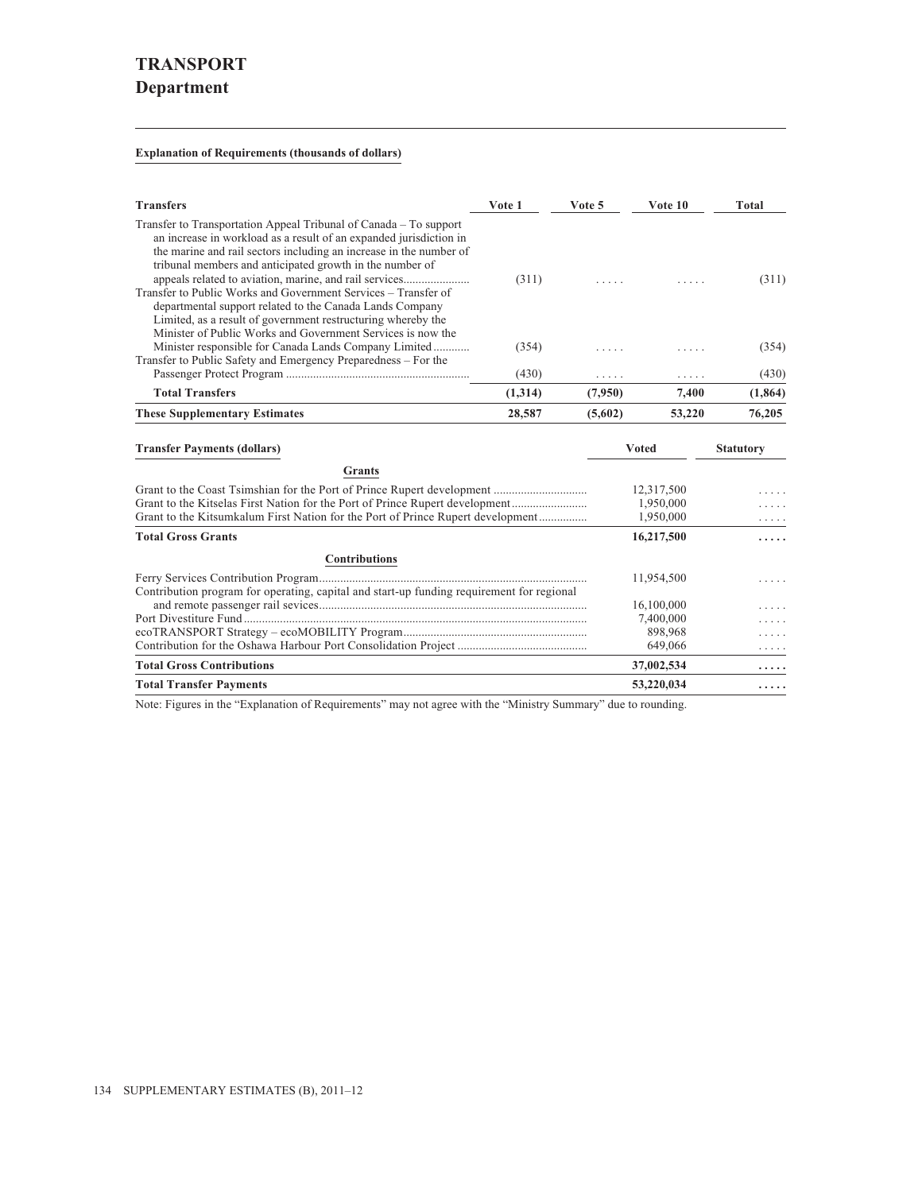# TRANSPORT
## Department

**Explanation of Requirements (thousands of dollars)**

| Transfers | Vote 1 | Vote 5 | Vote 10 | Total |
|---|---|---|---|---|
| Transfer to Transportation Appeal Tribunal of Canada – To support an increase in workload as a result of an expanded jurisdiction in the marine and rail sectors including an increase in the number of tribunal members and anticipated growth in the number of appeals related to aviation, marine, and rail services | (311) | ..... | ..... | (311) |
| Transfer to Public Works and Government Services – Transfer of departmental support related to the Canada Lands Company Limited, as a result of government restructuring whereby the Minister of Public Works and Government Services is now the Minister responsible for Canada Lands Company Limited | (354) | ..... | ..... | (354) |
| Transfer to Public Safety and Emergency Preparedness – For the Passenger Protect Program | (430) | ..... | ..... | (430) |
| **Total Transfers** | **(1,314)** | **(7,950)** | **7,400** | **(1,864)** |
| **These Supplementary Estimates** | **28,587** | **(5,602)** | **53,220** | **76,205** |

| Transfer Payments (dollars) | Voted | Statutory |
|---|---|---|
| **Grants** | | |
| Grant to the Coast Tsimshian for the Port of Prince Rupert development | 12,317,500 | ..... |
| Grant to the Kitselas First Nation for the Port of Prince Rupert development | 1,950,000 | ..... |
| Grant to the Kitsumkalum First Nation for the Port of Prince Rupert development | 1,950,000 | ..... |
| **Total Gross Grants** | **16,217,500** | **.....** |
| **Contributions** | | |
| Ferry Services Contribution Program | 11,954,500 | ..... |
| Contribution program for operating, capital and start-up funding requirement for regional and remote passenger rail services | 16,100,000 | ..... |
| Port Divestiture Fund | 7,400,000 | ..... |
| ecoTRANSPORT Strategy – ecoMOBILITY Program | 898,968 | ..... |
| Contribution for the Oshawa Harbour Port Consolidation Project | 649,066 | ..... |
| **Total Gross Contributions** | **37,002,534** | **.....** |
| **Total Transfer Payments** | **53,220,034** | **.....** |

Note: Figures in the "Explanation of Requirements" may not agree with the "Ministry Summary" due to rounding.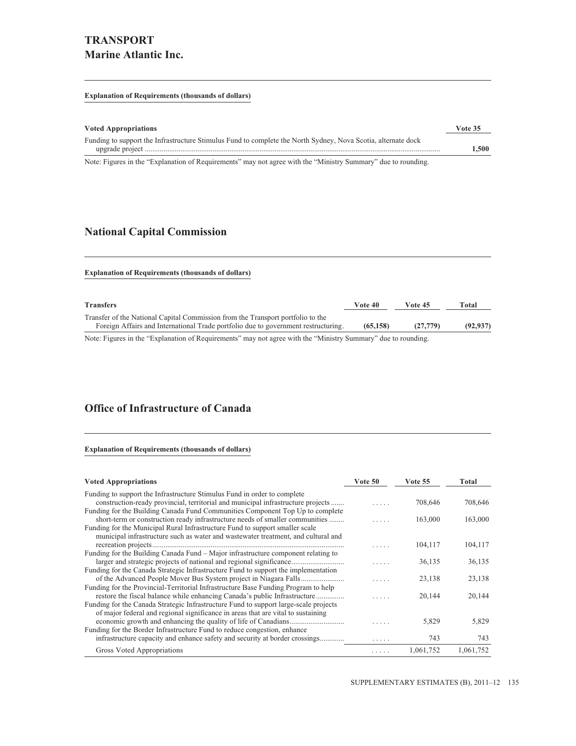# TRANSPORT
## Marine Atlantic Inc.

**Explanation of Requirements (thousands of dollars)**

| Voted Appropriations | Vote 35 |
|---|---|
| Funding to support the Infrastructure Stimulus Fund to complete the North Sydney, Nova Scotia, alternate dock upgrade project | **1,500** |

Note: Figures in the "Explanation of Requirements" may not agree with the "Ministry Summary" due to rounding.

## National Capital Commission

**Explanation of Requirements (thousands of dollars)**

| Transfers | Vote 40 | Vote 45 | Total |
|---|---|---|---|
| Transfer of the National Capital Commission from the Transport portfolio to the Foreign Affairs and International Trade portfolio due to government restructuring. | **(65,158)** | **(27,779)** | **(92,937)** |

Note: Figures in the "Explanation of Requirements" may not agree with the "Ministry Summary" due to rounding.

## Office of Infrastructure of Canada

**Explanation of Requirements (thousands of dollars)**

| Voted Appropriations | Vote 50 | Vote 55 | Total |
|---|---|---|---|
| Funding to support the Infrastructure Stimulus Fund in order to complete construction-ready provincial, territorial and municipal infrastructure projects | ..... | 708,646 | 708,646 |
| Funding for the Building Canada Fund Communities Component Top Up to complete short-term or construction ready infrastructure needs of smaller communities | ..... | 163,000 | 163,000 |
| Funding for the Municipal Rural Infrastructure Fund to support smaller scale municipal infrastructure such as water and wastewater treatment, and cultural and recreation projects | ..... | 104,117 | 104,117 |
| Funding for the Building Canada Fund – Major infrastructure component relating to larger and strategic projects of national and regional significance | ..... | 36,135 | 36,135 |
| Funding for the Canada Strategic Infrastructure Fund to support the implementation of the Advanced People Mover Bus System project in Niagara Falls | ..... | 23,138 | 23,138 |
| Funding for the Provincial-Territorial Infrastructure Base Funding Program to help restore the fiscal balance while enhancing Canada's public Infrastructure | ..... | 20,144 | 20,144 |
| Funding for the Canada Strategic Infrastructure Fund to support large-scale projects of major federal and regional significance in areas that are vital to sustaining economic growth and enhancing the quality of life of Canadians | ..... | 5,829 | 5,829 |
| Funding for the Border Infrastructure Fund to reduce congestion, enhance infrastructure capacity and enhance safety and security at border crossings | ..... | 743 | 743 |
| Gross Voted Appropriations | ..... | 1,061,752 | 1,061,752 |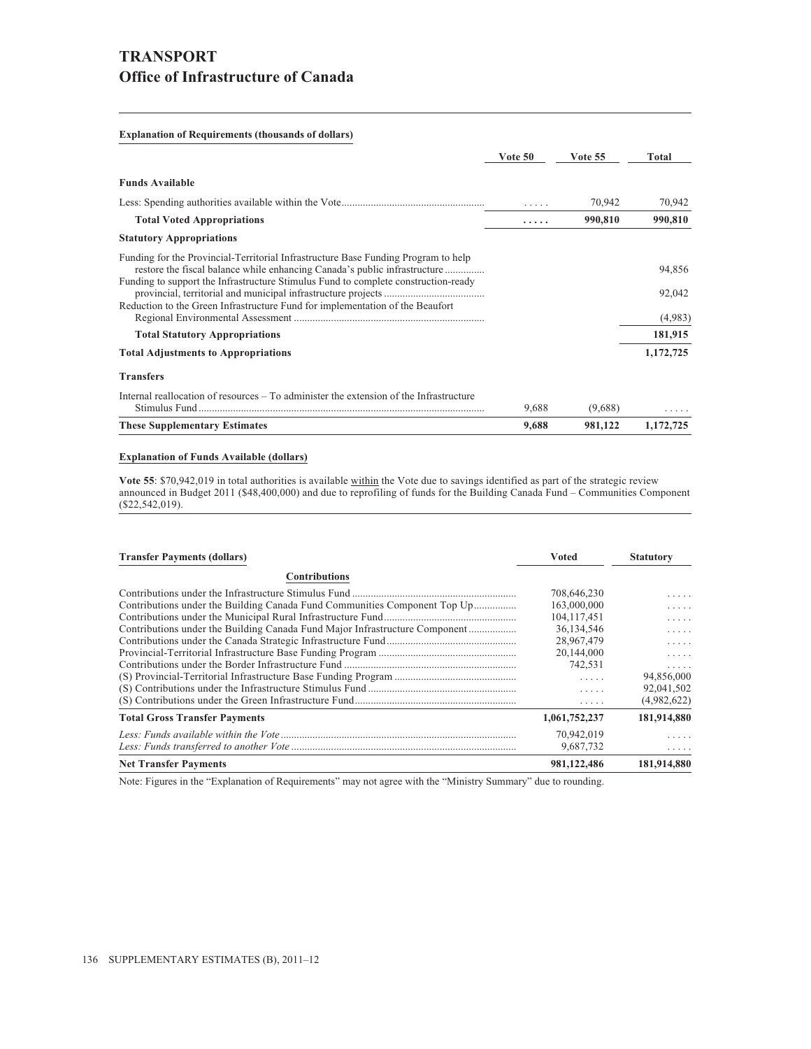# TRANSPORT
## Office of Infrastructure of Canada

**Explanation of Requirements (thousands of dollars)**

| | Vote 50 | Vote 55 | Total |
|---|---|---|---|
| **Funds Available** | | | |
| Less: Spending authorities available within the Vote | ..... | 70,942 | 70,942 |
| **Total Voted Appropriations** | ..... | **990,810** | **990,810** |
| **Statutory Appropriations** | | | |
| Funding for the Provincial-Territorial Infrastructure Base Funding Program to help restore the fiscal balance while enhancing Canada's public infrastructure | | | 94,856 |
| Funding to support the Infrastructure Stimulus Fund to complete construction-ready provincial, territorial and municipal infrastructure projects | | | 92,042 |
| Reduction to the Green Infrastructure Fund for implementation of the Beaufort Regional Environmental Assessment | | | (4,983) |
| **Total Statutory Appropriations** | | | **181,915** |
| **Total Adjustments to Appropriations** | | | **1,172,725** |
| **Transfers** | | | |
| Internal reallocation of resources – To administer the extension of the Infrastructure Stimulus Fund | 9,688 | (9,688) | ..... |
| **These Supplementary Estimates** | **9,688** | **981,122** | **1,172,725** |

**Explanation of Funds Available (dollars)**

**Vote 55**: $70,942,019 in total authorities is available within the Vote due to savings identified as part of the strategic review announced in Budget 2011 ($48,400,000) and due to reprofiling of funds for the Building Canada Fund – Communities Component ($22,542,019).

| Transfer Payments (dollars) | Voted | Statutory |
|---|---|---|
| **Contributions** | | |
| Contributions under the Infrastructure Stimulus Fund | 708,646,230 | ..... |
| Contributions under the Building Canada Fund Communities Component Top Up | 163,000,000 | ..... |
| Contributions under the Municipal Rural Infrastructure Fund | 104,117,451 | ..... |
| Contributions under the Building Canada Fund Major Infrastructure Component | 36,134,546 | ..... |
| Contributions under the Canada Strategic Infrastructure Fund | 28,967,479 | ..... |
| Provincial-Territorial Infrastructure Base Funding Program | 20,144,000 | ..... |
| Contributions under the Border Infrastructure Fund | 742,531 | ..... |
| (S) Provincial-Territorial Infrastructure Base Funding Program | ..... | 94,856,000 |
| (S) Contributions under the Infrastructure Stimulus Fund | ..... | 92,041,502 |
| (S) Contributions under the Green Infrastructure Fund | ..... | (4,982,622) |
| **Total Gross Transfer Payments** | **1,061,752,237** | **181,914,880** |
| *Less: Funds available within the Vote* | 70,942,019 | ..... |
| *Less: Funds transferred to another Vote* | 9,687,732 | ..... |
| **Net Transfer Payments** | **981,122,486** | **181,914,880** |

Note: Figures in the "Explanation of Requirements" may not agree with the "Ministry Summary" due to rounding.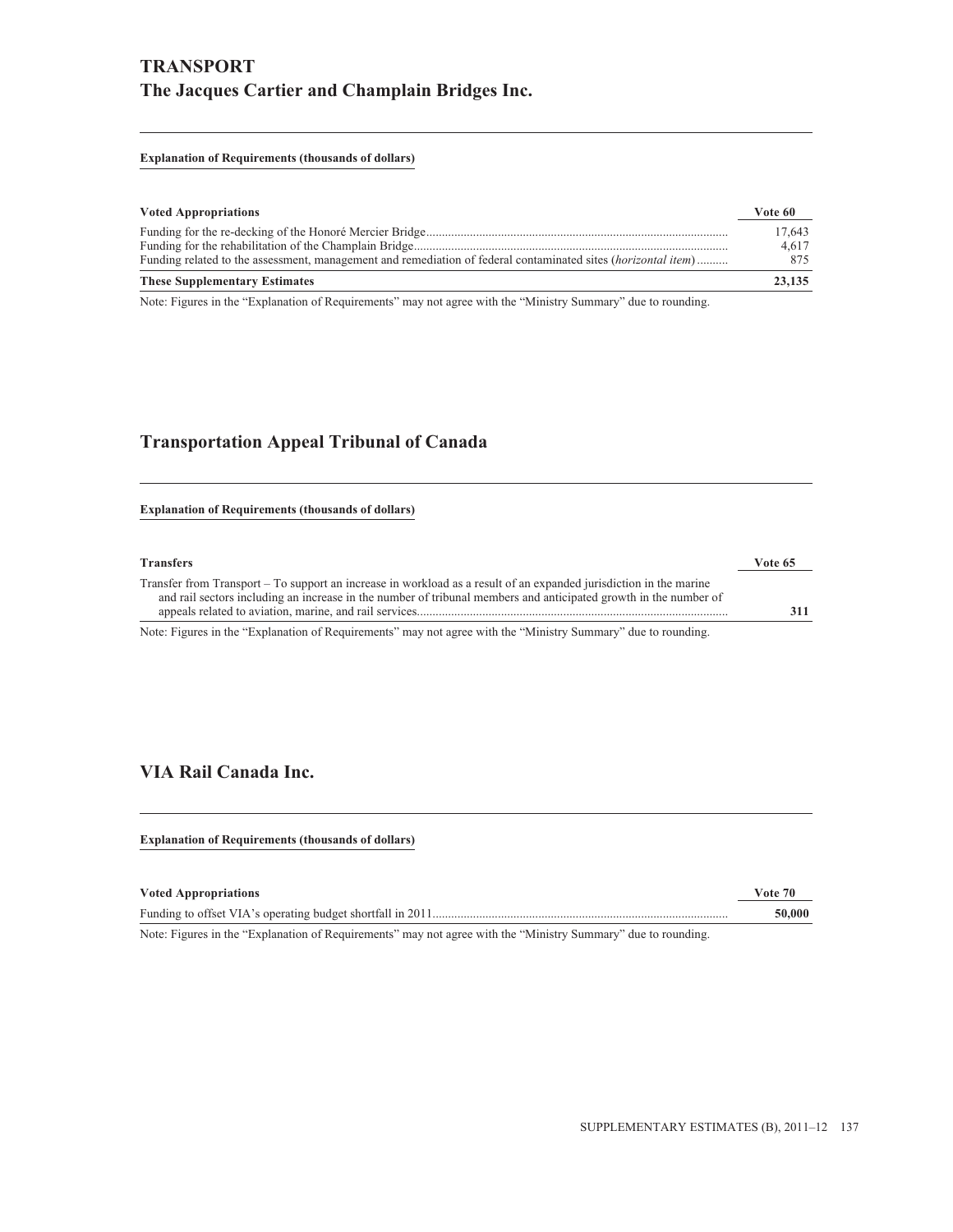# TRANSPORT

## The Jacques Cartier and Champlain Bridges Inc.

**Explanation of Requirements (thousands of dollars)**

| Voted Appropriations | Vote 60 |
|---|---|
| Funding for the re-decking of the Honoré Mercier Bridge | 17,643 |
| Funding for the rehabilitation of the Champlain Bridge | 4,617 |
| Funding related to the assessment, management and remediation of federal contaminated sites (*horizontal item*) | 875 |
| **These Supplementary Estimates** | **23,135** |

Note: Figures in the "Explanation of Requirements" may not agree with the "Ministry Summary" due to rounding.

## Transportation Appeal Tribunal of Canada

**Explanation of Requirements (thousands of dollars)**

| Transfers | Vote 65 |
|---|---|
| Transfer from Transport – To support an increase in workload as a result of an expanded jurisdiction in the marine and rail sectors including an increase in the number of tribunal members and anticipated growth in the number of appeals related to aviation, marine, and rail services | **311** |

Note: Figures in the "Explanation of Requirements" may not agree with the "Ministry Summary" due to rounding.

## VIA Rail Canada Inc.

**Explanation of Requirements (thousands of dollars)**

| Voted Appropriations | Vote 70 |
|---|---|
| Funding to offset VIA's operating budget shortfall in 2011 | **50,000** |

Note: Figures in the "Explanation of Requirements" may not agree with the "Ministry Summary" due to rounding.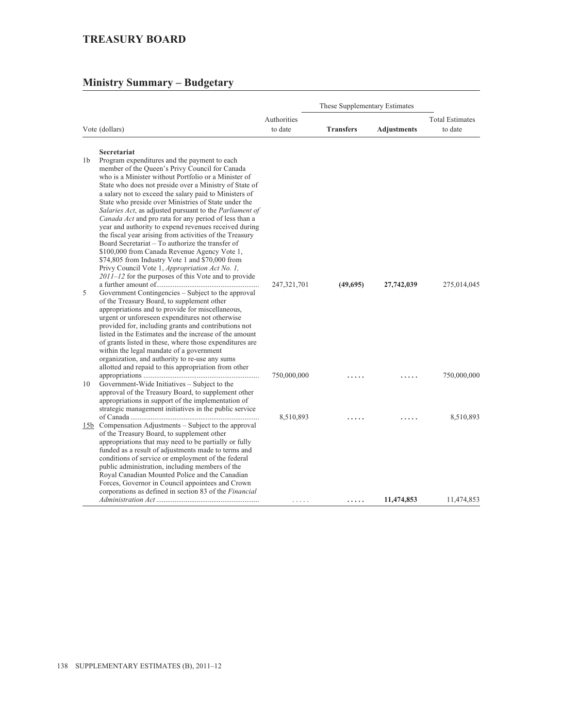## TREASURY BOARD

## Ministry Summary – Budgetary

| Vote (dollars) | | Authorities to date | These Supplementary Estimates | | Total Estimates to date |
|---|---|---|---|---|---|
| | | | **Transfers** | **Adjustments** | |
| | **Secretariat** | | | | |
| 1b | Program expenditures and the payment to each member of the Queen's Privy Council for Canada who is a Minister without Portfolio or a Minister of State who does not preside over a Ministry of State of a salary not to exceed the salary paid to Ministers of State who preside over Ministries of State under the *Salaries Act*, as adjusted pursuant to the *Parliament of Canada Act* and pro rata for any period of less than a year and authority to expend revenues received during the fiscal year arising from activities of the Treasury Board Secretariat – To authorize the transfer of $100,000 from Canada Revenue Agency Vote 1, $74,805 from Industry Vote 1 and $70,000 from Privy Council Vote 1, *Appropriation Act No. 1, 2011–12* for the purposes of this Vote and to provide a further amount of | 247,321,701 | **(49,695)** | **27,742,039** | 275,014,045 |
| 5 | Government Contingencies – Subject to the approval of the Treasury Board, to supplement other appropriations and to provide for miscellaneous, urgent or unforeseen expenditures not otherwise provided for, including grants and contributions not listed in the Estimates and the increase of the amount of grants listed in these, where those expenditures are within the legal mandate of a government organization, and authority to re-use any sums allotted and repaid to this appropriation from other appropriations | 750,000,000 | ..... | ..... | 750,000,000 |
| 10 | Government-Wide Initiatives – Subject to the approval of the Treasury Board, to supplement other appropriations in support of the implementation of strategic management initiatives in the public service of Canada | 8,510,893 | ..... | ..... | 8,510,893 |
| 15b | Compensation Adjustments – Subject to the approval of the Treasury Board, to supplement other appropriations that may need to be partially or fully funded as a result of adjustments made to terms and conditions of service or employment of the federal public administration, including members of the Royal Canadian Mounted Police and the Canadian Forces, Governor in Council appointees and Crown corporations as defined in section 83 of the *Financial Administration Act* | ..... | ..... | **11,474,853** | 11,474,853 |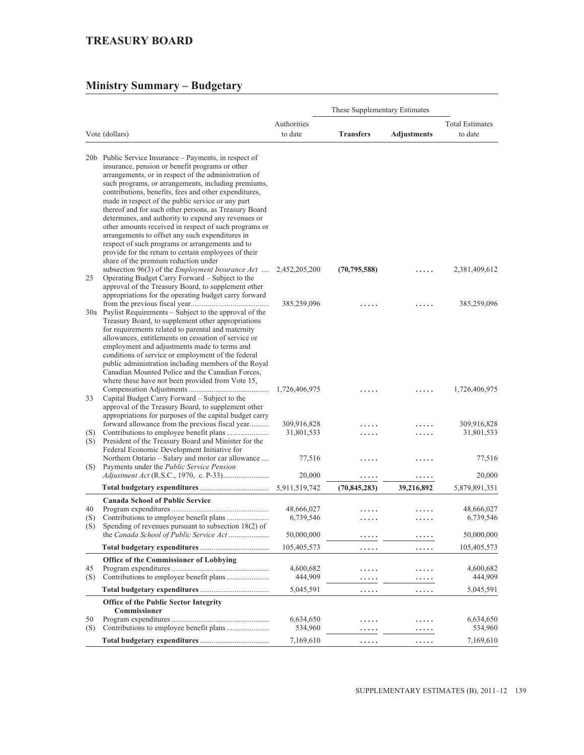## TREASURY BOARD

## Ministry Summary – Budgetary

| Vote (dollars) | | Authorities to date | These Supplementary Estimates | | Total Estimates to date |
|---|---|---|---|---|---|
| | | | **Transfers** | **Adjustments** | |
| 20b | Public Service Insurance – Payments, in respect of insurance, pension or benefit programs or other arrangements, or in respect of the administration of such programs, or arrangements, including premiums, contributions, benefits, fees and other expenditures, made in respect of the public service or any part thereof and for such other persons, as Treasury Board determines, and authority to expend any revenues or other amounts received in respect of such programs or arrangements to offset any such expenditures in respect of such programs or arrangements and to provide for the return to certain employees of their share of the premium reduction under subsection 96(3) of the *Employment Insurance Act* | 2,452,205,200 | **(70,795,588)** | ..... | 2,381,409,612 |
| 25 | Operating Budget Carry Forward – Subject to the approval of the Treasury Board, to supplement other appropriations for the operating budget carry forward from the previous fiscal year | 385,259,096 | ..... | ..... | 385,259,096 |
| 30a | Paylist Requirements – Subject to the approval of the Treasury Board, to supplement other appropriations for requirements related to parental and maternity allowances, entitlements on cessation of service or employment and adjustments made to terms and conditions of service or employment of the federal public administration including members of the Royal Canadian Mounted Police and the Canadian Forces, where these have not been provided from Vote 15, Compensation Adjustments | 1,726,406,975 | ..... | ..... | 1,726,406,975 |
| 33 | Capital Budget Carry Forward – Subject to the approval of the Treasury Board, to supplement other appropriations for purposes of the capital budget carry forward allowance from the previous fiscal year | 309,916,828 | ..... | ..... | 309,916,828 |
| (S) | Contributions to employee benefit plans | 31,801,533 | ..... | ..... | 31,801,533 |
| (S) | President of the Treasury Board and Minister for the Federal Economic Development Initiative for Northern Ontario – Salary and motor car allowance | 77,516 | ..... | ..... | 77,516 |
| (S) | Payments under the *Public Service Pension Adjustment Act* (R.S.C., 1970, c. P-33) | 20,000 | ..... | ..... | 20,000 |
| | **Total budgetary expenditures** | 5,911,519,742 | **(70,845,283)** | **39,216,892** | 5,879,891,351 |
| | **Canada School of Public Service** | | | | |
| 40 | Program expenditures | 48,666,027 | ..... | ..... | 48,666,027 |
| (S) | Contributions to employee benefit plans | 6,739,546 | ..... | ..... | 6,739,546 |
| (S) | Spending of revenues pursuant to subsection 18(2) of the *Canada School of Public Service Act* | 50,000,000 | ..... | ..... | 50,000,000 |
| | **Total budgetary expenditures** | 105,405,573 | ..... | ..... | 105,405,573 |
| | **Office of the Commissioner of Lobbying** | | | | |
| 45 | Program expenditures | 4,600,682 | ..... | ..... | 4,600,682 |
| (S) | Contributions to employee benefit plans | 444,909 | ..... | ..... | 444,909 |
| | **Total budgetary expenditures** | 5,045,591 | ..... | ..... | 5,045,591 |
| | **Office of the Public Sector Integrity Commissioner** | | | | |
| 50 | Program expenditures | 6,634,650 | ..... | ..... | 6,634,650 |
| (S) | Contributions to employee benefit plans | 534,960 | ..... | ..... | 534,960 |
| | **Total budgetary expenditures** | 7,169,610 | ..... | ..... | 7,169,610 |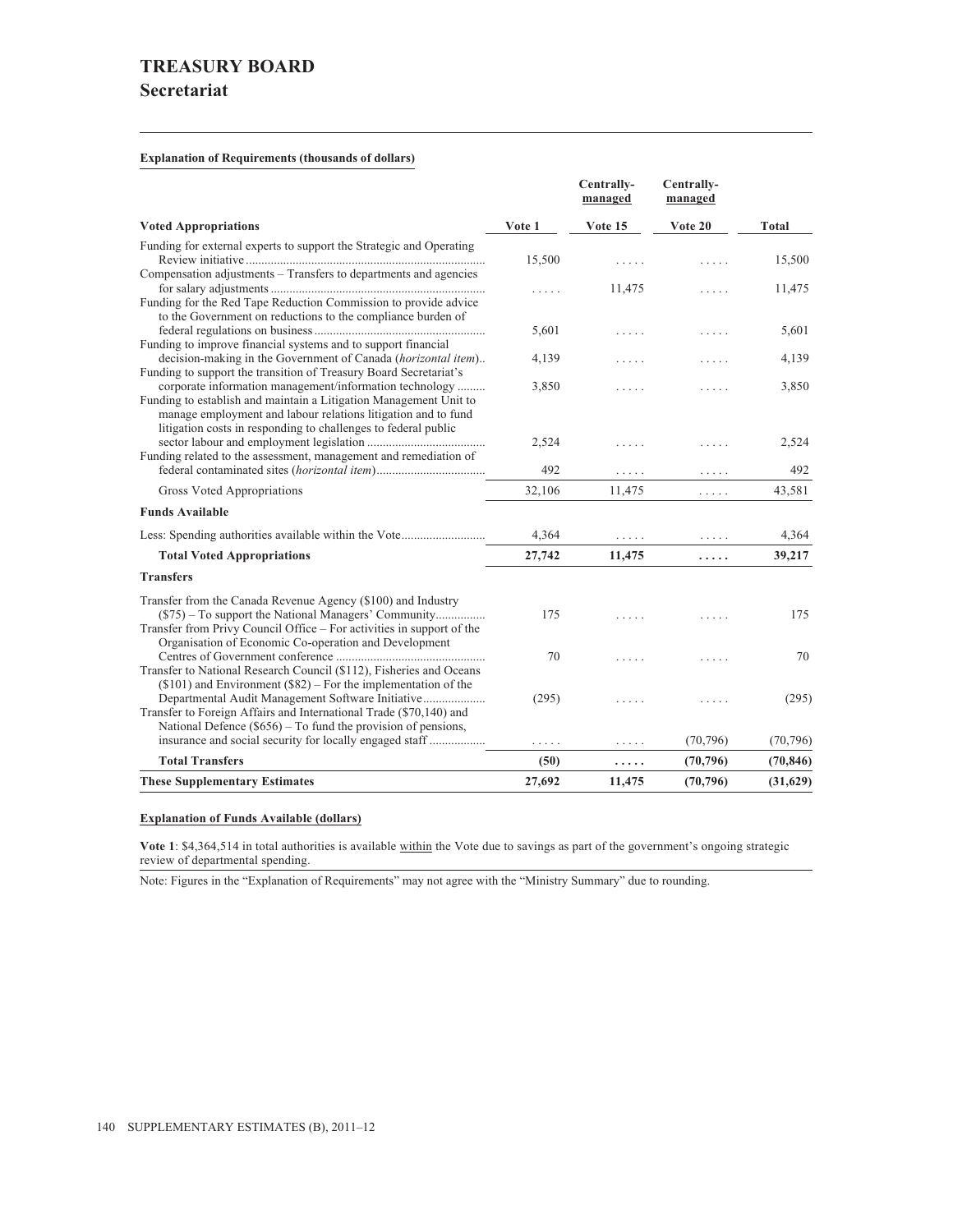# TREASURY BOARD

## Secretariat

**Explanation of Requirements (thousands of dollars)**

| Voted Appropriations | Vote 1 | Centrally-managed Vote 15 | Centrally-managed Vote 20 | Total |
|---|---|---|---|---|
| Funding for external experts to support the Strategic and Operating Review initiative | 15,500 | ..... | ..... | 15,500 |
| Compensation adjustments – Transfers to departments and agencies for salary adjustments | ..... | 11,475 | ..... | 11,475 |
| Funding for the Red Tape Reduction Commission to provide advice to the Government on reductions to the compliance burden of federal regulations on business | 5,601 | ..... | ..... | 5,601 |
| Funding to improve financial systems and to support financial decision-making in the Government of Canada (*horizontal item*) | 4,139 | ..... | ..... | 4,139 |
| Funding to support the transition of Treasury Board Secretariat's corporate information management/information technology | 3,850 | ..... | ..... | 3,850 |
| Funding to establish and maintain a Litigation Management Unit to manage employment and labour relations litigation and to fund litigation costs in responding to challenges to federal public sector labour and employment legislation | 2,524 | ..... | ..... | 2,524 |
| Funding related to the assessment, management and remediation of federal contaminated sites (*horizontal item*) | 492 | ..... | ..... | 492 |
| Gross Voted Appropriations | 32,106 | 11,475 | ..... | 43,581 |
| **Funds Available** | | | | |
| Less: Spending authorities available within the Vote | 4,364 | ..... | ..... | 4,364 |
| **Total Voted Appropriations** | **27,742** | **11,475** | **.....** | **39,217** |
| **Transfers** | | | | |
| Transfer from the Canada Revenue Agency ($100) and Industry ($75) – To support the National Managers' Community | 175 | ..... | ..... | 175 |
| Transfer from Privy Council Office – For activities in support of the Organisation of Economic Co-operation and Development Centres of Government conference | 70 | ..... | ..... | 70 |
| Transfer to National Research Council ($112), Fisheries and Oceans ($101) and Environment ($82) – For the implementation of the Departmental Audit Management Software Initiative | (295) | ..... | ..... | (295) |
| Transfer to Foreign Affairs and International Trade ($70,140) and National Defence ($656) – To fund the provision of pensions, insurance and social security for locally engaged staff | ..... | ..... | (70,796) | (70,796) |
| **Total Transfers** | **(50)** | **.....** | **(70,796)** | **(70,846)** |
| **These Supplementary Estimates** | **27,692** | **11,475** | **(70,796)** | **(31,629)** |

**Explanation of Funds Available (dollars)**

**Vote 1**: $4,364,514 in total authorities is available within the Vote due to savings as part of the government's ongoing strategic review of departmental spending.

Note: Figures in the "Explanation of Requirements" may not agree with the "Ministry Summary" due to rounding.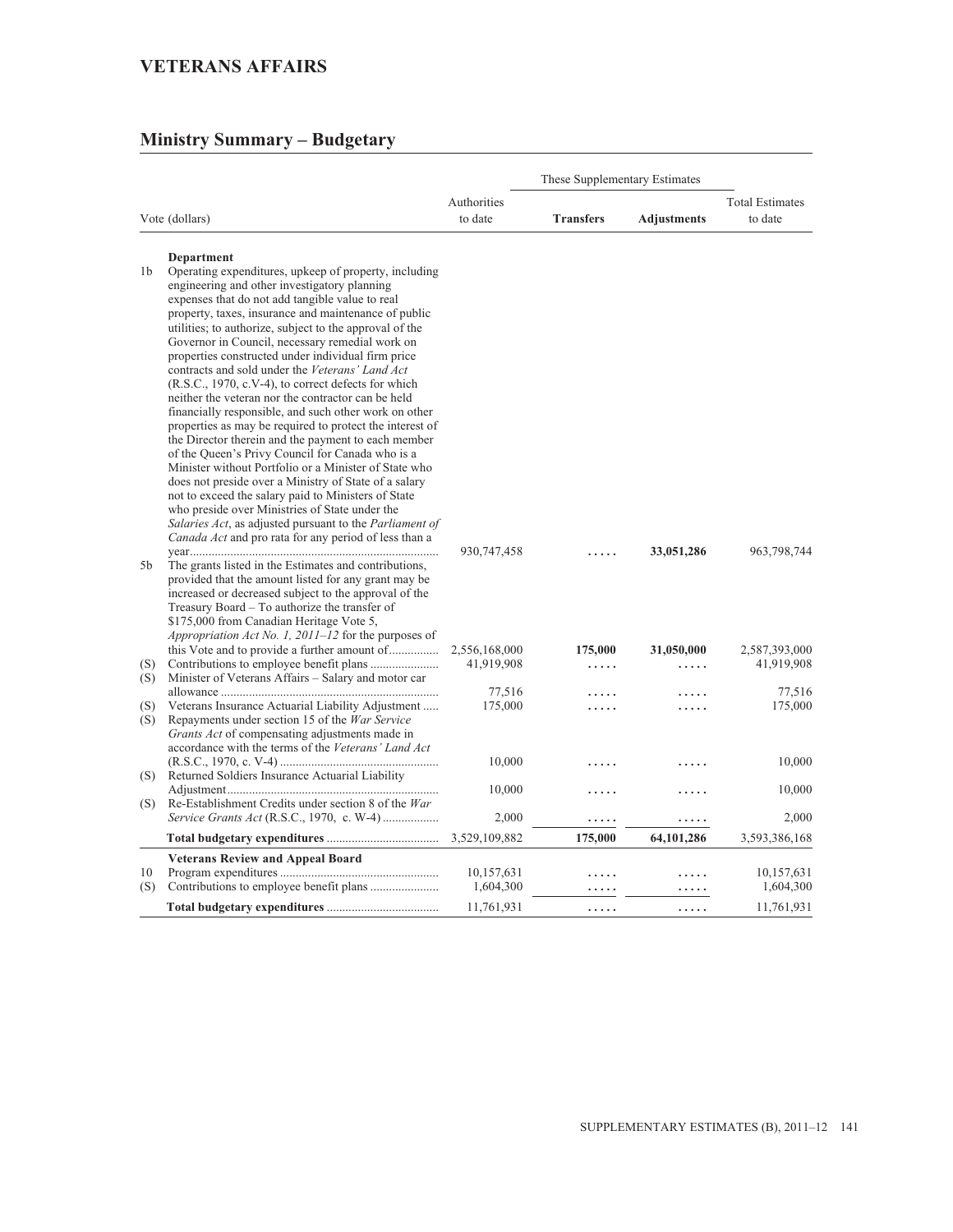# VETERANS AFFAIRS

## Ministry Summary – Budgetary

| | Vote (dollars) | Authorities to date | These Supplementary Estimates Transfers | These Supplementary Estimates Adjustments | Total Estimates to date |
|---|---|---|---|---|---|
| | **Department** | | | | |
| 1b | Operating expenditures, upkeep of property, including engineering and other investigatory planning expenses that do not add tangible value to real property, taxes, insurance and maintenance of public utilities; to authorize, subject to the approval of the Governor in Council, necessary remedial work on properties constructed under individual firm price contracts and sold under the *Veterans' Land Act* (R.S.C., 1970, c.V-4), to correct defects for which neither the veteran nor the contractor can be held financially responsible, and such other work on other properties as may be required to protect the interest of the Director therein and the payment to each member of the Queen's Privy Council for Canada who is a Minister without Portfolio or a Minister of State who does not preside over a Ministry of State of a salary not to exceed the salary paid to Ministers of State who preside over Ministries of State under the *Salaries Act*, as adjusted pursuant to the *Parliament of Canada Act* and pro rata for any period of less than a year | 930,747,458 | ..... | **33,051,286** | 963,798,744 |
| 5b | The grants listed in the Estimates and contributions, provided that the amount listed for any grant may be increased or decreased subject to the approval of the Treasury Board – To authorize the transfer of $175,000 from Canadian Heritage Vote 5, *Appropriation Act No. 1, 2011–12* for the purposes of this Vote and to provide a further amount of | 2,556,168,000 | **175,000** | **31,050,000** | 2,587,393,000 |
| (S) | Contributions to employee benefit plans | 41,919,908 | ..... | ..... | 41,919,908 |
| (S) | Minister of Veterans Affairs – Salary and motor car allowance | 77,516 | ..... | ..... | 77,516 |
| (S) | Veterans Insurance Actuarial Liability Adjustment | 175,000 | ..... | ..... | 175,000 |
| (S) | Repayments under section 15 of the *War Service Grants Act* of compensating adjustments made in accordance with the terms of the *Veterans' Land Act* (R.S.C., 1970, c. V-4) | 10,000 | ..... | ..... | 10,000 |
| (S) | Returned Soldiers Insurance Actuarial Liability Adjustment | 10,000 | ..... | ..... | 10,000 |
| (S) | Re-Establishment Credits under section 8 of the *War Service Grants Act* (R.S.C., 1970, c. W-4) | 2,000 | ..... | ..... | 2,000 |
| | **Total budgetary expenditures** | 3,529,109,882 | 175,000 | 64,101,286 | 3,593,386,168 |
| | **Veterans Review and Appeal Board** | | | | |
| 10 | Program expenditures | 10,157,631 | ..... | ..... | 10,157,631 |
| (S) | Contributions to employee benefit plans | 1,604,300 | ..... | ..... | 1,604,300 |
| | **Total budgetary expenditures** | 11,761,931 | ..... | ..... | 11,761,931 |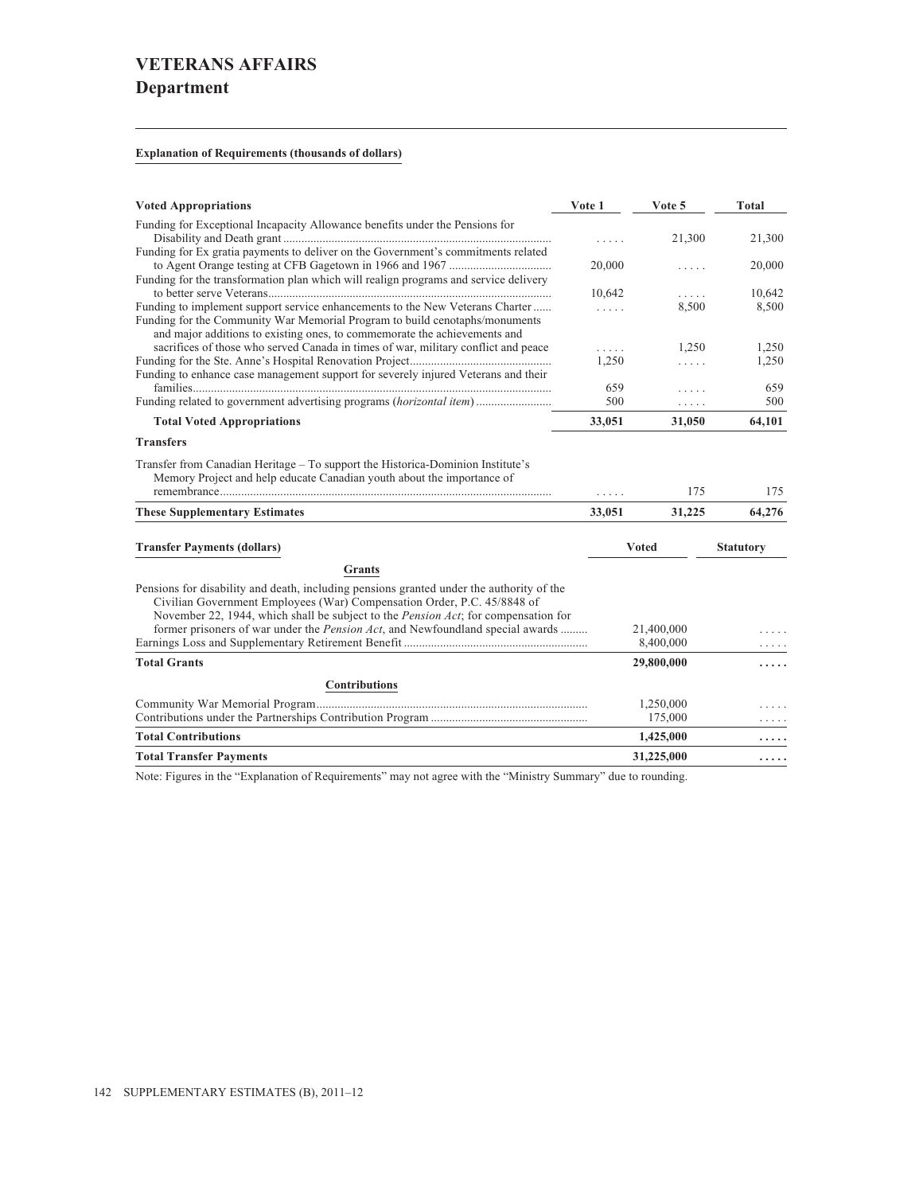# VETERANS AFFAIRS

## Department

**Explanation of Requirements (thousands of dollars)**

| Voted Appropriations | Vote 1 | Vote 5 | Total |
|---|---|---|---|
| Funding for Exceptional Incapacity Allowance benefits under the Pensions for Disability and Death grant | ..... | 21,300 | 21,300 |
| Funding for Ex gratia payments to deliver on the Government's commitments related to Agent Orange testing at CFB Gagetown in 1966 and 1967 | 20,000 | ..... | 20,000 |
| Funding for the transformation plan which will realign programs and service delivery to better serve Veterans | 10,642 | ..... | 10,642 |
| Funding to implement support service enhancements to the New Veterans Charter | ..... | 8,500 | 8,500 |
| Funding for the Community War Memorial Program to build cenotaphs/monuments and major additions to existing ones, to commemorate the achievements and sacrifices of those who served Canada in times of war, military conflict and peace | ..... | 1,250 | 1,250 |
| Funding for the Ste. Anne's Hospital Renovation Project | 1,250 | ..... | 1,250 |
| Funding to enhance case management support for severely injured Veterans and their families | 659 | ..... | 659 |
| Funding related to government advertising programs (*horizontal item*) | 500 | ..... | 500 |
| **Total Voted Appropriations** | **33,051** | **31,050** | **64,101** |
| **Transfers** | | | |
| Transfer from Canadian Heritage – To support the Historica-Dominion Institute's Memory Project and help educate Canadian youth about the importance of remembrance | ..... | 175 | 175 |
| **These Supplementary Estimates** | **33,051** | **31,225** | **64,276** |

| Transfer Payments (dollars) | Voted | Statutory |
|---|---|---|
| **Grants** | | |
| Pensions for disability and death, including pensions granted under the authority of the Civilian Government Employees (War) Compensation Order, P.C. 45/8848 of November 22, 1944, which shall be subject to the *Pension Act*; for compensation for former prisoners of war under the *Pension Act*, and Newfoundland special awards | 21,400,000 | ..... |
| Earnings Loss and Supplementary Retirement Benefit | 8,400,000 | ..... |
| **Total Grants** | **29,800,000** | **.....** |
| **Contributions** | | |
| Community War Memorial Program | 1,250,000 | ..... |
| Contributions under the Partnerships Contribution Program | 175,000 | ..... |
| **Total Contributions** | **1,425,000** | **.....** |
| **Total Transfer Payments** | **31,225,000** | **.....** |

Note: Figures in the "Explanation of Requirements" may not agree with the "Ministry Summary" due to rounding.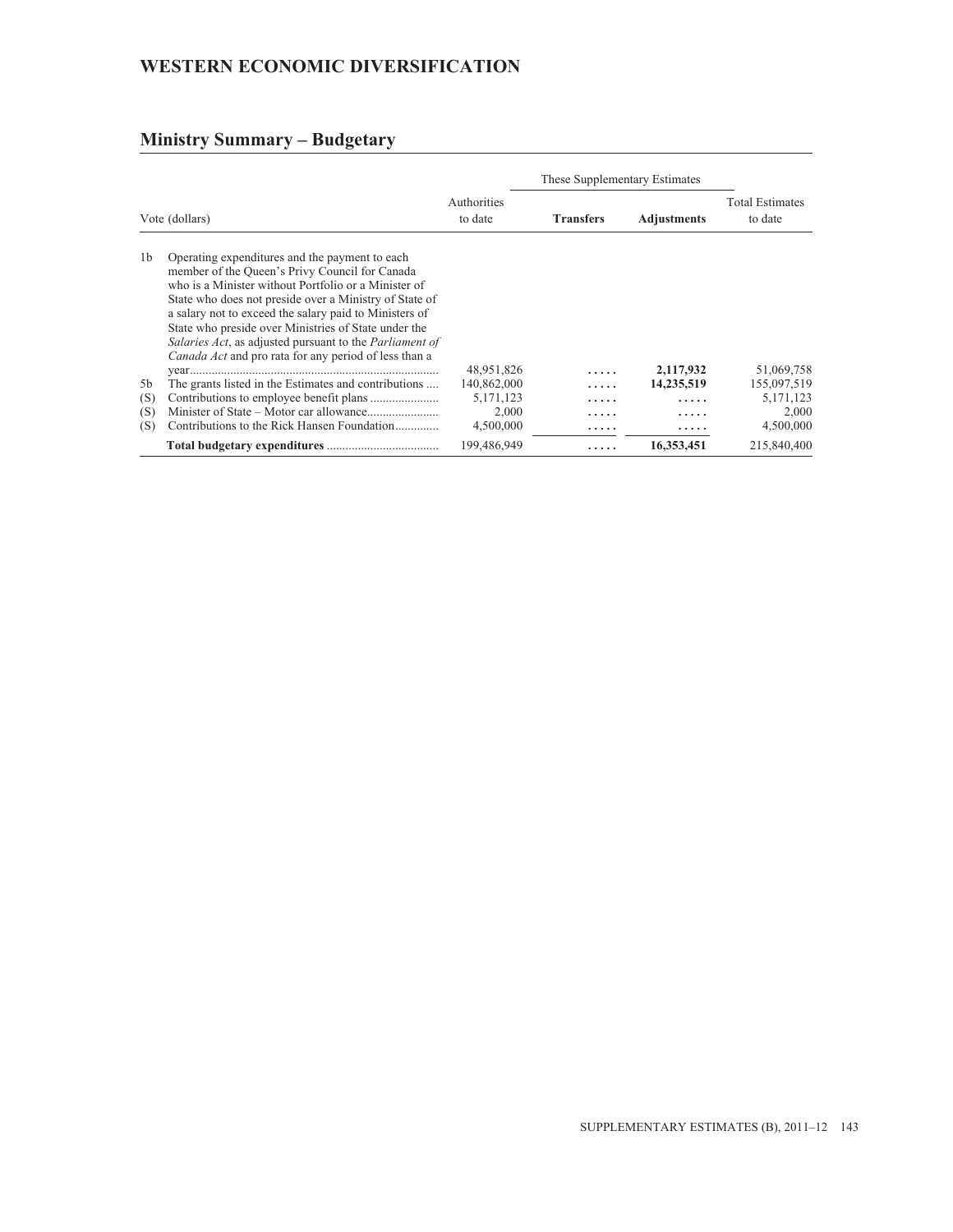# WESTERN ECONOMIC DIVERSIFICATION

## Ministry Summary – Budgetary

| Vote (dollars) | | Authorities to date | These Supplementary Estimates | | Total Estimates to date |
|---|---|---|---|---|---|
| | | | **Transfers** | **Adjustments** | |
| 1b | Operating expenditures and the payment to each member of the Queen's Privy Council for Canada who is a Minister without Portfolio or a Minister of State who does not preside over a Ministry of State of a salary not to exceed the salary paid to Ministers of State who preside over Ministries of State under the *Salaries Act*, as adjusted pursuant to the *Parliament of Canada Act* and pro rata for any period of less than a year | 48,951,826 | ..... | **2,117,932** | 51,069,758 |
| 5b | The grants listed in the Estimates and contributions | 140,862,000 | ..... | **14,235,519** | 155,097,519 |
| (S) | Contributions to employee benefit plans | 5,171,123 | ..... | ..... | 5,171,123 |
| (S) | Minister of State – Motor car allowance | 2,000 | ..... | ..... | 2,000 |
| (S) | Contributions to the Rick Hansen Foundation | 4,500,000 | ..... | ..... | 4,500,000 |
| | **Total budgetary expenditures** | 199,486,949 | ..... | **16,353,451** | 215,840,400 |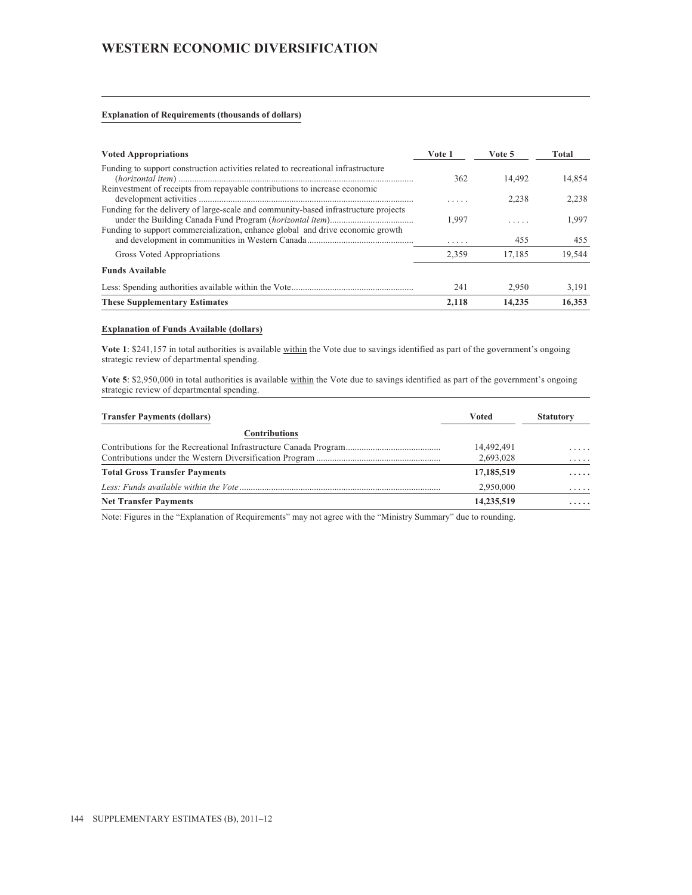# WESTERN ECONOMIC DIVERSIFICATION

**Explanation of Requirements (thousands of dollars)**

| Voted Appropriations | Vote 1 | Vote 5 | Total |
|---|---|---|---|
| Funding to support construction activities related to recreational infrastructure (*horizontal item*) | 362 | 14,492 | 14,854 |
| Reinvestment of receipts from repayable contributions to increase economic development activities | ..... | 2,238 | 2,238 |
| Funding for the delivery of large-scale and community-based infrastructure projects under the Building Canada Fund Program (*horizontal item*) | 1,997 | ..... | 1,997 |
| Funding to support commercialization, enhance global and drive economic growth and development in communities in Western Canada | ..... | 455 | 455 |
| Gross Voted Appropriations | 2,359 | 17,185 | 19,544 |
| **Funds Available** | | | |
| Less: Spending authorities available within the Vote | 241 | 2,950 | 3,191 |
| **These Supplementary Estimates** | **2,118** | **14,235** | **16,353** |

**Explanation of Funds Available (dollars)**

**Vote 1**: $241,157 in total authorities is available within the Vote due to savings identified as part of the government's ongoing strategic review of departmental spending.

**Vote 5**: $2,950,000 in total authorities is available within the Vote due to savings identified as part of the government's ongoing strategic review of departmental spending.

| Transfer Payments (dollars) | Voted | Statutory |
|---|---|---|
| **Contributions** | | |
| Contributions for the Recreational Infrastructure Canada Program | 14,492,491 | ..... |
| Contributions under the Western Diversification Program | 2,693,028 | ..... |
| **Total Gross Transfer Payments** | **17,185,519** | **.....** |
| *Less: Funds available within the Vote* | 2,950,000 | ..... |
| **Net Transfer Payments** | **14,235,519** | **.....** |

Note: Figures in the "Explanation of Requirements" may not agree with the "Ministry Summary" due to rounding.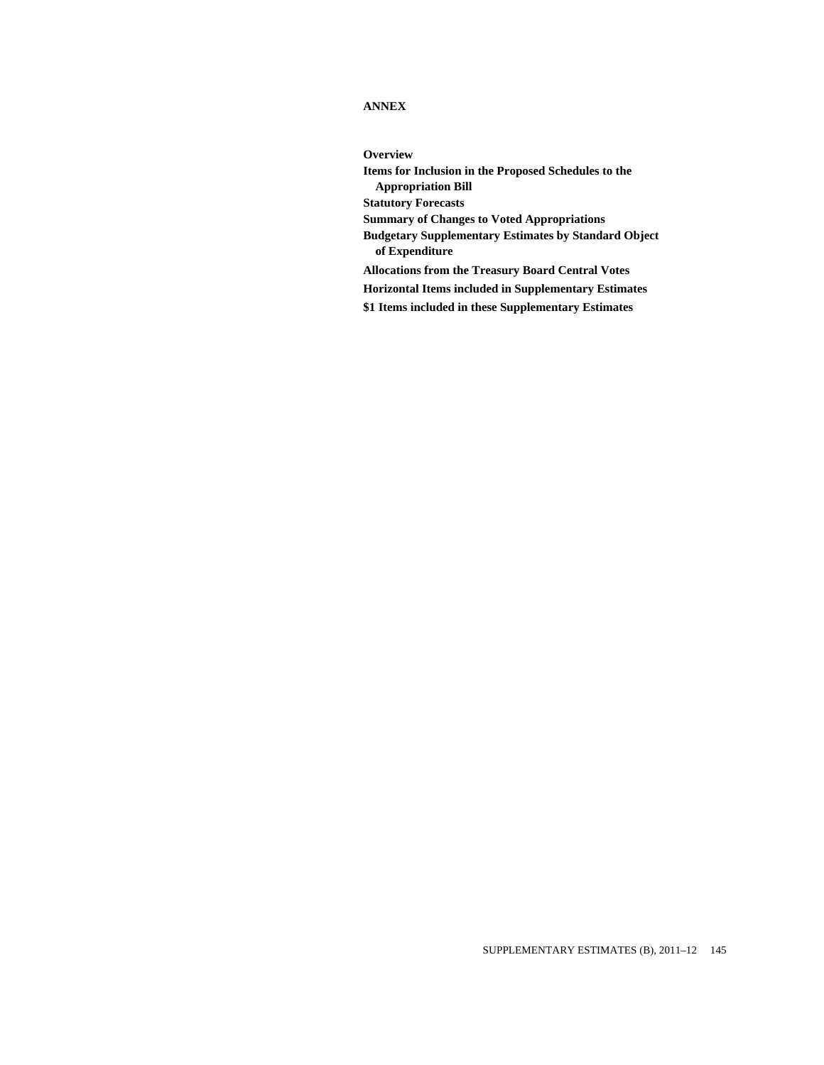# ANNEX

**Overview**

**Items for Inclusion in the Proposed Schedules to the Appropriation Bill**

**Statutory Forecasts**

**Summary of Changes to Voted Appropriations**

**Budgetary Supplementary Estimates by Standard Object of Expenditure**

**Allocations from the Treasury Board Central Votes**

**Horizontal Items included in Supplementary Estimates**

**$1 Items included in these Supplementary Estimates**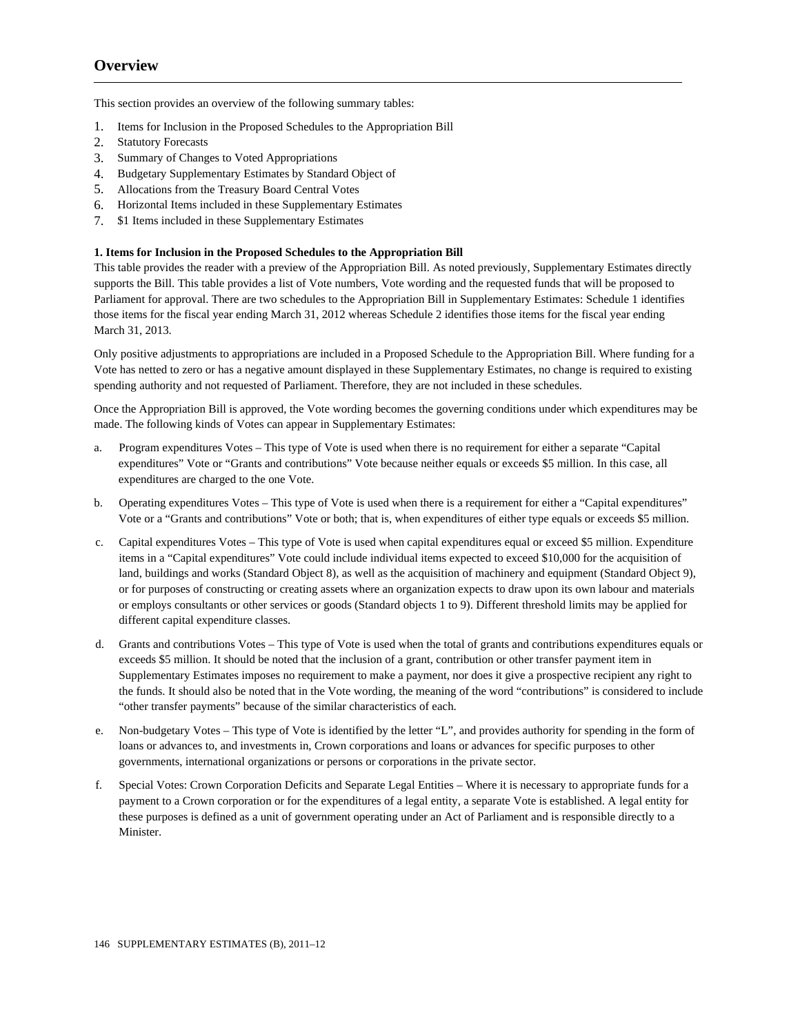## Overview

This section provides an overview of the following summary tables:

1. Items for Inclusion in the Proposed Schedules to the Appropriation Bill
2. Statutory Forecasts
3. Summary of Changes to Voted Appropriations
4. Budgetary Supplementary Estimates by Standard Object of
5. Allocations from the Treasury Board Central Votes
6. Horizontal Items included in these Supplementary Estimates
7. $1 Items included in these Supplementary Estimates

**1. Items for Inclusion in the Proposed Schedules to the Appropriation Bill**

This table provides the reader with a preview of the Appropriation Bill. As noted previously, Supplementary Estimates directly supports the Bill. This table provides a list of Vote numbers, Vote wording and the requested funds that will be proposed to Parliament for approval. There are two schedules to the Appropriation Bill in Supplementary Estimates: Schedule 1 identifies those items for the fiscal year ending March 31, 2012 whereas Schedule 2 identifies those items for the fiscal year ending March 31, 2013.

Only positive adjustments to appropriations are included in a Proposed Schedule to the Appropriation Bill. Where funding for a Vote has netted to zero or has a negative amount displayed in these Supplementary Estimates, no change is required to existing spending authority and not requested of Parliament. Therefore, they are not included in these schedules.

Once the Appropriation Bill is approved, the Vote wording becomes the governing conditions under which expenditures may be made. The following kinds of Votes can appear in Supplementary Estimates:

a. Program expenditures Votes – This type of Vote is used when there is no requirement for either a separate "Capital expenditures" Vote or "Grants and contributions" Vote because neither equals or exceeds $5 million. In this case, all expenditures are charged to the one Vote.

b. Operating expenditures Votes – This type of Vote is used when there is a requirement for either a "Capital expenditures" Vote or a "Grants and contributions" Vote or both; that is, when expenditures of either type equals or exceeds $5 million.

c. Capital expenditures Votes – This type of Vote is used when capital expenditures equal or exceed $5 million. Expenditure items in a "Capital expenditures" Vote could include individual items expected to exceed $10,000 for the acquisition of land, buildings and works (Standard Object 8), as well as the acquisition of machinery and equipment (Standard Object 9), or for purposes of constructing or creating assets where an organization expects to draw upon its own labour and materials or employs consultants or other services or goods (Standard objects 1 to 9). Different threshold limits may be applied for different capital expenditure classes.

d. Grants and contributions Votes – This type of Vote is used when the total of grants and contributions expenditures equals or exceeds $5 million. It should be noted that the inclusion of a grant, contribution or other transfer payment item in Supplementary Estimates imposes no requirement to make a payment, nor does it give a prospective recipient any right to the funds. It should also be noted that in the Vote wording, the meaning of the word "contributions" is considered to include "other transfer payments" because of the similar characteristics of each.

e. Non-budgetary Votes – This type of Vote is identified by the letter "L", and provides authority for spending in the form of loans or advances to, and investments in, Crown corporations and loans or advances for specific purposes to other governments, international organizations or persons or corporations in the private sector.

f. Special Votes: Crown Corporation Deficits and Separate Legal Entities – Where it is necessary to appropriate funds for a payment to a Crown corporation or for the expenditures of a legal entity, a separate Vote is established. A legal entity for these purposes is defined as a unit of government operating under an Act of Parliament and is responsible directly to a Minister.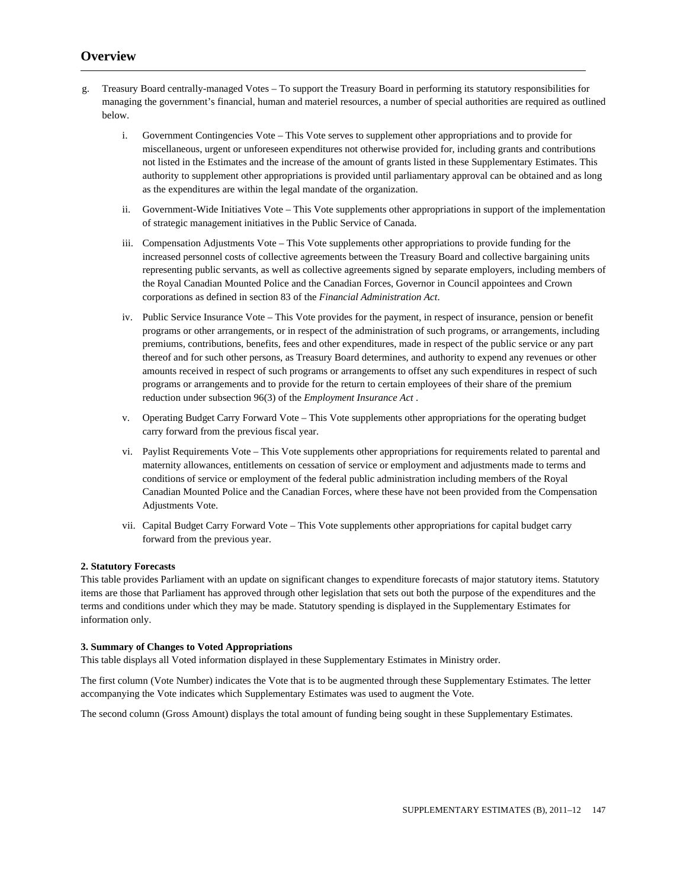## Overview

g. Treasury Board centrally-managed Votes – To support the Treasury Board in performing its statutory responsibilities for managing the government's financial, human and materiel resources, a number of special authorities are required as outlined below.

   i. Government Contingencies Vote – This Vote serves to supplement other appropriations and to provide for miscellaneous, urgent or unforeseen expenditures not otherwise provided for, including grants and contributions not listed in the Estimates and the increase of the amount of grants listed in these Supplementary Estimates. This authority to supplement other appropriations is provided until parliamentary approval can be obtained and as long as the expenditures are within the legal mandate of the organization.

   ii. Government-Wide Initiatives Vote – This Vote supplements other appropriations in support of the implementation of strategic management initiatives in the Public Service of Canada.

   iii. Compensation Adjustments Vote – This Vote supplements other appropriations to provide funding for the increased personnel costs of collective agreements between the Treasury Board and collective bargaining units representing public servants, as well as collective agreements signed by separate employers, including members of the Royal Canadian Mounted Police and the Canadian Forces, Governor in Council appointees and Crown corporations as defined in section 83 of the *Financial Administration Act*.

   iv. Public Service Insurance Vote – This Vote provides for the payment, in respect of insurance, pension or benefit programs or other arrangements, or in respect of the administration of such programs, or arrangements, including premiums, contributions, benefits, fees and other expenditures, made in respect of the public service or any part thereof and for such other persons, as Treasury Board determines, and authority to expend any revenues or other amounts received in respect of such programs or arrangements to offset any such expenditures in respect of such programs or arrangements and to provide for the return to certain employees of their share of the premium reduction under subsection 96(3) of the *Employment Insurance Act* .

   v. Operating Budget Carry Forward Vote – This Vote supplements other appropriations for the operating budget carry forward from the previous fiscal year.

   vi. Paylist Requirements Vote – This Vote supplements other appropriations for requirements related to parental and maternity allowances, entitlements on cessation of service or employment and adjustments made to terms and conditions of service or employment of the federal public administration including members of the Royal Canadian Mounted Police and the Canadian Forces, where these have not been provided from the Compensation Adjustments Vote.

   vii. Capital Budget Carry Forward Vote – This Vote supplements other appropriations for capital budget carry forward from the previous year.

**2. Statutory Forecasts**

This table provides Parliament with an update on significant changes to expenditure forecasts of major statutory items. Statutory items are those that Parliament has approved through other legislation that sets out both the purpose of the expenditures and the terms and conditions under which they may be made. Statutory spending is displayed in the Supplementary Estimates for information only.

**3. Summary of Changes to Voted Appropriations**

This table displays all Voted information displayed in these Supplementary Estimates in Ministry order.

The first column (Vote Number) indicates the Vote that is to be augmented through these Supplementary Estimates. The letter accompanying the Vote indicates which Supplementary Estimates was used to augment the Vote.

The second column (Gross Amount) displays the total amount of funding being sought in these Supplementary Estimates.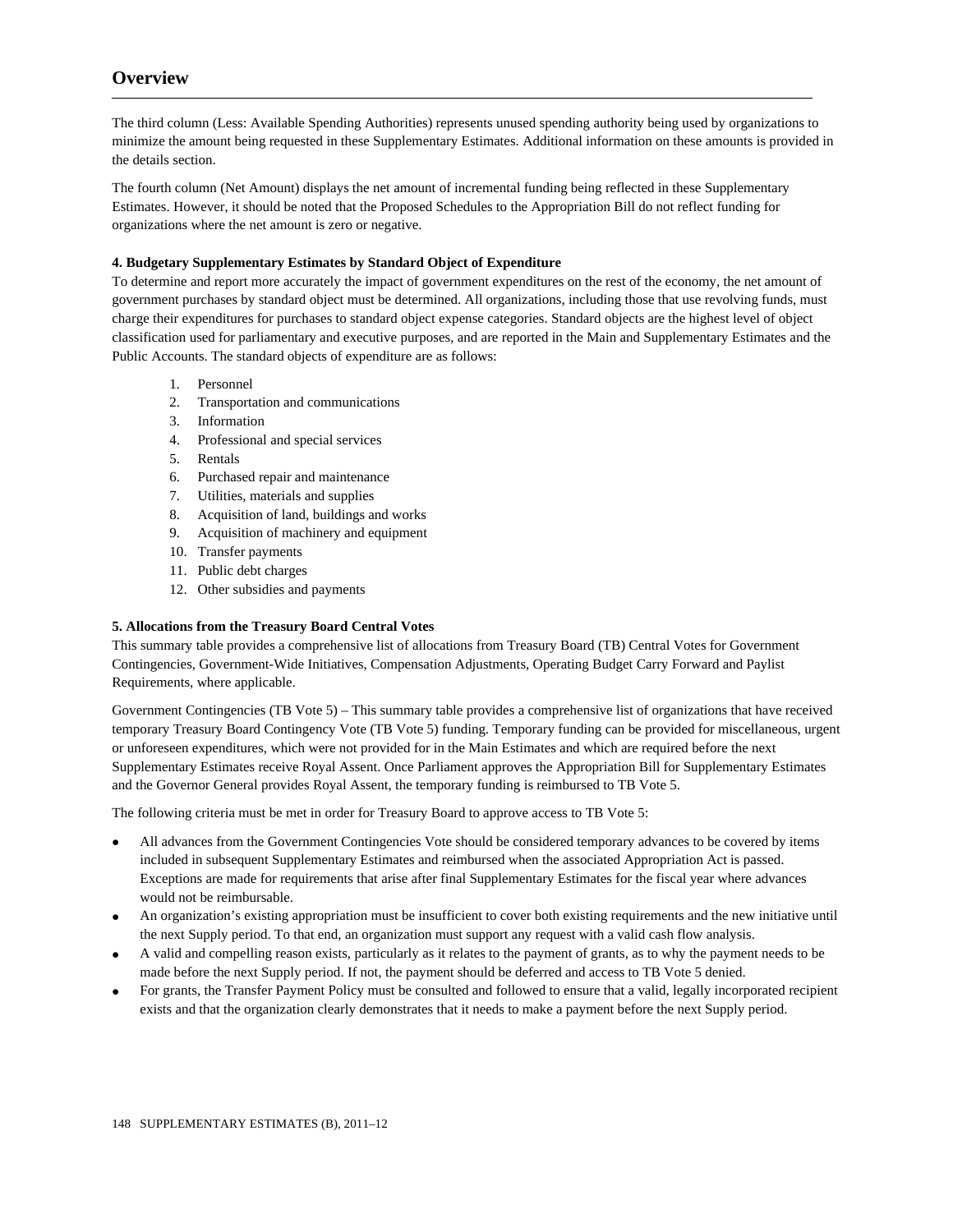# Overview

The third column (Less: Available Spending Authorities) represents unused spending authority being used by organizations to minimize the amount being requested in these Supplementary Estimates. Additional information on these amounts is provided in the details section.

The fourth column (Net Amount) displays the net amount of incremental funding being reflected in these Supplementary Estimates. However, it should be noted that the Proposed Schedules to the Appropriation Bill do not reflect funding for organizations where the net amount is zero or negative.

**4. Budgetary Supplementary Estimates by Standard Object of Expenditure**

To determine and report more accurately the impact of government expenditures on the rest of the economy, the net amount of government purchases by standard object must be determined. All organizations, including those that use revolving funds, must charge their expenditures for purchases to standard object expense categories. Standard objects are the highest level of object classification used for parliamentary and executive purposes, and are reported in the Main and Supplementary Estimates and the Public Accounts. The standard objects of expenditure are as follows:

1. Personnel
2. Transportation and communications
3. Information
4. Professional and special services
5. Rentals
6. Purchased repair and maintenance
7. Utilities, materials and supplies
8. Acquisition of land, buildings and works
9. Acquisition of machinery and equipment
10. Transfer payments
11. Public debt charges
12. Other subsidies and payments

**5. Allocations from the Treasury Board Central Votes**

This summary table provides a comprehensive list of allocations from Treasury Board (TB) Central Votes for Government Contingencies, Government-Wide Initiatives, Compensation Adjustments, Operating Budget Carry Forward and Paylist Requirements, where applicable.

Government Contingencies (TB Vote 5) – This summary table provides a comprehensive list of organizations that have received temporary Treasury Board Contingency Vote (TB Vote 5) funding. Temporary funding can be provided for miscellaneous, urgent or unforeseen expenditures, which were not provided for in the Main Estimates and which are required before the next Supplementary Estimates receive Royal Assent. Once Parliament approves the Appropriation Bill for Supplementary Estimates and the Governor General provides Royal Assent, the temporary funding is reimbursed to TB Vote 5.

The following criteria must be met in order for Treasury Board to approve access to TB Vote 5:

- All advances from the Government Contingencies Vote should be considered temporary advances to be covered by items included in subsequent Supplementary Estimates and reimbursed when the associated Appropriation Act is passed. Exceptions are made for requirements that arise after final Supplementary Estimates for the fiscal year where advances would not be reimbursable.
- An organization's existing appropriation must be insufficient to cover both existing requirements and the new initiative until the next Supply period. To that end, an organization must support any request with a valid cash flow analysis.
- A valid and compelling reason exists, particularly as it relates to the payment of grants, as to why the payment needs to be made before the next Supply period. If not, the payment should be deferred and access to TB Vote 5 denied.
- For grants, the Transfer Payment Policy must be consulted and followed to ensure that a valid, legally incorporated recipient exists and that the organization clearly demonstrates that it needs to make a payment before the next Supply period.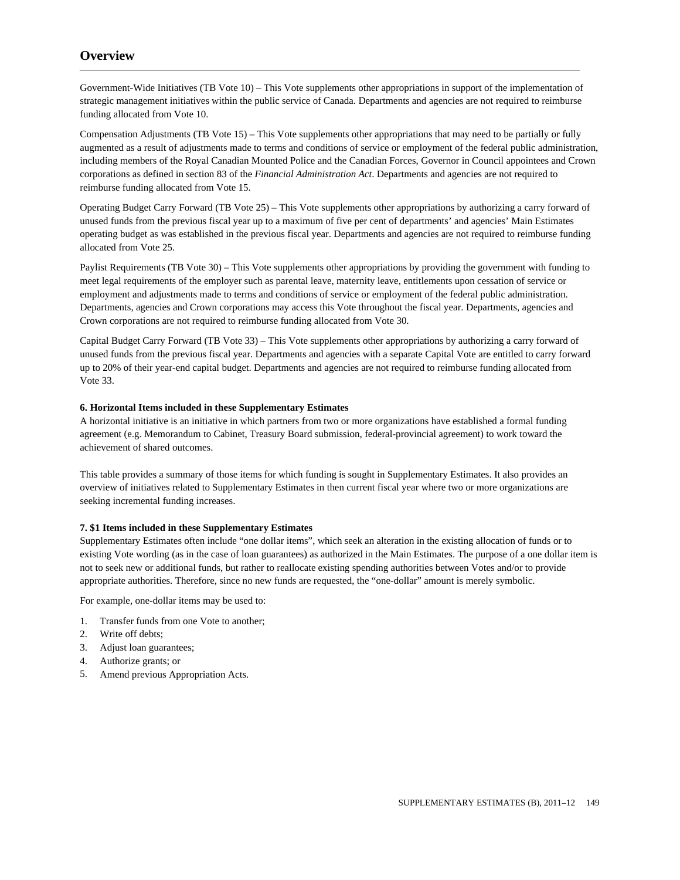## Overview

Government-Wide Initiatives (TB Vote 10) – This Vote supplements other appropriations in support of the implementation of strategic management initiatives within the public service of Canada. Departments and agencies are not required to reimburse funding allocated from Vote 10.

Compensation Adjustments (TB Vote 15) – This Vote supplements other appropriations that may need to be partially or fully augmented as a result of adjustments made to terms and conditions of service or employment of the federal public administration, including members of the Royal Canadian Mounted Police and the Canadian Forces, Governor in Council appointees and Crown corporations as defined in section 83 of the *Financial Administration Act*. Departments and agencies are not required to reimburse funding allocated from Vote 15.

Operating Budget Carry Forward (TB Vote 25) – This Vote supplements other appropriations by authorizing a carry forward of unused funds from the previous fiscal year up to a maximum of five per cent of departments' and agencies' Main Estimates operating budget as was established in the previous fiscal year. Departments and agencies are not required to reimburse funding allocated from Vote 25.

Paylist Requirements (TB Vote 30) – This Vote supplements other appropriations by providing the government with funding to meet legal requirements of the employer such as parental leave, maternity leave, entitlements upon cessation of service or employment and adjustments made to terms and conditions of service or employment of the federal public administration. Departments, agencies and Crown corporations may access this Vote throughout the fiscal year. Departments, agencies and Crown corporations are not required to reimburse funding allocated from Vote 30.

Capital Budget Carry Forward (TB Vote 33) – This Vote supplements other appropriations by authorizing a carry forward of unused funds from the previous fiscal year. Departments and agencies with a separate Capital Vote are entitled to carry forward up to 20% of their year-end capital budget. Departments and agencies are not required to reimburse funding allocated from Vote 33.

**6. Horizontal Items included in these Supplementary Estimates**

A horizontal initiative is an initiative in which partners from two or more organizations have established a formal funding agreement (e.g. Memorandum to Cabinet, Treasury Board submission, federal-provincial agreement) to work toward the achievement of shared outcomes.

This table provides a summary of those items for which funding is sought in Supplementary Estimates. It also provides an overview of initiatives related to Supplementary Estimates in then current fiscal year where two or more organizations are seeking incremental funding increases.

**7. $1 Items included in these Supplementary Estimates**

Supplementary Estimates often include "one dollar items", which seek an alteration in the existing allocation of funds or to existing Vote wording (as in the case of loan guarantees) as authorized in the Main Estimates. The purpose of a one dollar item is not to seek new or additional funds, but rather to reallocate existing spending authorities between Votes and/or to provide appropriate authorities. Therefore, since no new funds are requested, the "one-dollar" amount is merely symbolic.

For example, one-dollar items may be used to:

1. Transfer funds from one Vote to another;
2. Write off debts;
3. Adjust loan guarantees;
4. Authorize grants; or
5. Amend previous Appropriation Acts.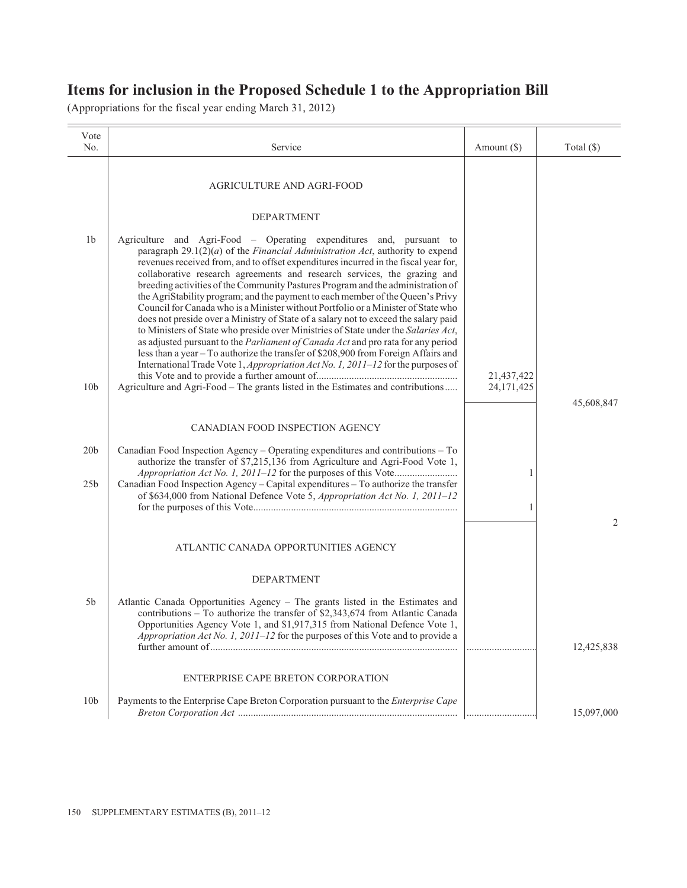# Items for inclusion in the Proposed Schedule 1 to the Appropriation Bill

(Appropriations for the fiscal year ending March 31, 2012)

| Vote No. | Service | Amount ($) | Total ($) |
|---|---|---|---|
| | AGRICULTURE AND AGRI-FOOD | | |
| | DEPARTMENT | | |
| 1b | Agriculture and Agri-Food – Operating expenditures and, pursuant to paragraph 29.1(2)(*a*) of the *Financial Administration Act*, authority to expend revenues received from, and to offset expenditures incurred in the fiscal year for, collaborative research agreements and research services, the grazing and breeding activities of the Community Pastures Program and the administration of the AgriStability program; and the payment to each member of the Queen's Privy Council for Canada who is a Minister without Portfolio or a Minister of State who does not preside over a Ministry of State of a salary not to exceed the salary paid to Ministers of State who preside over Ministries of State under the *Salaries Act*, as adjusted pursuant to the *Parliament of Canada Act* and pro rata for any period less than a year – To authorize the transfer of $208,900 from Foreign Affairs and International Trade Vote 1, *Appropriation Act No. 1, 2011–12* for the purposes of this Vote and to provide a further amount of | 21,437,422 | |
| 10b | Agriculture and Agri-Food – The grants listed in the Estimates and contributions | 24,171,425 | |
| | | | 45,608,847 |
| | CANADIAN FOOD INSPECTION AGENCY | | |
| 20b | Canadian Food Inspection Agency – Operating expenditures and contributions – To authorize the transfer of $7,215,136 from Agriculture and Agri-Food Vote 1, *Appropriation Act No. 1, 2011–12* for the purposes of this Vote | 1 | |
| 25b | Canadian Food Inspection Agency – Capital expenditures – To authorize the transfer of $634,000 from National Defence Vote 5, *Appropriation Act No. 1, 2011–12* for the purposes of this Vote | 1 | |
| | | | 2 |
| | ATLANTIC CANADA OPPORTUNITIES AGENCY | | |
| | DEPARTMENT | | |
| 5b | Atlantic Canada Opportunities Agency – The grants listed in the Estimates and contributions – To authorize the transfer of $2,343,674 from Atlantic Canada Opportunities Agency Vote 1, and $1,917,315 from National Defence Vote 1, *Appropriation Act No. 1, 2011–12* for the purposes of this Vote and to provide a further amount of | | 12,425,838 |
| | ENTERPRISE CAPE BRETON CORPORATION | | |
| 10b | Payments to the Enterprise Cape Breton Corporation pursuant to the *Enterprise Cape Breton Corporation Act* | | 15,097,000 |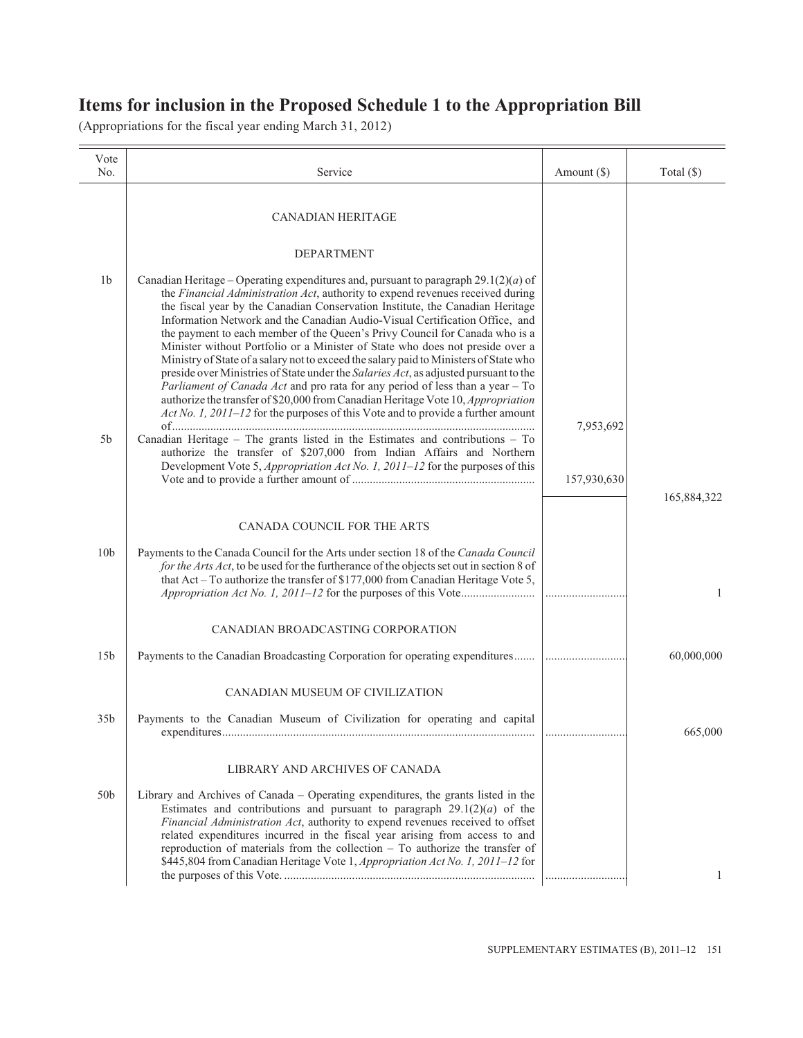# Items for inclusion in the Proposed Schedule 1 to the Appropriation Bill

(Appropriations for the fiscal year ending March 31, 2012)

| Vote No. | Service | Amount ($) | Total ($) |
|---|---|---|---|
| | CANADIAN HERITAGE | | |
| | DEPARTMENT | | |
| 1b | Canadian Heritage – Operating expenditures and, pursuant to paragraph 29.1(2)(*a*) of the *Financial Administration Act*, authority to expend revenues received during the fiscal year by the Canadian Conservation Institute, the Canadian Heritage Information Network and the Canadian Audio-Visual Certification Office, and the payment to each member of the Queen's Privy Council for Canada who is a Minister without Portfolio or a Minister of State who does not preside over a Ministry of State of a salary not to exceed the salary paid to Ministers of State who preside over Ministries of State under the *Salaries Act*, as adjusted pursuant to the *Parliament of Canada Act* and pro rata for any period of less than a year – To authorize the transfer of $20,000 from Canadian Heritage Vote 10, *Appropriation Act No. 1, 2011–12* for the purposes of this Vote and to provide a further amount of | 7,953,692 | |
| 5b | Canadian Heritage – The grants listed in the Estimates and contributions – To authorize the transfer of $207,000 from Indian Affairs and Northern Development Vote 5, *Appropriation Act No. 1, 2011–12* for the purposes of this Vote and to provide a further amount of | 157,930,630 | |
| | | | 165,884,322 |
| | CANADA COUNCIL FOR THE ARTS | | |
| 10b | Payments to the Canada Council for the Arts under section 18 of the *Canada Council for the Arts Act*, to be used for the furtherance of the objects set out in section 8 of that Act – To authorize the transfer of $177,000 from Canadian Heritage Vote 5, *Appropriation Act No. 1, 2011–12* for the purposes of this Vote | | 1 |
| | CANADIAN BROADCASTING CORPORATION | | |
| 15b | Payments to the Canadian Broadcasting Corporation for operating expenditures | | 60,000,000 |
| | CANADIAN MUSEUM OF CIVILIZATION | | |
| 35b | Payments to the Canadian Museum of Civilization for operating and capital expenditures | | 665,000 |
| | LIBRARY AND ARCHIVES OF CANADA | | |
| 50b | Library and Archives of Canada – Operating expenditures, the grants listed in the Estimates and contributions and pursuant to paragraph 29.1(2)(*a*) of the *Financial Administration Act*, authority to expend revenues received to offset related expenditures incurred in the fiscal year arising from access to and reproduction of materials from the collection – To authorize the transfer of $445,804 from Canadian Heritage Vote 1, *Appropriation Act No. 1, 2011–12* for the purposes of this Vote. | | 1 |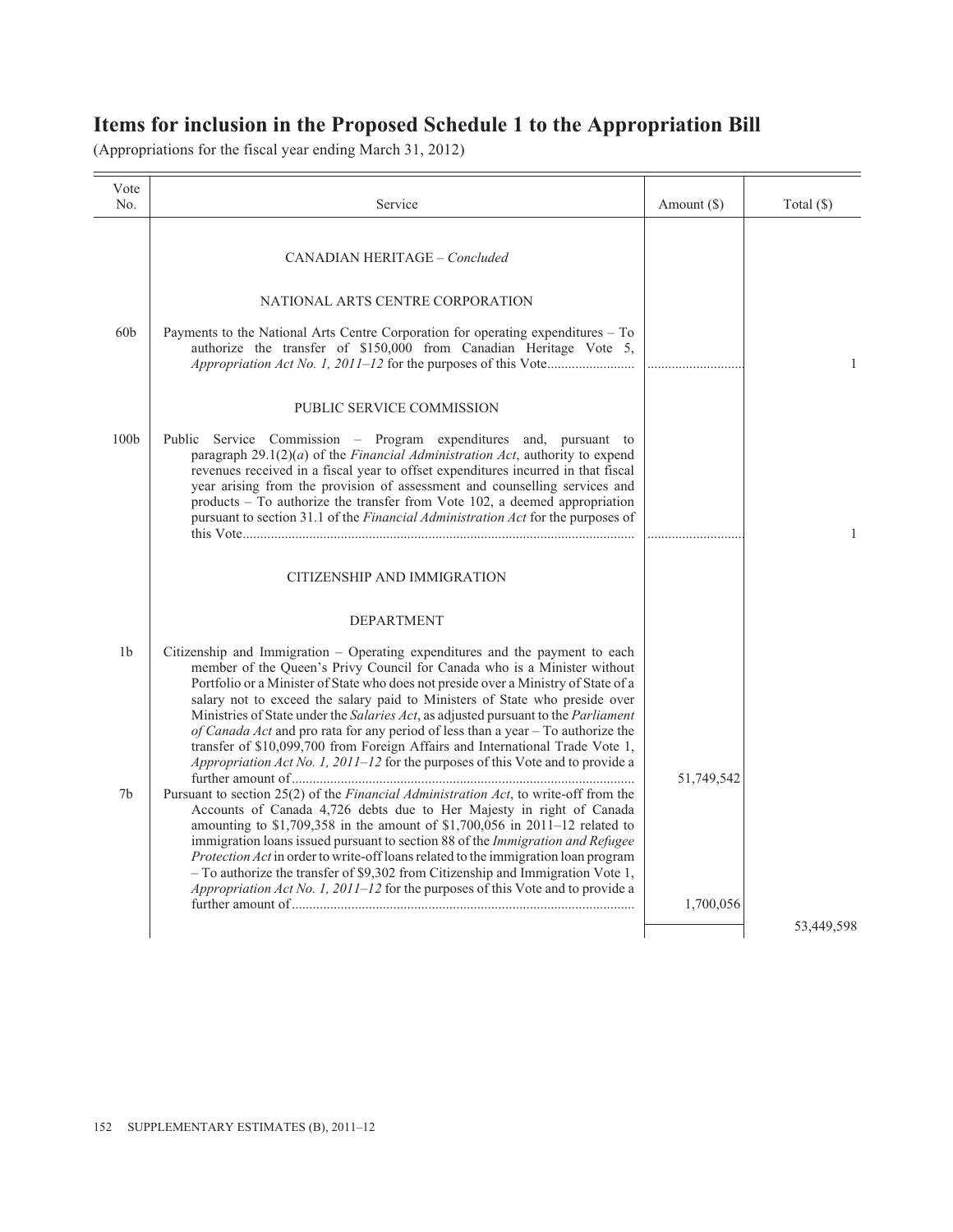# Items for inclusion in the Proposed Schedule 1 to the Appropriation Bill

(Appropriations for the fiscal year ending March 31, 2012)

| Vote No. | Service | Amount ($) | Total ($) |
|---|---|---|---|
| | CANADIAN HERITAGE – *Concluded* | | |
| | NATIONAL ARTS CENTRE CORPORATION | | |
| 60b | Payments to the National Arts Centre Corporation for operating expenditures – To authorize the transfer of $150,000 from Canadian Heritage Vote 5, *Appropriation Act No. 1, 2011–12* for the purposes of this Vote | ..... | 1 |
| | PUBLIC SERVICE COMMISSION | | |
| 100b | Public Service Commission – Program expenditures and, pursuant to paragraph 29.1(2)(*a*) of the *Financial Administration Act*, authority to expend revenues received in a fiscal year to offset expenditures incurred in that fiscal year arising from the provision of assessment and counselling services and products – To authorize the transfer from Vote 102, a deemed appropriation pursuant to section 31.1 of the *Financial Administration Act* for the purposes of this Vote | ..... | 1 |
| | CITIZENSHIP AND IMMIGRATION | | |
| | DEPARTMENT | | |
| 1b | Citizenship and Immigration – Operating expenditures and the payment to each member of the Queen's Privy Council for Canada who is a Minister without Portfolio or a Minister of State who does not preside over a Ministry of State of a salary not to exceed the salary paid to Ministers of State who preside over Ministries of State under the *Salaries Act*, as adjusted pursuant to the *Parliament of Canada Act* and pro rata for any period of less than a year – To authorize the transfer of $10,099,700 from Foreign Affairs and International Trade Vote 1, *Appropriation Act No. 1, 2011–12* for the purposes of this Vote and to provide a further amount of | 51,749,542 | |
| 7b | Pursuant to section 25(2) of the *Financial Administration Act*, to write-off from the Accounts of Canada 4,726 debts due to Her Majesty in right of Canada amounting to $1,709,358 in the amount of $1,700,056 in 2011–12 related to immigration loans issued pursuant to section 88 of the *Immigration and Refugee Protection Act* in order to write-off loans related to the immigration loan program – To authorize the transfer of $9,302 from Citizenship and Immigration Vote 1, *Appropriation Act No. 1, 2011–12* for the purposes of this Vote and to provide a further amount of | 1,700,056 | |
| | | | 53,449,598 |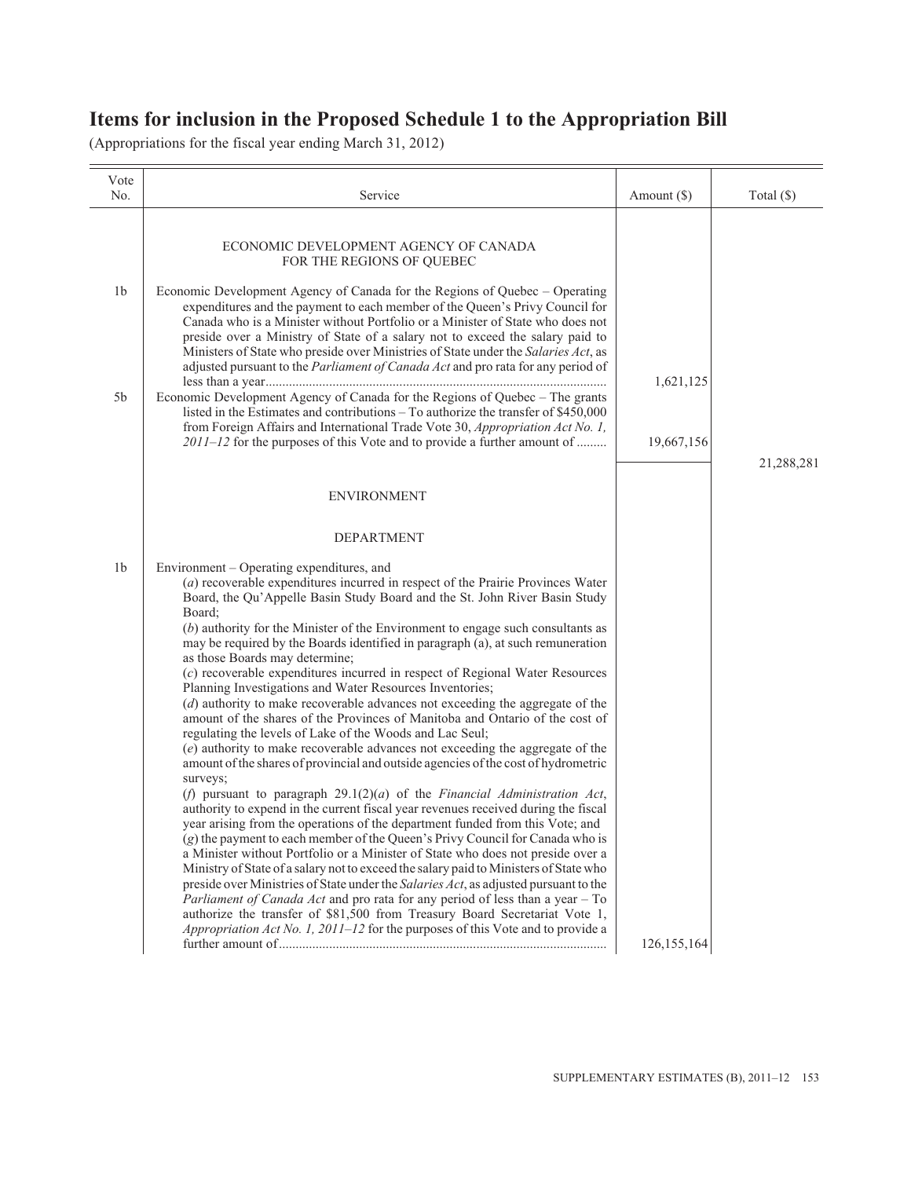# Items for inclusion in the Proposed Schedule 1 to the Appropriation Bill

(Appropriations for the fiscal year ending March 31, 2012)

| Vote No. | Service | Amount ($) | Total ($) |
|---|---|---|---|
| | ECONOMIC DEVELOPMENT AGENCY OF CANADA FOR THE REGIONS OF QUEBEC | | |
| 1b | Economic Development Agency of Canada for the Regions of Quebec – Operating expenditures and the payment to each member of the Queen's Privy Council for Canada who is a Minister without Portfolio or a Minister of State who does not preside over a Ministry of State of a salary not to exceed the salary paid to Ministers of State who preside over Ministries of State under the *Salaries Act*, as adjusted pursuant to the *Parliament of Canada Act* and pro rata for any period of less than a year | 1,621,125 | |
| 5b | Economic Development Agency of Canada for the Regions of Quebec – The grants listed in the Estimates and contributions – To authorize the transfer of $450,000 from Foreign Affairs and International Trade Vote 30, *Appropriation Act No. 1, 2011–12* for the purposes of this Vote and to provide a further amount of | 19,667,156 | |
| | | | 21,288,281 |
| | ENVIRONMENT | | |
| | DEPARTMENT | | |
| 1b | Environment – Operating expenditures, and<br>(*a*) recoverable expenditures incurred in respect of the Prairie Provinces Water Board, the Qu'Appelle Basin Study Board and the St. John River Basin Study Board;<br>(*b*) authority for the Minister of the Environment to engage such consultants as may be required by the Boards identified in paragraph (a), at such remuneration as those Boards may determine;<br>(*c*) recoverable expenditures incurred in respect of Regional Water Resources Planning Investigations and Water Resources Inventories;<br>(*d*) authority to make recoverable advances not exceeding the aggregate of the amount of the shares of the Provinces of Manitoba and Ontario of the cost of regulating the levels of Lake of the Woods and Lac Seul;<br>(*e*) authority to make recoverable advances not exceeding the aggregate of the amount of the shares of provincial and outside agencies of the cost of hydrometric surveys;<br>(*f*) pursuant to paragraph 29.1(2)(*a*) of the *Financial Administration Act*, authority to expend in the current fiscal year revenues received during the fiscal year arising from the operations of the department funded from this Vote; and<br>(*g*) the payment to each member of the Queen's Privy Council for Canada who is a Minister without Portfolio or a Minister of State who does not preside over a Ministry of State of a salary not to exceed the salary paid to Ministers of State who preside over Ministries of State under the *Salaries Act*, as adjusted pursuant to the *Parliament of Canada Act* and pro rata for any period of less than a year – To authorize the transfer of $81,500 from Treasury Board Secretariat Vote 1, *Appropriation Act No. 1, 2011–12* for the purposes of this Vote and to provide a further amount of | 126,155,164 | |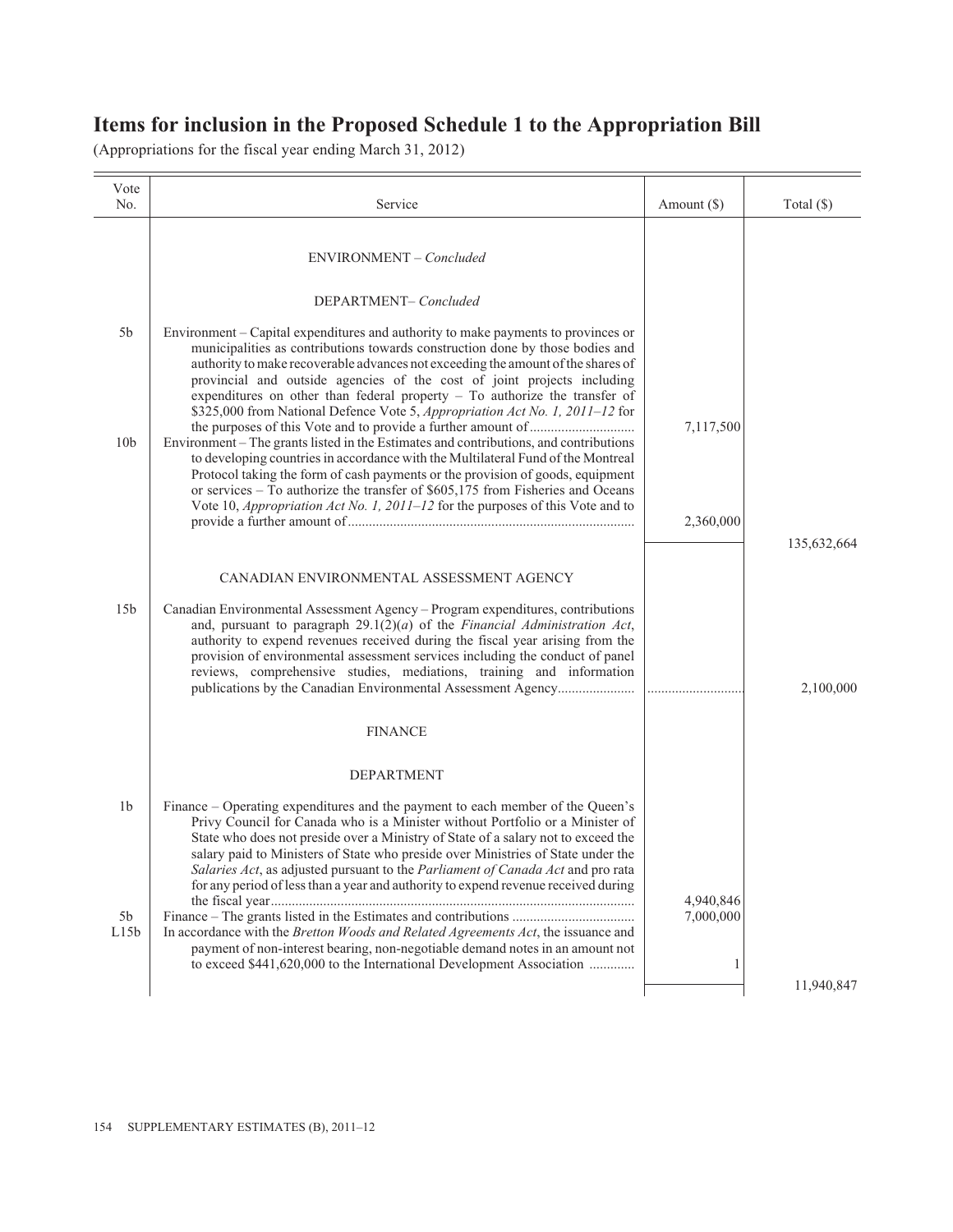# Items for inclusion in the Proposed Schedule 1 to the Appropriation Bill

(Appropriations for the fiscal year ending March 31, 2012)

| Vote No. | Service | Amount ($) | Total ($) |
|---|---|---|---|
| | ENVIRONMENT – *Concluded* | | |
| | DEPARTMENT– *Concluded* | | |
| 5b | Environment – Capital expenditures and authority to make payments to provinces or municipalities as contributions towards construction done by those bodies and authority to make recoverable advances not exceeding the amount of the shares of provincial and outside agencies of the cost of joint projects including expenditures on other than federal property – To authorize the transfer of $325,000 from National Defence Vote 5, *Appropriation Act No. 1, 2011–12* for the purposes of this Vote and to provide a further amount of | 7,117,500 | |
| 10b | Environment – The grants listed in the Estimates and contributions, and contributions to developing countries in accordance with the Multilateral Fund of the Montreal Protocol taking the form of cash payments or the provision of goods, equipment or services – To authorize the transfer of $605,175 from Fisheries and Oceans Vote 10, *Appropriation Act No. 1, 2011–12* for the purposes of this Vote and to provide a further amount of | 2,360,000 | |
| | | | 135,632,664 |
| | CANADIAN ENVIRONMENTAL ASSESSMENT AGENCY | | |
| 15b | Canadian Environmental Assessment Agency – Program expenditures, contributions and, pursuant to paragraph 29.1(2)(*a*) of the *Financial Administration Act*, authority to expend revenues received during the fiscal year arising from the provision of environmental assessment services including the conduct of panel reviews, comprehensive studies, mediations, training and information publications by the Canadian Environmental Assessment Agency | ............................ | 2,100,000 |
| | FINANCE | | |
| | DEPARTMENT | | |
| 1b | Finance – Operating expenditures and the payment to each member of the Queen's Privy Council for Canada who is a Minister without Portfolio or a Minister of State who does not preside over a Ministry of State of a salary not to exceed the salary paid to Ministers of State who preside over Ministries of State under the *Salaries Act*, as adjusted pursuant to the *Parliament of Canada Act* and pro rata for any period of less than a year and authority to expend revenue received during the fiscal year | 4,940,846 | |
| 5b | Finance – The grants listed in the Estimates and contributions | 7,000,000 | |
| L15b | In accordance with the *Bretton Woods and Related Agreements Act*, the issuance and payment of non-interest bearing, non-negotiable demand notes in an amount not to exceed $441,620,000 to the International Development Association | 1 | |
| | | | 11,940,847 |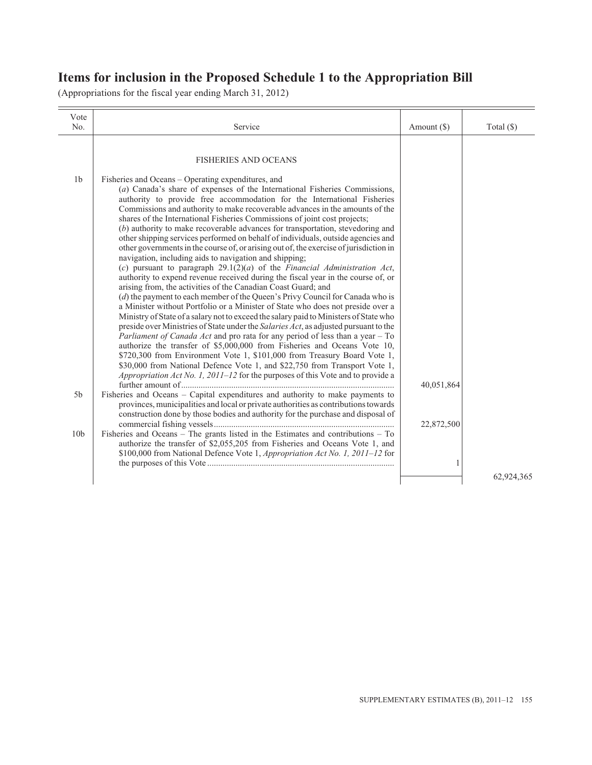# Items for inclusion in the Proposed Schedule 1 to the Appropriation Bill

(Appropriations for the fiscal year ending March 31, 2012)

| Vote No. | Service | Amount ($) | Total ($) |
|---|---|---|---|
| | FISHERIES AND OCEANS | | |
| 1b | Fisheries and Oceans – Operating expenditures, and (*a*) Canada's share of expenses of the International Fisheries Commissions, authority to provide free accommodation for the International Fisheries Commissions and authority to make recoverable advances in the amounts of the shares of the International Fisheries Commissions of joint cost projects; (*b*) authority to make recoverable advances for transportation, stevedoring and other shipping services performed on behalf of individuals, outside agencies and other governments in the course of, or arising out of, the exercise of jurisdiction in navigation, including aids to navigation and shipping; (*c*) pursuant to paragraph 29.1(2)(*a*) of the *Financial Administration Act*, authority to expend revenue received during the fiscal year in the course of, or arising from, the activities of the Canadian Coast Guard; and (*d*) the payment to each member of the Queen's Privy Council for Canada who is a Minister without Portfolio or a Minister of State who does not preside over a Ministry of State of a salary not to exceed the salary paid to Ministers of State who preside over Ministries of State under the *Salaries Act*, as adjusted pursuant to the *Parliament of Canada Act* and pro rata for any period of less than a year – To authorize the transfer of $5,000,000 from Fisheries and Oceans Vote 10, $720,300 from Environment Vote 1, $101,000 from Treasury Board Vote 1, $30,000 from National Defence Vote 1, and $22,750 from Transport Vote 1, *Appropriation Act No. 1, 2011–12* for the purposes of this Vote and to provide a further amount of | 40,051,864 | |
| 5b | Fisheries and Oceans – Capital expenditures and authority to make payments to provinces, municipalities and local or private authorities as contributions towards construction done by those bodies and authority for the purchase and disposal of commercial fishing vessels | 22,872,500 | |
| 10b | Fisheries and Oceans – The grants listed in the Estimates and contributions – To authorize the transfer of $2,055,205 from Fisheries and Oceans Vote 1, and $100,000 from National Defence Vote 1, *Appropriation Act No. 1, 2011–12* for the purposes of this Vote | 1 | |
| | | | 62,924,365 |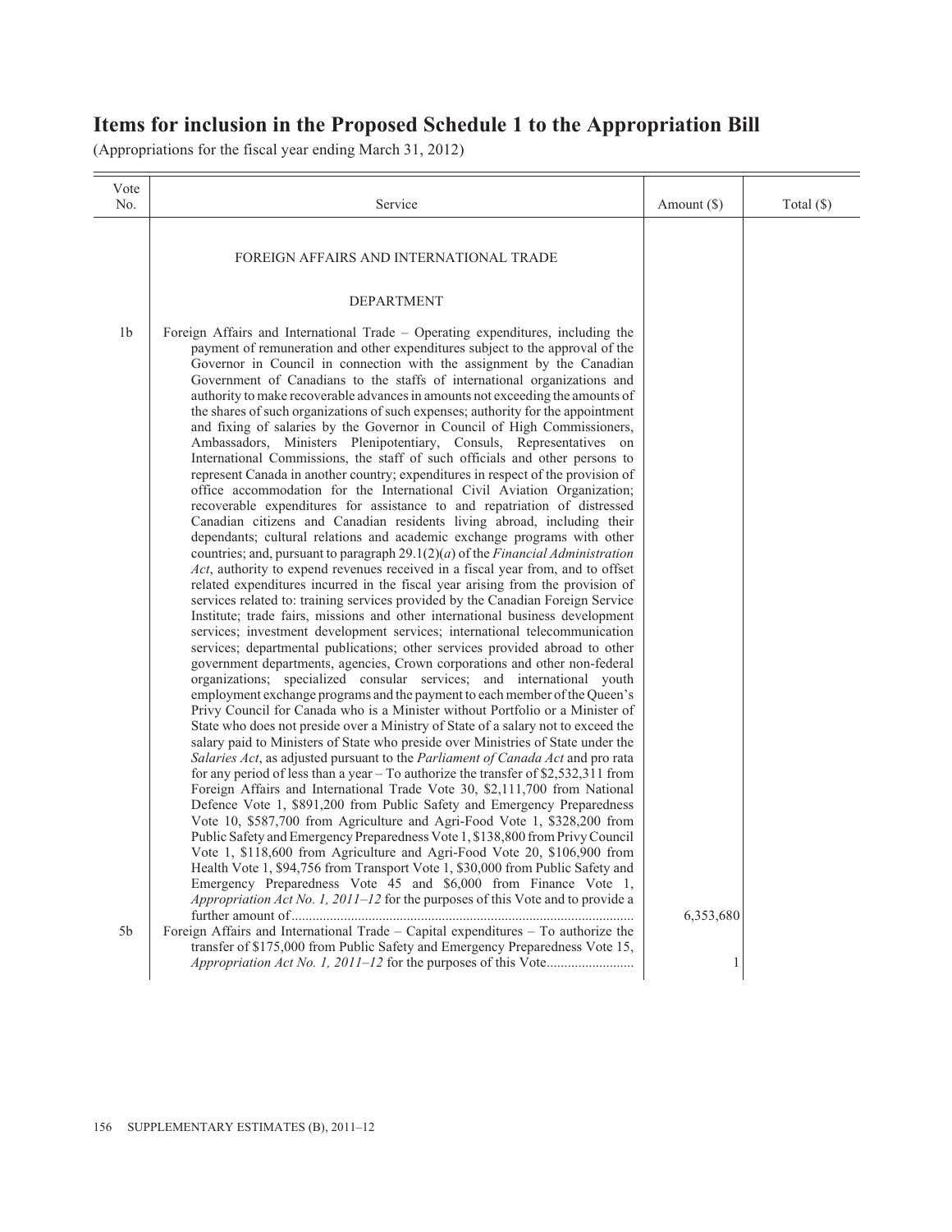# Items for inclusion in the Proposed Schedule 1 to the Appropriation Bill

(Appropriations for the fiscal year ending March 31, 2012)

| Vote No. | Service | Amount ($) | Total ($) |
|---|---|---|---|
| | FOREIGN AFFAIRS AND INTERNATIONAL TRADE | | |
| | DEPARTMENT | | |
| 1b | Foreign Affairs and International Trade – Operating expenditures, including the payment of remuneration and other expenditures subject to the approval of the Governor in Council in connection with the assignment by the Canadian Government of Canadians to the staffs of international organizations and authority to make recoverable advances in amounts not exceeding the amounts of the shares of such organizations of such expenses; authority for the appointment and fixing of salaries by the Governor in Council of High Commissioners, Ambassadors, Ministers Plenipotentiary, Consuls, Representatives on International Commissions, the staff of such officials and other persons to represent Canada in another country; expenditures in respect of the provision of office accommodation for the International Civil Aviation Organization; recoverable expenditures for assistance to and repatriation of distressed Canadian citizens and Canadian residents living abroad, including their dependants; cultural relations and academic exchange programs with other countries; and, pursuant to paragraph 29.1(2)(*a*) of the *Financial Administration Act*, authority to expend revenues received in a fiscal year from, and to offset related expenditures incurred in the fiscal year arising from the provision of services related to: training services provided by the Canadian Foreign Service Institute; trade fairs, missions and other international business development services; investment development services; international telecommunication services; departmental publications; other services provided abroad to other government departments, agencies, Crown corporations and other non-federal organizations; specialized consular services; and international youth employment exchange programs and the payment to each member of the Queen's Privy Council for Canada who is a Minister without Portfolio or a Minister of State who does not preside over a Ministry of State of a salary not to exceed the salary paid to Ministers of State who preside over Ministries of State under the *Salaries Act*, as adjusted pursuant to the *Parliament of Canada Act* and pro rata for any period of less than a year – To authorize the transfer of $2,532,311 from Foreign Affairs and International Trade Vote 30, $2,111,700 from National Defence Vote 1, $891,200 from Public Safety and Emergency Preparedness Vote 10, $587,700 from Agriculture and Agri-Food Vote 1, $328,200 from Public Safety and Emergency Preparedness Vote 1, $138,800 from Privy Council Vote 1, $118,600 from Agriculture and Agri-Food Vote 20, $106,900 from Health Vote 1, $94,756 from Transport Vote 1, $30,000 from Public Safety and Emergency Preparedness Vote 45 and $6,000 from Finance Vote 1, *Appropriation Act No. 1, 2011–12* for the purposes of this Vote and to provide a further amount of | 6,353,680 | |
| 5b | Foreign Affairs and International Trade – Capital expenditures – To authorize the transfer of $175,000 from Public Safety and Emergency Preparedness Vote 15, *Appropriation Act No. 1, 2011–12* for the purposes of this Vote | 1 | |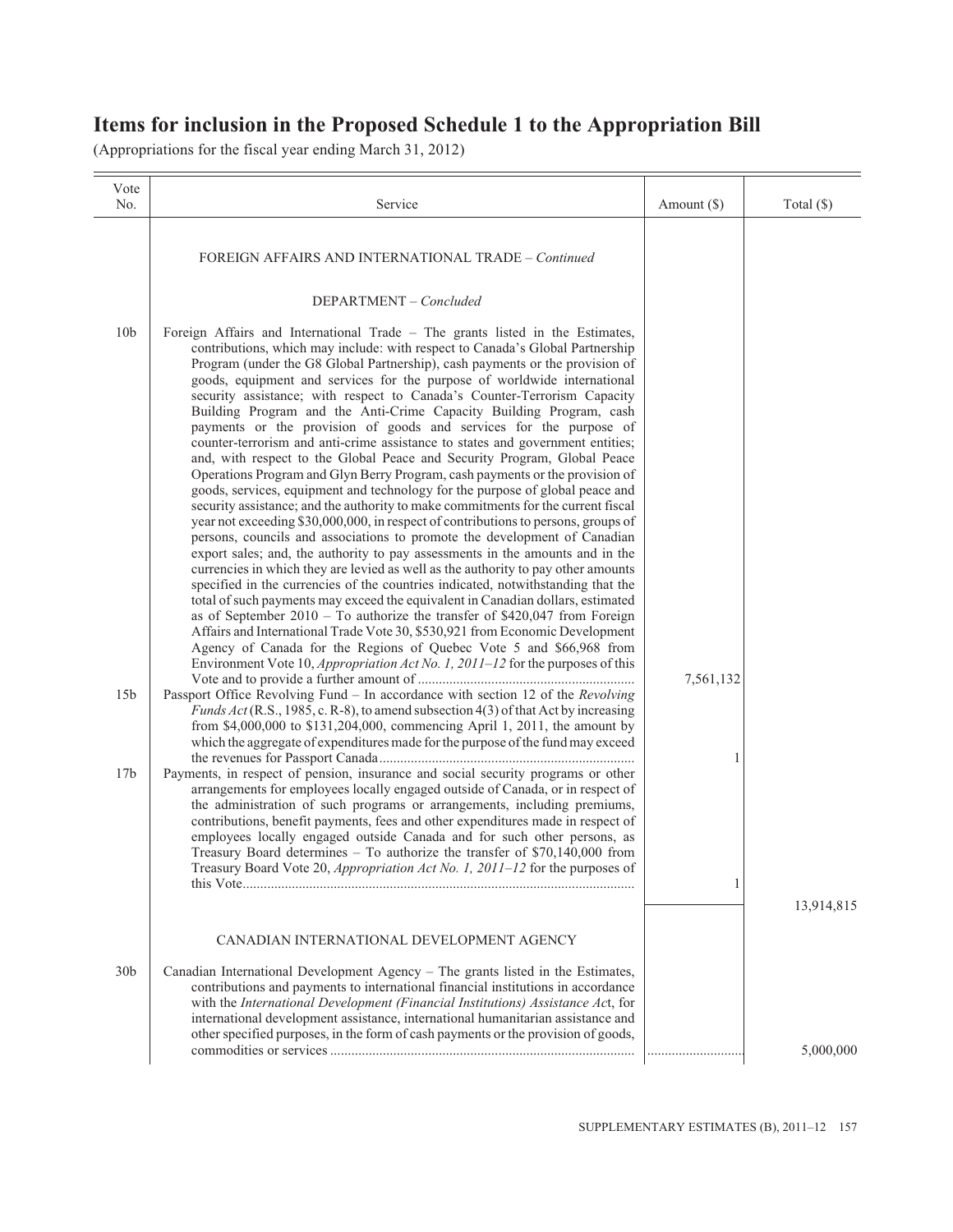# Items for inclusion in the Proposed Schedule 1 to the Appropriation Bill

(Appropriations for the fiscal year ending March 31, 2012)

| Vote No. | Service | Amount ($) | Total ($) |
|---|---|---|---|
| | FOREIGN AFFAIRS AND INTERNATIONAL TRADE – *Continued* | | |
| | DEPARTMENT – *Concluded* | | |
| 10b | Foreign Affairs and International Trade – The grants listed in the Estimates, contributions, which may include: with respect to Canada's Global Partnership Program (under the G8 Global Partnership), cash payments or the provision of goods, equipment and services for the purpose of worldwide international security assistance; with respect to Canada's Counter-Terrorism Capacity Building Program and the Anti-Crime Capacity Building Program, cash payments or the provision of goods and services for the purpose of counter-terrorism and anti-crime assistance to states and government entities; and, with respect to the Global Peace and Security Program, Global Peace Operations Program and Glyn Berry Program, cash payments or the provision of goods, services, equipment and technology for the purpose of global peace and security assistance; and the authority to make commitments for the current fiscal year not exceeding $30,000,000, in respect of contributions to persons, groups of persons, councils and associations to promote the development of Canadian export sales; and, the authority to pay assessments in the amounts and in the currencies in which they are levied as well as the authority to pay other amounts specified in the currencies of the countries indicated, notwithstanding that the total of such payments may exceed the equivalent in Canadian dollars, estimated as of September 2010 – To authorize the transfer of $420,047 from Foreign Affairs and International Trade Vote 30, $530,921 from Economic Development Agency of Canada for the Regions of Quebec Vote 5 and $66,968 from Environment Vote 10, *Appropriation Act No. 1, 2011–12* for the purposes of this Vote and to provide a further amount of | 7,561,132 | |
| 15b | Passport Office Revolving Fund – In accordance with section 12 of the *Revolving Funds Act* (R.S., 1985, c. R-8), to amend subsection 4(3) of that Act by increasing from $4,000,000 to $131,204,000, commencing April 1, 2011, the amount by which the aggregate of expenditures made for the purpose of the fund may exceed the revenues for Passport Canada | 1 | |
| 17b | Payments, in respect of pension, insurance and social security programs or other arrangements for employees locally engaged outside of Canada, or in respect of the administration of such programs or arrangements, including premiums, contributions, benefit payments, fees and other expenditures made in respect of employees locally engaged outside Canada and for such other persons, as Treasury Board determines – To authorize the transfer of $70,140,000 from Treasury Board Vote 20, *Appropriation Act No. 1, 2011–12* for the purposes of this Vote | 1 | |
| | | | 13,914,815 |
| | CANADIAN INTERNATIONAL DEVELOPMENT AGENCY | | |
| 30b | Canadian International Development Agency – The grants listed in the Estimates, contributions and payments to international financial institutions in accordance with the *International Development (Financial Institutions) Assistance Act*, for international development assistance, international humanitarian assistance and other specified purposes, in the form of cash payments or the provision of goods, commodities or services | | 5,000,000 |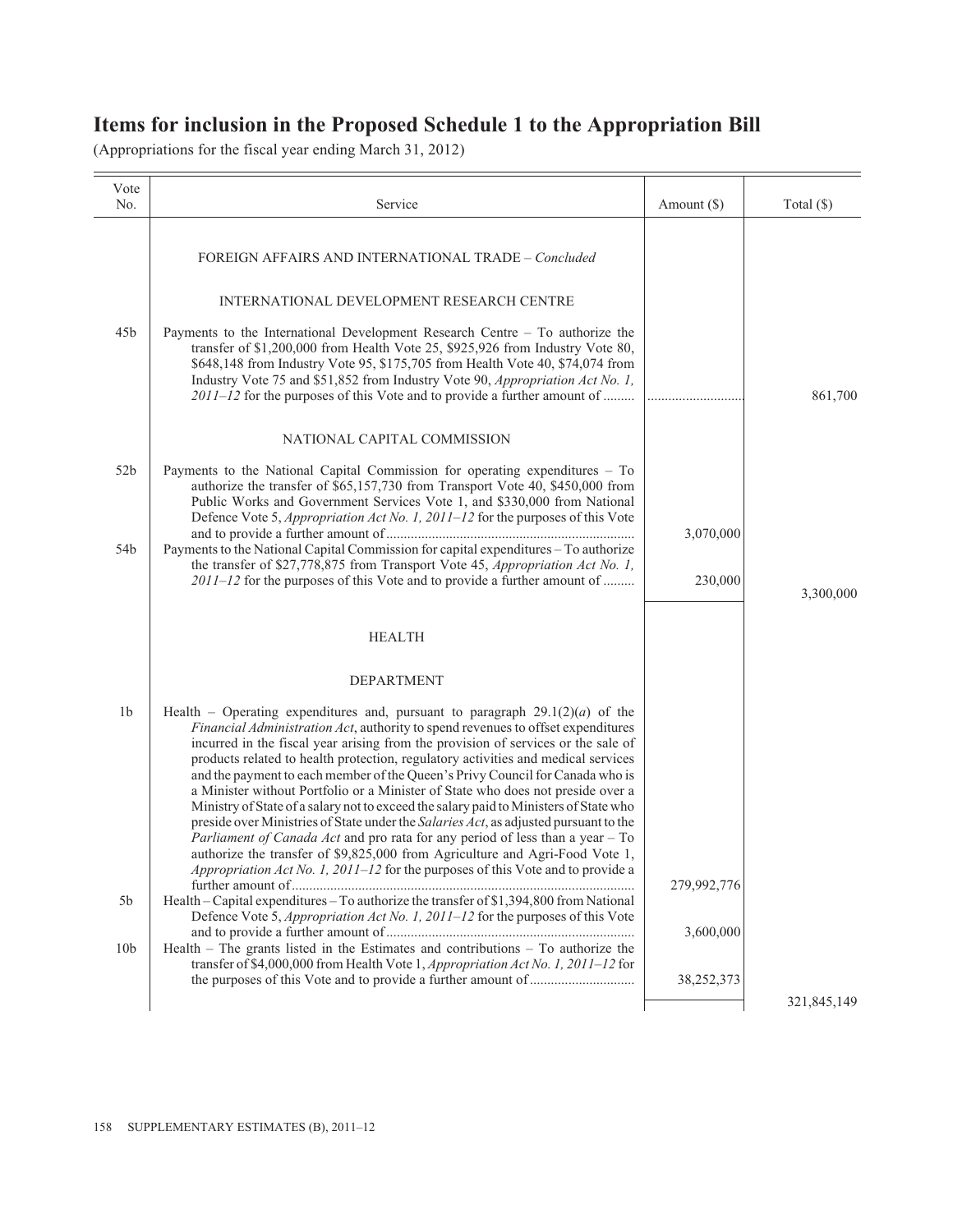# Items for inclusion in the Proposed Schedule 1 to the Appropriation Bill

(Appropriations for the fiscal year ending March 31, 2012)

| Vote No. | Service | Amount ($) | Total ($) |
|---|---|---|---|
| | FOREIGN AFFAIRS AND INTERNATIONAL TRADE – *Concluded* | | |
| | INTERNATIONAL DEVELOPMENT RESEARCH CENTRE | | |
| 45b | Payments to the International Development Research Centre – To authorize the transfer of $1,200,000 from Health Vote 25, $925,926 from Industry Vote 80, $648,148 from Industry Vote 95, $175,705 from Health Vote 40, $74,074 from Industry Vote 75 and $51,852 from Industry Vote 90, *Appropriation Act No. 1, 2011–12* for the purposes of this Vote and to provide a further amount of ......... | ............................ | 861,700 |
| | NATIONAL CAPITAL COMMISSION | | |
| 52b | Payments to the National Capital Commission for operating expenditures – To authorize the transfer of $65,157,730 from Transport Vote 40, $450,000 from Public Works and Government Services Vote 1, and $330,000 from National Defence Vote 5, *Appropriation Act No. 1, 2011–12* for the purposes of this Vote and to provide a further amount of ........................................................................ | 3,070,000 | |
| 54b | Payments to the National Capital Commission for capital expenditures – To authorize the transfer of $27,778,875 from Transport Vote 45, *Appropriation Act No. 1, 2011–12* for the purposes of this Vote and to provide a further amount of ......... | 230,000 | 3,300,000 |
| | HEALTH | | |
| | DEPARTMENT | | |
| 1b | Health – Operating expenditures and, pursuant to paragraph 29.1(2)(*a*) of the *Financial Administration Act*, authority to spend revenues to offset expenditures incurred in the fiscal year arising from the provision of services or the sale of products related to health protection, regulatory activities and medical services and the payment to each member of the Queen's Privy Council for Canada who is a Minister without Portfolio or a Minister of State who does not preside over a Ministry of State of a salary not to exceed the salary paid to Ministers of State who preside over Ministries of State under the *Salaries Act*, as adjusted pursuant to the *Parliament of Canada Act* and pro rata for any period of less than a year – To authorize the transfer of $9,825,000 from Agriculture and Agri-Food Vote 1, *Appropriation Act No. 1, 2011–12* for the purposes of this Vote and to provide a further amount of.................................................................................................... | 279,992,776 | |
| 5b | Health – Capital expenditures – To authorize the transfer of $1,394,800 from National Defence Vote 5, *Appropriation Act No. 1, 2011–12* for the purposes of this Vote and to provide a further amount of........................................................................ | 3,600,000 | |
| 10b | Health – The grants listed in the Estimates and contributions – To authorize the transfer of $4,000,000 from Health Vote 1, *Appropriation Act No. 1, 2011–12* for the purposes of this Vote and to provide a further amount of............................. | 38,252,373 | |
| | | | 321,845,149 |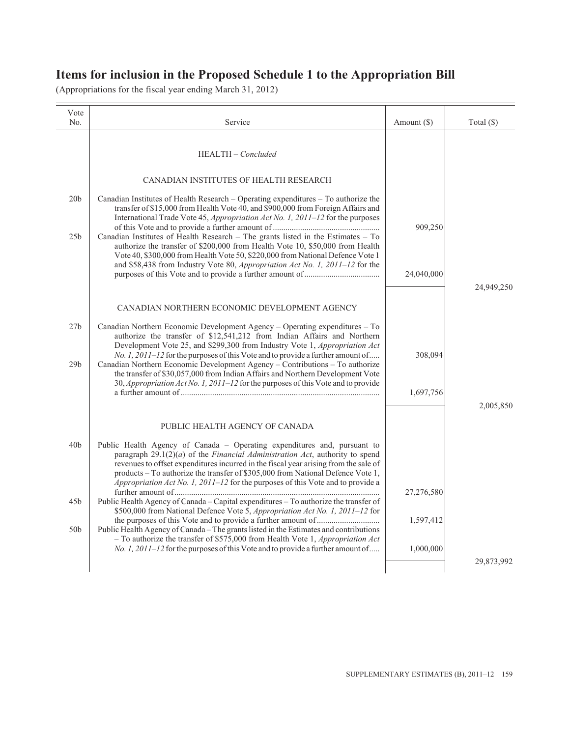# Items for inclusion in the Proposed Schedule 1 to the Appropriation Bill

(Appropriations for the fiscal year ending March 31, 2012)

| Vote No. | Service | Amount ($) | Total ($) |
|---|---|---|---|
| | HEALTH – *Concluded* | | |
| | CANADIAN INSTITUTES OF HEALTH RESEARCH | | |
| 20b | Canadian Institutes of Health Research – Operating expenditures – To authorize the transfer of $15,000 from Health Vote 40, and $900,000 from Foreign Affairs and International Trade Vote 45, *Appropriation Act No. 1, 2011–12* for the purposes of this Vote and to provide a further amount of | 909,250 | |
| 25b | Canadian Institutes of Health Research – The grants listed in the Estimates – To authorize the transfer of $200,000 from Health Vote 10, $50,000 from Health Vote 40, $300,000 from Health Vote 50, $220,000 from National Defence Vote 1 and $58,438 from Industry Vote 80, *Appropriation Act No. 1, 2011–12* for the purposes of this Vote and to provide a further amount of | 24,040,000 | |
| | | | 24,949,250 |
| | CANADIAN NORTHERN ECONOMIC DEVELOPMENT AGENCY | | |
| 27b | Canadian Northern Economic Development Agency – Operating expenditures – To authorize the transfer of $12,541,212 from Indian Affairs and Northern Development Vote 25, and $299,300 from Industry Vote 1, *Appropriation Act No. 1, 2011–12* for the purposes of this Vote and to provide a further amount of | 308,094 | |
| 29b | Canadian Northern Economic Development Agency – Contributions – To authorize the transfer of $30,057,000 from Indian Affairs and Northern Development Vote 30, *Appropriation Act No. 1, 2011–12* for the purposes of this Vote and to provide a further amount of | 1,697,756 | |
| | | | 2,005,850 |
| | PUBLIC HEALTH AGENCY OF CANADA | | |
| 40b | Public Health Agency of Canada – Operating expenditures and, pursuant to paragraph 29.1(2)(*a*) of the *Financial Administration Act*, authority to spend revenues to offset expenditures incurred in the fiscal year arising from the sale of products – To authorize the transfer of $305,000 from National Defence Vote 1, *Appropriation Act No. 1, 2011–12* for the purposes of this Vote and to provide a further amount of | 27,276,580 | |
| 45b | Public Health Agency of Canada – Capital expenditures – To authorize the transfer of $500,000 from National Defence Vote 5, *Appropriation Act No. 1, 2011–12* for the purposes of this Vote and to provide a further amount of | 1,597,412 | |
| 50b | Public Health Agency of Canada – The grants listed in the Estimates and contributions – To authorize the transfer of $575,000 from Health Vote 1, *Appropriation Act No. 1, 2011–12* for the purposes of this Vote and to provide a further amount of | 1,000,000 | |
| | | | 29,873,992 |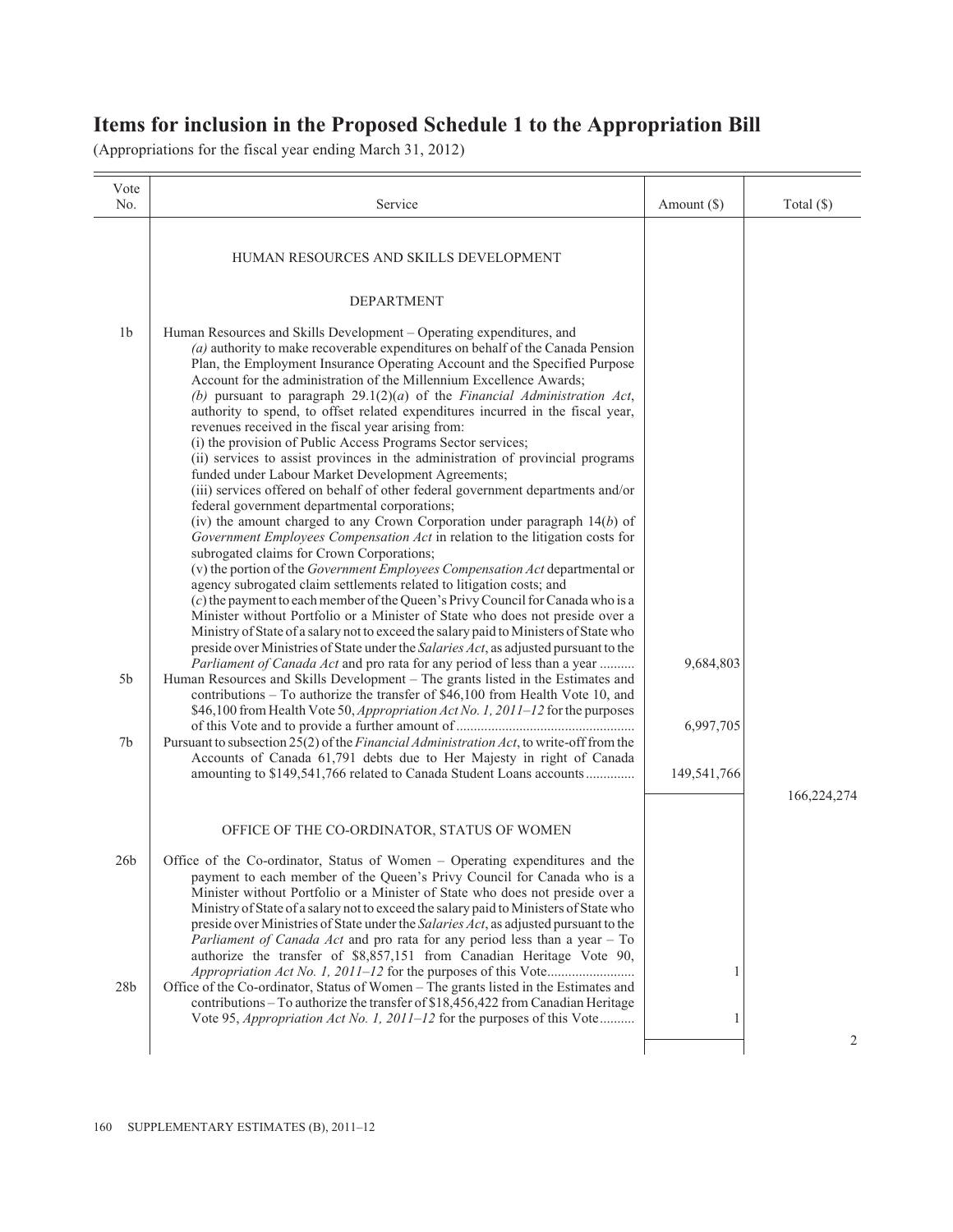# Items for inclusion in the Proposed Schedule 1 to the Appropriation Bill

(Appropriations for the fiscal year ending March 31, 2012)

| Vote No. | Service | Amount ($) | Total ($) |
| --- | --- | --- | --- |
| | HUMAN RESOURCES AND SKILLS DEVELOPMENT | | |
| | DEPARTMENT | | |
| 1b | Human Resources and Skills Development – Operating expenditures, and *(a)* authority to make recoverable expenditures on behalf of the Canada Pension Plan, the Employment Insurance Operating Account and the Specified Purpose Account for the administration of the Millennium Excellence Awards; *(b)* pursuant to paragraph 29.1(2)(*a*) of the *Financial Administration Act*, authority to spend, to offset related expenditures incurred in the fiscal year, revenues received in the fiscal year arising from: (i) the provision of Public Access Programs Sector services; (ii) services to assist provinces in the administration of provincial programs funded under Labour Market Development Agreements; (iii) services offered on behalf of other federal government departments and/or federal government departmental corporations; (iv) the amount charged to any Crown Corporation under paragraph 14(*b*) of *Government Employees Compensation Act* in relation to the litigation costs for subrogated claims for Crown Corporations; (v) the portion of the *Government Employees Compensation Act* departmental or agency subrogated claim settlements related to litigation costs; and (*c*) the payment to each member of the Queen's Privy Council for Canada who is a Minister without Portfolio or a Minister of State who does not preside over a Ministry of State of a salary not to exceed the salary paid to Ministers of State who preside over Ministries of State under the *Salaries Act*, as adjusted pursuant to the *Parliament of Canada Act* and pro rata for any period of less than a year .......... | 9,684,803 | |
| 5b | Human Resources and Skills Development – The grants listed in the Estimates and contributions – To authorize the transfer of $46,100 from Health Vote 10, and $46,100 from Health Vote 50, *Appropriation Act No. 1, 2011–12* for the purposes of this Vote and to provide a further amount of .................................................. | 6,997,705 | |
| 7b | Pursuant to subsection 25(2) of the *Financial Administration Act*, to write-off from the Accounts of Canada 61,791 debts due to Her Majesty in right of Canada amounting to $149,541,766 related to Canada Student Loans accounts .............. | 149,541,766 | |
| | | | 166,224,274 |
| | OFFICE OF THE CO-ORDINATOR, STATUS OF WOMEN | | |
| 26b | Office of the Co-ordinator, Status of Women – Operating expenditures and the payment to each member of the Queen's Privy Council for Canada who is a Minister without Portfolio or a Minister of State who does not preside over a Ministry of State of a salary not to exceed the salary paid to Ministers of State who preside over Ministries of State under the *Salaries Act*, as adjusted pursuant to the *Parliament of Canada Act* and pro rata for any period less than a year – To authorize the transfer of $8,857,151 from Canadian Heritage Vote 90, *Appropriation Act No. 1, 2011–12* for the purposes of this Vote......................... | 1 | |
| 28b | Office of the Co-ordinator, Status of Women – The grants listed in the Estimates and contributions – To authorize the transfer of $18,456,422 from Canadian Heritage Vote 95, *Appropriation Act No. 1, 2011–12* for the purposes of this Vote .......... | 1 | |
| | | | 2 |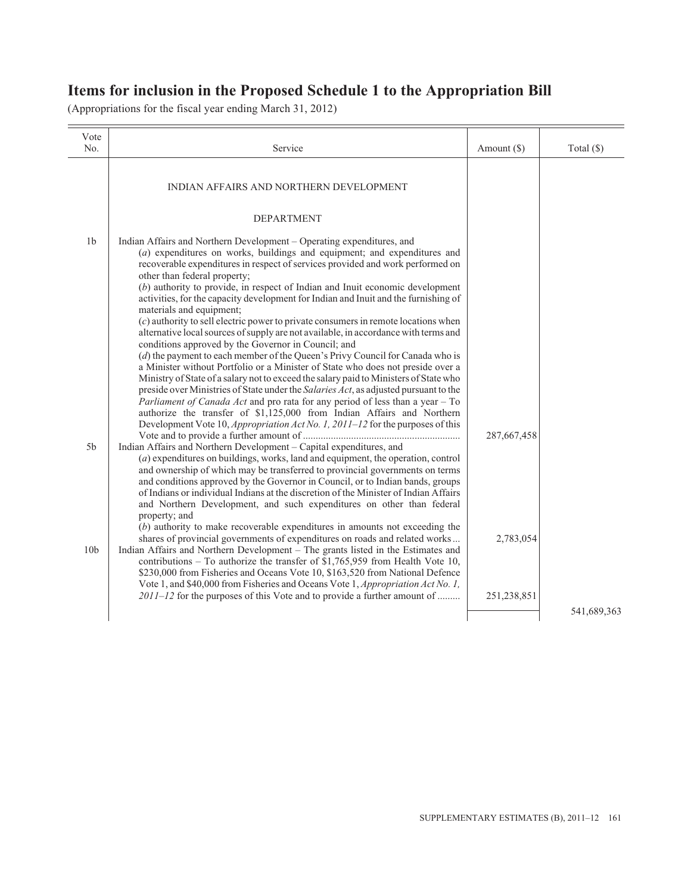## Items for inclusion in the Proposed Schedule 1 to the Appropriation Bill

(Appropriations for the fiscal year ending March 31, 2012)

| Vote No. | Service | Amount ($) | Total ($) |
|---|---|---|---|
| | INDIAN AFFAIRS AND NORTHERN DEVELOPMENT | | |
| | DEPARTMENT | | |
| 1b | Indian Affairs and Northern Development – Operating expenditures, and (*a*) expenditures on works, buildings and equipment; and expenditures and recoverable expenditures in respect of services provided and work performed on other than federal property; (*b*) authority to provide, in respect of Indian and Inuit economic development activities, for the capacity development for Indian and Inuit and the furnishing of materials and equipment; (*c*) authority to sell electric power to private consumers in remote locations when alternative local sources of supply are not available, in accordance with terms and conditions approved by the Governor in Council; and (*d*) the payment to each member of the Queen's Privy Council for Canada who is a Minister without Portfolio or a Minister of State who does not preside over a Ministry of State of a salary not to exceed the salary paid to Ministers of State who preside over Ministries of State under the *Salaries Act*, as adjusted pursuant to the *Parliament of Canada Act* and pro rata for any period of less than a year – To authorize the transfer of $1,125,000 from Indian Affairs and Northern Development Vote 10, *Appropriation Act No. 1, 2011–12* for the purposes of this Vote and to provide a further amount of | 287,667,458 | |
| 5b | Indian Affairs and Northern Development – Capital expenditures, and (*a*) expenditures on buildings, works, land and equipment, the operation, control and ownership of which may be transferred to provincial governments on terms and conditions approved by the Governor in Council, or to Indian bands, groups of Indians or individual Indians at the discretion of the Minister of Indian Affairs and Northern Development, and such expenditures on other than federal property; and (*b*) authority to make recoverable expenditures in amounts not exceeding the shares of provincial governments of expenditures on roads and related works | 2,783,054 | |
| 10b | Indian Affairs and Northern Development – The grants listed in the Estimates and contributions – To authorize the transfer of $1,765,959 from Health Vote 10, $230,000 from Fisheries and Oceans Vote 10, $163,520 from National Defence Vote 1, and $40,000 from Fisheries and Oceans Vote 1, *Appropriation Act No. 1, 2011–12* for the purposes of this Vote and to provide a further amount of | 251,238,851 | |
| | | | 541,689,363 |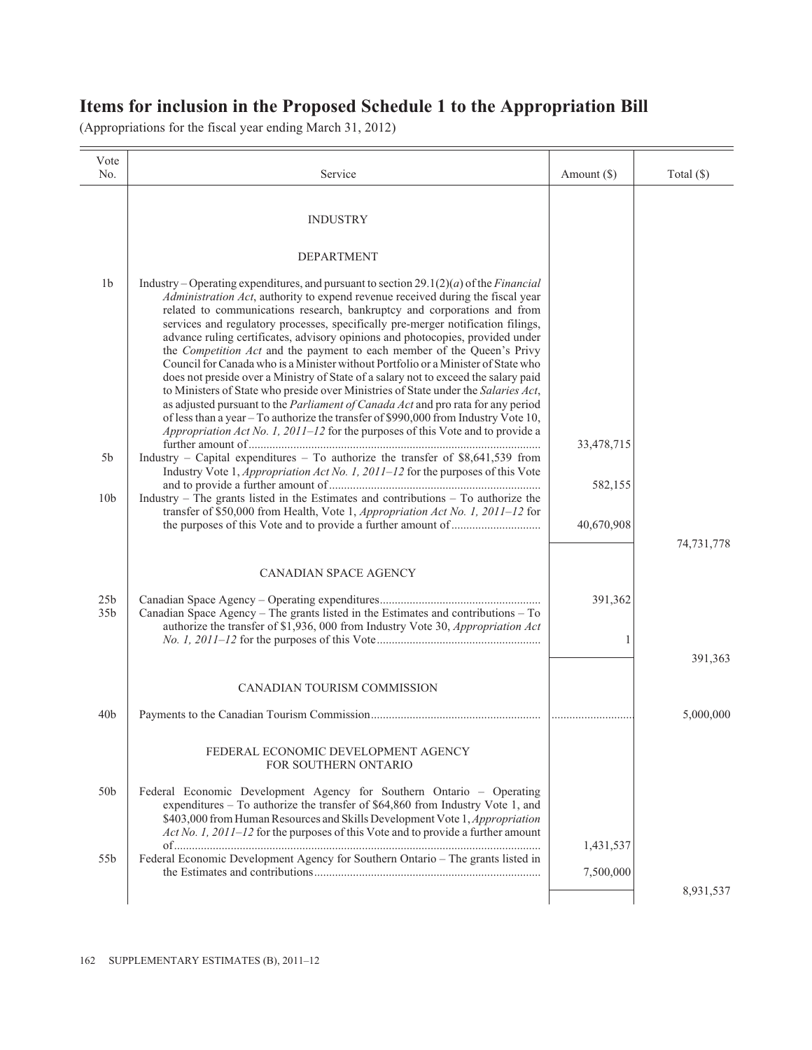# Items for inclusion in the Proposed Schedule 1 to the Appropriation Bill

(Appropriations for the fiscal year ending March 31, 2012)

| Vote No. | Service | Amount ($) | Total ($) |
|---|---|---|---|
| | INDUSTRY | | |
| | DEPARTMENT | | |
| 1b | Industry – Operating expenditures, and pursuant to section 29.1(2)(*a*) of the *Financial Administration Act*, authority to expend revenue received during the fiscal year related to communications research, bankruptcy and corporations and from services and regulatory processes, specifically pre-merger notification filings, advance ruling certificates, advisory opinions and photocopies, provided under the *Competition Act* and the payment to each member of the Queen's Privy Council for Canada who is a Minister without Portfolio or a Minister of State who does not preside over a Ministry of State of a salary not to exceed the salary paid to Ministers of State who preside over Ministries of State under the *Salaries Act*, as adjusted pursuant to the *Parliament of Canada Act* and pro rata for any period of less than a year – To authorize the transfer of $990,000 from Industry Vote 10, *Appropriation Act No. 1, 2011–12* for the purposes of this Vote and to provide a further amount of | 33,478,715 | |
| 5b | Industry – Capital expenditures – To authorize the transfer of $8,641,539 from Industry Vote 1, *Appropriation Act No. 1, 2011–12* for the purposes of this Vote and to provide a further amount of | 582,155 | |
| 10b | Industry – The grants listed in the Estimates and contributions – To authorize the transfer of $50,000 from Health, Vote 1, *Appropriation Act No. 1, 2011–12* for the purposes of this Vote and to provide a further amount of | 40,670,908 | |
| | | | 74,731,778 |
| | CANADIAN SPACE AGENCY | | |
| 25b | Canadian Space Agency – Operating expenditures | 391,362 | |
| 35b | Canadian Space Agency – The grants listed in the Estimates and contributions – To authorize the transfer of $1,936, 000 from Industry Vote 30, *Appropriation Act No. 1, 2011–12* for the purposes of this Vote | 1 | |
| | | | 391,363 |
| | CANADIAN TOURISM COMMISSION | | |
| 40b | Payments to the Canadian Tourism Commission | | 5,000,000 |
| | FEDERAL ECONOMIC DEVELOPMENT AGENCY FOR SOUTHERN ONTARIO | | |
| 50b | Federal Economic Development Agency for Southern Ontario – Operating expenditures – To authorize the transfer of $64,860 from Industry Vote 1, and $403,000 from Human Resources and Skills Development Vote 1, *Appropriation Act No. 1, 2011–12* for the purposes of this Vote and to provide a further amount of | 1,431,537 | |
| 55b | Federal Economic Development Agency for Southern Ontario – The grants listed in the Estimates and contributions | 7,500,000 | |
| | | | 8,931,537 |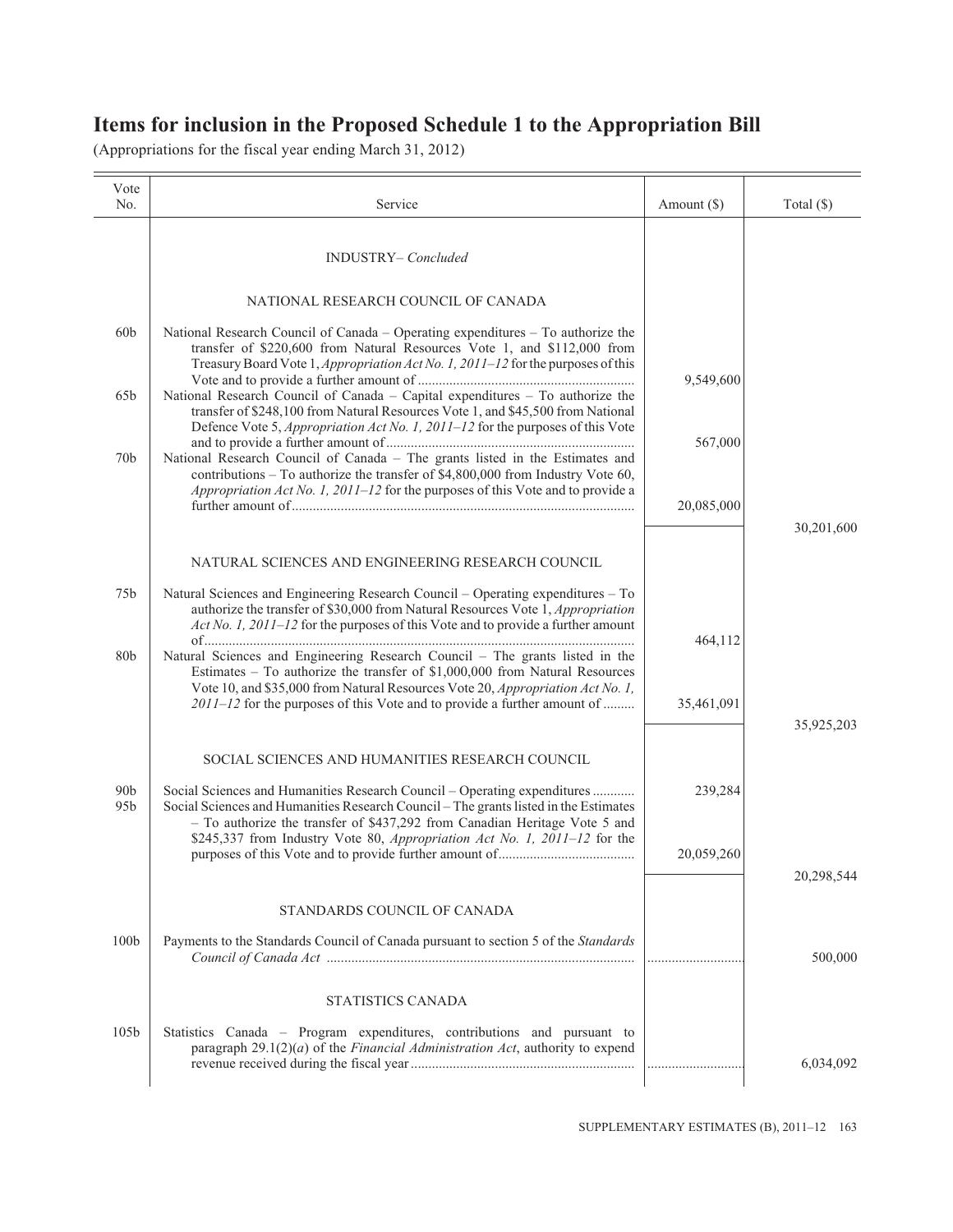# Items for inclusion in the Proposed Schedule 1 to the Appropriation Bill

(Appropriations for the fiscal year ending March 31, 2012)

| Vote No. | Service | Amount ($) | Total ($) |
|---|---|---|---|
| | INDUSTRY– *Concluded* | | |
| | NATIONAL RESEARCH COUNCIL OF CANADA | | |
| 60b | National Research Council of Canada – Operating expenditures – To authorize the transfer of $220,600 from Natural Resources Vote 1, and $112,000 from Treasury Board Vote 1, *Appropriation Act No. 1, 2011–12* for the purposes of this Vote and to provide a further amount of | 9,549,600 | |
| 65b | National Research Council of Canada – Capital expenditures – To authorize the transfer of $248,100 from Natural Resources Vote 1, and $45,500 from National Defence Vote 5, *Appropriation Act No. 1, 2011–12* for the purposes of this Vote and to provide a further amount of | 567,000 | |
| 70b | National Research Council of Canada – The grants listed in the Estimates and contributions – To authorize the transfer of $4,800,000 from Industry Vote 60, *Appropriation Act No. 1, 2011–12* for the purposes of this Vote and to provide a further amount of | 20,085,000 | |
| | | | 30,201,600 |
| | NATURAL SCIENCES AND ENGINEERING RESEARCH COUNCIL | | |
| 75b | Natural Sciences and Engineering Research Council – Operating expenditures – To authorize the transfer of $30,000 from Natural Resources Vote 1, *Appropriation Act No. 1, 2011–12* for the purposes of this Vote and to provide a further amount of | 464,112 | |
| 80b | Natural Sciences and Engineering Research Council – The grants listed in the Estimates – To authorize the transfer of $1,000,000 from Natural Resources Vote 10, and $35,000 from Natural Resources Vote 20, *Appropriation Act No. 1, 2011–12* for the purposes of this Vote and to provide a further amount of | 35,461,091 | |
| | | | 35,925,203 |
| | SOCIAL SCIENCES AND HUMANITIES RESEARCH COUNCIL | | |
| 90b | Social Sciences and Humanities Research Council – Operating expenditures | 239,284 | |
| 95b | Social Sciences and Humanities Research Council – The grants listed in the Estimates – To authorize the transfer of $437,292 from Canadian Heritage Vote 5 and $245,337 from Industry Vote 80, *Appropriation Act No. 1, 2011–12* for the purposes of this Vote and to provide further amount of | 20,059,260 | |
| | | | 20,298,544 |
| | STANDARDS COUNCIL OF CANADA | | |
| 100b | Payments to the Standards Council of Canada pursuant to section 5 of the *Standards Council of Canada Act* | | 500,000 |
| | STATISTICS CANADA | | |
| 105b | Statistics Canada – Program expenditures, contributions and pursuant to paragraph 29.1(2)(*a*) of the *Financial Administration Act*, authority to expend revenue received during the fiscal year | | 6,034,092 |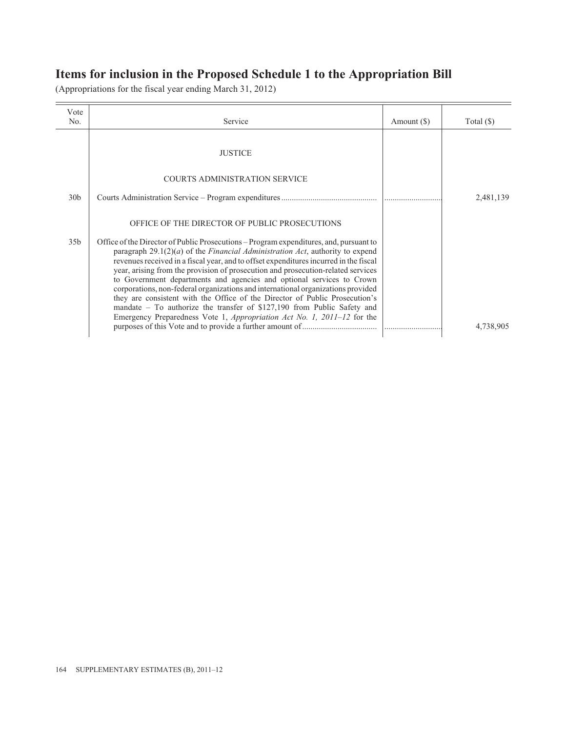## Items for inclusion in the Proposed Schedule 1 to the Appropriation Bill

(Appropriations for the fiscal year ending March 31, 2012)

| Vote No. | Service | Amount ($) | Total ($) |
|---|---|---|---|
| | JUSTICE | | |
| | COURTS ADMINISTRATION SERVICE | | |
| 30b | Courts Administration Service – Program expenditures | | 2,481,139 |
| | OFFICE OF THE DIRECTOR OF PUBLIC PROSECUTIONS | | |
| 35b | Office of the Director of Public Prosecutions – Program expenditures, and, pursuant to paragraph 29.1(2)(*a*) of the *Financial Administration Act*, authority to expend revenues received in a fiscal year, and to offset expenditures incurred in the fiscal year, arising from the provision of prosecution and prosecution-related services to Government departments and agencies and optional services to Crown corporations, non-federal organizations and international organizations provided they are consistent with the Office of the Director of Public Prosecution's mandate – To authorize the transfer of $127,190 from Public Safety and Emergency Preparedness Vote 1, *Appropriation Act No. 1, 2011–12* for the purposes of this Vote and to provide a further amount of | | 4,738,905 |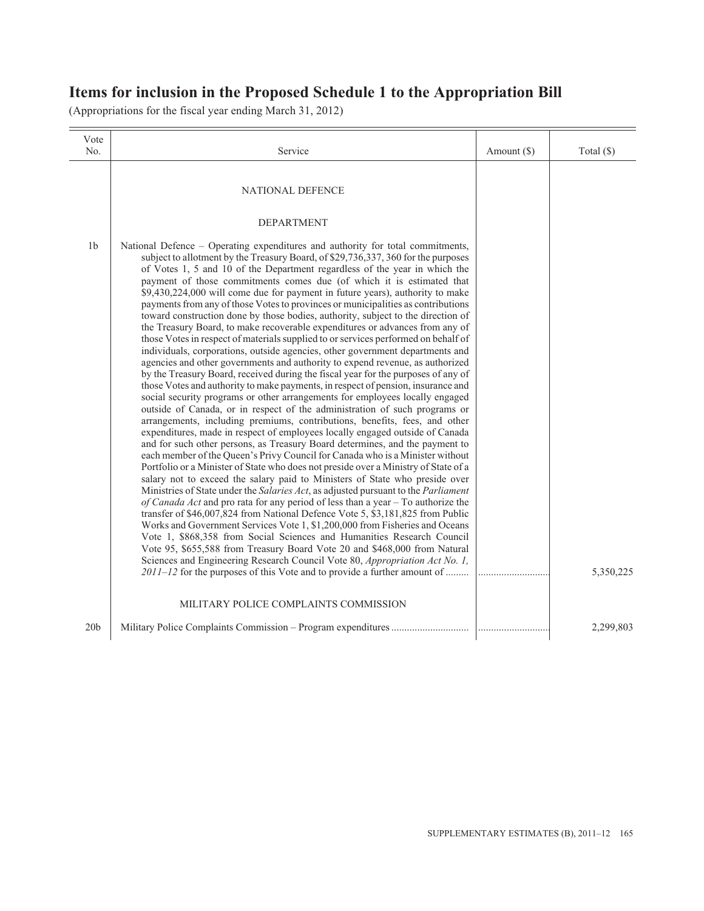# Items for inclusion in the Proposed Schedule 1 to the Appropriation Bill

(Appropriations for the fiscal year ending March 31, 2012)

| Vote No. | Service | Amount ($) | Total ($) |
|---|---|---|---|
| | NATIONAL DEFENCE | | |
| | DEPARTMENT | | |
| 1b | National Defence – Operating expenditures and authority for total commitments, subject to allotment by the Treasury Board, of $29,736,337, 360 for the purposes of Votes 1, 5 and 10 of the Department regardless of the year in which the payment of those commitments comes due (of which it is estimated that $9,430,224,000 will come due for payment in future years), authority to make payments from any of those Votes to provinces or municipalities as contributions toward construction done by those bodies, authority, subject to the direction of the Treasury Board, to make recoverable expenditures or advances from any of those Votes in respect of materials supplied to or services performed on behalf of individuals, corporations, outside agencies, other government departments and agencies and other governments and authority to expend revenue, as authorized by the Treasury Board, received during the fiscal year for the purposes of any of those Votes and authority to make payments, in respect of pension, insurance and social security programs or other arrangements for employees locally engaged outside of Canada, or in respect of the administration of such programs or arrangements, including premiums, contributions, benefits, fees, and other expenditures, made in respect of employees locally engaged outside of Canada and for such other persons, as Treasury Board determines, and the payment to each member of the Queen's Privy Council for Canada who is a Minister without Portfolio or a Minister of State who does not preside over a Ministry of State of a salary not to exceed the salary paid to Ministers of State who preside over Ministries of State under the *Salaries Act*, as adjusted pursuant to the *Parliament of Canada Act* and pro rata for any period of less than a year – To authorize the transfer of $46,007,824 from National Defence Vote 5, $3,181,825 from Public Works and Government Services Vote 1, $1,200,000 from Fisheries and Oceans Vote 1, $868,358 from Social Sciences and Humanities Research Council Vote 95, $655,588 from Treasury Board Vote 20 and $468,000 from Natural Sciences and Engineering Research Council Vote 80, *Appropriation Act No. 1, 2011–12* for the purposes of this Vote and to provide a further amount of ......... | ............................ | 5,350,225 |
| | MILITARY POLICE COMPLAINTS COMMISSION | | |
| 20b | Military Police Complaints Commission – Program expenditures .............................. | ............................ | 2,299,803 |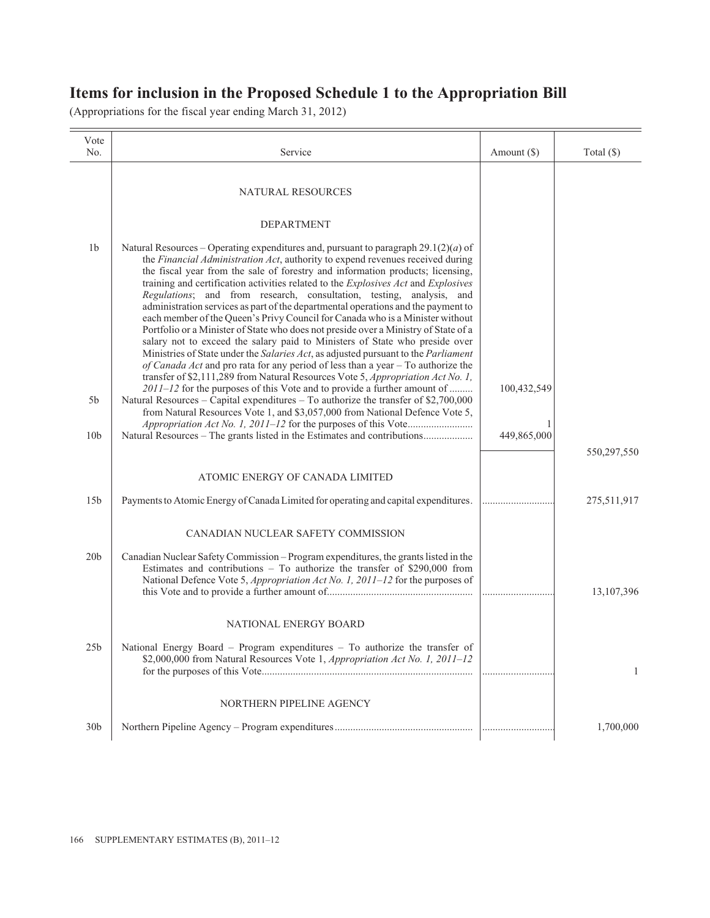# Items for inclusion in the Proposed Schedule 1 to the Appropriation Bill

(Appropriations for the fiscal year ending March 31, 2012)

| Vote No. | Service | Amount ($) | Total ($) |
|---|---|---|---|
| | NATURAL RESOURCES | | |
| | DEPARTMENT | | |
| 1b | Natural Resources – Operating expenditures and, pursuant to paragraph 29.1(2)(*a*) of the *Financial Administration Act*, authority to expend revenues received during the fiscal year from the sale of forestry and information products; licensing, training and certification activities related to the *Explosives Act* and *Explosives Regulations*; and from research, consultation, testing, analysis, and administration services as part of the departmental operations and the payment to each member of the Queen's Privy Council for Canada who is a Minister without Portfolio or a Minister of State who does not preside over a Ministry of State of a salary not to exceed the salary paid to Ministers of State who preside over Ministries of State under the *Salaries Act*, as adjusted pursuant to the *Parliament of Canada Act* and pro rata for any period of less than a year – To authorize the transfer of $2,111,289 from Natural Resources Vote 5, *Appropriation Act No. 1, 2011–12* for the purposes of this Vote and to provide a further amount of | 100,432,549 | |
| 5b | Natural Resources – Capital expenditures – To authorize the transfer of $2,700,000 from Natural Resources Vote 1, and $3,057,000 from National Defence Vote 5, *Appropriation Act No. 1, 2011–12* for the purposes of this Vote | 1 | |
| 10b | Natural Resources – The grants listed in the Estimates and contributions | 449,865,000 | |
| | | | 550,297,550 |
| | ATOMIC ENERGY OF CANADA LIMITED | | |
| 15b | Payments to Atomic Energy of Canada Limited for operating and capital expenditures. | | 275,511,917 |
| | CANADIAN NUCLEAR SAFETY COMMISSION | | |
| 20b | Canadian Nuclear Safety Commission – Program expenditures, the grants listed in the Estimates and contributions – To authorize the transfer of $290,000 from National Defence Vote 5, *Appropriation Act No. 1, 2011–12* for the purposes of this Vote and to provide a further amount of | | 13,107,396 |
| | NATIONAL ENERGY BOARD | | |
| 25b | National Energy Board – Program expenditures – To authorize the transfer of $2,000,000 from Natural Resources Vote 1, *Appropriation Act No. 1, 2011–12* for the purposes of this Vote | | 1 |
| | NORTHERN PIPELINE AGENCY | | |
| 30b | Northern Pipeline Agency – Program expenditures | | 1,700,000 |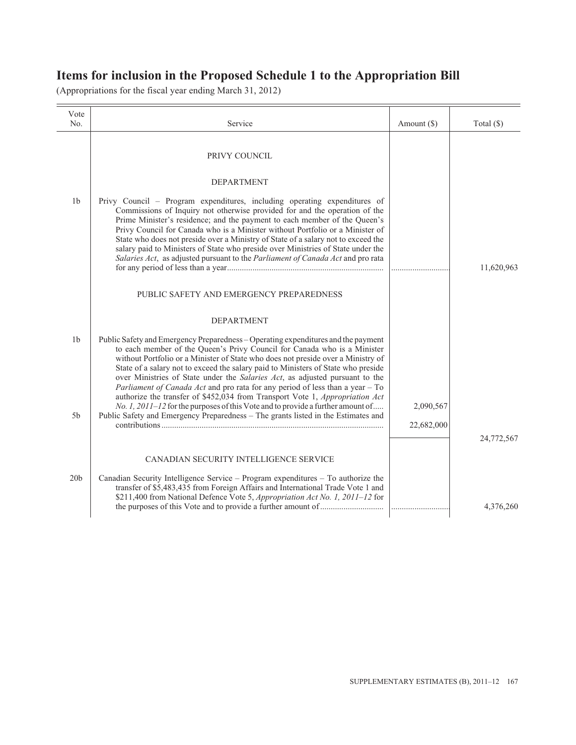# Items for inclusion in the Proposed Schedule 1 to the Appropriation Bill

(Appropriations for the fiscal year ending March 31, 2012)

| Vote No. | Service | Amount ($) | Total ($) |
|---|---|---|---|
| | PRIVY COUNCIL | | |
| | DEPARTMENT | | |
| 1b | Privy Council – Program expenditures, including operating expenditures of Commissions of Inquiry not otherwise provided for and the operation of the Prime Minister's residence; and the payment to each member of the Queen's Privy Council for Canada who is a Minister without Portfolio or a Minister of State who does not preside over a Ministry of State of a salary not to exceed the salary paid to Ministers of State who preside over Ministries of State under the *Salaries Act*, as adjusted pursuant to the *Parliament of Canada Act* and pro rata for any period of less than a year | ............................ | 11,620,963 |
| | PUBLIC SAFETY AND EMERGENCY PREPAREDNESS | | |
| | DEPARTMENT | | |
| 1b | Public Safety and Emergency Preparedness – Operating expenditures and the payment to each member of the Queen's Privy Council for Canada who is a Minister without Portfolio or a Minister of State who does not preside over a Ministry of State of a salary not to exceed the salary paid to Ministers of State who preside over Ministries of State under the *Salaries Act*, as adjusted pursuant to the *Parliament of Canada Act* and pro rata for any period of less than a year – To authorize the transfer of $452,034 from Transport Vote 1, *Appropriation Act No. 1, 2011–12* for the purposes of this Vote and to provide a further amount of | 2,090,567 | |
| 5b | Public Safety and Emergency Preparedness – The grants listed in the Estimates and contributions | 22,682,000 | |
| | | | 24,772,567 |
| | CANADIAN SECURITY INTELLIGENCE SERVICE | | |
| 20b | Canadian Security Intelligence Service – Program expenditures – To authorize the transfer of $5,483,435 from Foreign Affairs and International Trade Vote 1 and $211,400 from National Defence Vote 5, *Appropriation Act No. 1, 2011–12* for the purposes of this Vote and to provide a further amount of | ............................ | 4,376,260 |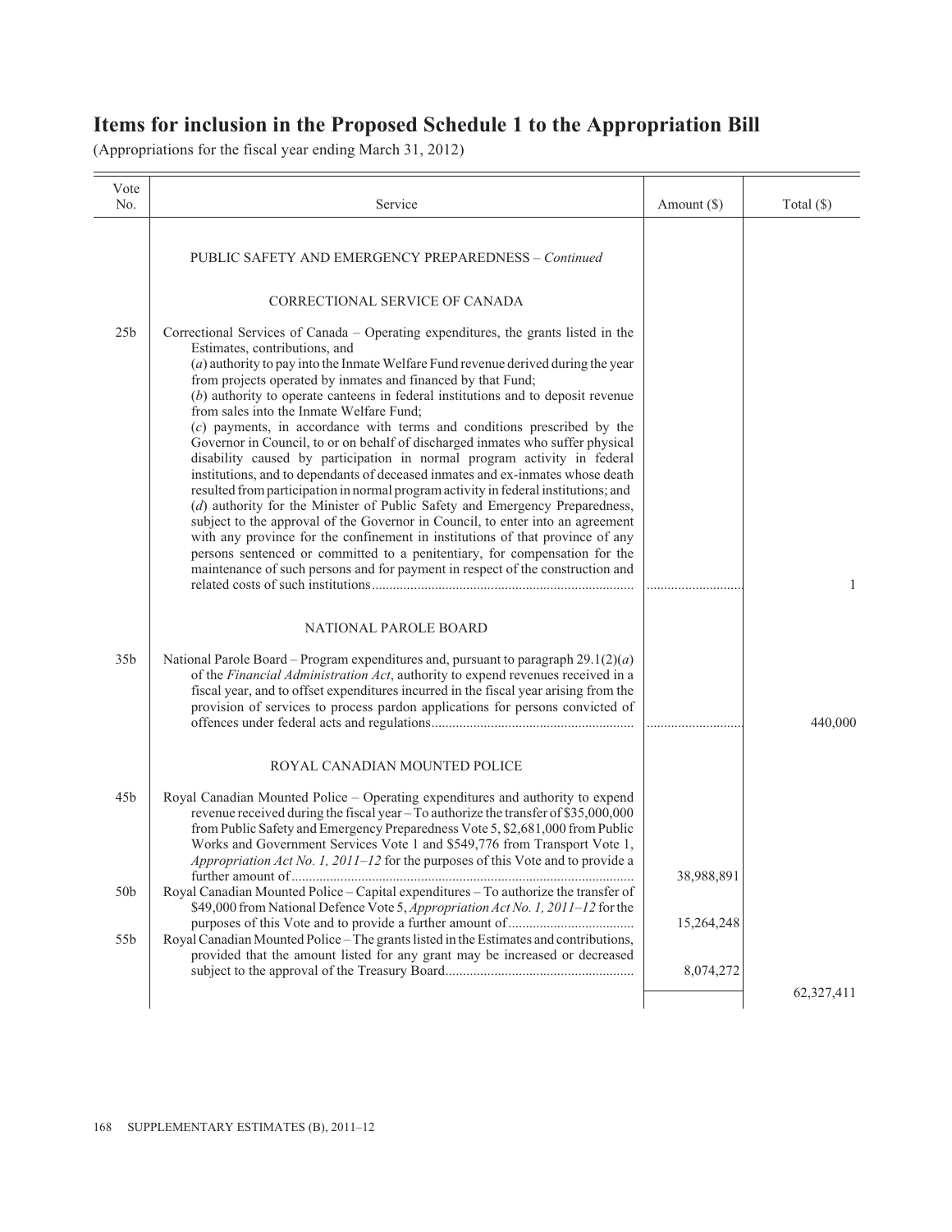# Items for inclusion in the Proposed Schedule 1 to the Appropriation Bill

(Appropriations for the fiscal year ending March 31, 2012)

| Vote No. | Service | Amount ($) | Total ($) |
|---|---|---|---|
| | PUBLIC SAFETY AND EMERGENCY PREPAREDNESS – *Continued* | | |
| | CORRECTIONAL SERVICE OF CANADA | | |
| 25b | Correctional Services of Canada – Operating expenditures, the grants listed in the Estimates, contributions, and (*a*) authority to pay into the Inmate Welfare Fund revenue derived during the year from projects operated by inmates and financed by that Fund; (*b*) authority to operate canteens in federal institutions and to deposit revenue from sales into the Inmate Welfare Fund; (*c*) payments, in accordance with terms and conditions prescribed by the Governor in Council, to or on behalf of discharged inmates who suffer physical disability caused by participation in normal program activity in federal institutions, and to dependants of deceased inmates and ex-inmates whose death resulted from participation in normal program activity in federal institutions; and (*d*) authority for the Minister of Public Safety and Emergency Preparedness, subject to the approval of the Governor in Council, to enter into an agreement with any province for the confinement in institutions of that province of any persons sentenced or committed to a penitentiary, for compensation for the maintenance of such persons and for payment in respect of the construction and related costs of such institutions | ............................ | 1 |
| | NATIONAL PAROLE BOARD | | |
| 35b | National Parole Board – Program expenditures and, pursuant to paragraph 29.1(2)(*a*) of the *Financial Administration Act*, authority to expend revenues received in a fiscal year, and to offset expenditures incurred in the fiscal year arising from the provision of services to process pardon applications for persons convicted of offences under federal acts and regulations | ............................ | 440,000 |
| | ROYAL CANADIAN MOUNTED POLICE | | |
| 45b | Royal Canadian Mounted Police – Operating expenditures and authority to expend revenue received during the fiscal year – To authorize the transfer of $35,000,000 from Public Safety and Emergency Preparedness Vote 5, $2,681,000 from Public Works and Government Services Vote 1 and $549,776 from Transport Vote 1, *Appropriation Act No. 1, 2011–12* for the purposes of this Vote and to provide a further amount of | 38,988,891 | |
| 50b | Royal Canadian Mounted Police – Capital expenditures – To authorize the transfer of $49,000 from National Defence Vote 5, *Appropriation Act No. 1, 2011–12* for the purposes of this Vote and to provide a further amount of | 15,264,248 | |
| 55b | Royal Canadian Mounted Police – The grants listed in the Estimates and contributions, provided that the amount listed for any grant may be increased or decreased subject to the approval of the Treasury Board | 8,074,272 | |
| | | | 62,327,411 |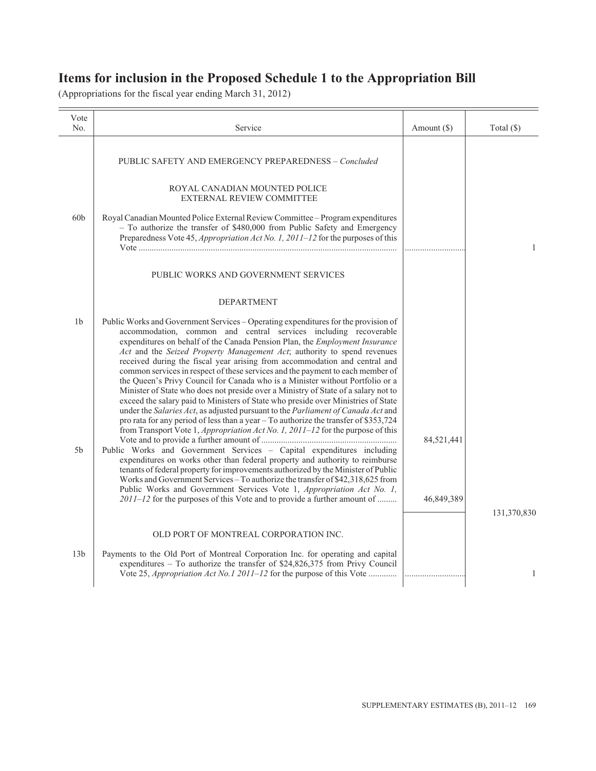# Items for inclusion in the Proposed Schedule 1 to the Appropriation Bill

(Appropriations for the fiscal year ending March 31, 2012)

| Vote No. | Service | Amount ($) | Total ($) |
|---|---|---|---|
| | PUBLIC SAFETY AND EMERGENCY PREPAREDNESS – *Concluded* | | |
| | ROYAL CANADIAN MOUNTED POLICE EXTERNAL REVIEW COMMITTEE | | |
| 60b | Royal Canadian Mounted Police External Review Committee – Program expenditures – To authorize the transfer of $480,000 from Public Safety and Emergency Preparedness Vote 45, *Appropriation Act No. 1, 2011–12* for the purposes of this Vote | ............................ | 1 |
| | PUBLIC WORKS AND GOVERNMENT SERVICES | | |
| | DEPARTMENT | | |
| 1b | Public Works and Government Services – Operating expenditures for the provision of accommodation, common and central services including recoverable expenditures on behalf of the Canada Pension Plan, the *Employment Insurance Act* and the *Seized Property Management Act*; authority to spend revenues received during the fiscal year arising from accommodation and central and common services in respect of these services and the payment to each member of the Queen's Privy Council for Canada who is a Minister without Portfolio or a Minister of State who does not preside over a Ministry of State of a salary not to exceed the salary paid to Ministers of State who preside over Ministries of State under the *Salaries Act*, as adjusted pursuant to the *Parliament of Canada Act* and pro rata for any period of less than a year – To authorize the transfer of $353,724 from Transport Vote 1, *Appropriation Act No. 1, 2011–12* for the purpose of this Vote and to provide a further amount of | 84,521,441 | |
| 5b | Public Works and Government Services – Capital expenditures including expenditures on works other than federal property and authority to reimburse tenants of federal property for improvements authorized by the Minister of Public Works and Government Services – To authorize the transfer of $42,318,625 from Public Works and Government Services Vote 1, *Appropriation Act No. 1, 2011–12* for the purposes of this Vote and to provide a further amount of | 46,849,389 | |
| | | | 131,370,830 |
| | OLD PORT OF MONTREAL CORPORATION INC. | | |
| 13b | Payments to the Old Port of Montreal Corporation Inc. for operating and capital expenditures – To authorize the transfer of $24,826,375 from Privy Council Vote 25, *Appropriation Act No.1 2011–12* for the purpose of this Vote | ............................ | 1 |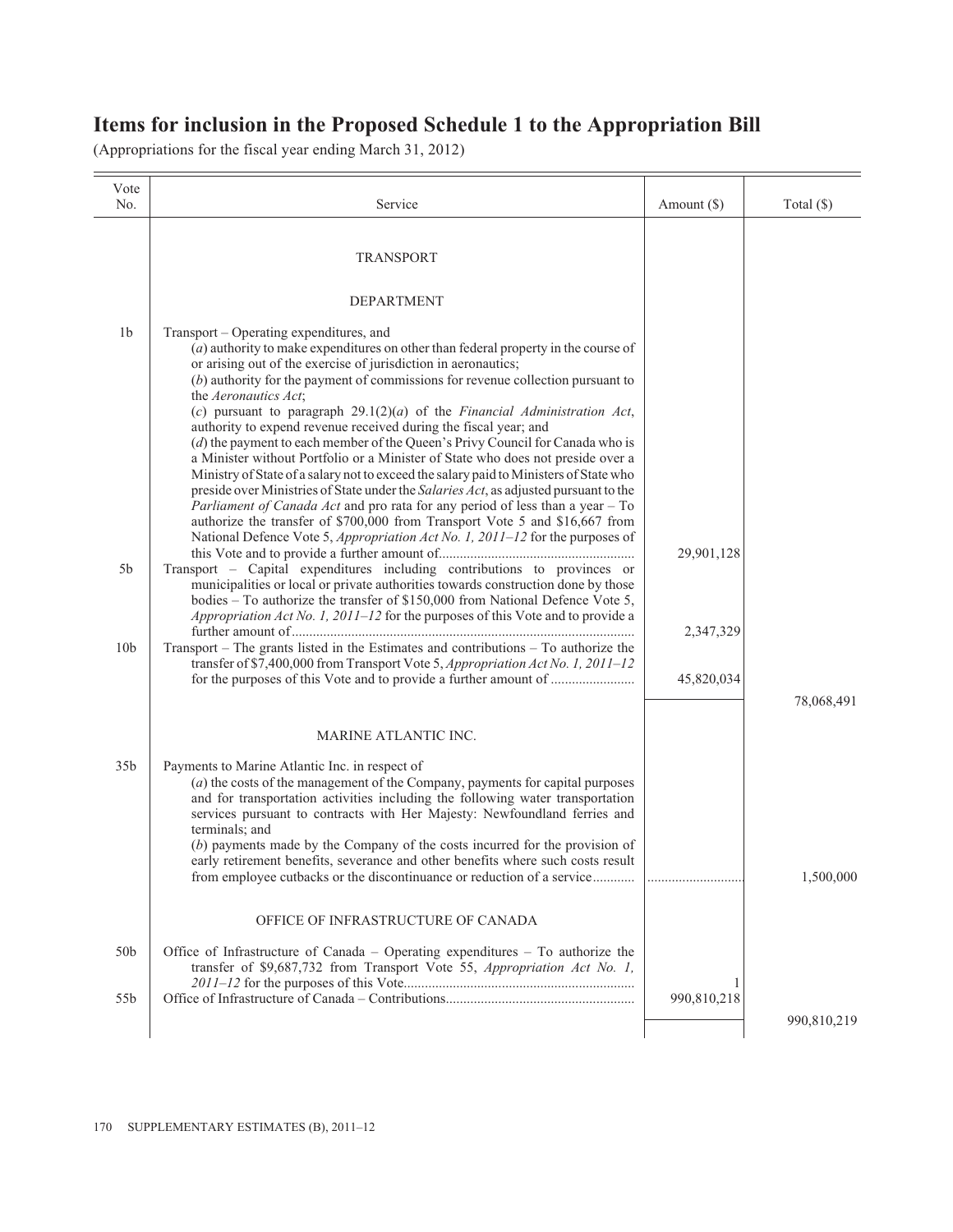# Items for inclusion in the Proposed Schedule 1 to the Appropriation Bill

(Appropriations for the fiscal year ending March 31, 2012)

| Vote No. | Service | Amount ($) | Total ($) |
|---|---|---|---|
| | TRANSPORT | | |
| | DEPARTMENT | | |
| 1b | Transport – Operating expenditures, and (*a*) authority to make expenditures on other than federal property in the course of or arising out of the exercise of jurisdiction in aeronautics; (*b*) authority for the payment of commissions for revenue collection pursuant to the *Aeronautics Act*; (*c*) pursuant to paragraph 29.1(2)(*a*) of the *Financial Administration Act*, authority to expend revenue received during the fiscal year; and (*d*) the payment to each member of the Queen's Privy Council for Canada who is a Minister without Portfolio or a Minister of State who does not preside over a Ministry of State of a salary not to exceed the salary paid to Ministers of State who preside over Ministries of State under the *Salaries Act*, as adjusted pursuant to the *Parliament of Canada Act* and pro rata for any period of less than a year – To authorize the transfer of $700,000 from Transport Vote 5 and $16,667 from National Defence Vote 5, *Appropriation Act No. 1, 2011–12* for the purposes of this Vote and to provide a further amount of | 29,901,128 | |
| 5b | Transport – Capital expenditures including contributions to provinces or municipalities or local or private authorities towards construction done by those bodies – To authorize the transfer of $150,000 from National Defence Vote 5, *Appropriation Act No. 1, 2011–12* for the purposes of this Vote and to provide a further amount of | 2,347,329 | |
| 10b | Transport – The grants listed in the Estimates and contributions – To authorize the transfer of $7,400,000 from Transport Vote 5, *Appropriation Act No. 1, 2011–12* for the purposes of this Vote and to provide a further amount of | 45,820,034 | |
| | | | 78,068,491 |
| | MARINE ATLANTIC INC. | | |
| 35b | Payments to Marine Atlantic Inc. in respect of (*a*) the costs of the management of the Company, payments for capital purposes and for transportation activities including the following water transportation services pursuant to contracts with Her Majesty: Newfoundland ferries and terminals; and (*b*) payments made by the Company of the costs incurred for the provision of early retirement benefits, severance and other benefits where such costs result from employee cutbacks or the discontinuance or reduction of a service | ............................ | 1,500,000 |
| | OFFICE OF INFRASTRUCTURE OF CANADA | | |
| 50b | Office of Infrastructure of Canada – Operating expenditures – To authorize the transfer of $9,687,732 from Transport Vote 55, *Appropriation Act No. 1, 2011–12* for the purposes of this Vote | 1 | |
| 55b | Office of Infrastructure of Canada – Contributions | 990,810,218 | |
| | | | 990,810,219 |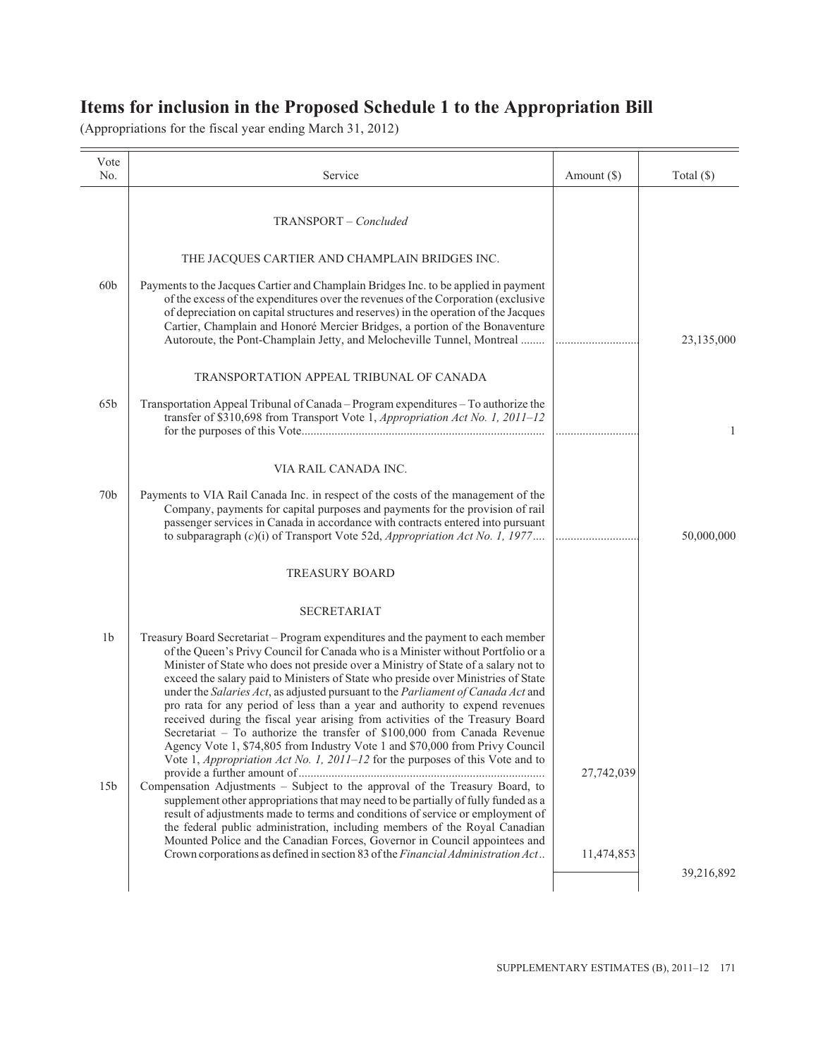## Items for inclusion in the Proposed Schedule 1 to the Appropriation Bill

(Appropriations for the fiscal year ending March 31, 2012)

| Vote No. | Service | Amount ($) | Total ($) |
|---|---|---|---|
| | TRANSPORT – *Concluded* | | |
| | THE JACQUES CARTIER AND CHAMPLAIN BRIDGES INC. | | |
| 60b | Payments to the Jacques Cartier and Champlain Bridges Inc. to be applied in payment of the excess of the expenditures over the revenues of the Corporation (exclusive of depreciation on capital structures and reserves) in the operation of the Jacques Cartier, Champlain and Honoré Mercier Bridges, a portion of the Bonaventure Autoroute, the Pont-Champlain Jetty, and Melocheville Tunnel, Montreal ........ | ............................ | 23,135,000 |
| | TRANSPORTATION APPEAL TRIBUNAL OF CANADA | | |
| 65b | Transportation Appeal Tribunal of Canada – Program expenditures – To authorize the transfer of $310,698 from Transport Vote 1, *Appropriation Act No. 1, 2011–12* for the purposes of this Vote................................................................................. | ............................ | 1 |
| | VIA RAIL CANADA INC. | | |
| 70b | Payments to VIA Rail Canada Inc. in respect of the costs of the management of the Company, payments for capital purposes and payments for the provision of rail passenger services in Canada in accordance with contracts entered into pursuant to subparagraph (*c*)(i) of Transport Vote 52d, *Appropriation Act No. 1, 1977*.... | ............................ | 50,000,000 |
| | TREASURY BOARD | | |
| | SECRETARIAT | | |
| 1b | Treasury Board Secretariat – Program expenditures and the payment to each member of the Queen's Privy Council for Canada who is a Minister without Portfolio or a Minister of State who does not preside over a Ministry of State of a salary not to exceed the salary paid to Ministers of State who preside over Ministries of State under the *Salaries Act*, as adjusted pursuant to the *Parliament of Canada Act* and pro rata for any period of less than a year and authority to expend revenues received during the fiscal year arising from activities of the Treasury Board Secretariat – To authorize the transfer of $100,000 from Canada Revenue Agency Vote 1, $74,805 from Industry Vote 1 and $70,000 from Privy Council Vote 1, *Appropriation Act No. 1, 2011–12* for the purposes of this Vote and to provide a further amount of................................................................................. | 27,742,039 | |
| 15b | Compensation Adjustments – Subject to the approval of the Treasury Board, to supplement other appropriations that may need to be partially of fully funded as a result of adjustments made to terms and conditions of service or employment of the federal public administration, including members of the Royal Canadian Mounted Police and the Canadian Forces, Governor in Council appointees and Crown corporations as defined in section 83 of the *Financial Administration Act*.. | 11,474,853 | |
| | | | 39,216,892 |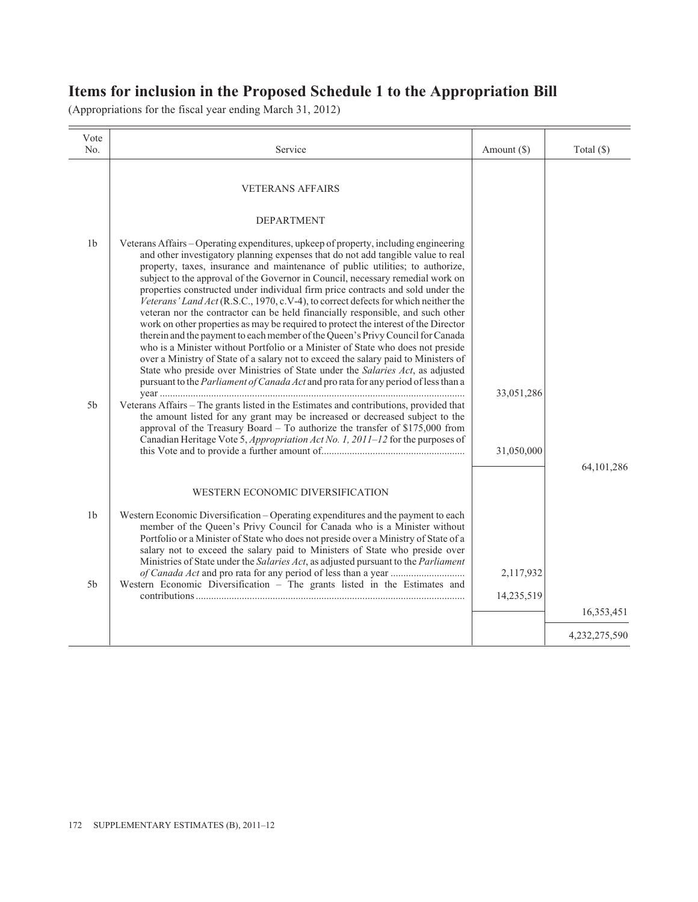# Items for inclusion in the Proposed Schedule 1 to the Appropriation Bill

(Appropriations for the fiscal year ending March 31, 2012)

| Vote No. | Service | Amount ($) | Total ($) |
|---|---|---|---|
| | VETERANS AFFAIRS | | |
| | DEPARTMENT | | |
| 1b | Veterans Affairs – Operating expenditures, upkeep of property, including engineering and other investigatory planning expenses that do not add tangible value to real property, taxes, insurance and maintenance of public utilities; to authorize, subject to the approval of the Governor in Council, necessary remedial work on properties constructed under individual firm price contracts and sold under the *Veterans' Land Act* (R.S.C., 1970, c.V-4), to correct defects for which neither the veteran nor the contractor can be held financially responsible, and such other work on other properties as may be required to protect the interest of the Director therein and the payment to each member of the Queen's Privy Council for Canada who is a Minister without Portfolio or a Minister of State who does not preside over a Ministry of State of a salary not to exceed the salary paid to Ministers of State who preside over Ministries of State under the *Salaries Act*, as adjusted pursuant to the *Parliament of Canada Act* and pro rata for any period of less than a year | 33,051,286 | |
| 5b | Veterans Affairs – The grants listed in the Estimates and contributions, provided that the amount listed for any grant may be increased or decreased subject to the approval of the Treasury Board – To authorize the transfer of $175,000 from Canadian Heritage Vote 5, *Appropriation Act No. 1, 2011–12* for the purposes of this Vote and to provide a further amount of | 31,050,000 | |
| | | | 64,101,286 |
| | WESTERN ECONOMIC DIVERSIFICATION | | |
| 1b | Western Economic Diversification – Operating expenditures and the payment to each member of the Queen's Privy Council for Canada who is a Minister without Portfolio or a Minister of State who does not preside over a Ministry of State of a salary not to exceed the salary paid to Ministers of State who preside over Ministries of State under the *Salaries Act*, as adjusted pursuant to the *Parliament of Canada Act* and pro rata for any period of less than a year | 2,117,932 | |
| 5b | Western Economic Diversification – The grants listed in the Estimates and contributions | 14,235,519 | |
| | | | 16,353,451 |
| | | | 4,232,275,590 |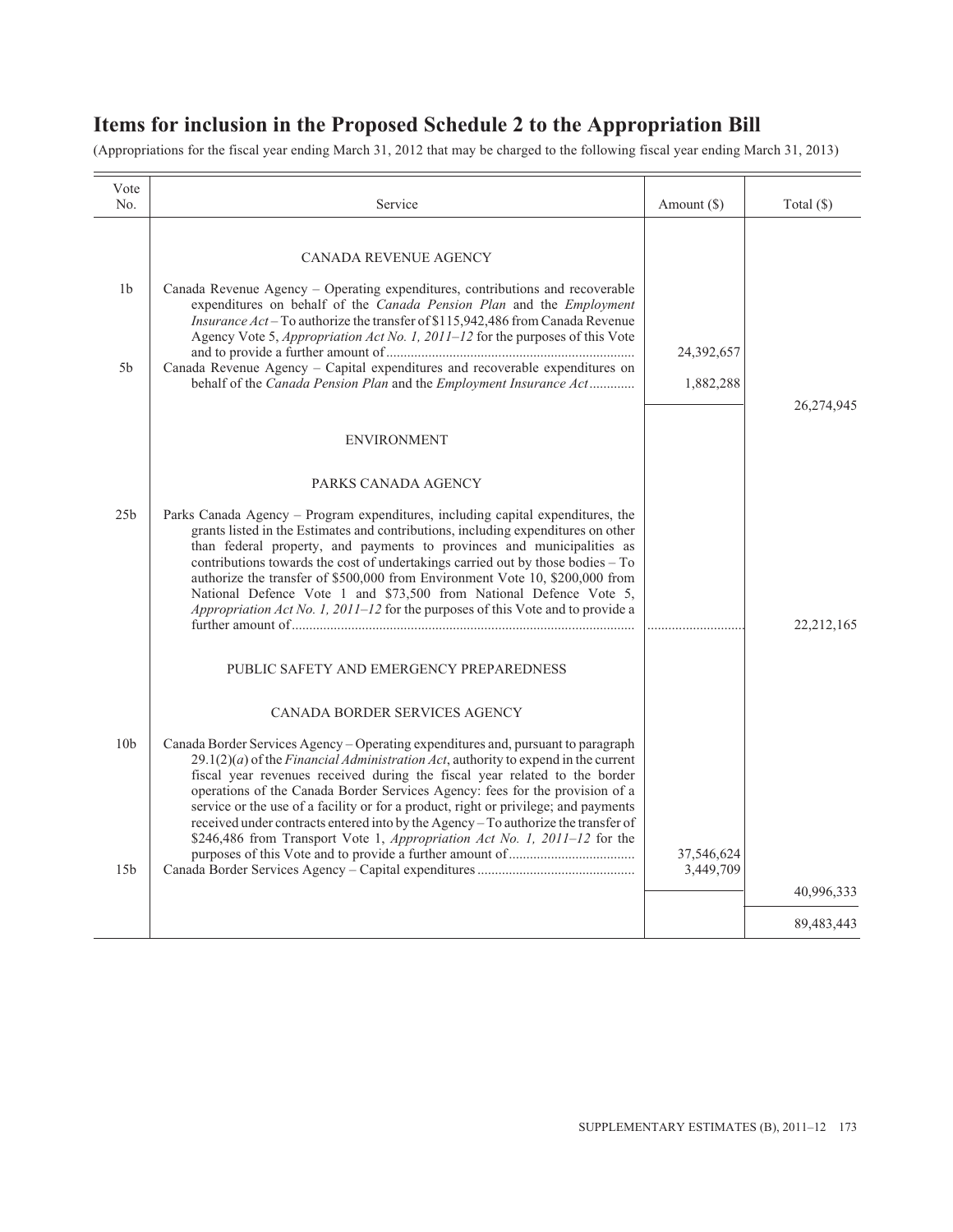## Items for inclusion in the Proposed Schedule 2 to the Appropriation Bill

(Appropriations for the fiscal year ending March 31, 2012 that may be charged to the following fiscal year ending March 31, 2013)

| Vote No. | Service | Amount ($) | Total ($) |
|---|---|---|---|
| | CANADA REVENUE AGENCY | | |
| 1b | Canada Revenue Agency – Operating expenditures, contributions and recoverable expenditures on behalf of the *Canada Pension Plan* and the *Employment Insurance Act* – To authorize the transfer of $115,942,486 from Canada Revenue Agency Vote 5, *Appropriation Act No. 1, 2011–12* for the purposes of this Vote and to provide a further amount of | 24,392,657 | |
| 5b | Canada Revenue Agency – Capital expenditures and recoverable expenditures on behalf of the *Canada Pension Plan* and the *Employment Insurance Act* | 1,882,288 | |
| | | | 26,274,945 |
| | ENVIRONMENT | | |
| | PARKS CANADA AGENCY | | |
| 25b | Parks Canada Agency – Program expenditures, including capital expenditures, the grants listed in the Estimates and contributions, including expenditures on other than federal property, and payments to provinces and municipalities as contributions towards the cost of undertakings carried out by those bodies – To authorize the transfer of $500,000 from Environment Vote 10, $200,000 from National Defence Vote 1 and $73,500 from National Defence Vote 5, *Appropriation Act No. 1, 2011–12* for the purposes of this Vote and to provide a further amount of | | 22,212,165 |
| | PUBLIC SAFETY AND EMERGENCY PREPAREDNESS | | |
| | CANADA BORDER SERVICES AGENCY | | |
| 10b | Canada Border Services Agency – Operating expenditures and, pursuant to paragraph 29.1(2)(*a*) of the *Financial Administration Act*, authority to expend in the current fiscal year revenues received during the fiscal year related to the border operations of the Canada Border Services Agency: fees for the provision of a service or the use of a facility or for a product, right or privilege; and payments received under contracts entered into by the Agency – To authorize the transfer of $246,486 from Transport Vote 1, *Appropriation Act No. 1, 2011–12* for the purposes of this Vote and to provide a further amount of | 37,546,624 | |
| 15b | Canada Border Services Agency – Capital expenditures | 3,449,709 | |
| | | | 40,996,333 |
| | | | 89,483,443 |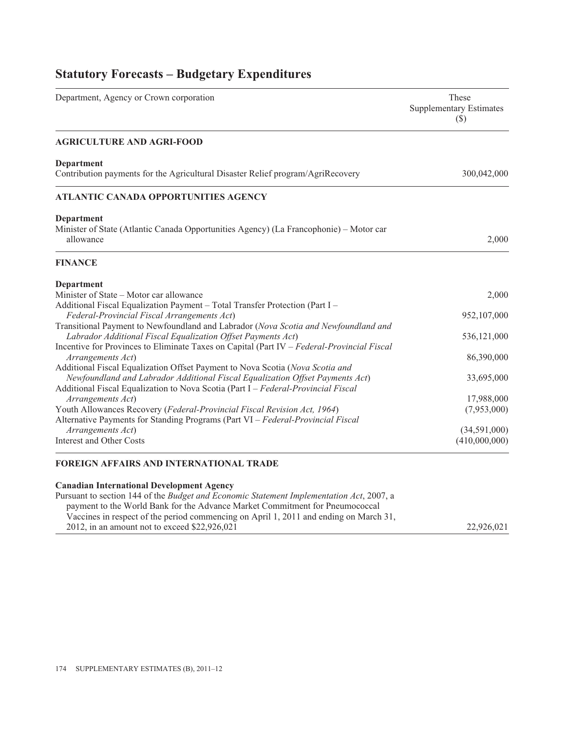# Statutory Forecasts – Budgetary Expenditures

| Department, Agency or Crown corporation | These Supplementary Estimates ($) |
|---|---|
| **AGRICULTURE AND AGRI-FOOD** | |
| **Department** | |
| Contribution payments for the Agricultural Disaster Relief program/AgriRecovery | 300,042,000 |
| **ATLANTIC CANADA OPPORTUNITIES AGENCY** | |
| **Department** | |
| Minister of State (Atlantic Canada Opportunities Agency) (La Francophonie) – Motor car allowance | 2,000 |
| **FINANCE** | |
| **Department** | |
| Minister of State – Motor car allowance | 2,000 |
| Additional Fiscal Equalization Payment – Total Transfer Protection (Part I – *Federal-Provincial Fiscal Arrangements Act*) | 952,107,000 |
| Transitional Payment to Newfoundland and Labrador (*Nova Scotia and Newfoundland and Labrador Additional Fiscal Equalization Offset Payments Act*) | 536,121,000 |
| Incentive for Provinces to Eliminate Taxes on Capital (Part IV – *Federal-Provincial Fiscal Arrangements Act*) | 86,390,000 |
| Additional Fiscal Equalization Offset Payment to Nova Scotia (*Nova Scotia and Newfoundland and Labrador Additional Fiscal Equalization Offset Payments Act*) | 33,695,000 |
| Additional Fiscal Equalization to Nova Scotia (Part I – *Federal-Provincial Fiscal Arrangements Act*) | 17,988,000 |
| Youth Allowances Recovery (*Federal-Provincial Fiscal Revision Act, 1964*) | (7,953,000) |
| Alternative Payments for Standing Programs (Part VI – *Federal-Provincial Fiscal Arrangements Act*) | (34,591,000) |
| Interest and Other Costs | (410,000,000) |
| **FOREIGN AFFAIRS AND INTERNATIONAL TRADE** | |
| **Canadian International Development Agency** | |
| Pursuant to section 144 of the *Budget and Economic Statement Implementation Act*, 2007, a payment to the World Bank for the Advance Market Commitment for Pneumococcal Vaccines in respect of the period commencing on April 1, 2011 and ending on March 31, 2012, in an amount not to exceed $22,926,021 | 22,926,021 |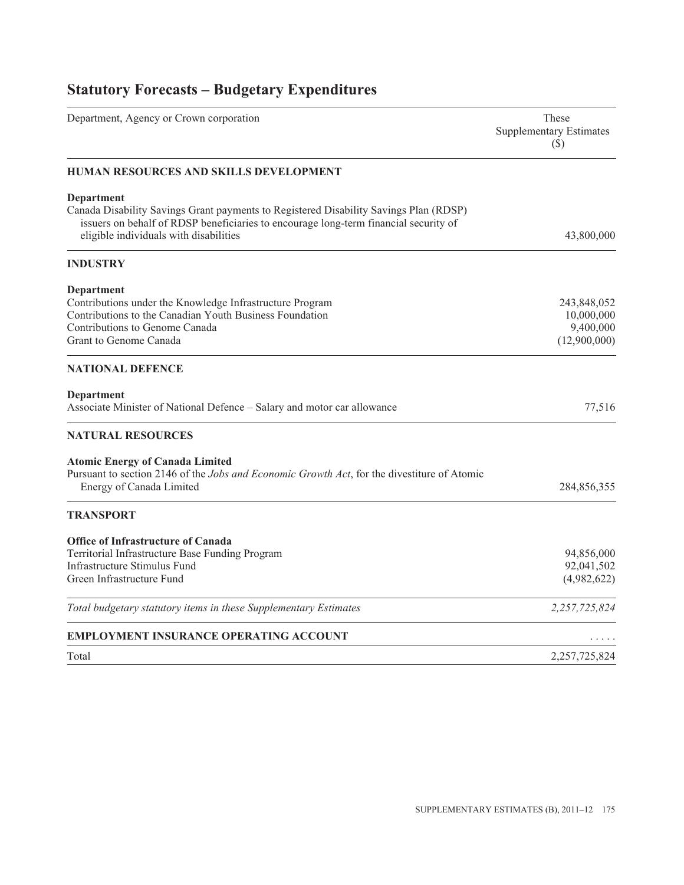# Statistory Forecasts – Budgetary Expenditures

| Department, Agency or Crown corporation | These Supplementary Estimates ($) |
|---|---|
| **HUMAN RESOURCES AND SKILLS DEVELOPMENT** | |
| **Department** | |
| Canada Disability Savings Grant payments to Registered Disability Savings Plan (RDSP) issuers on behalf of RDSP beneficiaries to encourage long-term financial security of eligible individuals with disabilities | 43,800,000 |
| **INDUSTRY** | |
| **Department** | |
| Contributions under the Knowledge Infrastructure Program | 243,848,052 |
| Contributions to the Canadian Youth Business Foundation | 10,000,000 |
| Contributions to Genome Canada | 9,400,000 |
| Grant to Genome Canada | (12,900,000) |
| **NATIONAL DEFENCE** | |
| **Department** | |
| Associate Minister of National Defence – Salary and motor car allowance | 77,516 |
| **NATURAL RESOURCES** | |
| **Atomic Energy of Canada Limited** | |
| Pursuant to section 2146 of the *Jobs and Economic Growth Act*, for the divestiture of Atomic Energy of Canada Limited | 284,856,355 |
| **TRANSPORT** | |
| **Office of Infrastructure of Canada** | |
| Territorial Infrastructure Base Funding Program | 94,856,000 |
| Infrastructure Stimulus Fund | 92,041,502 |
| Green Infrastructure Fund | (4,982,622) |
| *Total budgetary statutory items in these Supplementary Estimates* | *2,257,725,824* |
| **EMPLOYMENT INSURANCE OPERATING ACCOUNT** | ..... |
| Total | 2,257,725,824 |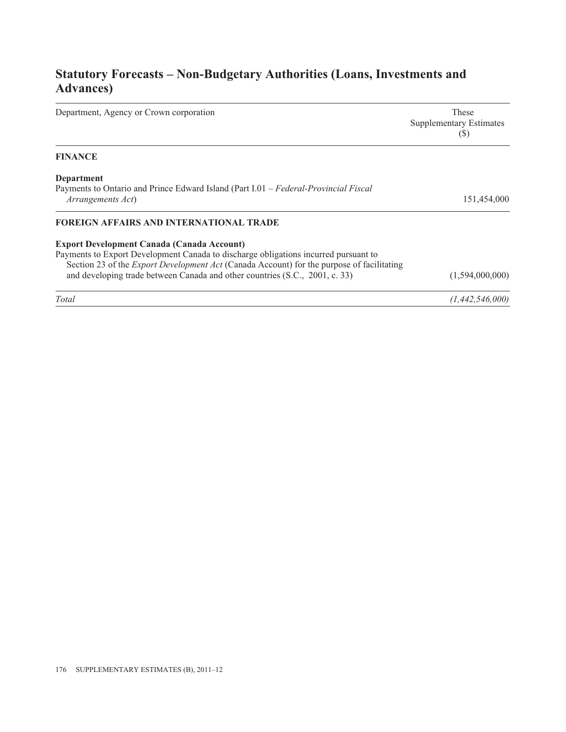## Statutory Forecasts – Non-Budgetary Authorities (Loans, Investments and Advances)

| Department, Agency or Crown corporation | These Supplementary Estimates ($) |
|---|---|
| **FINANCE** | |
| **Department** | |
| Payments to Ontario and Prince Edward Island (Part I.01 – *Federal-Provincial Fiscal Arrangements Act*) | 151,454,000 |
| **FOREIGN AFFAIRS AND INTERNATIONAL TRADE** | |
| **Export Development Canada (Canada Account)** | |
| Payments to Export Development Canada to discharge obligations incurred pursuant to Section 23 of the *Export Development Act* (Canada Account) for the purpose of facilitating and developing trade between Canada and other countries (S.C., 2001, c. 33) | (1,594,000,000) |
| *Total* | *(1,442,546,000)* |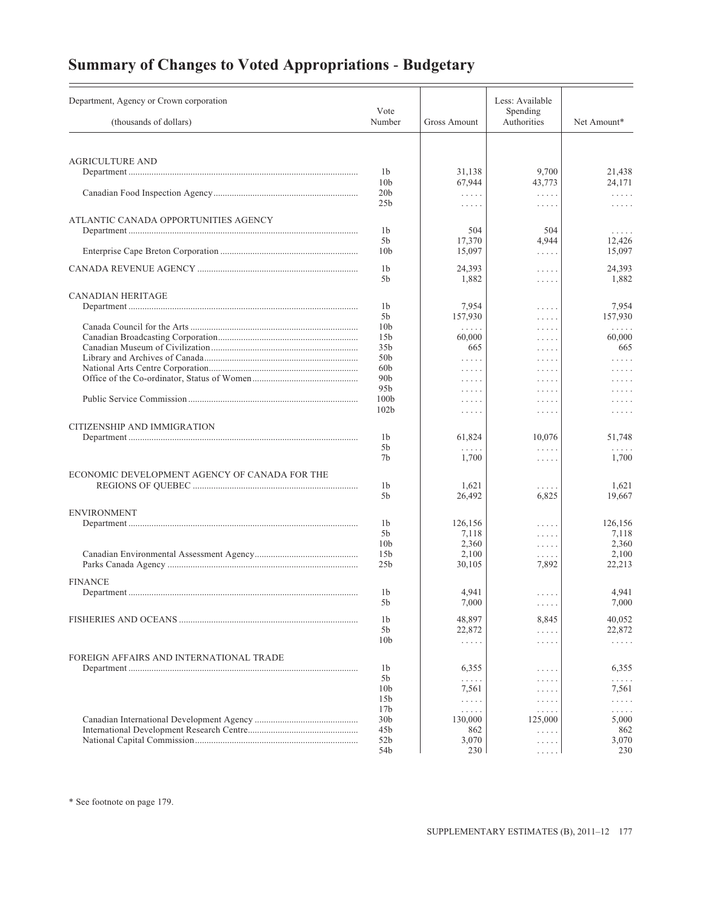# Summary of Changes to Voted Appropriations - Budgetary

| Department, Agency or Crown corporation (thousands of dollars) | Vote Number | Gross Amount | Less: Available Spending Authorities | Net Amount* |
|---|---|---|---|---|
| AGRICULTURE AND | | | | |
| Department | 1b | 31,138 | 9,700 | 21,438 |
| | 10b | 67,944 | 43,773 | 24,171 |
| Canadian Food Inspection Agency | 20b | ..... | ..... | ..... |
| | 25b | ..... | ..... | ..... |
| ATLANTIC CANADA OPPORTUNITIES AGENCY | | | | |
| Department | 1b | 504 | 504 | ..... |
| | 5b | 17,370 | 4,944 | 12,426 |
| Enterprise Cape Breton Corporation | 10b | 15,097 | ..... | 15,097 |
| CANADA REVENUE AGENCY | 1b | 24,393 | ..... | 24,393 |
| | 5b | 1,882 | ..... | 1,882 |
| CANADIAN HERITAGE | | | | |
| Department | 1b | 7,954 | ..... | 7,954 |
| | 5b | 157,930 | ..... | 157,930 |
| Canada Council for the Arts | 10b | ..... | ..... | ..... |
| Canadian Broadcasting Corporation | 15b | 60,000 | ..... | 60,000 |
| Canadian Museum of Civilization | 35b | 665 | ..... | 665 |
| Library and Archives of Canada | 50b | ..... | ..... | ..... |
| National Arts Centre Corporation | 60b | ..... | ..... | ..... |
| Office of the Co-ordinator, Status of Women | 90b | ..... | ..... | ..... |
| | 95b | ..... | ..... | ..... |
| Public Service Commission | 100b | ..... | ..... | ..... |
| | 102b | ..... | ..... | ..... |
| CITIZENSHIP AND IMMIGRATION | | | | |
| Department | 1b | 61,824 | 10,076 | 51,748 |
| | 5b | ..... | ..... | ..... |
| | 7b | 1,700 | ..... | 1,700 |
| ECONOMIC DEVELOPMENT AGENCY OF CANADA FOR THE REGIONS OF QUEBEC | 1b | 1,621 | ..... | 1,621 |
| | 5b | 26,492 | 6,825 | 19,667 |
| ENVIRONMENT | | | | |
| Department | 1b | 126,156 | ..... | 126,156 |
| | 5b | 7,118 | ..... | 7,118 |
| | 10b | 2,360 | ..... | 2,360 |
| Canadian Environmental Assessment Agency | 15b | 2,100 | ..... | 2,100 |
| Parks Canada Agency | 25b | 30,105 | 7,892 | 22,213 |
| FINANCE | | | | |
| Department | 1b | 4,941 | ..... | 4,941 |
| | 5b | 7,000 | ..... | 7,000 |
| FISHERIES AND OCEANS | 1b | 48,897 | 8,845 | 40,052 |
| | 5b | 22,872 | ..... | 22,872 |
| | 10b | ..... | ..... | ..... |
| FOREIGN AFFAIRS AND INTERNATIONAL TRADE | | | | |
| Department | 1b | 6,355 | ..... | 6,355 |
| | 5b | ..... | ..... | ..... |
| | 10b | 7,561 | ..... | 7,561 |
| | 15b | ..... | ..... | ..... |
| | 17b | ..... | ..... | ..... |
| Canadian International Development Agency | 30b | 130,000 | 125,000 | 5,000 |
| International Development Research Centre | 45b | 862 | ..... | 862 |
| National Capital Commission | 52b | 3,070 | ..... | 3,070 |
| | 54b | 230 | ..... | 230 |

\* See footnote on page 179.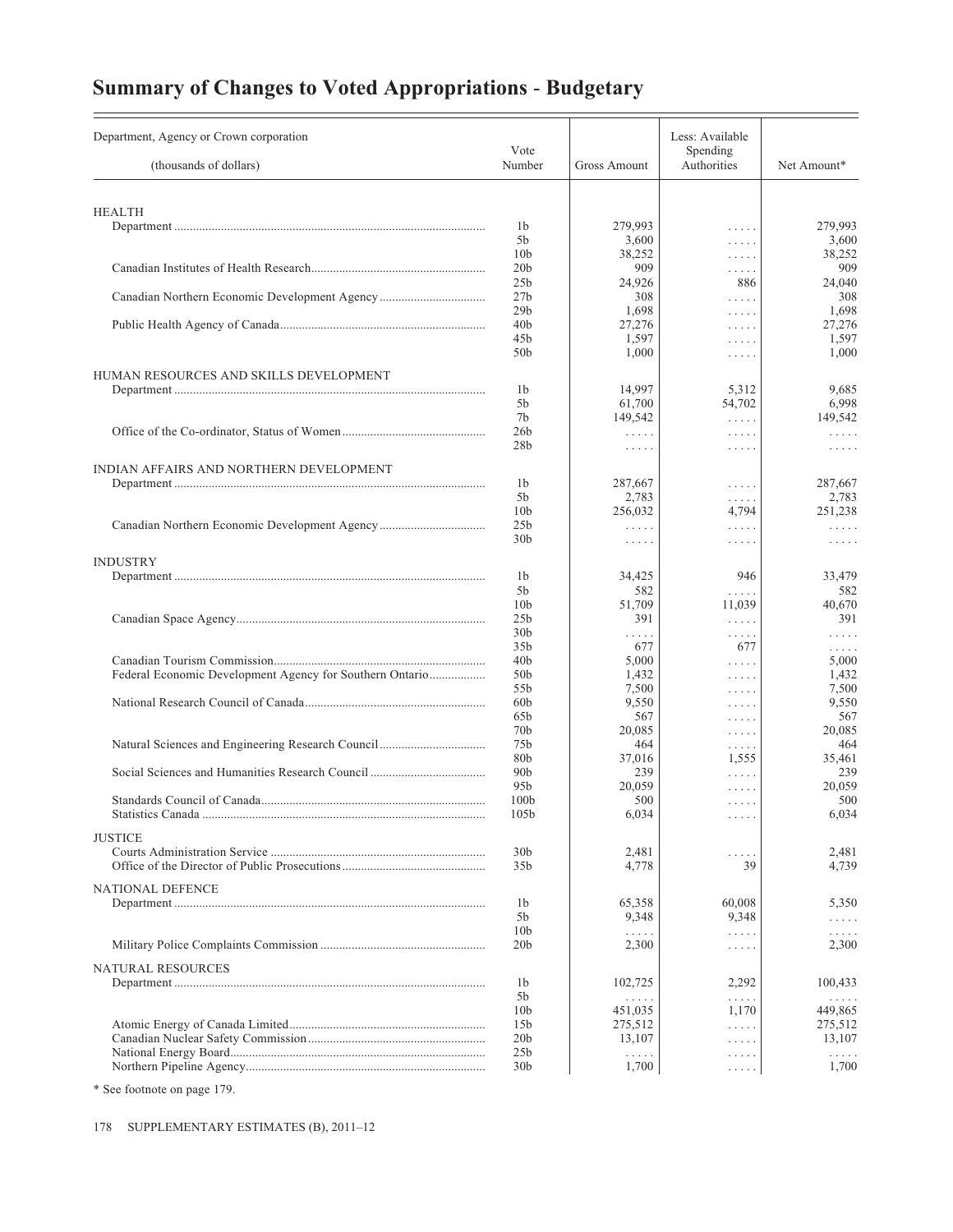# Summary of Changes to Voted Appropriations - Budgetary

| Department, Agency or Crown corporation (thousands of dollars) | Vote Number | Gross Amount | Less: Available Spending Authorities | Net Amount* |
|---|---|---|---|---|
| HEALTH | | | | |
| Department | 1b | 279,993 | ..... | 279,993 |
| | 5b | 3,600 | ..... | 3,600 |
| | 10b | 38,252 | ..... | 38,252 |
| Canadian Institutes of Health Research | 20b | 909 | ..... | 909 |
| | 25b | 24,926 | 886 | 24,040 |
| Canadian Northern Economic Development Agency | 27b | 308 | ..... | 308 |
| | 29b | 1,698 | ..... | 1,698 |
| Public Health Agency of Canada | 40b | 27,276 | ..... | 27,276 |
| | 45b | 1,597 | ..... | 1,597 |
| | 50b | 1,000 | ..... | 1,000 |
| HUMAN RESOURCES AND SKILLS DEVELOPMENT | | | | |
| Department | 1b | 14,997 | 5,312 | 9,685 |
| | 5b | 61,700 | 54,702 | 6,998 |
| | 7b | 149,542 | ..... | 149,542 |
| Office of the Co-ordinator, Status of Women | 26b | ..... | ..... | ..... |
| | 28b | ..... | ..... | ..... |
| INDIAN AFFAIRS AND NORTHERN DEVELOPMENT | | | | |
| Department | 1b | 287,667 | ..... | 287,667 |
| | 5b | 2,783 | ..... | 2,783 |
| | 10b | 256,032 | 4,794 | 251,238 |
| Canadian Northern Economic Development Agency | 25b | ..... | ..... | ..... |
| | 30b | ..... | ..... | ..... |
| INDUSTRY | | | | |
| Department | 1b | 34,425 | 946 | 33,479 |
| | 5b | 582 | ..... | 582 |
| | 10b | 51,709 | 11,039 | 40,670 |
| Canadian Space Agency | 25b | 391 | ..... | 391 |
| | 30b | ..... | ..... | ..... |
| | 35b | 677 | 677 | ..... |
| Canadian Tourism Commission | 40b | 5,000 | ..... | 5,000 |
| Federal Economic Development Agency for Southern Ontario | 50b | 1,432 | ..... | 1,432 |
| | 55b | 7,500 | ..... | 7,500 |
| National Research Council of Canada | 60b | 9,550 | ..... | 9,550 |
| | 65b | 567 | ..... | 567 |
| | 70b | 20,085 | ..... | 20,085 |
| Natural Sciences and Engineering Research Council | 75b | 464 | ..... | 464 |
| | 80b | 37,016 | 1,555 | 35,461 |
| Social Sciences and Humanities Research Council | 90b | 239 | ..... | 239 |
| | 95b | 20,059 | ..... | 20,059 |
| Standards Council of Canada | 100b | 500 | ..... | 500 |
| Statistics Canada | 105b | 6,034 | ..... | 6,034 |
| JUSTICE | | | | |
| Courts Administration Service | 30b | 2,481 | ..... | 2,481 |
| Office of the Director of Public Prosecutions | 35b | 4,778 | 39 | 4,739 |
| NATIONAL DEFENCE | | | | |
| Department | 1b | 65,358 | 60,008 | 5,350 |
| | 5b | 9,348 | 9,348 | ..... |
| | 10b | ..... | ..... | ..... |
| Military Police Complaints Commission | 20b | 2,300 | ..... | 2,300 |
| NATURAL RESOURCES | | | | |
| Department | 1b | 102,725 | 2,292 | 100,433 |
| | 5b | ..... | ..... | ..... |
| | 10b | 451,035 | 1,170 | 449,865 |
| Atomic Energy of Canada Limited | 15b | 275,512 | ..... | 275,512 |
| Canadian Nuclear Safety Commission | 20b | 13,107 | ..... | 13,107 |
| National Energy Board | 25b | ..... | ..... | ..... |
| Northern Pipeline Agency | 30b | 1,700 | ..... | 1,700 |

* See footnote on page 179.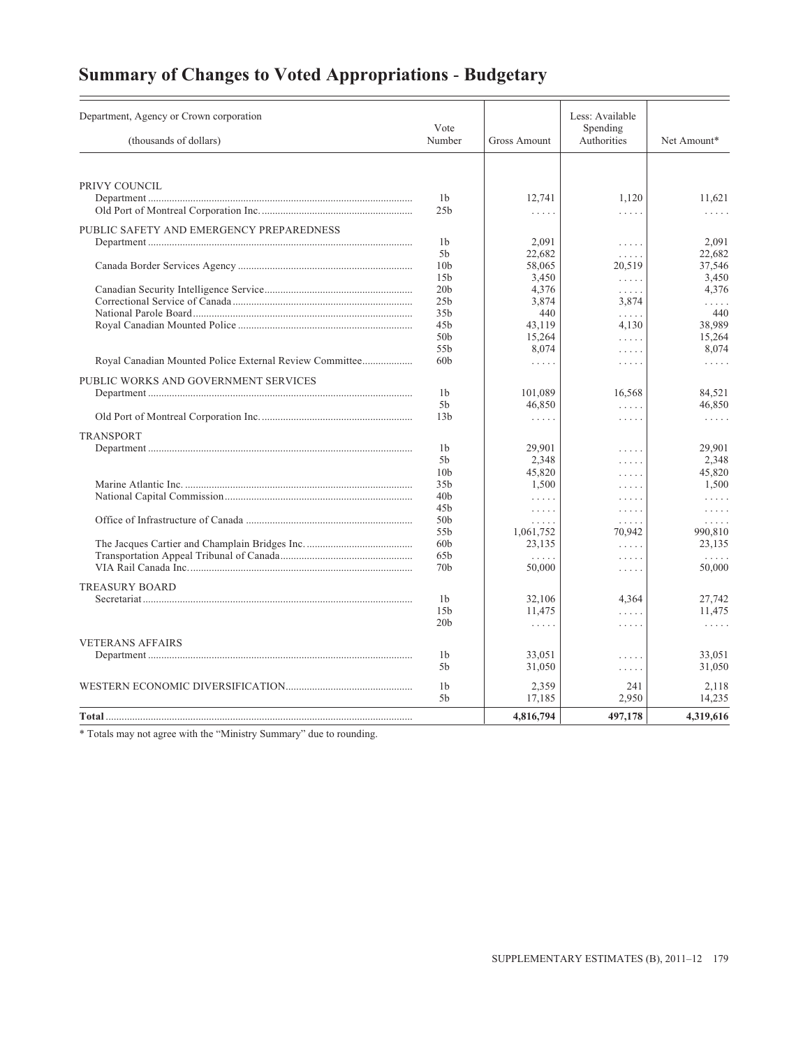# Summary of Changes to Voted Appropriations - Budgetary

| Department, Agency or Crown corporation (thousands of dollars) | Vote Number | Gross Amount | Less: Available Spending Authorities | Net Amount* |
|---|---|---|---|---|
| PRIVY COUNCIL | | | | |
| Department | 1b | 12,741 | 1,120 | 11,621 |
| Old Port of Montreal Corporation Inc. | 25b | ..... | ..... | ..... |
| PUBLIC SAFETY AND EMERGENCY PREPAREDNESS | | | | |
| Department | 1b | 2,091 | ..... | 2,091 |
| | 5b | 22,682 | ..... | 22,682 |
| Canada Border Services Agency | 10b | 58,065 | 20,519 | 37,546 |
| | 15b | 3,450 | ..... | 3,450 |
| Canadian Security Intelligence Service | 20b | 4,376 | ..... | 4,376 |
| Correctional Service of Canada | 25b | 3,874 | 3,874 | ..... |
| National Parole Board | 35b | 440 | ..... | 440 |
| Royal Canadian Mounted Police | 45b | 43,119 | 4,130 | 38,989 |
| | 50b | 15,264 | ..... | 15,264 |
| | 55b | 8,074 | ..... | 8,074 |
| Royal Canadian Mounted Police External Review Committee | 60b | ..... | ..... | ..... |
| PUBLIC WORKS AND GOVERNMENT SERVICES | | | | |
| Department | 1b | 101,089 | 16,568 | 84,521 |
| | 5b | 46,850 | ..... | 46,850 |
| Old Port of Montreal Corporation Inc. | 13b | ..... | ..... | ..... |
| TRANSPORT | | | | |
| Department | 1b | 29,901 | ..... | 29,901 |
| | 5b | 2,348 | ..... | 2,348 |
| | 10b | 45,820 | ..... | 45,820 |
| Marine Atlantic Inc. | 35b | 1,500 | ..... | 1,500 |
| National Capital Commission | 40b | ..... | ..... | ..... |
| | 45b | ..... | ..... | ..... |
| Office of Infrastructure of Canada | 50b | ..... | ..... | ..... |
| | 55b | 1,061,752 | 70,942 | 990,810 |
| The Jacques Cartier and Champlain Bridges Inc. | 60b | 23,135 | ..... | 23,135 |
| Transportation Appeal Tribunal of Canada | 65b | ..... | ..... | ..... |
| VIA Rail Canada Inc. | 70b | 50,000 | ..... | 50,000 |
| TREASURY BOARD | | | | |
| Secretariat | 1b | 32,106 | 4,364 | 27,742 |
| | 15b | 11,475 | ..... | 11,475 |
| | 20b | ..... | ..... | ..... |
| VETERANS AFFAIRS | | | | |
| Department | 1b | 33,051 | ..... | 33,051 |
| | 5b | 31,050 | ..... | 31,050 |
| WESTERN ECONOMIC DIVERSIFICATION | 1b | 2,359 | 241 | 2,118 |
| | 5b | 17,185 | 2,950 | 14,235 |
| **Total** | | **4,816,794** | **497,178** | **4,319,616** |

\* Totals may not agree with the "Ministry Summary" due to rounding.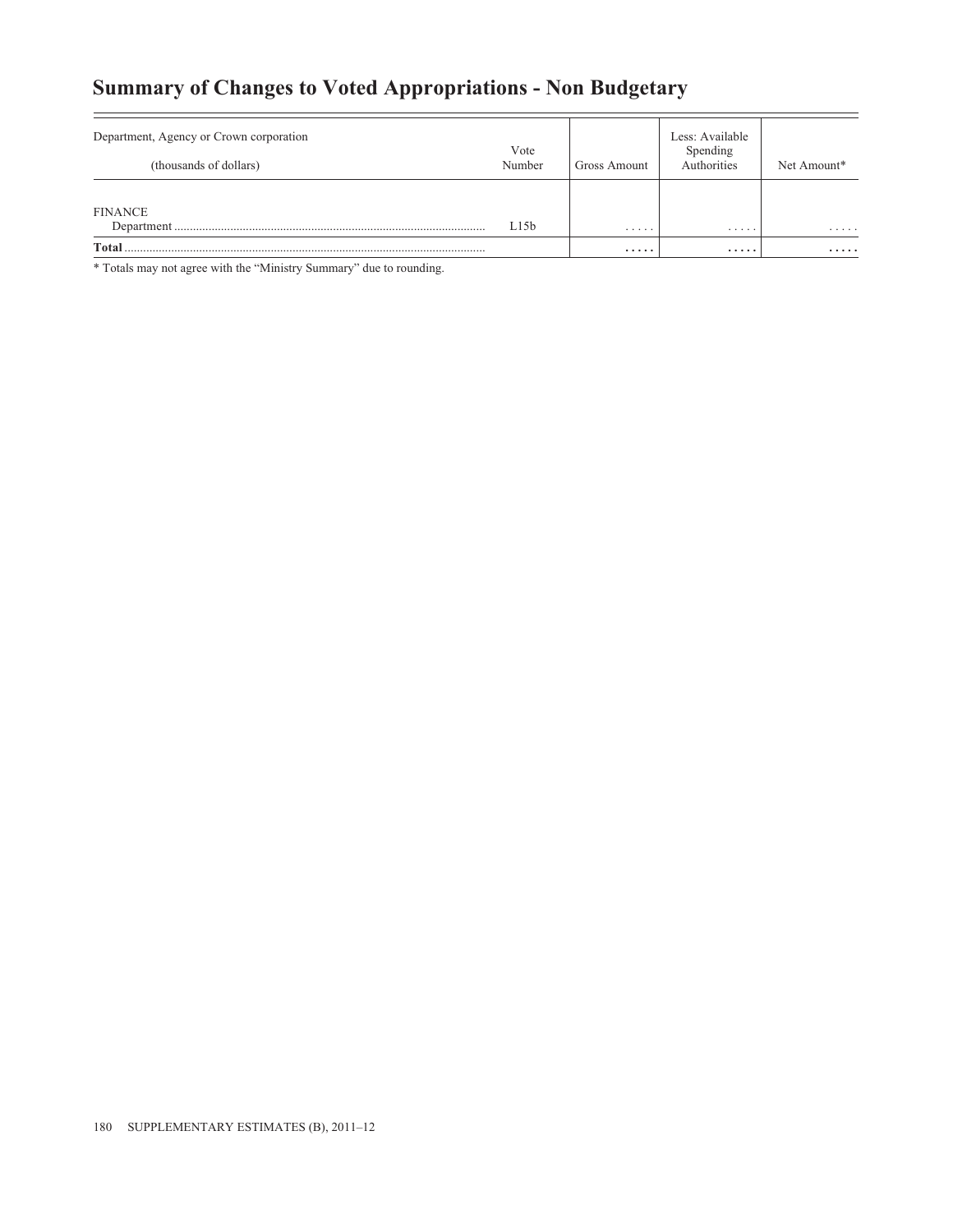# Summary of Changes to Voted Appropriations - Non Budgetary

| Department, Agency or Crown corporation (thousands of dollars) | Vote Number | Gross Amount | Less: Available Spending Authorities | Net Amount* |
|---|---|---|---|---|
| FINANCE | | | | |
| Department | L15b | ..... | ..... | ..... |
| **Total** | | **.....** | **.....** | **.....** |

* Totals may not agree with the "Ministry Summary" due to rounding.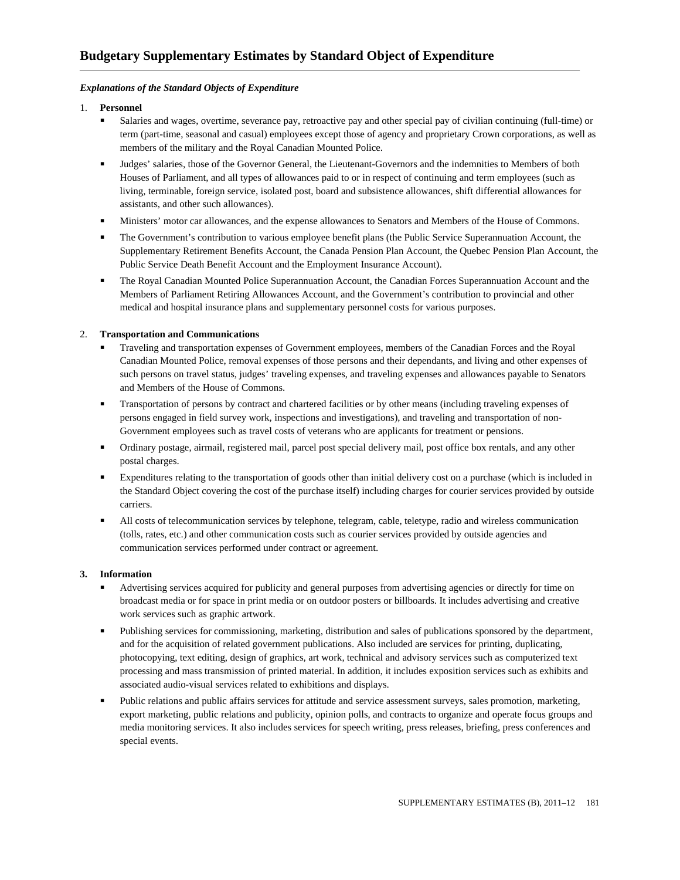# Budgetary Supplementary Estimates by Standard Object of Expenditure

***Explanations of the Standard Objects of Expenditure***

1. **Personnel**
   - Salaries and wages, overtime, severance pay, retroactive pay and other special pay of civilian continuing (full-time) or term (part-time, seasonal and casual) employees except those of agency and proprietary Crown corporations, as well as members of the military and the Royal Canadian Mounted Police.
   - Judges' salaries, those of the Governor General, the Lieutenant-Governors and the indemnities to Members of both Houses of Parliament, and all types of allowances paid to or in respect of continuing and term employees (such as living, terminable, foreign service, isolated post, board and subsistence allowances, shift differential allowances for assistants, and other such allowances).
   - Ministers' motor car allowances, and the expense allowances to Senators and Members of the House of Commons.
   - The Government's contribution to various employee benefit plans (the Public Service Superannuation Account, the Supplementary Retirement Benefits Account, the Canada Pension Plan Account, the Quebec Pension Plan Account, the Public Service Death Benefit Account and the Employment Insurance Account).
   - The Royal Canadian Mounted Police Superannuation Account, the Canadian Forces Superannuation Account and the Members of Parliament Retiring Allowances Account, and the Government's contribution to provincial and other medical and hospital insurance plans and supplementary personnel costs for various purposes.

2. **Transportation and Communications**
   - Traveling and transportation expenses of Government employees, members of the Canadian Forces and the Royal Canadian Mounted Police, removal expenses of those persons and their dependants, and living and other expenses of such persons on travel status, judges' traveling expenses, and traveling expenses and allowances payable to Senators and Members of the House of Commons.
   - Transportation of persons by contract and chartered facilities or by other means (including traveling expenses of persons engaged in field survey work, inspections and investigations), and traveling and transportation of non-Government employees such as travel costs of veterans who are applicants for treatment or pensions.
   - Ordinary postage, airmail, registered mail, parcel post special delivery mail, post office box rentals, and any other postal charges.
   - Expenditures relating to the transportation of goods other than initial delivery cost on a purchase (which is included in the Standard Object covering the cost of the purchase itself) including charges for courier services provided by outside carriers.
   - All costs of telecommunication services by telephone, telegram, cable, teletype, radio and wireless communication (tolls, rates, etc.) and other communication costs such as courier services provided by outside agencies and communication services performed under contract or agreement.

3. **Information**
   - Advertising services acquired for publicity and general purposes from advertising agencies or directly for time on broadcast media or for space in print media or on outdoor posters or billboards. It includes advertising and creative work services such as graphic artwork.
   - Publishing services for commissioning, marketing, distribution and sales of publications sponsored by the department, and for the acquisition of related government publications. Also included are services for printing, duplicating, photocopying, text editing, design of graphics, art work, technical and advisory services such as computerized text processing and mass transmission of printed material. In addition, it includes exposition services such as exhibits and associated audio-visual services related to exhibitions and displays.
   - Public relations and public affairs services for attitude and service assessment surveys, sales promotion, marketing, export marketing, public relations and publicity, opinion polls, and contracts to organize and operate focus groups and media monitoring services. It also includes services for speech writing, press releases, briefing, press conferences and special events.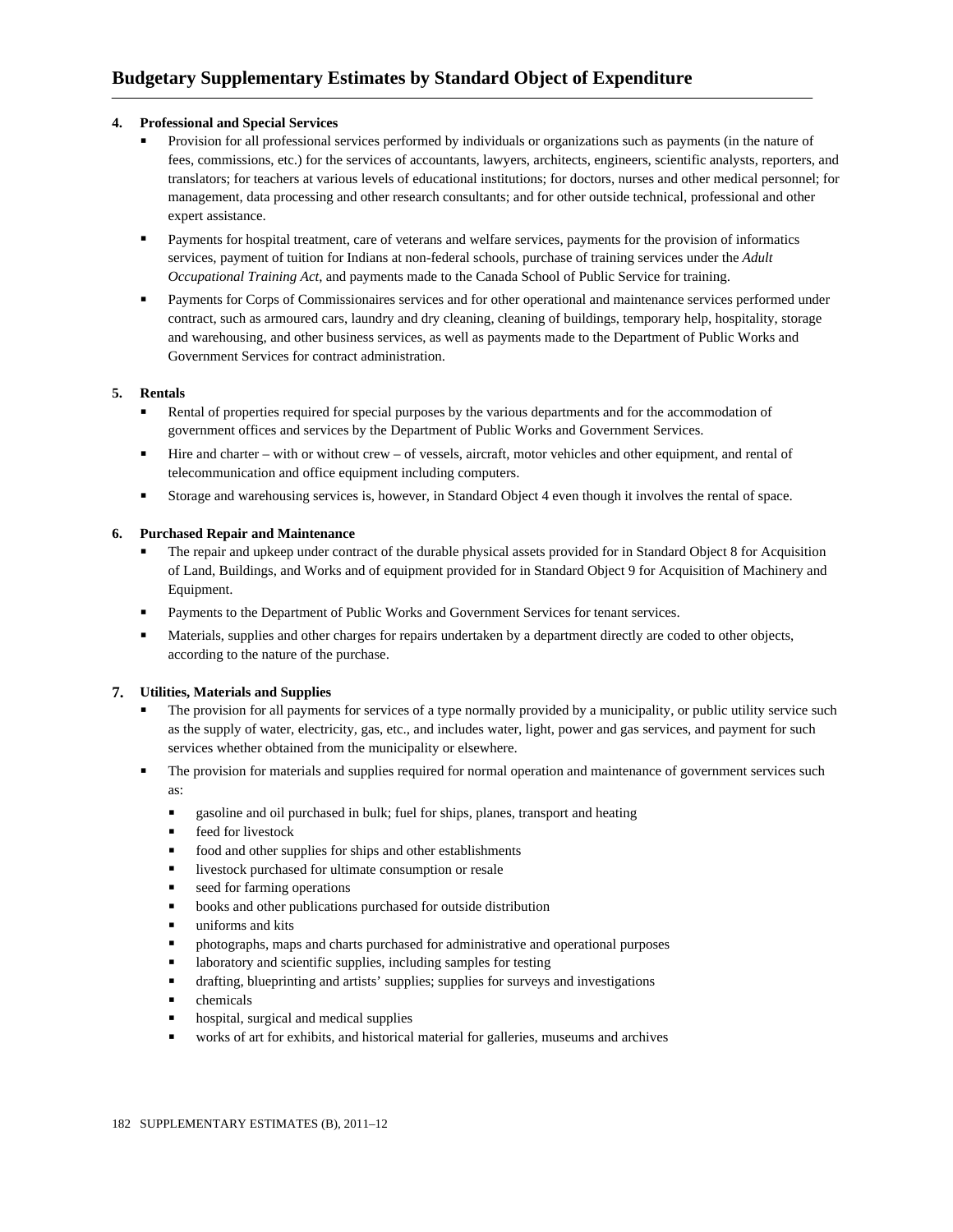## Budgetary Supplementary Estimates by Standard Object of Expenditure

**4. Professional and Special Services**

- Provision for all professional services performed by individuals or organizations such as payments (in the nature of fees, commissions, etc.) for the services of accountants, lawyers, architects, engineers, scientific analysts, reporters, and translators; for teachers at various levels of educational institutions; for doctors, nurses and other medical personnel; for management, data processing and other research consultants; and for other outside technical, professional and other expert assistance.
- Payments for hospital treatment, care of veterans and welfare services, payments for the provision of informatics services, payment of tuition for Indians at non-federal schools, purchase of training services under the *Adult Occupational Training Act*, and payments made to the Canada School of Public Service for training.
- Payments for Corps of Commissionaires services and for other operational and maintenance services performed under contract, such as armoured cars, laundry and dry cleaning, cleaning of buildings, temporary help, hospitality, storage and warehousing, and other business services, as well as payments made to the Department of Public Works and Government Services for contract administration.

**5. Rentals**

- Rental of properties required for special purposes by the various departments and for the accommodation of government offices and services by the Department of Public Works and Government Services.
- Hire and charter – with or without crew – of vessels, aircraft, motor vehicles and other equipment, and rental of telecommunication and office equipment including computers.
- Storage and warehousing services is, however, in Standard Object 4 even though it involves the rental of space.

**6. Purchased Repair and Maintenance**

- The repair and upkeep under contract of the durable physical assets provided for in Standard Object 8 for Acquisition of Land, Buildings, and Works and of equipment provided for in Standard Object 9 for Acquisition of Machinery and Equipment.
- Payments to the Department of Public Works and Government Services for tenant services.
- Materials, supplies and other charges for repairs undertaken by a department directly are coded to other objects, according to the nature of the purchase.

**7. Utilities, Materials and Supplies**

- The provision for all payments for services of a type normally provided by a municipality, or public utility service such as the supply of water, electricity, gas, etc., and includes water, light, power and gas services, and payment for such services whether obtained from the municipality or elsewhere.
- The provision for materials and supplies required for normal operation and maintenance of government services such as:
  - gasoline and oil purchased in bulk; fuel for ships, planes, transport and heating
  - feed for livestock
  - food and other supplies for ships and other establishments
  - livestock purchased for ultimate consumption or resale
  - seed for farming operations
  - books and other publications purchased for outside distribution
  - uniforms and kits
  - photographs, maps and charts purchased for administrative and operational purposes
  - laboratory and scientific supplies, including samples for testing
  - drafting, blueprinting and artists' supplies; supplies for surveys and investigations
  - chemicals
  - hospital, surgical and medical supplies
  - works of art for exhibits, and historical material for galleries, museums and archives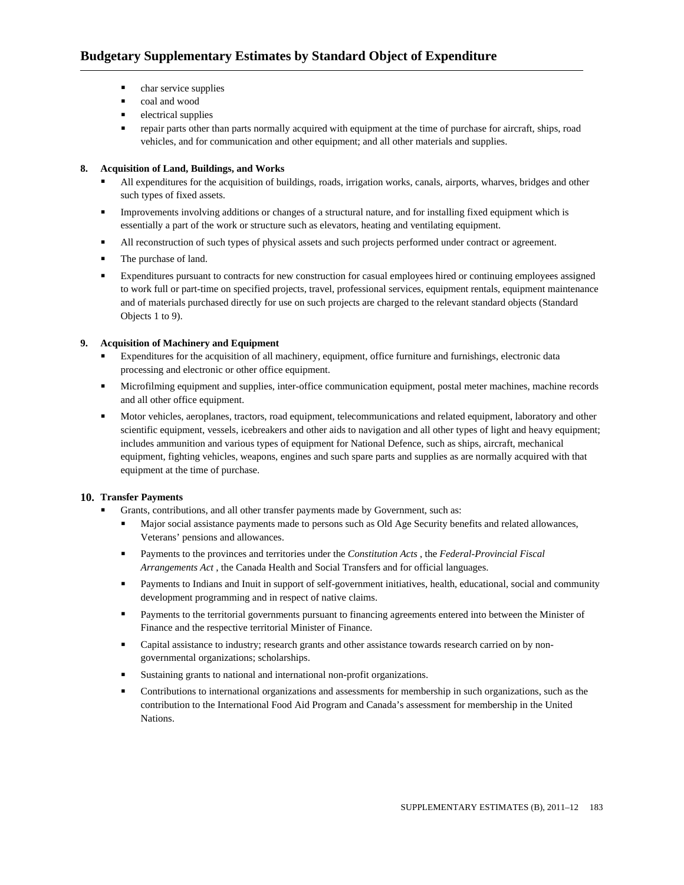- char service supplies
- coal and wood
- electrical supplies
- repair parts other than parts normally acquired with equipment at the time of purchase for aircraft, ships, road vehicles, and for communication and other equipment; and all other materials and supplies.

**8. Acquisition of Land, Buildings, and Works**

- All expenditures for the acquisition of buildings, roads, irrigation works, canals, airports, wharves, bridges and other such types of fixed assets.
- Improvements involving additions or changes of a structural nature, and for installing fixed equipment which is essentially a part of the work or structure such as elevators, heating and ventilating equipment.
- All reconstruction of such types of physical assets and such projects performed under contract or agreement.
- The purchase of land.
- Expenditures pursuant to contracts for new construction for casual employees hired or continuing employees assigned to work full or part-time on specified projects, travel, professional services, equipment rentals, equipment maintenance and of materials purchased directly for use on such projects are charged to the relevant standard objects (Standard Objects 1 to 9).

**9. Acquisition of Machinery and Equipment**

- Expenditures for the acquisition of all machinery, equipment, office furniture and furnishings, electronic data processing and electronic or other office equipment.
- Microfilming equipment and supplies, inter-office communication equipment, postal meter machines, machine records and all other office equipment.
- Motor vehicles, aeroplanes, tractors, road equipment, telecommunications and related equipment, laboratory and other scientific equipment, vessels, icebreakers and other aids to navigation and all other types of light and heavy equipment; includes ammunition and various types of equipment for National Defence, such as ships, aircraft, mechanical equipment, fighting vehicles, weapons, engines and such spare parts and supplies as are normally acquired with that equipment at the time of purchase.

**10. Transfer Payments**

- Grants, contributions, and all other transfer payments made by Government, such as:
  - Major social assistance payments made to persons such as Old Age Security benefits and related allowances, Veterans' pensions and allowances.
  - Payments to the provinces and territories under the *Constitution Acts* , the *Federal-Provincial Fiscal Arrangements Act* , the Canada Health and Social Transfers and for official languages.
  - Payments to Indians and Inuit in support of self-government initiatives, health, educational, social and community development programming and in respect of native claims.
  - Payments to the territorial governments pursuant to financing agreements entered into between the Minister of Finance and the respective territorial Minister of Finance.
  - Capital assistance to industry; research grants and other assistance towards research carried on by non-governmental organizations; scholarships.
  - Sustaining grants to national and international non-profit organizations.
  - Contributions to international organizations and assessments for membership in such organizations, such as the contribution to the International Food Aid Program and Canada's assessment for membership in the United Nations.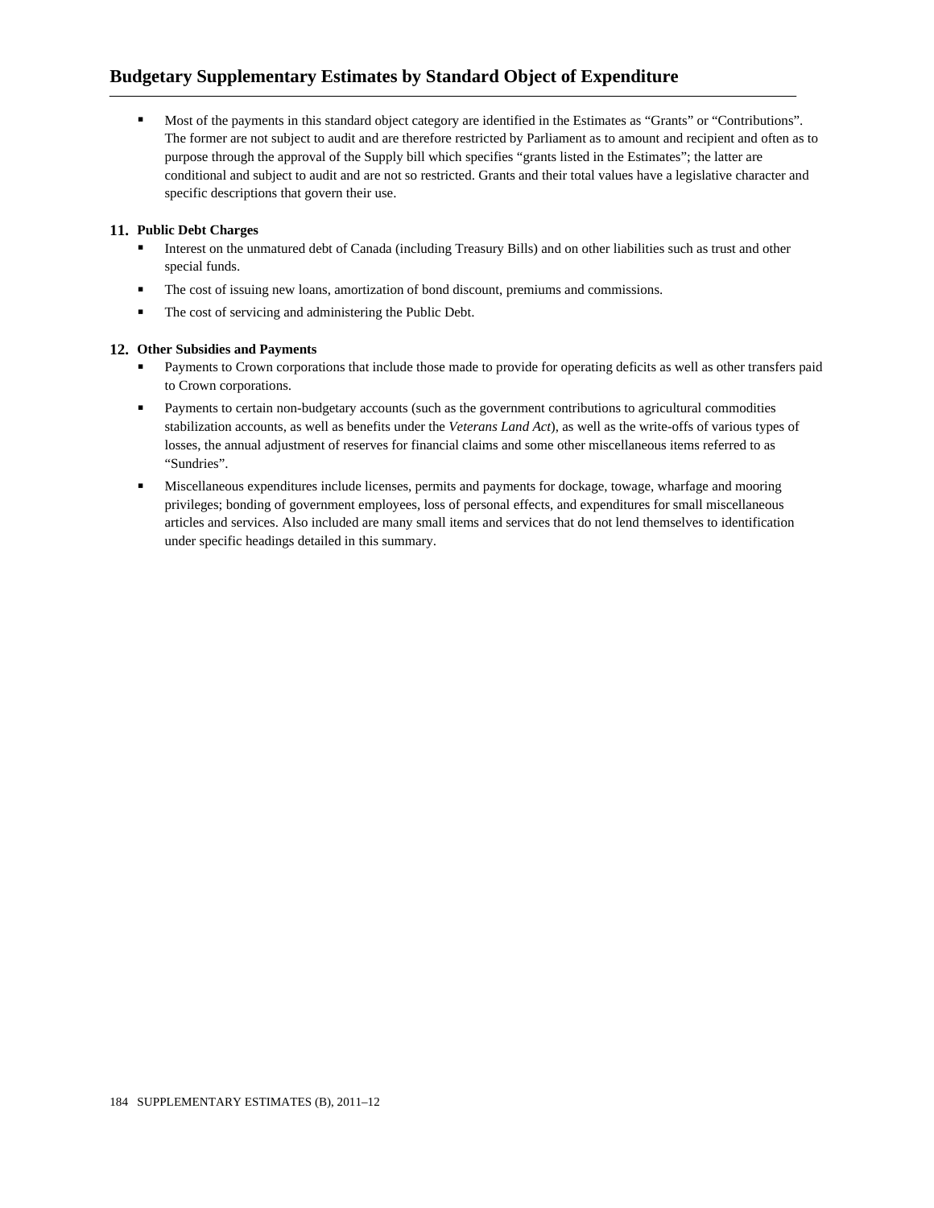## Budgetary Supplementary Estimates by Standard Object of Expenditure

- Most of the payments in this standard object category are identified in the Estimates as “Grants” or “Contributions”. The former are not subject to audit and are therefore restricted by Parliament as to amount and recipient and often as to purpose through the approval of the Supply bill which specifies “grants listed in the Estimates”; the latter are conditional and subject to audit and are not so restricted. Grants and their total values have a legislative character and specific descriptions that govern their use.

**11. Public Debt Charges**

- Interest on the unmatured debt of Canada (including Treasury Bills) and on other liabilities such as trust and other special funds.
- The cost of issuing new loans, amortization of bond discount, premiums and commissions.
- The cost of servicing and administering the Public Debt.

**12. Other Subsidies and Payments**

- Payments to Crown corporations that include those made to provide for operating deficits as well as other transfers paid to Crown corporations.
- Payments to certain non-budgetary accounts (such as the government contributions to agricultural commodities stabilization accounts, as well as benefits under the *Veterans Land Act*), as well as the write-offs of various types of losses, the annual adjustment of reserves for financial claims and some other miscellaneous items referred to as “Sundries”.
- Miscellaneous expenditures include licenses, permits and payments for dockage, towage, wharfage and mooring privileges; bonding of government employees, loss of personal effects, and expenditures for small miscellaneous articles and services. Also included are many small items and services that do not lend themselves to identification under specific headings detailed in this summary.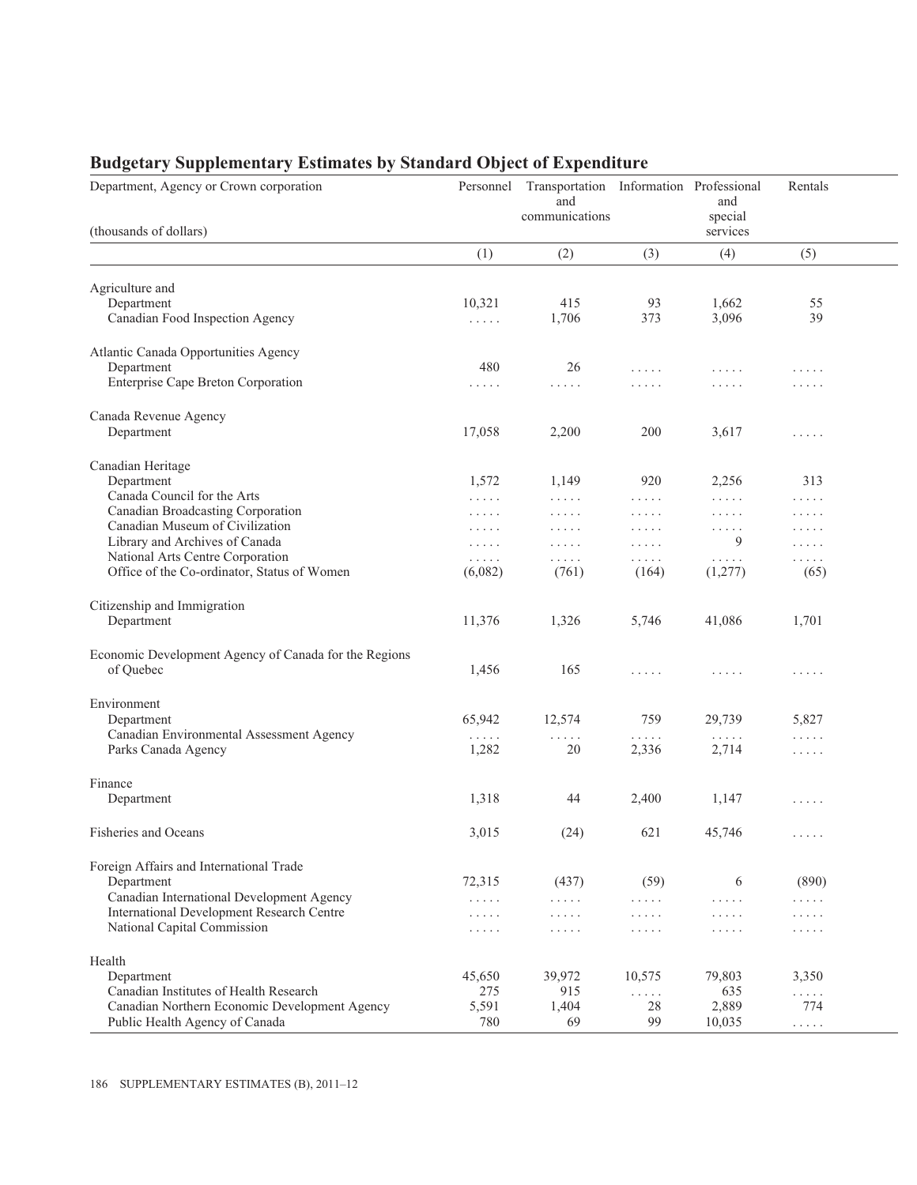## Budgetary Supplementary Estimates by Standard Object of Expenditure

| Department, Agency or Crown corporation<br>(thousands of dollars) | Personnel | Transportation and communications | Information | Professional and special services | Rentals |
|---|---|---|---|---|---|
| | (1) | (2) | (3) | (4) | (5) |
| Agriculture and | | | | | |
| Department | 10,321 | 415 | 93 | 1,662 | 55 |
| Canadian Food Inspection Agency | ..... | 1,706 | 373 | 3,096 | 39 |
| Atlantic Canada Opportunities Agency | | | | | |
| Department | 480 | 26 | ..... | ..... | ..... |
| Enterprise Cape Breton Corporation | ..... | ..... | ..... | ..... | ..... |
| Canada Revenue Agency | | | | | |
| Department | 17,058 | 2,200 | 200 | 3,617 | ..... |
| Canadian Heritage | | | | | |
| Department | 1,572 | 1,149 | 920 | 2,256 | 313 |
| Canada Council for the Arts | ..... | ..... | ..... | ..... | ..... |
| Canadian Broadcasting Corporation | ..... | ..... | ..... | ..... | ..... |
| Canadian Museum of Civilization | ..... | ..... | ..... | ..... | ..... |
| Library and Archives of Canada | ..... | ..... | ..... | 9 | ..... |
| National Arts Centre Corporation | ..... | ..... | ..... | ..... | ..... |
| Office of the Co-ordinator, Status of Women | (6,082) | (761) | (164) | (1,277) | (65) |
| Citizenship and Immigration | | | | | |
| Department | 11,376 | 1,326 | 5,746 | 41,086 | 1,701 |
| Economic Development Agency of Canada for the Regions of Quebec | 1,456 | 165 | ..... | ..... | ..... |
| Environment | | | | | |
| Department | 65,942 | 12,574 | 759 | 29,739 | 5,827 |
| Canadian Environmental Assessment Agency | ..... | ..... | ..... | ..... | ..... |
| Parks Canada Agency | 1,282 | 20 | 2,336 | 2,714 | ..... |
| Finance | | | | | |
| Department | 1,318 | 44 | 2,400 | 1,147 | ..... |
| Fisheries and Oceans | 3,015 | (24) | 621 | 45,746 | ..... |
| Foreign Affairs and International Trade | | | | | |
| Department | 72,315 | (437) | (59) | 6 | (890) |
| Canadian International Development Agency | ..... | ..... | ..... | ..... | ..... |
| International Development Research Centre | ..... | ..... | ..... | ..... | ..... |
| National Capital Commission | ..... | ..... | ..... | ..... | ..... |
| Health | | | | | |
| Department | 45,650 | 39,972 | 10,575 | 79,803 | 3,350 |
| Canadian Institutes of Health Research | 275 | 915 | ..... | 635 | ..... |
| Canadian Northern Economic Development Agency | 5,591 | 1,404 | 28 | 2,889 | 774 |
| Public Health Agency of Canada | 780 | 69 | 99 | 10,035 | ..... |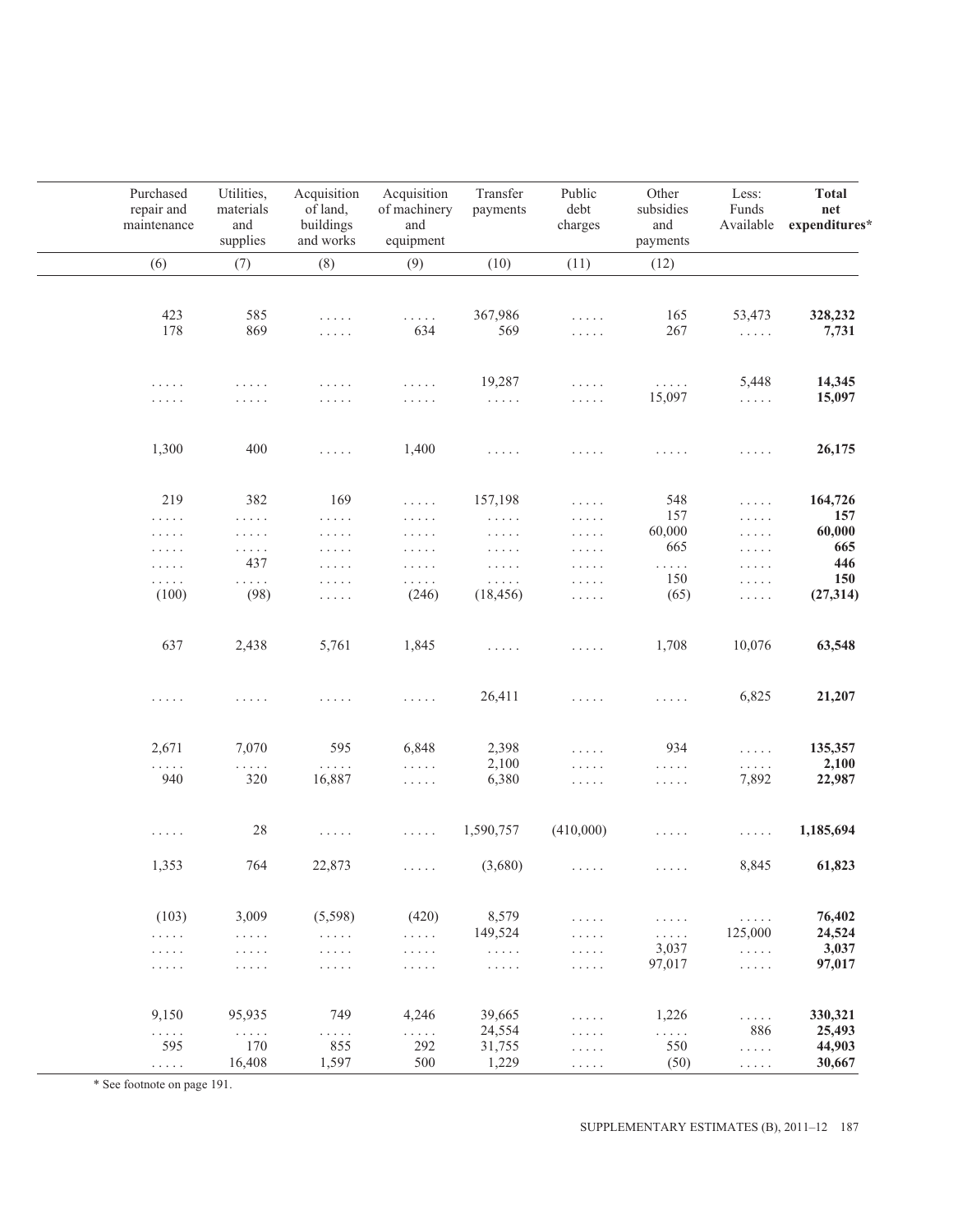| Purchased repair and maintenance | Utilities, materials and supplies | Acquisition of land, buildings and works | Acquisition of machinery and equipment | Transfer payments | Public debt charges | Other subsidies and payments | Less: Funds Available | **Total net expenditures*** |
|---|---|---|---|---|---|---|---|---|
| (6) | (7) | (8) | (9) | (10) | (11) | (12) | | |
| 423 | 585 | ..... | ..... | 367,986 | ..... | 165 | 53,473 | **328,232** |
| 178 | 869 | ..... | 634 | 569 | ..... | 267 | ..... | **7,731** |
| ..... | ..... | ..... | ..... | 19,287 | ..... | ..... | 5,448 | **14,345** |
| ..... | ..... | ..... | ..... | ..... | ..... | 15,097 | ..... | **15,097** |
| 1,300 | 400 | ..... | 1,400 | ..... | ..... | ..... | ..... | **26,175** |
| 219 | 382 | 169 | ..... | 157,198 | ..... | 548 | ..... | **164,726** |
| ..... | ..... | ..... | ..... | ..... | ..... | 157 | ..... | **157** |
| ..... | ..... | ..... | ..... | ..... | ..... | 60,000 | ..... | **60,000** |
| ..... | ..... | ..... | ..... | ..... | ..... | 665 | ..... | **665** |
| ..... | 437 | ..... | ..... | ..... | ..... | ..... | ..... | **446** |
| ..... | ..... | ..... | ..... | ..... | ..... | 150 | ..... | **150** |
| (100) | (98) | ..... | (246) | (18,456) | ..... | (65) | ..... | **(27,314)** |
| 637 | 2,438 | 5,761 | 1,845 | ..... | ..... | 1,708 | 10,076 | **63,548** |
| ..... | ..... | ..... | ..... | 26,411 | ..... | ..... | 6,825 | **21,207** |
| 2,671 | 7,070 | 595 | 6,848 | 2,398 | ..... | 934 | ..... | **135,357** |
| ..... | ..... | ..... | ..... | 2,100 | ..... | ..... | ..... | **2,100** |
| 940 | 320 | 16,887 | ..... | 6,380 | ..... | ..... | 7,892 | **22,987** |
| ..... | 28 | ..... | ..... | 1,590,757 | (410,000) | ..... | ..... | **1,185,694** |
| 1,353 | 764 | 22,873 | ..... | (3,680) | ..... | ..... | 8,845 | **61,823** |
| (103) | 3,009 | (5,598) | (420) | 8,579 | ..... | ..... | ..... | **76,402** |
| ..... | ..... | ..... | ..... | 149,524 | ..... | ..... | 125,000 | **24,524** |
| ..... | ..... | ..... | ..... | ..... | ..... | 3,037 | ..... | **3,037** |
| ..... | ..... | ..... | ..... | ..... | ..... | 97,017 | ..... | **97,017** |
| 9,150 | 95,935 | 749 | 4,246 | 39,665 | ..... | 1,226 | ..... | **330,321** |
| ..... | ..... | ..... | ..... | 24,554 | ..... | ..... | 886 | **25,493** |
| 595 | 170 | 855 | 292 | 31,755 | ..... | 550 | ..... | **44,903** |
| ..... | 16,408 | 1,597 | 500 | 1,229 | ..... | (50) | ..... | **30,667** |

* See footnote on page 191.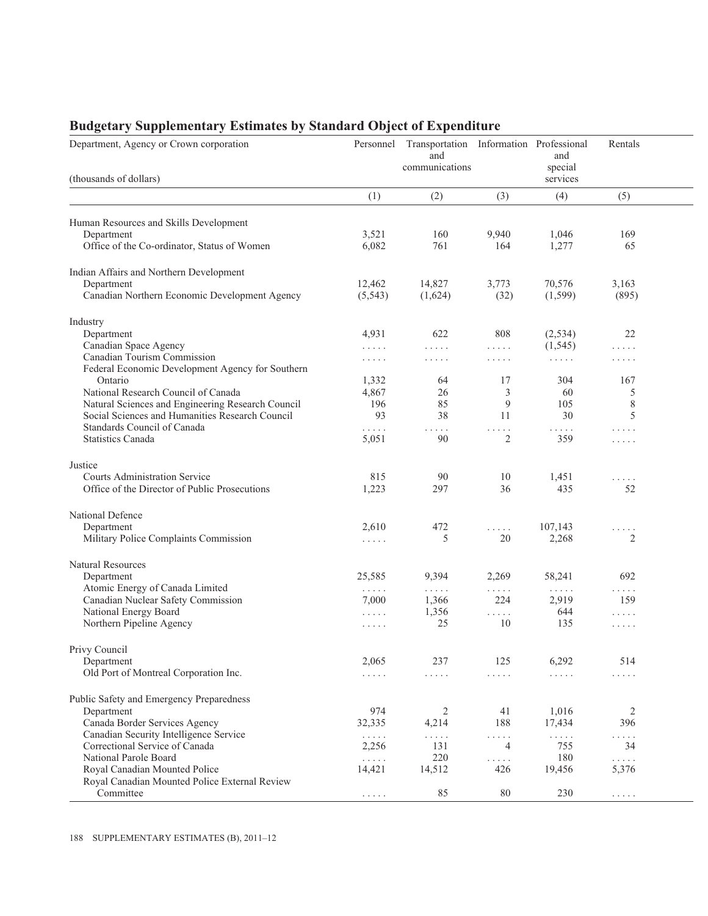## Budgetary Supplementary Estimates by Standard Object of Expenditure

| Department, Agency or Crown corporation (thousands of dollars) | Personnel | Transportation and communications | Information | Professional and special services | Rentals |
|---|---|---|---|---|---|
| | (1) | (2) | (3) | (4) | (5) |
| **Human Resources and Skills Development** | | | | | |
| Department | 3,521 | 160 | 9,940 | 1,046 | 169 |
| Office of the Co-ordinator, Status of Women | 6,082 | 761 | 164 | 1,277 | 65 |
| **Indian Affairs and Northern Development** | | | | | |
| Department | 12,462 | 14,827 | 3,773 | 70,576 | 3,163 |
| Canadian Northern Economic Development Agency | (5,543) | (1,624) | (32) | (1,599) | (895) |
| **Industry** | | | | | |
| Department | 4,931 | 622 | 808 | (2,534) | 22 |
| Canadian Space Agency | ..... | ..... | ..... | (1,545) | ..... |
| Canadian Tourism Commission | ..... | ..... | ..... | ..... | ..... |
| Federal Economic Development Agency for Southern Ontario | 1,332 | 64 | 17 | 304 | 167 |
| National Research Council of Canada | 4,867 | 26 | 3 | 60 | 5 |
| Natural Sciences and Engineering Research Council | 196 | 85 | 9 | 105 | 8 |
| Social Sciences and Humanities Research Council | 93 | 38 | 11 | 30 | 5 |
| Standards Council of Canada | ..... | ..... | ..... | ..... | ..... |
| Statistics Canada | 5,051 | 90 | 2 | 359 | ..... |
| **Justice** | | | | | |
| Courts Administration Service | 815 | 90 | 10 | 1,451 | ..... |
| Office of the Director of Public Prosecutions | 1,223 | 297 | 36 | 435 | 52 |
| **National Defence** | | | | | |
| Department | 2,610 | 472 | ..... | 107,143 | ..... |
| Military Police Complaints Commission | ..... | 5 | 20 | 2,268 | 2 |
| **Natural Resources** | | | | | |
| Department | 25,585 | 9,394 | 2,269 | 58,241 | 692 |
| Atomic Energy of Canada Limited | ..... | ..... | ..... | ..... | ..... |
| Canadian Nuclear Safety Commission | 7,000 | 1,366 | 224 | 2,919 | 159 |
| National Energy Board | ..... | 1,356 | ..... | 644 | ..... |
| Northern Pipeline Agency | ..... | 25 | 10 | 135 | ..... |
| **Privy Council** | | | | | |
| Department | 2,065 | 237 | 125 | 6,292 | 514 |
| Old Port of Montreal Corporation Inc. | ..... | ..... | ..... | ..... | ..... |
| **Public Safety and Emergency Preparedness** | | | | | |
| Department | 974 | 2 | 41 | 1,016 | 2 |
| Canada Border Services Agency | 32,335 | 4,214 | 188 | 17,434 | 396 |
| Canadian Security Intelligence Service | ..... | ..... | ..... | ..... | ..... |
| Correctional Service of Canada | 2,256 | 131 | 4 | 755 | 34 |
| National Parole Board | ..... | 220 | ..... | 180 | ..... |
| Royal Canadian Mounted Police | 14,421 | 14,512 | 426 | 19,456 | 5,376 |
| Royal Canadian Mounted Police External Review Committee | ..... | 85 | 80 | 230 | ..... |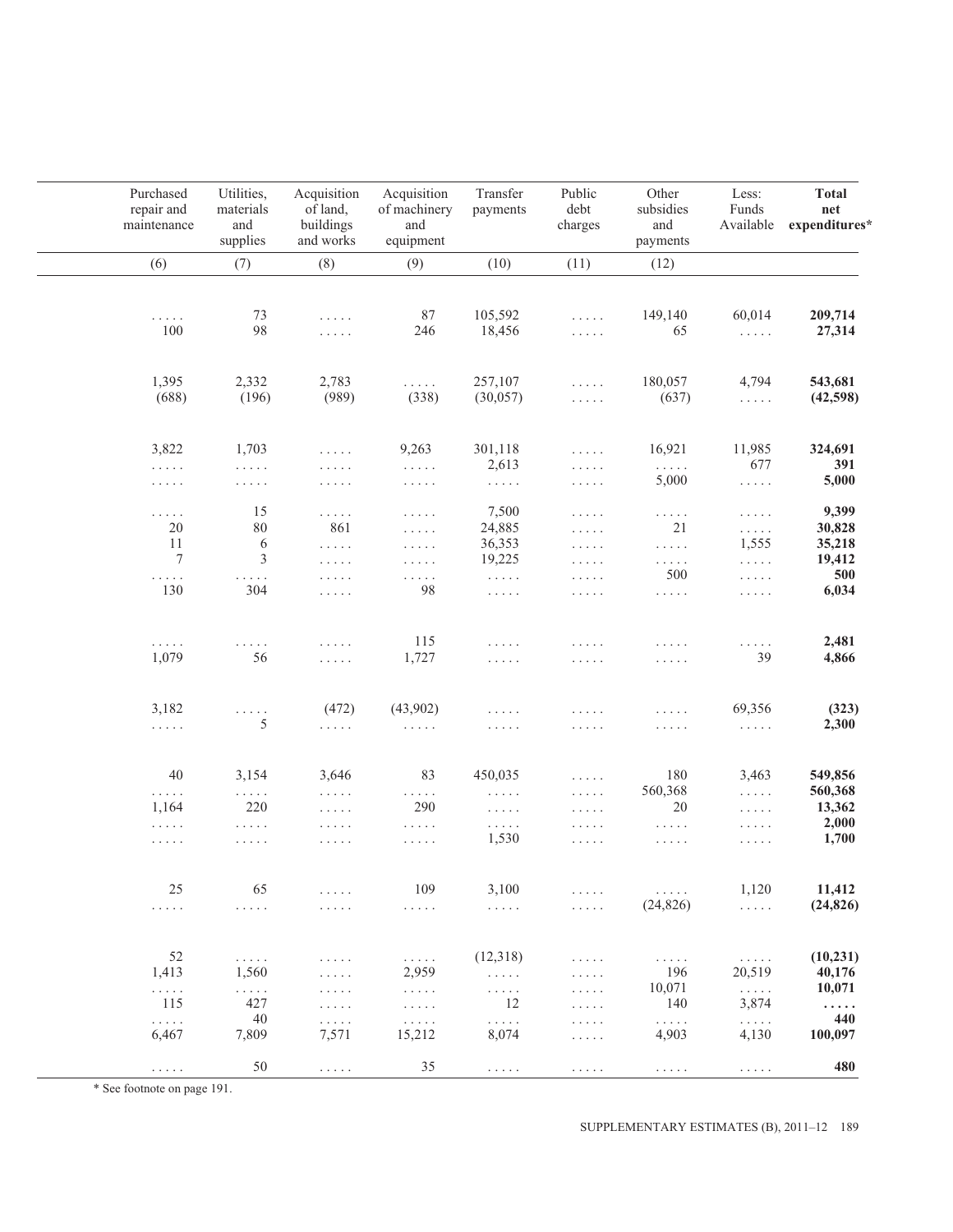| Purchased repair and maintenance | Utilities, materials and supplies | Acquisition of land, buildings and works | Acquisition of machinery and equipment | Transfer payments | Public debt charges | Other subsidies and payments | Less: Funds Available | **Total net expenditures*** |
|---|---|---|---|---|---|---|---|---|
| (6) | (7) | (8) | (9) | (10) | (11) | (12) | | |
| . . . . . | 73 | . . . . . | 87 | 105,592 | . . . . . | 149,140 | 60,014 | **209,714** |
| 100 | 98 | . . . . . | 246 | 18,456 | . . . . . | 65 | . . . . . | **27,314** |
| 1,395 | 2,332 | 2,783 | . . . . . | 257,107 | . . . . . | 180,057 | 4,794 | **543,681** |
| (688) | (196) | (989) | (338) | (30,057) | . . . . . | (637) | . . . . . | **(42,598)** |
| 3,822 | 1,703 | . . . . . | 9,263 | 301,118 | . . . . . | 16,921 | 11,985 | **324,691** |
| . . . . . | . . . . . | . . . . . | . . . . . | 2,613 | . . . . . | . . . . . | 677 | **391** |
| . . . . . | . . . . . | . . . . . | . . . . . | . . . . . | . . . . . | 5,000 | . . . . . | **5,000** |
| . . . . . | 15 | . . . . . | . . . . . | 7,500 | . . . . . | . . . . . | . . . . . | **9,399** |
| 20 | 80 | 861 | . . . . . | 24,885 | . . . . . | 21 | . . . . . | **30,828** |
| 11 | 6 | . . . . . | . . . . . | 36,353 | . . . . . | . . . . . | 1,555 | **35,218** |
| 7 | 3 | . . . . . | . . . . . | 19,225 | . . . . . | . . . . . | . . . . . | **19,412** |
| . . . . . | . . . . . | . . . . . | . . . . . | . . . . . | . . . . . | 500 | . . . . . | **500** |
| 130 | 304 | . . . . . | 98 | . . . . . | . . . . . | . . . . . | . . . . . | **6,034** |
| . . . . . | . . . . . | . . . . . | 115 | . . . . . | . . . . . | . . . . . | . . . . . | **2,481** |
| 1,079 | 56 | . . . . . | 1,727 | . . . . . | . . . . . | . . . . . | 39 | **4,866** |
| 3,182 | . . . . . | (472) | (43,902) | . . . . . | . . . . . | . . . . . | 69,356 | **(323)** |
| . . . . . | 5 | . . . . . | . . . . . | . . . . . | . . . . . | . . . . . | . . . . . | **2,300** |
| 40 | 3,154 | 3,646 | 83 | 450,035 | . . . . . | 180 | 3,463 | **549,856** |
| . . . . . | . . . . . | . . . . . | . . . . . | . . . . . | . . . . . | 560,368 | . . . . . | **560,368** |
| 1,164 | 220 | . . . . . | 290 | . . . . . | . . . . . | 20 | . . . . . | **13,362** |
| . . . . . | . . . . . | . . . . . | . . . . . | . . . . . | . . . . . | . . . . . | . . . . . | **2,000** |
| . . . . . | . . . . . | . . . . . | . . . . . | 1,530 | . . . . . | . . . . . | . . . . . | **1,700** |
| 25 | 65 | . . . . . | 109 | 3,100 | . . . . . | . . . . . | 1,120 | **11,412** |
| . . . . . | . . . . . | . . . . . | . . . . . | . . . . . | . . . . . | (24,826) | . . . . . | **(24,826)** |
| 52 | . . . . . | . . . . . | . . . . . | (12,318) | . . . . . | . . . . . | . . . . . | **(10,231)** |
| 1,413 | 1,560 | . . . . . | 2,959 | . . . . . | . . . . . | 196 | 20,519 | **40,176** |
| . . . . . | . . . . . | . . . . . | . . . . . | . . . . . | . . . . . | 10,071 | . . . . . | **10,071** |
| 115 | 427 | . . . . . | . . . . . | 12 | . . . . . | 140 | 3,874 | **. . . . .** |
| . . . . . | 40 | . . . . . | . . . . . | . . . . . | . . . . . | . . . . . | . . . . . | **440** |
| 6,467 | 7,809 | 7,571 | 15,212 | 8,074 | . . . . . | 4,903 | 4,130 | **100,097** |
| . . . . . | 50 | . . . . . | 35 | . . . . . | . . . . . | . . . . . | . . . . . | **480** |

* See footnote on page 191.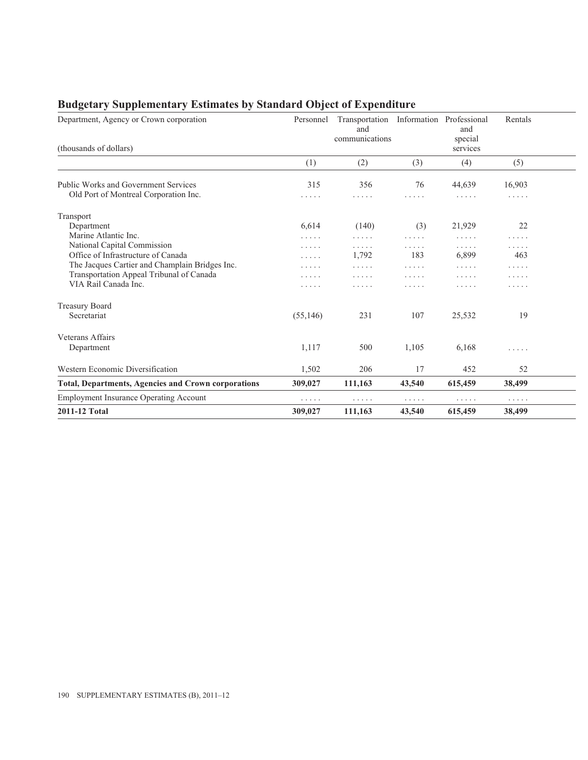## Budgetary Supplementary Estimates by Standard Object of Expenditure

| Department, Agency or Crown corporation<br>(thousands of dollars) | Personnel | Transportation and communications | Information | Professional and special services | Rentals |
|---|---|---|---|---|---|
| | (1) | (2) | (3) | (4) | (5) |
| Public Works and Government Services | 315 | 356 | 76 | 44,639 | 16,903 |
| Old Port of Montreal Corporation Inc. | ..... | ..... | ..... | ..... | ..... |
| Transport | | | | | |
| Department | 6,614 | (140) | (3) | 21,929 | 22 |
| Marine Atlantic Inc. | ..... | ..... | ..... | ..... | ..... |
| National Capital Commission | ..... | ..... | ..... | ..... | ..... |
| Office of Infrastructure of Canada | ..... | 1,792 | 183 | 6,899 | 463 |
| The Jacques Cartier and Champlain Bridges Inc. | ..... | ..... | ..... | ..... | ..... |
| Transportation Appeal Tribunal of Canada | ..... | ..... | ..... | ..... | ..... |
| VIA Rail Canada Inc. | ..... | ..... | ..... | ..... | ..... |
| Treasury Board | | | | | |
| Secretariat | (55,146) | 231 | 107 | 25,532 | 19 |
| Veterans Affairs | | | | | |
| Department | 1,117 | 500 | 1,105 | 6,168 | ..... |
| Western Economic Diversification | 1,502 | 206 | 17 | 452 | 52 |
| **Total, Departments, Agencies and Crown corporations** | **309,027** | **111,163** | **43,540** | **615,459** | **38,499** |
| Employment Insurance Operating Account | ..... | ..... | ..... | ..... | ..... |
| **2011-12 Total** | **309,027** | **111,163** | **43,540** | **615,459** | **38,499** |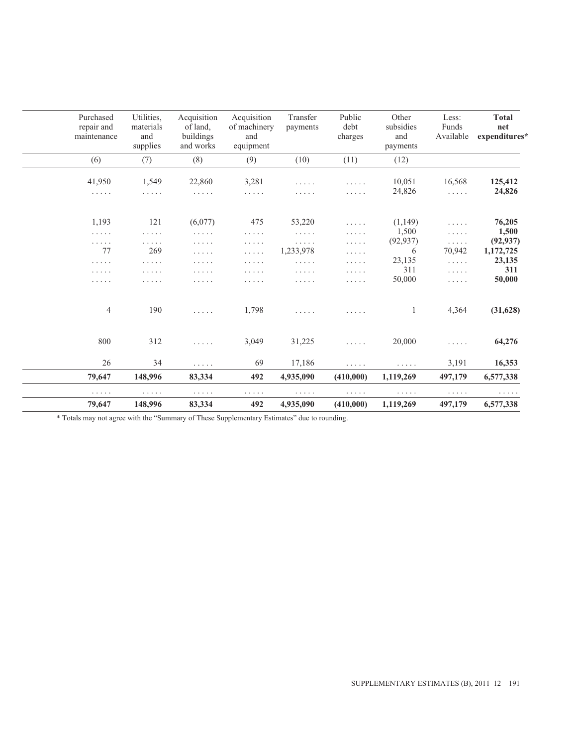| Purchased repair and maintenance | Utilities, materials and supplies | Acquisition of land, buildings and works | Acquisition of machinery and equipment | Transfer payments | Public debt charges | Other subsidies and payments | Less: Funds Available | **Total net expenditures*** |
|---|---|---|---|---|---|---|---|---|
| (6) | (7) | (8) | (9) | (10) | (11) | (12) | | |
| 41,950 | 1,549 | 22,860 | 3,281 | ..... | ..... | 10,051 | 16,568 | **125,412** |
| ..... | ..... | ..... | ..... | ..... | ..... | 24,826 | ..... | **24,826** |
| 1,193 | 121 | (6,077) | 475 | 53,220 | ..... | (1,149) | ..... | **76,205** |
| ..... | ..... | ..... | ..... | ..... | ..... | 1,500 | ..... | **1,500** |
| ..... | ..... | ..... | ..... | ..... | ..... | (92,937) | ..... | **(92,937)** |
| 77 | 269 | ..... | ..... | 1,233,978 | ..... | 6 | 70,942 | **1,172,725** |
| ..... | ..... | ..... | ..... | ..... | ..... | 23,135 | ..... | **23,135** |
| ..... | ..... | ..... | ..... | ..... | ..... | 311 | ..... | **311** |
| ..... | ..... | ..... | ..... | ..... | ..... | 50,000 | ..... | **50,000** |
| 4 | 190 | ..... | 1,798 | ..... | ..... | 1 | 4,364 | **(31,628)** |
| 800 | 312 | ..... | 3,049 | 31,225 | ..... | 20,000 | ..... | **64,276** |
| 26 | 34 | ..... | 69 | 17,186 | ..... | ..... | 3,191 | **16,353** |
| **79,647** | **148,996** | **83,334** | **492** | **4,935,090** | **(410,000)** | **1,119,269** | **497,179** | **6,577,338** |
| ..... | ..... | ..... | ..... | ..... | ..... | ..... | ..... | ..... |
| **79,647** | **148,996** | **83,334** | **492** | **4,935,090** | **(410,000)** | **1,119,269** | **497,179** | **6,577,338** |

* Totals may not agree with the "Summary of These Supplementary Estimates" due to rounding.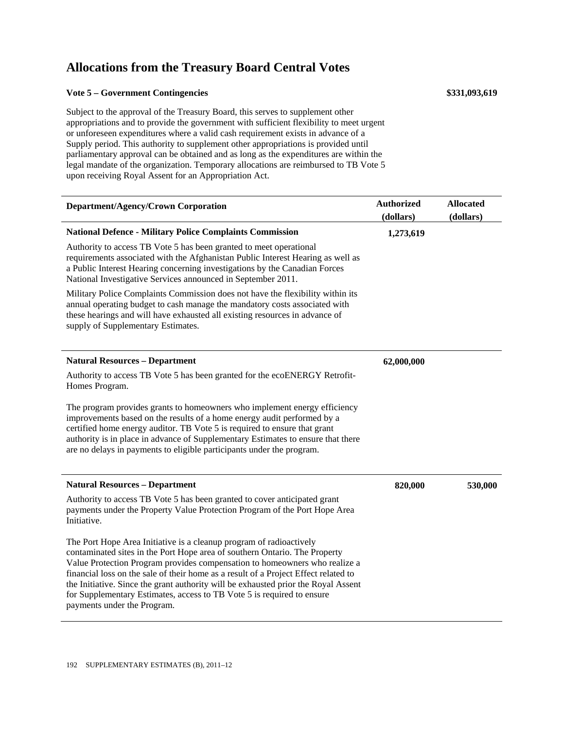# Allocations from the Treasury Board Central Votes

**Vote 5 – Government Contingencies** **$331,093,619**

Subject to the approval of the Treasury Board, this serves to supplement other appropriations and to provide the government with sufficient flexibility to meet urgent or unforeseen expenditures where a valid cash requirement exists in advance of a Supply period. This authority to supplement other appropriations is provided until parliamentary approval can be obtained and as long as the expenditures are within the legal mandate of the organization. Temporary allocations are reimbursed to TB Vote 5 upon receiving Royal Assent for an Appropriation Act.

| Department/Agency/Crown Corporation | Authorized (dollars) | Allocated (dollars) |
|---|---|---|
| **National Defence - Military Police Complaints Commission**<br><br>Authority to access TB Vote 5 has been granted to meet operational requirements associated with the Afghanistan Public Interest Hearing as well as a Public Interest Hearing concerning investigations by the Canadian Forces National Investigative Services announced in September 2011.<br><br>Military Police Complaints Commission does not have the flexibility within its annual operating budget to cash manage the mandatory costs associated with these hearings and will have exhausted all existing resources in advance of supply of Supplementary Estimates. | **1,273,619** | |
| **Natural Resources – Department**<br><br>Authority to access TB Vote 5 has been granted for the ecoENERGY Retrofit-Homes Program.<br><br>The program provides grants to homeowners who implement energy efficiency improvements based on the results of a home energy audit performed by a certified home energy auditor. TB Vote 5 is required to ensure that grant authority is in place in advance of Supplementary Estimates to ensure that there are no delays in payments to eligible participants under the program. | **62,000,000** | |
| **Natural Resources – Department**<br><br>Authority to access TB Vote 5 has been granted to cover anticipated grant payments under the Property Value Protection Program of the Port Hope Area Initiative.<br><br>The Port Hope Area Initiative is a cleanup program of radioactively contaminated sites in the Port Hope area of southern Ontario. The Property Value Protection Program provides compensation to homeowners who realize a financial loss on the sale of their home as a result of a Project Effect related to the Initiative. Since the grant authority will be exhausted prior the Royal Assent for Supplementary Estimates, access to TB Vote 5 is required to ensure payments under the Program. | **820,000** | **530,000** |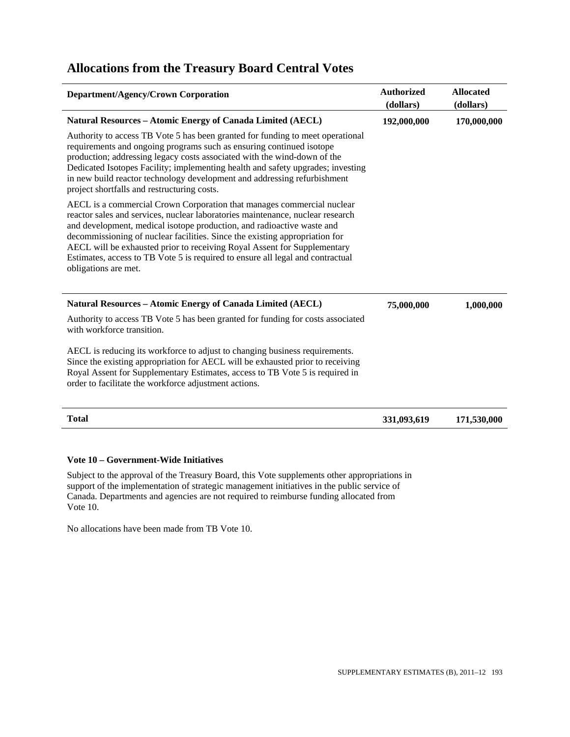# Allocations from the Treasury Board Central Votes

| Department/Agency/Crown Corporation | Authorized (dollars) | Allocated (dollars) |
|---|---|---|
| **Natural Resources – Atomic Energy of Canada Limited (AECL)** | **192,000,000** | **170,000,000** |
| Authority to access TB Vote 5 has been granted for funding to meet operational requirements and ongoing programs such as ensuring continued isotope production; addressing legacy costs associated with the wind-down of the Dedicated Isotopes Facility; implementing health and safety upgrades; investing in new build reactor technology development and addressing refurbishment project shortfalls and restructuring costs. | | |
| AECL is a commercial Crown Corporation that manages commercial nuclear reactor sales and services, nuclear laboratories maintenance, nuclear research and development, medical isotope production, and radioactive waste and decommissioning of nuclear facilities. Since the existing appropriation for AECL will be exhausted prior to receiving Royal Assent for Supplementary Estimates, access to TB Vote 5 is required to ensure all legal and contractual obligations are met. | | |
| **Natural Resources – Atomic Energy of Canada Limited (AECL)** | **75,000,000** | **1,000,000** |
| Authority to access TB Vote 5 has been granted for funding for costs associated with workforce transition. | | |
| AECL is reducing its workforce to adjust to changing business requirements. Since the existing appropriation for AECL will be exhausted prior to receiving Royal Assent for Supplementary Estimates, access to TB Vote 5 is required in order to facilitate the workforce adjustment actions. | | |
| **Total** | **331,093,619** | **171,530,000** |

### Vote 10 – Government-Wide Initiatives

Subject to the approval of the Treasury Board, this Vote supplements other appropriations in support of the implementation of strategic management initiatives in the public service of Canada. Departments and agencies are not required to reimburse funding allocated from Vote 10.

No allocations have been made from TB Vote 10.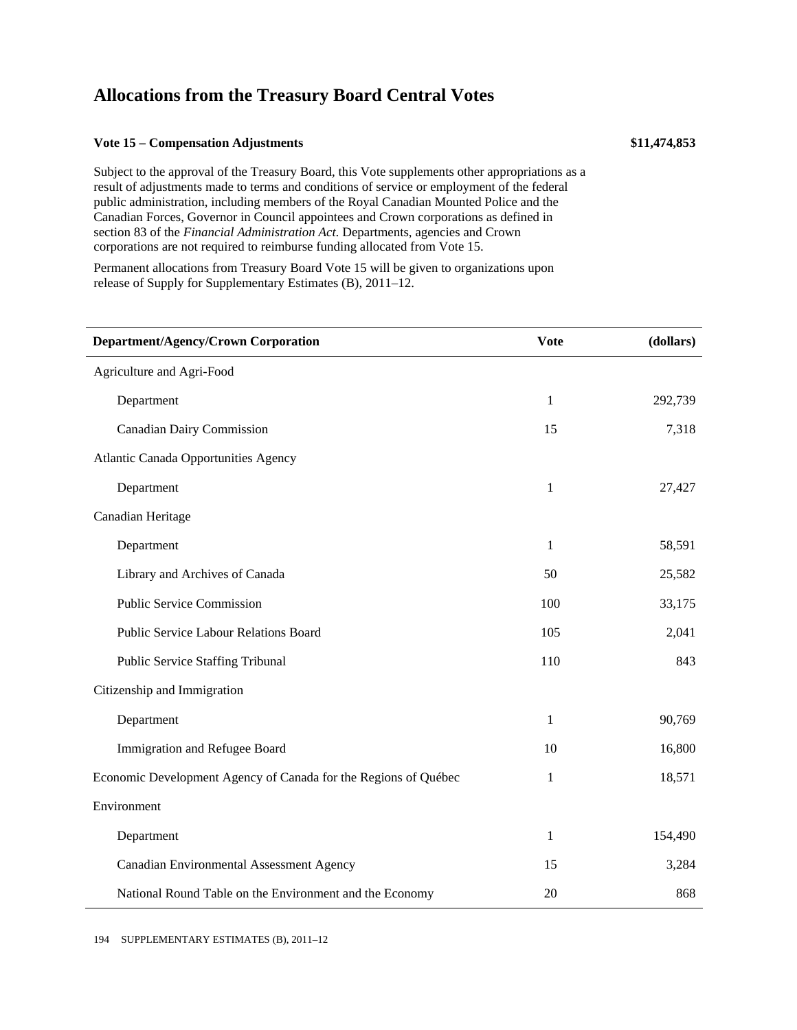# Allocations from the Treasury Board Central Votes

**Vote 15 – Compensation Adjustments** **$11,474,853**

Subject to the approval of the Treasury Board, this Vote supplements other appropriations as a result of adjustments made to terms and conditions of service or employment of the federal public administration, including members of the Royal Canadian Mounted Police and the Canadian Forces, Governor in Council appointees and Crown corporations as defined in section 83 of the *Financial Administration Act*. Departments, agencies and Crown corporations are not required to reimburse funding allocated from Vote 15.

Permanent allocations from Treasury Board Vote 15 will be given to organizations upon release of Supply for Supplementary Estimates (B), 2011–12.

| Department/Agency/Crown Corporation | Vote | (dollars) |
|---|---|---|
| Agriculture and Agri-Food | | |
| Department | 1 | 292,739 |
| Canadian Dairy Commission | 15 | 7,318 |
| Atlantic Canada Opportunities Agency | | |
| Department | 1 | 27,427 |
| Canadian Heritage | | |
| Department | 1 | 58,591 |
| Library and Archives of Canada | 50 | 25,582 |
| Public Service Commission | 100 | 33,175 |
| Public Service Labour Relations Board | 105 | 2,041 |
| Public Service Staffing Tribunal | 110 | 843 |
| Citizenship and Immigration | | |
| Department | 1 | 90,769 |
| Immigration and Refugee Board | 10 | 16,800 |
| Economic Development Agency of Canada for the Regions of Québec | 1 | 18,571 |
| Environment | | |
| Department | 1 | 154,490 |
| Canadian Environmental Assessment Agency | 15 | 3,284 |
| National Round Table on the Environment and the Economy | 20 | 868 |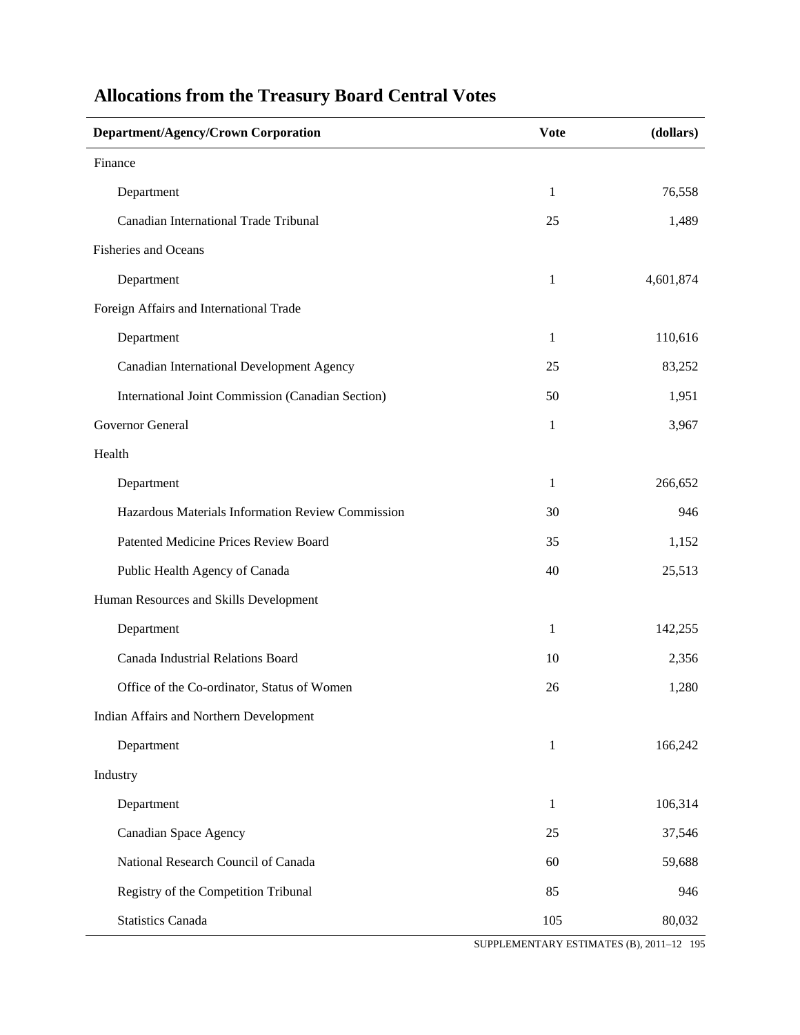# Allocations from the Treasury Board Central Votes

| Department/Agency/Crown Corporation | Vote | (dollars) |
|---|---|---|
| Finance | | |
| Department | 1 | 76,558 |
| Canadian International Trade Tribunal | 25 | 1,489 |
| Fisheries and Oceans | | |
| Department | 1 | 4,601,874 |
| Foreign Affairs and International Trade | | |
| Department | 1 | 110,616 |
| Canadian International Development Agency | 25 | 83,252 |
| International Joint Commission (Canadian Section) | 50 | 1,951 |
| Governor General | 1 | 3,967 |
| Health | | |
| Department | 1 | 266,652 |
| Hazardous Materials Information Review Commission | 30 | 946 |
| Patented Medicine Prices Review Board | 35 | 1,152 |
| Public Health Agency of Canada | 40 | 25,513 |
| Human Resources and Skills Development | | |
| Department | 1 | 142,255 |
| Canada Industrial Relations Board | 10 | 2,356 |
| Office of the Co-ordinator, Status of Women | 26 | 1,280 |
| Indian Affairs and Northern Development | | |
| Department | 1 | 166,242 |
| Industry | | |
| Department | 1 | 106,314 |
| Canadian Space Agency | 25 | 37,546 |
| National Research Council of Canada | 60 | 59,688 |
| Registry of the Competition Tribunal | 85 | 946 |
| Statistics Canada | 105 | 80,032 |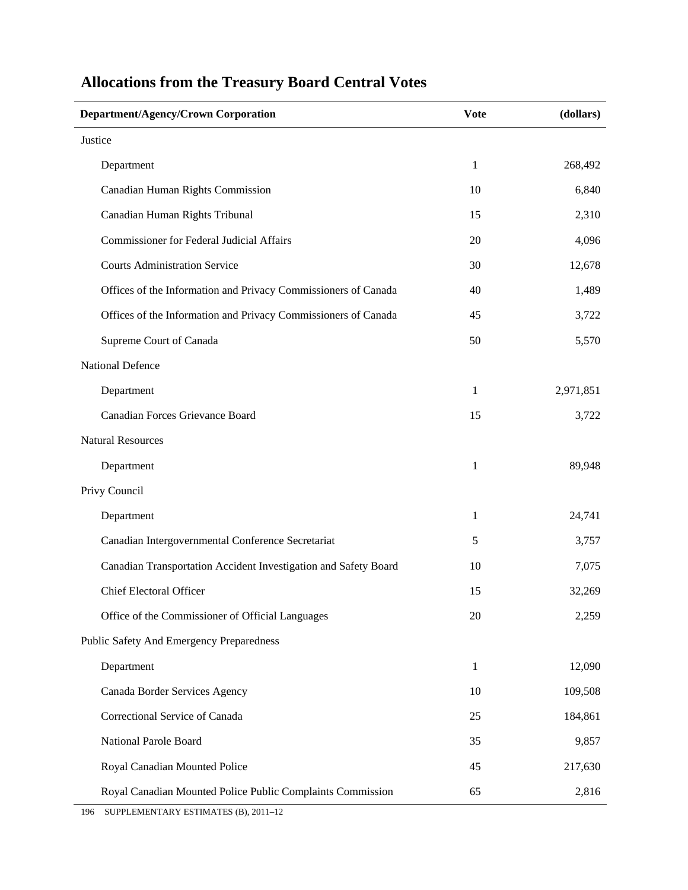## Allocations from the Treasury Board Central Votes

| Department/Agency/Crown Corporation | Vote | (dollars) |
|---|---|---|
| Justice | | |
| Department | 1 | 268,492 |
| Canadian Human Rights Commission | 10 | 6,840 |
| Canadian Human Rights Tribunal | 15 | 2,310 |
| Commissioner for Federal Judicial Affairs | 20 | 4,096 |
| Courts Administration Service | 30 | 12,678 |
| Offices of the Information and Privacy Commissioners of Canada | 40 | 1,489 |
| Offices of the Information and Privacy Commissioners of Canada | 45 | 3,722 |
| Supreme Court of Canada | 50 | 5,570 |
| National Defence | | |
| Department | 1 | 2,971,851 |
| Canadian Forces Grievance Board | 15 | 3,722 |
| Natural Resources | | |
| Department | 1 | 89,948 |
| Privy Council | | |
| Department | 1 | 24,741 |
| Canadian Intergovernmental Conference Secretariat | 5 | 3,757 |
| Canadian Transportation Accident Investigation and Safety Board | 10 | 7,075 |
| Chief Electoral Officer | 15 | 32,269 |
| Office of the Commissioner of Official Languages | 20 | 2,259 |
| Public Safety And Emergency Preparedness | | |
| Department | 1 | 12,090 |
| Canada Border Services Agency | 10 | 109,508 |
| Correctional Service of Canada | 25 | 184,861 |
| National Parole Board | 35 | 9,857 |
| Royal Canadian Mounted Police | 45 | 217,630 |
| Royal Canadian Mounted Police Public Complaints Commission | 65 | 2,816 |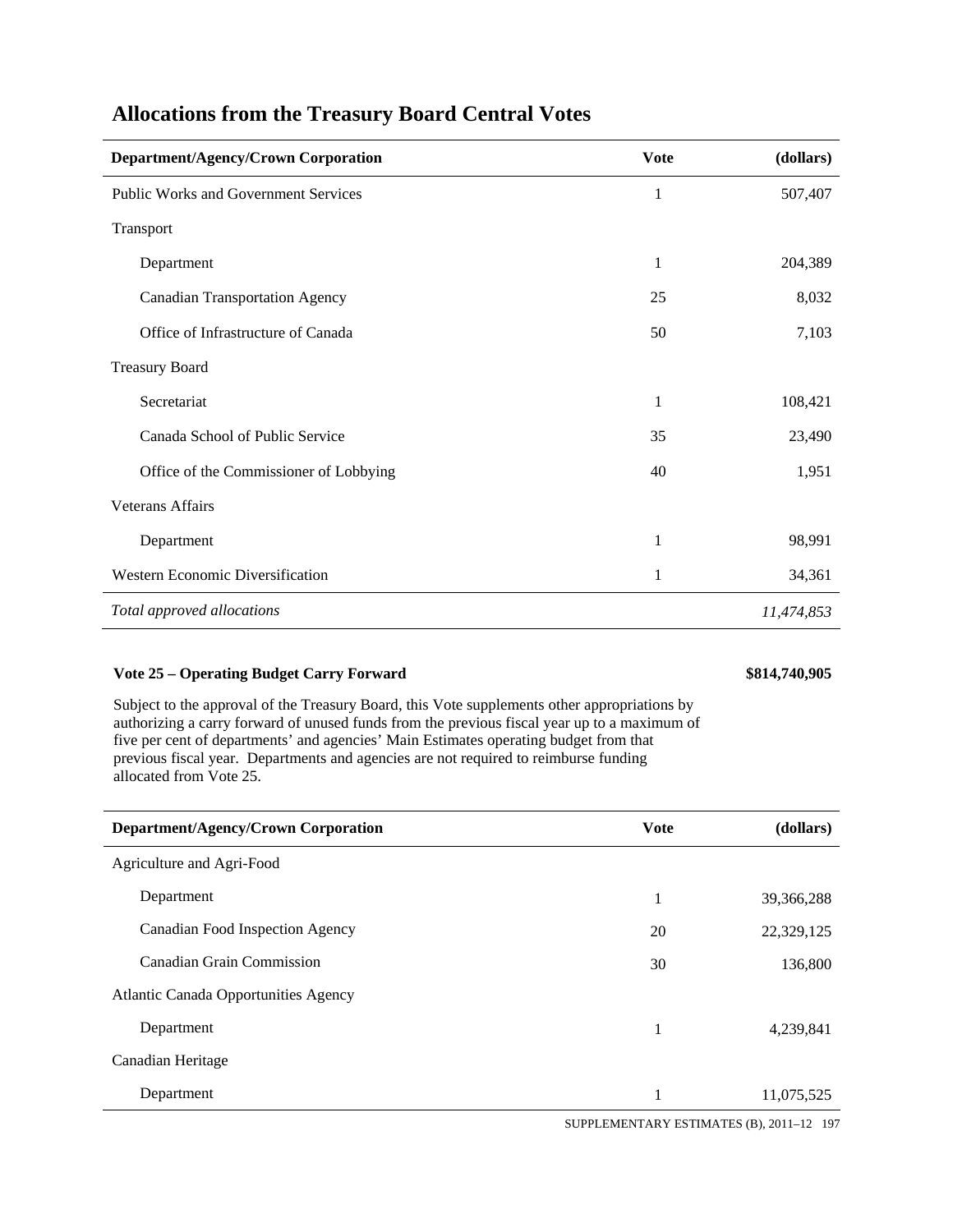## Allocations from the Treasury Board Central Votes

| Department/Agency/Crown Corporation | Vote | (dollars) |
|---|---|---|
| Public Works and Government Services | 1 | 507,407 |
| Transport | | |
| Department | 1 | 204,389 |
| Canadian Transportation Agency | 25 | 8,032 |
| Office of Infrastructure of Canada | 50 | 7,103 |
| Treasury Board | | |
| Secretariat | 1 | 108,421 |
| Canada School of Public Service | 35 | 23,490 |
| Office of the Commissioner of Lobbying | 40 | 1,951 |
| Veterans Affairs | | |
| Department | 1 | 98,991 |
| Western Economic Diversification | 1 | 34,361 |
| *Total approved allocations* | | *11,474,853* |

**Vote 25 – Operating Budget Carry Forward** **$814,740,905**

Subject to the approval of the Treasury Board, this Vote supplements other appropriations by authorizing a carry forward of unused funds from the previous fiscal year up to a maximum of five per cent of departments' and agencies' Main Estimates operating budget from that previous fiscal year. Departments and agencies are not required to reimburse funding allocated from Vote 25.

| Department/Agency/Crown Corporation | Vote | (dollars) |
|---|---|---|
| Agriculture and Agri-Food | | |
| Department | 1 | 39,366,288 |
| Canadian Food Inspection Agency | 20 | 22,329,125 |
| Canadian Grain Commission | 30 | 136,800 |
| Atlantic Canada Opportunities Agency | | |
| Department | 1 | 4,239,841 |
| Canadian Heritage | | |
| Department | 1 | 11,075,525 |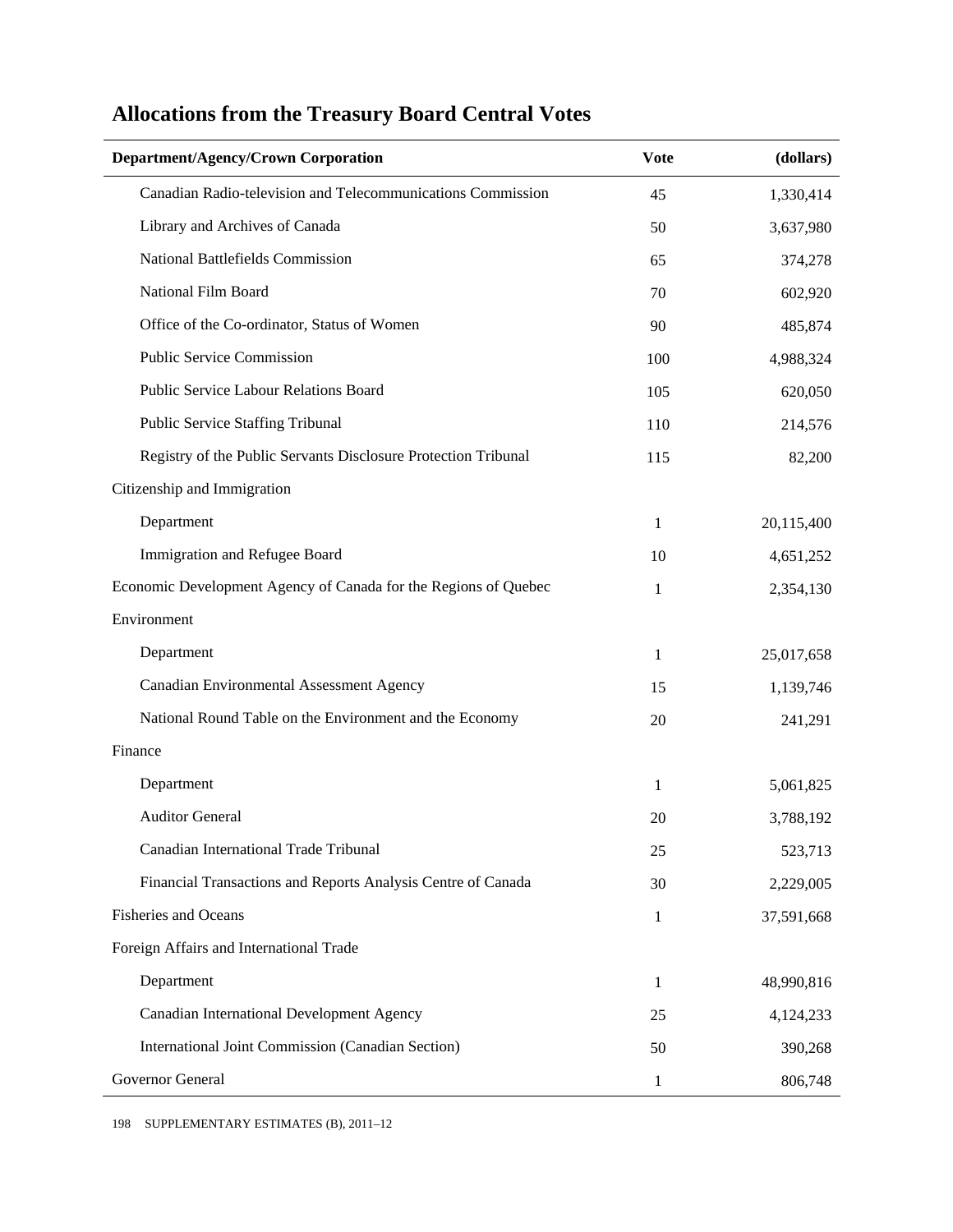## Allocations from the Treasury Board Central Votes

| Department/Agency/Crown Corporation | Vote | (dollars) |
|---|---|---|
| Canadian Radio-television and Telecommunications Commission | 45 | 1,330,414 |
| Library and Archives of Canada | 50 | 3,637,980 |
| National Battlefields Commission | 65 | 374,278 |
| National Film Board | 70 | 602,920 |
| Office of the Co-ordinator, Status of Women | 90 | 485,874 |
| Public Service Commission | 100 | 4,988,324 |
| Public Service Labour Relations Board | 105 | 620,050 |
| Public Service Staffing Tribunal | 110 | 214,576 |
| Registry of the Public Servants Disclosure Protection Tribunal | 115 | 82,200 |
| Citizenship and Immigration | | |
| Department | 1 | 20,115,400 |
| Immigration and Refugee Board | 10 | 4,651,252 |
| Economic Development Agency of Canada for the Regions of Quebec | 1 | 2,354,130 |
| Environment | | |
| Department | 1 | 25,017,658 |
| Canadian Environmental Assessment Agency | 15 | 1,139,746 |
| National Round Table on the Environment and the Economy | 20 | 241,291 |
| Finance | | |
| Department | 1 | 5,061,825 |
| Auditor General | 20 | 3,788,192 |
| Canadian International Trade Tribunal | 25 | 523,713 |
| Financial Transactions and Reports Analysis Centre of Canada | 30 | 2,229,005 |
| Fisheries and Oceans | 1 | 37,591,668 |
| Foreign Affairs and International Trade | | |
| Department | 1 | 48,990,816 |
| Canadian International Development Agency | 25 | 4,124,233 |
| International Joint Commission (Canadian Section) | 50 | 390,268 |
| Governor General | 1 | 806,748 |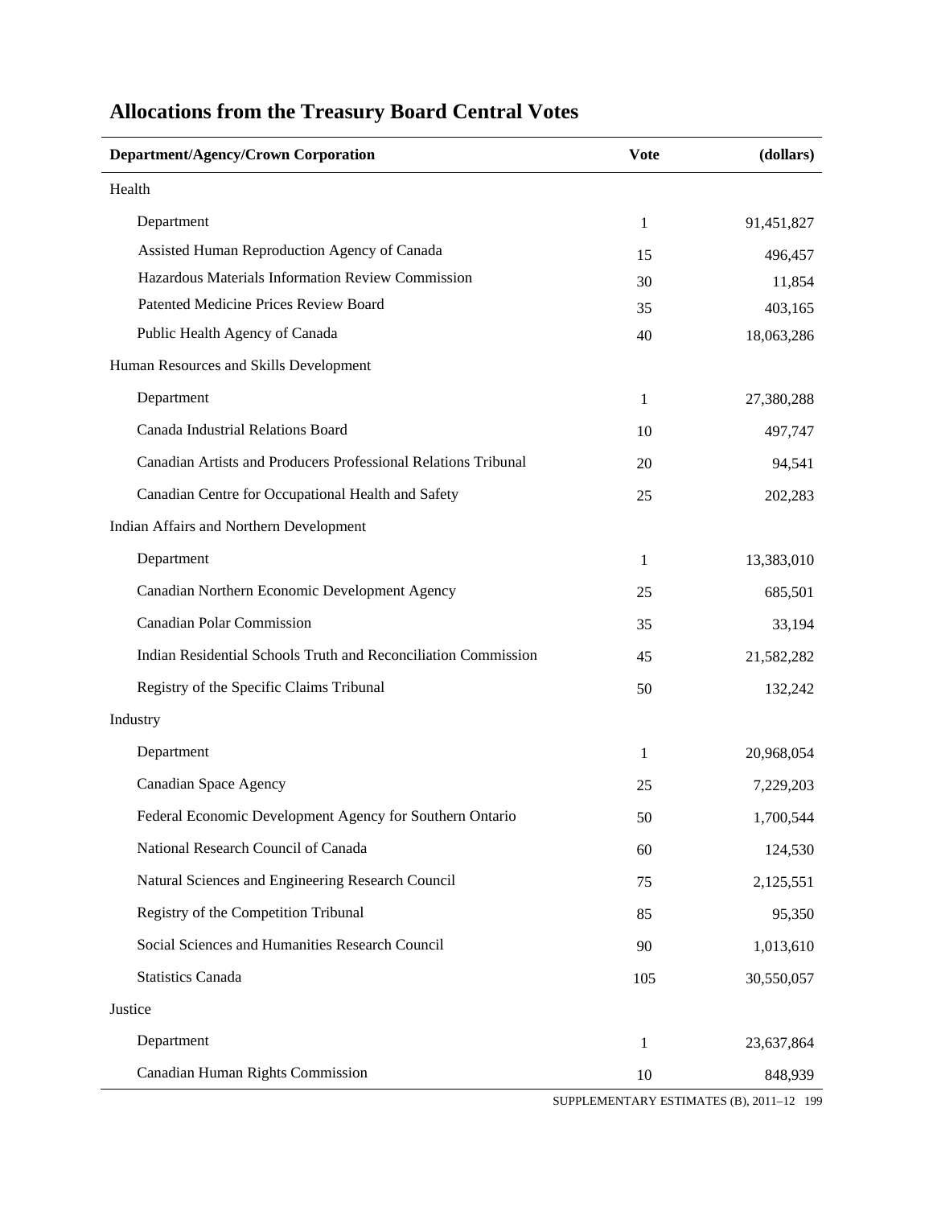## Allocations from the Treasury Board Central Votes

| Department/Agency/Crown Corporation | Vote | (dollars) |
|---|---|---|
| Health | | |
| Department | 1 | 91,451,827 |
| Assisted Human Reproduction Agency of Canada | 15 | 496,457 |
| Hazardous Materials Information Review Commission | 30 | 11,854 |
| Patented Medicine Prices Review Board | 35 | 403,165 |
| Public Health Agency of Canada | 40 | 18,063,286 |
| Human Resources and Skills Development | | |
| Department | 1 | 27,380,288 |
| Canada Industrial Relations Board | 10 | 497,747 |
| Canadian Artists and Producers Professional Relations Tribunal | 20 | 94,541 |
| Canadian Centre for Occupational Health and Safety | 25 | 202,283 |
| Indian Affairs and Northern Development | | |
| Department | 1 | 13,383,010 |
| Canadian Northern Economic Development Agency | 25 | 685,501 |
| Canadian Polar Commission | 35 | 33,194 |
| Indian Residential Schools Truth and Reconciliation Commission | 45 | 21,582,282 |
| Registry of the Specific Claims Tribunal | 50 | 132,242 |
| Industry | | |
| Department | 1 | 20,968,054 |
| Canadian Space Agency | 25 | 7,229,203 |
| Federal Economic Development Agency for Southern Ontario | 50 | 1,700,544 |
| National Research Council of Canada | 60 | 124,530 |
| Natural Sciences and Engineering Research Council | 75 | 2,125,551 |
| Registry of the Competition Tribunal | 85 | 95,350 |
| Social Sciences and Humanities Research Council | 90 | 1,013,610 |
| Statistics Canada | 105 | 30,550,057 |
| Justice | | |
| Department | 1 | 23,637,864 |
| Canadian Human Rights Commission | 10 | 848,939 |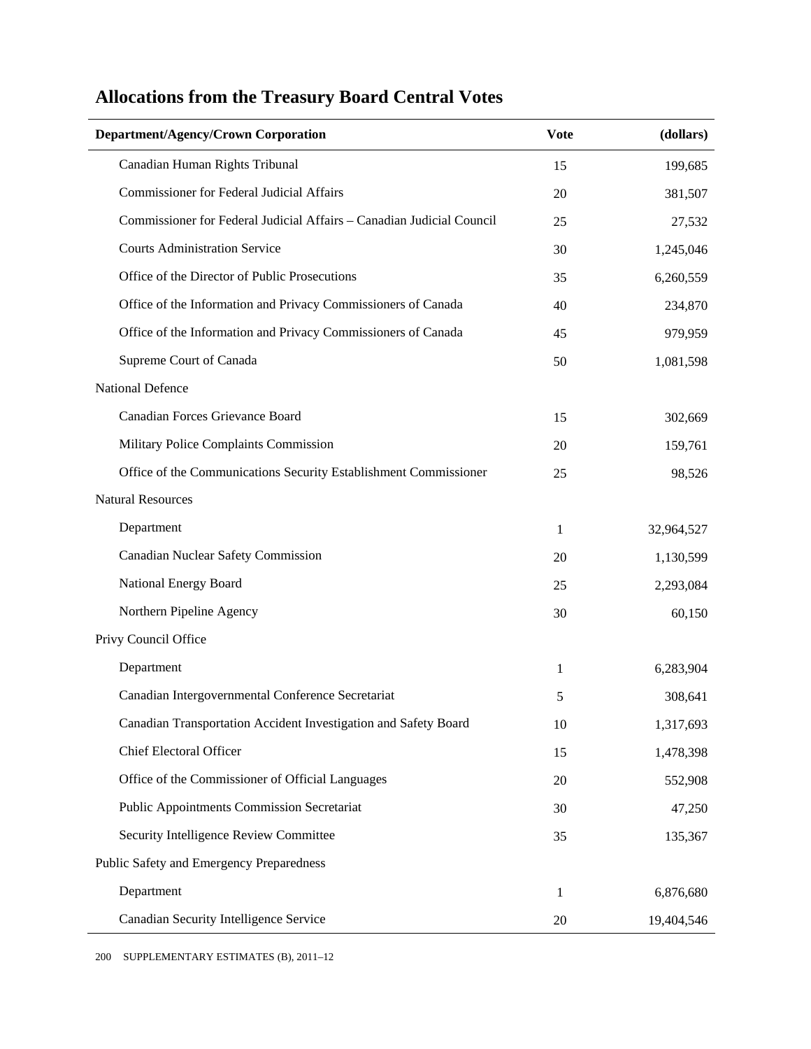## Allocations from the Treasury Board Central Votes

| Department/Agency/Crown Corporation | Vote | (dollars) |
|---|---|---|
| Canadian Human Rights Tribunal | 15 | 199,685 |
| Commissioner for Federal Judicial Affairs | 20 | 381,507 |
| Commissioner for Federal Judicial Affairs – Canadian Judicial Council | 25 | 27,532 |
| Courts Administration Service | 30 | 1,245,046 |
| Office of the Director of Public Prosecutions | 35 | 6,260,559 |
| Office of the Information and Privacy Commissioners of Canada | 40 | 234,870 |
| Office of the Information and Privacy Commissioners of Canada | 45 | 979,959 |
| Supreme Court of Canada | 50 | 1,081,598 |
| National Defence | | |
| Canadian Forces Grievance Board | 15 | 302,669 |
| Military Police Complaints Commission | 20 | 159,761 |
| Office of the Communications Security Establishment Commissioner | 25 | 98,526 |
| Natural Resources | | |
| Department | 1 | 32,964,527 |
| Canadian Nuclear Safety Commission | 20 | 1,130,599 |
| National Energy Board | 25 | 2,293,084 |
| Northern Pipeline Agency | 30 | 60,150 |
| Privy Council Office | | |
| Department | 1 | 6,283,904 |
| Canadian Intergovernmental Conference Secretariat | 5 | 308,641 |
| Canadian Transportation Accident Investigation and Safety Board | 10 | 1,317,693 |
| Chief Electoral Officer | 15 | 1,478,398 |
| Office of the Commissioner of Official Languages | 20 | 552,908 |
| Public Appointments Commission Secretariat | 30 | 47,250 |
| Security Intelligence Review Committee | 35 | 135,367 |
| Public Safety and Emergency Preparedness | | |
| Department | 1 | 6,876,680 |
| Canadian Security Intelligence Service | 20 | 19,404,546 |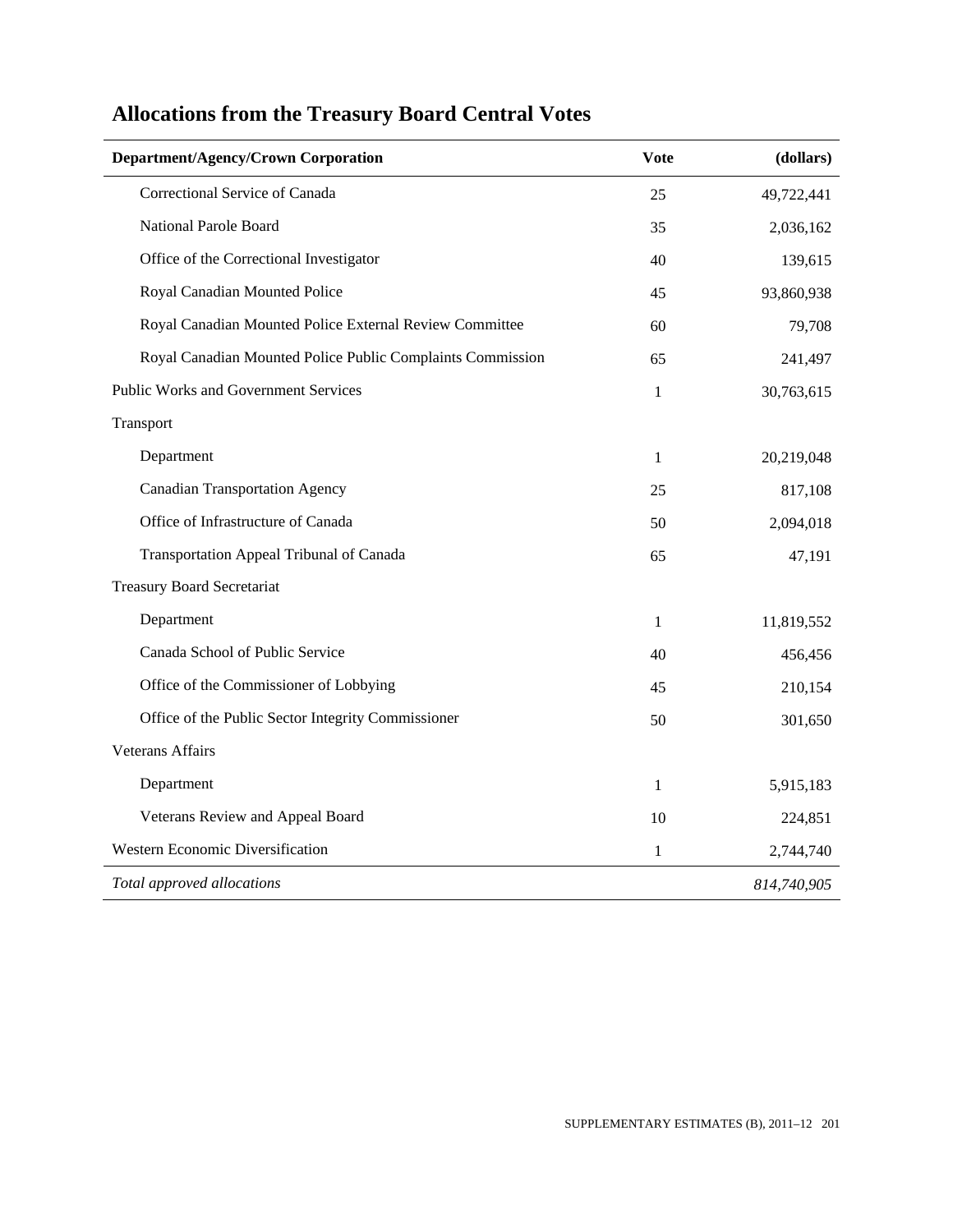## Allocations from the Treasury Board Central Votes

| Department/Agency/Crown Corporation | Vote | (dollars) |
|---|---|---|
| Correctional Service of Canada | 25 | 49,722,441 |
| National Parole Board | 35 | 2,036,162 |
| Office of the Correctional Investigator | 40 | 139,615 |
| Royal Canadian Mounted Police | 45 | 93,860,938 |
| Royal Canadian Mounted Police External Review Committee | 60 | 79,708 |
| Royal Canadian Mounted Police Public Complaints Commission | 65 | 241,497 |
| Public Works and Government Services | 1 | 30,763,615 |
| Transport | | |
| Department | 1 | 20,219,048 |
| Canadian Transportation Agency | 25 | 817,108 |
| Office of Infrastructure of Canada | 50 | 2,094,018 |
| Transportation Appeal Tribunal of Canada | 65 | 47,191 |
| Treasury Board Secretariat | | |
| Department | 1 | 11,819,552 |
| Canada School of Public Service | 40 | 456,456 |
| Office of the Commissioner of Lobbying | 45 | 210,154 |
| Office of the Public Sector Integrity Commissioner | 50 | 301,650 |
| Veterans Affairs | | |
| Department | 1 | 5,915,183 |
| Veterans Review and Appeal Board | 10 | 224,851 |
| Western Economic Diversification | 1 | 2,744,740 |
| *Total approved allocations* | | *814,740,905* |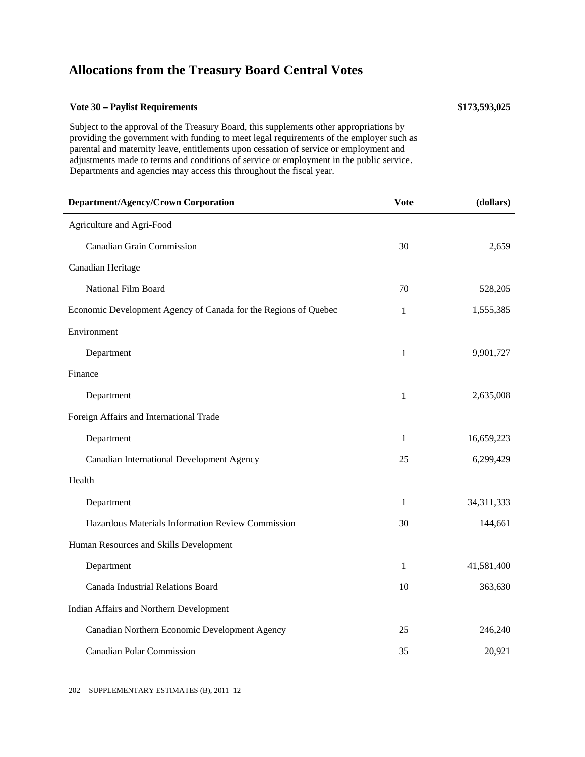# Allocations from the Treasury Board Central Votes

**Vote 30 – Paylist Requirements** **$173,593,025**

Subject to the approval of the Treasury Board, this supplements other appropriations by providing the government with funding to meet legal requirements of the employer such as parental and maternity leave, entitlements upon cessation of service or employment and adjustments made to terms and conditions of service or employment in the public service. Departments and agencies may access this throughout the fiscal year.

| Department/Agency/Crown Corporation | Vote | (dollars) |
|---|---|---|
| Agriculture and Agri-Food | | |
| Canadian Grain Commission | 30 | 2,659 |
| Canadian Heritage | | |
| National Film Board | 70 | 528,205 |
| Economic Development Agency of Canada for the Regions of Quebec | 1 | 1,555,385 |
| Environment | | |
| Department | 1 | 9,901,727 |
| Finance | | |
| Department | 1 | 2,635,008 |
| Foreign Affairs and International Trade | | |
| Department | 1 | 16,659,223 |
| Canadian International Development Agency | 25 | 6,299,429 |
| Health | | |
| Department | 1 | 34,311,333 |
| Hazardous Materials Information Review Commission | 30 | 144,661 |
| Human Resources and Skills Development | | |
| Department | 1 | 41,581,400 |
| Canada Industrial Relations Board | 10 | 363,630 |
| Indian Affairs and Northern Development | | |
| Canadian Northern Economic Development Agency | 25 | 246,240 |
| Canadian Polar Commission | 35 | 20,921 |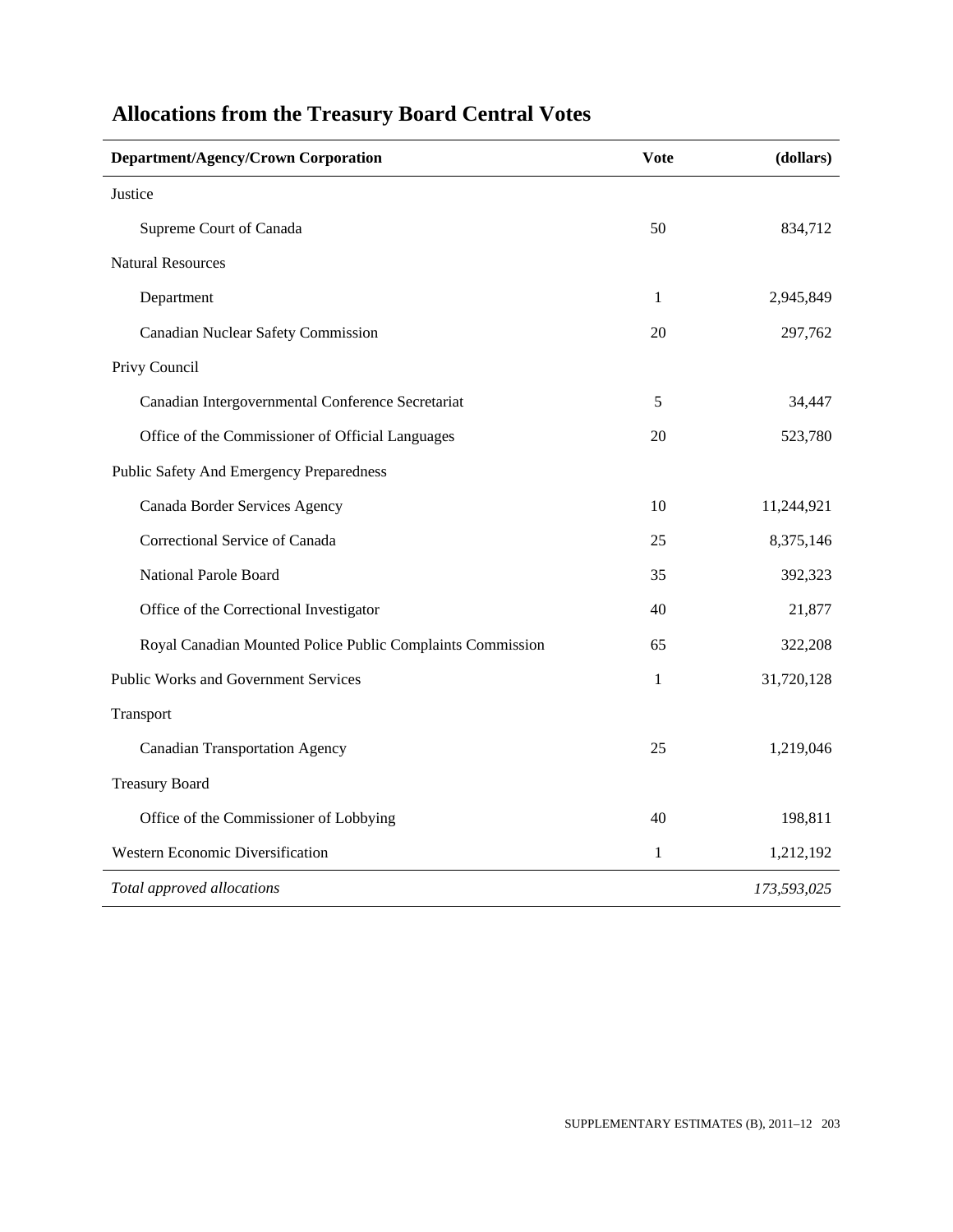## Allocations from the Treasury Board Central Votes

| Department/Agency/Crown Corporation | Vote | (dollars) |
|---|---|---|
| Justice | | |
| Supreme Court of Canada | 50 | 834,712 |
| Natural Resources | | |
| Department | 1 | 2,945,849 |
| Canadian Nuclear Safety Commission | 20 | 297,762 |
| Privy Council | | |
| Canadian Intergovernmental Conference Secretariat | 5 | 34,447 |
| Office of the Commissioner of Official Languages | 20 | 523,780 |
| Public Safety And Emergency Preparedness | | |
| Canada Border Services Agency | 10 | 11,244,921 |
| Correctional Service of Canada | 25 | 8,375,146 |
| National Parole Board | 35 | 392,323 |
| Office of the Correctional Investigator | 40 | 21,877 |
| Royal Canadian Mounted Police Public Complaints Commission | 65 | 322,208 |
| Public Works and Government Services | 1 | 31,720,128 |
| Transport | | |
| Canadian Transportation Agency | 25 | 1,219,046 |
| Treasury Board | | |
| Office of the Commissioner of Lobbying | 40 | 198,811 |
| Western Economic Diversification | 1 | 1,212,192 |
| *Total approved allocations* | | *173,593,025* |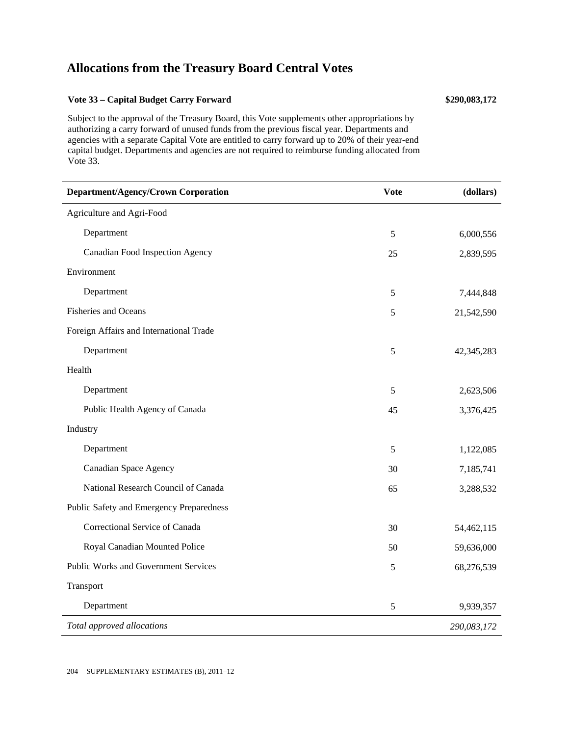# Allocations from the Treasury Board Central Votes

**Vote 33 – Capital Budget Carry Forward** **$290,083,172**

Subject to the approval of the Treasury Board, this Vote supplements other appropriations by authorizing a carry forward of unused funds from the previous fiscal year. Departments and agencies with a separate Capital Vote are entitled to carry forward up to 20% of their year-end capital budget. Departments and agencies are not required to reimburse funding allocated from Vote 33.

| Department/Agency/Crown Corporation | Vote | (dollars) |
|---|---|---|
| Agriculture and Agri-Food | | |
| Department | 5 | 6,000,556 |
| Canadian Food Inspection Agency | 25 | 2,839,595 |
| Environment | | |
| Department | 5 | 7,444,848 |
| Fisheries and Oceans | 5 | 21,542,590 |
| Foreign Affairs and International Trade | | |
| Department | 5 | 42,345,283 |
| Health | | |
| Department | 5 | 2,623,506 |
| Public Health Agency of Canada | 45 | 3,376,425 |
| Industry | | |
| Department | 5 | 1,122,085 |
| Canadian Space Agency | 30 | 7,185,741 |
| National Research Council of Canada | 65 | 3,288,532 |
| Public Safety and Emergency Preparedness | | |
| Correctional Service of Canada | 30 | 54,462,115 |
| Royal Canadian Mounted Police | 50 | 59,636,000 |
| Public Works and Government Services | 5 | 68,276,539 |
| Transport | | |
| Department | 5 | 9,939,357 |
| *Total approved allocations* | | *290,083,172* |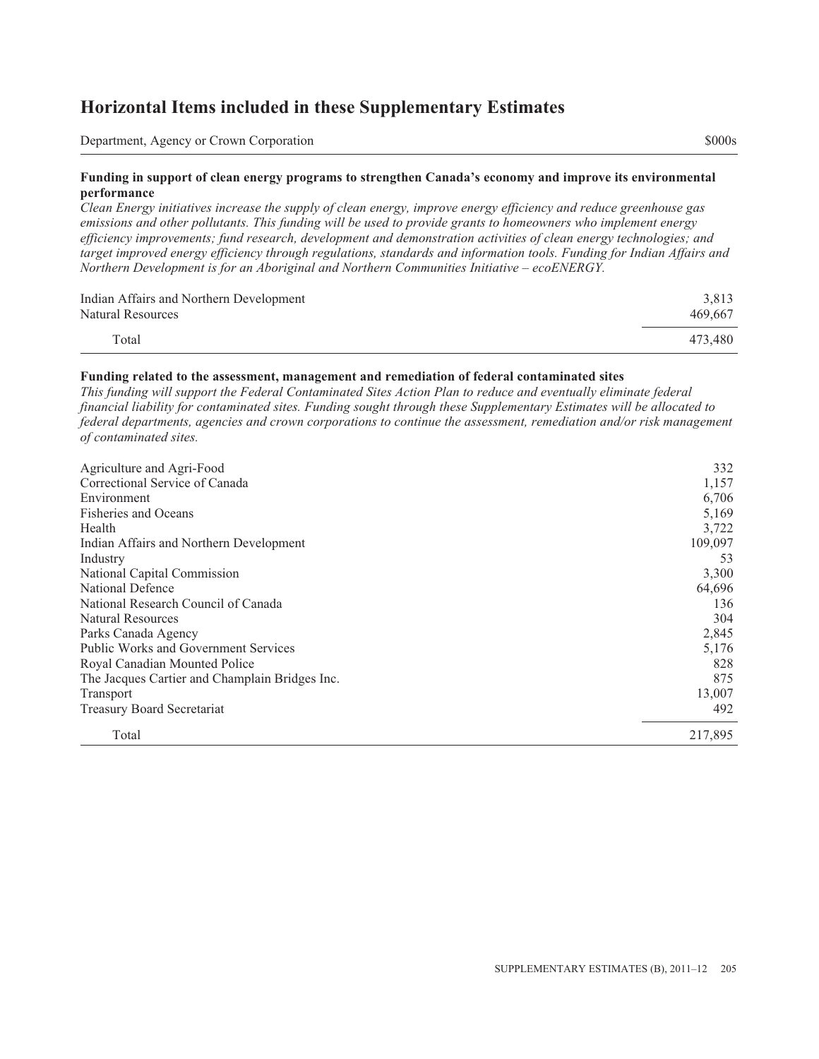## Horizontal Items included in these Supplementary Estimates

| Department, Agency or Crown Corporation | $000s |
|---|---|

**Funding in support of clean energy programs to strengthen Canada's economy and improve its environmental performance**

*Clean Energy initiatives increase the supply of clean energy, improve energy efficiency and reduce greenhouse gas emissions and other pollutants. This funding will be used to provide grants to homeowners who implement energy efficiency improvements; fund research, development and demonstration activities of clean energy technologies; and target improved energy efficiency through regulations, standards and information tools. Funding for Indian Affairs and Northern Development is for an Aboriginal and Northern Communities Initiative – ecoENERGY.*

| Department, Agency or Crown Corporation | $000s |
|---|---|
| Indian Affairs and Northern Development | 3,813 |
| Natural Resources | 469,667 |
| Total | 473,480 |

**Funding related to the assessment, management and remediation of federal contaminated sites**

*This funding will support the Federal Contaminated Sites Action Plan to reduce and eventually eliminate federal financial liability for contaminated sites. Funding sought through these Supplementary Estimates will be allocated to federal departments, agencies and crown corporations to continue the assessment, remediation and/or risk management of contaminated sites.*

| Department, Agency or Crown Corporation | $000s |
|---|---|
| Agriculture and Agri-Food | 332 |
| Correctional Service of Canada | 1,157 |
| Environment | 6,706 |
| Fisheries and Oceans | 5,169 |
| Health | 3,722 |
| Indian Affairs and Northern Development | 109,097 |
| Industry | 53 |
| National Capital Commission | 3,300 |
| National Defence | 64,696 |
| National Research Council of Canada | 136 |
| Natural Resources | 304 |
| Parks Canada Agency | 2,845 |
| Public Works and Government Services | 5,176 |
| Royal Canadian Mounted Police | 828 |
| The Jacques Cartier and Champlain Bridges Inc. | 875 |
| Transport | 13,007 |
| Treasury Board Secretariat | 492 |
| Total | 217,895 |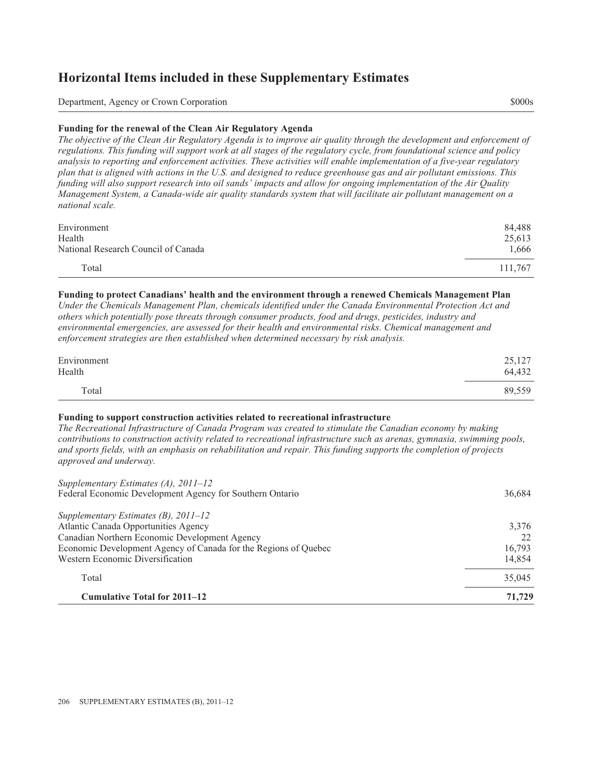# Horizontal Items included in these Supplementary Estimates

| Department, Agency or Crown Corporation | $000s |
| --- | --- |

### Funding for the renewal of the Clean Air Regulatory Agenda

*The objective of the Clean Air Regulatory Agenda is to improve air quality through the development and enforcement of regulations. This funding will support work at all stages of the regulatory cycle, from foundational science and policy analysis to reporting and enforcement activities. These activities will enable implementation of a five-year regulatory plan that is aligned with actions in the U.S. and designed to reduce greenhouse gas and air pollutant emissions. This funding will also support research into oil sands' impacts and allow for ongoing implementation of the Air Quality Management System, a Canada-wide air quality standards system that will facilitate air pollutant management on a national scale.*

| | |
| --- | --- |
| Environment | 84,488 |
| Health | 25,613 |
| National Research Council of Canada | 1,666 |
| Total | 111,767 |

### Funding to protect Canadians' health and the environment through a renewed Chemicals Management Plan

*Under the Chemicals Management Plan, chemicals identified under the Canada Environmental Protection Act and others which potentially pose threats through consumer products, food and drugs, pesticides, industry and environmental emergencies, are assessed for their health and environmental risks. Chemical management and enforcement strategies are then established when determined necessary by risk analysis.*

| | |
| --- | --- |
| Environment | 25,127 |
| Health | 64,432 |
| Total | 89,559 |

### Funding to support construction activities related to recreational infrastructure

*The Recreational Infrastructure of Canada Program was created to stimulate the Canadian economy by making contributions to construction activity related to recreational infrastructure such as arenas, gymnasia, swimming pools, and sports fields, with an emphasis on rehabilitation and repair. This funding supports the completion of projects approved and underway.*

| | |
| --- | --- |
| *Supplementary Estimates (A), 2011–12* | |
| Federal Economic Development Agency for Southern Ontario | 36,684 |
| *Supplementary Estimates (B), 2011–12* | |
| Atlantic Canada Opportunities Agency | 3,376 |
| Canadian Northern Economic Development Agency | 22 |
| Economic Development Agency of Canada for the Regions of Quebec | 16,793 |
| Western Economic Diversification | 14,854 |
| Total | 35,045 |
| **Cumulative Total for 2011–12** | **71,729** |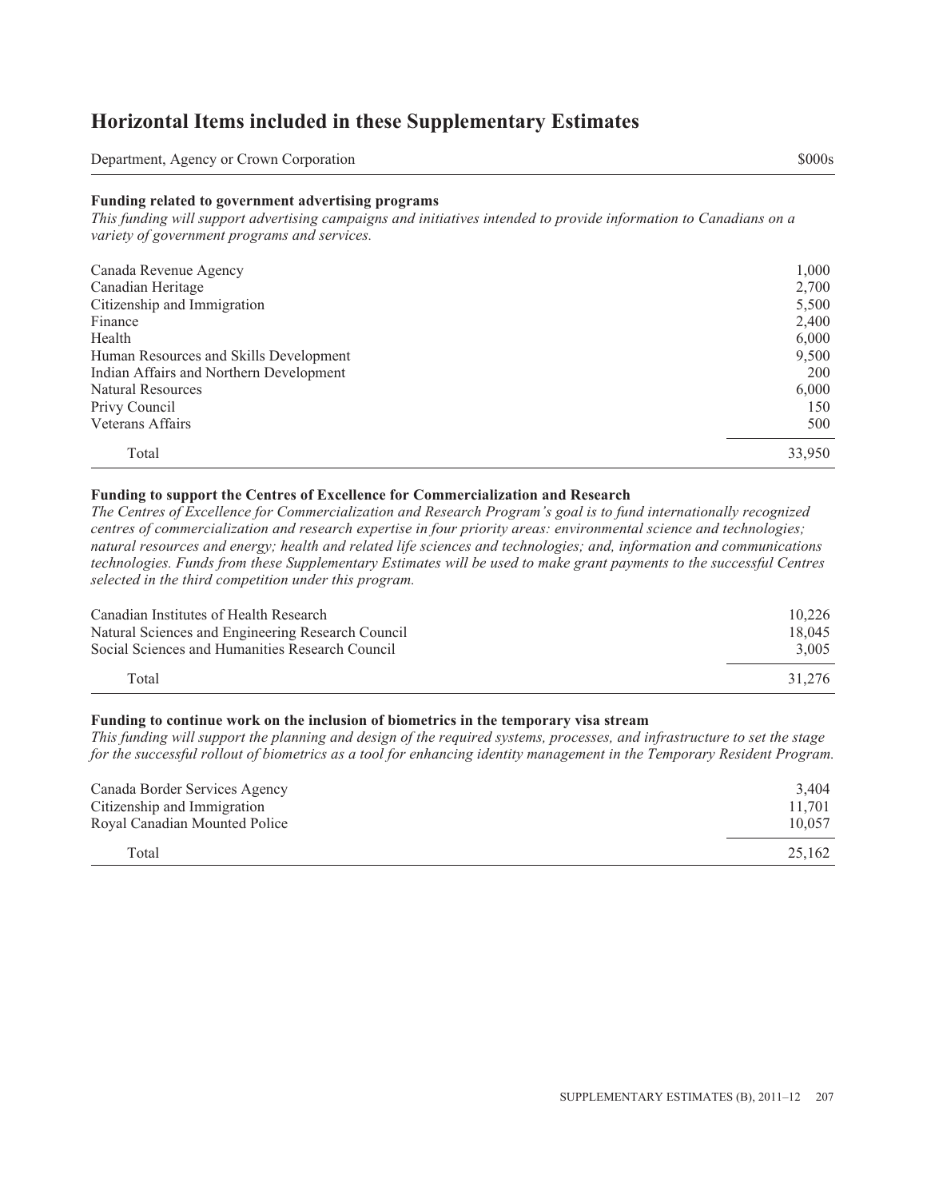# Horizontal Items included in these Supplementary Estimates

| Department, Agency or Crown Corporation | $000s |
| --- | --- |

### Funding related to government advertising programs

*This funding will support advertising campaigns and initiatives intended to provide information to Canadians on a variety of government programs and services.*

| Department, Agency or Crown Corporation | $000s |
| --- | --- |
| Canada Revenue Agency | 1,000 |
| Canadian Heritage | 2,700 |
| Citizenship and Immigration | 5,500 |
| Finance | 2,400 |
| Health | 6,000 |
| Human Resources and Skills Development | 9,500 |
| Indian Affairs and Northern Development | 200 |
| Natural Resources | 6,000 |
| Privy Council | 150 |
| Veterans Affairs | 500 |
| Total | 33,950 |

### Funding to support the Centres of Excellence for Commercialization and Research

*The Centres of Excellence for Commercialization and Research Program's goal is to fund internationally recognized centres of commercialization and research expertise in four priority areas: environmental science and technologies; natural resources and energy; health and related life sciences and technologies; and, information and communications technologies. Funds from these Supplementary Estimates will be used to make grant payments to the successful Centres selected in the third competition under this program.*

| Department, Agency or Crown Corporation | $000s |
| --- | --- |
| Canadian Institutes of Health Research | 10,226 |
| Natural Sciences and Engineering Research Council | 18,045 |
| Social Sciences and Humanities Research Council | 3,005 |
| Total | 31,276 |

### Funding to continue work on the inclusion of biometrics in the temporary visa stream

*This funding will support the planning and design of the required systems, processes, and infrastructure to set the stage for the successful rollout of biometrics as a tool for enhancing identity management in the Temporary Resident Program.*

| Department, Agency or Crown Corporation | $000s |
| --- | --- |
| Canada Border Services Agency | 3,404 |
| Citizenship and Immigration | 11,701 |
| Royal Canadian Mounted Police | 10,057 |
| Total | 25,162 |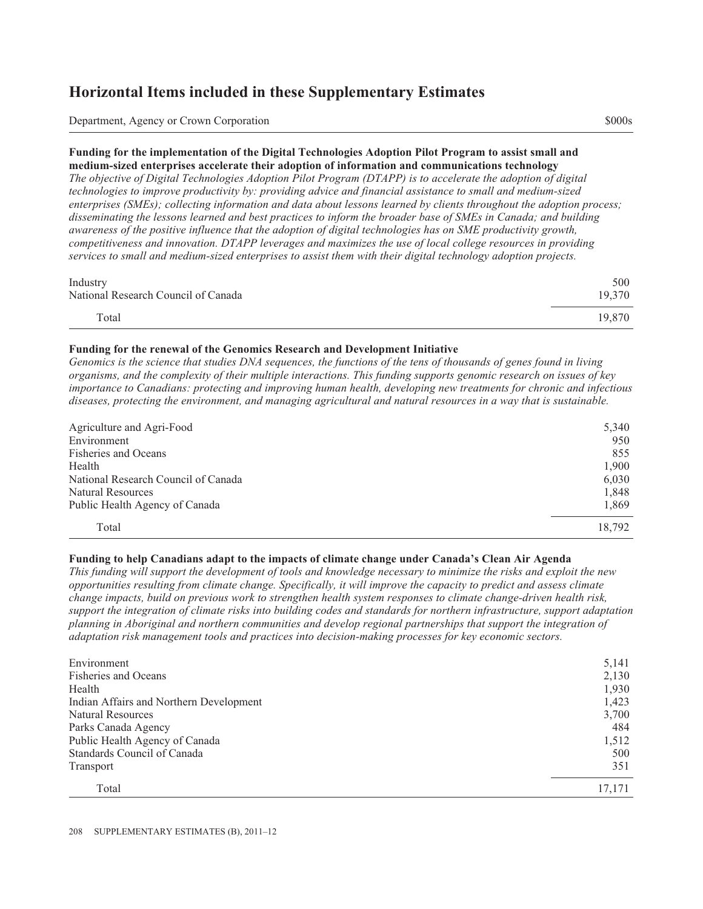# Horizontal Items included in these Supplementary Estimates

| Department, Agency or Crown Corporation | $000s |
| --- | --- |

**Funding for the implementation of the Digital Technologies Adoption Pilot Program to assist small and medium-sized enterprises accelerate their adoption of information and communications technology**

*The objective of Digital Technologies Adoption Pilot Program (DTAPP) is to accelerate the adoption of digital technologies to improve productivity by: providing advice and financial assistance to small and medium-sized enterprises (SMEs); collecting information and data about lessons learned by clients throughout the adoption process; disseminating the lessons learned and best practices to inform the broader base of SMEs in Canada; and building awareness of the positive influence that the adoption of digital technologies has on SME productivity growth, competitiveness and innovation. DTAPP leverages and maximizes the use of local college resources in providing services to small and medium-sized enterprises to assist them with their digital technology adoption projects.*

| Department, Agency or Crown Corporation | $000s |
| --- | --- |
| Industry | 500 |
| National Research Council of Canada | 19,370 |
| Total | 19,870 |

**Funding for the renewal of the Genomics Research and Development Initiative**

*Genomics is the science that studies DNA sequences, the functions of the tens of thousands of genes found in living organisms, and the complexity of their multiple interactions. This funding supports genomic research on issues of key importance to Canadians: protecting and improving human health, developing new treatments for chronic and infectious diseases, protecting the environment, and managing agricultural and natural resources in a way that is sustainable.*

| Department, Agency or Crown Corporation | $000s |
| --- | --- |
| Agriculture and Agri-Food | 5,340 |
| Environment | 950 |
| Fisheries and Oceans | 855 |
| Health | 1,900 |
| National Research Council of Canada | 6,030 |
| Natural Resources | 1,848 |
| Public Health Agency of Canada | 1,869 |
| Total | 18,792 |

**Funding to help Canadians adapt to the impacts of climate change under Canada's Clean Air Agenda**

*This funding will support the development of tools and knowledge necessary to minimize the risks and exploit the new opportunities resulting from climate change. Specifically, it will improve the capacity to predict and assess climate change impacts, build on previous work to strengthen health system responses to climate change-driven health risk, support the integration of climate risks into building codes and standards for northern infrastructure, support adaptation planning in Aboriginal and northern communities and develop regional partnerships that support the integration of adaptation risk management tools and practices into decision-making processes for key economic sectors.*

| Department, Agency or Crown Corporation | $000s |
| --- | --- |
| Environment | 5,141 |
| Fisheries and Oceans | 2,130 |
| Health | 1,930 |
| Indian Affairs and Northern Development | 1,423 |
| Natural Resources | 3,700 |
| Parks Canada Agency | 484 |
| Public Health Agency of Canada | 1,512 |
| Standards Council of Canada | 500 |
| Transport | 351 |
| Total | 17,171 |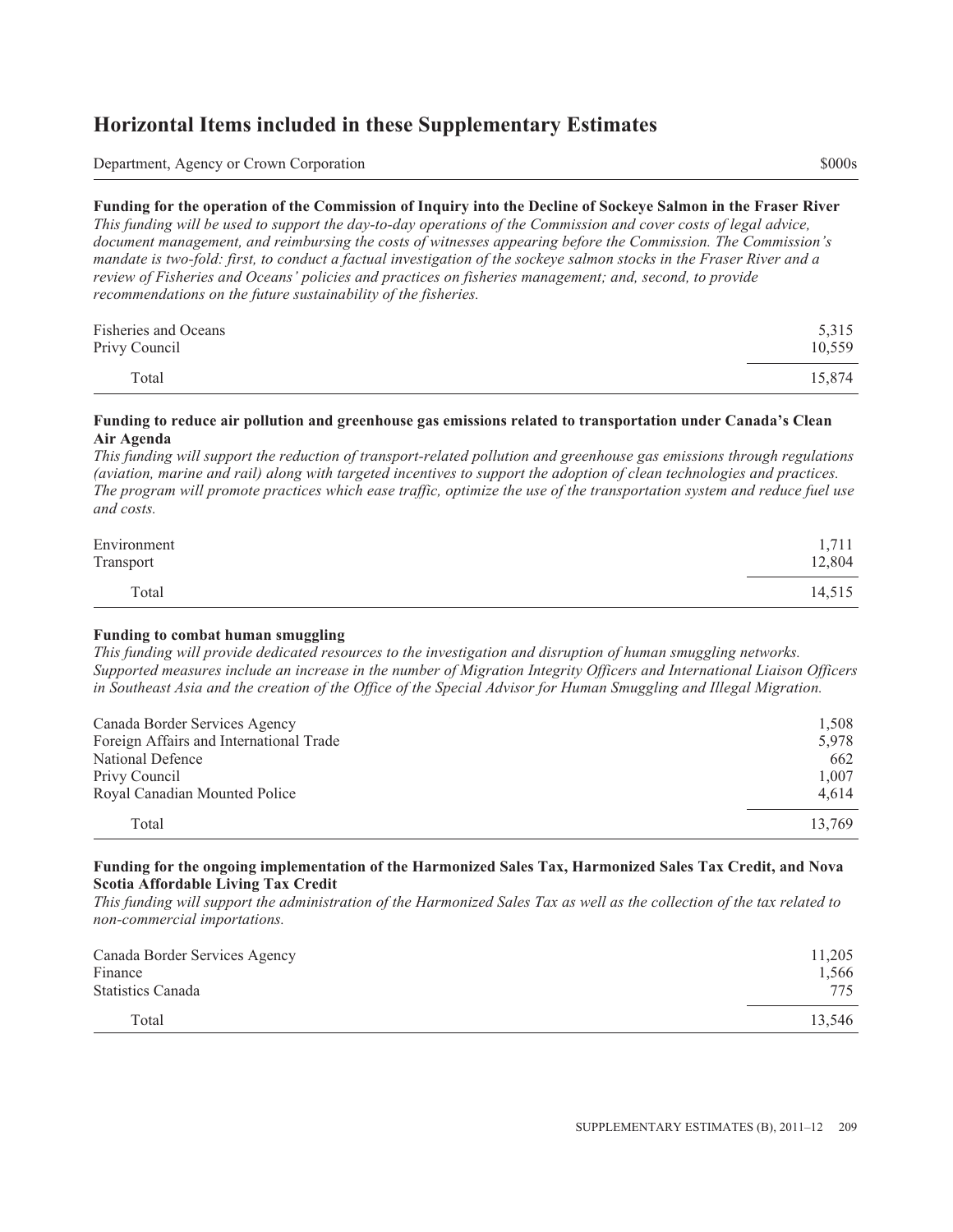# Horizontal Items included in these Supplementary Estimates

| Department, Agency or Crown Corporation | $000s |
| --- | --- |

**Funding for the operation of the Commission of Inquiry into the Decline of Sockeye Salmon in the Fraser River**

*This funding will be used to support the day-to-day operations of the Commission and cover costs of legal advice, document management, and reimbursing the costs of witnesses appearing before the Commission. The Commission's mandate is two-fold: first, to conduct a factual investigation of the sockeye salmon stocks in the Fraser River and a review of Fisheries and Oceans' policies and practices on fisheries management; and, second, to provide recommendations on the future sustainability of the fisheries.*

| | |
| --- | --- |
| Fisheries and Oceans | 5,315 |
| Privy Council | 10,559 |
| Total | 15,874 |

**Funding to reduce air pollution and greenhouse gas emissions related to transportation under Canada's Clean Air Agenda**

*This funding will support the reduction of transport-related pollution and greenhouse gas emissions through regulations (aviation, marine and rail) along with targeted incentives to support the adoption of clean technologies and practices. The program will promote practices which ease traffic, optimize the use of the transportation system and reduce fuel use and costs.*

| | |
| --- | --- |
| Environment | 1,711 |
| Transport | 12,804 |
| Total | 14,515 |

**Funding to combat human smuggling**

*This funding will provide dedicated resources to the investigation and disruption of human smuggling networks. Supported measures include an increase in the number of Migration Integrity Officers and International Liaison Officers in Southeast Asia and the creation of the Office of the Special Advisor for Human Smuggling and Illegal Migration.*

| | |
| --- | --- |
| Canada Border Services Agency | 1,508 |
| Foreign Affairs and International Trade | 5,978 |
| National Defence | 662 |
| Privy Council | 1,007 |
| Royal Canadian Mounted Police | 4,614 |
| Total | 13,769 |

**Funding for the ongoing implementation of the Harmonized Sales Tax, Harmonized Sales Tax Credit, and Nova Scotia Affordable Living Tax Credit**

*This funding will support the administration of the Harmonized Sales Tax as well as the collection of the tax related to non-commercial importations.*

| | |
| --- | --- |
| Canada Border Services Agency | 11,205 |
| Finance | 1,566 |
| Statistics Canada | 775 |
| Total | 13,546 |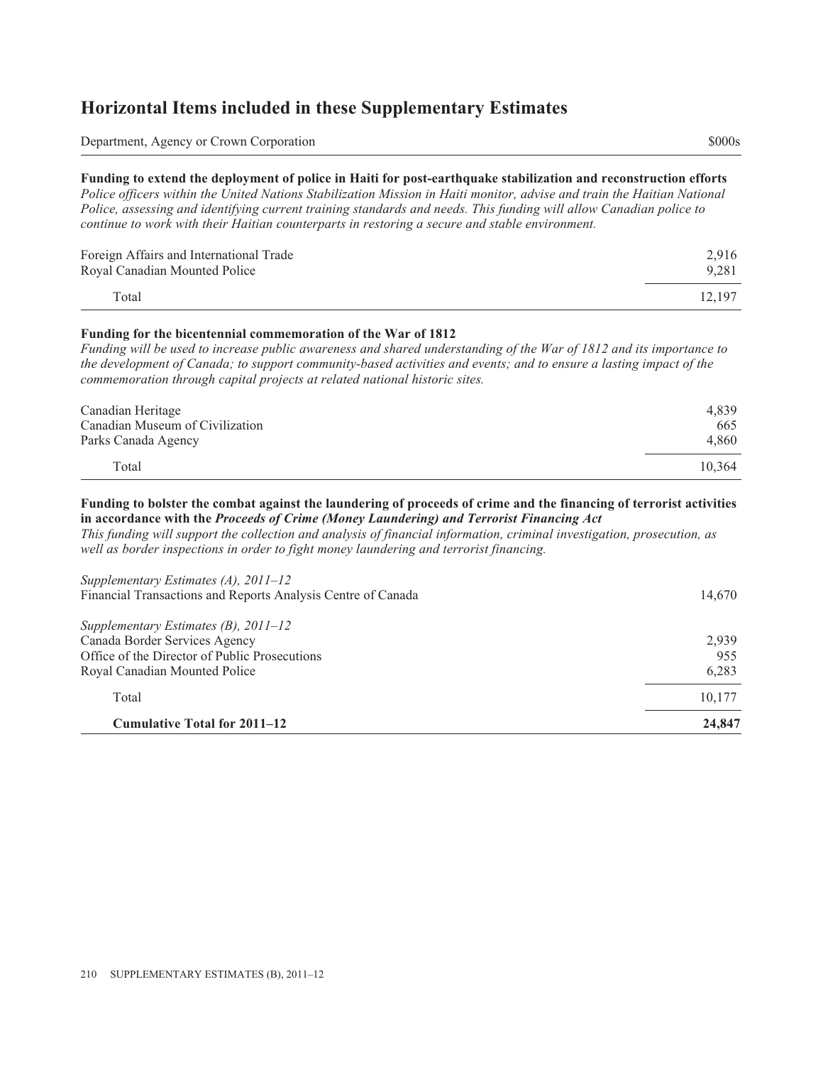# Horizontal Items included in these Supplementary Estimates

| Department, Agency or Crown Corporation | $000s |
| --- | --- |

**Funding to extend the deployment of police in Haiti for post-earthquake stabilization and reconstruction efforts**

*Police officers within the United Nations Stabilization Mission in Haiti monitor, advise and train the Haitian National Police, assessing and identifying current training standards and needs. This funding will allow Canadian police to continue to work with their Haitian counterparts in restoring a secure and stable environment.*

| | |
| --- | --- |
| Foreign Affairs and International Trade | 2,916 |
| Royal Canadian Mounted Police | 9,281 |
| Total | 12,197 |

**Funding for the bicentennial commemoration of the War of 1812**

*Funding will be used to increase public awareness and shared understanding of the War of 1812 and its importance to the development of Canada; to support community-based activities and events; and to ensure a lasting impact of the commemoration through capital projects at related national historic sites.*

| | |
| --- | --- |
| Canadian Heritage | 4,839 |
| Canadian Museum of Civilization | 665 |
| Parks Canada Agency | 4,860 |
| Total | 10,364 |

**Funding to bolster the combat against the laundering of proceeds of crime and the financing of terrorist activities in accordance with the *Proceeds of Crime (Money Laundering) and Terrorist Financing Act***

*This funding will support the collection and analysis of financial information, criminal investigation, prosecution, as well as border inspections in order to fight money laundering and terrorist financing.*

| | |
| --- | --- |
| *Supplementary Estimates (A), 2011–12* | |
| Financial Transactions and Reports Analysis Centre of Canada | 14,670 |
| *Supplementary Estimates (B), 2011–12* | |
| Canada Border Services Agency | 2,939 |
| Office of the Director of Public Prosecutions | 955 |
| Royal Canadian Mounted Police | 6,283 |
| Total | 10,177 |
| **Cumulative Total for 2011–12** | **24,847** |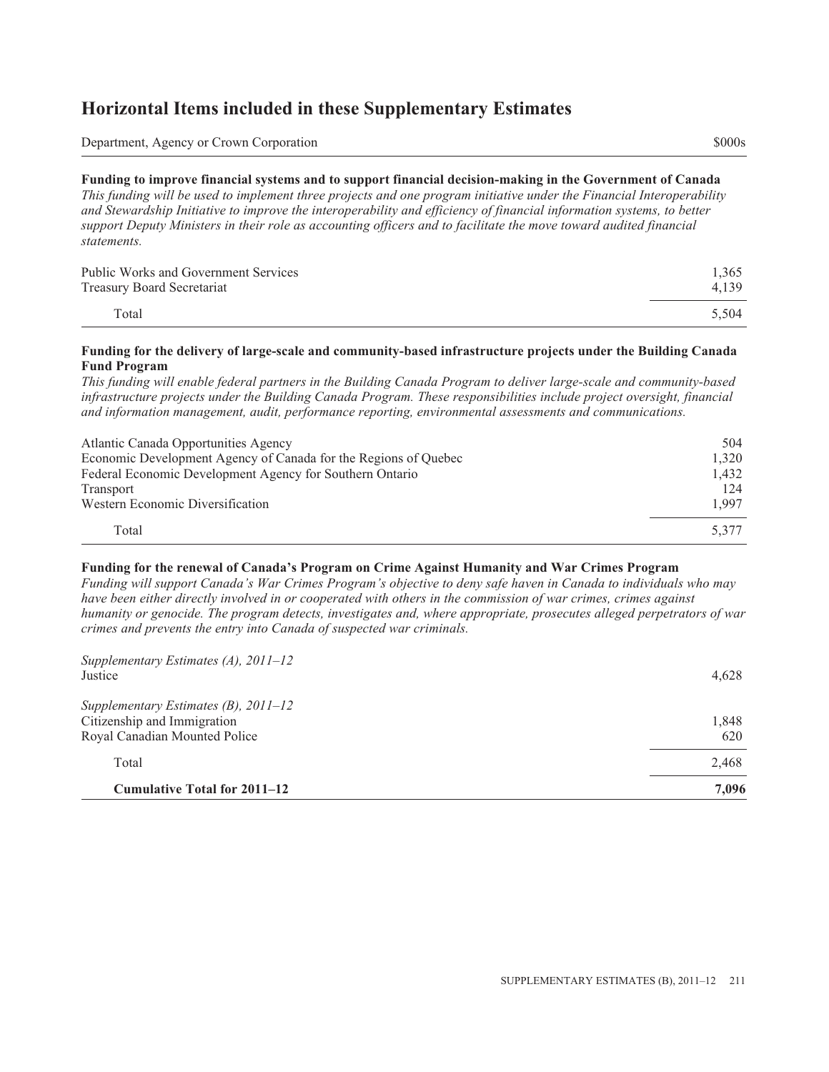# Horizontal Items included in these Supplementary Estimates

| Department, Agency or Crown Corporation | $000s |
|---|---|

**Funding to improve financial systems and to support financial decision-making in the Government of Canada**

*This funding will be used to implement three projects and one program initiative under the Financial Interoperability and Stewardship Initiative to improve the interoperability and efficiency of financial information systems, to better support Deputy Ministers in their role as accounting officers and to facilitate the move toward audited financial statements.*

| | |
|---|---|
| Public Works and Government Services | 1,365 |
| Treasury Board Secretariat | 4,139 |
| Total | 5,504 |

**Funding for the delivery of large-scale and community-based infrastructure projects under the Building Canada Fund Program**

*This funding will enable federal partners in the Building Canada Program to deliver large-scale and community-based infrastructure projects under the Building Canada Program. These responsibilities include project oversight, financial and information management, audit, performance reporting, environmental assessments and communications.*

| | |
|---|---|
| Atlantic Canada Opportunities Agency | 504 |
| Economic Development Agency of Canada for the Regions of Quebec | 1,320 |
| Federal Economic Development Agency for Southern Ontario | 1,432 |
| Transport | 124 |
| Western Economic Diversification | 1,997 |
| Total | 5,377 |

**Funding for the renewal of Canada's Program on Crime Against Humanity and War Crimes Program**

*Funding will support Canada's War Crimes Program's objective to deny safe haven in Canada to individuals who may have been either directly involved in or cooperated with others in the commission of war crimes, crimes against humanity or genocide. The program detects, investigates and, where appropriate, prosecutes alleged perpetrators of war crimes and prevents the entry into Canada of suspected war criminals.*

| | |
|---|---|
| *Supplementary Estimates (A), 2011–12* | |
| Justice | 4,628 |
| *Supplementary Estimates (B), 2011–12* | |
| Citizenship and Immigration | 1,848 |
| Royal Canadian Mounted Police | 620 |
| Total | 2,468 |
| **Cumulative Total for 2011–12** | **7,096** |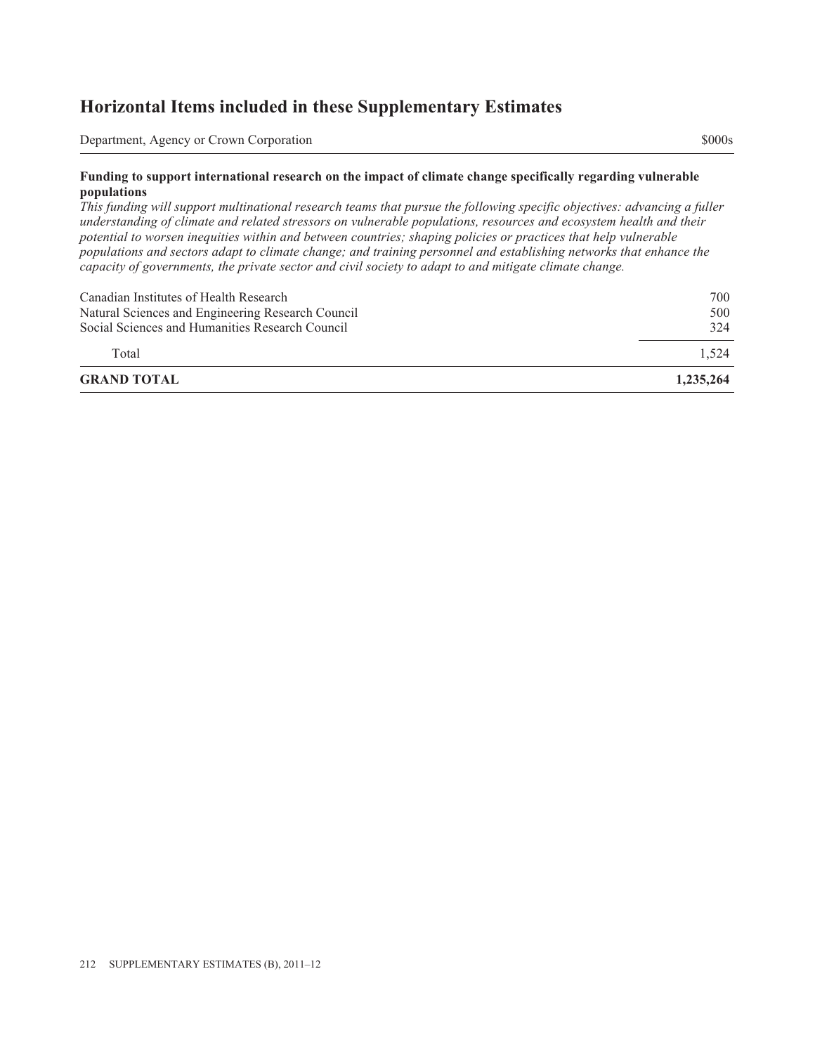# Horizontal Items included in these Supplementary Estimates

| Department, Agency or Crown Corporation | $000s |
| --- | --- |
| **Funding to support international research on the impact of climate change specifically regarding vulnerable populations** | |
| *This funding will support multinational research teams that pursue the following specific objectives: advancing a fuller understanding of climate and related stressors on vulnerable populations, resources and ecosystem health and their potential to worsen inequities within and between countries; shaping policies or practices that help vulnerable populations and sectors adapt to climate change; and training personnel and establishing networks that enhance the capacity of governments, the private sector and civil society to adapt to and mitigate climate change.* | |
| Canadian Institutes of Health Research | 700 |
| Natural Sciences and Engineering Research Council | 500 |
| Social Sciences and Humanities Research Council | 324 |
| Total | 1,524 |
| **GRAND TOTAL** | **1,235,264** |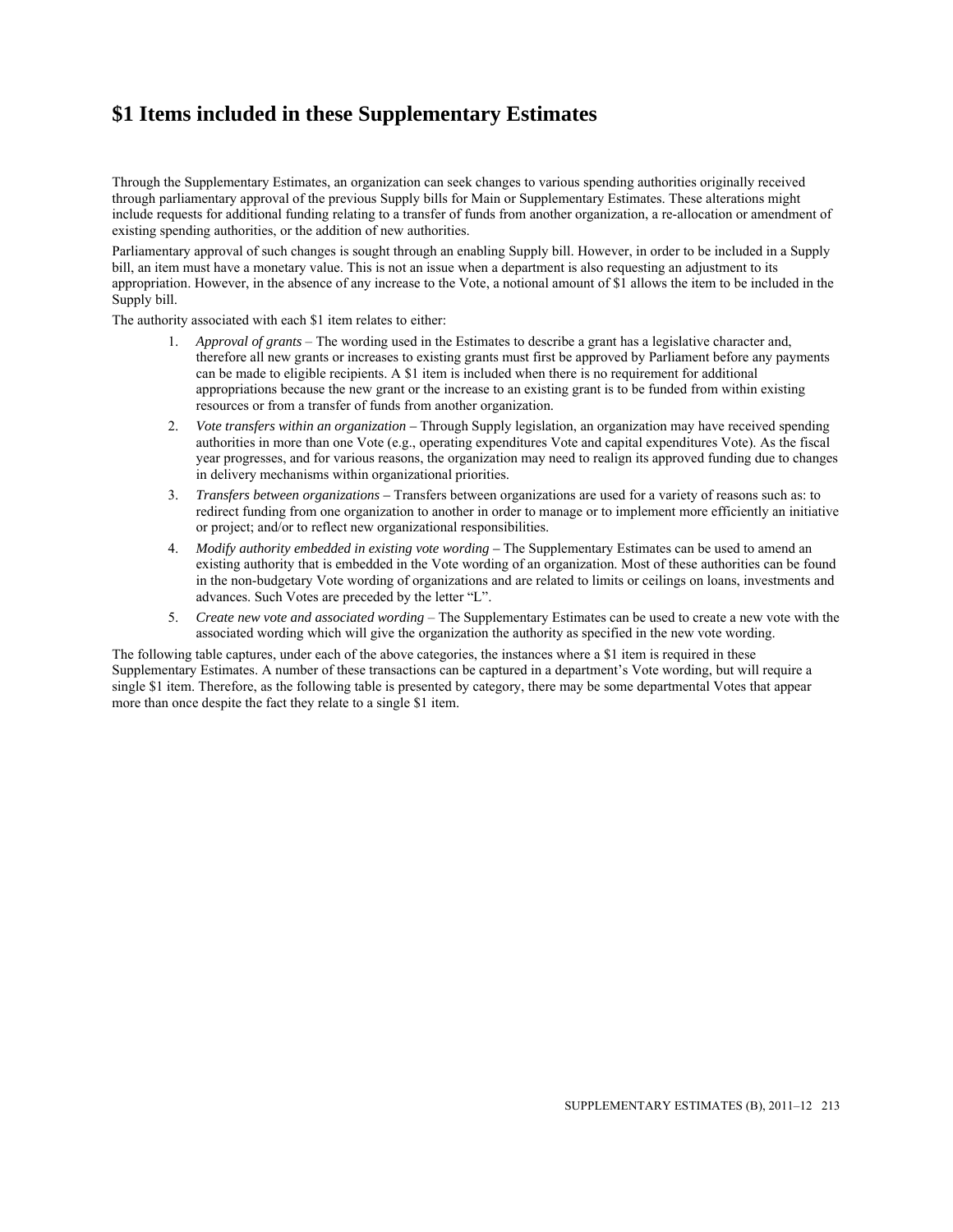# $1 Items included in these Supplementary Estimates

Through the Supplementary Estimates, an organization can seek changes to various spending authorities originally received through parliamentary approval of the previous Supply bills for Main or Supplementary Estimates. These alterations might include requests for additional funding relating to a transfer of funds from another organization, a re-allocation or amendment of existing spending authorities, or the addition of new authorities.

Parliamentary approval of such changes is sought through an enabling Supply bill. However, in order to be included in a Supply bill, an item must have a monetary value. This is not an issue when a department is also requesting an adjustment to its appropriation. However, in the absence of any increase to the Vote, a notional amount of $1 allows the item to be included in the Supply bill.

The authority associated with each $1 item relates to either:

1. *Approval of grants* – The wording used in the Estimates to describe a grant has a legislative character and, therefore all new grants or increases to existing grants must first be approved by Parliament before any payments can be made to eligible recipients. A $1 item is included when there is no requirement for additional appropriations because the new grant or the increase to an existing grant is to be funded from within existing resources or from a transfer of funds from another organization.
2. *Vote transfers within an organization* – Through Supply legislation, an organization may have received spending authorities in more than one Vote (e.g., operating expenditures Vote and capital expenditures Vote). As the fiscal year progresses, and for various reasons, the organization may need to realign its approved funding due to changes in delivery mechanisms within organizational priorities.
3. *Transfers between organizations* – Transfers between organizations are used for a variety of reasons such as: to redirect funding from one organization to another in order to manage or to implement more efficiently an initiative or project; and/or to reflect new organizational responsibilities.
4. *Modify authority embedded in existing vote wording* – The Supplementary Estimates can be used to amend an existing authority that is embedded in the Vote wording of an organization. Most of these authorities can be found in the non-budgetary Vote wording of organizations and are related to limits or ceilings on loans, investments and advances. Such Votes are preceded by the letter "L".
5. *Create new vote and associated wording* – The Supplementary Estimates can be used to create a new vote with the associated wording which will give the organization the authority as specified in the new vote wording.

The following table captures, under each of the above categories, the instances where a $1 item is required in these Supplementary Estimates. A number of these transactions can be captured in a department's Vote wording, but will require a single $1 item. Therefore, as the following table is presented by category, there may be some departmental Votes that appear more than once despite the fact they relate to a single $1 item.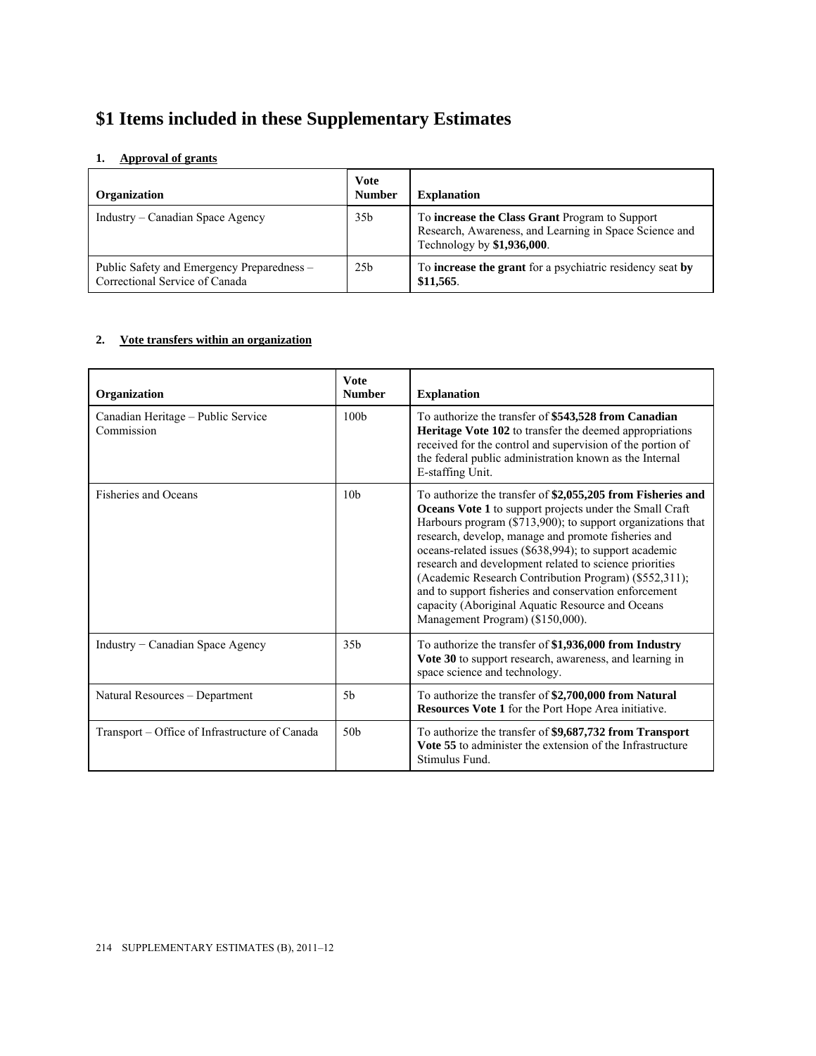# $1 Items included in these Supplementary Estimates

**1. Approval of grants**

| Organization | Vote Number | Explanation |
|---|---|---|
| Industry – Canadian Space Agency | 35b | To **increase the Class Grant** Program to Support Research, Awareness, and Learning in Space Science and Technology by **$1,936,000**. |
| Public Safety and Emergency Preparedness – Correctional Service of Canada | 25b | To **increase the grant** for a psychiatric residency seat **by $11,565**. |

**2. Vote transfers within an organization**

| Organization | Vote Number | Explanation |
|---|---|---|
| Canadian Heritage – Public Service Commission | 100b | To authorize the transfer of **$543,528 from Canadian Heritage Vote 102** to transfer the deemed appropriations received for the control and supervision of the portion of the federal public administration known as the Internal E-staffing Unit. |
| Fisheries and Oceans | 10b | To authorize the transfer of **$2,055,205 from Fisheries and Oceans Vote 1** to support projects under the Small Craft Harbours program ($713,900); to support organizations that research, develop, manage and promote fisheries and oceans-related issues ($638,994); to support academic research and development related to science priorities (Academic Research Contribution Program) ($552,311); and to support fisheries and conservation enforcement capacity (Aboriginal Aquatic Resource and Oceans Management Program) ($150,000). |
| Industry − Canadian Space Agency | 35b | To authorize the transfer of **$1,936,000 from Industry Vote 30** to support research, awareness, and learning in space science and technology. |
| Natural Resources – Department | 5b | To authorize the transfer of **$2,700,000 from Natural Resources Vote 1** for the Port Hope Area initiative. |
| Transport – Office of Infrastructure of Canada | 50b | To authorize the transfer of **$9,687,732 from Transport Vote 55** to administer the extension of the Infrastructure Stimulus Fund. |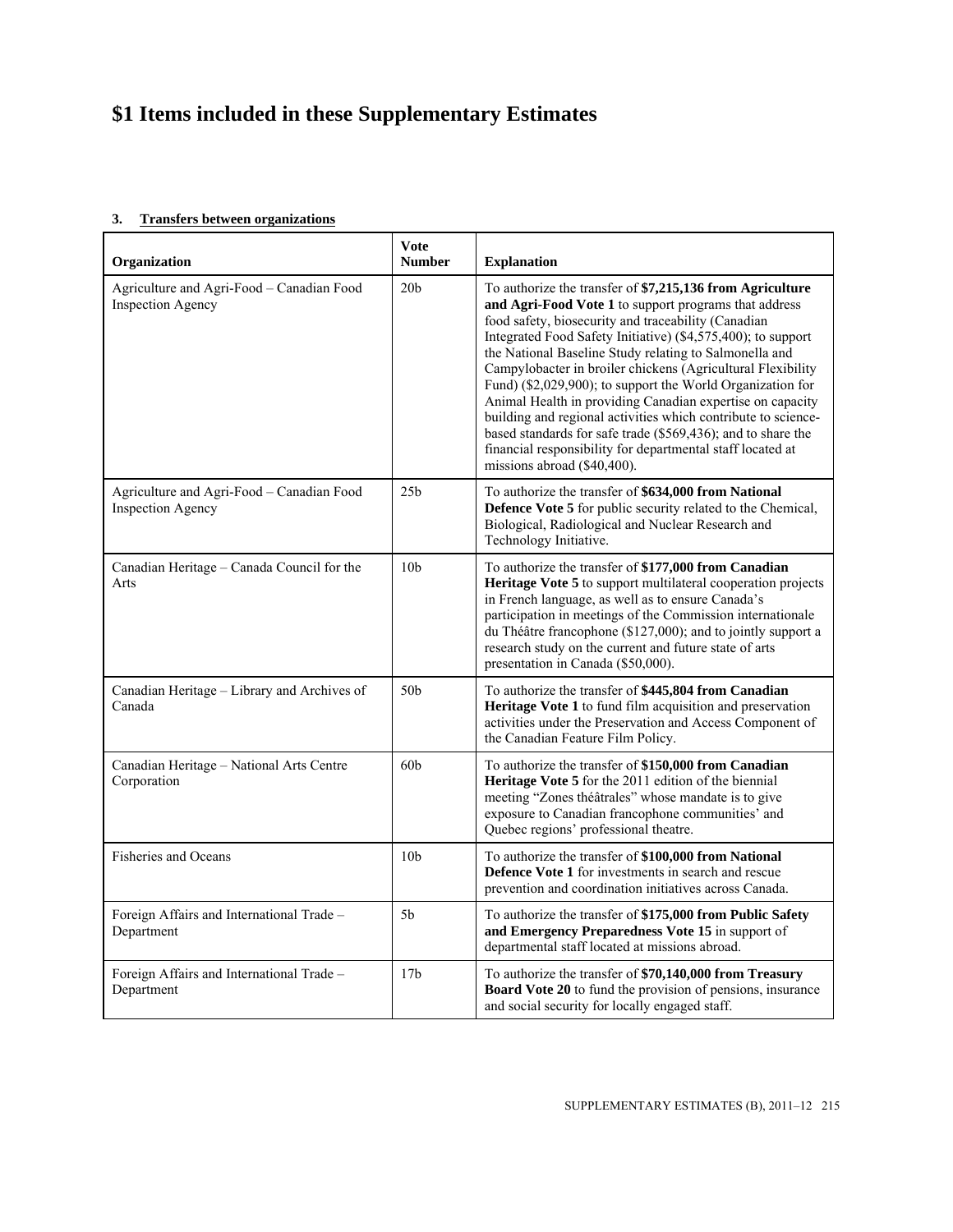# $1 Items included in these Supplementary Estimates

### 3. Transfers between organizations

| Organization | Vote Number | Explanation |
|---|---|---|
| Agriculture and Agri-Food – Canadian Food Inspection Agency | 20b | To authorize the transfer of **$7,215,136 from Agriculture and Agri-Food Vote 1** to support programs that address food safety, biosecurity and traceability (Canadian Integrated Food Safety Initiative) ($4,575,400); to support the National Baseline Study relating to Salmonella and Campylobacter in broiler chickens (Agricultural Flexibility Fund) ($2,029,900); to support the World Organization for Animal Health in providing Canadian expertise on capacity building and regional activities which contribute to science-based standards for safe trade ($569,436); and to share the financial responsibility for departmental staff located at missions abroad ($40,400). |
| Agriculture and Agri-Food – Canadian Food Inspection Agency | 25b | To authorize the transfer of **$634,000 from National Defence Vote 5** for public security related to the Chemical, Biological, Radiological and Nuclear Research and Technology Initiative. |
| Canadian Heritage – Canada Council for the Arts | 10b | To authorize the transfer of **$177,000 from Canadian Heritage Vote 5** to support multilateral cooperation projects in French language, as well as to ensure Canada's participation in meetings of the Commission internationale du Théâtre francophone ($127,000); and to jointly support a research study on the current and future state of arts presentation in Canada ($50,000). |
| Canadian Heritage – Library and Archives of Canada | 50b | To authorize the transfer of **$445,804 from Canadian Heritage Vote 1** to fund film acquisition and preservation activities under the Preservation and Access Component of the Canadian Feature Film Policy. |
| Canadian Heritage – National Arts Centre Corporation | 60b | To authorize the transfer of **$150,000 from Canadian Heritage Vote 5** for the 2011 edition of the biennial meeting "Zones théâtrales" whose mandate is to give exposure to Canadian francophone communities' and Quebec regions' professional theatre. |
| Fisheries and Oceans | 10b | To authorize the transfer of **$100,000 from National Defence Vote 1** for investments in search and rescue prevention and coordination initiatives across Canada. |
| Foreign Affairs and International Trade – Department | 5b | To authorize the transfer of **$175,000 from Public Safety and Emergency Preparedness Vote 15** in support of departmental staff located at missions abroad. |
| Foreign Affairs and International Trade – Department | 17b | To authorize the transfer of **$70,140,000 from Treasury Board Vote 20** to fund the provision of pensions, insurance and social security for locally engaged staff. |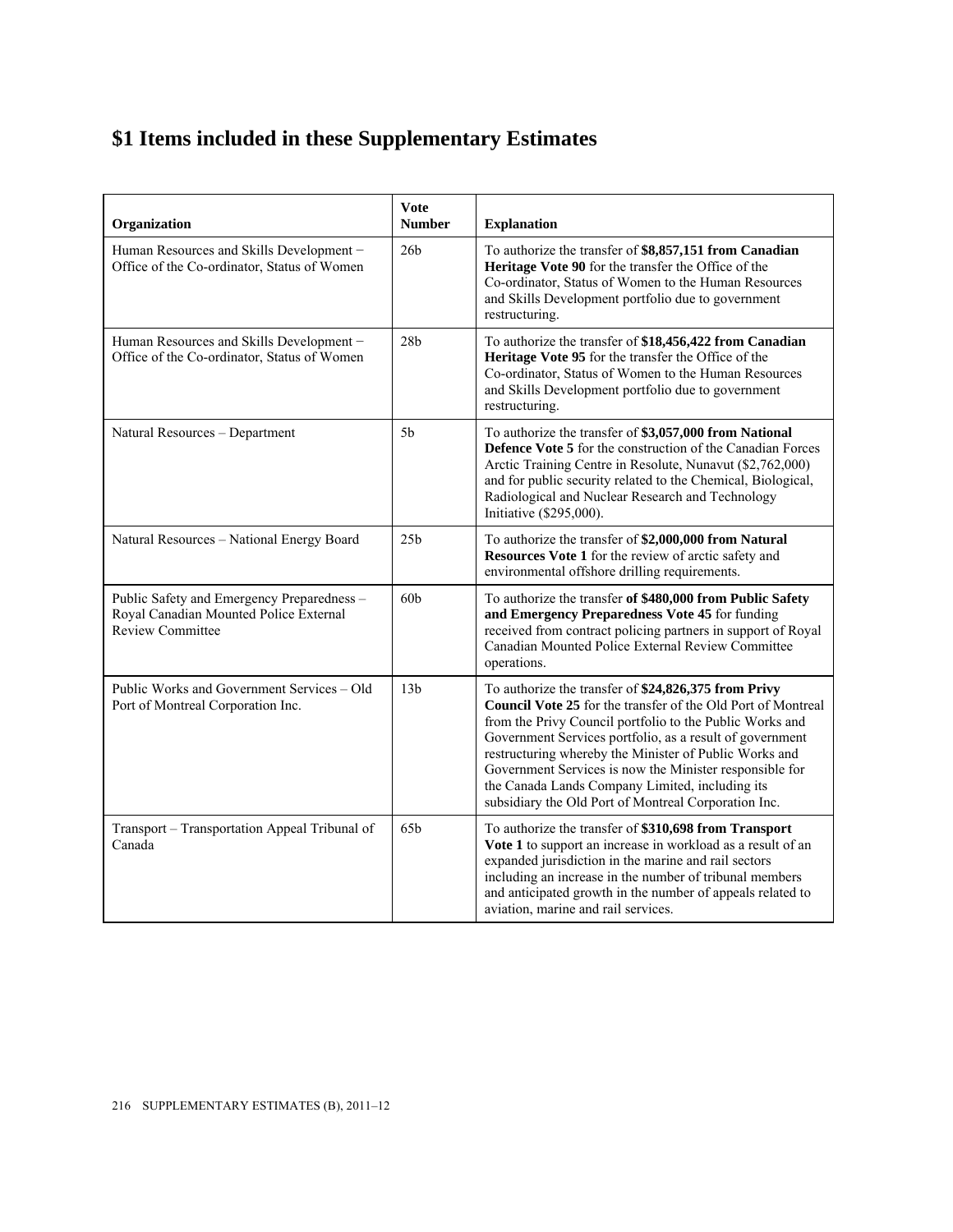# $1 Items included in these Supplementary Estimates

| Organization | Vote Number | Explanation |
|---|---|---|
| Human Resources and Skills Development – Office of the Co-ordinator, Status of Women | 26b | To authorize the transfer of **$8,857,151 from Canadian Heritage Vote 90** for the transfer the Office of the Co-ordinator, Status of Women to the Human Resources and Skills Development portfolio due to government restructuring. |
| Human Resources and Skills Development – Office of the Co-ordinator, Status of Women | 28b | To authorize the transfer of **$18,456,422 from Canadian Heritage Vote 95** for the transfer the Office of the Co-ordinator, Status of Women to the Human Resources and Skills Development portfolio due to government restructuring. |
| Natural Resources – Department | 5b | To authorize the transfer of **$3,057,000 from National Defence Vote 5** for the construction of the Canadian Forces Arctic Training Centre in Resolute, Nunavut ($2,762,000) and for public security related to the Chemical, Biological, Radiological and Nuclear Research and Technology Initiative ($295,000). |
| Natural Resources – National Energy Board | 25b | To authorize the transfer of **$2,000,000 from Natural Resources Vote 1** for the review of arctic safety and environmental offshore drilling requirements. |
| Public Safety and Emergency Preparedness – Royal Canadian Mounted Police External Review Committee | 60b | To authorize the transfer **of $480,000 from Public Safety and Emergency Preparedness Vote 45** for funding received from contract policing partners in support of Royal Canadian Mounted Police External Review Committee operations. |
| Public Works and Government Services – Old Port of Montreal Corporation Inc. | 13b | To authorize the transfer of **$24,826,375 from Privy Council Vote 25** for the transfer of the Old Port of Montreal from the Privy Council portfolio to the Public Works and Government Services portfolio, as a result of government restructuring whereby the Minister of Public Works and Government Services is now the Minister responsible for the Canada Lands Company Limited, including its subsidiary the Old Port of Montreal Corporation Inc. |
| Transport – Transportation Appeal Tribunal of Canada | 65b | To authorize the transfer of **$310,698 from Transport Vote 1** to support an increase in workload as a result of an expanded jurisdiction in the marine and rail sectors including an increase in the number of tribunal members and anticipated growth in the number of appeals related to aviation, marine and rail services. |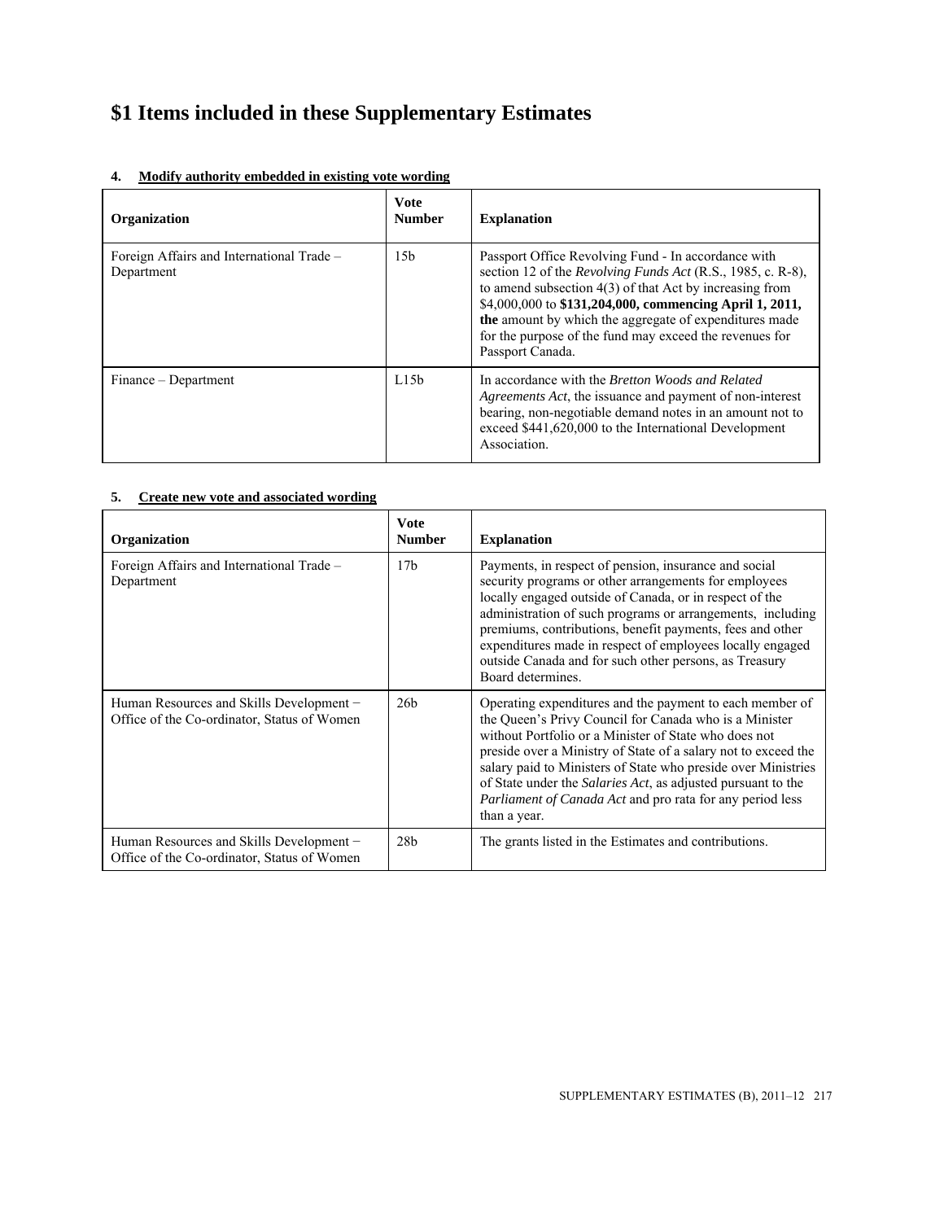# $1 Items included in these Supplementary Estimates

**4. Modify authority embedded in existing vote wording**

| Organization | Vote Number | Explanation |
|---|---|---|
| Foreign Affairs and International Trade – Department | 15b | Passport Office Revolving Fund - In accordance with section 12 of the *Revolving Funds Act* (R.S., 1985, c. R-8), to amend subsection 4(3) of that Act by increasing from $4,000,000 to **$131,204,000, commencing April 1, 2011, the** amount by which the aggregate of expenditures made for the purpose of the fund may exceed the revenues for Passport Canada. |
| Finance – Department | L15b | In accordance with the *Bretton Woods and Related Agreements Act*, the issuance and payment of non-interest bearing, non-negotiable demand notes in an amount not to exceed $441,620,000 to the International Development Association. |

**5. Create new vote and associated wording**

| Organization | Vote Number | Explanation |
|---|---|---|
| Foreign Affairs and International Trade – Department | 17b | Payments, in respect of pension, insurance and social security programs or other arrangements for employees locally engaged outside of Canada, or in respect of the administration of such programs or arrangements, including premiums, contributions, benefit payments, fees and other expenditures made in respect of employees locally engaged outside Canada and for such other persons, as Treasury Board determines. |
| Human Resources and Skills Development – Office of the Co-ordinator, Status of Women | 26b | Operating expenditures and the payment to each member of the Queen's Privy Council for Canada who is a Minister without Portfolio or a Minister of State who does not preside over a Ministry of State of a salary not to exceed the salary paid to Ministers of State who preside over Ministries of State under the *Salaries Act*, as adjusted pursuant to the *Parliament of Canada Act* and pro rata for any period less than a year. |
| Human Resources and Skills Development – Office of the Co-ordinator, Status of Women | 28b | The grants listed in the Estimates and contributions. |